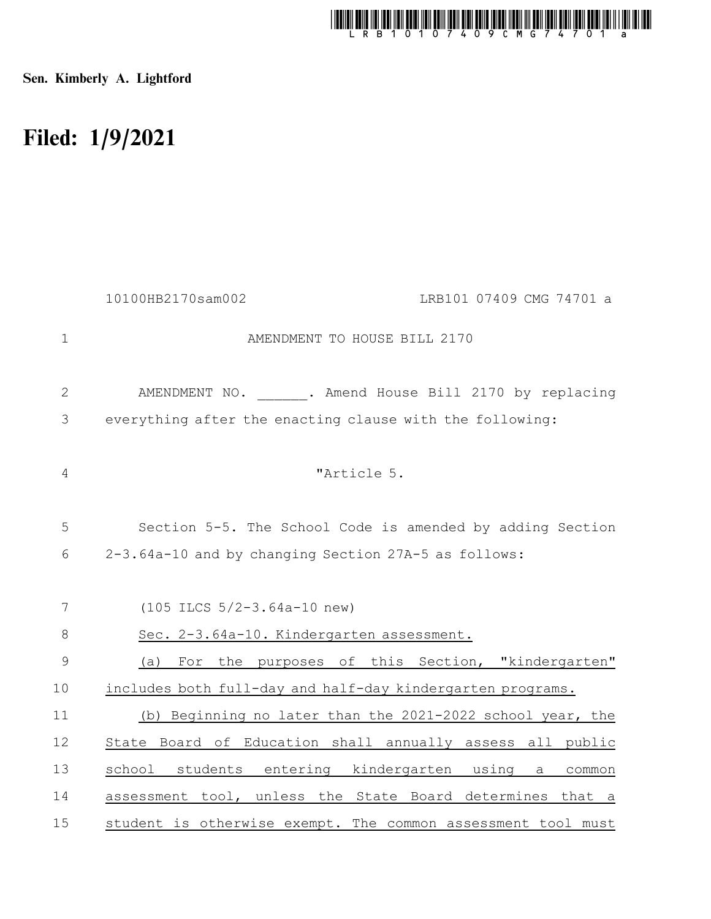Sen. Kimberly A. Lightford

# Filed: 1/9/2021

10100HB2170sam002 LRB101 07409 CMG 74701 a

AMENDMENT TO HOUSE BILL 2170

AMENDMENT NO. ______. Amend House Bill 2170 by replacing everything after the enacting clause with the following:

"Article 5.

Section 5-5. The School Code is amended by adding Section 2-3.64a-10 and by changing Section 27A-5 as follows:

(105 ILCS 5/2-3.64a-10 new)

Sec. 2-3.64a-10. Kindergarten assessment.

(a) For the purposes of this Section, "kindergarten" includes both full-day and half-day kindergarten programs.

(b) Beginning no later than the 2021-2022 school year, the State Board of Education shall annually assess all public school students entering kindergarten using a common assessment tool, unless the State Board determines that a student is otherwise exempt. The common assessment tool must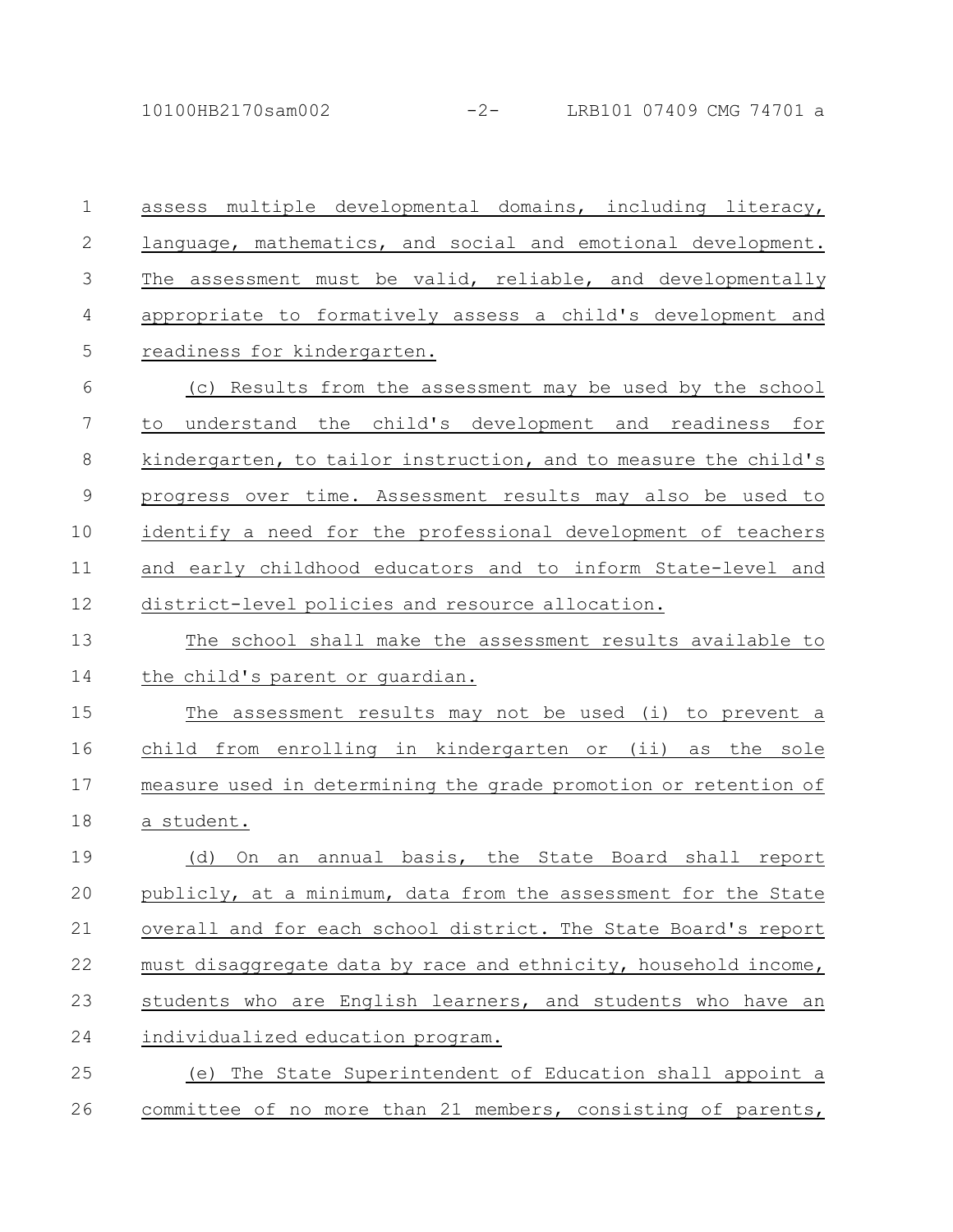assess multiple developmental domains, including literacy, language, mathematics, and social and emotional development. The assessment must be valid, reliable, and developmentally appropriate to formatively assess a child's development and readiness for kindergarten.

(c) Results from the assessment may be used by the school to understand the child's development and readiness for kindergarten, to tailor instruction, and to measure the child's progress over time. Assessment results may also be used to identify a need for the professional development of teachers and early childhood educators and to inform State-level and district-level policies and resource allocation.

The school shall make the assessment results available to the child's parent or guardian.

The assessment results may not be used (i) to prevent a child from enrolling in kindergarten or (ii) as the sole measure used in determining the grade promotion or retention of a student.

(d) On an annual basis, the State Board shall report publicly, at a minimum, data from the assessment for the State overall and for each school district. The State Board's report must disaggregate data by race and ethnicity, household income, students who are English learners, and students who have an individualized education program.

(e) The State Superintendent of Education shall appoint a committee of no more than 21 members, consisting of parents,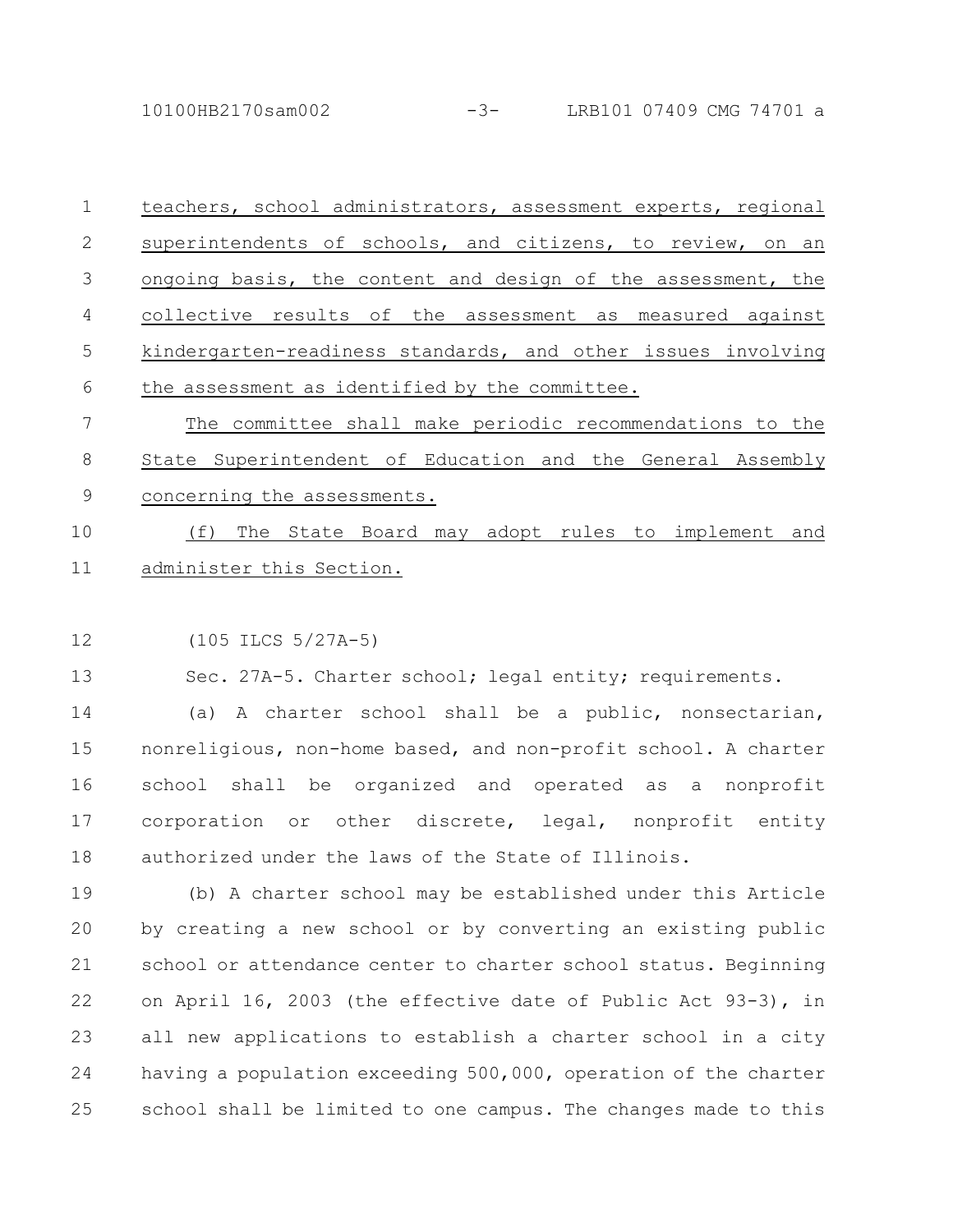teachers, school administrators, assessment experts, regional superintendents of schools, and citizens, to review, on an ongoing basis, the content and design of the assessment, the collective results of the assessment as measured against kindergarten-readiness standards, and other issues involving the assessment as identified by the committee.

The committee shall make periodic recommendations to the State Superintendent of Education and the General Assembly concerning the assessments.

(f) The State Board may adopt rules to implement and administer this Section.

(105 ILCS 5/27A-5)

Sec. 27A-5. Charter school; legal entity; requirements.

(a) A charter school shall be a public, nonsectarian, nonreligious, non-home based, and non-profit school. A charter school shall be organized and operated as a nonprofit corporation or other discrete, legal, nonprofit entity authorized under the laws of the State of Illinois.

(b) A charter school may be established under this Article by creating a new school or by converting an existing public school or attendance center to charter school status. Beginning on April 16, 2003 (the effective date of Public Act 93-3), in all new applications to establish a charter school in a city having a population exceeding 500,000, operation of the charter school shall be limited to one campus. The changes made to this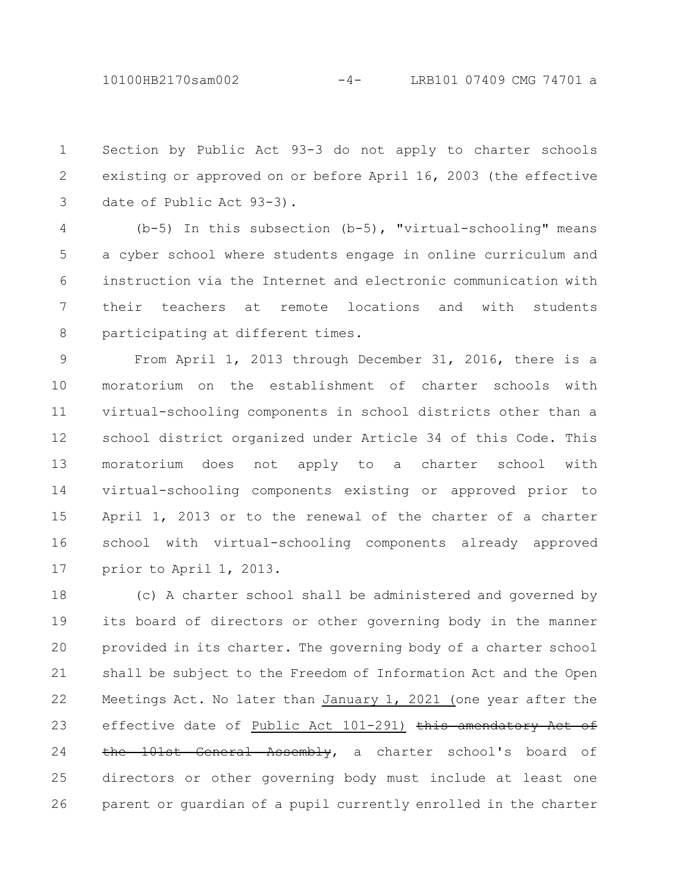Section by Public Act 93-3 do not apply to charter schools existing or approved on or before April 16, 2003 (the effective date of Public Act 93-3).

(b-5) In this subsection (b-5), "virtual-schooling" means a cyber school where students engage in online curriculum and instruction via the Internet and electronic communication with their teachers at remote locations and with students participating at different times.

From April 1, 2013 through December 31, 2016, there is a moratorium on the establishment of charter schools with virtual-schooling components in school districts other than a school district organized under Article 34 of this Code. This moratorium does not apply to a charter school with virtual-schooling components existing or approved prior to April 1, 2013 or to the renewal of the charter of a charter school with virtual-schooling components already approved prior to April 1, 2013.

(c) A charter school shall be administered and governed by its board of directors or other governing body in the manner provided in its charter. The governing body of a charter school shall be subject to the Freedom of Information Act and the Open Meetings Act. No later than <u>January 1, 2021 (</u>one year after the effective date of <u>Public Act 101-291)</u> ~~this amendatory Act of the 101st General Assembly~~, a charter school's board of directors or other governing body must include at least one parent or guardian of a pupil currently enrolled in the charter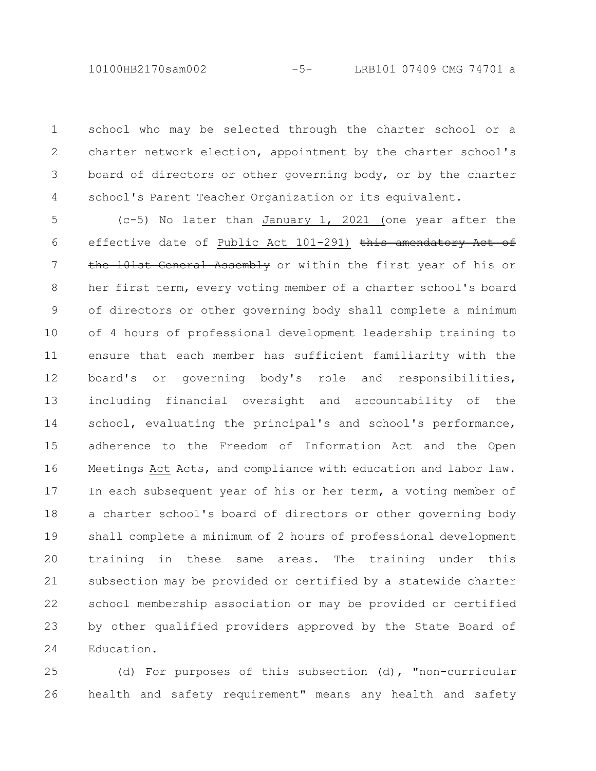school who may be selected through the charter school or a charter network election, appointment by the charter school's board of directors or other governing body, or by the charter school's Parent Teacher Organization or its equivalent.

(c-5) No later than January 1, 2021 (one year after the effective date of Public Act 101-291) ~~this amendatory Act of the 101st General Assembly~~ or within the first year of his or her first term, every voting member of a charter school's board of directors or other governing body shall complete a minimum of 4 hours of professional development leadership training to ensure that each member has sufficient familiarity with the board's or governing body's role and responsibilities, including financial oversight and accountability of the school, evaluating the principal's and school's performance, adherence to the Freedom of Information Act and the Open Meetings Act ~~Acts~~, and compliance with education and labor law. In each subsequent year of his or her term, a voting member of a charter school's board of directors or other governing body shall complete a minimum of 2 hours of professional development training in these same areas. The training under this subsection may be provided or certified by a statewide charter school membership association or may be provided or certified by other qualified providers approved by the State Board of Education.

(d) For purposes of this subsection (d), "non-curricular health and safety requirement" means any health and safety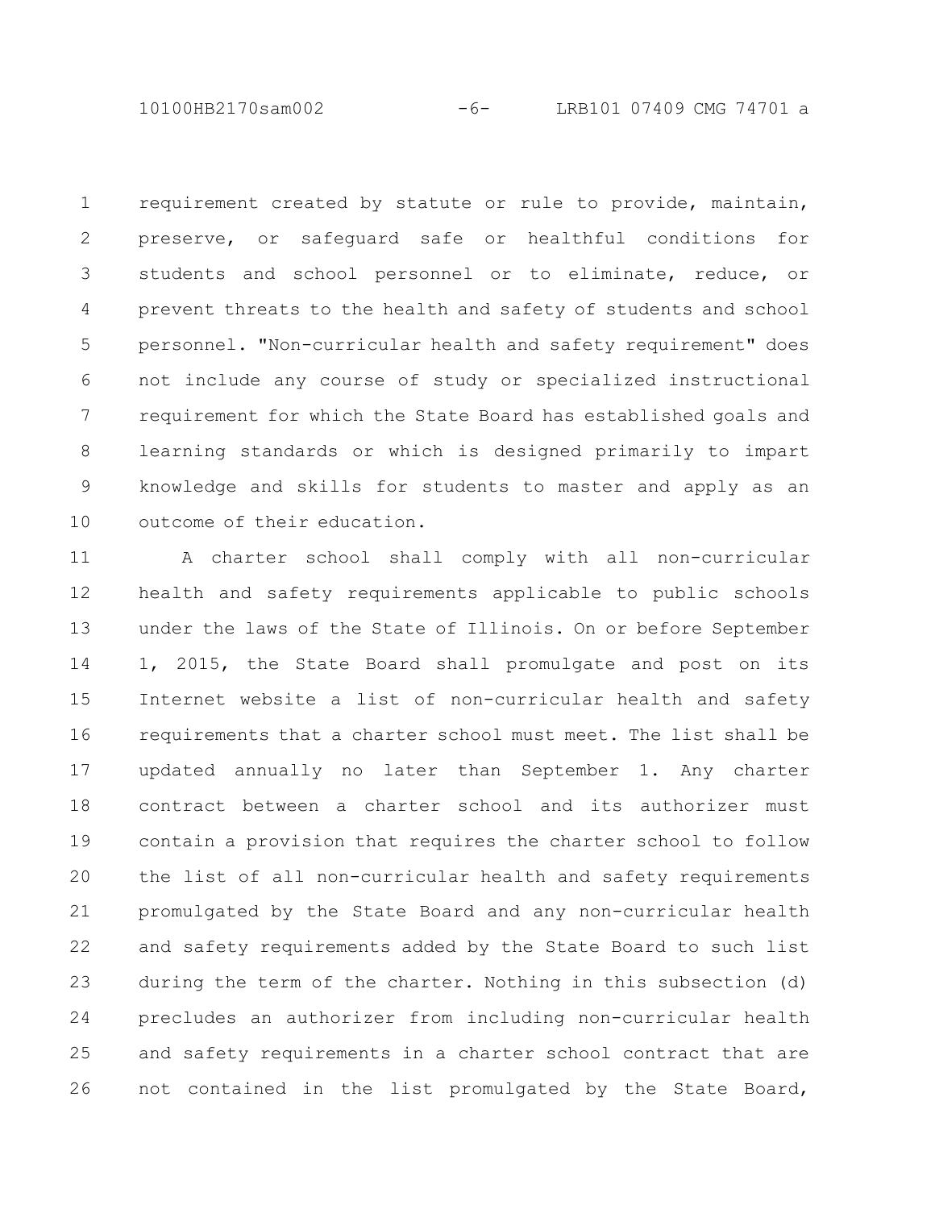requirement created by statute or rule to provide, maintain, preserve, or safeguard safe or healthful conditions for students and school personnel or to eliminate, reduce, or prevent threats to the health and safety of students and school personnel. "Non-curricular health and safety requirement" does not include any course of study or specialized instructional requirement for which the State Board has established goals and learning standards or which is designed primarily to impart knowledge and skills for students to master and apply as an outcome of their education.

A charter school shall comply with all non-curricular health and safety requirements applicable to public schools under the laws of the State of Illinois. On or before September 1, 2015, the State Board shall promulgate and post on its Internet website a list of non-curricular health and safety requirements that a charter school must meet. The list shall be updated annually no later than September 1. Any charter contract between a charter school and its authorizer must contain a provision that requires the charter school to follow the list of all non-curricular health and safety requirements promulgated by the State Board and any non-curricular health and safety requirements added by the State Board to such list during the term of the charter. Nothing in this subsection (d) precludes an authorizer from including non-curricular health and safety requirements in a charter school contract that are not contained in the list promulgated by the State Board,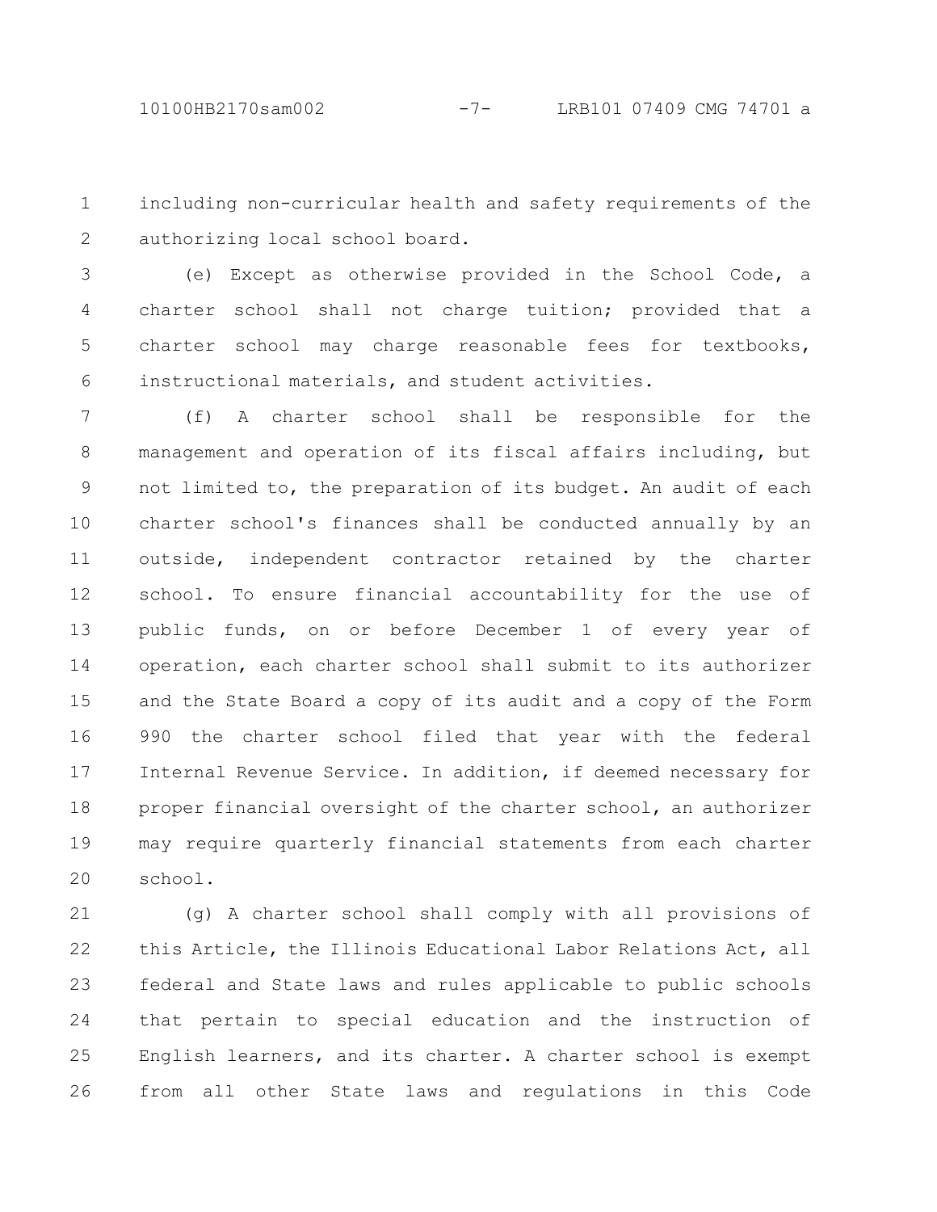including non-curricular health and safety requirements of the authorizing local school board.

(e) Except as otherwise provided in the School Code, a charter school shall not charge tuition; provided that a charter school may charge reasonable fees for textbooks, instructional materials, and student activities.

(f) A charter school shall be responsible for the management and operation of its fiscal affairs including, but not limited to, the preparation of its budget. An audit of each charter school's finances shall be conducted annually by an outside, independent contractor retained by the charter school. To ensure financial accountability for the use of public funds, on or before December 1 of every year of operation, each charter school shall submit to its authorizer and the State Board a copy of its audit and a copy of the Form 990 the charter school filed that year with the federal Internal Revenue Service. In addition, if deemed necessary for proper financial oversight of the charter school, an authorizer may require quarterly financial statements from each charter school.

(g) A charter school shall comply with all provisions of this Article, the Illinois Educational Labor Relations Act, all federal and State laws and rules applicable to public schools that pertain to special education and the instruction of English learners, and its charter. A charter school is exempt from all other State laws and regulations in this Code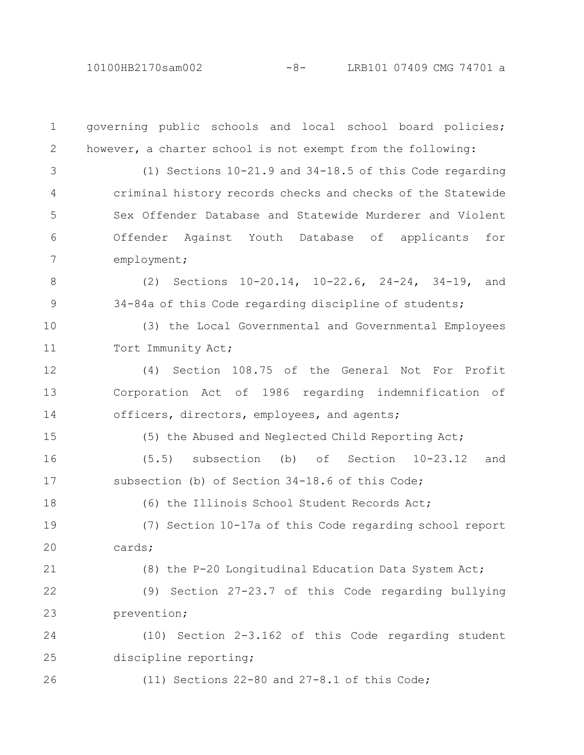governing public schools and local school board policies; however, a charter school is not exempt from the following:

(1) Sections 10-21.9 and 34-18.5 of this Code regarding criminal history records checks and checks of the Statewide Sex Offender Database and Statewide Murderer and Violent Offender Against Youth Database of applicants for employment;

(2) Sections 10-20.14, 10-22.6, 24-24, 34-19, and 34-84a of this Code regarding discipline of students;

(3) the Local Governmental and Governmental Employees Tort Immunity Act;

(4) Section 108.75 of the General Not For Profit Corporation Act of 1986 regarding indemnification of officers, directors, employees, and agents;

(5) the Abused and Neglected Child Reporting Act;

(5.5) subsection (b) of Section 10-23.12 and subsection (b) of Section 34-18.6 of this Code;

(6) the Illinois School Student Records Act;

(7) Section 10-17a of this Code regarding school report cards;

(8) the P-20 Longitudinal Education Data System Act;

(9) Section 27-23.7 of this Code regarding bullying prevention;

(10) Section 2-3.162 of this Code regarding student discipline reporting;

(11) Sections 22-80 and 27-8.1 of this Code;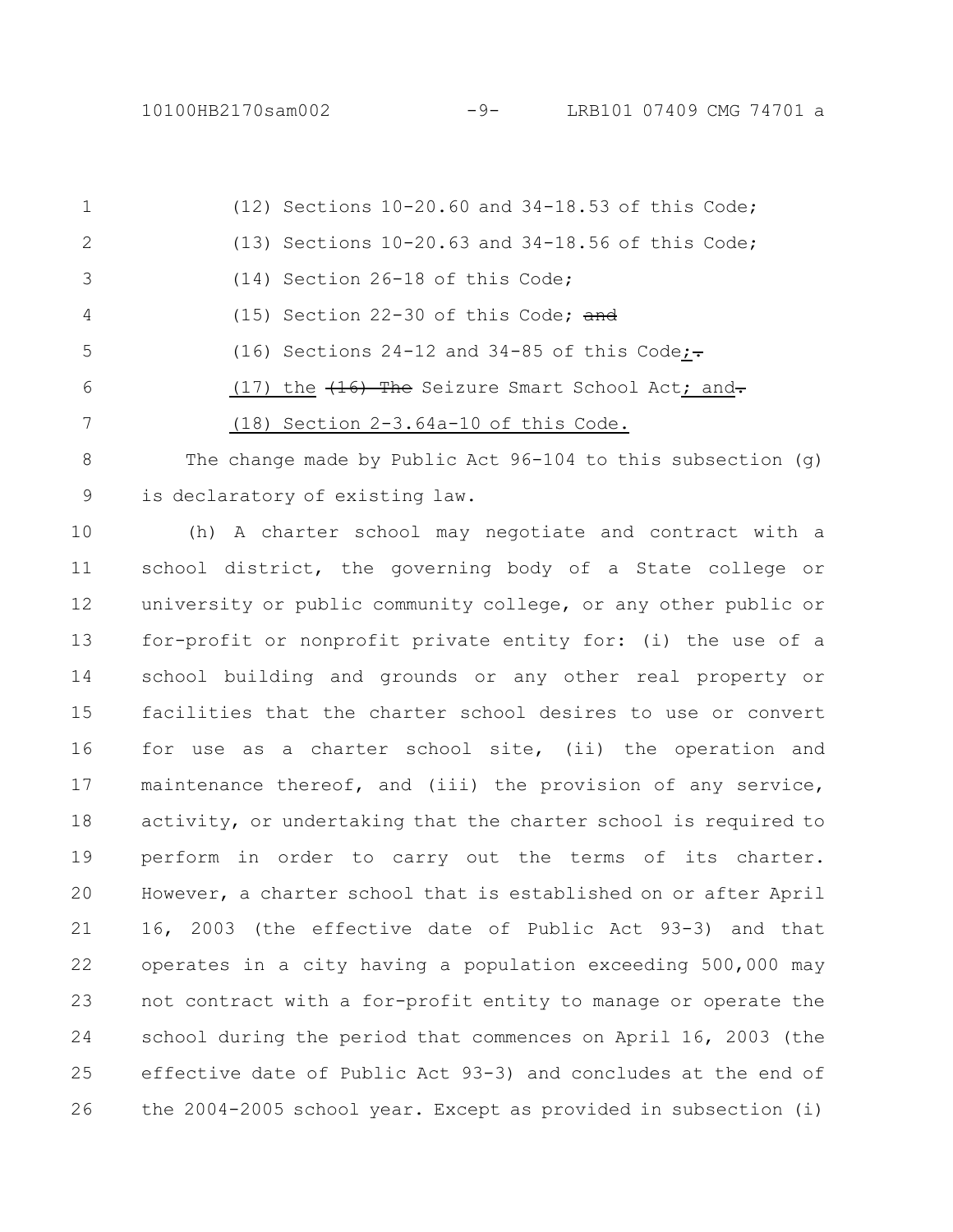(12) Sections 10-20.60 and 34-18.53 of this Code;

(13) Sections 10-20.63 and 34-18.56 of this Code;

(14) Section 26-18 of this Code;

(15) Section 22-30 of this Code; ~~and~~

(16) Sections 24-12 and 34-85 of this Code;~~.~~

(17) the ~~(16) The~~ Seizure Smart School Act; and~~.~~

(18) Section 2-3.64a-10 of this Code.

The change made by Public Act 96-104 to this subsection (g) is declaratory of existing law.

(h) A charter school may negotiate and contract with a school district, the governing body of a State college or university or public community college, or any other public or for-profit or nonprofit private entity for: (i) the use of a school building and grounds or any other real property or facilities that the charter school desires to use or convert for use as a charter school site, (ii) the operation and maintenance thereof, and (iii) the provision of any service, activity, or undertaking that the charter school is required to perform in order to carry out the terms of its charter. However, a charter school that is established on or after April 16, 2003 (the effective date of Public Act 93-3) and that operates in a city having a population exceeding 500,000 may not contract with a for-profit entity to manage or operate the school during the period that commences on April 16, 2003 (the effective date of Public Act 93-3) and concludes at the end of the 2004-2005 school year. Except as provided in subsection (i)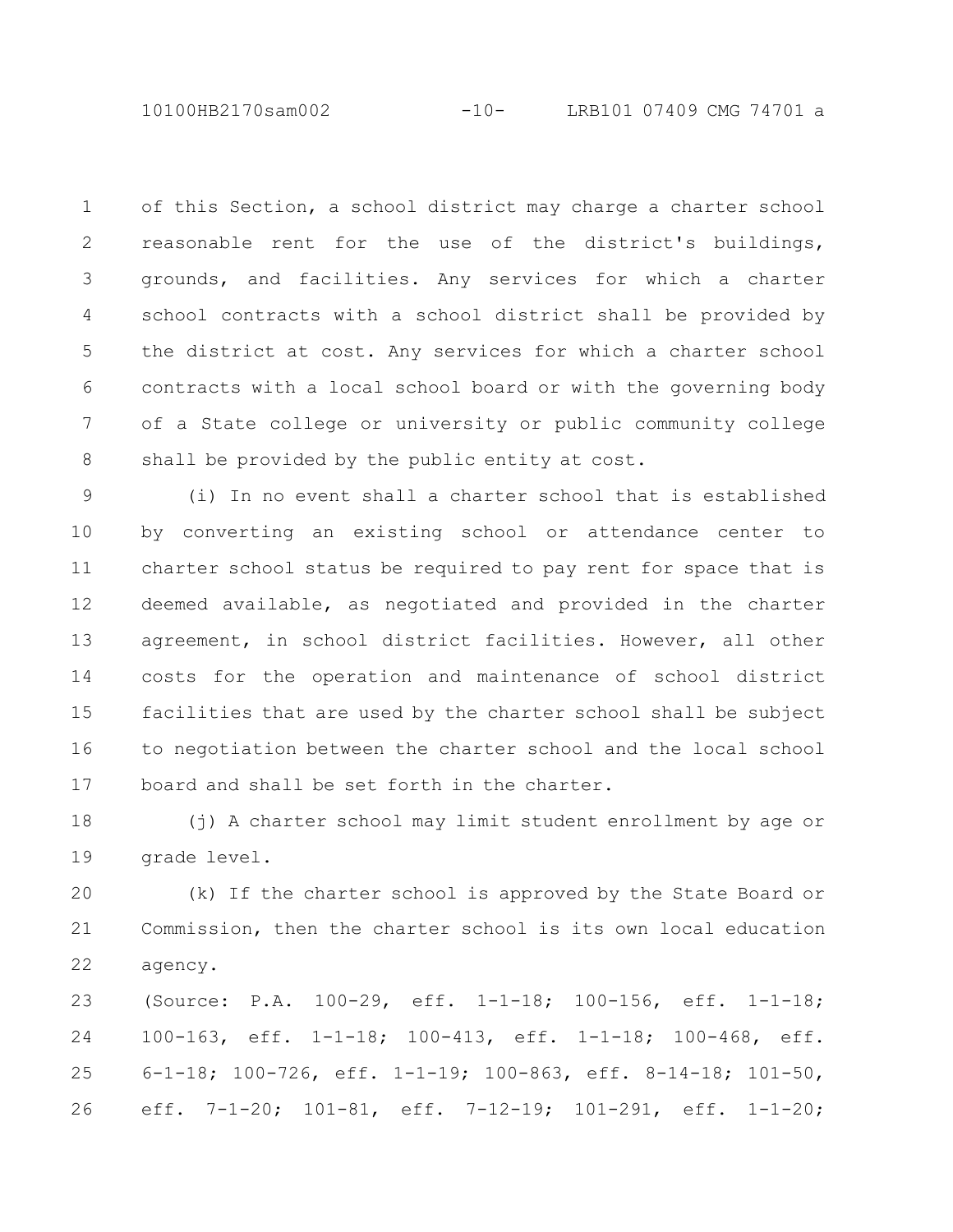of this Section, a school district may charge a charter school reasonable rent for the use of the district's buildings, grounds, and facilities. Any services for which a charter school contracts with a school district shall be provided by the district at cost. Any services for which a charter school contracts with a local school board or with the governing body of a State college or university or public community college shall be provided by the public entity at cost.

(i) In no event shall a charter school that is established by converting an existing school or attendance center to charter school status be required to pay rent for space that is deemed available, as negotiated and provided in the charter agreement, in school district facilities. However, all other costs for the operation and maintenance of school district facilities that are used by the charter school shall be subject to negotiation between the charter school and the local school board and shall be set forth in the charter.

(j) A charter school may limit student enrollment by age or grade level.

(k) If the charter school is approved by the State Board or Commission, then the charter school is its own local education agency.

(Source: P.A. 100-29, eff. 1-1-18; 100-156, eff. 1-1-18; 100-163, eff. 1-1-18; 100-413, eff. 1-1-18; 100-468, eff. 6-1-18; 100-726, eff. 1-1-19; 100-863, eff. 8-14-18; 101-50, eff. 7-1-20; 101-81, eff. 7-12-19; 101-291, eff. 1-1-20;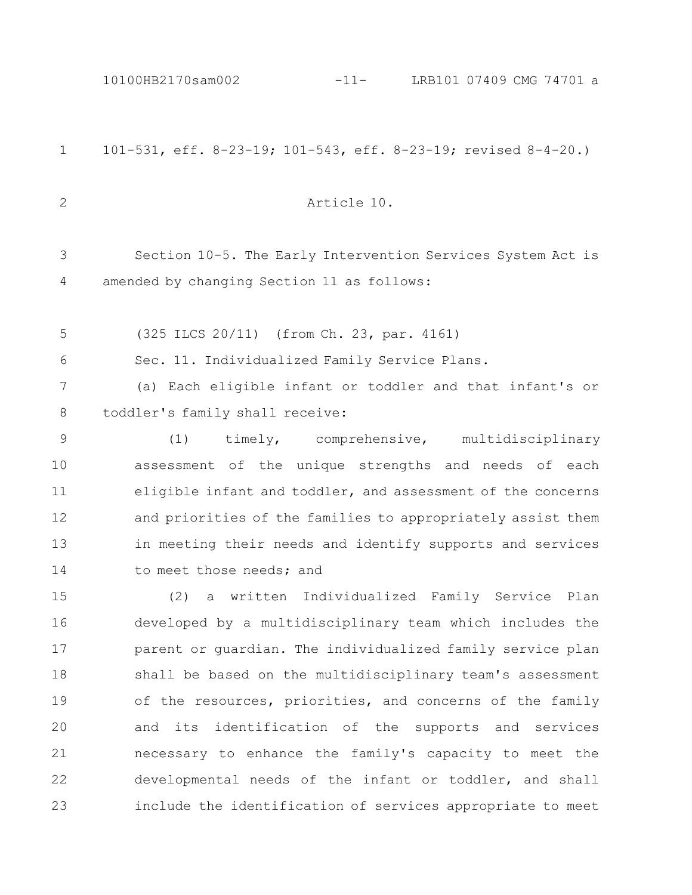101-531, eff. 8-23-19; 101-543, eff. 8-23-19; revised 8-4-20.)

Article 10.

Section 10-5. The Early Intervention Services System Act is amended by changing Section 11 as follows:

(325 ILCS 20/11) (from Ch. 23, par. 4161)

Sec. 11. Individualized Family Service Plans.

(a) Each eligible infant or toddler and that infant's or toddler's family shall receive:

(1) timely, comprehensive, multidisciplinary assessment of the unique strengths and needs of each eligible infant and toddler, and assessment of the concerns and priorities of the families to appropriately assist them in meeting their needs and identify supports and services to meet those needs; and

(2) a written Individualized Family Service Plan developed by a multidisciplinary team which includes the parent or guardian. The individualized family service plan shall be based on the multidisciplinary team's assessment of the resources, priorities, and concerns of the family and its identification of the supports and services necessary to enhance the family's capacity to meet the developmental needs of the infant or toddler, and shall include the identification of services appropriate to meet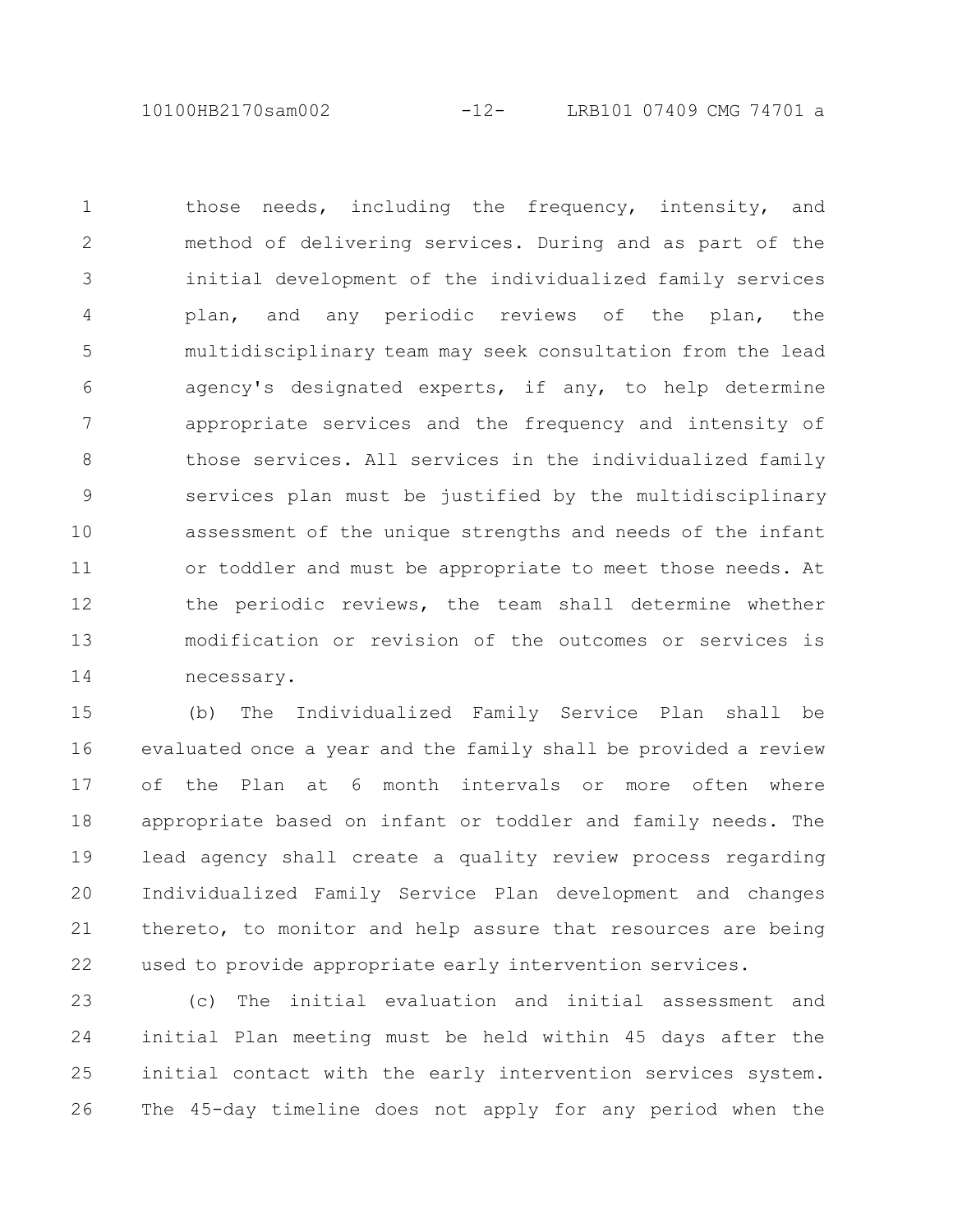those needs, including the frequency, intensity, and method of delivering services. During and as part of the initial development of the individualized family services plan, and any periodic reviews of the plan, the multidisciplinary team may seek consultation from the lead agency's designated experts, if any, to help determine appropriate services and the frequency and intensity of those services. All services in the individualized family services plan must be justified by the multidisciplinary assessment of the unique strengths and needs of the infant or toddler and must be appropriate to meet those needs. At the periodic reviews, the team shall determine whether modification or revision of the outcomes or services is necessary.

(b) The Individualized Family Service Plan shall be evaluated once a year and the family shall be provided a review of the Plan at 6 month intervals or more often where appropriate based on infant or toddler and family needs. The lead agency shall create a quality review process regarding Individualized Family Service Plan development and changes thereto, to monitor and help assure that resources are being used to provide appropriate early intervention services.

(c) The initial evaluation and initial assessment and initial Plan meeting must be held within 45 days after the initial contact with the early intervention services system. The 45-day timeline does not apply for any period when the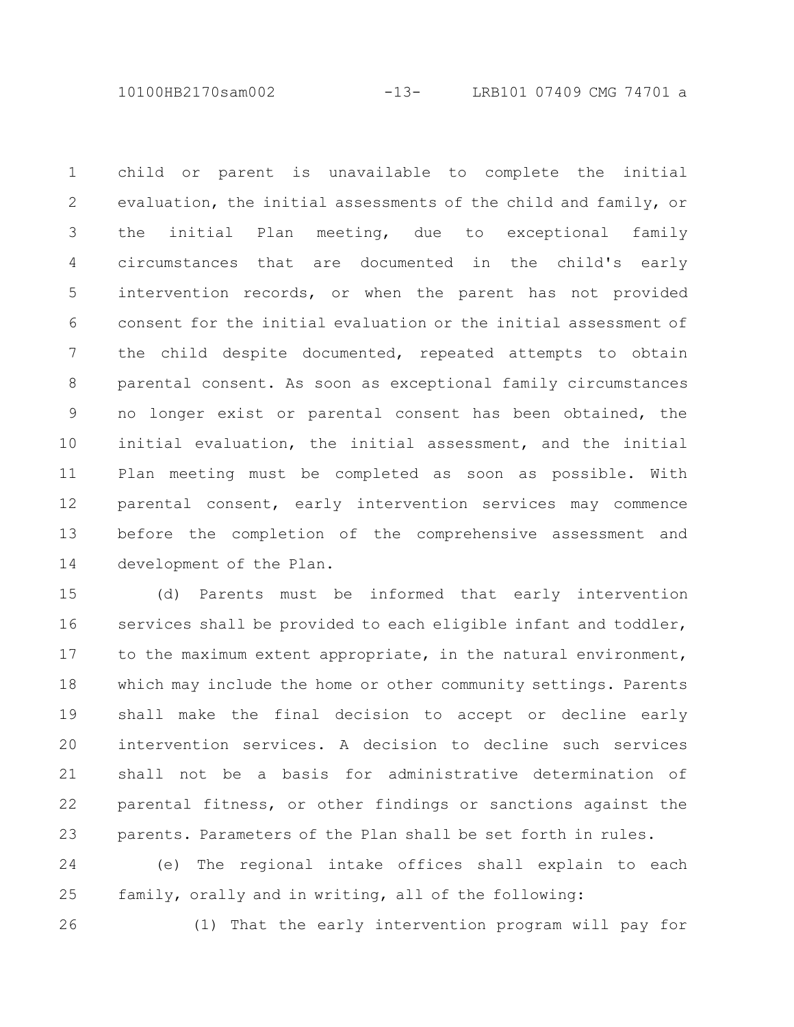child or parent is unavailable to complete the initial evaluation, the initial assessments of the child and family, or the initial Plan meeting, due to exceptional family circumstances that are documented in the child's early intervention records, or when the parent has not provided consent for the initial evaluation or the initial assessment of the child despite documented, repeated attempts to obtain parental consent. As soon as exceptional family circumstances no longer exist or parental consent has been obtained, the initial evaluation, the initial assessment, and the initial Plan meeting must be completed as soon as possible. With parental consent, early intervention services may commence before the completion of the comprehensive assessment and development of the Plan.

(d) Parents must be informed that early intervention services shall be provided to each eligible infant and toddler, to the maximum extent appropriate, in the natural environment, which may include the home or other community settings. Parents shall make the final decision to accept or decline early intervention services. A decision to decline such services shall not be a basis for administrative determination of parental fitness, or other findings or sanctions against the parents. Parameters of the Plan shall be set forth in rules.

(e) The regional intake offices shall explain to each family, orally and in writing, all of the following:

(1) That the early intervention program will pay for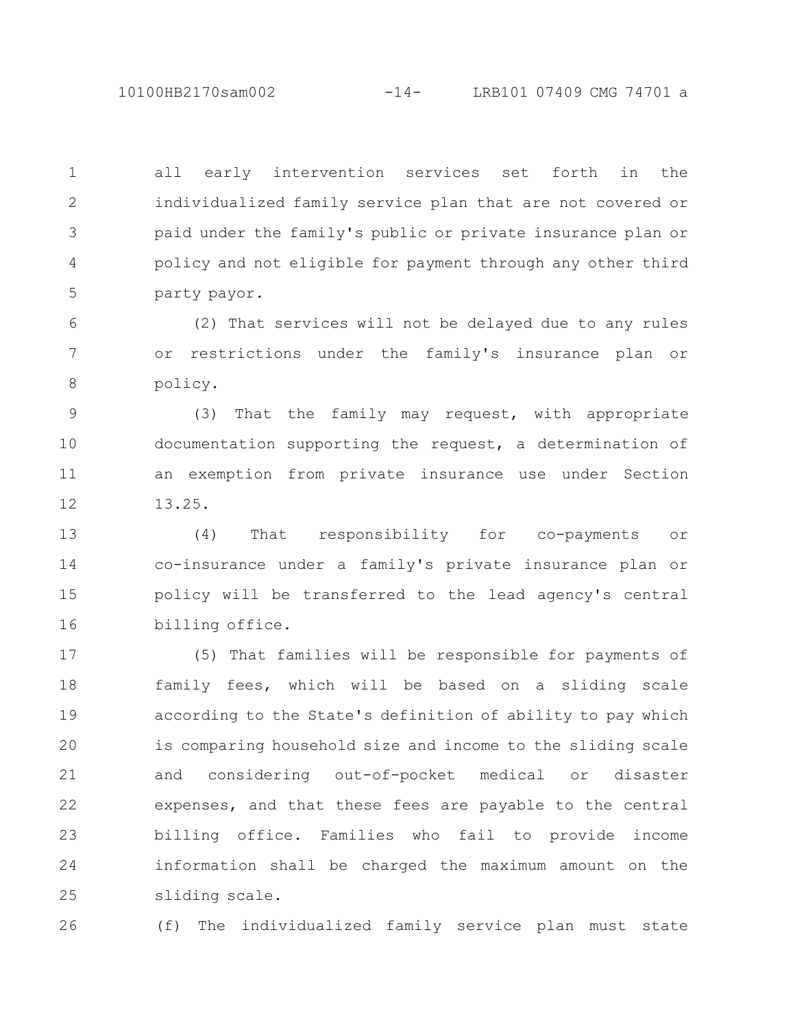all early intervention services set forth in the individualized family service plan that are not covered or paid under the family's public or private insurance plan or policy and not eligible for payment through any other third party payor.

(2) That services will not be delayed due to any rules or restrictions under the family's insurance plan or policy.

(3) That the family may request, with appropriate documentation supporting the request, a determination of an exemption from private insurance use under Section 13.25.

(4) That responsibility for co-payments or co-insurance under a family's private insurance plan or policy will be transferred to the lead agency's central billing office.

(5) That families will be responsible for payments of family fees, which will be based on a sliding scale according to the State's definition of ability to pay which is comparing household size and income to the sliding scale and considering out-of-pocket medical or disaster expenses, and that these fees are payable to the central billing office. Families who fail to provide income information shall be charged the maximum amount on the sliding scale.

(f) The individualized family service plan must state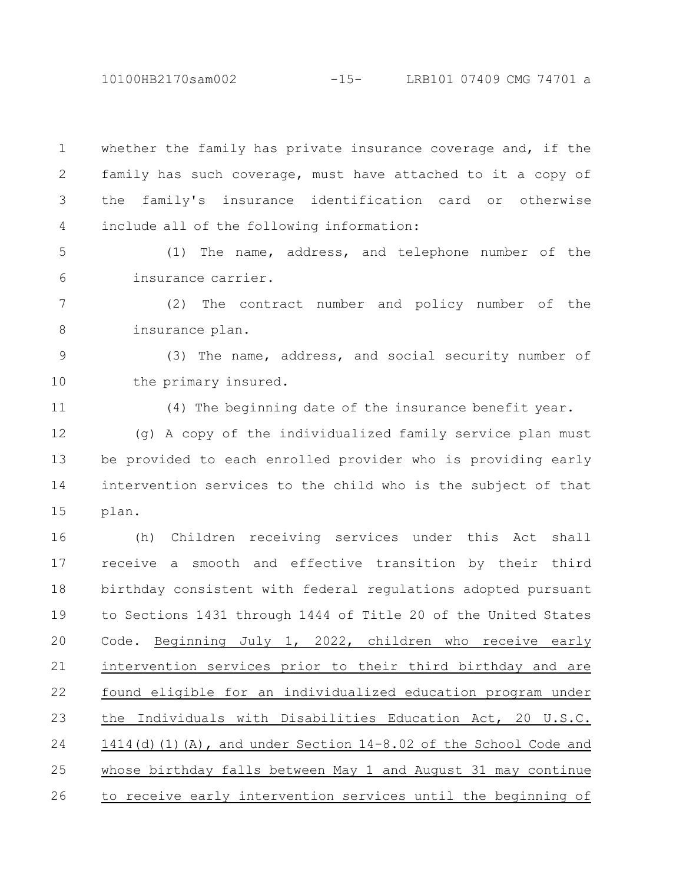whether the family has private insurance coverage and, if the family has such coverage, must have attached to it a copy of the family's insurance identification card or otherwise include all of the following information:

(1) The name, address, and telephone number of the insurance carrier.

(2) The contract number and policy number of the insurance plan.

(3) The name, address, and social security number of the primary insured.

(4) The beginning date of the insurance benefit year.

(g) A copy of the individualized family service plan must be provided to each enrolled provider who is providing early intervention services to the child who is the subject of that plan.

(h) Children receiving services under this Act shall receive a smooth and effective transition by their third birthday consistent with federal regulations adopted pursuant to Sections 1431 through 1444 of Title 20 of the United States Code. <u>Beginning July 1, 2022, children who receive early intervention services prior to their third birthday and are found eligible for an individualized education program under the Individuals with Disabilities Education Act, 20 U.S.C. 1414(d)(1)(A), and under Section 14-8.02 of the School Code and whose birthday falls between May 1 and August 31 may continue to receive early intervention services until the beginning of</u>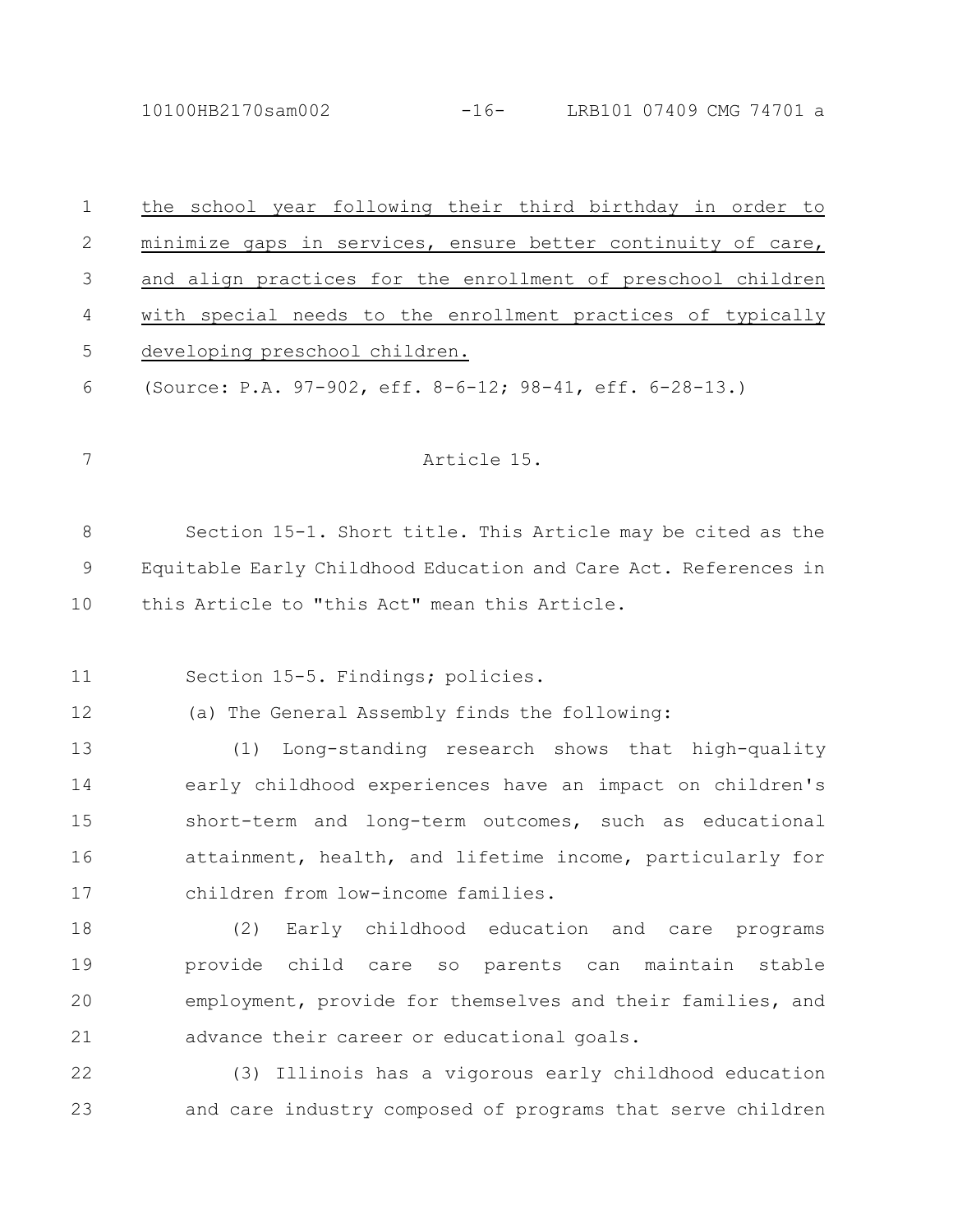the school year following their third birthday in order to minimize gaps in services, ensure better continuity of care, and align practices for the enrollment of preschool children with special needs to the enrollment practices of typically developing preschool children.

(Source: P.A. 97-902, eff. 8-6-12; 98-41, eff. 6-28-13.)

Article 15.

Section 15-1. Short title. This Article may be cited as the Equitable Early Childhood Education and Care Act. References in this Article to "this Act" mean this Article.

Section 15-5. Findings; policies.

(a) The General Assembly finds the following:

(1) Long-standing research shows that high-quality early childhood experiences have an impact on children's short-term and long-term outcomes, such as educational attainment, health, and lifetime income, particularly for children from low-income families.

(2) Early childhood education and care programs provide child care so parents can maintain stable employment, provide for themselves and their families, and advance their career or educational goals.

(3) Illinois has a vigorous early childhood education and care industry composed of programs that serve children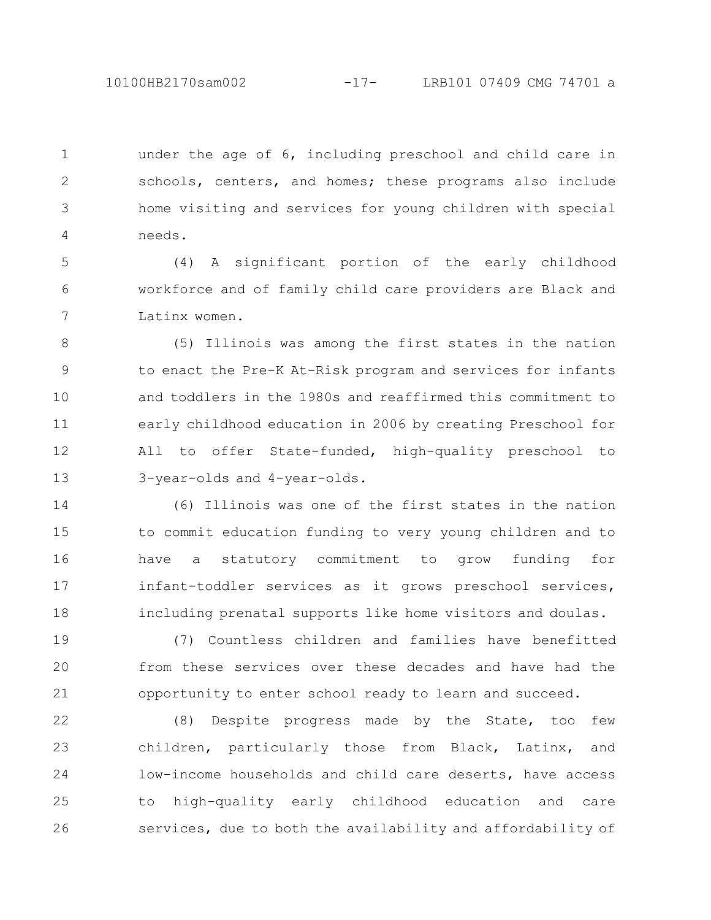under the age of 6, including preschool and child care in schools, centers, and homes; these programs also include home visiting and services for young children with special needs.

(4) A significant portion of the early childhood workforce and of family child care providers are Black and Latinx women.

(5) Illinois was among the first states in the nation to enact the Pre-K At-Risk program and services for infants and toddlers in the 1980s and reaffirmed this commitment to early childhood education in 2006 by creating Preschool for All to offer State-funded, high-quality preschool to 3-year-olds and 4-year-olds.

(6) Illinois was one of the first states in the nation to commit education funding to very young children and to have a statutory commitment to grow funding for infant-toddler services as it grows preschool services, including prenatal supports like home visitors and doulas.

(7) Countless children and families have benefitted from these services over these decades and have had the opportunity to enter school ready to learn and succeed.

(8) Despite progress made by the State, too few children, particularly those from Black, Latinx, and low-income households and child care deserts, have access to high-quality early childhood education and care services, due to both the availability and affordability of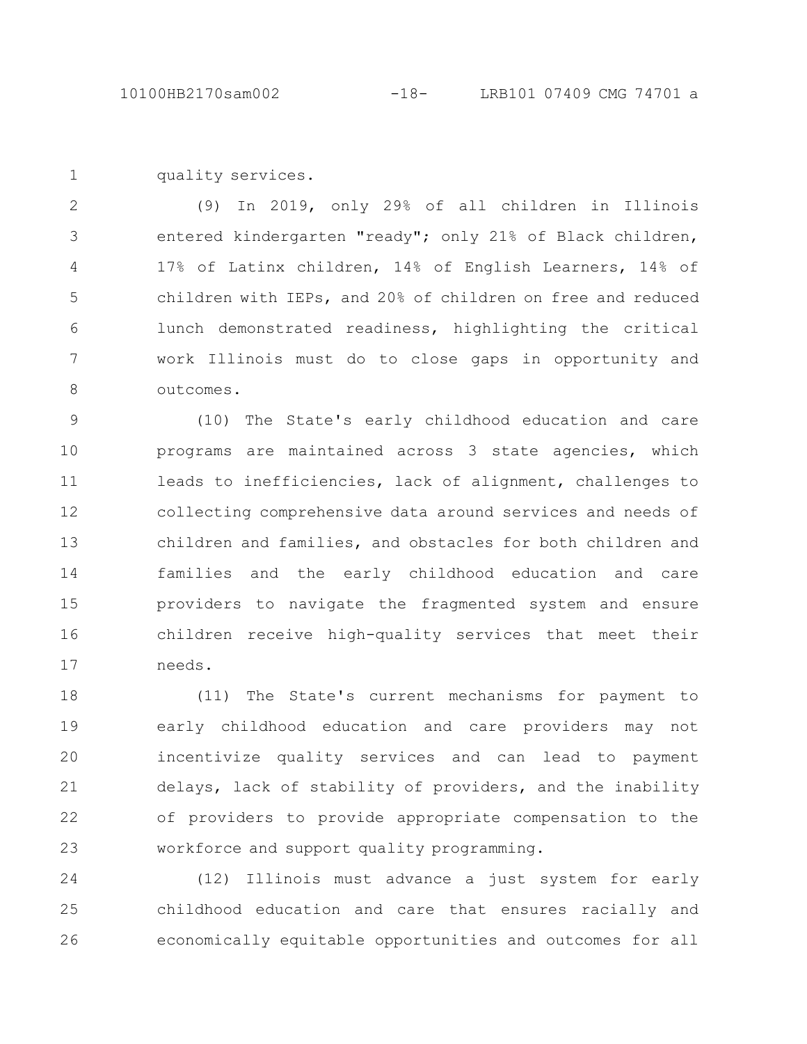quality services.

(9) In 2019, only 29% of all children in Illinois entered kindergarten "ready"; only 21% of Black children, 17% of Latinx children, 14% of English Learners, 14% of children with IEPs, and 20% of children on free and reduced lunch demonstrated readiness, highlighting the critical work Illinois must do to close gaps in opportunity and outcomes.

(10) The State's early childhood education and care programs are maintained across 3 state agencies, which leads to inefficiencies, lack of alignment, challenges to collecting comprehensive data around services and needs of children and families, and obstacles for both children and families and the early childhood education and care providers to navigate the fragmented system and ensure children receive high-quality services that meet their needs.

(11) The State's current mechanisms for payment to early childhood education and care providers may not incentivize quality services and can lead to payment delays, lack of stability of providers, and the inability of providers to provide appropriate compensation to the workforce and support quality programming.

(12) Illinois must advance a just system for early childhood education and care that ensures racially and economically equitable opportunities and outcomes for all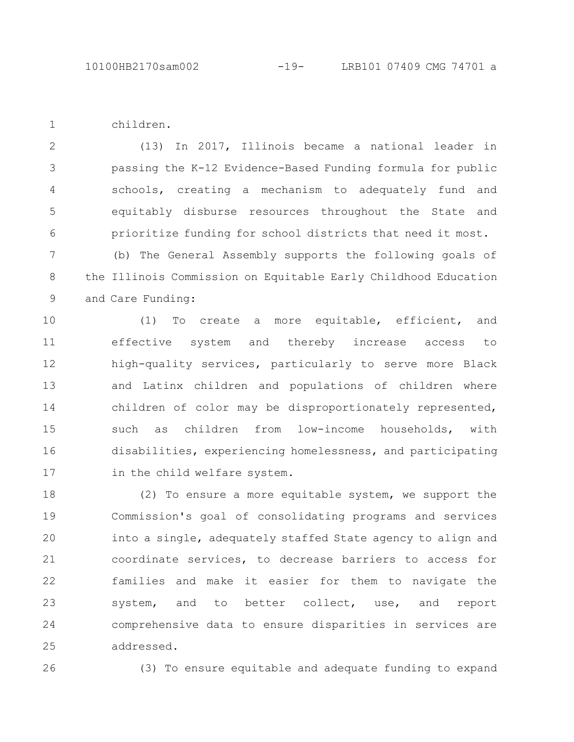children.

(13) In 2017, Illinois became a national leader in passing the K-12 Evidence-Based Funding formula for public schools, creating a mechanism to adequately fund and equitably disburse resources throughout the State and prioritize funding for school districts that need it most.

(b) The General Assembly supports the following goals of the Illinois Commission on Equitable Early Childhood Education and Care Funding:

(1) To create a more equitable, efficient, and effective system and thereby increase access to high-quality services, particularly to serve more Black and Latinx children and populations of children where children of color may be disproportionately represented, such as children from low-income households, with disabilities, experiencing homelessness, and participating in the child welfare system.

(2) To ensure a more equitable system, we support the Commission's goal of consolidating programs and services into a single, adequately staffed State agency to align and coordinate services, to decrease barriers to access for families and make it easier for them to navigate the system, and to better collect, use, and report comprehensive data to ensure disparities in services are addressed.

(3) To ensure equitable and adequate funding to expand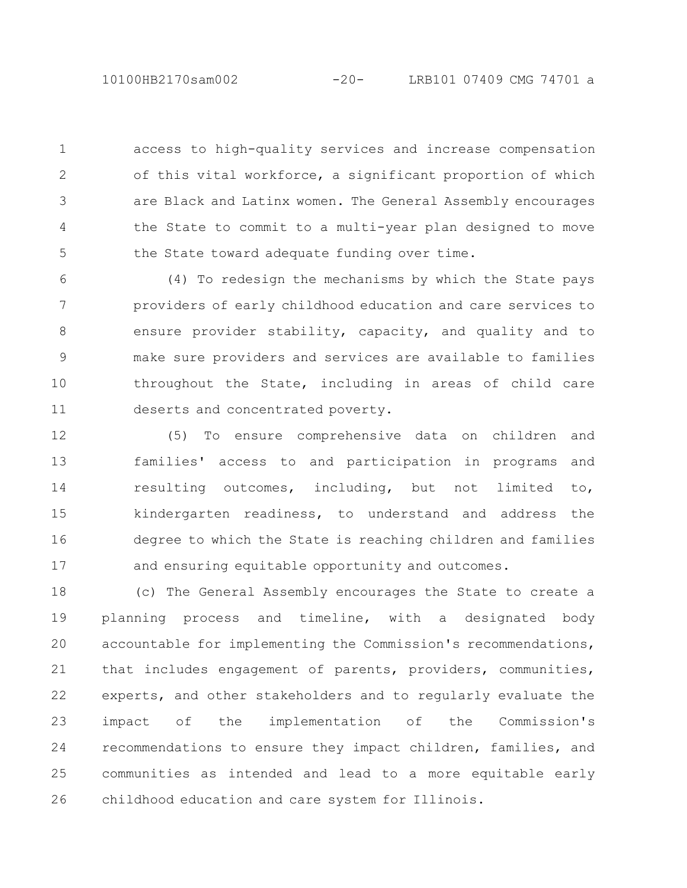access to high-quality services and increase compensation of this vital workforce, a significant proportion of which are Black and Latinx women. The General Assembly encourages the State to commit to a multi-year plan designed to move the State toward adequate funding over time.

(4) To redesign the mechanisms by which the State pays providers of early childhood education and care services to ensure provider stability, capacity, and quality and to make sure providers and services are available to families throughout the State, including in areas of child care deserts and concentrated poverty.

(5) To ensure comprehensive data on children and families' access to and participation in programs and resulting outcomes, including, but not limited to, kindergarten readiness, to understand and address the degree to which the State is reaching children and families and ensuring equitable opportunity and outcomes.

(c) The General Assembly encourages the State to create a planning process and timeline, with a designated body accountable for implementing the Commission's recommendations, that includes engagement of parents, providers, communities, experts, and other stakeholders and to regularly evaluate the impact of the implementation of the Commission's recommendations to ensure they impact children, families, and communities as intended and lead to a more equitable early childhood education and care system for Illinois.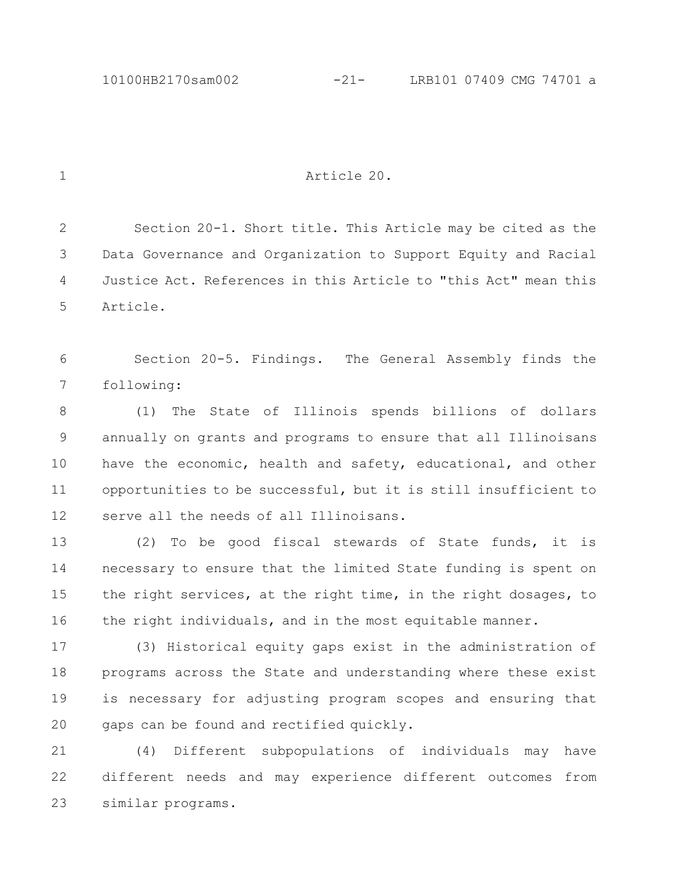Article 20.

Section 20-1. Short title. This Article may be cited as the Data Governance and Organization to Support Equity and Racial Justice Act. References in this Article to "this Act" mean this Article.

Section 20-5. Findings. The General Assembly finds the following:

(1) The State of Illinois spends billions of dollars annually on grants and programs to ensure that all Illinoisans have the economic, health and safety, educational, and other opportunities to be successful, but it is still insufficient to serve all the needs of all Illinoisans.

(2) To be good fiscal stewards of State funds, it is necessary to ensure that the limited State funding is spent on the right services, at the right time, in the right dosages, to the right individuals, and in the most equitable manner.

(3) Historical equity gaps exist in the administration of programs across the State and understanding where these exist is necessary for adjusting program scopes and ensuring that gaps can be found and rectified quickly.

(4) Different subpopulations of individuals may have different needs and may experience different outcomes from similar programs.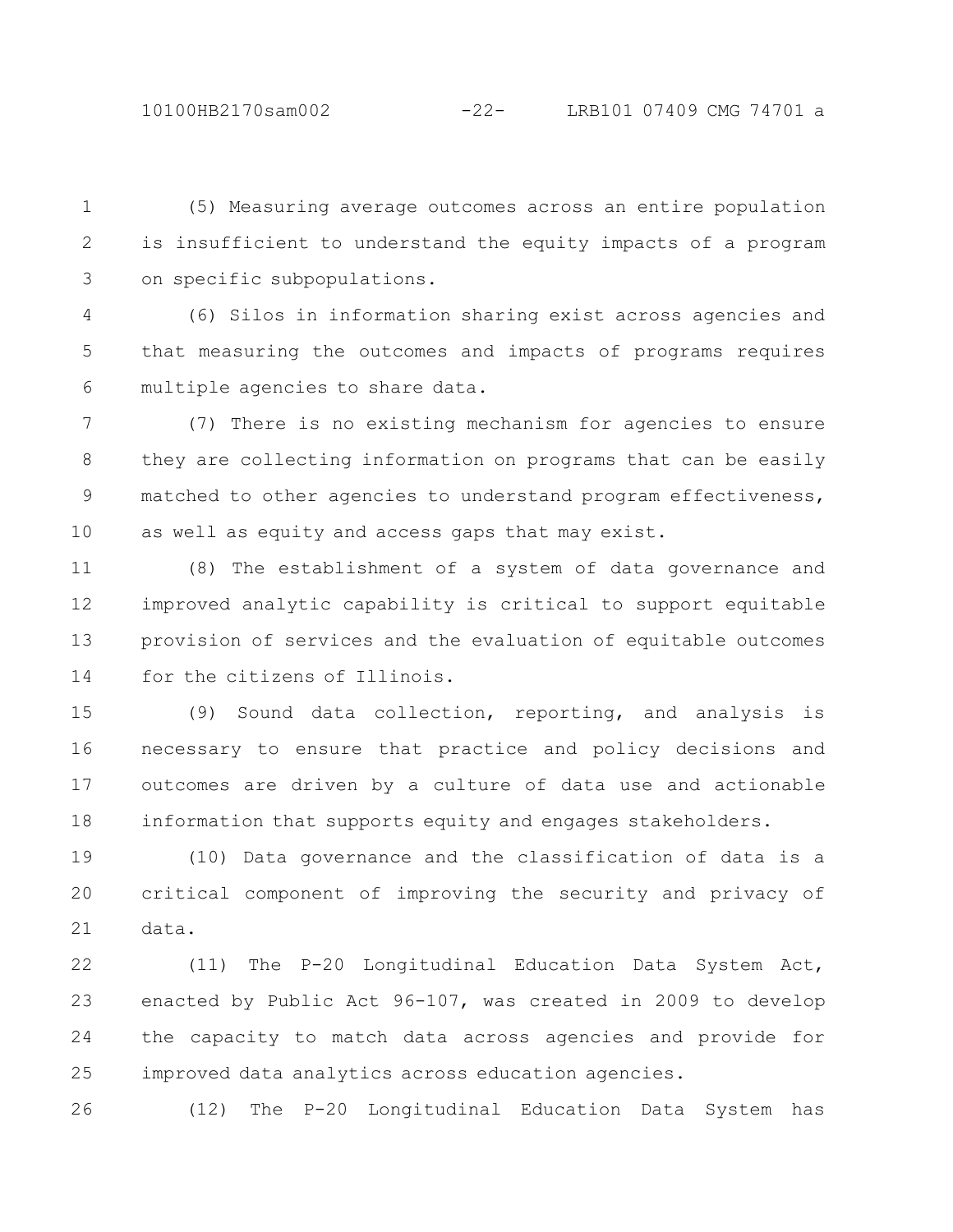(5) Measuring average outcomes across an entire population is insufficient to understand the equity impacts of a program on specific subpopulations.

(6) Silos in information sharing exist across agencies and that measuring the outcomes and impacts of programs requires multiple agencies to share data.

(7) There is no existing mechanism for agencies to ensure they are collecting information on programs that can be easily matched to other agencies to understand program effectiveness, as well as equity and access gaps that may exist.

(8) The establishment of a system of data governance and improved analytic capability is critical to support equitable provision of services and the evaluation of equitable outcomes for the citizens of Illinois.

(9) Sound data collection, reporting, and analysis is necessary to ensure that practice and policy decisions and outcomes are driven by a culture of data use and actionable information that supports equity and engages stakeholders.

(10) Data governance and the classification of data is a critical component of improving the security and privacy of data.

(11) The P-20 Longitudinal Education Data System Act, enacted by Public Act 96-107, was created in 2009 to develop the capacity to match data across agencies and provide for improved data analytics across education agencies.

(12) The P-20 Longitudinal Education Data System has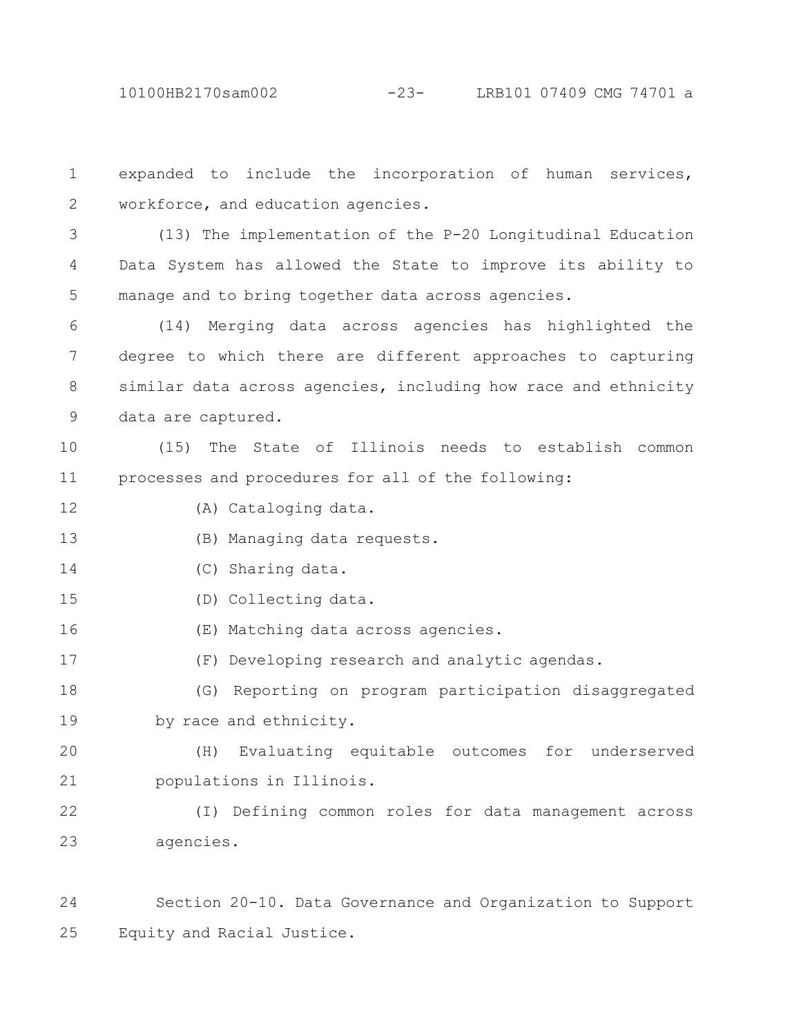expanded to include the incorporation of human services, workforce, and education agencies.

(13) The implementation of the P-20 Longitudinal Education Data System has allowed the State to improve its ability to manage and to bring together data across agencies.

(14) Merging data across agencies has highlighted the degree to which there are different approaches to capturing similar data across agencies, including how race and ethnicity data are captured.

(15) The State of Illinois needs to establish common processes and procedures for all of the following:

(A) Cataloging data.

(B) Managing data requests.

(C) Sharing data.

(D) Collecting data.

(E) Matching data across agencies.

(F) Developing research and analytic agendas.

(G) Reporting on program participation disaggregated by race and ethnicity.

(H) Evaluating equitable outcomes for underserved populations in Illinois.

(I) Defining common roles for data management across agencies.

Section 20-10. Data Governance and Organization to Support Equity and Racial Justice.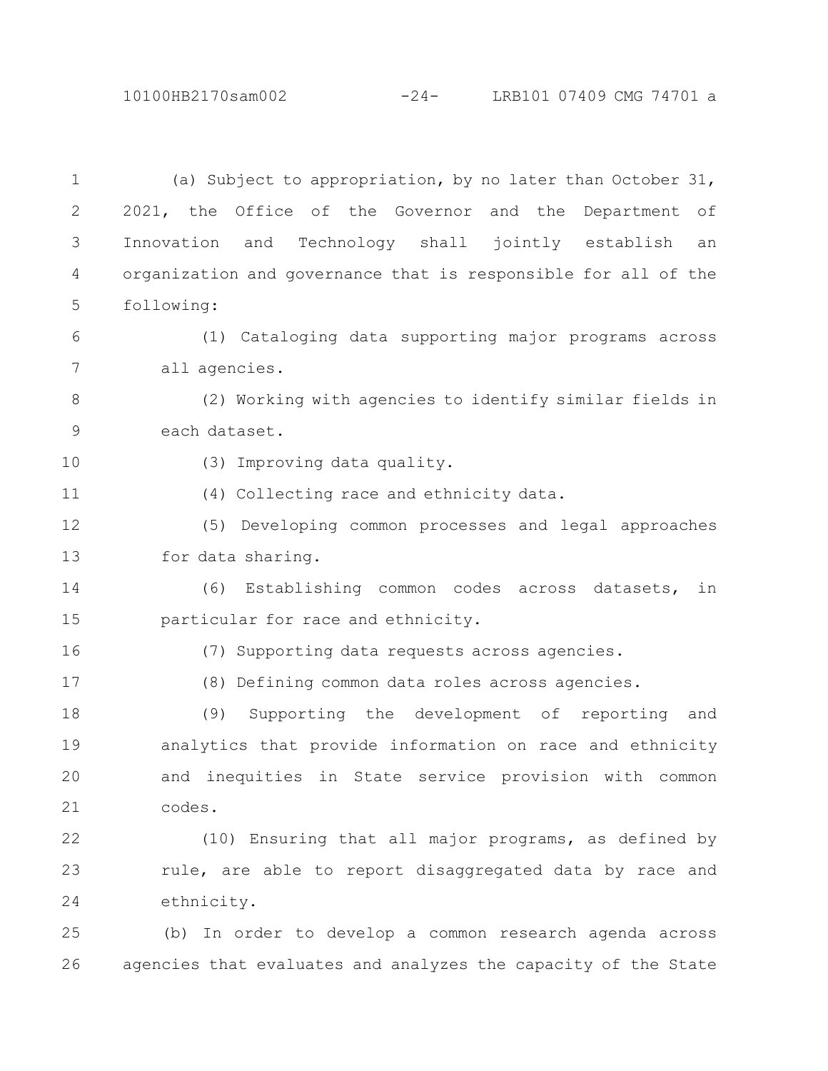(a) Subject to appropriation, by no later than October 31, 2021, the Office of the Governor and the Department of Innovation and Technology shall jointly establish an organization and governance that is responsible for all of the following:

(1) Cataloging data supporting major programs across all agencies.

(2) Working with agencies to identify similar fields in each dataset.

(3) Improving data quality.

(4) Collecting race and ethnicity data.

(5) Developing common processes and legal approaches for data sharing.

(6) Establishing common codes across datasets, in particular for race and ethnicity.

(7) Supporting data requests across agencies.

(8) Defining common data roles across agencies.

(9) Supporting the development of reporting and analytics that provide information on race and ethnicity and inequities in State service provision with common codes.

(10) Ensuring that all major programs, as defined by rule, are able to report disaggregated data by race and ethnicity.

(b) In order to develop a common research agenda across agencies that evaluates and analyzes the capacity of the State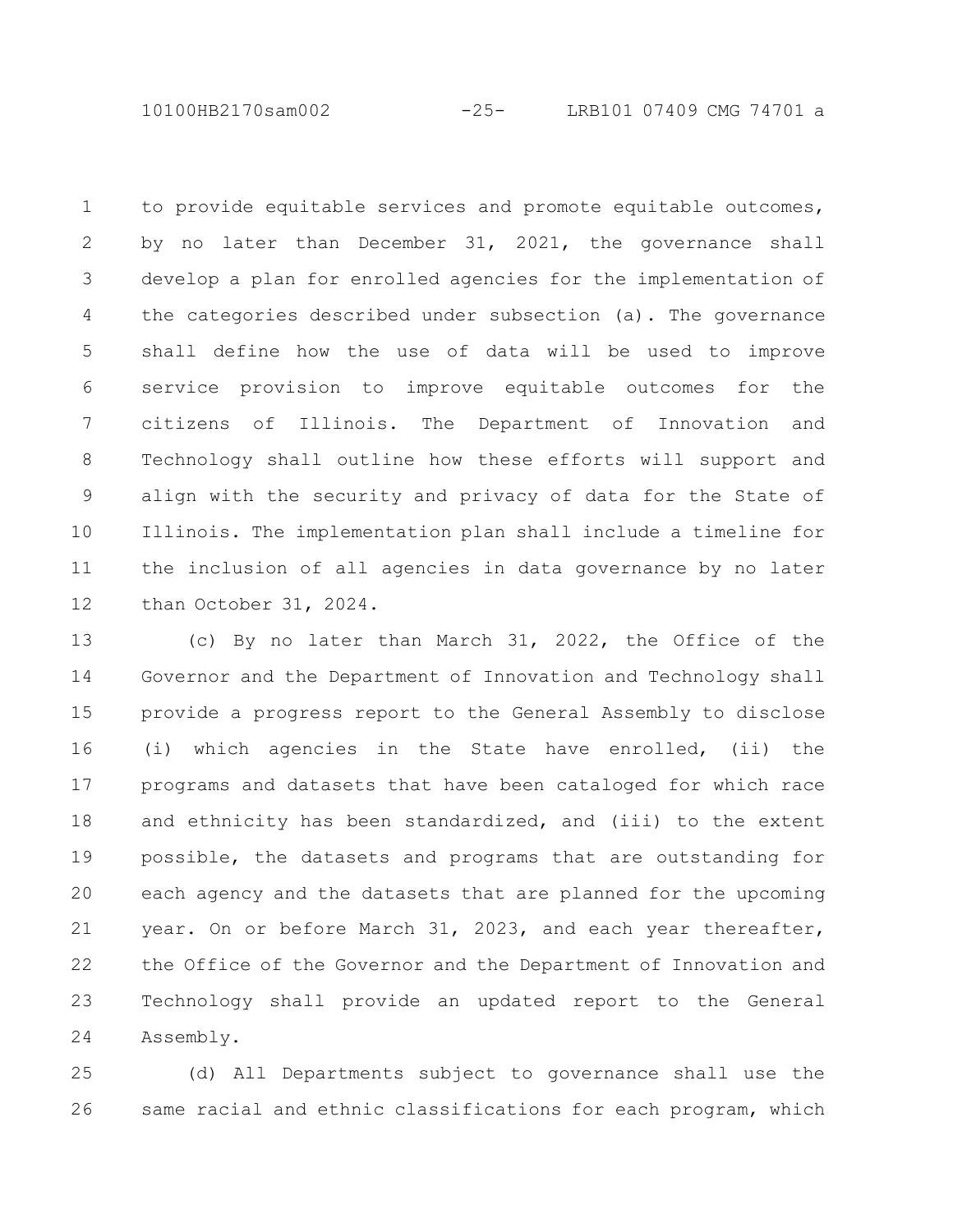to provide equitable services and promote equitable outcomes, by no later than December 31, 2021, the governance shall develop a plan for enrolled agencies for the implementation of the categories described under subsection (a). The governance shall define how the use of data will be used to improve service provision to improve equitable outcomes for the citizens of Illinois. The Department of Innovation and Technology shall outline how these efforts will support and align with the security and privacy of data for the State of Illinois. The implementation plan shall include a timeline for the inclusion of all agencies in data governance by no later than October 31, 2024.

(c) By no later than March 31, 2022, the Office of the Governor and the Department of Innovation and Technology shall provide a progress report to the General Assembly to disclose (i) which agencies in the State have enrolled, (ii) the programs and datasets that have been cataloged for which race and ethnicity has been standardized, and (iii) to the extent possible, the datasets and programs that are outstanding for each agency and the datasets that are planned for the upcoming year. On or before March 31, 2023, and each year thereafter, the Office of the Governor and the Department of Innovation and Technology shall provide an updated report to the General Assembly.

(d) All Departments subject to governance shall use the same racial and ethnic classifications for each program, which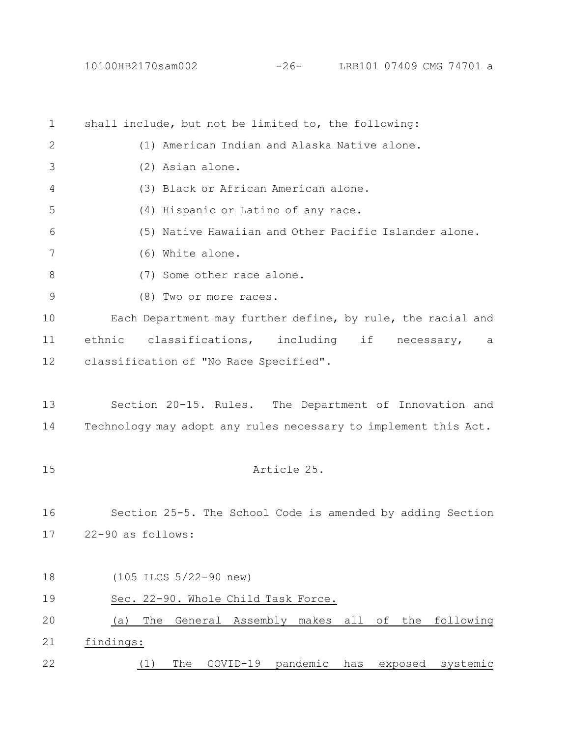shall include, but not be limited to, the following:

(1) American Indian and Alaska Native alone.

(2) Asian alone.

(3) Black or African American alone.

(4) Hispanic or Latino of any race.

(5) Native Hawaiian and Other Pacific Islander alone.

(6) White alone.

(7) Some other race alone.

(8) Two or more races.

Each Department may further define, by rule, the racial and ethnic classifications, including if necessary, a classification of "No Race Specified".

Section 20-15. Rules. The Department of Innovation and Technology may adopt any rules necessary to implement this Act.

Article 25.

Section 25-5. The School Code is amended by adding Section 22-90 as follows:

(105 ILCS 5/22-90 new)

Sec. 22-90. Whole Child Task Force.

(a) The General Assembly makes all of the following findings:

(1) The COVID-19 pandemic has exposed systemic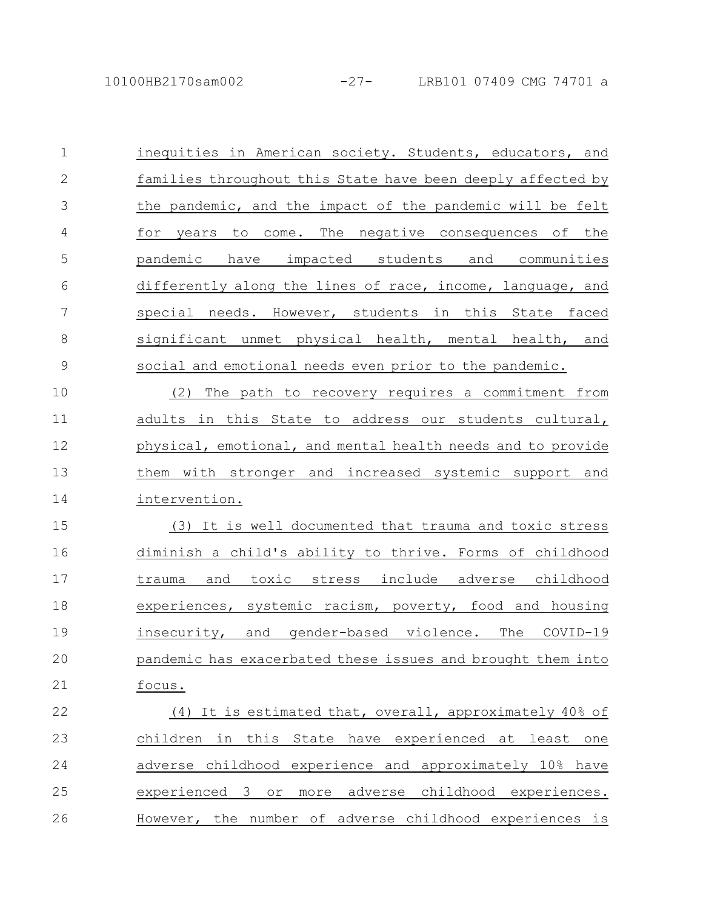inequities in American society. Students, educators, and families throughout this State have been deeply affected by the pandemic, and the impact of the pandemic will be felt for years to come. The negative consequences of the pandemic have impacted students and communities differently along the lines of race, income, language, and special needs. However, students in this State faced significant unmet physical health, mental health, and social and emotional needs even prior to the pandemic.

(2) The path to recovery requires a commitment from adults in this State to address our students cultural, physical, emotional, and mental health needs and to provide them with stronger and increased systemic support and intervention.

(3) It is well documented that trauma and toxic stress diminish a child's ability to thrive. Forms of childhood trauma and toxic stress include adverse childhood experiences, systemic racism, poverty, food and housing insecurity, and gender-based violence. The COVID-19 pandemic has exacerbated these issues and brought them into focus.

(4) It is estimated that, overall, approximately 40% of children in this State have experienced at least one adverse childhood experience and approximately 10% have experienced 3 or more adverse childhood experiences. However, the number of adverse childhood experiences is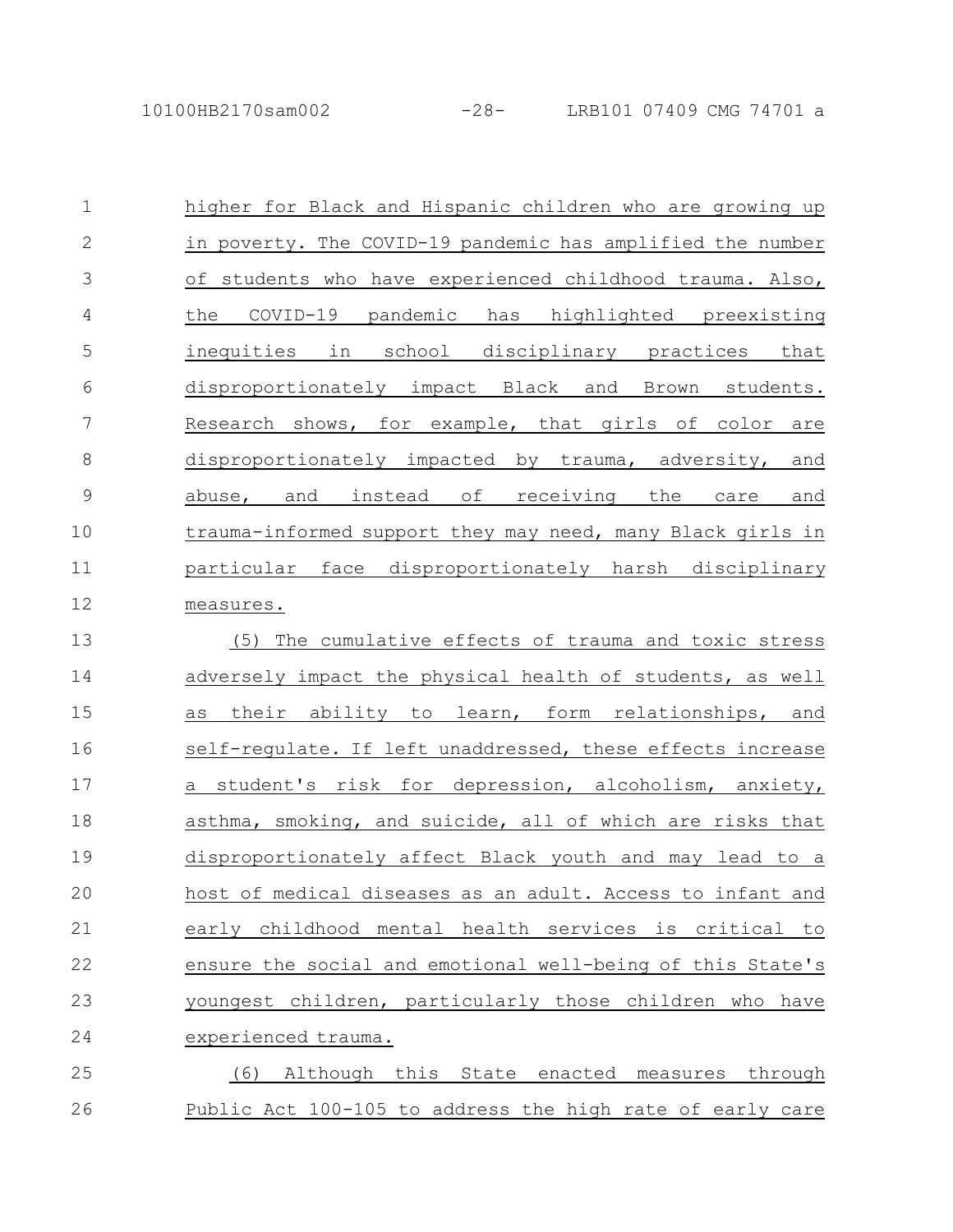higher for Black and Hispanic children who are growing up in poverty. The COVID-19 pandemic has amplified the number of students who have experienced childhood trauma. Also, the COVID-19 pandemic has highlighted preexisting inequities in school disciplinary practices that disproportionately impact Black and Brown students. Research shows, for example, that girls of color are disproportionately impacted by trauma, adversity, and abuse, and instead of receiving the care and trauma-informed support they may need, many Black girls in particular face disproportionately harsh disciplinary measures.

(5) The cumulative effects of trauma and toxic stress adversely impact the physical health of students, as well as their ability to learn, form relationships, and self-regulate. If left unaddressed, these effects increase a student's risk for depression, alcoholism, anxiety, asthma, smoking, and suicide, all of which are risks that disproportionately affect Black youth and may lead to a host of medical diseases as an adult. Access to infant and early childhood mental health services is critical to ensure the social and emotional well-being of this State's youngest children, particularly those children who have experienced trauma.

(6) Although this State enacted measures through Public Act 100-105 to address the high rate of early care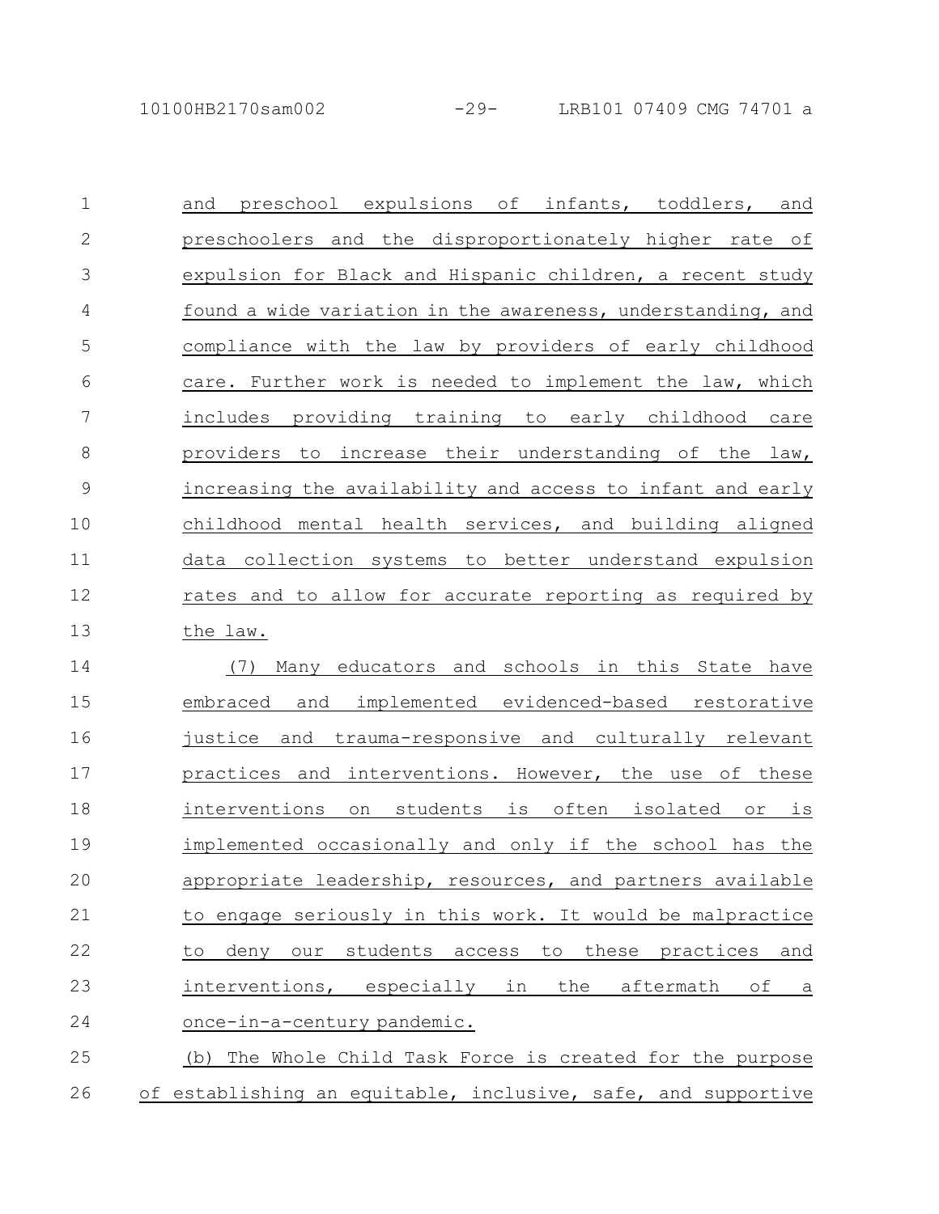and preschool expulsions of infants, toddlers, and preschoolers and the disproportionately higher rate of expulsion for Black and Hispanic children, a recent study found a wide variation in the awareness, understanding, and compliance with the law by providers of early childhood care. Further work is needed to implement the law, which includes providing training to early childhood care providers to increase their understanding of the law, increasing the availability and access to infant and early childhood mental health services, and building aligned data collection systems to better understand expulsion rates and to allow for accurate reporting as required by the law.

(7) Many educators and schools in this State have embraced and implemented evidenced-based restorative justice and trauma-responsive and culturally relevant practices and interventions. However, the use of these interventions on students is often isolated or is implemented occasionally and only if the school has the appropriate leadership, resources, and partners available to engage seriously in this work. It would be malpractice to deny our students access to these practices and interventions, especially in the aftermath of a once-in-a-century pandemic.

(b) The Whole Child Task Force is created for the purpose of establishing an equitable, inclusive, safe, and supportive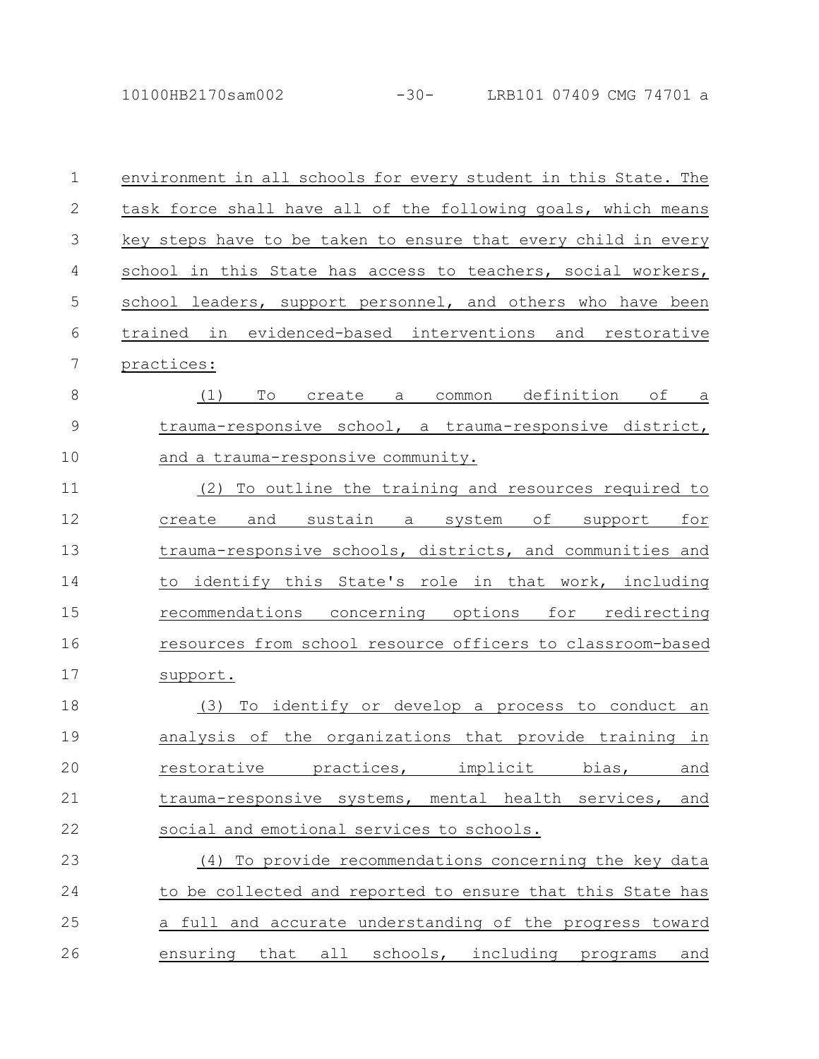environment in all schools for every student in this State. The task force shall have all of the following goals, which means key steps have to be taken to ensure that every child in every school in this State has access to teachers, social workers, school leaders, support personnel, and others who have been trained in evidenced-based interventions and restorative practices:

(1) To create a common definition of a trauma-responsive school, a trauma-responsive district, and a trauma-responsive community.

(2) To outline the training and resources required to create and sustain a system of support for trauma-responsive schools, districts, and communities and to identify this State's role in that work, including recommendations concerning options for redirecting resources from school resource officers to classroom-based support.

(3) To identify or develop a process to conduct an analysis of the organizations that provide training in restorative practices, implicit bias, and trauma-responsive systems, mental health services, and social and emotional services to schools.

(4) To provide recommendations concerning the key data to be collected and reported to ensure that this State has a full and accurate understanding of the progress toward ensuring that all schools, including programs and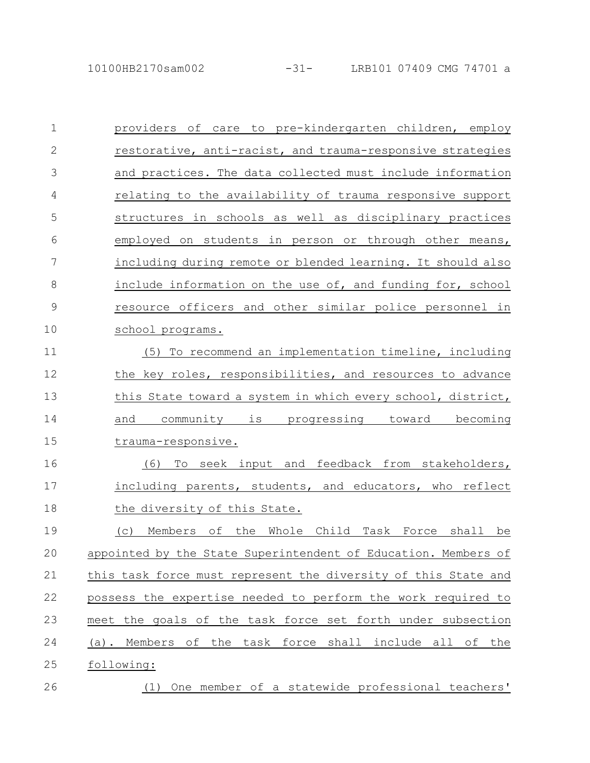providers of care to pre-kindergarten children, employ restorative, anti-racist, and trauma-responsive strategies and practices. The data collected must include information relating to the availability of trauma responsive support structures in schools as well as disciplinary practices employed on students in person or through other means, including during remote or blended learning. It should also include information on the use of, and funding for, school resource officers and other similar police personnel in school programs.

(5) To recommend an implementation timeline, including the key roles, responsibilities, and resources to advance this State toward a system in which every school, district, and community is progressing toward becoming trauma-responsive.

(6) To seek input and feedback from stakeholders, including parents, students, and educators, who reflect the diversity of this State.

(c) Members of the Whole Child Task Force shall be appointed by the State Superintendent of Education. Members of this task force must represent the diversity of this State and possess the expertise needed to perform the work required to meet the goals of the task force set forth under subsection (a). Members of the task force shall include all of the following:

(1) One member of a statewide professional teachers'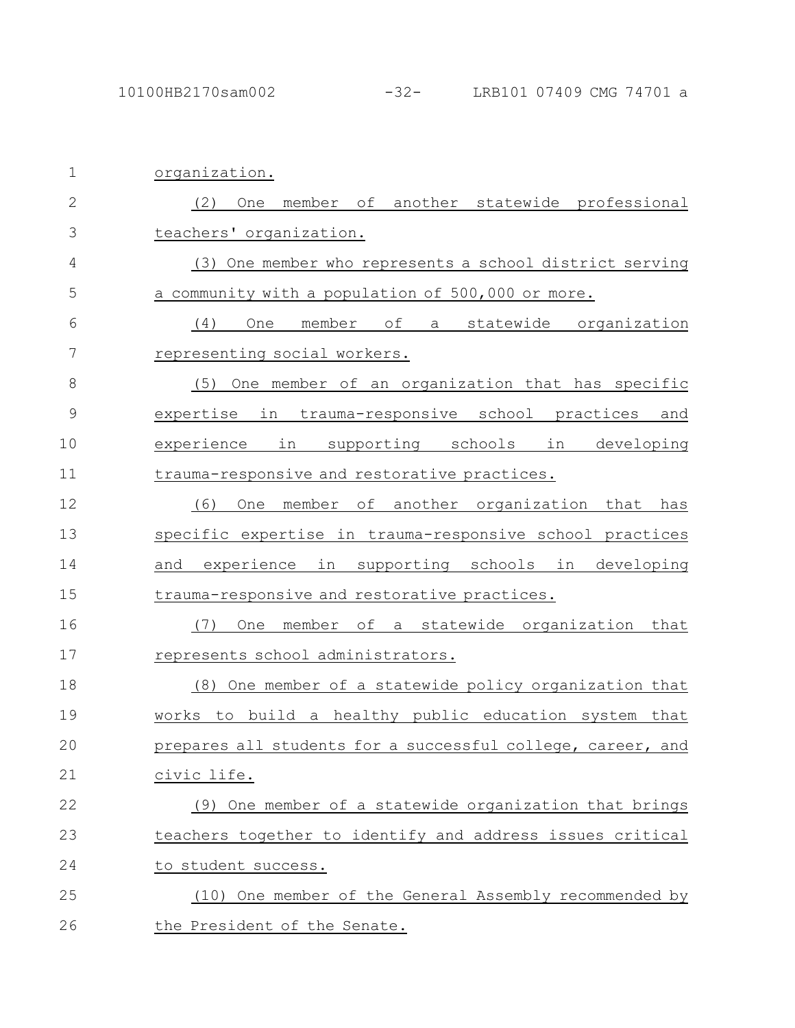organization.

(2) One member of another statewide professional teachers' organization.

(3) One member who represents a school district serving a community with a population of 500,000 or more.

(4) One member of a statewide organization representing social workers.

(5) One member of an organization that has specific expertise in trauma-responsive school practices and experience in supporting schools in developing trauma-responsive and restorative practices.

(6) One member of another organization that has specific expertise in trauma-responsive school practices and experience in supporting schools in developing trauma-responsive and restorative practices.

(7) One member of a statewide organization that represents school administrators.

(8) One member of a statewide policy organization that works to build a healthy public education system that prepares all students for a successful college, career, and civic life.

(9) One member of a statewide organization that brings teachers together to identify and address issues critical to student success.

(10) One member of the General Assembly recommended by the President of the Senate.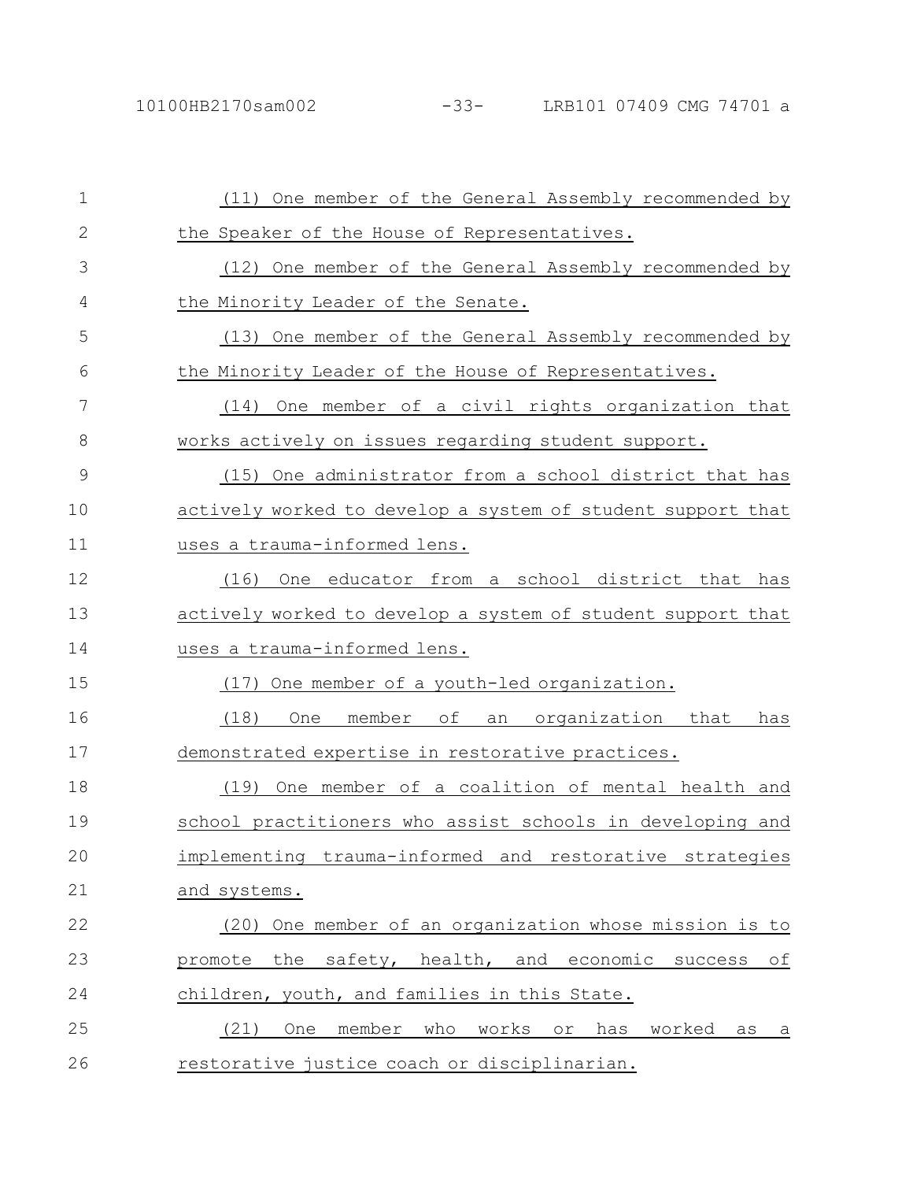(11) One member of the General Assembly recommended by the Speaker of the House of Representatives.

(12) One member of the General Assembly recommended by the Minority Leader of the Senate.

(13) One member of the General Assembly recommended by the Minority Leader of the House of Representatives.

(14) One member of a civil rights organization that works actively on issues regarding student support.

(15) One administrator from a school district that has actively worked to develop a system of student support that uses a trauma-informed lens.

(16) One educator from a school district that has actively worked to develop a system of student support that uses a trauma-informed lens.

(17) One member of a youth-led organization.

(18) One member of an organization that has demonstrated expertise in restorative practices.

(19) One member of a coalition of mental health and school practitioners who assist schools in developing and implementing trauma-informed and restorative strategies and systems.

(20) One member of an organization whose mission is to promote the safety, health, and economic success of children, youth, and families in this State.

(21) One member who works or has worked as a restorative justice coach or disciplinarian.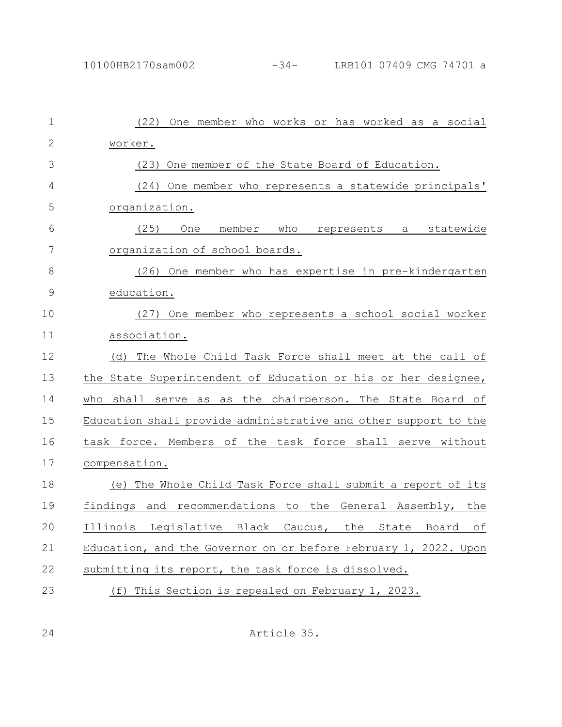(22) One member who works or has worked as a social worker.

(23) One member of the State Board of Education.

(24) One member who represents a statewide principals' organization.

(25) One member who represents a statewide organization of school boards.

(26) One member who has expertise in pre-kindergarten education.

(27) One member who represents a school social worker association.

(d) The Whole Child Task Force shall meet at the call of the State Superintendent of Education or his or her designee, who shall serve as as the chairperson. The State Board of Education shall provide administrative and other support to the task force. Members of the task force shall serve without compensation.

(e) The Whole Child Task Force shall submit a report of its findings and recommendations to the General Assembly, the Illinois Legislative Black Caucus, the State Board of Education, and the Governor on or before February 1, 2022. Upon submitting its report, the task force is dissolved.

(f) This Section is repealed on February 1, 2023.

Article 35.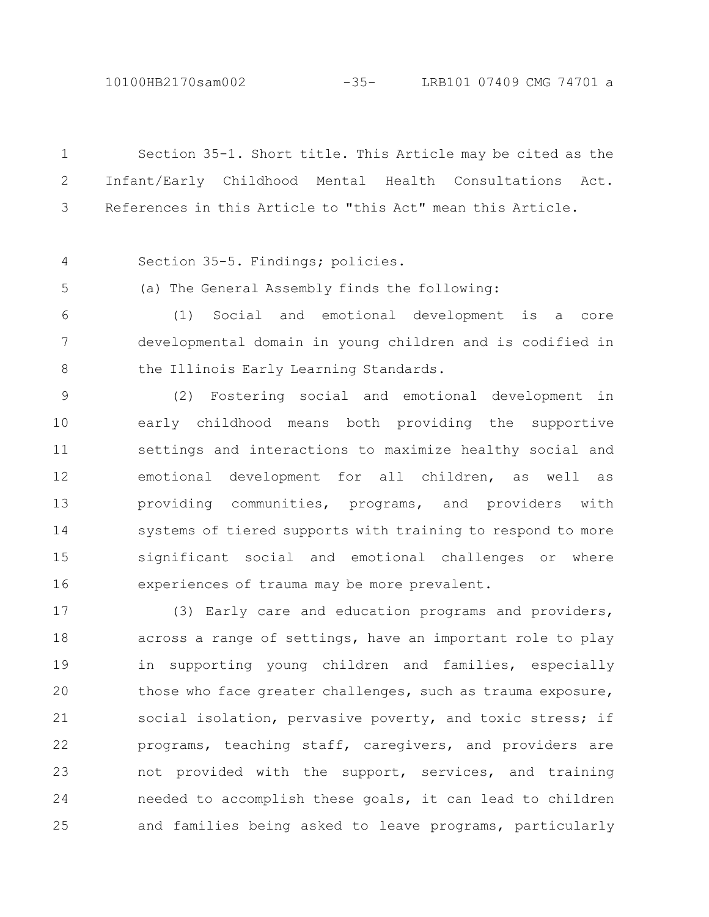Section 35-1. Short title. This Article may be cited as the Infant/Early Childhood Mental Health Consultations Act. References in this Article to "this Act" mean this Article.

Section 35-5. Findings; policies.

(a) The General Assembly finds the following:

(1) Social and emotional development is a core developmental domain in young children and is codified in the Illinois Early Learning Standards.

(2) Fostering social and emotional development in early childhood means both providing the supportive settings and interactions to maximize healthy social and emotional development for all children, as well as providing communities, programs, and providers with systems of tiered supports with training to respond to more significant social and emotional challenges or where experiences of trauma may be more prevalent.

(3) Early care and education programs and providers, across a range of settings, have an important role to play in supporting young children and families, especially those who face greater challenges, such as trauma exposure, social isolation, pervasive poverty, and toxic stress; if programs, teaching staff, caregivers, and providers are not provided with the support, services, and training needed to accomplish these goals, it can lead to children and families being asked to leave programs, particularly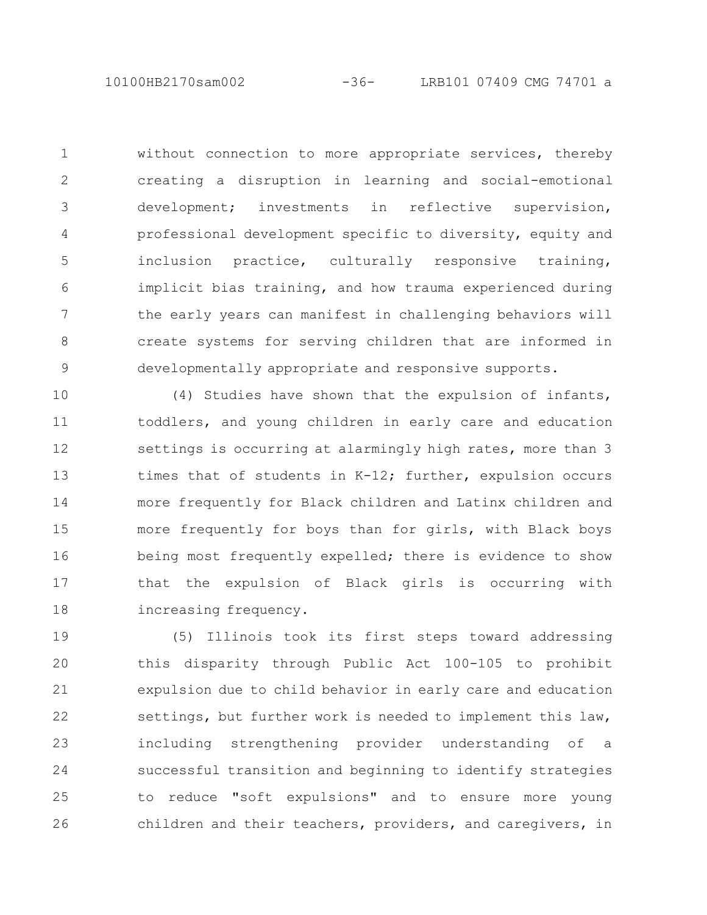without connection to more appropriate services, thereby creating a disruption in learning and social-emotional development; investments in reflective supervision, professional development specific to diversity, equity and inclusion practice, culturally responsive training, implicit bias training, and how trauma experienced during the early years can manifest in challenging behaviors will create systems for serving children that are informed in developmentally appropriate and responsive supports.

(4) Studies have shown that the expulsion of infants, toddlers, and young children in early care and education settings is occurring at alarmingly high rates, more than 3 times that of students in K-12; further, expulsion occurs more frequently for Black children and Latinx children and more frequently for boys than for girls, with Black boys being most frequently expelled; there is evidence to show that the expulsion of Black girls is occurring with increasing frequency.

(5) Illinois took its first steps toward addressing this disparity through Public Act 100-105 to prohibit expulsion due to child behavior in early care and education settings, but further work is needed to implement this law, including strengthening provider understanding of a successful transition and beginning to identify strategies to reduce "soft expulsions" and to ensure more young children and their teachers, providers, and caregivers, in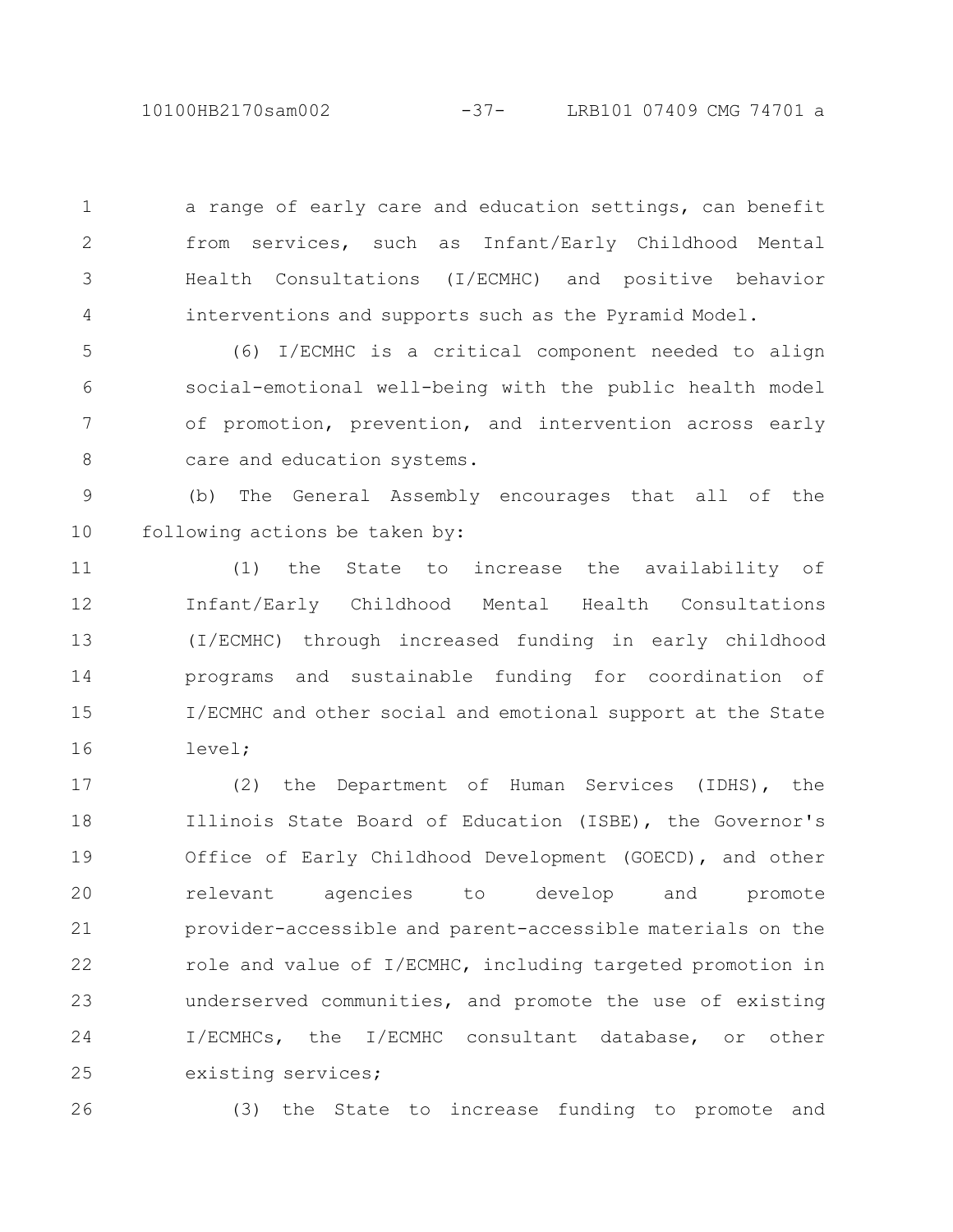a range of early care and education settings, can benefit from services, such as Infant/Early Childhood Mental Health Consultations (I/ECMHC) and positive behavior interventions and supports such as the Pyramid Model.

(6) I/ECMHC is a critical component needed to align social-emotional well-being with the public health model of promotion, prevention, and intervention across early care and education systems.

(b) The General Assembly encourages that all of the following actions be taken by:

(1) the State to increase the availability of Infant/Early Childhood Mental Health Consultations (I/ECMHC) through increased funding in early childhood programs and sustainable funding for coordination of I/ECMHC and other social and emotional support at the State level;

(2) the Department of Human Services (IDHS), the Illinois State Board of Education (ISBE), the Governor's Office of Early Childhood Development (GOECD), and other relevant agencies to develop and promote provider-accessible and parent-accessible materials on the role and value of I/ECMHC, including targeted promotion in underserved communities, and promote the use of existing I/ECMHCs, the I/ECMHC consultant database, or other existing services;

(3) the State to increase funding to promote and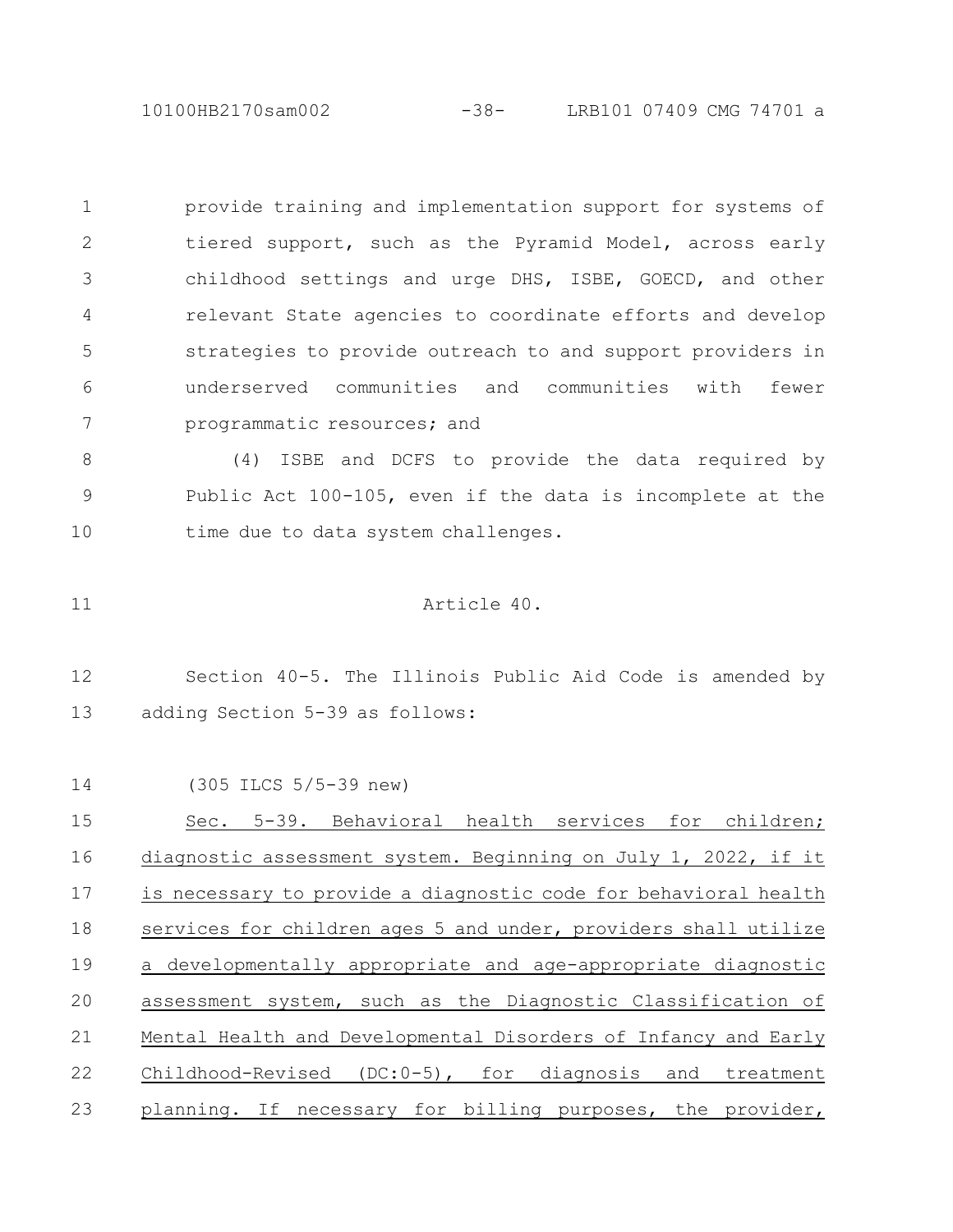provide training and implementation support for systems of tiered support, such as the Pyramid Model, across early childhood settings and urge DHS, ISBE, GOECD, and other relevant State agencies to coordinate efforts and develop strategies to provide outreach to and support providers in underserved communities and communities with fewer programmatic resources; and

(4) ISBE and DCFS to provide the data required by Public Act 100-105, even if the data is incomplete at the time due to data system challenges.

Article 40.

Section 40-5. The Illinois Public Aid Code is amended by adding Section 5-39 as follows:

(305 ILCS 5/5-39 new)

Sec. 5-39. Behavioral health services for children; diagnostic assessment system. Beginning on July 1, 2022, if it is necessary to provide a diagnostic code for behavioral health services for children ages 5 and under, providers shall utilize a developmentally appropriate and age-appropriate diagnostic assessment system, such as the Diagnostic Classification of Mental Health and Developmental Disorders of Infancy and Early Childhood-Revised (DC:0-5), for diagnosis and treatment planning. If necessary for billing purposes, the provider,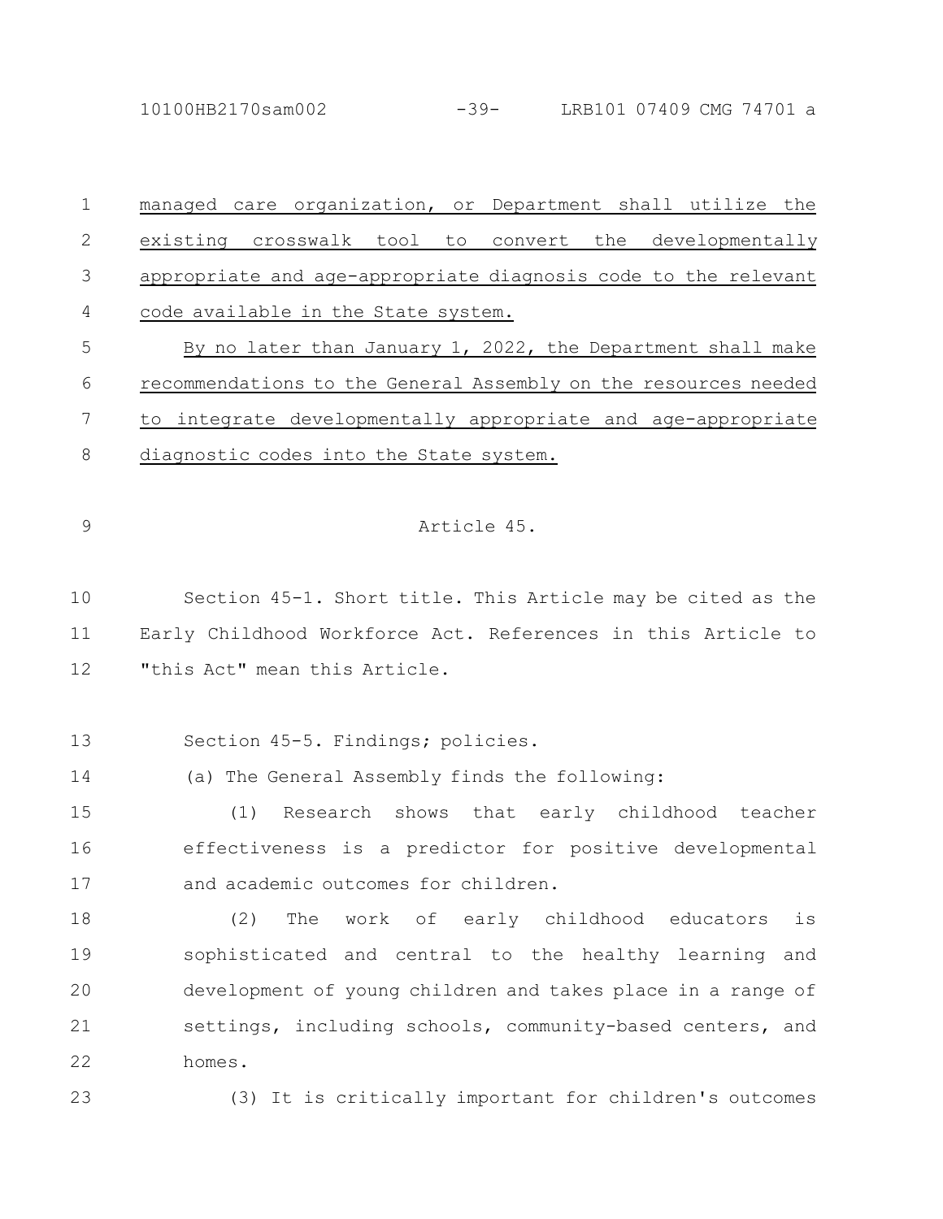managed care organization, or Department shall utilize the existing crosswalk tool to convert the developmentally appropriate and age-appropriate diagnosis code to the relevant code available in the State system.

By no later than January 1, 2022, the Department shall make recommendations to the General Assembly on the resources needed to integrate developmentally appropriate and age-appropriate diagnostic codes into the State system.

Article 45.

Section 45-1. Short title. This Article may be cited as the Early Childhood Workforce Act. References in this Article to "this Act" mean this Article.

Section 45-5. Findings; policies.

(a) The General Assembly finds the following:

(1) Research shows that early childhood teacher effectiveness is a predictor for positive developmental and academic outcomes for children.

(2) The work of early childhood educators is sophisticated and central to the healthy learning and development of young children and takes place in a range of settings, including schools, community-based centers, and homes.

(3) It is critically important for children's outcomes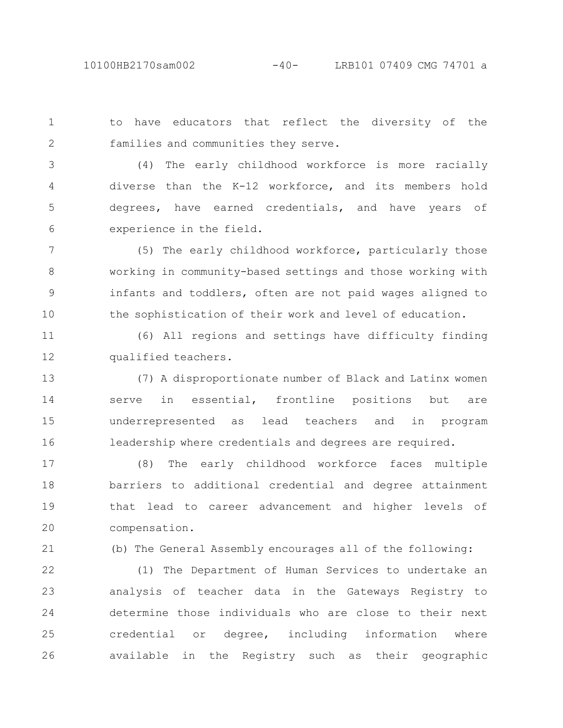to have educators that reflect the diversity of the families and communities they serve.

(4) The early childhood workforce is more racially diverse than the K-12 workforce, and its members hold degrees, have earned credentials, and have years of experience in the field.

(5) The early childhood workforce, particularly those working in community-based settings and those working with infants and toddlers, often are not paid wages aligned to the sophistication of their work and level of education.

(6) All regions and settings have difficulty finding qualified teachers.

(7) A disproportionate number of Black and Latinx women serve in essential, frontline positions but are underrepresented as lead teachers and in program leadership where credentials and degrees are required.

(8) The early childhood workforce faces multiple barriers to additional credential and degree attainment that lead to career advancement and higher levels of compensation.

(b) The General Assembly encourages all of the following:

(1) The Department of Human Services to undertake an analysis of teacher data in the Gateways Registry to determine those individuals who are close to their next credential or degree, including information where available in the Registry such as their geographic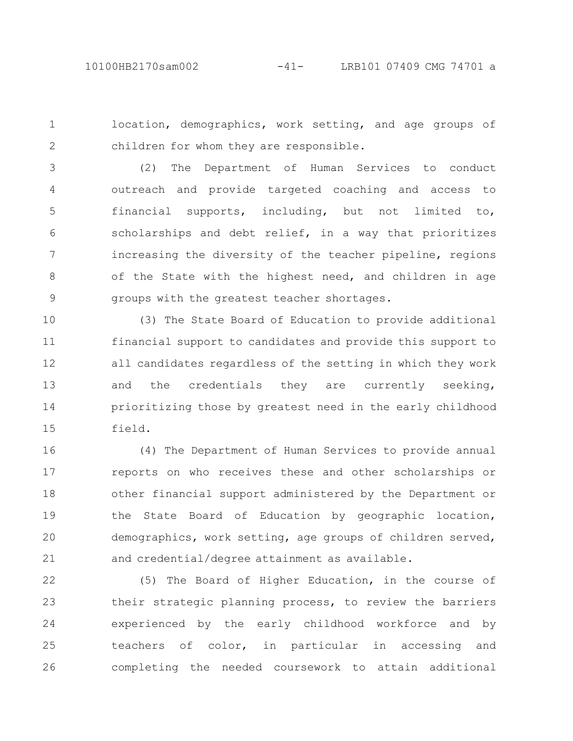location, demographics, work setting, and age groups of children for whom they are responsible.

(2) The Department of Human Services to conduct outreach and provide targeted coaching and access to financial supports, including, but not limited to, scholarships and debt relief, in a way that prioritizes increasing the diversity of the teacher pipeline, regions of the State with the highest need, and children in age groups with the greatest teacher shortages.

(3) The State Board of Education to provide additional financial support to candidates and provide this support to all candidates regardless of the setting in which they work and the credentials they are currently seeking, prioritizing those by greatest need in the early childhood field.

(4) The Department of Human Services to provide annual reports on who receives these and other scholarships or other financial support administered by the Department or the State Board of Education by geographic location, demographics, work setting, age groups of children served, and credential/degree attainment as available.

(5) The Board of Higher Education, in the course of their strategic planning process, to review the barriers experienced by the early childhood workforce and by teachers of color, in particular in accessing and completing the needed coursework to attain additional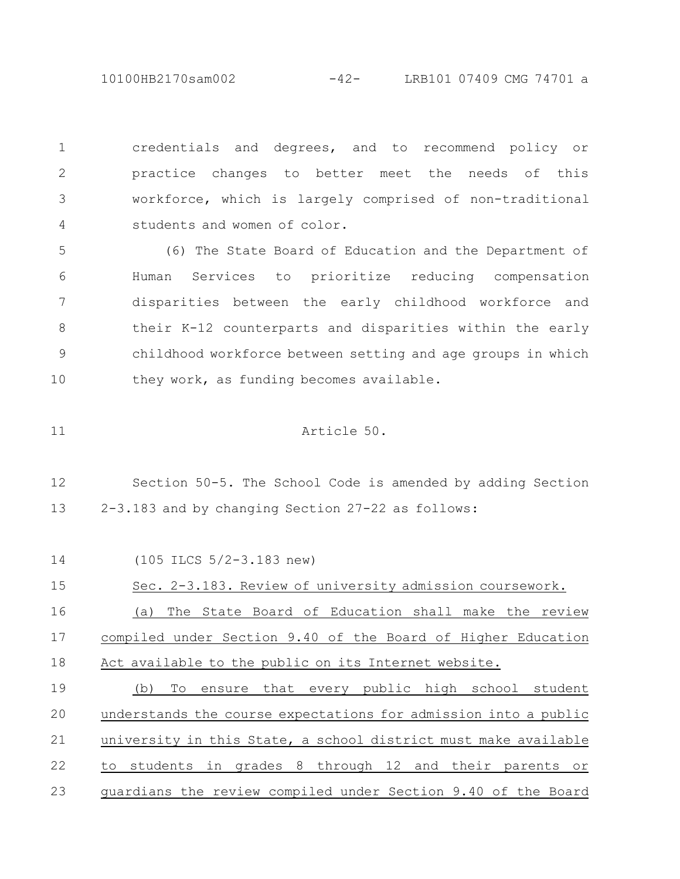credentials and degrees, and to recommend policy or practice changes to better meet the needs of this workforce, which is largely comprised of non-traditional students and women of color.

(6) The State Board of Education and the Department of Human Services to prioritize reducing compensation disparities between the early childhood workforce and their K-12 counterparts and disparities within the early childhood workforce between setting and age groups in which they work, as funding becomes available.

Article 50.

Section 50-5. The School Code is amended by adding Section 2-3.183 and by changing Section 27-22 as follows:

(105 ILCS 5/2-3.183 new)

Sec. 2-3.183. Review of university admission coursework.

(a) The State Board of Education shall make the review compiled under Section 9.40 of the Board of Higher Education Act available to the public on its Internet website.

(b) To ensure that every public high school student understands the course expectations for admission into a public university in this State, a school district must make available to students in grades 8 through 12 and their parents or guardians the review compiled under Section 9.40 of the Board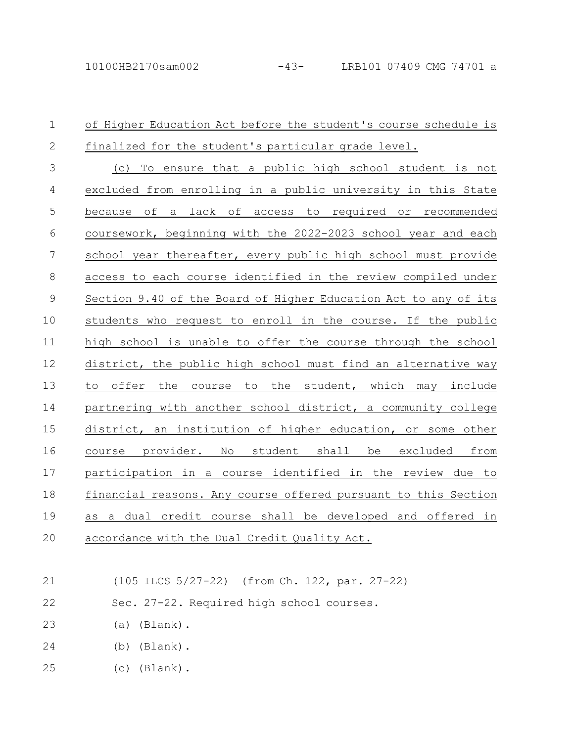of Higher Education Act before the student's course schedule is finalized for the student's particular grade level.

(c) To ensure that a public high school student is not excluded from enrolling in a public university in this State because of a lack of access to required or recommended coursework, beginning with the 2022-2023 school year and each school year thereafter, every public high school must provide access to each course identified in the review compiled under Section 9.40 of the Board of Higher Education Act to any of its students who request to enroll in the course. If the public high school is unable to offer the course through the school district, the public high school must find an alternative way to offer the course to the student, which may include partnering with another school district, a community college district, an institution of higher education, or some other course provider. No student shall be excluded from participation in a course identified in the review due to financial reasons. Any course offered pursuant to this Section as a dual credit course shall be developed and offered in accordance with the Dual Credit Quality Act.

(105 ILCS 5/27-22) (from Ch. 122, par. 27-22)

Sec. 27-22. Required high school courses.

(a) (Blank).

(b) (Blank).

(c) (Blank).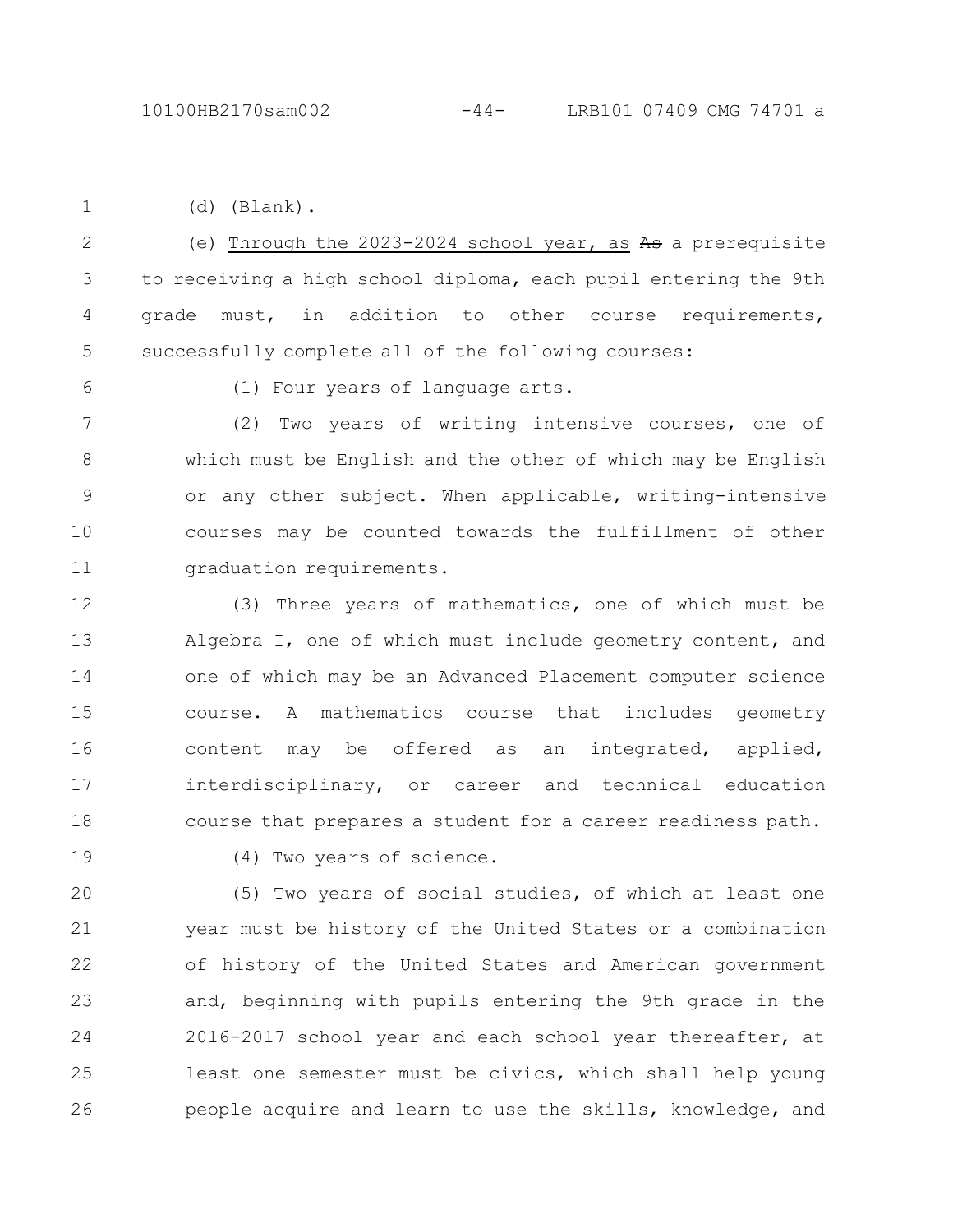(d) (Blank).

(e) Through the 2023-2024 school year, as ~~As~~ a prerequisite to receiving a high school diploma, each pupil entering the 9th grade must, in addition to other course requirements, successfully complete all of the following courses:

(1) Four years of language arts.

(2) Two years of writing intensive courses, one of which must be English and the other of which may be English or any other subject. When applicable, writing-intensive courses may be counted towards the fulfillment of other graduation requirements.

(3) Three years of mathematics, one of which must be Algebra I, one of which must include geometry content, and one of which may be an Advanced Placement computer science course. A mathematics course that includes geometry content may be offered as an integrated, applied, interdisciplinary, or career and technical education course that prepares a student for a career readiness path.

(4) Two years of science.

(5) Two years of social studies, of which at least one year must be history of the United States or a combination of history of the United States and American government and, beginning with pupils entering the 9th grade in the 2016-2017 school year and each school year thereafter, at least one semester must be civics, which shall help young people acquire and learn to use the skills, knowledge, and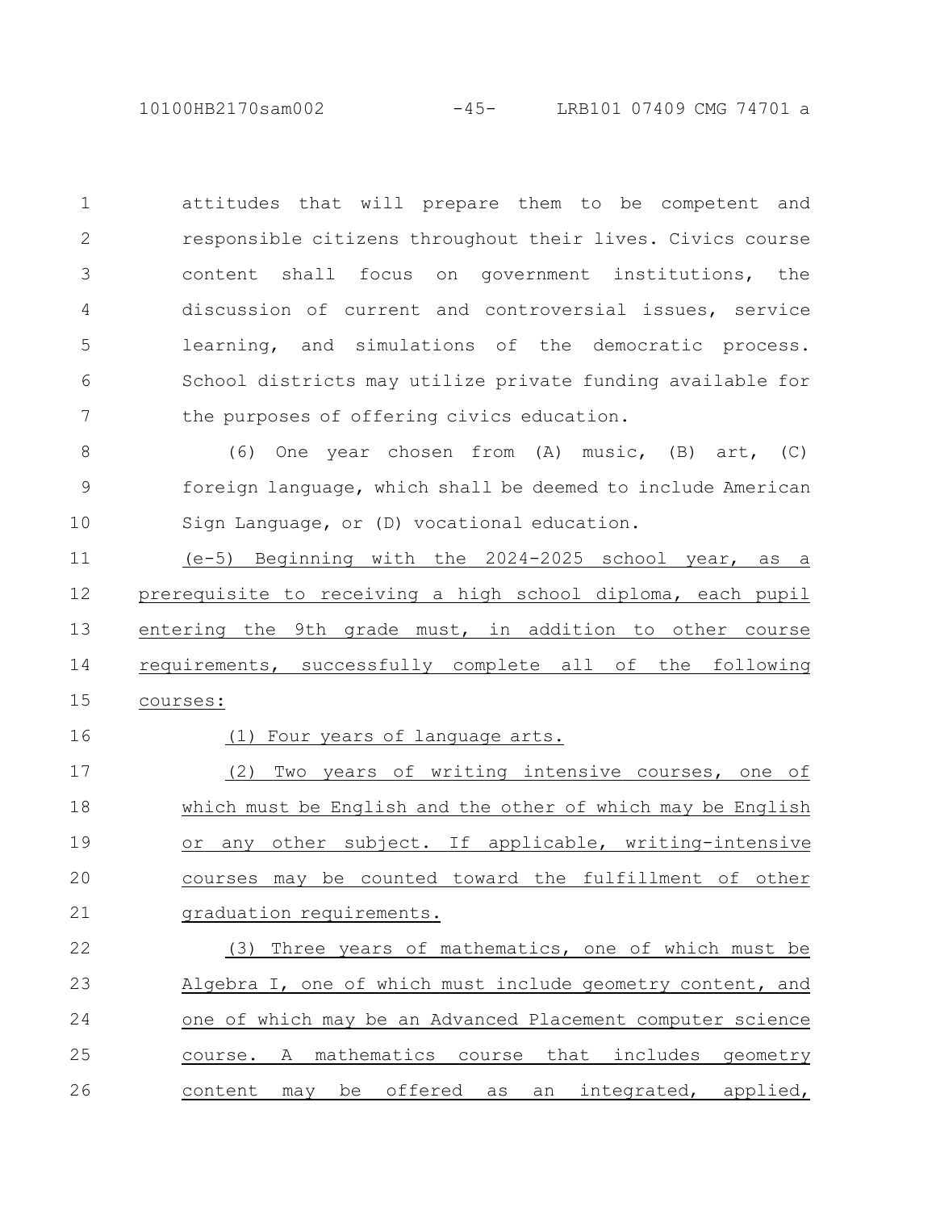attitudes that will prepare them to be competent and responsible citizens throughout their lives. Civics course content shall focus on government institutions, the discussion of current and controversial issues, service learning, and simulations of the democratic process. School districts may utilize private funding available for the purposes of offering civics education.

(6) One year chosen from (A) music, (B) art, (C) foreign language, which shall be deemed to include American Sign Language, or (D) vocational education.

(e-5) Beginning with the 2024-2025 school year, as a prerequisite to receiving a high school diploma, each pupil entering the 9th grade must, in addition to other course requirements, successfully complete all of the following courses:

(1) Four years of language arts.

(2) Two years of writing intensive courses, one of which must be English and the other of which may be English or any other subject. If applicable, writing-intensive courses may be counted toward the fulfillment of other graduation requirements.

(3) Three years of mathematics, one of which must be Algebra I, one of which must include geometry content, and one of which may be an Advanced Placement computer science course. A mathematics course that includes geometry content may be offered as an integrated, applied,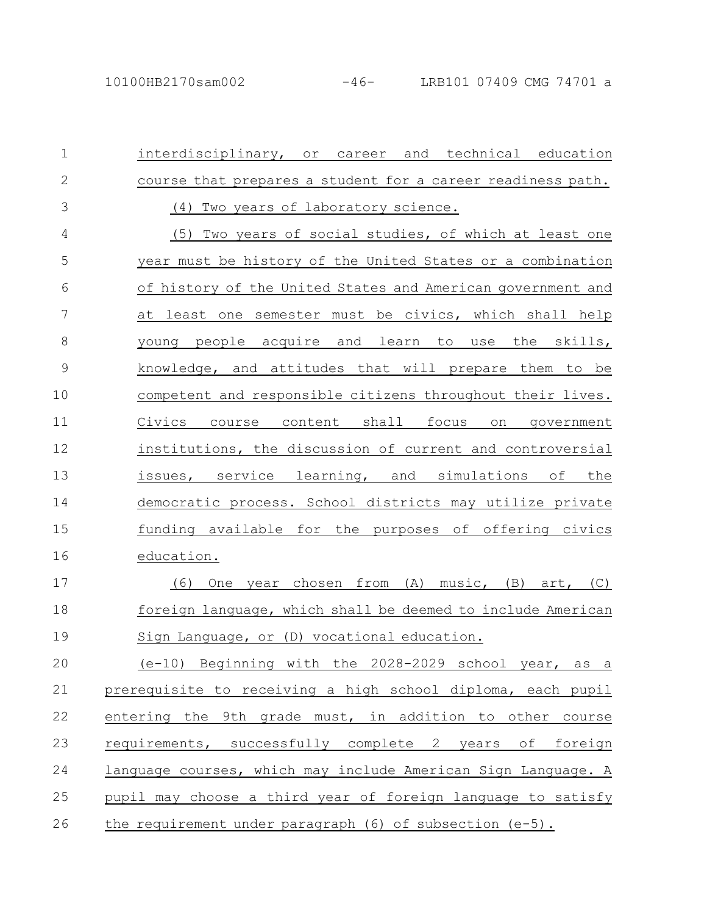interdisciplinary, or career and technical education course that prepares a student for a career readiness path.

(4) Two years of laboratory science.

(5) Two years of social studies, of which at least one year must be history of the United States or a combination of history of the United States and American government and at least one semester must be civics, which shall help young people acquire and learn to use the skills, knowledge, and attitudes that will prepare them to be competent and responsible citizens throughout their lives. Civics course content shall focus on government institutions, the discussion of current and controversial issues, service learning, and simulations of the democratic process. School districts may utilize private funding available for the purposes of offering civics education.

(6) One year chosen from (A) music, (B) art, (C) foreign language, which shall be deemed to include American Sign Language, or (D) vocational education.

(e-10) Beginning with the 2028-2029 school year, as a prerequisite to receiving a high school diploma, each pupil entering the 9th grade must, in addition to other course requirements, successfully complete 2 years of foreign language courses, which may include American Sign Language. A pupil may choose a third year of foreign language to satisfy the requirement under paragraph (6) of subsection (e-5).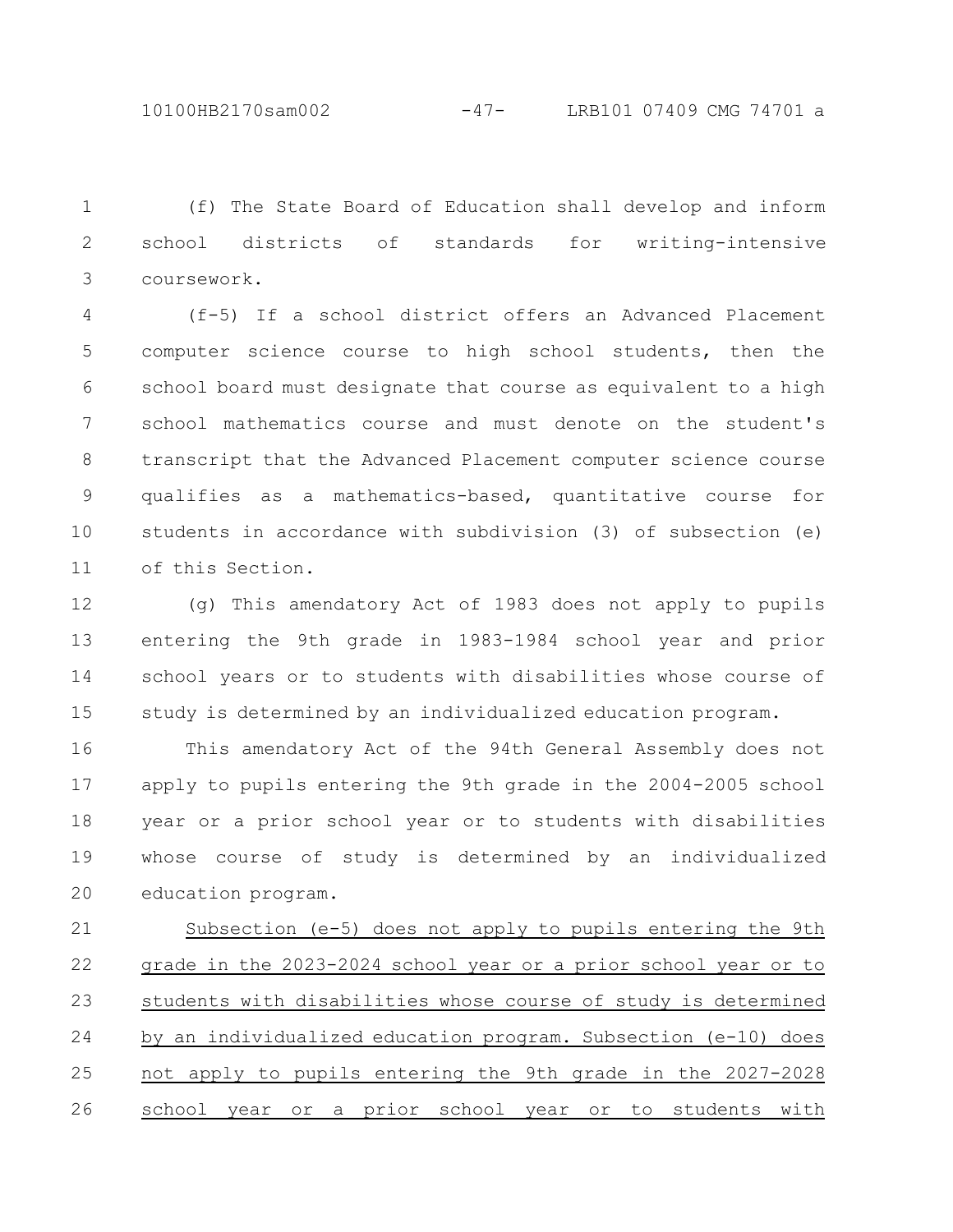(f) The State Board of Education shall develop and inform school districts of standards for writing-intensive coursework.

(f-5) If a school district offers an Advanced Placement computer science course to high school students, then the school board must designate that course as equivalent to a high school mathematics course and must denote on the student's transcript that the Advanced Placement computer science course qualifies as a mathematics-based, quantitative course for students in accordance with subdivision (3) of subsection (e) of this Section.

(g) This amendatory Act of 1983 does not apply to pupils entering the 9th grade in 1983-1984 school year and prior school years or to students with disabilities whose course of study is determined by an individualized education program.

This amendatory Act of the 94th General Assembly does not apply to pupils entering the 9th grade in the 2004-2005 school year or a prior school year or to students with disabilities whose course of study is determined by an individualized education program.

Subsection (e-5) does not apply to pupils entering the 9th grade in the 2023-2024 school year or a prior school year or to students with disabilities whose course of study is determined by an individualized education program. Subsection (e-10) does not apply to pupils entering the 9th grade in the 2027-2028 school year or a prior school year or to students with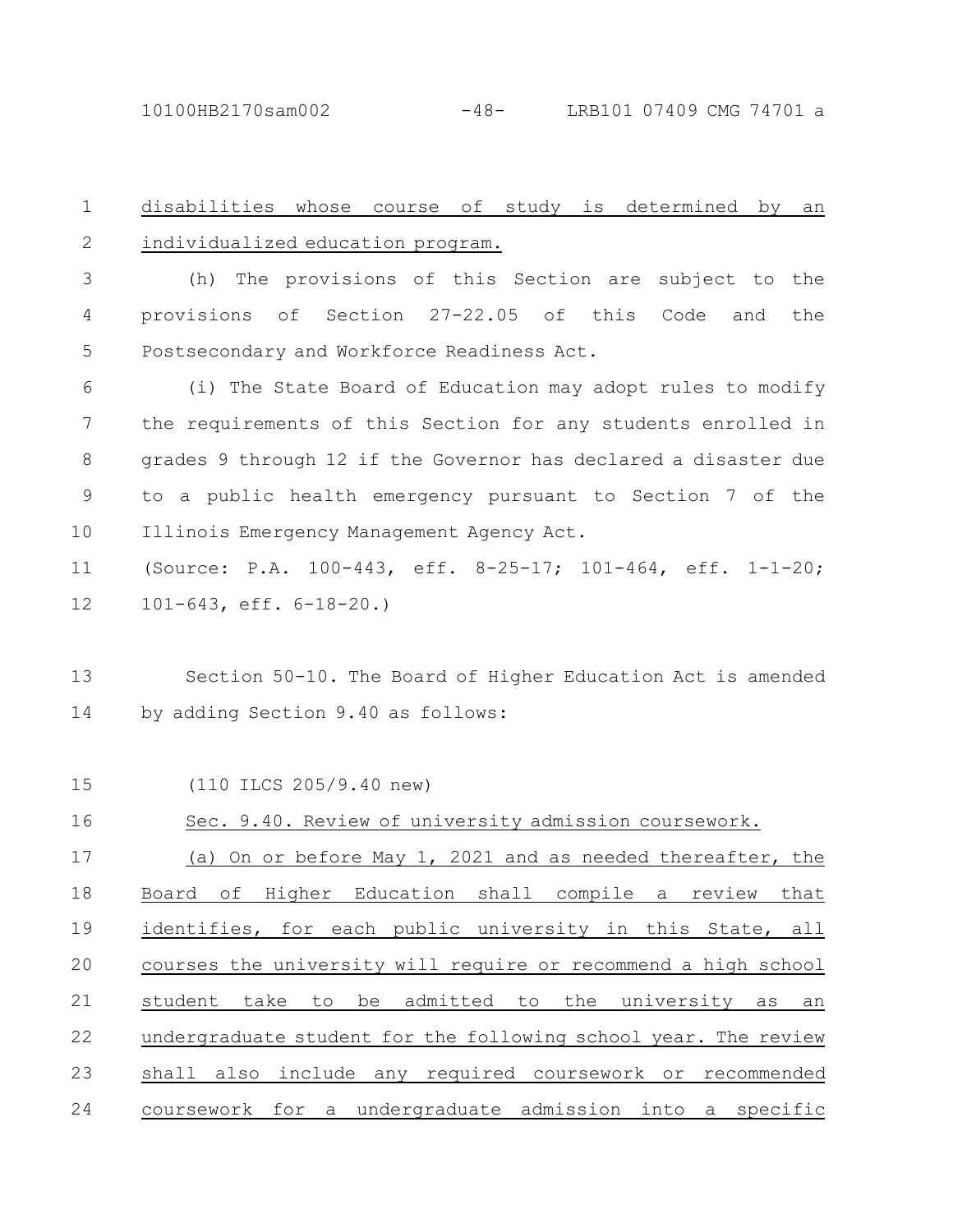disabilities whose course of study is determined by an individualized education program.

(h) The provisions of this Section are subject to the provisions of Section 27-22.05 of this Code and the Postsecondary and Workforce Readiness Act.

(i) The State Board of Education may adopt rules to modify the requirements of this Section for any students enrolled in grades 9 through 12 if the Governor has declared a disaster due to a public health emergency pursuant to Section 7 of the Illinois Emergency Management Agency Act.

(Source: P.A. 100-443, eff. 8-25-17; 101-464, eff. 1-1-20; 101-643, eff. 6-18-20.)

Section 50-10. The Board of Higher Education Act is amended by adding Section 9.40 as follows:

(110 ILCS 205/9.40 new)

Sec. 9.40. Review of university admission coursework.

(a) On or before May 1, 2021 and as needed thereafter, the Board of Higher Education shall compile a review that identifies, for each public university in this State, all courses the university will require or recommend a high school student take to be admitted to the university as an undergraduate student for the following school year. The review shall also include any required coursework or recommended coursework for a undergraduate admission into a specific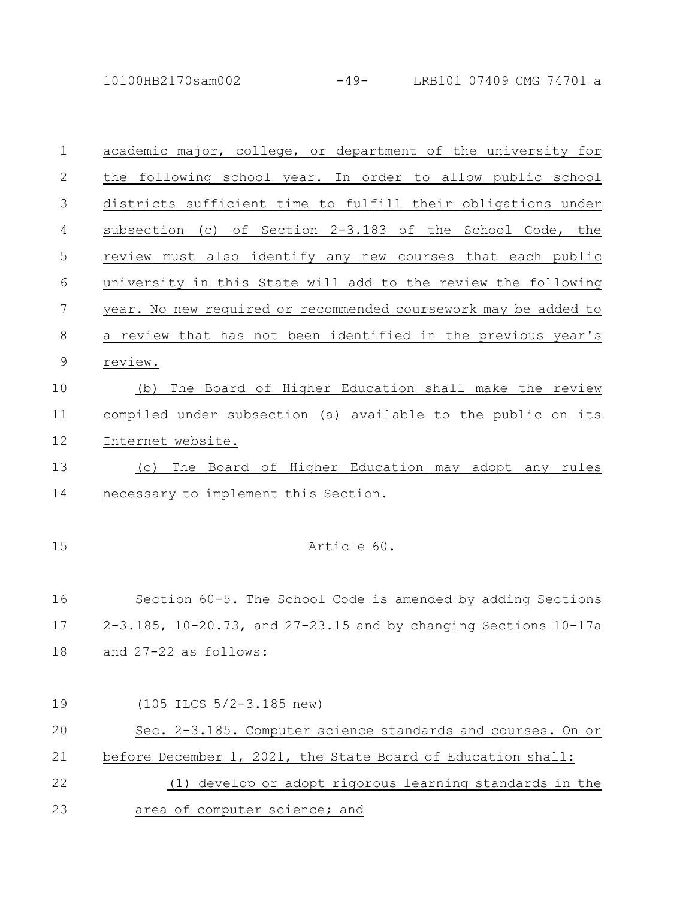academic major, college, or department of the university for the following school year. In order to allow public school districts sufficient time to fulfill their obligations under subsection (c) of Section 2-3.183 of the School Code, the review must also identify any new courses that each public university in this State will add to the review the following year. No new required or recommended coursework may be added to a review that has not been identified in the previous year's review.

(b) The Board of Higher Education shall make the review compiled under subsection (a) available to the public on its Internet website.

(c) The Board of Higher Education may adopt any rules necessary to implement this Section.

Article 60.

Section 60-5. The School Code is amended by adding Sections 2-3.185, 10-20.73, and 27-23.15 and by changing Sections 10-17a and 27-22 as follows:

(105 ILCS 5/2-3.185 new)

Sec. 2-3.185. Computer science standards and courses. On or before December 1, 2021, the State Board of Education shall:

(1) develop or adopt rigorous learning standards in the area of computer science; and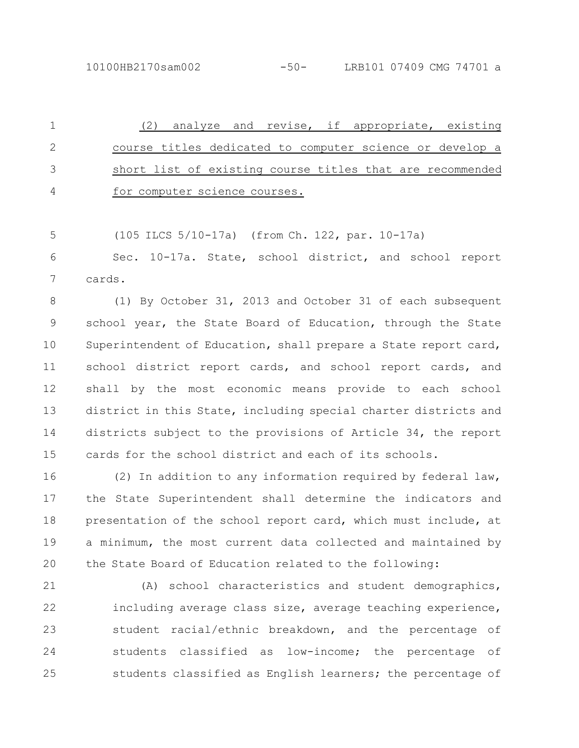(2) analyze and revise, if appropriate, existing course titles dedicated to computer science or develop a short list of existing course titles that are recommended for computer science courses.

(105 ILCS 5/10-17a) (from Ch. 122, par. 10-17a)

Sec. 10-17a. State, school district, and school report cards.

(1) By October 31, 2013 and October 31 of each subsequent school year, the State Board of Education, through the State Superintendent of Education, shall prepare a State report card, school district report cards, and school report cards, and shall by the most economic means provide to each school district in this State, including special charter districts and districts subject to the provisions of Article 34, the report cards for the school district and each of its schools.

(2) In addition to any information required by federal law, the State Superintendent shall determine the indicators and presentation of the school report card, which must include, at a minimum, the most current data collected and maintained by the State Board of Education related to the following:

(A) school characteristics and student demographics, including average class size, average teaching experience, student racial/ethnic breakdown, and the percentage of students classified as low-income; the percentage of students classified as English learners; the percentage of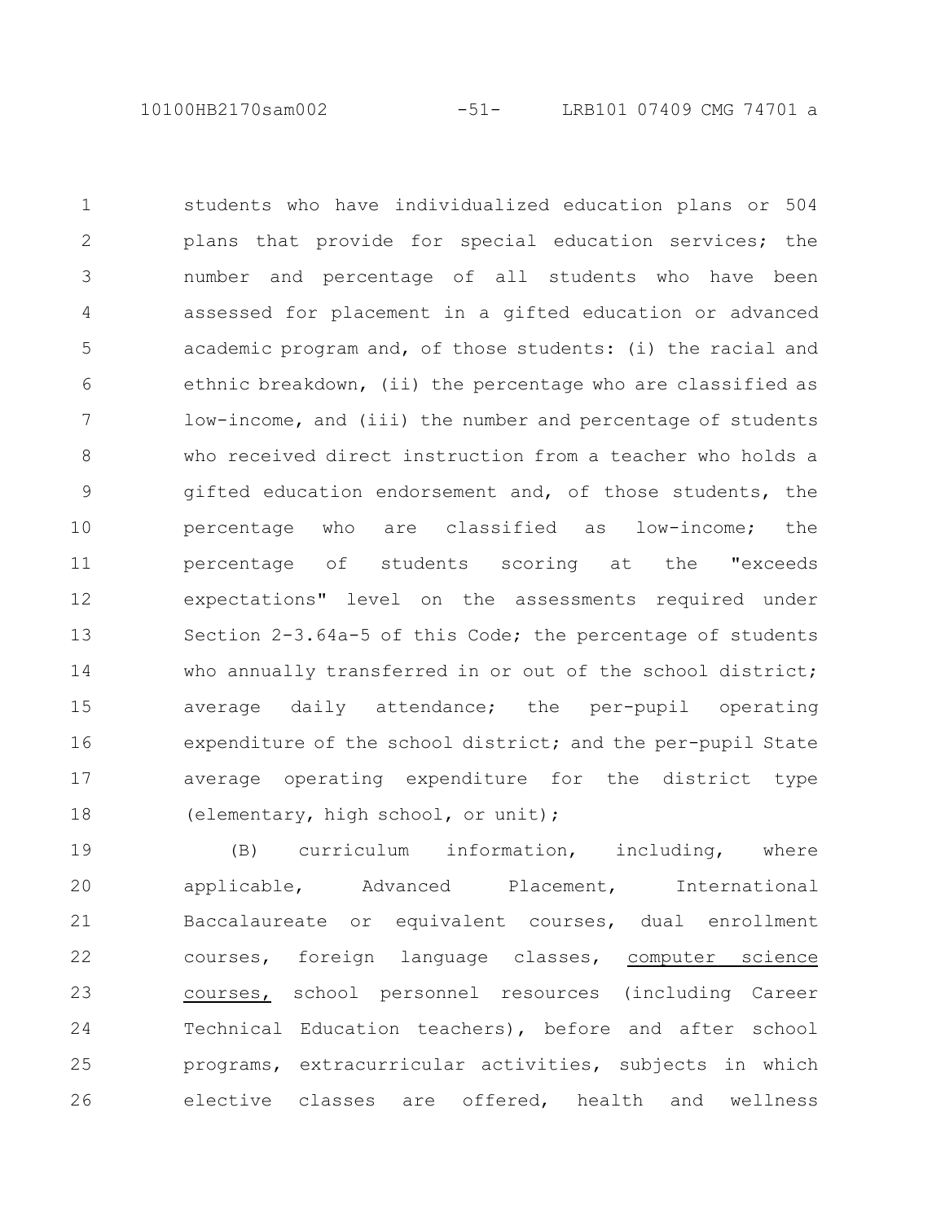students who have individualized education plans or 504 plans that provide for special education services; the number and percentage of all students who have been assessed for placement in a gifted education or advanced academic program and, of those students: (i) the racial and ethnic breakdown, (ii) the percentage who are classified as low-income, and (iii) the number and percentage of students who received direct instruction from a teacher who holds a gifted education endorsement and, of those students, the percentage who are classified as low-income; the percentage of students scoring at the "exceeds expectations" level on the assessments required under Section 2-3.64a-5 of this Code; the percentage of students who annually transferred in or out of the school district; average daily attendance; the per-pupil operating expenditure of the school district; and the per-pupil State average operating expenditure for the district type (elementary, high school, or unit);

(B) curriculum information, including, where applicable, Advanced Placement, International Baccalaureate or equivalent courses, dual enrollment courses, foreign language classes, <u>computer science courses,</u> school personnel resources (including Career Technical Education teachers), before and after school programs, extracurricular activities, subjects in which elective classes are offered, health and wellness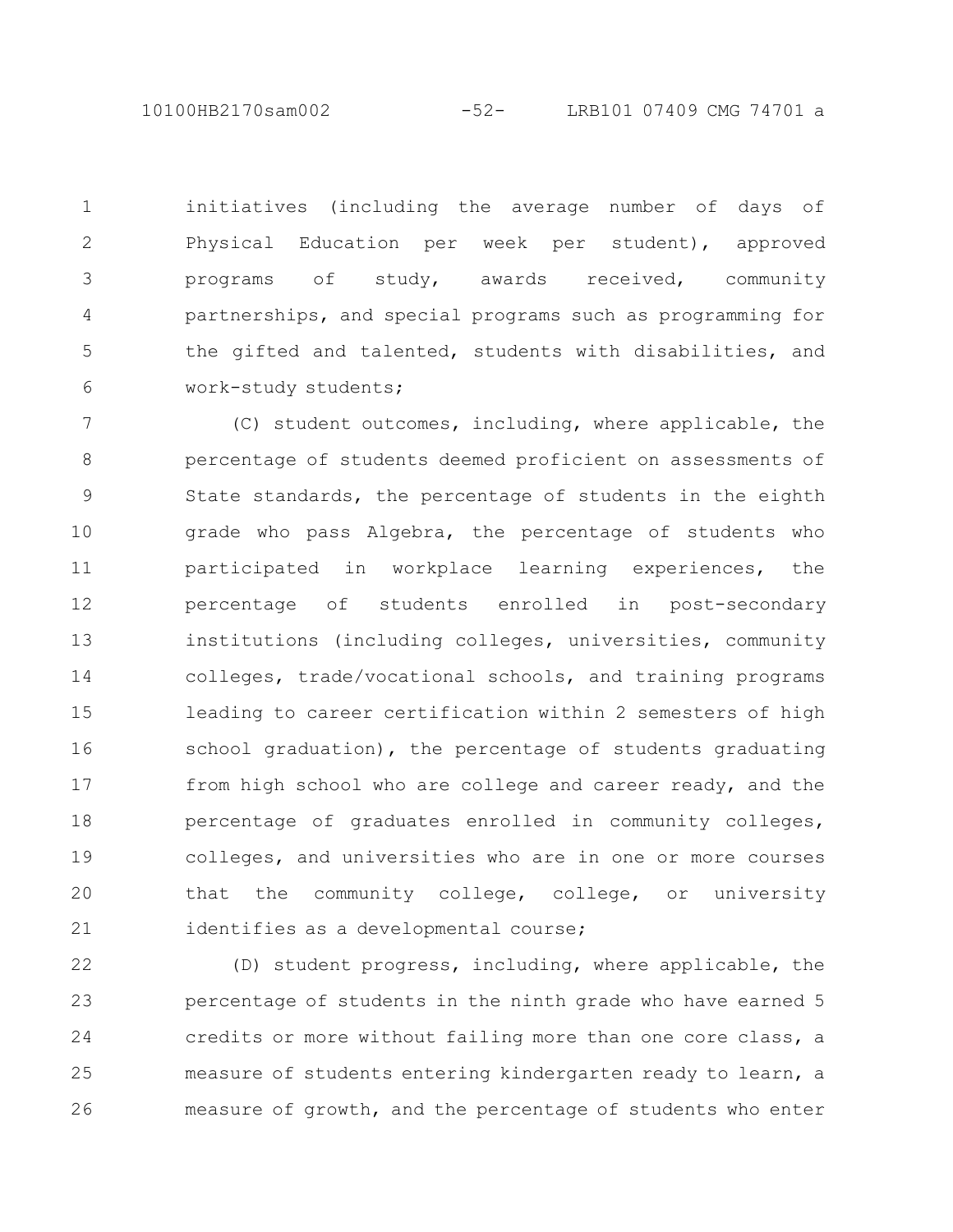initiatives (including the average number of days of Physical Education per week per student), approved programs of study, awards received, community partnerships, and special programs such as programming for the gifted and talented, students with disabilities, and work-study students;

(C) student outcomes, including, where applicable, the percentage of students deemed proficient on assessments of State standards, the percentage of students in the eighth grade who pass Algebra, the percentage of students who participated in workplace learning experiences, the percentage of students enrolled in post-secondary institutions (including colleges, universities, community colleges, trade/vocational schools, and training programs leading to career certification within 2 semesters of high school graduation), the percentage of students graduating from high school who are college and career ready, and the percentage of graduates enrolled in community colleges, colleges, and universities who are in one or more courses that the community college, college, or university identifies as a developmental course;

(D) student progress, including, where applicable, the percentage of students in the ninth grade who have earned 5 credits or more without failing more than one core class, a measure of students entering kindergarten ready to learn, a measure of growth, and the percentage of students who enter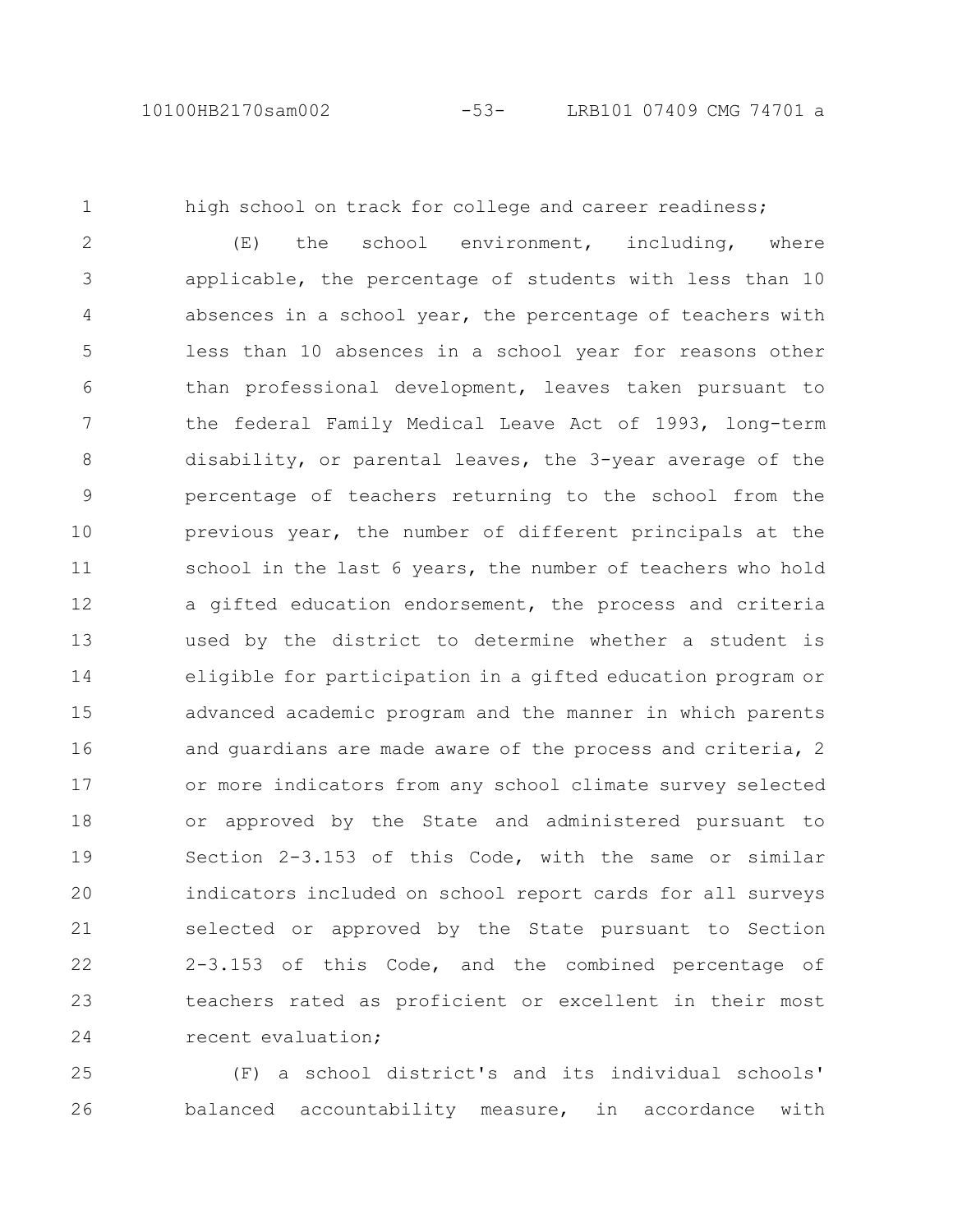high school on track for college and career readiness;

(E) the school environment, including, where applicable, the percentage of students with less than 10 absences in a school year, the percentage of teachers with less than 10 absences in a school year for reasons other than professional development, leaves taken pursuant to the federal Family Medical Leave Act of 1993, long-term disability, or parental leaves, the 3-year average of the percentage of teachers returning to the school from the previous year, the number of different principals at the school in the last 6 years, the number of teachers who hold a gifted education endorsement, the process and criteria used by the district to determine whether a student is eligible for participation in a gifted education program or advanced academic program and the manner in which parents and guardians are made aware of the process and criteria, 2 or more indicators from any school climate survey selected or approved by the State and administered pursuant to Section 2-3.153 of this Code, with the same or similar indicators included on school report cards for all surveys selected or approved by the State pursuant to Section 2-3.153 of this Code, and the combined percentage of teachers rated as proficient or excellent in their most recent evaluation;

(F) a school district's and its individual schools' balanced accountability measure, in accordance with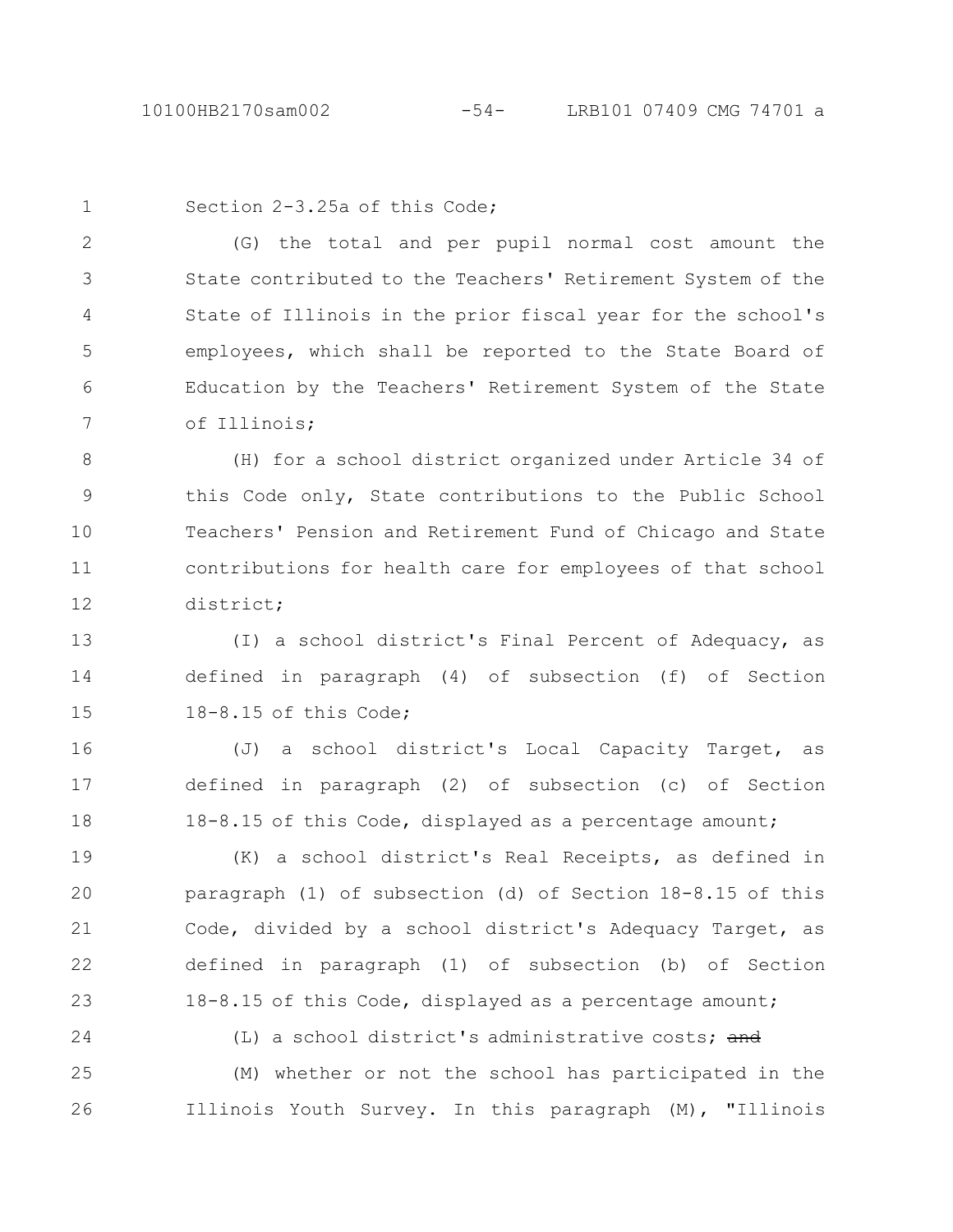Section 2-3.25a of this Code;

(G) the total and per pupil normal cost amount the State contributed to the Teachers' Retirement System of the State of Illinois in the prior fiscal year for the school's employees, which shall be reported to the State Board of Education by the Teachers' Retirement System of the State of Illinois;

(H) for a school district organized under Article 34 of this Code only, State contributions to the Public School Teachers' Pension and Retirement Fund of Chicago and State contributions for health care for employees of that school district;

(I) a school district's Final Percent of Adequacy, as defined in paragraph (4) of subsection (f) of Section 18-8.15 of this Code;

(J) a school district's Local Capacity Target, as defined in paragraph (2) of subsection (c) of Section 18-8.15 of this Code, displayed as a percentage amount;

(K) a school district's Real Receipts, as defined in paragraph (1) of subsection (d) of Section 18-8.15 of this Code, divided by a school district's Adequacy Target, as defined in paragraph (1) of subsection (b) of Section 18-8.15 of this Code, displayed as a percentage amount;

(L) a school district's administrative costs; ~~and~~

(M) whether or not the school has participated in the Illinois Youth Survey. In this paragraph (M), "Illinois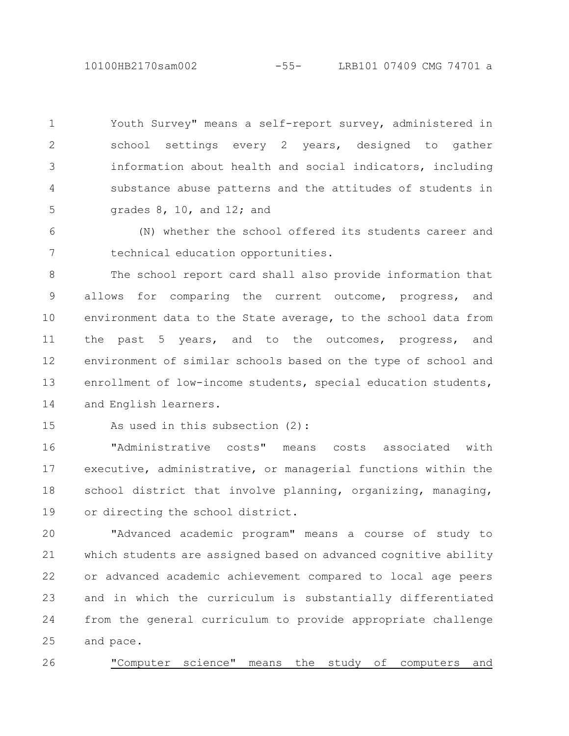Youth Survey" means a self-report survey, administered in school settings every 2 years, designed to gather information about health and social indicators, including substance abuse patterns and the attitudes of students in grades 8, 10, and 12; and

(N) whether the school offered its students career and technical education opportunities.

The school report card shall also provide information that allows for comparing the current outcome, progress, and environment data to the State average, to the school data from the past 5 years, and to the outcomes, progress, and environment of similar schools based on the type of school and enrollment of low-income students, special education students, and English learners.

As used in this subsection (2):

"Administrative costs" means costs associated with executive, administrative, or managerial functions within the school district that involve planning, organizing, managing, or directing the school district.

"Advanced academic program" means a course of study to which students are assigned based on advanced cognitive ability or advanced academic achievement compared to local age peers and in which the curriculum is substantially differentiated from the general curriculum to provide appropriate challenge and pace.

<u>"Computer science" means the study of computers and</u>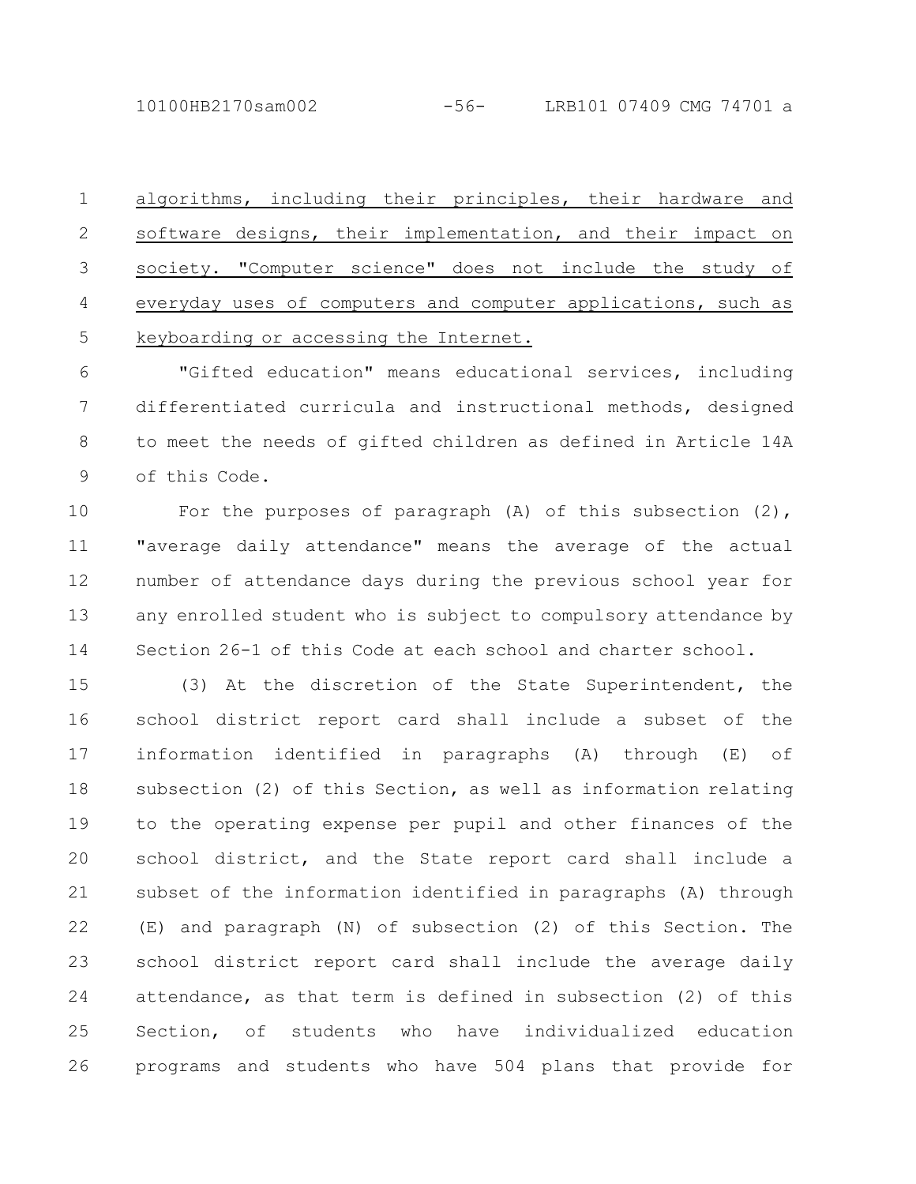algorithms, including their principles, their hardware and software designs, their implementation, and their impact on society. "Computer science" does not include the study of everyday uses of computers and computer applications, such as keyboarding or accessing the Internet.

"Gifted education" means educational services, including differentiated curricula and instructional methods, designed to meet the needs of gifted children as defined in Article 14A of this Code.

For the purposes of paragraph (A) of this subsection (2), "average daily attendance" means the average of the actual number of attendance days during the previous school year for any enrolled student who is subject to compulsory attendance by Section 26-1 of this Code at each school and charter school.

(3) At the discretion of the State Superintendent, the school district report card shall include a subset of the information identified in paragraphs (A) through (E) of subsection (2) of this Section, as well as information relating to the operating expense per pupil and other finances of the school district, and the State report card shall include a subset of the information identified in paragraphs (A) through (E) and paragraph (N) of subsection (2) of this Section. The school district report card shall include the average daily attendance, as that term is defined in subsection (2) of this Section, of students who have individualized education programs and students who have 504 plans that provide for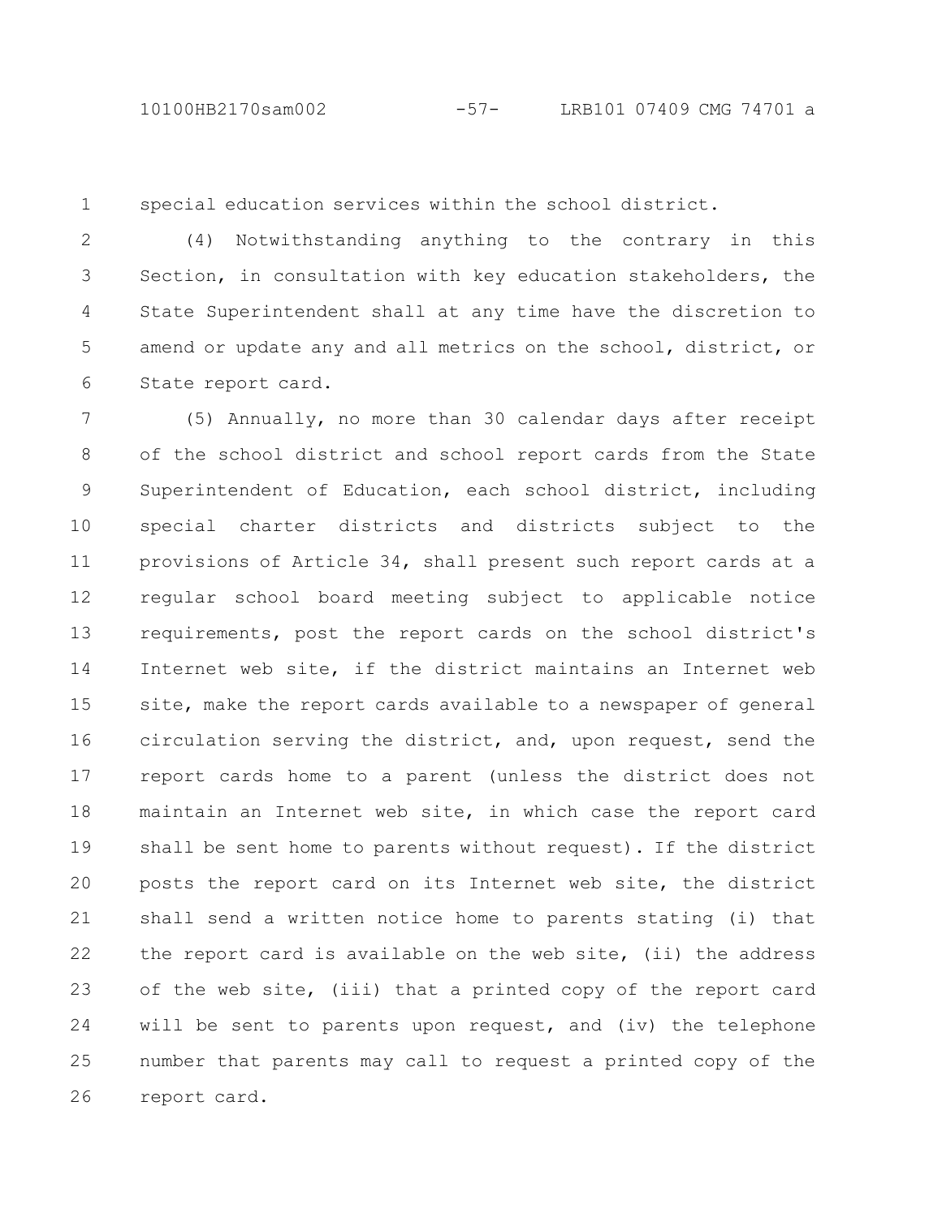special education services within the school district.

(4) Notwithstanding anything to the contrary in this Section, in consultation with key education stakeholders, the State Superintendent shall at any time have the discretion to amend or update any and all metrics on the school, district, or State report card.

(5) Annually, no more than 30 calendar days after receipt of the school district and school report cards from the State Superintendent of Education, each school district, including special charter districts and districts subject to the provisions of Article 34, shall present such report cards at a regular school board meeting subject to applicable notice requirements, post the report cards on the school district's Internet web site, if the district maintains an Internet web site, make the report cards available to a newspaper of general circulation serving the district, and, upon request, send the report cards home to a parent (unless the district does not maintain an Internet web site, in which case the report card shall be sent home to parents without request). If the district posts the report card on its Internet web site, the district shall send a written notice home to parents stating (i) that the report card is available on the web site, (ii) the address of the web site, (iii) that a printed copy of the report card will be sent to parents upon request, and (iv) the telephone number that parents may call to request a printed copy of the report card.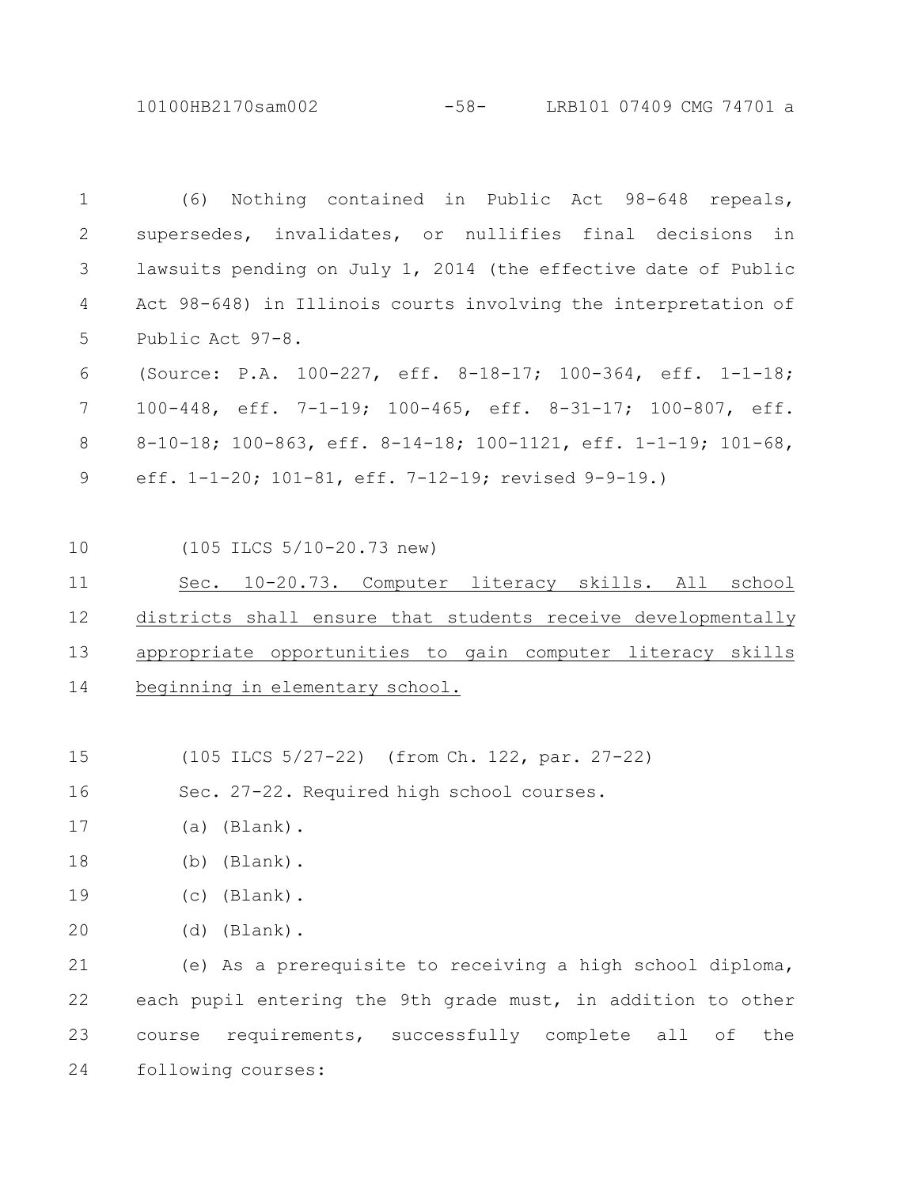(6) Nothing contained in Public Act 98-648 repeals, supersedes, invalidates, or nullifies final decisions in lawsuits pending on July 1, 2014 (the effective date of Public Act 98-648) in Illinois courts involving the interpretation of Public Act 97-8.

(Source: P.A. 100-227, eff. 8-18-17; 100-364, eff. 1-1-18; 100-448, eff. 7-1-19; 100-465, eff. 8-31-17; 100-807, eff. 8-10-18; 100-863, eff. 8-14-18; 100-1121, eff. 1-1-19; 101-68, eff. 1-1-20; 101-81, eff. 7-12-19; revised 9-9-19.)

(105 ILCS 5/10-20.73 new)

Sec. 10-20.73. Computer literacy skills. All school districts shall ensure that students receive developmentally appropriate opportunities to gain computer literacy skills beginning in elementary school.

(105 ILCS 5/27-22) (from Ch. 122, par. 27-22)

Sec. 27-22. Required high school courses.

(a) (Blank).

(b) (Blank).

(c) (Blank).

(d) (Blank).

(e) As a prerequisite to receiving a high school diploma, each pupil entering the 9th grade must, in addition to other course requirements, successfully complete all of the following courses: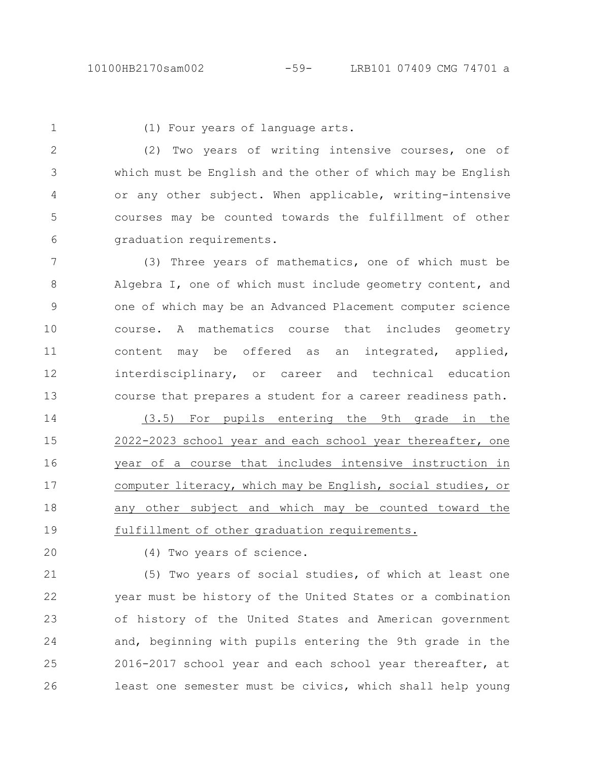(1) Four years of language arts.

(2) Two years of writing intensive courses, one of which must be English and the other of which may be English or any other subject. When applicable, writing-intensive courses may be counted towards the fulfillment of other graduation requirements.

(3) Three years of mathematics, one of which must be Algebra I, one of which must include geometry content, and one of which may be an Advanced Placement computer science course. A mathematics course that includes geometry content may be offered as an integrated, applied, interdisciplinary, or career and technical education course that prepares a student for a career readiness path.

<u>(3.5) For pupils entering the 9th grade in the 2022-2023 school year and each school year thereafter, one year of a course that includes intensive instruction in computer literacy, which may be English, social studies, or any other subject and which may be counted toward the fulfillment of other graduation requirements.</u>

(4) Two years of science.

(5) Two years of social studies, of which at least one year must be history of the United States or a combination of history of the United States and American government and, beginning with pupils entering the 9th grade in the 2016-2017 school year and each school year thereafter, at least one semester must be civics, which shall help young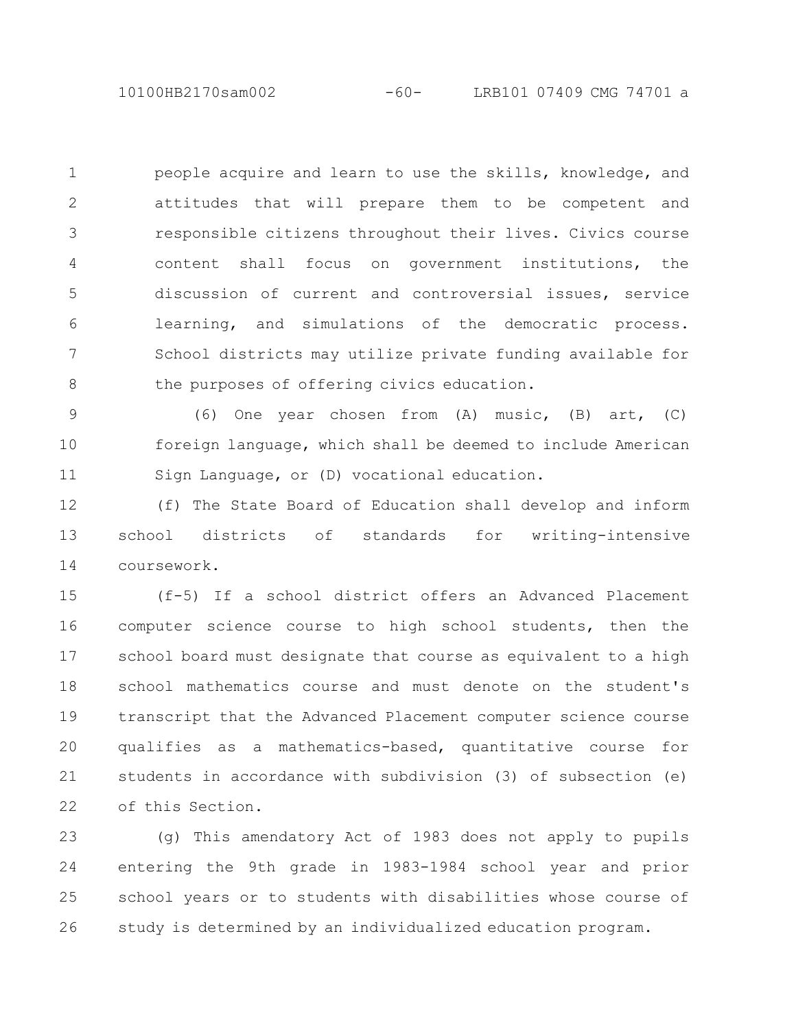people acquire and learn to use the skills, knowledge, and attitudes that will prepare them to be competent and responsible citizens throughout their lives. Civics course content shall focus on government institutions, the discussion of current and controversial issues, service learning, and simulations of the democratic process. School districts may utilize private funding available for the purposes of offering civics education.

(6) One year chosen from (A) music, (B) art, (C) foreign language, which shall be deemed to include American Sign Language, or (D) vocational education.

(f) The State Board of Education shall develop and inform school districts of standards for writing-intensive coursework.

(f-5) If a school district offers an Advanced Placement computer science course to high school students, then the school board must designate that course as equivalent to a high school mathematics course and must denote on the student's transcript that the Advanced Placement computer science course qualifies as a mathematics-based, quantitative course for students in accordance with subdivision (3) of subsection (e) of this Section.

(g) This amendatory Act of 1983 does not apply to pupils entering the 9th grade in 1983-1984 school year and prior school years or to students with disabilities whose course of study is determined by an individualized education program.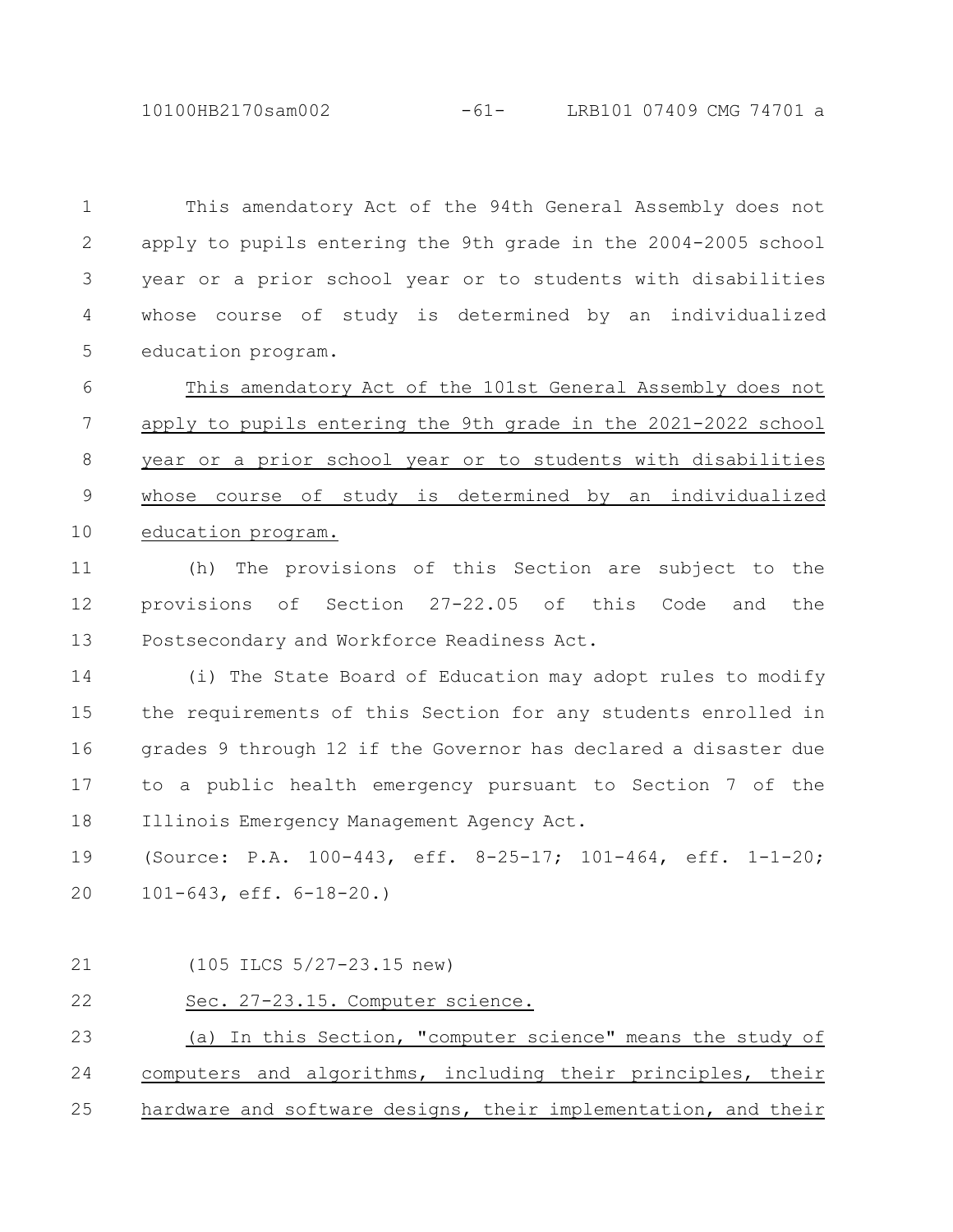This amendatory Act of the 94th General Assembly does not apply to pupils entering the 9th grade in the 2004-2005 school year or a prior school year or to students with disabilities whose course of study is determined by an individualized education program.

This amendatory Act of the 101st General Assembly does not apply to pupils entering the 9th grade in the 2021-2022 school year or a prior school year or to students with disabilities whose course of study is determined by an individualized education program.

(h) The provisions of this Section are subject to the provisions of Section 27-22.05 of this Code and the Postsecondary and Workforce Readiness Act.

(i) The State Board of Education may adopt rules to modify the requirements of this Section for any students enrolled in grades 9 through 12 if the Governor has declared a disaster due to a public health emergency pursuant to Section 7 of the Illinois Emergency Management Agency Act.

(Source: P.A. 100-443, eff. 8-25-17; 101-464, eff. 1-1-20; 101-643, eff. 6-18-20.)

(105 ILCS 5/27-23.15 new)

Sec. 27-23.15. Computer science.

(a) In this Section, "computer science" means the study of computers and algorithms, including their principles, their hardware and software designs, their implementation, and their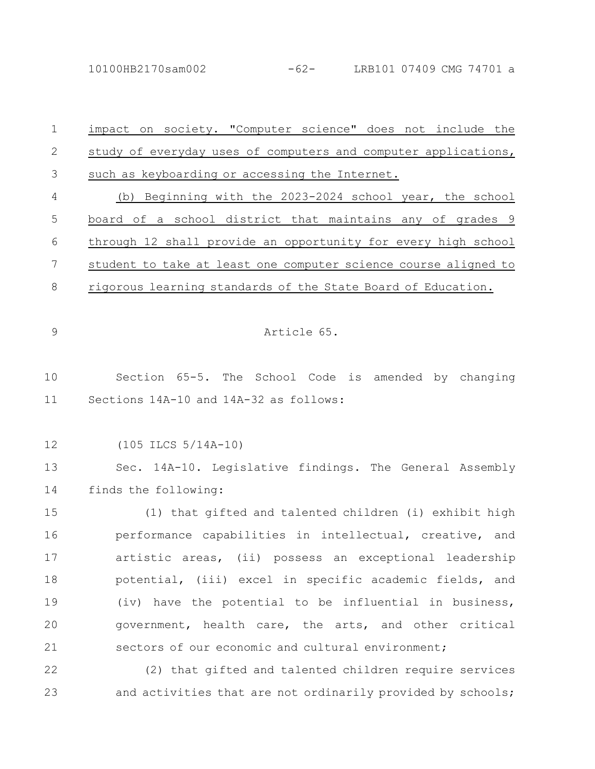impact on society. "Computer science" does not include the study of everyday uses of computers and computer applications, such as keyboarding or accessing the Internet.

(b) Beginning with the 2023-2024 school year, the school board of a school district that maintains any of grades 9 through 12 shall provide an opportunity for every high school student to take at least one computer science course aligned to rigorous learning standards of the State Board of Education.

Article 65.

Section 65-5. The School Code is amended by changing Sections 14A-10 and 14A-32 as follows:

(105 ILCS 5/14A-10)

Sec. 14A-10. Legislative findings. The General Assembly finds the following:

(1) that gifted and talented children (i) exhibit high performance capabilities in intellectual, creative, and artistic areas, (ii) possess an exceptional leadership potential, (iii) excel in specific academic fields, and (iv) have the potential to be influential in business, government, health care, the arts, and other critical sectors of our economic and cultural environment;

(2) that gifted and talented children require services and activities that are not ordinarily provided by schools;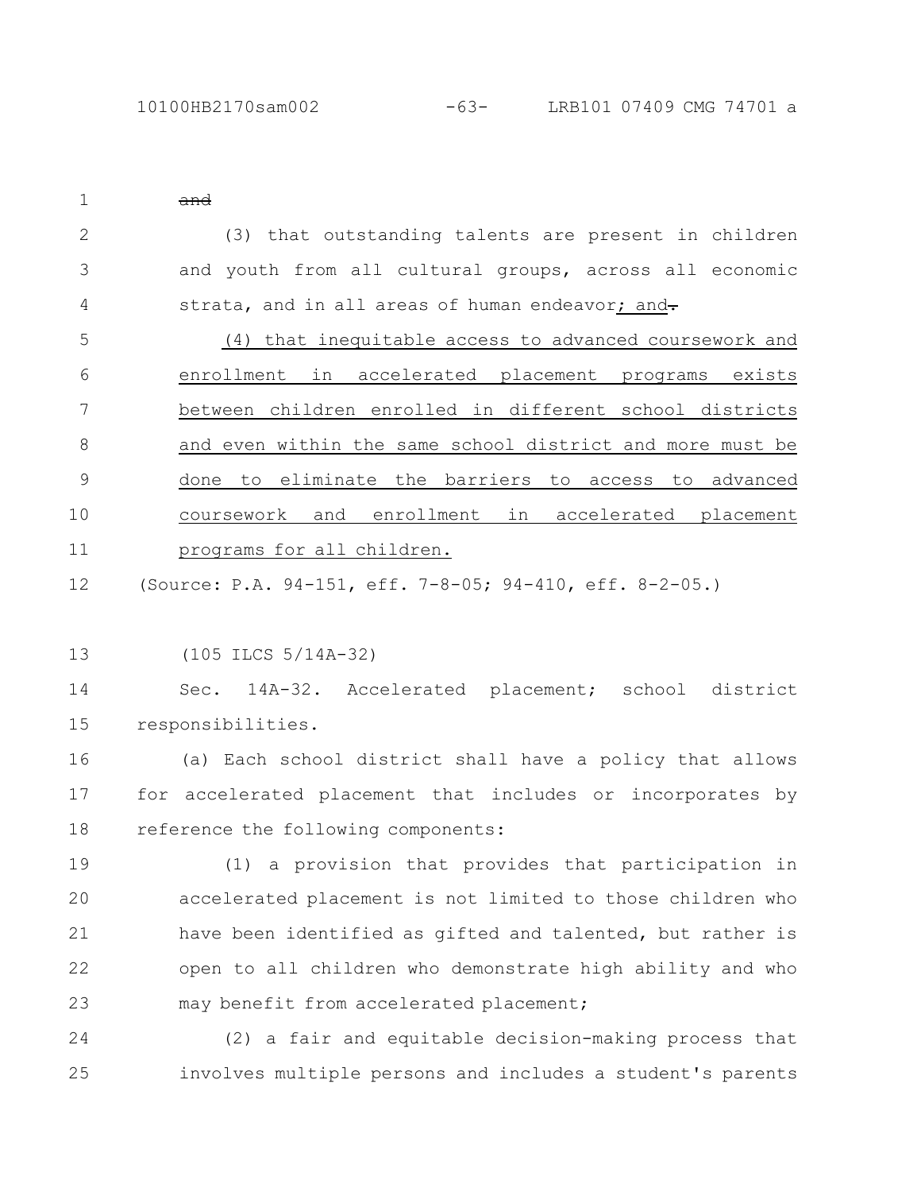~~and~~

(3) that outstanding talents are present in children and youth from all cultural groups, across all economic strata, and in all areas of human endeavor<u>; and</u>~~.~~

<u>(4) that inequitable access to advanced coursework and enrollment in accelerated placement programs exists between children enrolled in different school districts and even within the same school district and more must be done to eliminate the barriers to access to advanced coursework and enrollment in accelerated placement programs for all children.</u>

(Source: P.A. 94-151, eff. 7-8-05; 94-410, eff. 8-2-05.)

(105 ILCS 5/14A-32)

Sec. 14A-32. Accelerated placement; school district responsibilities.

(a) Each school district shall have a policy that allows for accelerated placement that includes or incorporates by reference the following components:

(1) a provision that provides that participation in accelerated placement is not limited to those children who have been identified as gifted and talented, but rather is open to all children who demonstrate high ability and who may benefit from accelerated placement;

(2) a fair and equitable decision-making process that involves multiple persons and includes a student's parents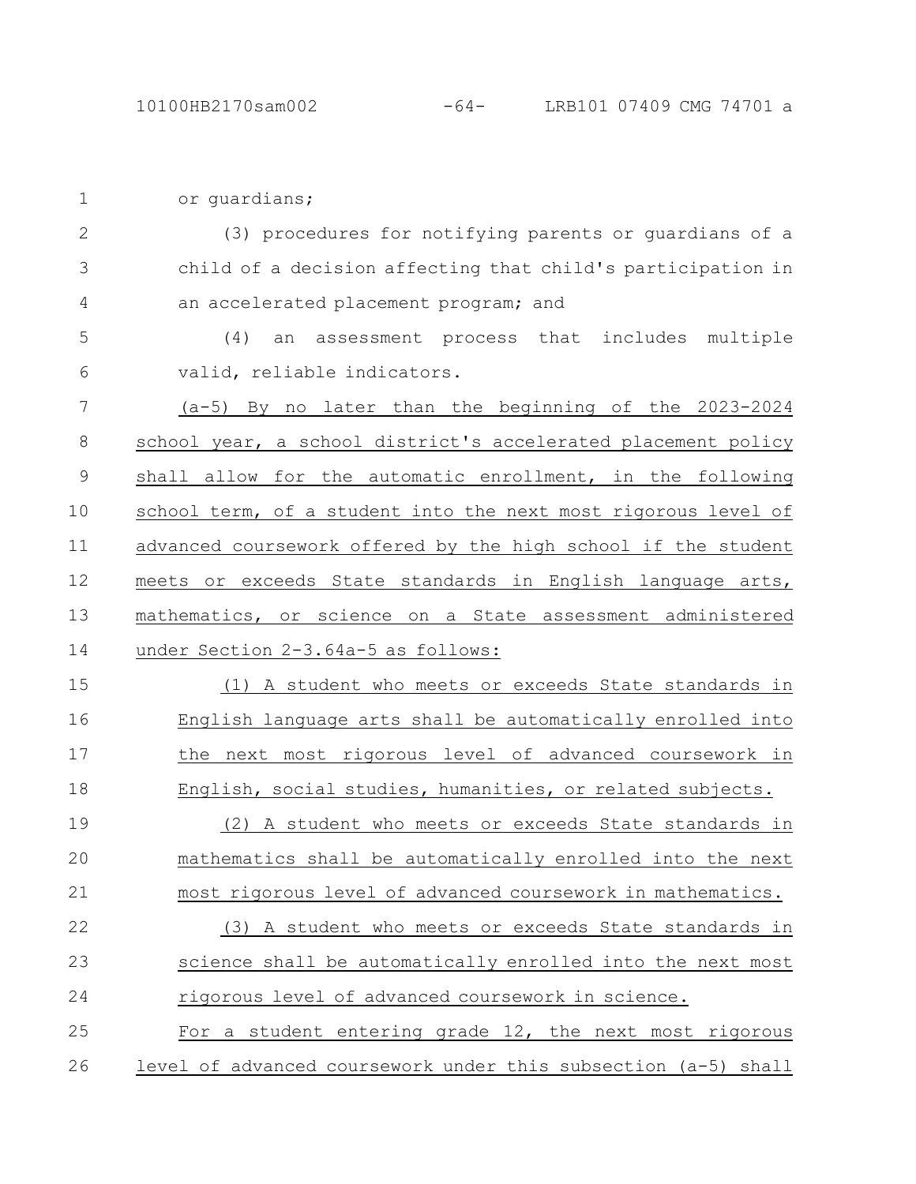or guardians;

(3) procedures for notifying parents or guardians of a child of a decision affecting that child's participation in an accelerated placement program; and

(4) an assessment process that includes multiple valid, reliable indicators.

(a-5) By no later than the beginning of the 2023-2024 school year, a school district's accelerated placement policy shall allow for the automatic enrollment, in the following school term, of a student into the next most rigorous level of advanced coursework offered by the high school if the student meets or exceeds State standards in English language arts, mathematics, or science on a State assessment administered under Section 2-3.64a-5 as follows:

(1) A student who meets or exceeds State standards in English language arts shall be automatically enrolled into the next most rigorous level of advanced coursework in English, social studies, humanities, or related subjects.

(2) A student who meets or exceeds State standards in mathematics shall be automatically enrolled into the next most rigorous level of advanced coursework in mathematics.

(3) A student who meets or exceeds State standards in science shall be automatically enrolled into the next most rigorous level of advanced coursework in science.

For a student entering grade 12, the next most rigorous level of advanced coursework under this subsection (a-5) shall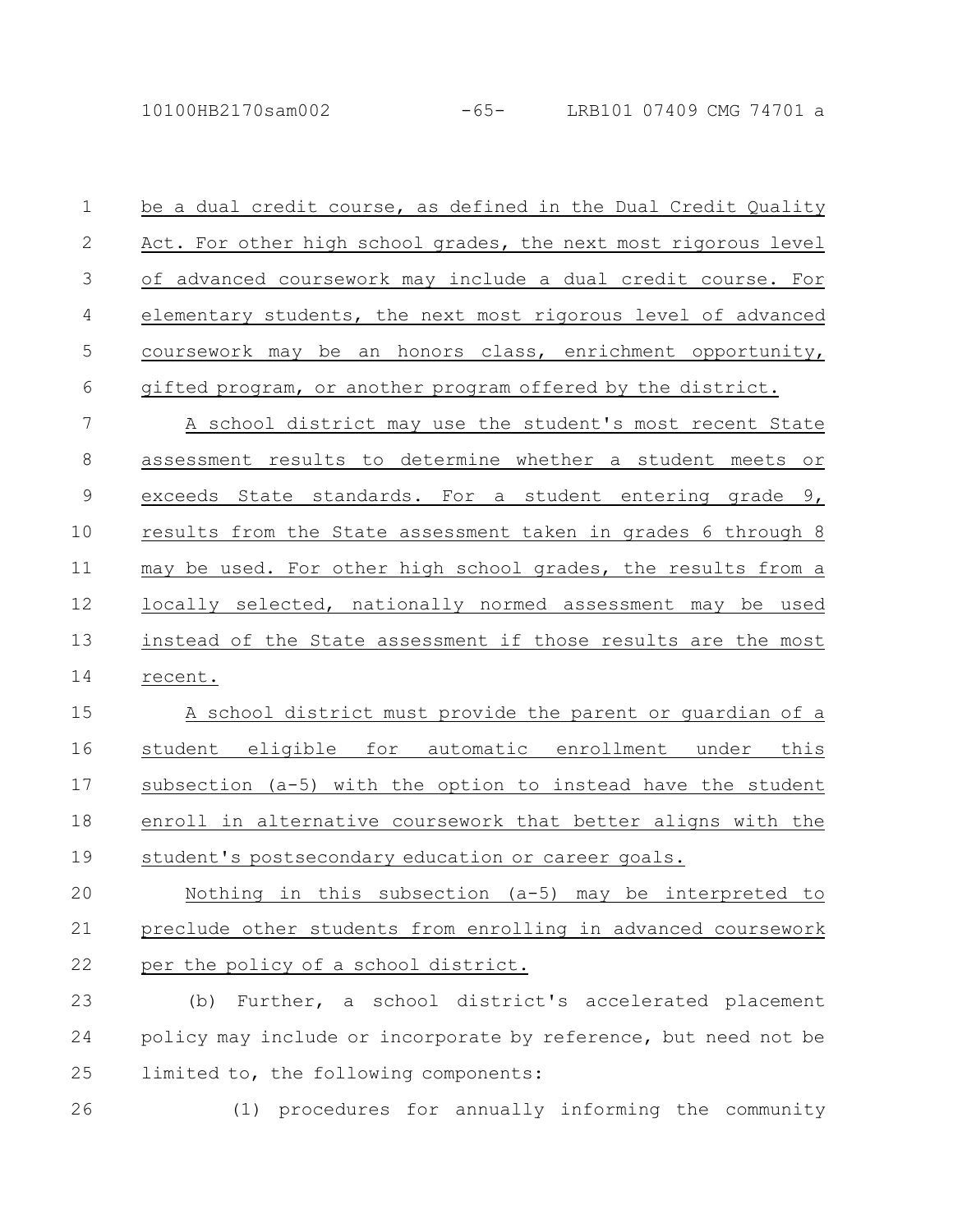be a dual credit course, as defined in the Dual Credit Quality Act. For other high school grades, the next most rigorous level of advanced coursework may include a dual credit course. For elementary students, the next most rigorous level of advanced coursework may be an honors class, enrichment opportunity, gifted program, or another program offered by the district.

A school district may use the student's most recent State assessment results to determine whether a student meets or exceeds State standards. For a student entering grade 9, results from the State assessment taken in grades 6 through 8 may be used. For other high school grades, the results from a locally selected, nationally normed assessment may be used instead of the State assessment if those results are the most recent.

A school district must provide the parent or guardian of a student eligible for automatic enrollment under this subsection (a-5) with the option to instead have the student enroll in alternative coursework that better aligns with the student's postsecondary education or career goals.

Nothing in this subsection (a-5) may be interpreted to preclude other students from enrolling in advanced coursework per the policy of a school district.

(b) Further, a school district's accelerated placement policy may include or incorporate by reference, but need not be limited to, the following components:

(1) procedures for annually informing the community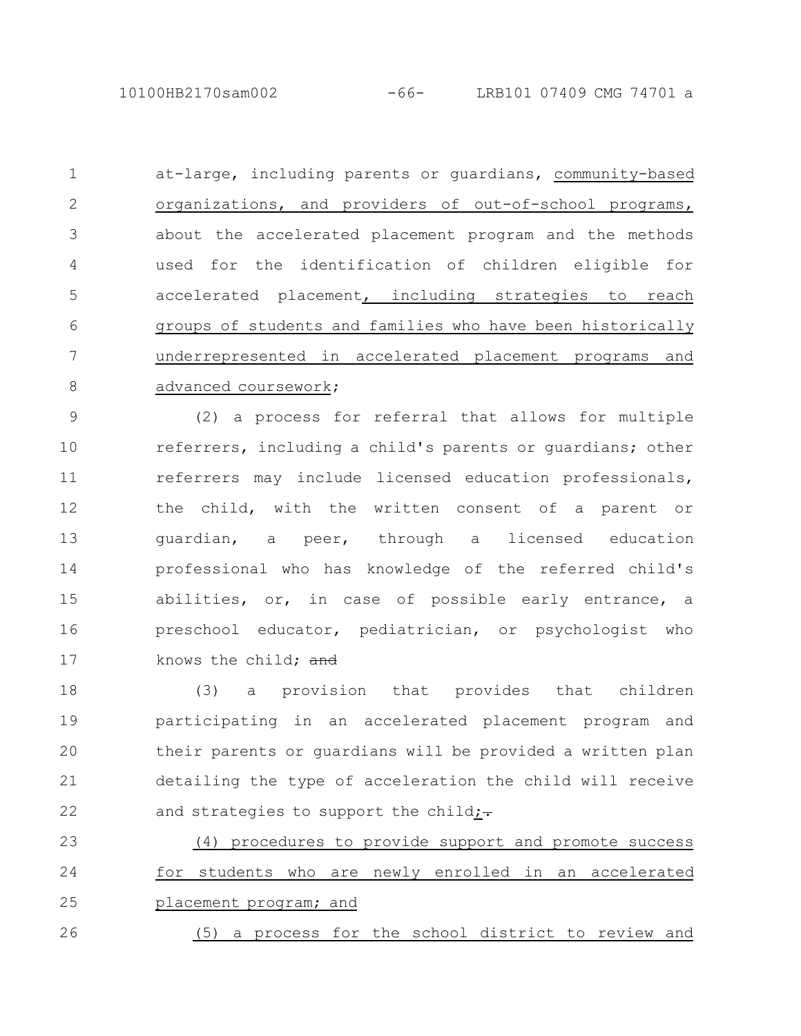at-large, including parents or guardians, community-based organizations, and providers of out-of-school programs, about the accelerated placement program and the methods used for the identification of children eligible for accelerated placement, including strategies to reach groups of students and families who have been historically underrepresented in accelerated placement programs and advanced coursework;

(2) a process for referral that allows for multiple referrers, including a child's parents or guardians; other referrers may include licensed education professionals, the child, with the written consent of a parent or guardian, a peer, through a licensed education professional who has knowledge of the referred child's abilities, or, in case of possible early entrance, a preschool educator, pediatrician, or psychologist who knows the child; ~~and~~

(3) a provision that provides that children participating in an accelerated placement program and their parents or guardians will be provided a written plan detailing the type of acceleration the child will receive and strategies to support the child;~~.~~

(4) procedures to provide support and promote success for students who are newly enrolled in an accelerated placement program; and

(5) a process for the school district to review and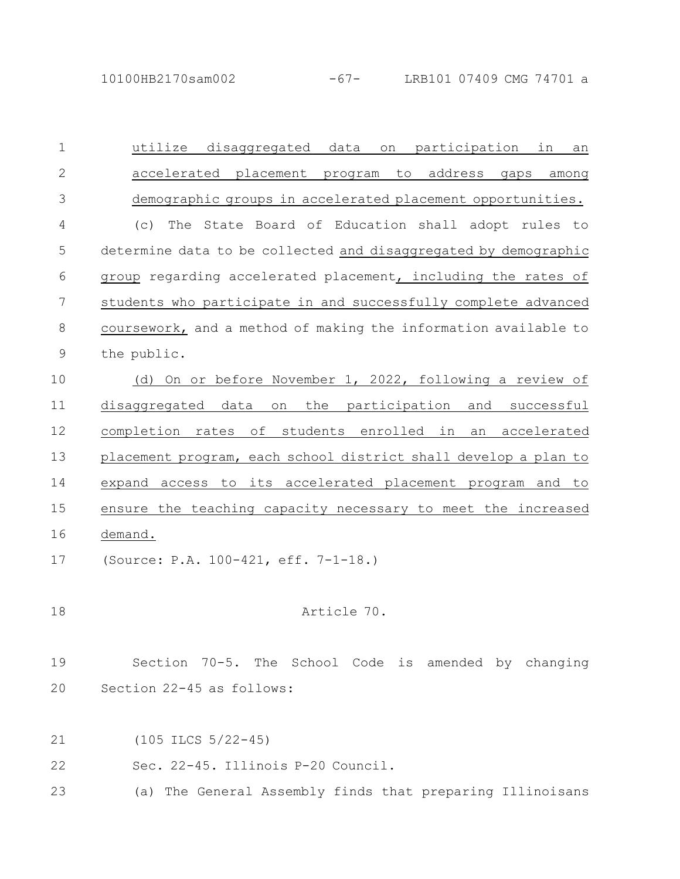utilize disaggregated data on participation in an accelerated placement program to address gaps among demographic groups in accelerated placement opportunities.

(c) The State Board of Education shall adopt rules to determine data to be collected and disaggregated by demographic group regarding accelerated placement, including the rates of students who participate in and successfully complete advanced coursework, and a method of making the information available to the public.

(d) On or before November 1, 2022, following a review of disaggregated data on the participation and successful completion rates of students enrolled in an accelerated placement program, each school district shall develop a plan to expand access to its accelerated placement program and to ensure the teaching capacity necessary to meet the increased demand.

(Source: P.A. 100-421, eff. 7-1-18.)

Article 70.

Section 70-5. The School Code is amended by changing Section 22-45 as follows:

(105 ILCS 5/22-45)

Sec. 22-45. Illinois P-20 Council.

(a) The General Assembly finds that preparing Illinoisans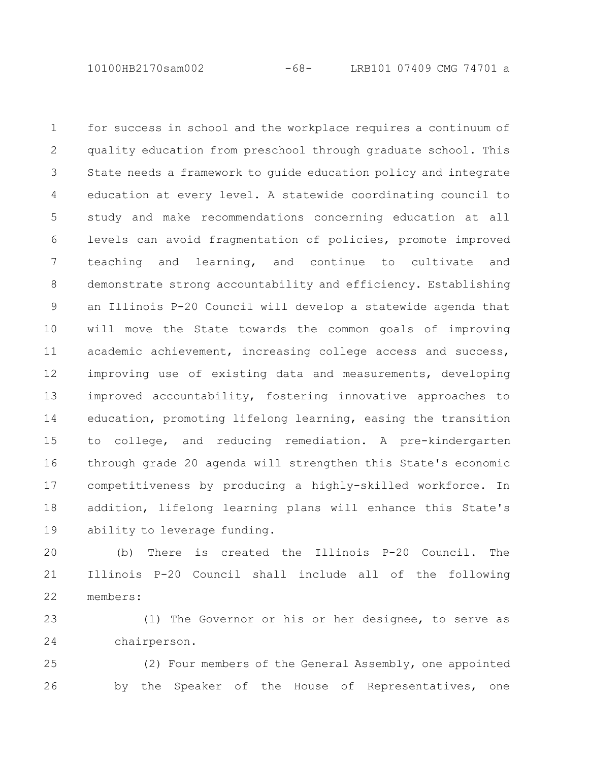for success in school and the workplace requires a continuum of quality education from preschool through graduate school. This State needs a framework to guide education policy and integrate education at every level. A statewide coordinating council to study and make recommendations concerning education at all levels can avoid fragmentation of policies, promote improved teaching and learning, and continue to cultivate and demonstrate strong accountability and efficiency. Establishing an Illinois P-20 Council will develop a statewide agenda that will move the State towards the common goals of improving academic achievement, increasing college access and success, improving use of existing data and measurements, developing improved accountability, fostering innovative approaches to education, promoting lifelong learning, easing the transition to college, and reducing remediation. A pre-kindergarten through grade 20 agenda will strengthen this State's economic competitiveness by producing a highly-skilled workforce. In addition, lifelong learning plans will enhance this State's ability to leverage funding.

(b) There is created the Illinois P-20 Council. The Illinois P-20 Council shall include all of the following members:

(1) The Governor or his or her designee, to serve as chairperson.

(2) Four members of the General Assembly, one appointed by the Speaker of the House of Representatives, one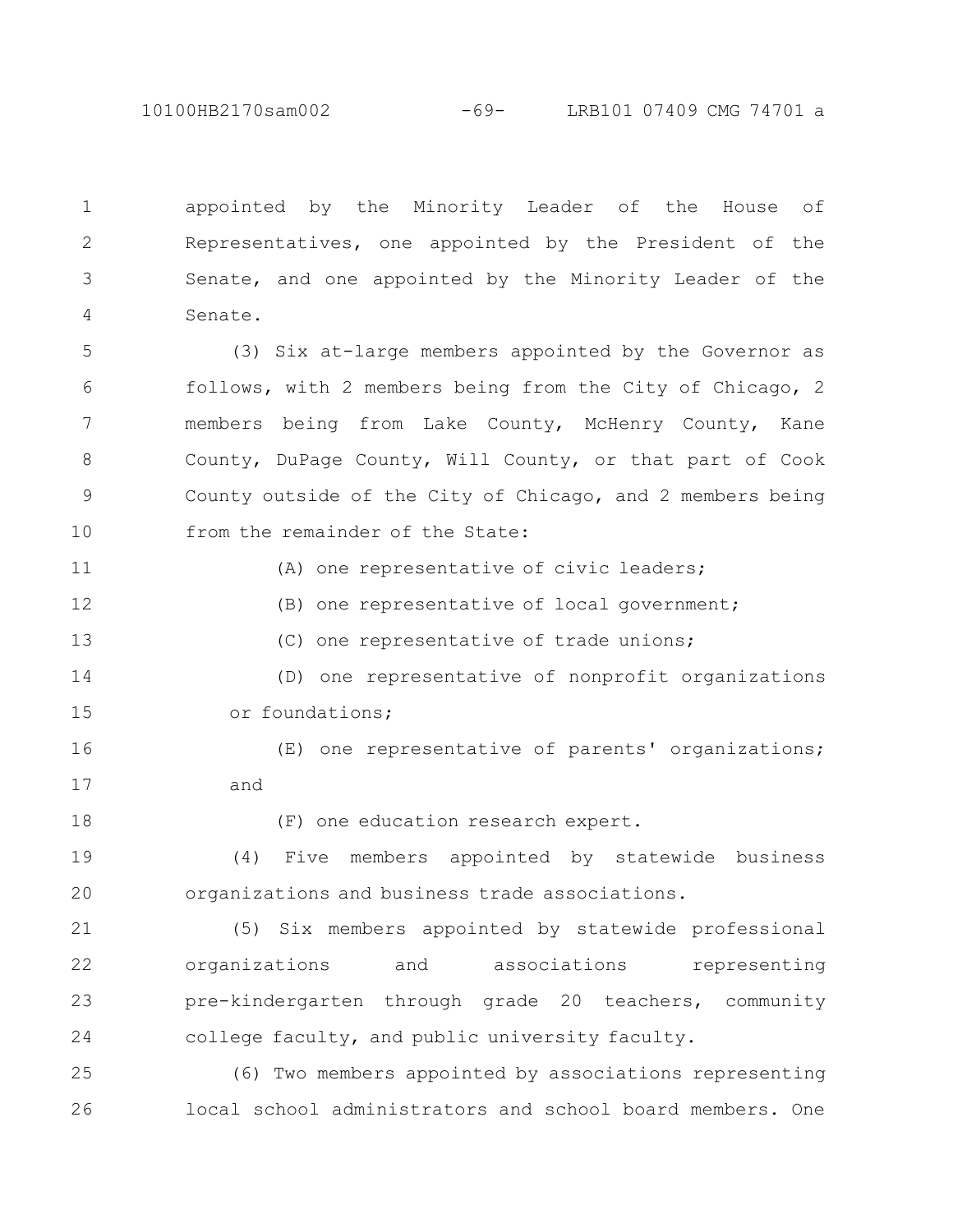appointed by the Minority Leader of the House of Representatives, one appointed by the President of the Senate, and one appointed by the Minority Leader of the Senate.

(3) Six at-large members appointed by the Governor as follows, with 2 members being from the City of Chicago, 2 members being from Lake County, McHenry County, Kane County, DuPage County, Will County, or that part of Cook County outside of the City of Chicago, and 2 members being from the remainder of the State:

(A) one representative of civic leaders;

(B) one representative of local government;

(C) one representative of trade unions;

(D) one representative of nonprofit organizations or foundations;

(E) one representative of parents' organizations; and

(F) one education research expert.

(4) Five members appointed by statewide business organizations and business trade associations.

(5) Six members appointed by statewide professional organizations and associations representing pre-kindergarten through grade 20 teachers, community college faculty, and public university faculty.

(6) Two members appointed by associations representing local school administrators and school board members. One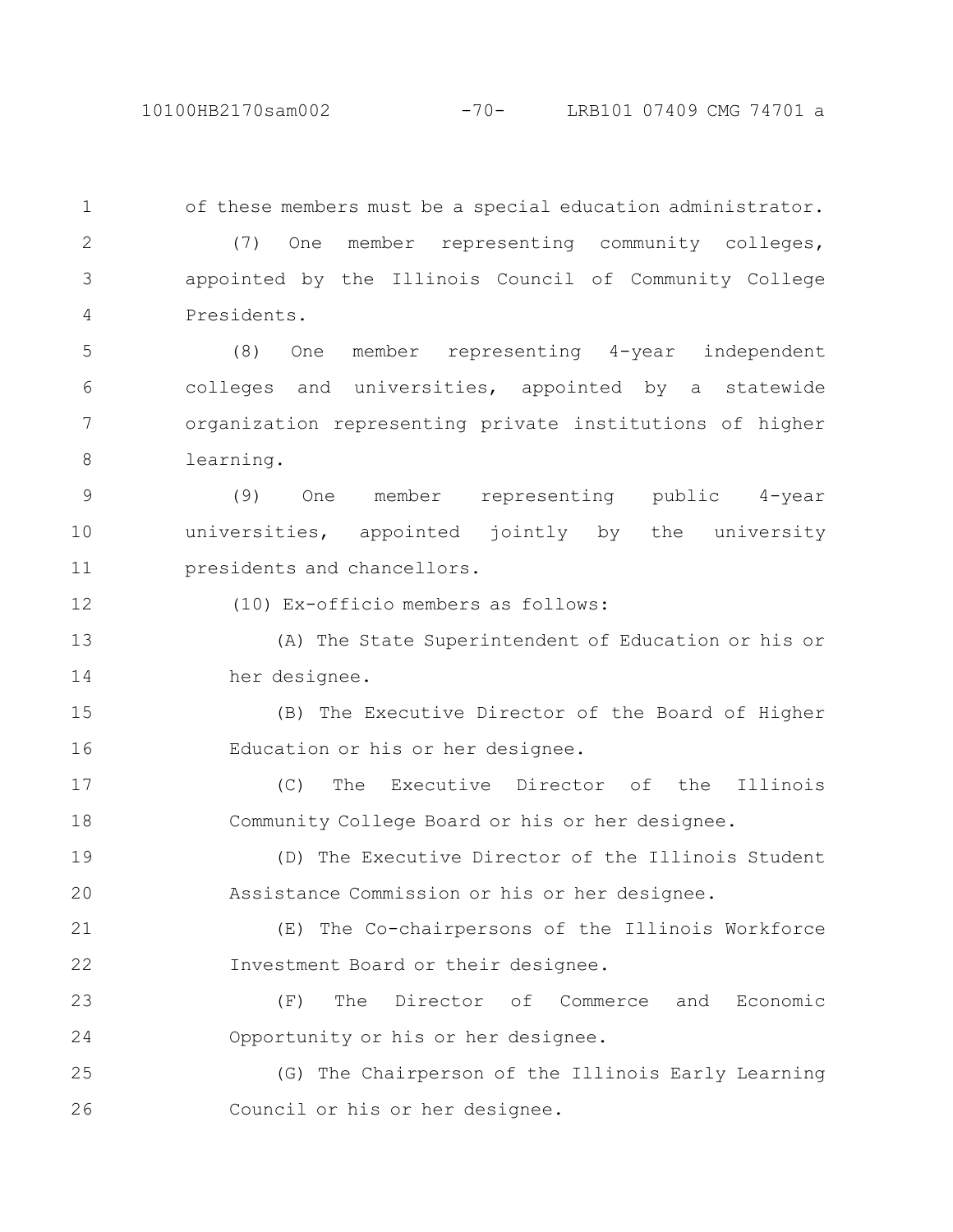of these members must be a special education administrator.

(7) One member representing community colleges, appointed by the Illinois Council of Community College Presidents.

(8) One member representing 4-year independent colleges and universities, appointed by a statewide organization representing private institutions of higher learning.

(9) One member representing public 4-year universities, appointed jointly by the university presidents and chancellors.

(10) Ex-officio members as follows:

(A) The State Superintendent of Education or his or her designee.

(B) The Executive Director of the Board of Higher Education or his or her designee.

(C) The Executive Director of the Illinois Community College Board or his or her designee.

(D) The Executive Director of the Illinois Student Assistance Commission or his or her designee.

(E) The Co-chairpersons of the Illinois Workforce Investment Board or their designee.

(F) The Director of Commerce and Economic Opportunity or his or her designee.

(G) The Chairperson of the Illinois Early Learning Council or his or her designee.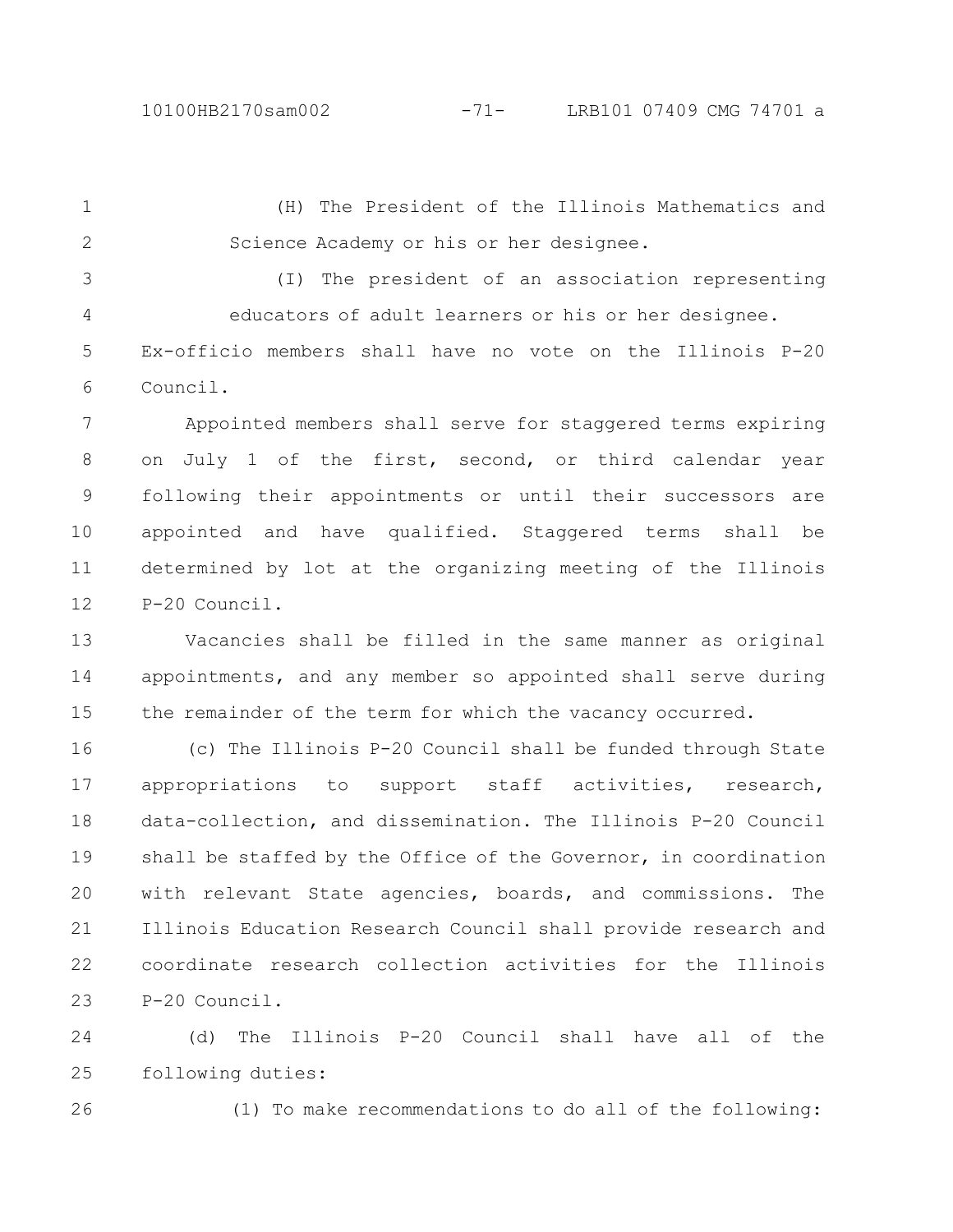(H) The President of the Illinois Mathematics and Science Academy or his or her designee.

(I) The president of an association representing educators of adult learners or his or her designee.

Ex-officio members shall have no vote on the Illinois P-20 Council.

Appointed members shall serve for staggered terms expiring on July 1 of the first, second, or third calendar year following their appointments or until their successors are appointed and have qualified. Staggered terms shall be determined by lot at the organizing meeting of the Illinois P-20 Council.

Vacancies shall be filled in the same manner as original appointments, and any member so appointed shall serve during the remainder of the term for which the vacancy occurred.

(c) The Illinois P-20 Council shall be funded through State appropriations to support staff activities, research, data-collection, and dissemination. The Illinois P-20 Council shall be staffed by the Office of the Governor, in coordination with relevant State agencies, boards, and commissions. The Illinois Education Research Council shall provide research and coordinate research collection activities for the Illinois P-20 Council.

(d) The Illinois P-20 Council shall have all of the following duties:

(1) To make recommendations to do all of the following: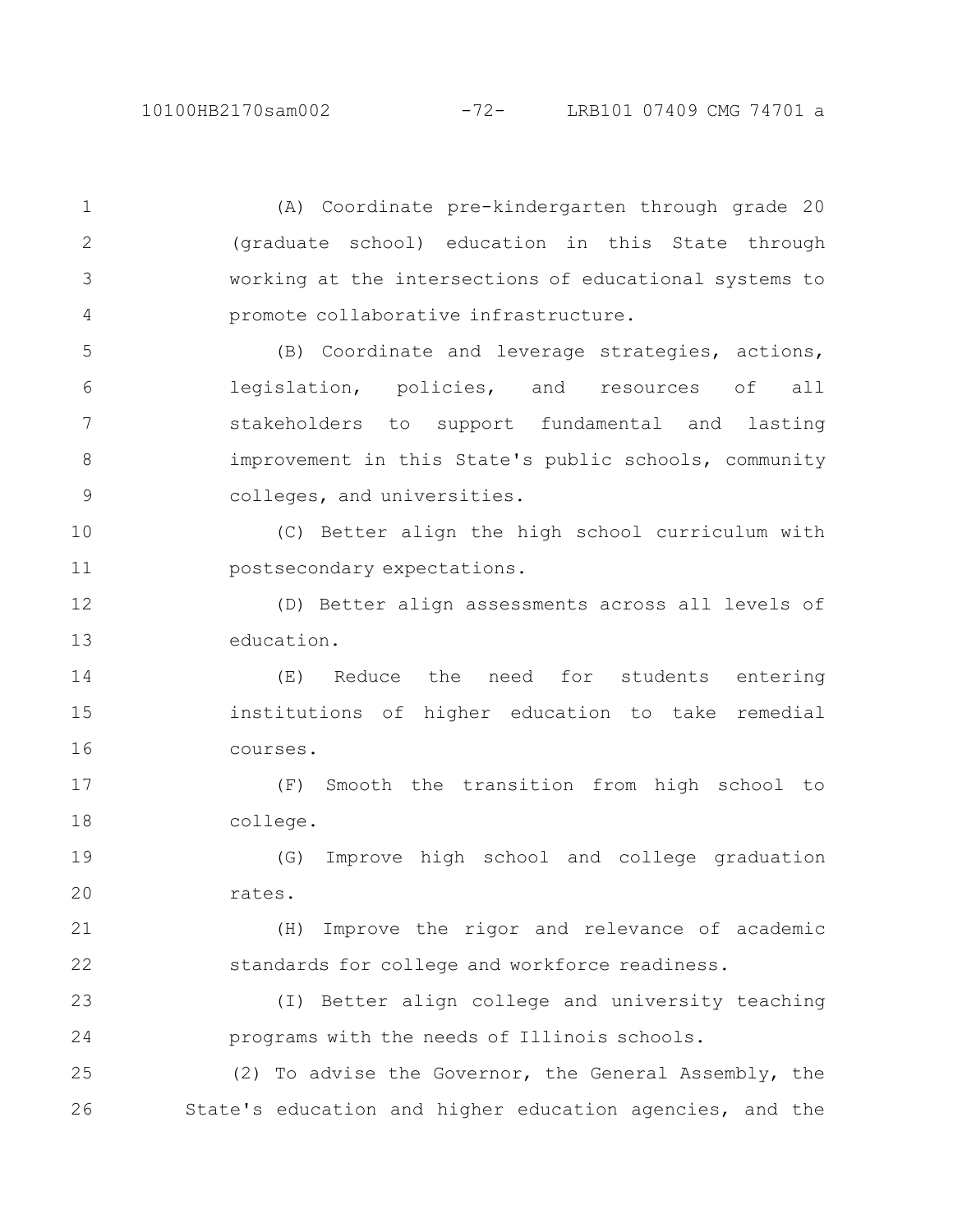(A) Coordinate pre-kindergarten through grade 20 (graduate school) education in this State through working at the intersections of educational systems to promote collaborative infrastructure.

(B) Coordinate and leverage strategies, actions, legislation, policies, and resources of all stakeholders to support fundamental and lasting improvement in this State's public schools, community colleges, and universities.

(C) Better align the high school curriculum with postsecondary expectations.

(D) Better align assessments across all levels of education.

(E) Reduce the need for students entering institutions of higher education to take remedial courses.

(F) Smooth the transition from high school to college.

(G) Improve high school and college graduation rates.

(H) Improve the rigor and relevance of academic standards for college and workforce readiness.

(I) Better align college and university teaching programs with the needs of Illinois schools.

(2) To advise the Governor, the General Assembly, the State's education and higher education agencies, and the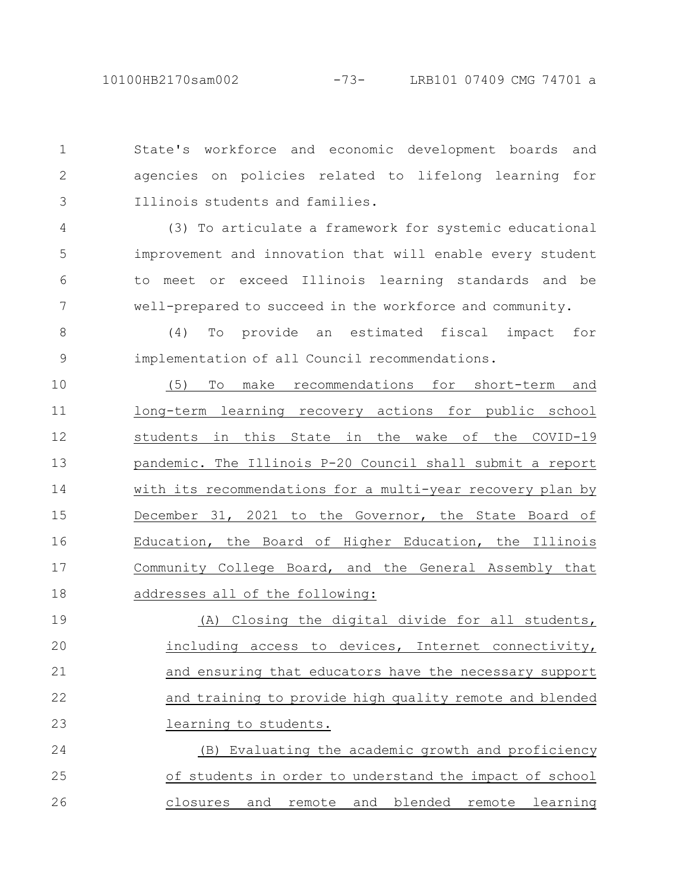State's workforce and economic development boards and agencies on policies related to lifelong learning for Illinois students and families.

(3) To articulate a framework for systemic educational improvement and innovation that will enable every student to meet or exceed Illinois learning standards and be well-prepared to succeed in the workforce and community.

(4) To provide an estimated fiscal impact for implementation of all Council recommendations.

(5) To make recommendations for short-term and long-term learning recovery actions for public school students in this State in the wake of the COVID-19 pandemic. The Illinois P-20 Council shall submit a report with its recommendations for a multi-year recovery plan by December 31, 2021 to the Governor, the State Board of Education, the Board of Higher Education, the Illinois Community College Board, and the General Assembly that addresses all of the following:

(A) Closing the digital divide for all students, including access to devices, Internet connectivity, and ensuring that educators have the necessary support and training to provide high quality remote and blended learning to students.

(B) Evaluating the academic growth and proficiency of students in order to understand the impact of school closures and remote and blended remote learning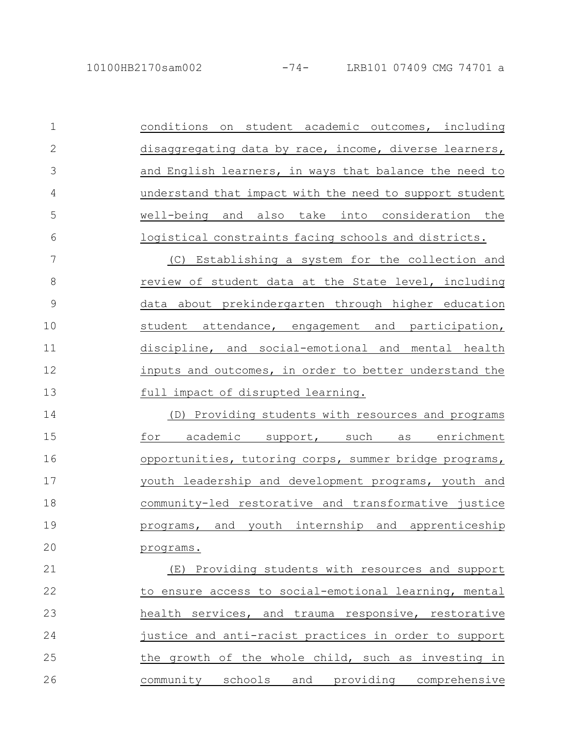conditions on student academic outcomes, including disaggregating data by race, income, diverse learners, and English learners, in ways that balance the need to understand that impact with the need to support student well-being and also take into consideration the logistical constraints facing schools and districts.

(C) Establishing a system for the collection and review of student data at the State level, including data about prekindergarten through higher education student attendance, engagement and participation, discipline, and social-emotional and mental health inputs and outcomes, in order to better understand the full impact of disrupted learning.

(D) Providing students with resources and programs for academic support, such as enrichment opportunities, tutoring corps, summer bridge programs, youth leadership and development programs, youth and community-led restorative and transformative justice programs, and youth internship and apprenticeship programs.

(E) Providing students with resources and support to ensure access to social-emotional learning, mental health services, and trauma responsive, restorative justice and anti-racist practices in order to support the growth of the whole child, such as investing in community schools and providing comprehensive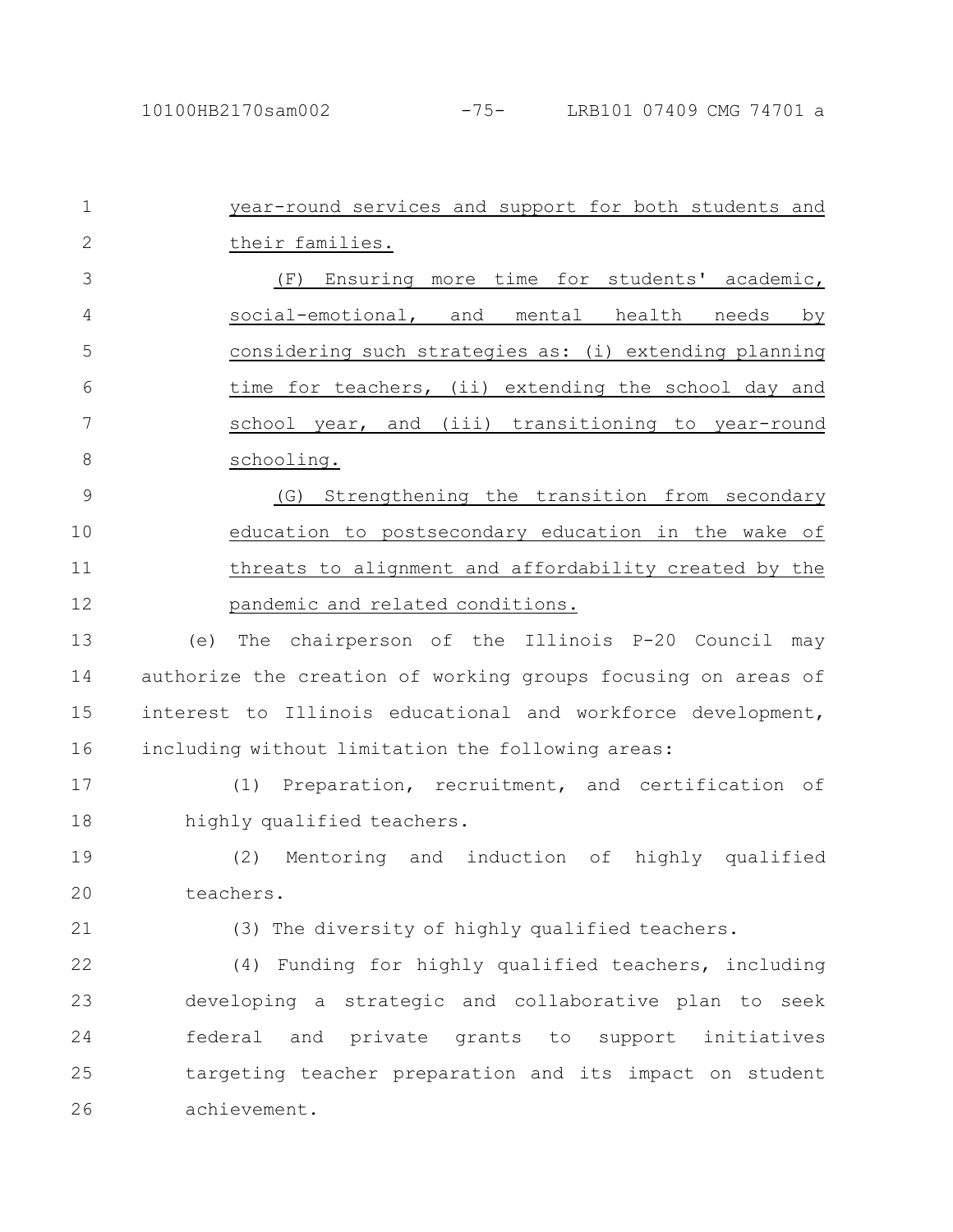year-round services and support for both students and their families.

(F) Ensuring more time for students' academic, social-emotional, and mental health needs by considering such strategies as: (i) extending planning time for teachers, (ii) extending the school day and school year, and (iii) transitioning to year-round schooling.

(G) Strengthening the transition from secondary education to postsecondary education in the wake of threats to alignment and affordability created by the pandemic and related conditions.

(e) The chairperson of the Illinois P-20 Council may authorize the creation of working groups focusing on areas of interest to Illinois educational and workforce development, including without limitation the following areas:

(1) Preparation, recruitment, and certification of highly qualified teachers.

(2) Mentoring and induction of highly qualified teachers.

(3) The diversity of highly qualified teachers.

(4) Funding for highly qualified teachers, including developing a strategic and collaborative plan to seek federal and private grants to support initiatives targeting teacher preparation and its impact on student achievement.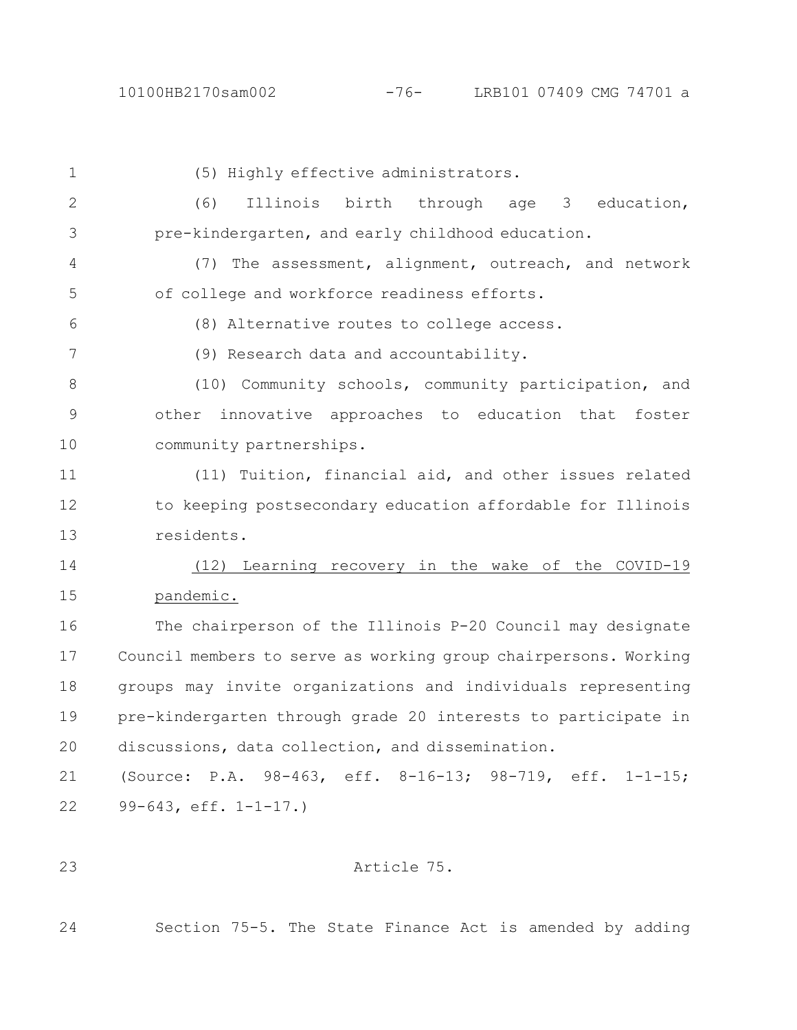(5) Highly effective administrators.

(6) Illinois birth through age 3 education, pre-kindergarten, and early childhood education.

(7) The assessment, alignment, outreach, and network of college and workforce readiness efforts.

(8) Alternative routes to college access.

(9) Research data and accountability.

(10) Community schools, community participation, and other innovative approaches to education that foster community partnerships.

(11) Tuition, financial aid, and other issues related to keeping postsecondary education affordable for Illinois residents.

<u>(12) Learning recovery in the wake of the COVID-19 pandemic.</u>

The chairperson of the Illinois P-20 Council may designate Council members to serve as working group chairpersons. Working groups may invite organizations and individuals representing pre-kindergarten through grade 20 interests to participate in discussions, data collection, and dissemination.

(Source: P.A. 98-463, eff. 8-16-13; 98-719, eff. 1-1-15; 99-643, eff. 1-1-17.)

Article 75.

Section 75-5. The State Finance Act is amended by adding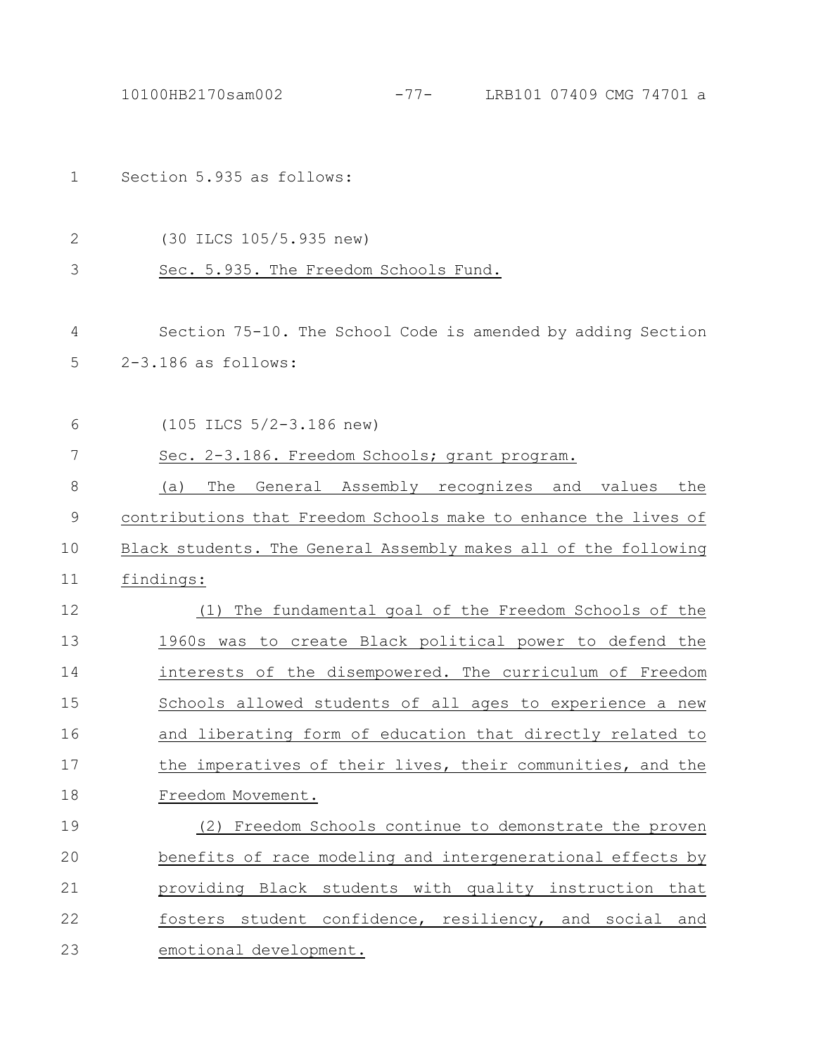Section 5.935 as follows:

(30 ILCS 105/5.935 new)

Sec. 5.935. The Freedom Schools Fund.

Section 75-10. The School Code is amended by adding Section 2-3.186 as follows:

(105 ILCS 5/2-3.186 new)

Sec. 2-3.186. Freedom Schools; grant program.

(a) The General Assembly recognizes and values the contributions that Freedom Schools make to enhance the lives of Black students. The General Assembly makes all of the following findings:

(1) The fundamental goal of the Freedom Schools of the 1960s was to create Black political power to defend the interests of the disempowered. The curriculum of Freedom Schools allowed students of all ages to experience a new and liberating form of education that directly related to the imperatives of their lives, their communities, and the Freedom Movement.

(2) Freedom Schools continue to demonstrate the proven benefits of race modeling and intergenerational effects by providing Black students with quality instruction that fosters student confidence, resiliency, and social and emotional development.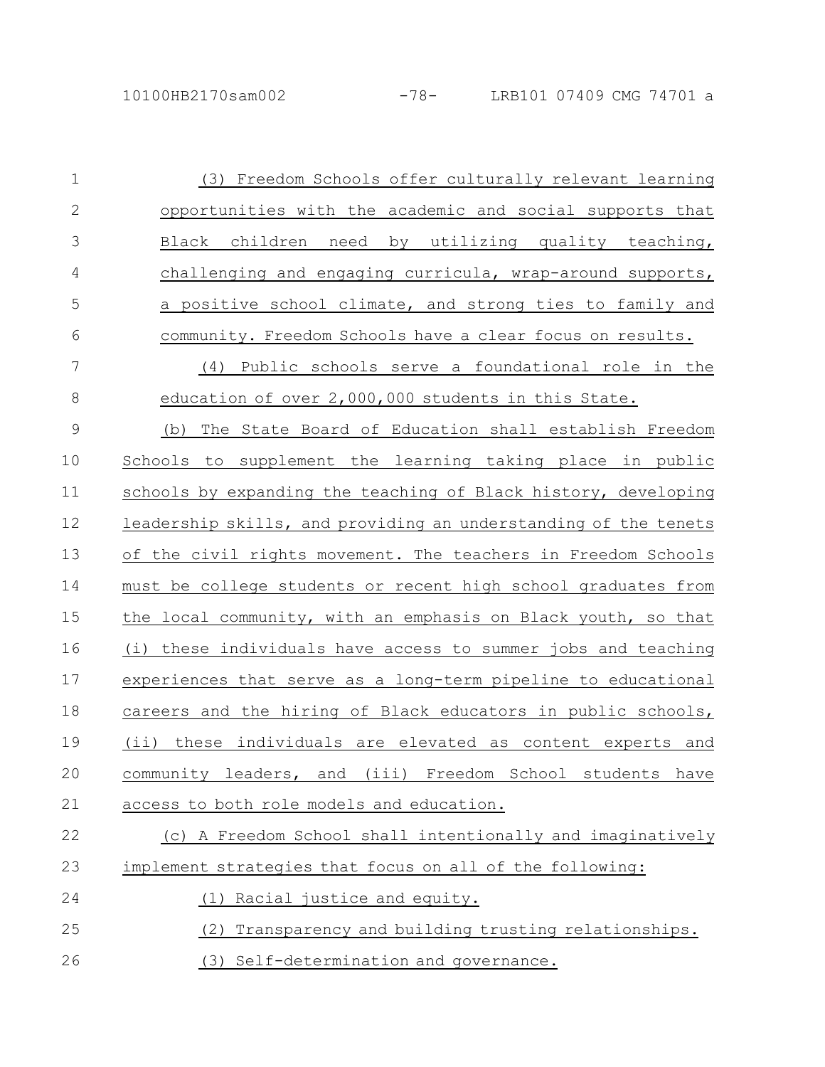(3) Freedom Schools offer culturally relevant learning opportunities with the academic and social supports that Black children need by utilizing quality teaching, challenging and engaging curricula, wrap-around supports, a positive school climate, and strong ties to family and community. Freedom Schools have a clear focus on results.

(4) Public schools serve a foundational role in the education of over 2,000,000 students in this State.

(b) The State Board of Education shall establish Freedom Schools to supplement the learning taking place in public schools by expanding the teaching of Black history, developing leadership skills, and providing an understanding of the tenets of the civil rights movement. The teachers in Freedom Schools must be college students or recent high school graduates from the local community, with an emphasis on Black youth, so that (i) these individuals have access to summer jobs and teaching experiences that serve as a long-term pipeline to educational careers and the hiring of Black educators in public schools, (ii) these individuals are elevated as content experts and community leaders, and (iii) Freedom School students have access to both role models and education.

(c) A Freedom School shall intentionally and imaginatively implement strategies that focus on all of the following:

(1) Racial justice and equity.

(2) Transparency and building trusting relationships.

(3) Self-determination and governance.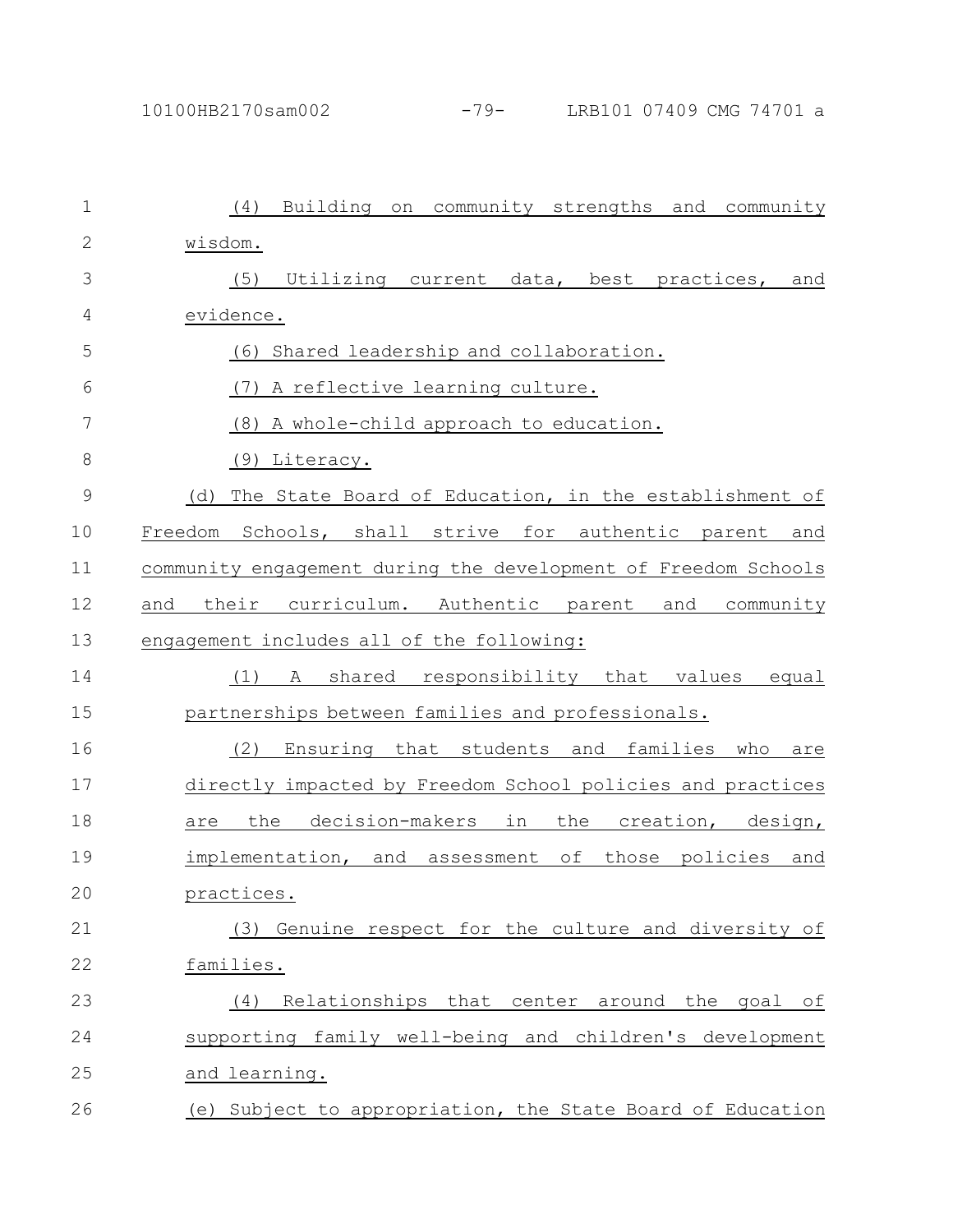(4) Building on community strengths and community wisdom.

(5) Utilizing current data, best practices, and evidence.

(6) Shared leadership and collaboration.

(7) A reflective learning culture.

(8) A whole-child approach to education.

(9) Literacy.

(d) The State Board of Education, in the establishment of Freedom Schools, shall strive for authentic parent and community engagement during the development of Freedom Schools and their curriculum. Authentic parent and community engagement includes all of the following:

(1) A shared responsibility that values equal partnerships between families and professionals.

(2) Ensuring that students and families who are directly impacted by Freedom School policies and practices are the decision-makers in the creation, design, implementation, and assessment of those policies and practices.

(3) Genuine respect for the culture and diversity of families.

(4) Relationships that center around the goal of supporting family well-being and children's development and learning.

(e) Subject to appropriation, the State Board of Education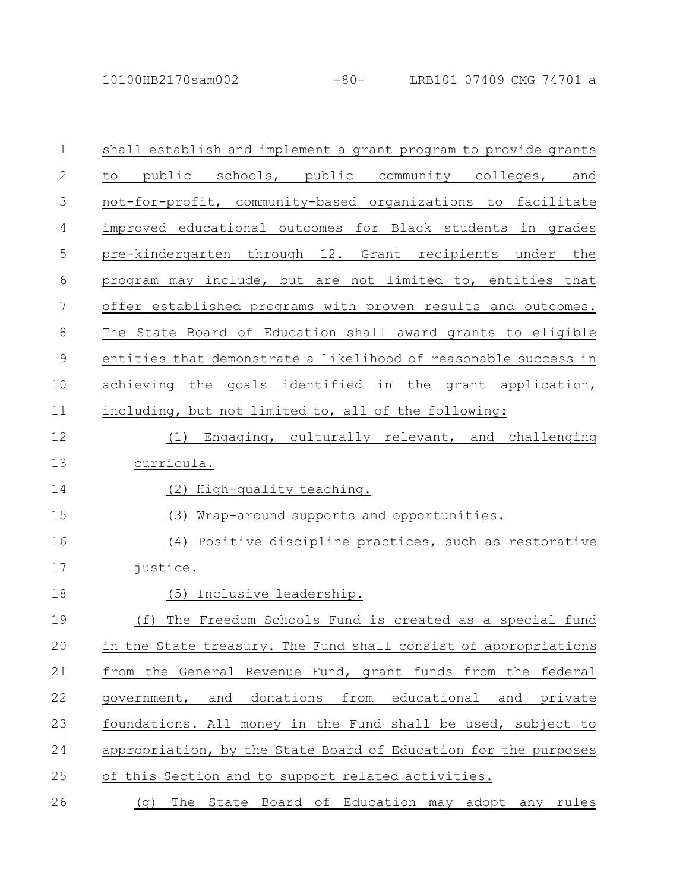shall establish and implement a grant program to provide grants to public schools, public community colleges, and not-for-profit, community-based organizations to facilitate improved educational outcomes for Black students in grades pre-kindergarten through 12. Grant recipients under the program may include, but are not limited to, entities that offer established programs with proven results and outcomes. The State Board of Education shall award grants to eligible entities that demonstrate a likelihood of reasonable success in achieving the goals identified in the grant application, including, but not limited to, all of the following:

(1) Engaging, culturally relevant, and challenging curricula.

(2) High-quality teaching.

(3) Wrap-around supports and opportunities.

(4) Positive discipline practices, such as restorative justice.

(5) Inclusive leadership.

(f) The Freedom Schools Fund is created as a special fund in the State treasury. The Fund shall consist of appropriations from the General Revenue Fund, grant funds from the federal government, and donations from educational and private foundations. All money in the Fund shall be used, subject to appropriation, by the State Board of Education for the purposes of this Section and to support related activities.

(g) The State Board of Education may adopt any rules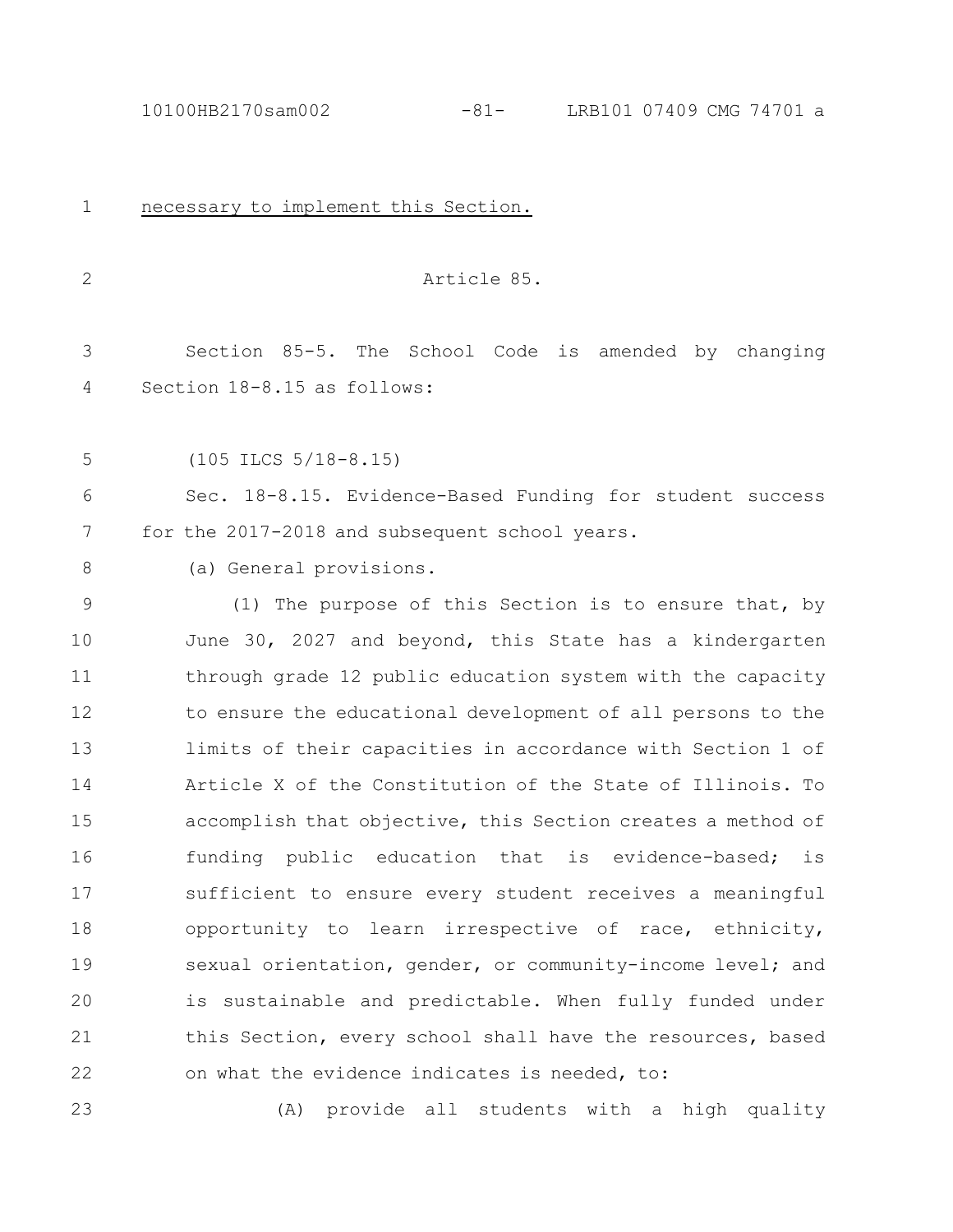necessary to implement this Section.

Article 85.

Section 85-5. The School Code is amended by changing Section 18-8.15 as follows:

(105 ILCS 5/18-8.15)

Sec. 18-8.15. Evidence-Based Funding for student success for the 2017-2018 and subsequent school years.

(a) General provisions.

(1) The purpose of this Section is to ensure that, by June 30, 2027 and beyond, this State has a kindergarten through grade 12 public education system with the capacity to ensure the educational development of all persons to the limits of their capacities in accordance with Section 1 of Article X of the Constitution of the State of Illinois. To accomplish that objective, this Section creates a method of funding public education that is evidence-based; is sufficient to ensure every student receives a meaningful opportunity to learn irrespective of race, ethnicity, sexual orientation, gender, or community-income level; and is sustainable and predictable. When fully funded under this Section, every school shall have the resources, based on what the evidence indicates is needed, to:

(A) provide all students with a high quality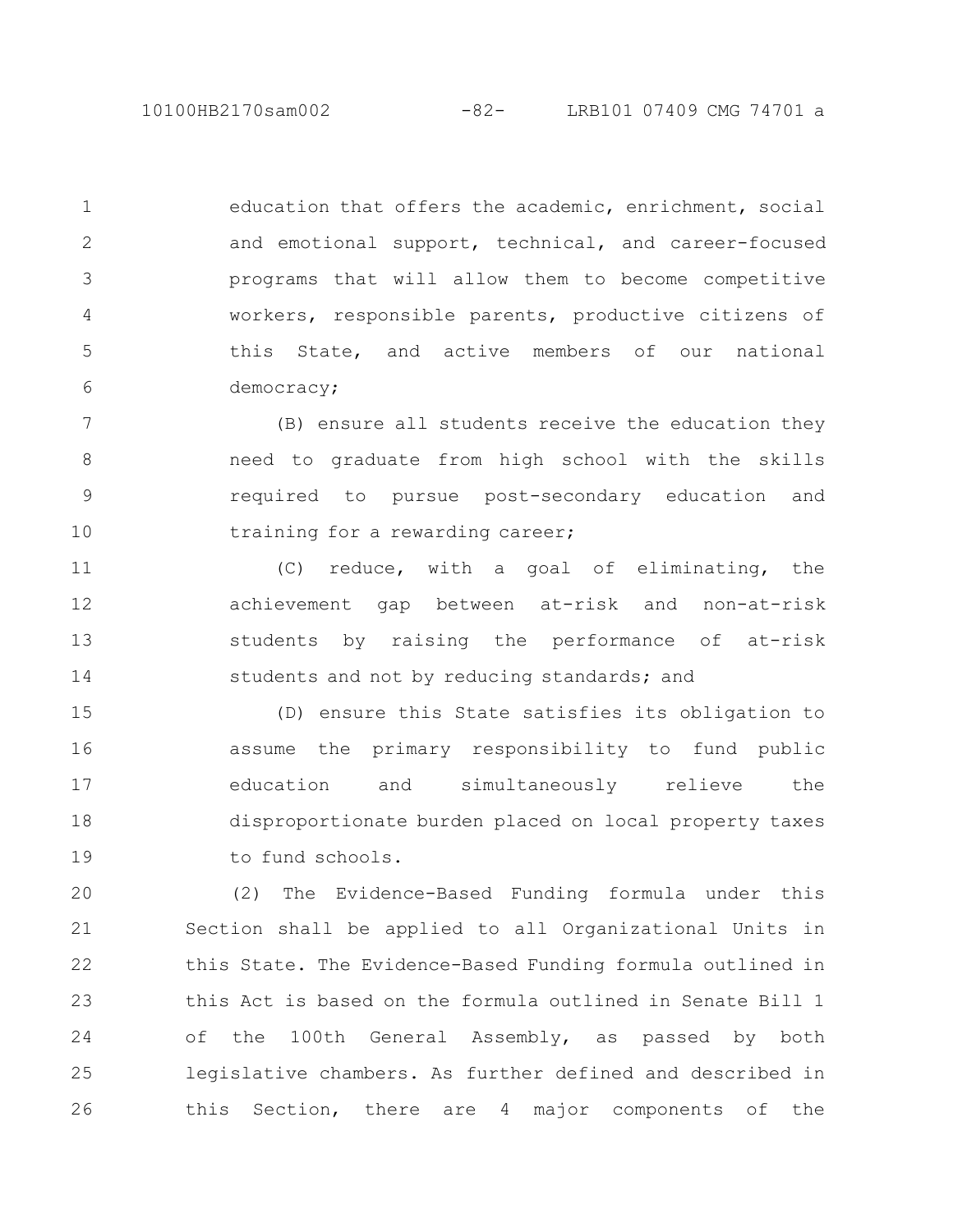education that offers the academic, enrichment, social and emotional support, technical, and career-focused programs that will allow them to become competitive workers, responsible parents, productive citizens of this State, and active members of our national democracy;

(B) ensure all students receive the education they need to graduate from high school with the skills required to pursue post-secondary education and training for a rewarding career;

(C) reduce, with a goal of eliminating, the achievement gap between at-risk and non-at-risk students by raising the performance of at-risk students and not by reducing standards; and

(D) ensure this State satisfies its obligation to assume the primary responsibility to fund public education and simultaneously relieve the disproportionate burden placed on local property taxes to fund schools.

(2) The Evidence-Based Funding formula under this Section shall be applied to all Organizational Units in this State. The Evidence-Based Funding formula outlined in this Act is based on the formula outlined in Senate Bill 1 of the 100th General Assembly, as passed by both legislative chambers. As further defined and described in this Section, there are 4 major components of the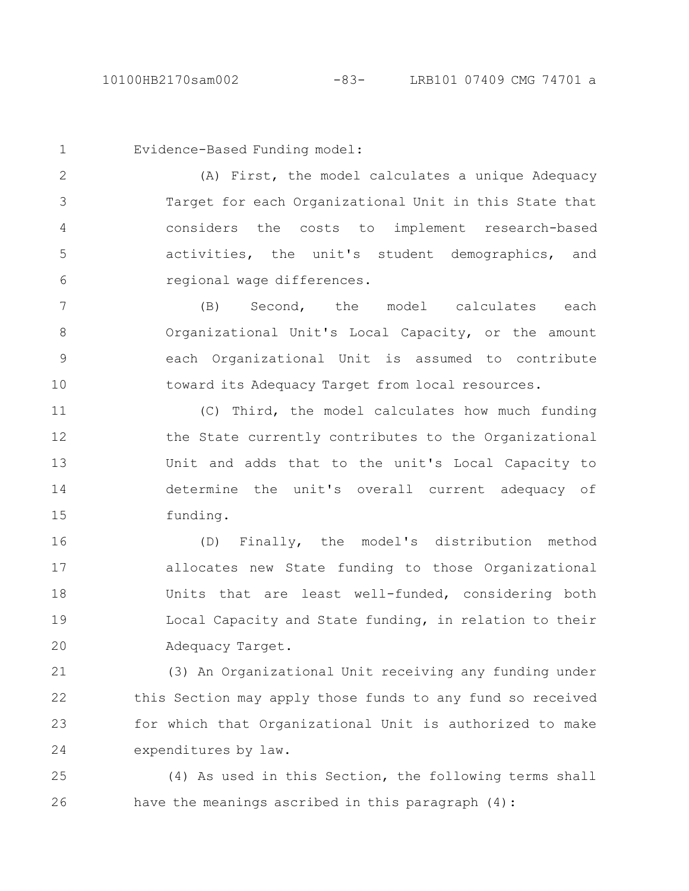Evidence-Based Funding model:

(A) First, the model calculates a unique Adequacy Target for each Organizational Unit in this State that considers the costs to implement research-based activities, the unit's student demographics, and regional wage differences.

(B) Second, the model calculates each Organizational Unit's Local Capacity, or the amount each Organizational Unit is assumed to contribute toward its Adequacy Target from local resources.

(C) Third, the model calculates how much funding the State currently contributes to the Organizational Unit and adds that to the unit's Local Capacity to determine the unit's overall current adequacy of funding.

(D) Finally, the model's distribution method allocates new State funding to those Organizational Units that are least well-funded, considering both Local Capacity and State funding, in relation to their Adequacy Target.

(3) An Organizational Unit receiving any funding under this Section may apply those funds to any fund so received for which that Organizational Unit is authorized to make expenditures by law.

(4) As used in this Section, the following terms shall have the meanings ascribed in this paragraph (4):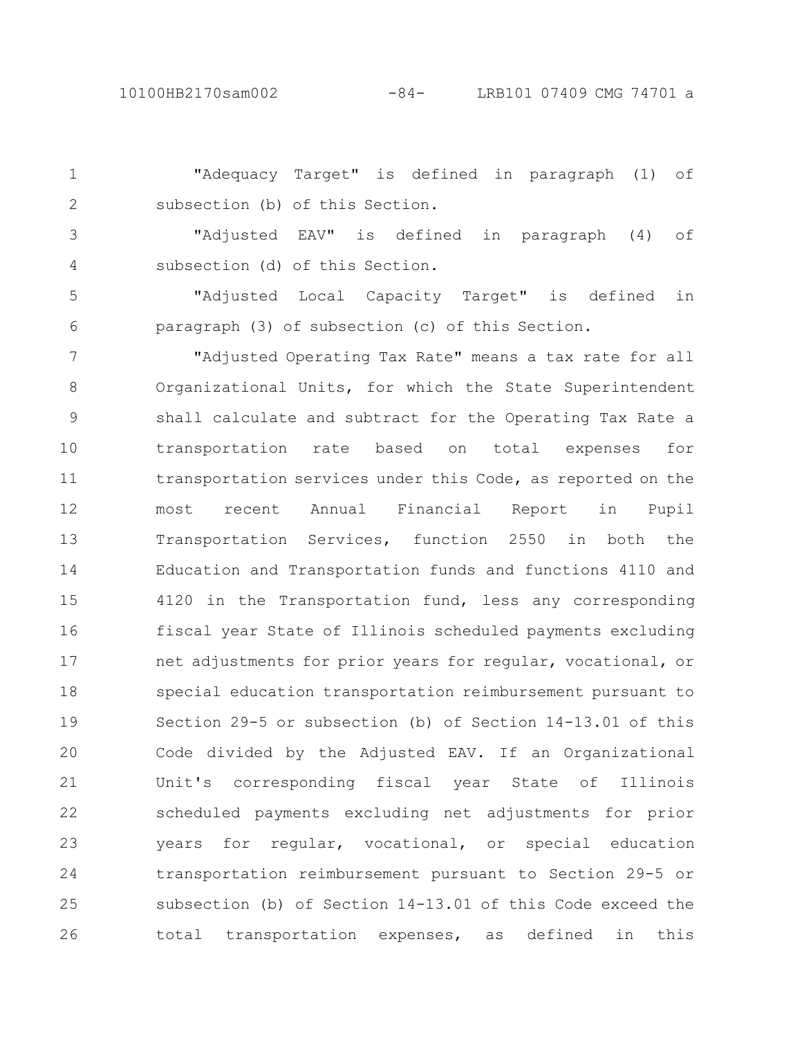"Adequacy Target" is defined in paragraph (1) of subsection (b) of this Section.

"Adjusted EAV" is defined in paragraph (4) of subsection (d) of this Section.

"Adjusted Local Capacity Target" is defined in paragraph (3) of subsection (c) of this Section.

"Adjusted Operating Tax Rate" means a tax rate for all Organizational Units, for which the State Superintendent shall calculate and subtract for the Operating Tax Rate a transportation rate based on total expenses for transportation services under this Code, as reported on the most recent Annual Financial Report in Pupil Transportation Services, function 2550 in both the Education and Transportation funds and functions 4110 and 4120 in the Transportation fund, less any corresponding fiscal year State of Illinois scheduled payments excluding net adjustments for prior years for regular, vocational, or special education transportation reimbursement pursuant to Section 29-5 or subsection (b) of Section 14-13.01 of this Code divided by the Adjusted EAV. If an Organizational Unit's corresponding fiscal year State of Illinois scheduled payments excluding net adjustments for prior years for regular, vocational, or special education transportation reimbursement pursuant to Section 29-5 or subsection (b) of Section 14-13.01 of this Code exceed the total transportation expenses, as defined in this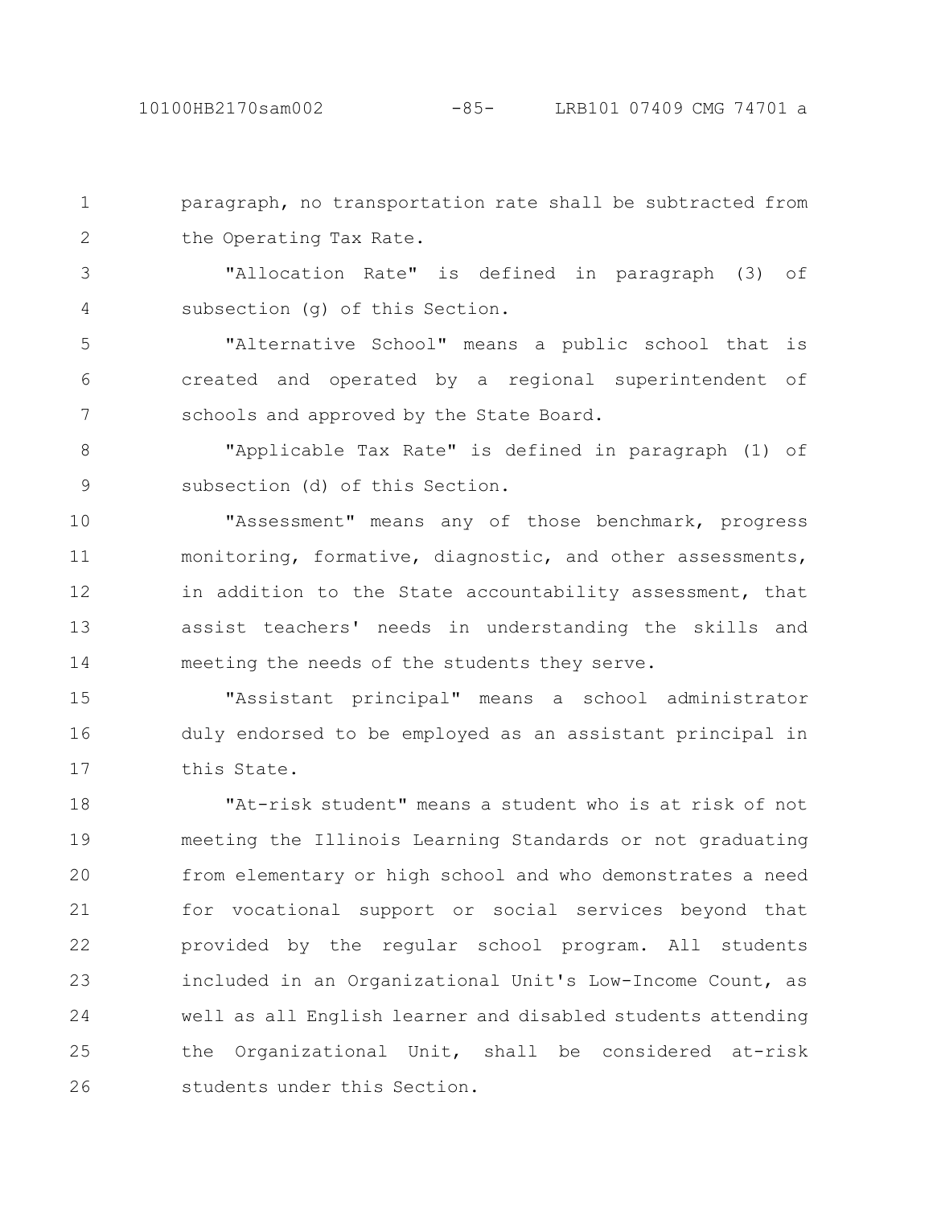paragraph, no transportation rate shall be subtracted from the Operating Tax Rate.

"Allocation Rate" is defined in paragraph (3) of subsection (g) of this Section.

"Alternative School" means a public school that is created and operated by a regional superintendent of schools and approved by the State Board.

"Applicable Tax Rate" is defined in paragraph (1) of subsection (d) of this Section.

"Assessment" means any of those benchmark, progress monitoring, formative, diagnostic, and other assessments, in addition to the State accountability assessment, that assist teachers' needs in understanding the skills and meeting the needs of the students they serve.

"Assistant principal" means a school administrator duly endorsed to be employed as an assistant principal in this State.

"At-risk student" means a student who is at risk of not meeting the Illinois Learning Standards or not graduating from elementary or high school and who demonstrates a need for vocational support or social services beyond that provided by the regular school program. All students included in an Organizational Unit's Low-Income Count, as well as all English learner and disabled students attending the Organizational Unit, shall be considered at-risk students under this Section.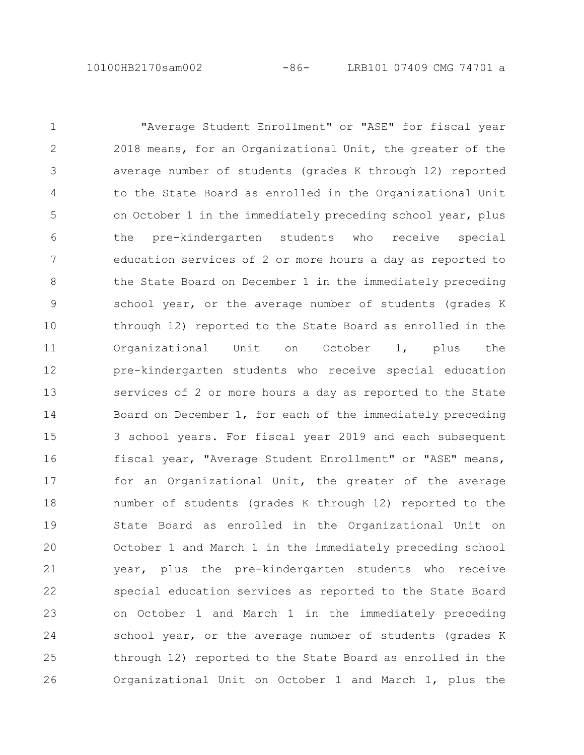"Average Student Enrollment" or "ASE" for fiscal year 2018 means, for an Organizational Unit, the greater of the average number of students (grades K through 12) reported to the State Board as enrolled in the Organizational Unit on October 1 in the immediately preceding school year, plus the pre-kindergarten students who receive special education services of 2 or more hours a day as reported to the State Board on December 1 in the immediately preceding school year, or the average number of students (grades K through 12) reported to the State Board as enrolled in the Organizational Unit on October 1, plus the pre-kindergarten students who receive special education services of 2 or more hours a day as reported to the State Board on December 1, for each of the immediately preceding 3 school years. For fiscal year 2019 and each subsequent fiscal year, "Average Student Enrollment" or "ASE" means, for an Organizational Unit, the greater of the average number of students (grades K through 12) reported to the State Board as enrolled in the Organizational Unit on October 1 and March 1 in the immediately preceding school year, plus the pre-kindergarten students who receive special education services as reported to the State Board on October 1 and March 1 in the immediately preceding school year, or the average number of students (grades K through 12) reported to the State Board as enrolled in the Organizational Unit on October 1 and March 1, plus the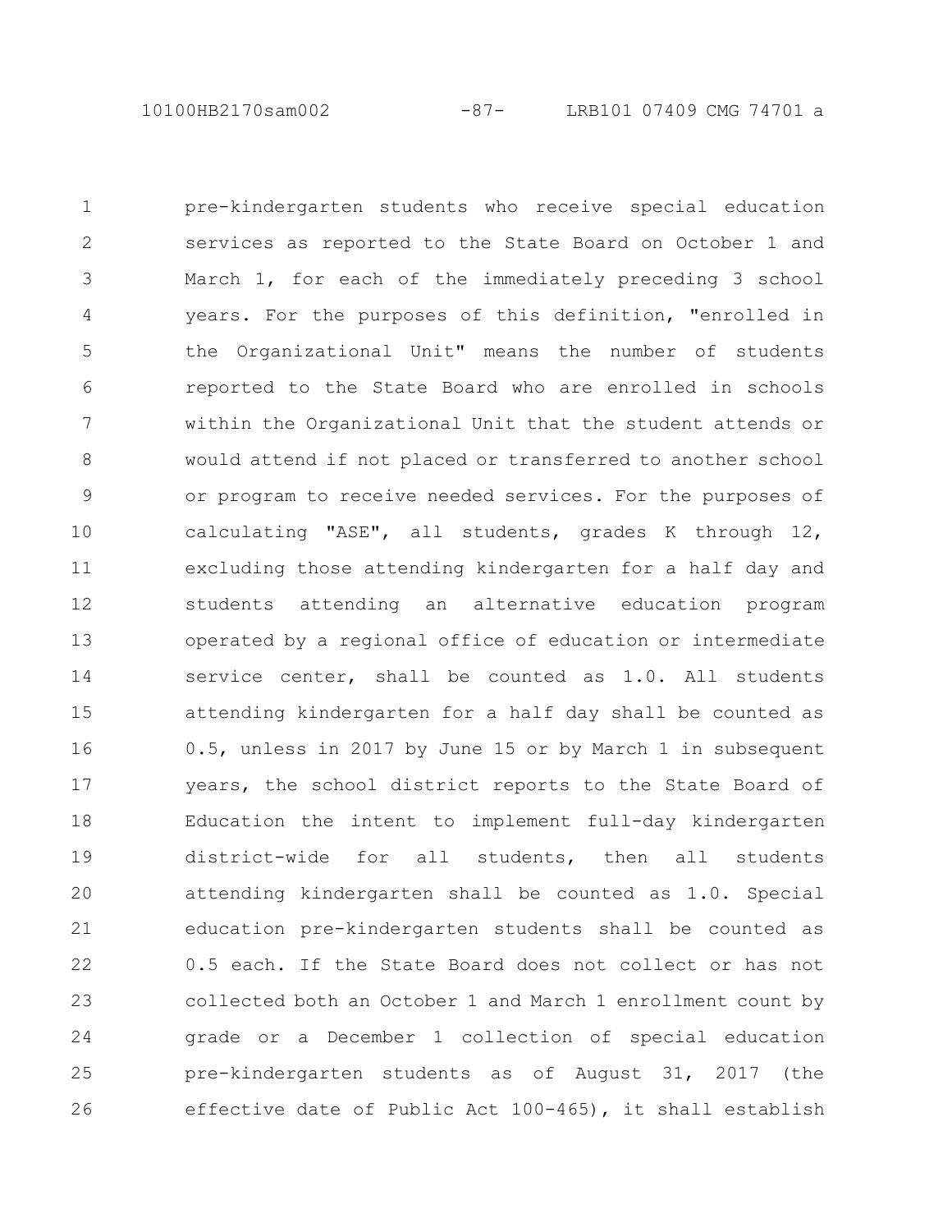pre-kindergarten students who receive special education services as reported to the State Board on October 1 and March 1, for each of the immediately preceding 3 school years. For the purposes of this definition, "enrolled in the Organizational Unit" means the number of students reported to the State Board who are enrolled in schools within the Organizational Unit that the student attends or would attend if not placed or transferred to another school or program to receive needed services. For the purposes of calculating "ASE", all students, grades K through 12, excluding those attending kindergarten for a half day and students attending an alternative education program operated by a regional office of education or intermediate service center, shall be counted as 1.0. All students attending kindergarten for a half day shall be counted as 0.5, unless in 2017 by June 15 or by March 1 in subsequent years, the school district reports to the State Board of Education the intent to implement full-day kindergarten district-wide for all students, then all students attending kindergarten shall be counted as 1.0. Special education pre-kindergarten students shall be counted as 0.5 each. If the State Board does not collect or has not collected both an October 1 and March 1 enrollment count by grade or a December 1 collection of special education pre-kindergarten students as of August 31, 2017 (the effective date of Public Act 100-465), it shall establish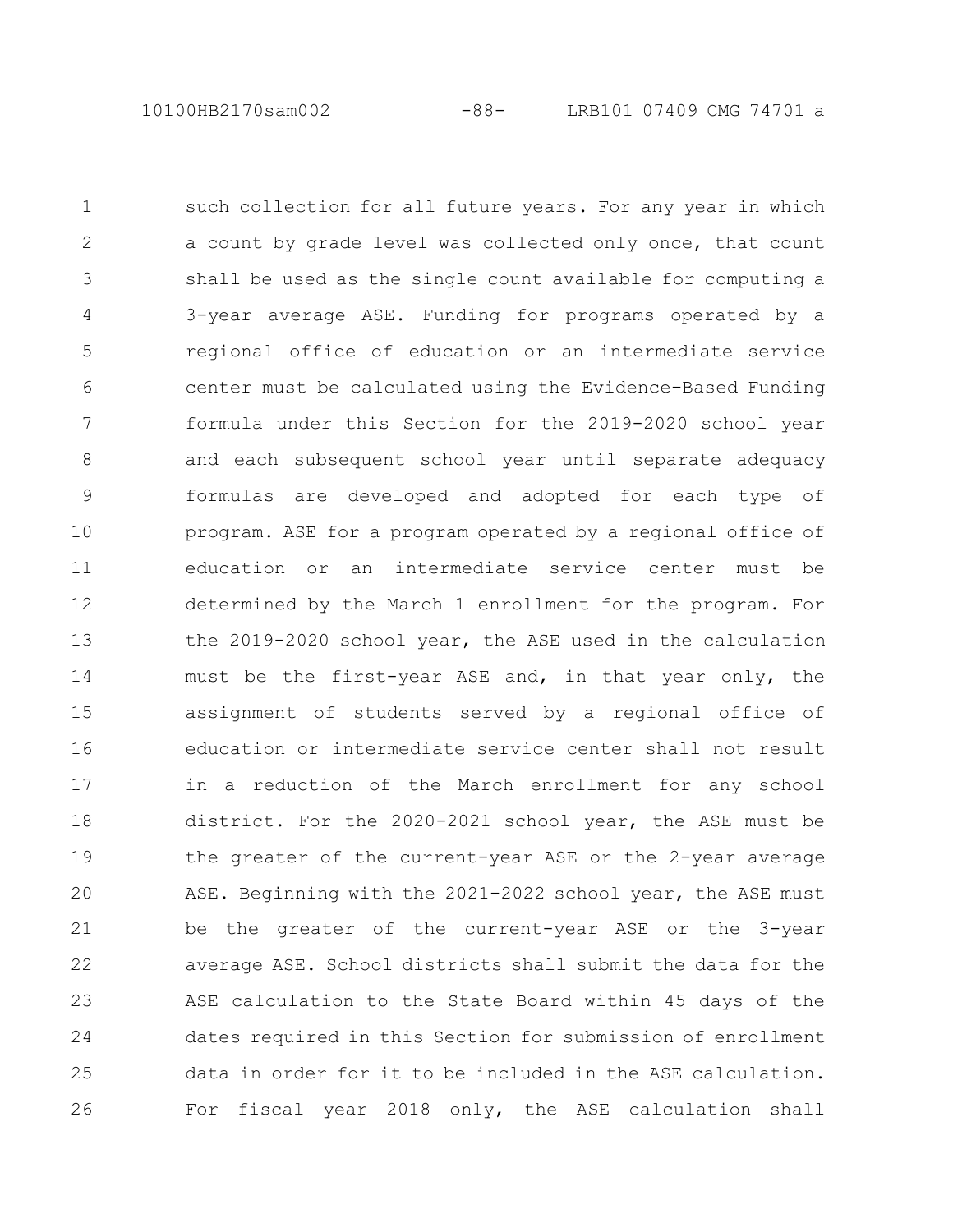such collection for all future years. For any year in which a count by grade level was collected only once, that count shall be used as the single count available for computing a 3-year average ASE. Funding for programs operated by a regional office of education or an intermediate service center must be calculated using the Evidence-Based Funding formula under this Section for the 2019-2020 school year and each subsequent school year until separate adequacy formulas are developed and adopted for each type of program. ASE for a program operated by a regional office of education or an intermediate service center must be determined by the March 1 enrollment for the program. For the 2019-2020 school year, the ASE used in the calculation must be the first-year ASE and, in that year only, the assignment of students served by a regional office of education or intermediate service center shall not result in a reduction of the March enrollment for any school district. For the 2020-2021 school year, the ASE must be the greater of the current-year ASE or the 2-year average ASE. Beginning with the 2021-2022 school year, the ASE must be the greater of the current-year ASE or the 3-year average ASE. School districts shall submit the data for the ASE calculation to the State Board within 45 days of the dates required in this Section for submission of enrollment data in order for it to be included in the ASE calculation. For fiscal year 2018 only, the ASE calculation shall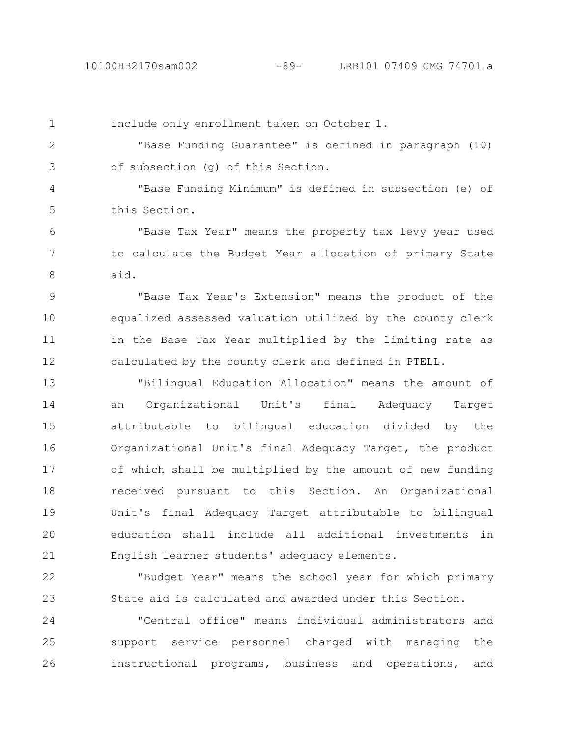include only enrollment taken on October 1.

"Base Funding Guarantee" is defined in paragraph (10) of subsection (g) of this Section.

"Base Funding Minimum" is defined in subsection (e) of this Section.

"Base Tax Year" means the property tax levy year used to calculate the Budget Year allocation of primary State aid.

"Base Tax Year's Extension" means the product of the equalized assessed valuation utilized by the county clerk in the Base Tax Year multiplied by the limiting rate as calculated by the county clerk and defined in PTELL.

"Bilingual Education Allocation" means the amount of an Organizational Unit's final Adequacy Target attributable to bilingual education divided by the Organizational Unit's final Adequacy Target, the product of which shall be multiplied by the amount of new funding received pursuant to this Section. An Organizational Unit's final Adequacy Target attributable to bilingual education shall include all additional investments in English learner students' adequacy elements.

"Budget Year" means the school year for which primary State aid is calculated and awarded under this Section.

"Central office" means individual administrators and support service personnel charged with managing the instructional programs, business and operations, and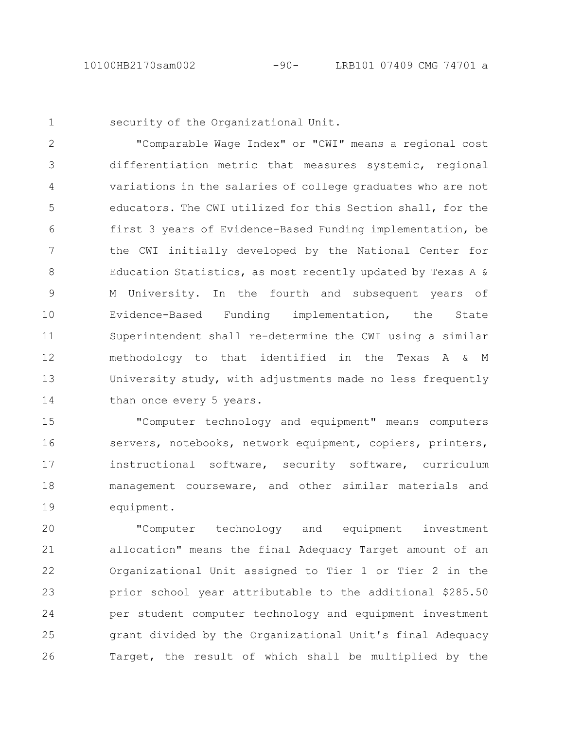security of the Organizational Unit.

"Comparable Wage Index" or "CWI" means a regional cost differentiation metric that measures systemic, regional variations in the salaries of college graduates who are not educators. The CWI utilized for this Section shall, for the first 3 years of Evidence-Based Funding implementation, be the CWI initially developed by the National Center for Education Statistics, as most recently updated by Texas A & M University. In the fourth and subsequent years of Evidence-Based Funding implementation, the State Superintendent shall re-determine the CWI using a similar methodology to that identified in the Texas A & M University study, with adjustments made no less frequently than once every 5 years.

"Computer technology and equipment" means computers servers, notebooks, network equipment, copiers, printers, instructional software, security software, curriculum management courseware, and other similar materials and equipment.

"Computer technology and equipment investment allocation" means the final Adequacy Target amount of an Organizational Unit assigned to Tier 1 or Tier 2 in the prior school year attributable to the additional $285.50 per student computer technology and equipment investment grant divided by the Organizational Unit's final Adequacy Target, the result of which shall be multiplied by the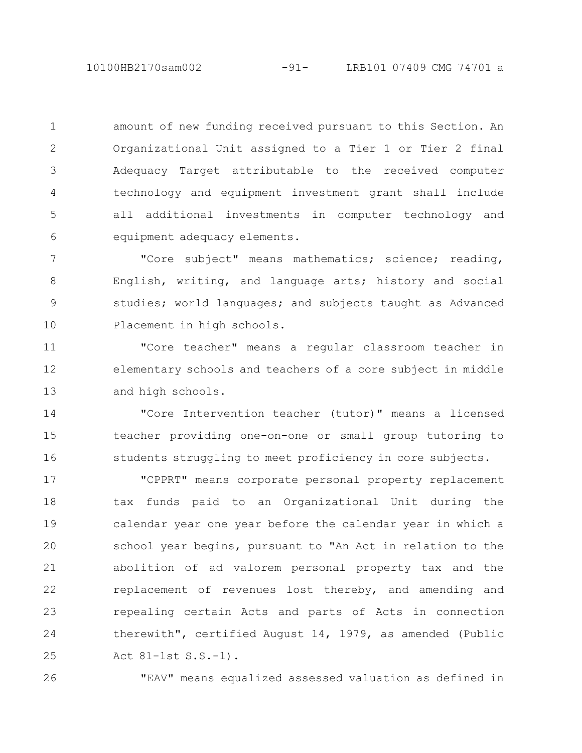amount of new funding received pursuant to this Section. An Organizational Unit assigned to a Tier 1 or Tier 2 final Adequacy Target attributable to the received computer technology and equipment investment grant shall include all additional investments in computer technology and equipment adequacy elements.

"Core subject" means mathematics; science; reading, English, writing, and language arts; history and social studies; world languages; and subjects taught as Advanced Placement in high schools.

"Core teacher" means a regular classroom teacher in elementary schools and teachers of a core subject in middle and high schools.

"Core Intervention teacher (tutor)" means a licensed teacher providing one-on-one or small group tutoring to students struggling to meet proficiency in core subjects.

"CPPRT" means corporate personal property replacement tax funds paid to an Organizational Unit during the calendar year one year before the calendar year in which a school year begins, pursuant to "An Act in relation to the abolition of ad valorem personal property tax and the replacement of revenues lost thereby, and amending and repealing certain Acts and parts of Acts in connection therewith", certified August 14, 1979, as amended (Public Act 81-1st S.S.-1).

"EAV" means equalized assessed valuation as defined in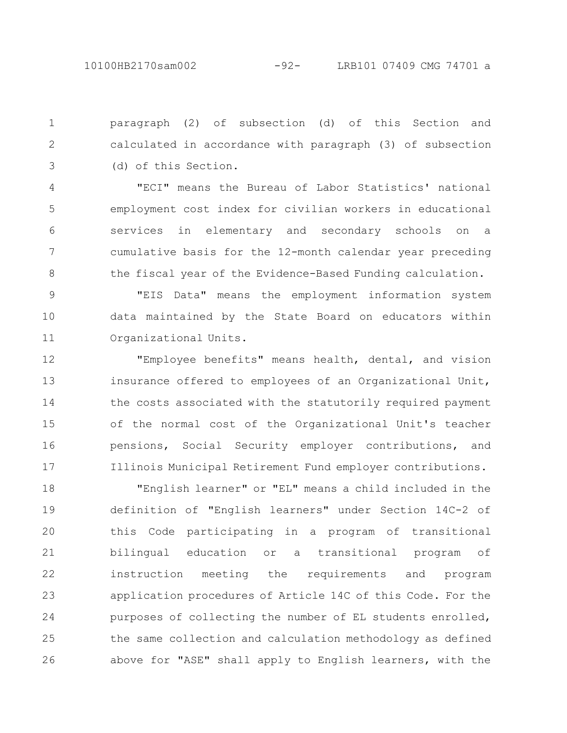paragraph (2) of subsection (d) of this Section and calculated in accordance with paragraph (3) of subsection (d) of this Section.

"ECI" means the Bureau of Labor Statistics' national employment cost index for civilian workers in educational services in elementary and secondary schools on a cumulative basis for the 12-month calendar year preceding the fiscal year of the Evidence-Based Funding calculation.

"EIS Data" means the employment information system data maintained by the State Board on educators within Organizational Units.

"Employee benefits" means health, dental, and vision insurance offered to employees of an Organizational Unit, the costs associated with the statutorily required payment of the normal cost of the Organizational Unit's teacher pensions, Social Security employer contributions, and Illinois Municipal Retirement Fund employer contributions.

"English learner" or "EL" means a child included in the definition of "English learners" under Section 14C-2 of this Code participating in a program of transitional bilingual education or a transitional program of instruction meeting the requirements and program application procedures of Article 14C of this Code. For the purposes of collecting the number of EL students enrolled, the same collection and calculation methodology as defined above for "ASE" shall apply to English learners, with the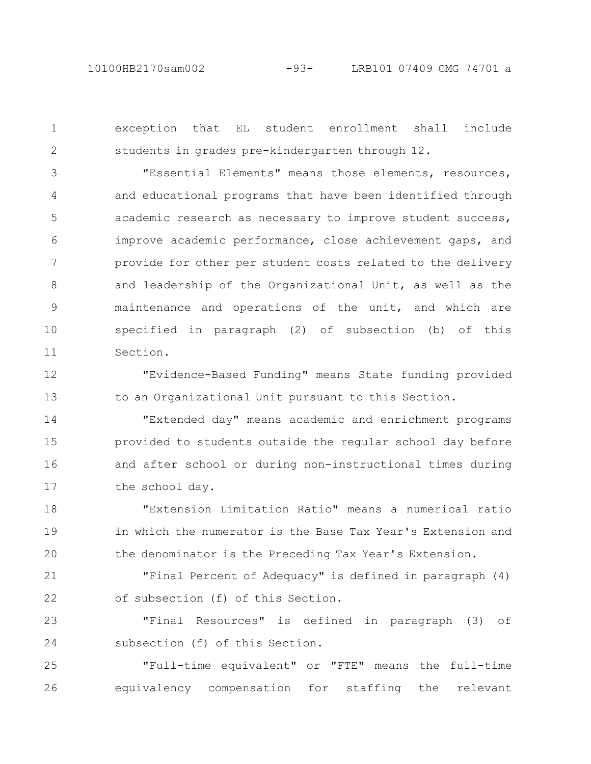exception that EL student enrollment shall include students in grades pre-kindergarten through 12.

"Essential Elements" means those elements, resources, and educational programs that have been identified through academic research as necessary to improve student success, improve academic performance, close achievement gaps, and provide for other per student costs related to the delivery and leadership of the Organizational Unit, as well as the maintenance and operations of the unit, and which are specified in paragraph (2) of subsection (b) of this Section.

"Evidence-Based Funding" means State funding provided to an Organizational Unit pursuant to this Section.

"Extended day" means academic and enrichment programs provided to students outside the regular school day before and after school or during non-instructional times during the school day.

"Extension Limitation Ratio" means a numerical ratio in which the numerator is the Base Tax Year's Extension and the denominator is the Preceding Tax Year's Extension.

"Final Percent of Adequacy" is defined in paragraph (4) of subsection (f) of this Section.

"Final Resources" is defined in paragraph (3) of subsection (f) of this Section.

"Full-time equivalent" or "FTE" means the full-time equivalency compensation for staffing the relevant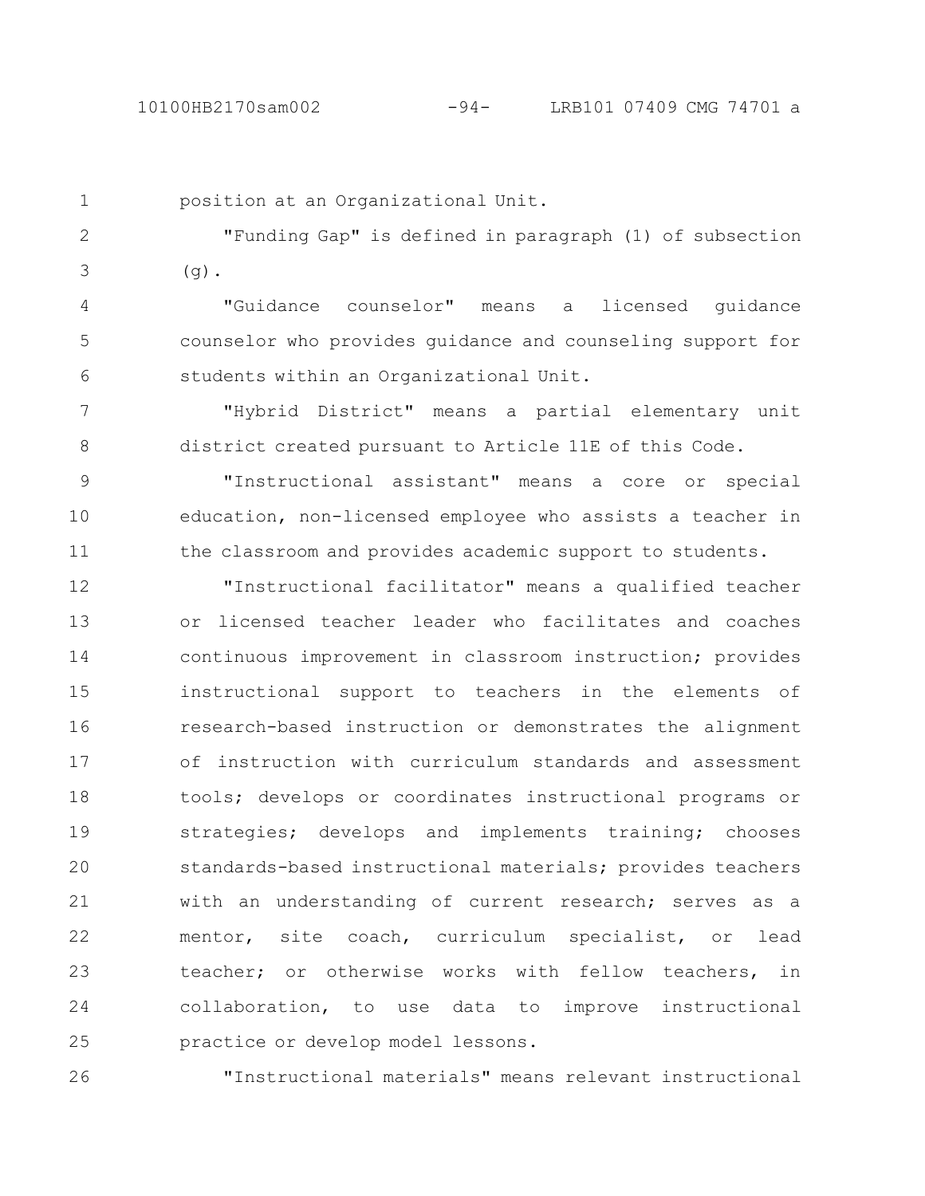position at an Organizational Unit.

"Funding Gap" is defined in paragraph (1) of subsection (g).

"Guidance counselor" means a licensed guidance counselor who provides guidance and counseling support for students within an Organizational Unit.

"Hybrid District" means a partial elementary unit district created pursuant to Article 11E of this Code.

"Instructional assistant" means a core or special education, non-licensed employee who assists a teacher in the classroom and provides academic support to students.

"Instructional facilitator" means a qualified teacher or licensed teacher leader who facilitates and coaches continuous improvement in classroom instruction; provides instructional support to teachers in the elements of research-based instruction or demonstrates the alignment of instruction with curriculum standards and assessment tools; develops or coordinates instructional programs or strategies; develops and implements training; chooses standards-based instructional materials; provides teachers with an understanding of current research; serves as a mentor, site coach, curriculum specialist, or lead teacher; or otherwise works with fellow teachers, in collaboration, to use data to improve instructional practice or develop model lessons.

"Instructional materials" means relevant instructional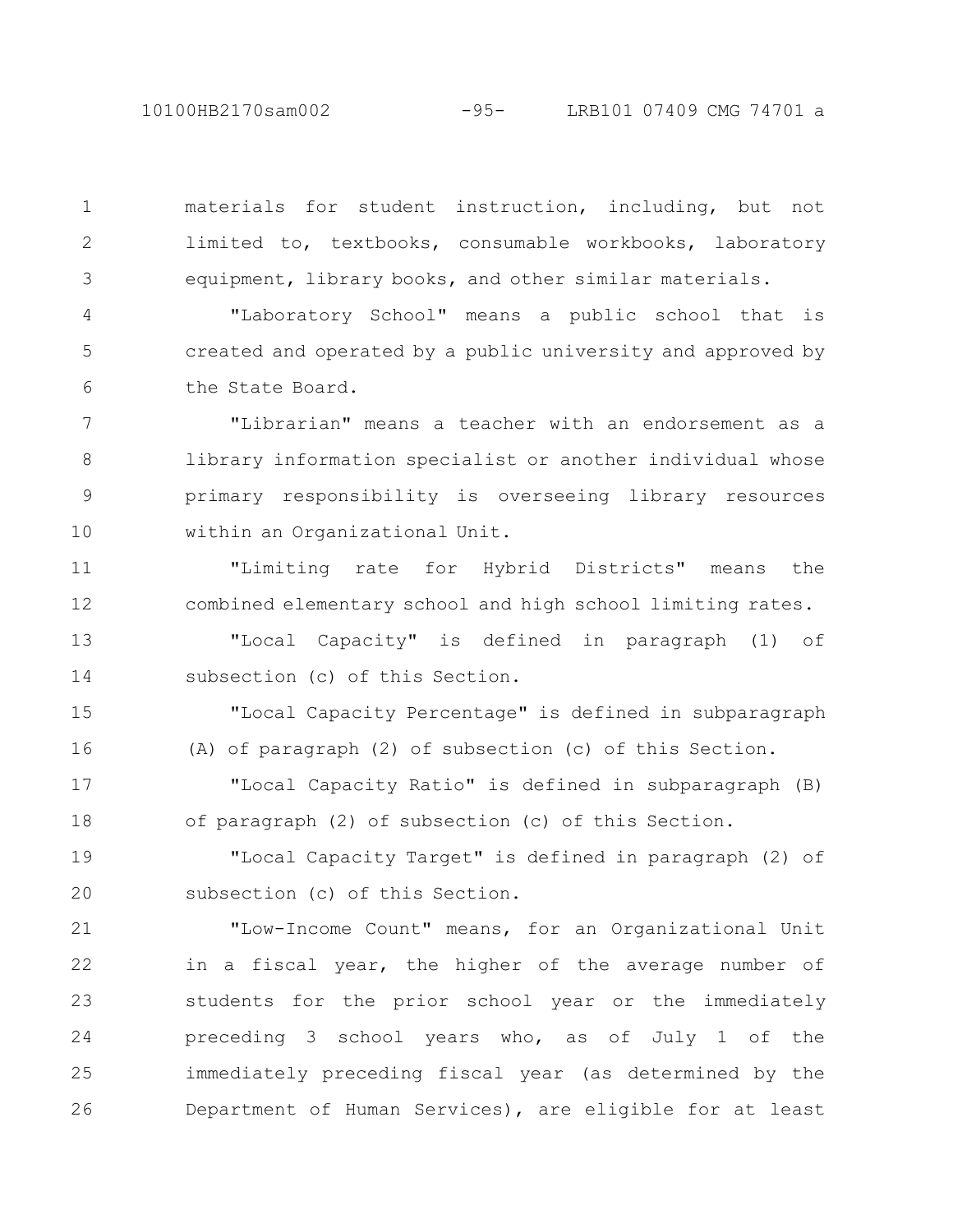materials for student instruction, including, but not limited to, textbooks, consumable workbooks, laboratory equipment, library books, and other similar materials.

"Laboratory School" means a public school that is created and operated by a public university and approved by the State Board.

"Librarian" means a teacher with an endorsement as a library information specialist or another individual whose primary responsibility is overseeing library resources within an Organizational Unit.

"Limiting rate for Hybrid Districts" means the combined elementary school and high school limiting rates.

"Local Capacity" is defined in paragraph (1) of subsection (c) of this Section.

"Local Capacity Percentage" is defined in subparagraph (A) of paragraph (2) of subsection (c) of this Section.

"Local Capacity Ratio" is defined in subparagraph (B) of paragraph (2) of subsection (c) of this Section.

"Local Capacity Target" is defined in paragraph (2) of subsection (c) of this Section.

"Low-Income Count" means, for an Organizational Unit in a fiscal year, the higher of the average number of students for the prior school year or the immediately preceding 3 school years who, as of July 1 of the immediately preceding fiscal year (as determined by the Department of Human Services), are eligible for at least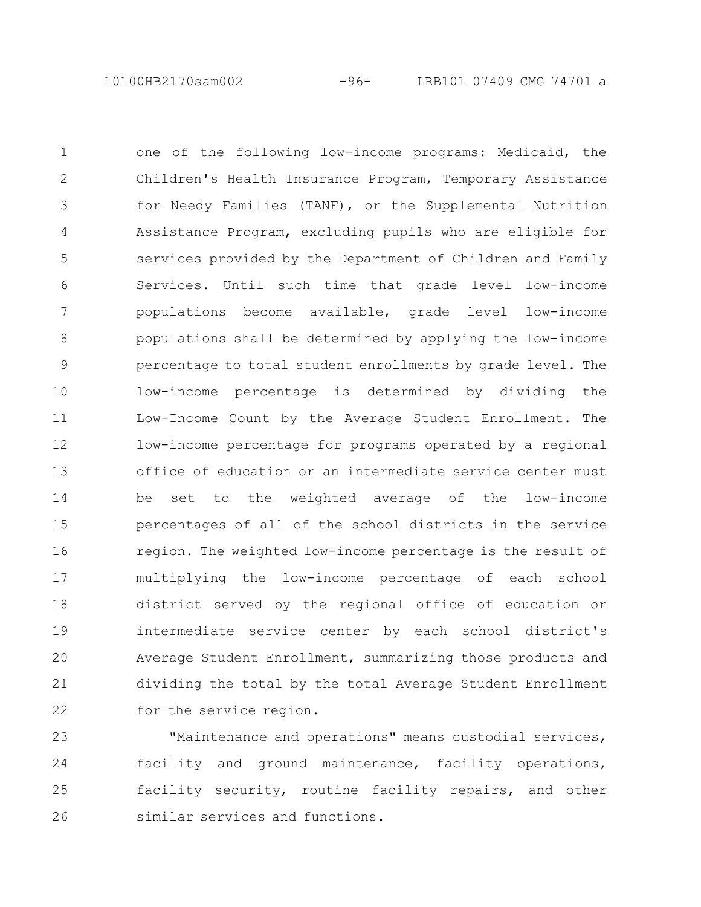one of the following low-income programs: Medicaid, the Children's Health Insurance Program, Temporary Assistance for Needy Families (TANF), or the Supplemental Nutrition Assistance Program, excluding pupils who are eligible for services provided by the Department of Children and Family Services. Until such time that grade level low-income populations become available, grade level low-income populations shall be determined by applying the low-income percentage to total student enrollments by grade level. The low-income percentage is determined by dividing the Low-Income Count by the Average Student Enrollment. The low-income percentage for programs operated by a regional office of education or an intermediate service center must be set to the weighted average of the low-income percentages of all of the school districts in the service region. The weighted low-income percentage is the result of multiplying the low-income percentage of each school district served by the regional office of education or intermediate service center by each school district's Average Student Enrollment, summarizing those products and dividing the total by the total Average Student Enrollment for the service region.

"Maintenance and operations" means custodial services, facility and ground maintenance, facility operations, facility security, routine facility repairs, and other similar services and functions.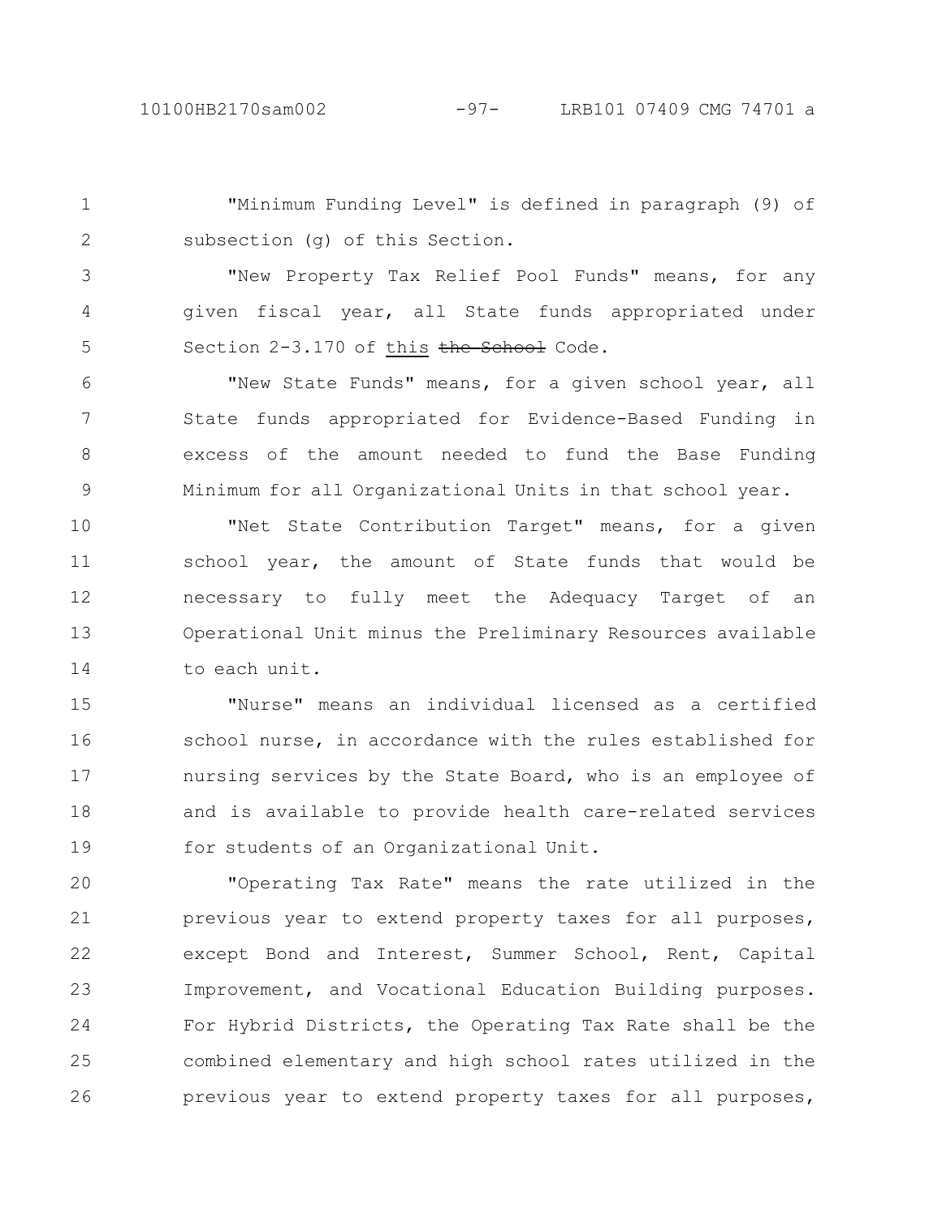"Minimum Funding Level" is defined in paragraph (9) of subsection (g) of this Section.

"New Property Tax Relief Pool Funds" means, for any given fiscal year, all State funds appropriated under Section 2-3.170 of this ~~the School~~ Code.

"New State Funds" means, for a given school year, all State funds appropriated for Evidence-Based Funding in excess of the amount needed to fund the Base Funding Minimum for all Organizational Units in that school year.

"Net State Contribution Target" means, for a given school year, the amount of State funds that would be necessary to fully meet the Adequacy Target of an Operational Unit minus the Preliminary Resources available to each unit.

"Nurse" means an individual licensed as a certified school nurse, in accordance with the rules established for nursing services by the State Board, who is an employee of and is available to provide health care-related services for students of an Organizational Unit.

"Operating Tax Rate" means the rate utilized in the previous year to extend property taxes for all purposes, except Bond and Interest, Summer School, Rent, Capital Improvement, and Vocational Education Building purposes. For Hybrid Districts, the Operating Tax Rate shall be the combined elementary and high school rates utilized in the previous year to extend property taxes for all purposes,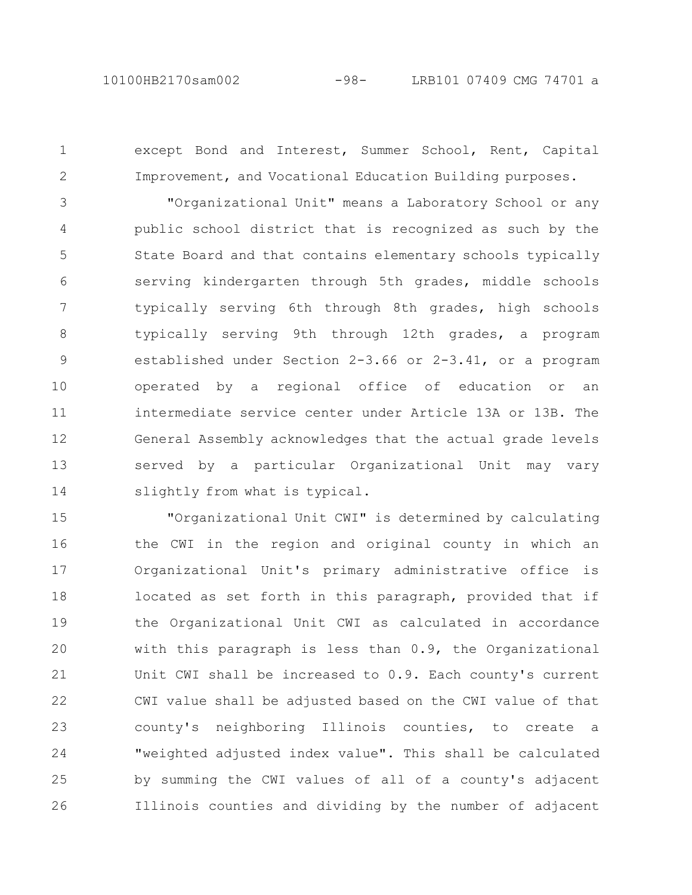except Bond and Interest, Summer School, Rent, Capital Improvement, and Vocational Education Building purposes.

"Organizational Unit" means a Laboratory School or any public school district that is recognized as such by the State Board and that contains elementary schools typically serving kindergarten through 5th grades, middle schools typically serving 6th through 8th grades, high schools typically serving 9th through 12th grades, a program established under Section 2-3.66 or 2-3.41, or a program operated by a regional office of education or an intermediate service center under Article 13A or 13B. The General Assembly acknowledges that the actual grade levels served by a particular Organizational Unit may vary slightly from what is typical.

"Organizational Unit CWI" is determined by calculating the CWI in the region and original county in which an Organizational Unit's primary administrative office is located as set forth in this paragraph, provided that if the Organizational Unit CWI as calculated in accordance with this paragraph is less than 0.9, the Organizational Unit CWI shall be increased to 0.9. Each county's current CWI value shall be adjusted based on the CWI value of that county's neighboring Illinois counties, to create a "weighted adjusted index value". This shall be calculated by summing the CWI values of all of a county's adjacent Illinois counties and dividing by the number of adjacent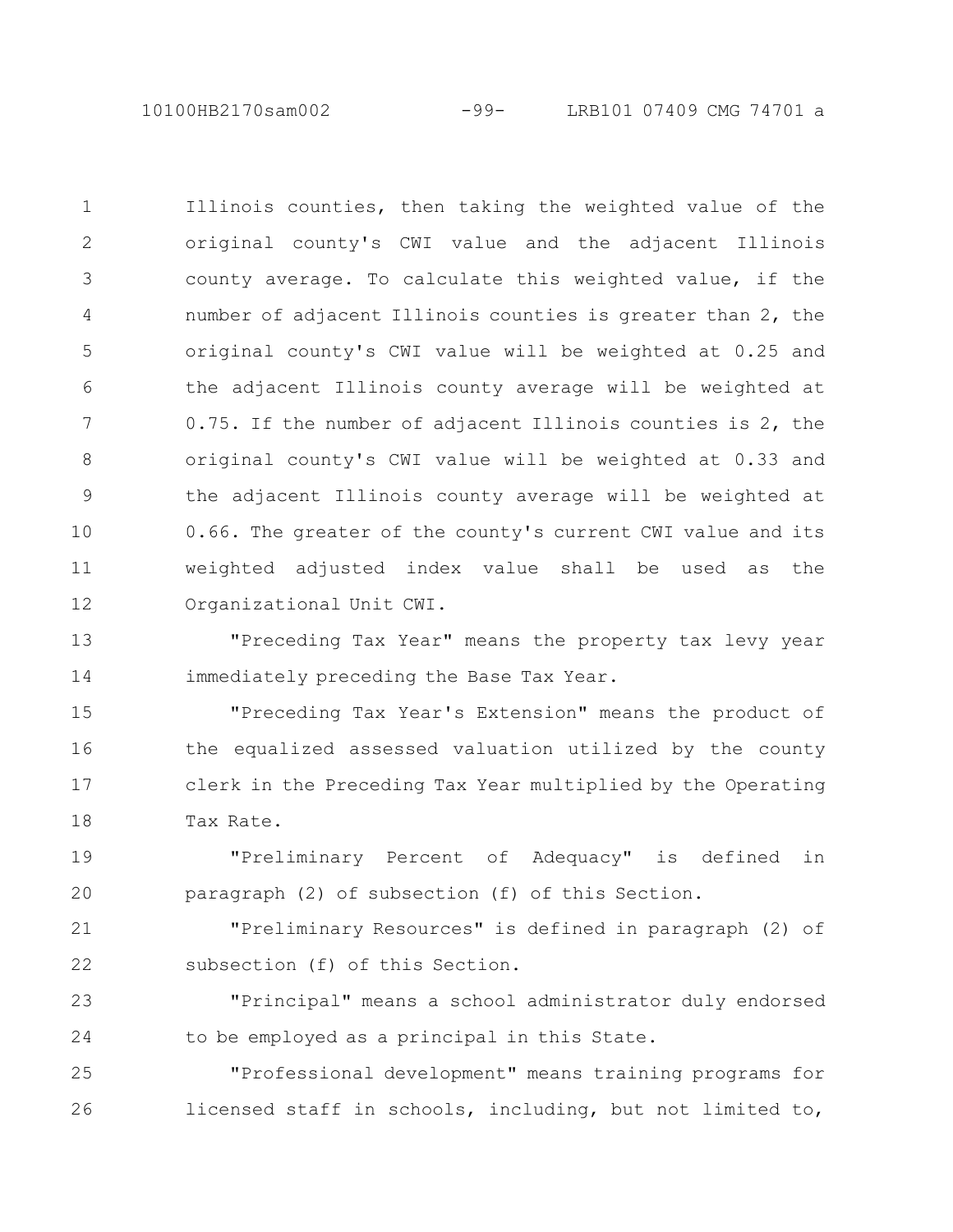Illinois counties, then taking the weighted value of the original county's CWI value and the adjacent Illinois county average. To calculate this weighted value, if the number of adjacent Illinois counties is greater than 2, the original county's CWI value will be weighted at 0.25 and the adjacent Illinois county average will be weighted at 0.75. If the number of adjacent Illinois counties is 2, the original county's CWI value will be weighted at 0.33 and the adjacent Illinois county average will be weighted at 0.66. The greater of the county's current CWI value and its weighted adjusted index value shall be used as the Organizational Unit CWI.

"Preceding Tax Year" means the property tax levy year immediately preceding the Base Tax Year.

"Preceding Tax Year's Extension" means the product of the equalized assessed valuation utilized by the county clerk in the Preceding Tax Year multiplied by the Operating Tax Rate.

"Preliminary Percent of Adequacy" is defined in paragraph (2) of subsection (f) of this Section.

"Preliminary Resources" is defined in paragraph (2) of subsection (f) of this Section.

"Principal" means a school administrator duly endorsed to be employed as a principal in this State.

"Professional development" means training programs for licensed staff in schools, including, but not limited to,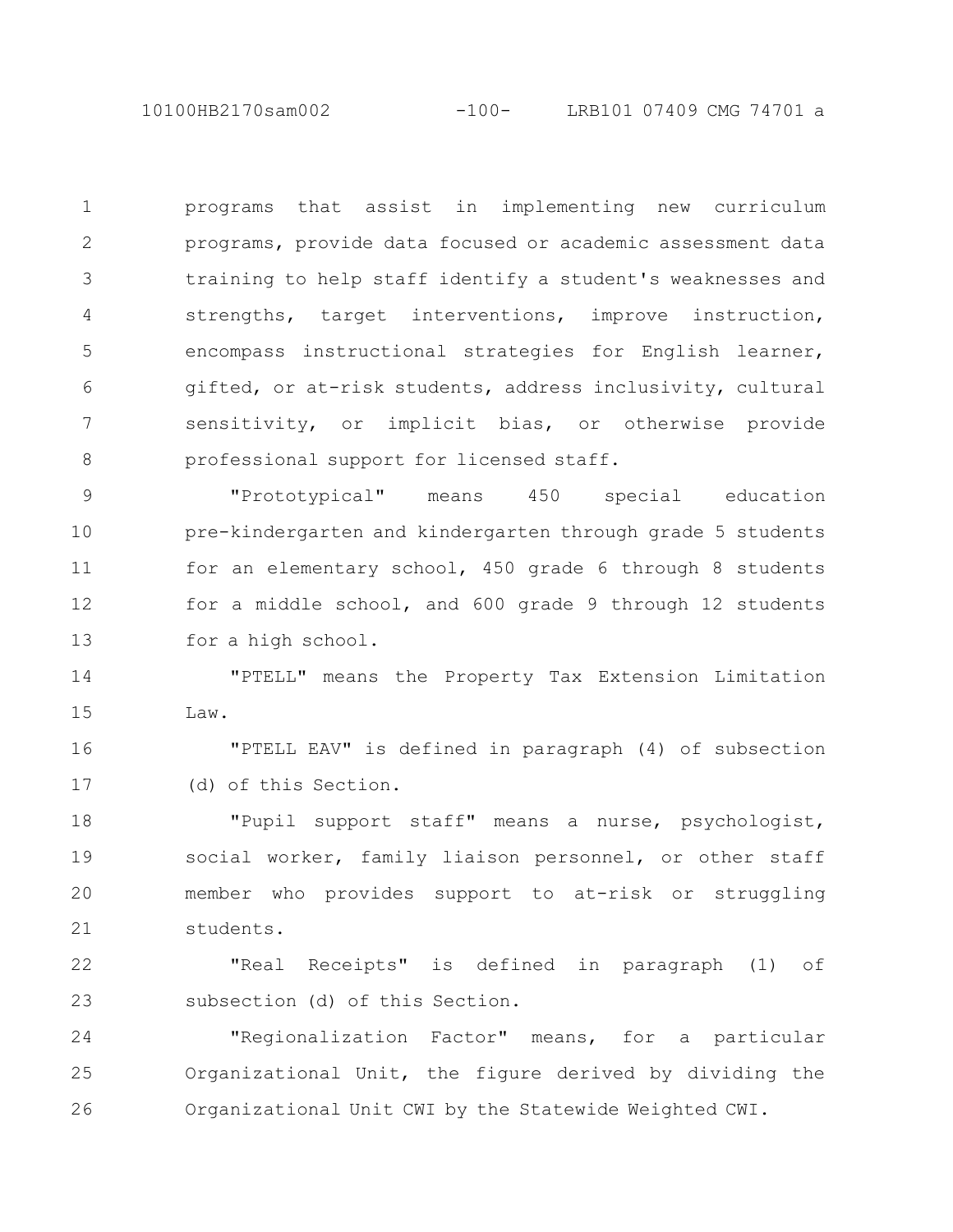programs that assist in implementing new curriculum programs, provide data focused or academic assessment data training to help staff identify a student's weaknesses and strengths, target interventions, improve instruction, encompass instructional strategies for English learner, gifted, or at-risk students, address inclusivity, cultural sensitivity, or implicit bias, or otherwise provide professional support for licensed staff.

"Prototypical" means 450 special education pre-kindergarten and kindergarten through grade 5 students for an elementary school, 450 grade 6 through 8 students for a middle school, and 600 grade 9 through 12 students for a high school.

"PTELL" means the Property Tax Extension Limitation Law.

"PTELL EAV" is defined in paragraph (4) of subsection (d) of this Section.

"Pupil support staff" means a nurse, psychologist, social worker, family liaison personnel, or other staff member who provides support to at-risk or struggling students.

"Real Receipts" is defined in paragraph (1) of subsection (d) of this Section.

"Regionalization Factor" means, for a particular Organizational Unit, the figure derived by dividing the Organizational Unit CWI by the Statewide Weighted CWI.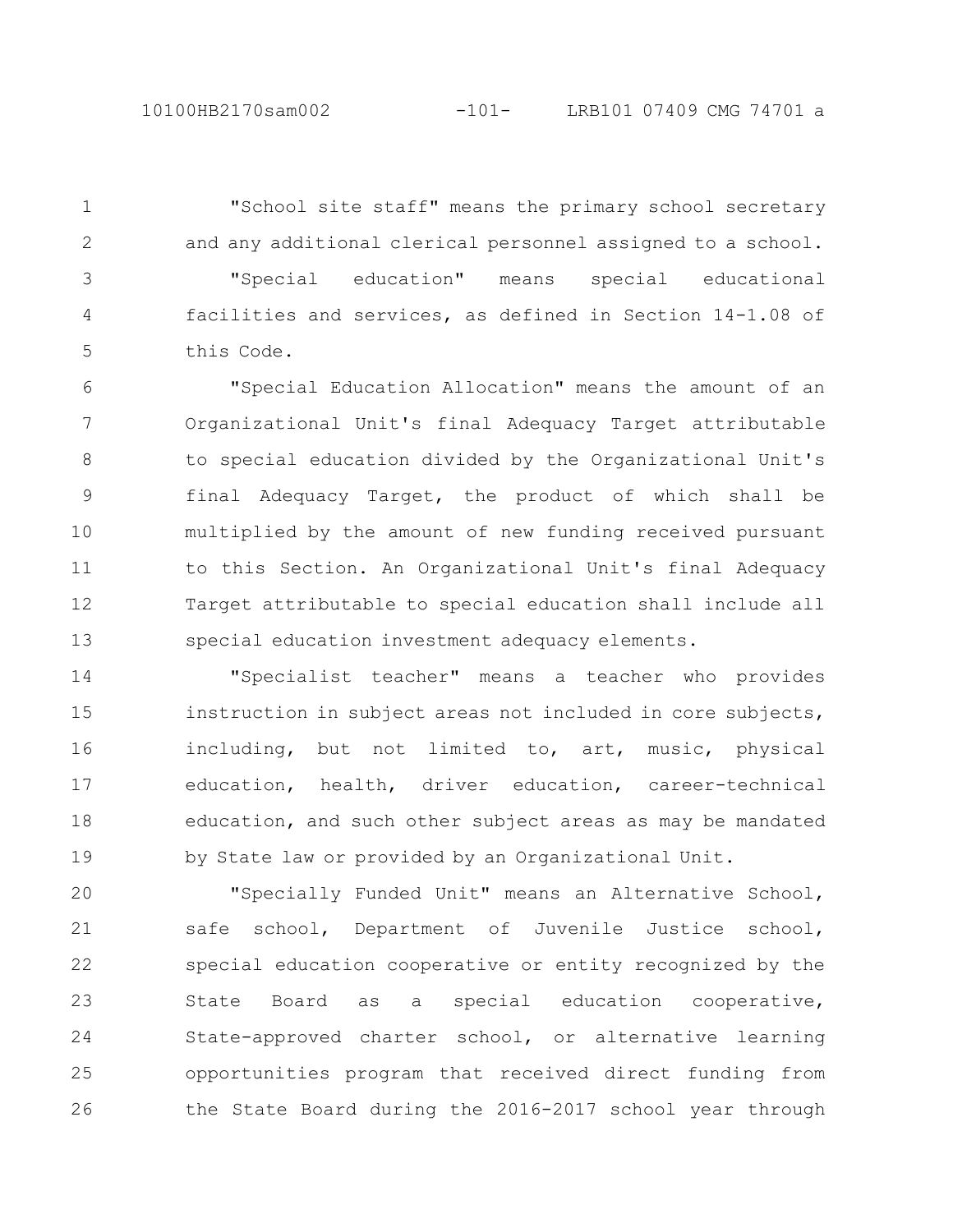"School site staff" means the primary school secretary and any additional clerical personnel assigned to a school.

"Special education" means special educational facilities and services, as defined in Section 14-1.08 of this Code.

"Special Education Allocation" means the amount of an Organizational Unit's final Adequacy Target attributable to special education divided by the Organizational Unit's final Adequacy Target, the product of which shall be multiplied by the amount of new funding received pursuant to this Section. An Organizational Unit's final Adequacy Target attributable to special education shall include all special education investment adequacy elements.

"Specialist teacher" means a teacher who provides instruction in subject areas not included in core subjects, including, but not limited to, art, music, physical education, health, driver education, career-technical education, and such other subject areas as may be mandated by State law or provided by an Organizational Unit.

"Specially Funded Unit" means an Alternative School, safe school, Department of Juvenile Justice school, special education cooperative or entity recognized by the State Board as a special education cooperative, State-approved charter school, or alternative learning opportunities program that received direct funding from the State Board during the 2016-2017 school year through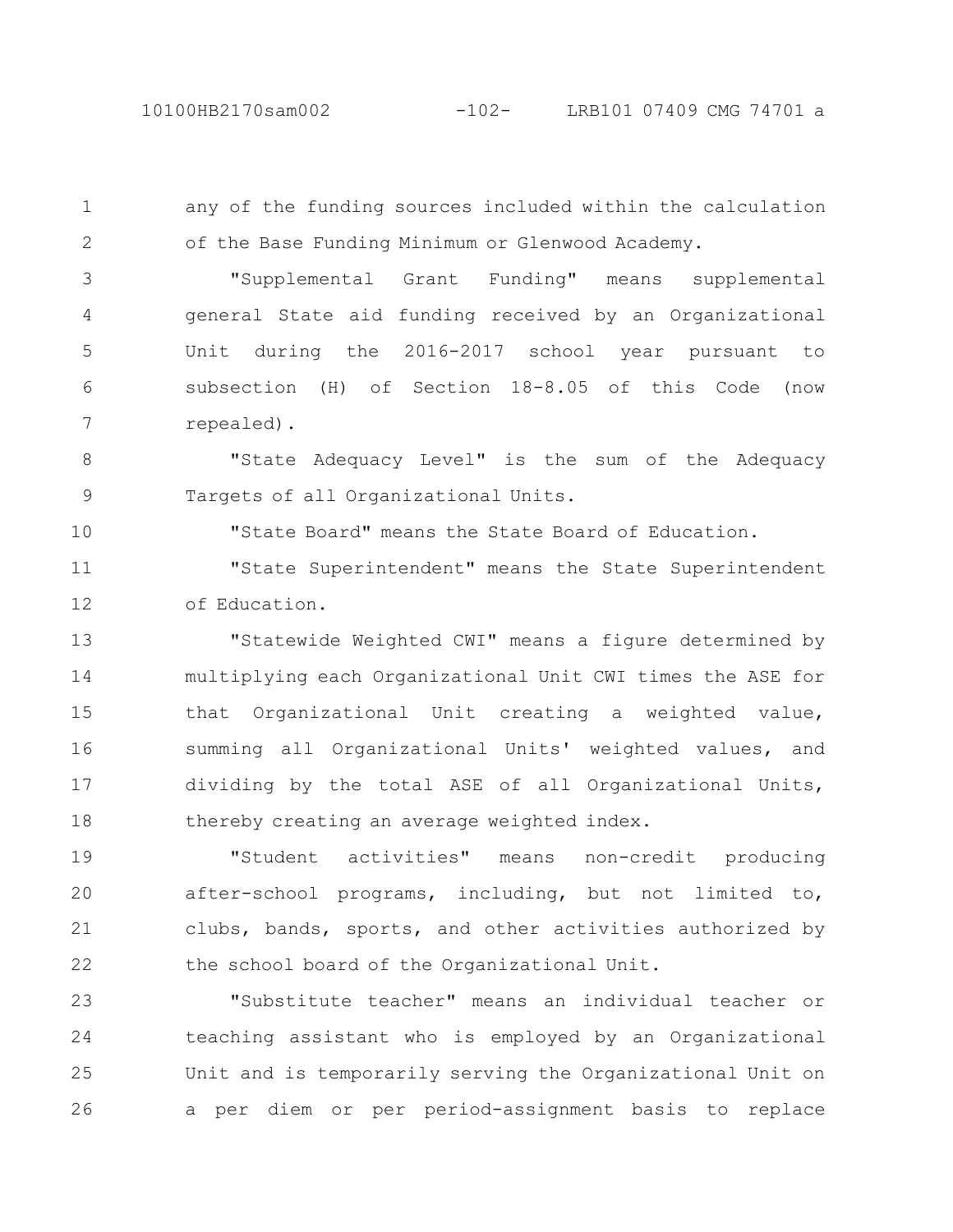any of the funding sources included within the calculation of the Base Funding Minimum or Glenwood Academy.

"Supplemental Grant Funding" means supplemental general State aid funding received by an Organizational Unit during the 2016-2017 school year pursuant to subsection (H) of Section 18-8.05 of this Code (now repealed).

"State Adequacy Level" is the sum of the Adequacy Targets of all Organizational Units.

"State Board" means the State Board of Education.

"State Superintendent" means the State Superintendent of Education.

"Statewide Weighted CWI" means a figure determined by multiplying each Organizational Unit CWI times the ASE for that Organizational Unit creating a weighted value, summing all Organizational Units' weighted values, and dividing by the total ASE of all Organizational Units, thereby creating an average weighted index.

"Student activities" means non-credit producing after-school programs, including, but not limited to, clubs, bands, sports, and other activities authorized by the school board of the Organizational Unit.

"Substitute teacher" means an individual teacher or teaching assistant who is employed by an Organizational Unit and is temporarily serving the Organizational Unit on a per diem or per period-assignment basis to replace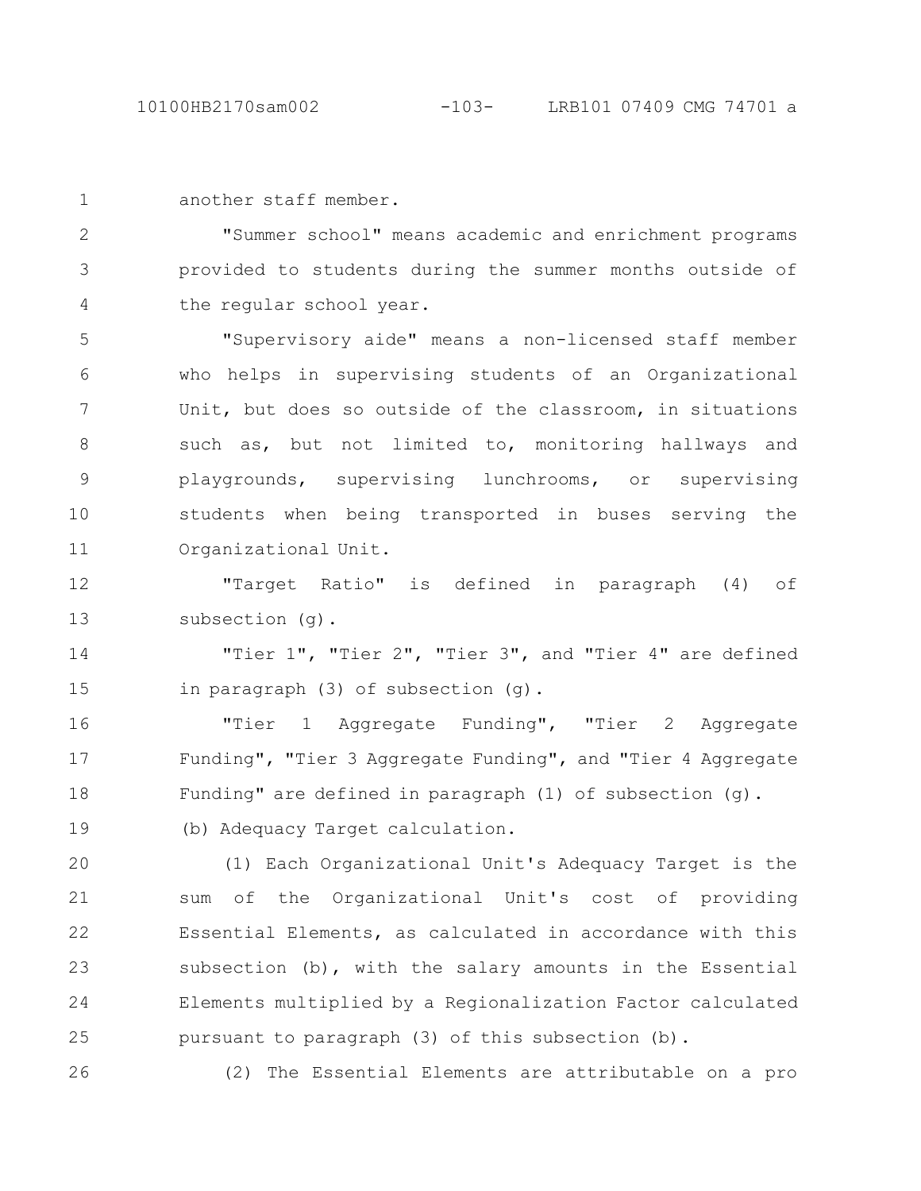another staff member.

"Summer school" means academic and enrichment programs provided to students during the summer months outside of the regular school year.

"Supervisory aide" means a non-licensed staff member who helps in supervising students of an Organizational Unit, but does so outside of the classroom, in situations such as, but not limited to, monitoring hallways and playgrounds, supervising lunchrooms, or supervising students when being transported in buses serving the Organizational Unit.

"Target Ratio" is defined in paragraph (4) of subsection (g).

"Tier 1", "Tier 2", "Tier 3", and "Tier 4" are defined in paragraph (3) of subsection (g).

"Tier 1 Aggregate Funding", "Tier 2 Aggregate Funding", "Tier 3 Aggregate Funding", and "Tier 4 Aggregate Funding" are defined in paragraph (1) of subsection (g).

(b) Adequacy Target calculation.

(1) Each Organizational Unit's Adequacy Target is the sum of the Organizational Unit's cost of providing Essential Elements, as calculated in accordance with this subsection (b), with the salary amounts in the Essential Elements multiplied by a Regionalization Factor calculated pursuant to paragraph (3) of this subsection (b).

(2) The Essential Elements are attributable on a pro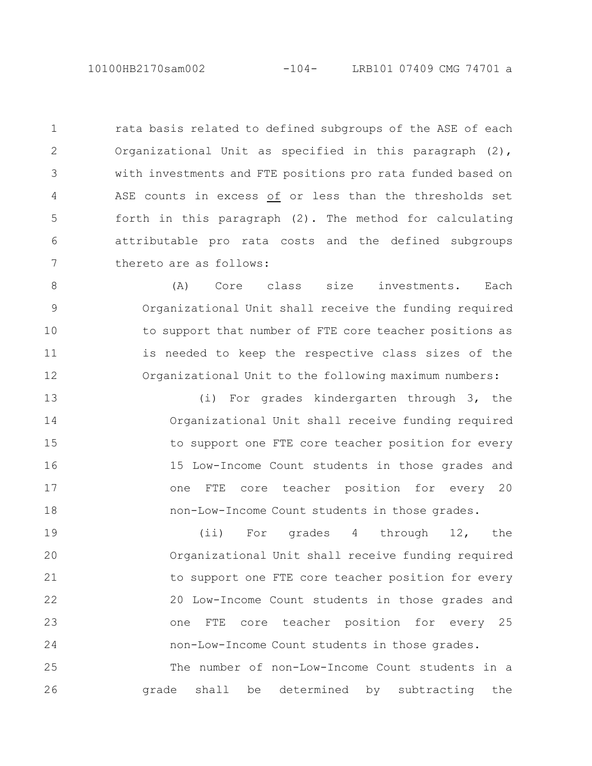rata basis related to defined subgroups of the ASE of each Organizational Unit as specified in this paragraph (2), with investments and FTE positions pro rata funded based on ASE counts in excess <u>of</u> or less than the thresholds set forth in this paragraph (2). The method for calculating attributable pro rata costs and the defined subgroups thereto are as follows:

(A) Core class size investments. Each Organizational Unit shall receive the funding required to support that number of FTE core teacher positions as is needed to keep the respective class sizes of the Organizational Unit to the following maximum numbers:

(i) For grades kindergarten through 3, the Organizational Unit shall receive funding required to support one FTE core teacher position for every 15 Low-Income Count students in those grades and one FTE core teacher position for every 20 non-Low-Income Count students in those grades.

(ii) For grades 4 through 12, the Organizational Unit shall receive funding required to support one FTE core teacher position for every 20 Low-Income Count students in those grades and one FTE core teacher position for every 25 non-Low-Income Count students in those grades.

The number of non-Low-Income Count students in a grade shall be determined by subtracting the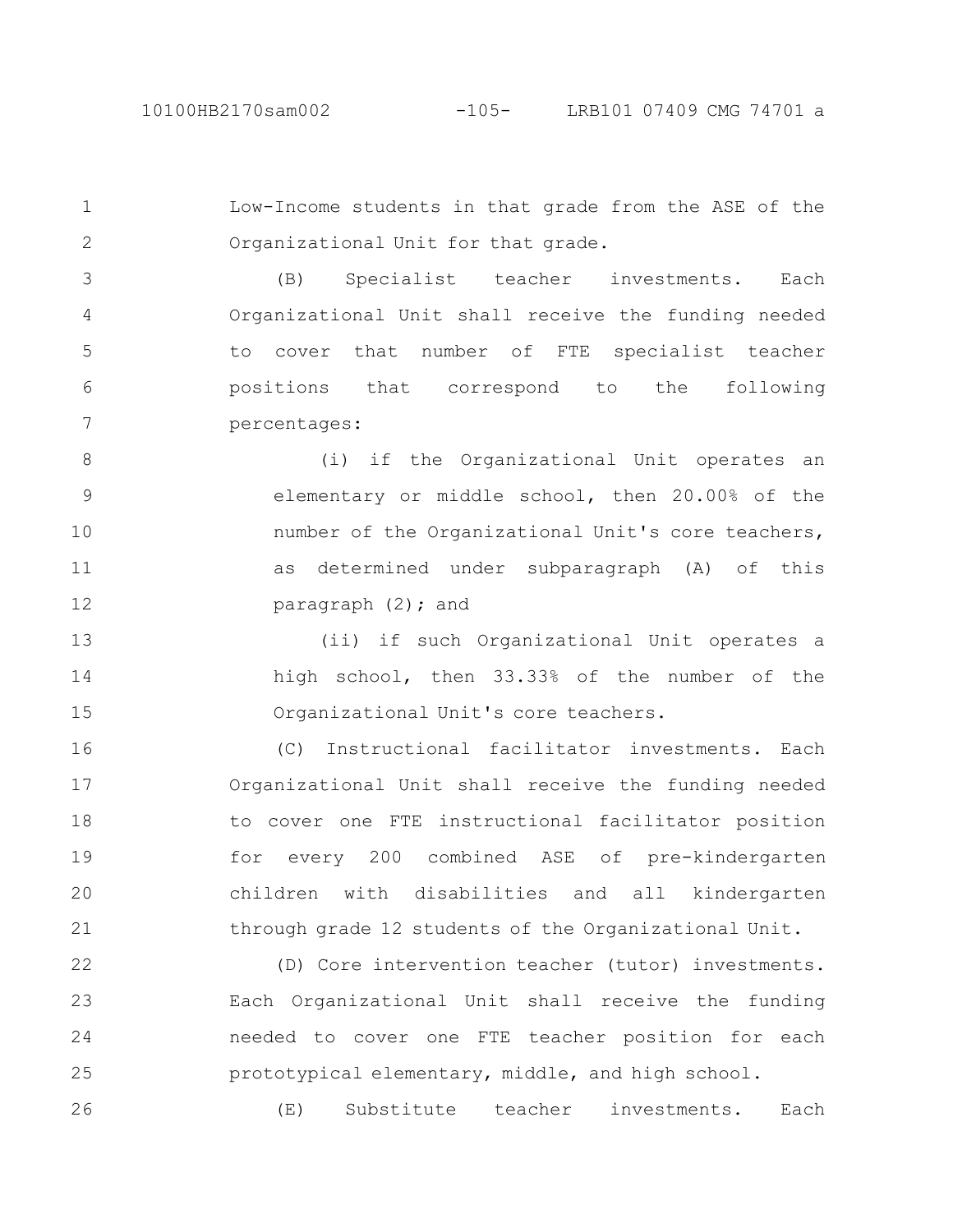Low-Income students in that grade from the ASE of the Organizational Unit for that grade.

(B) Specialist teacher investments. Each Organizational Unit shall receive the funding needed to cover that number of FTE specialist teacher positions that correspond to the following percentages:

(i) if the Organizational Unit operates an elementary or middle school, then 20.00% of the number of the Organizational Unit's core teachers, as determined under subparagraph (A) of this paragraph (2); and

(ii) if such Organizational Unit operates a high school, then 33.33% of the number of the Organizational Unit's core teachers.

(C) Instructional facilitator investments. Each Organizational Unit shall receive the funding needed to cover one FTE instructional facilitator position for every 200 combined ASE of pre-kindergarten children with disabilities and all kindergarten through grade 12 students of the Organizational Unit.

(D) Core intervention teacher (tutor) investments. Each Organizational Unit shall receive the funding needed to cover one FTE teacher position for each prototypical elementary, middle, and high school.

(E) Substitute teacher investments. Each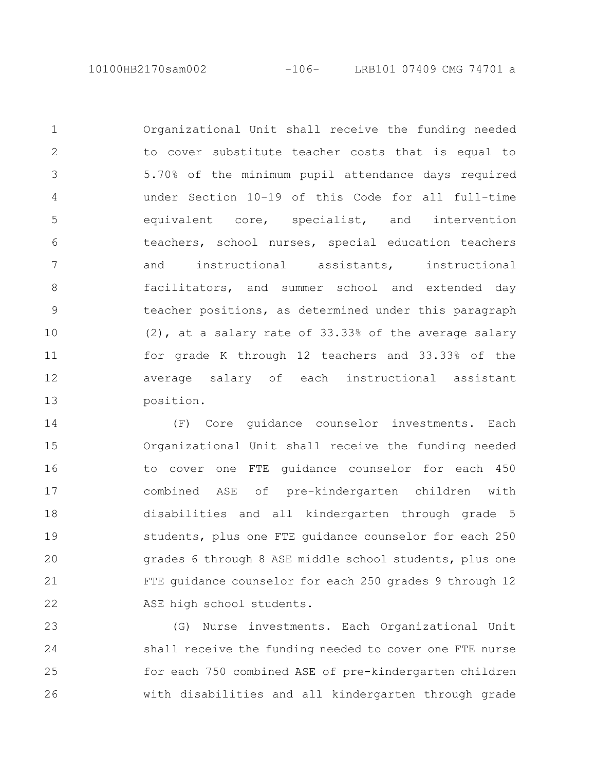Organizational Unit shall receive the funding needed to cover substitute teacher costs that is equal to 5.70% of the minimum pupil attendance days required under Section 10-19 of this Code for all full-time equivalent core, specialist, and intervention teachers, school nurses, special education teachers and instructional assistants, instructional facilitators, and summer school and extended day teacher positions, as determined under this paragraph (2), at a salary rate of 33.33% of the average salary for grade K through 12 teachers and 33.33% of the average salary of each instructional assistant position.

(F) Core guidance counselor investments. Each Organizational Unit shall receive the funding needed to cover one FTE guidance counselor for each 450 combined ASE of pre-kindergarten children with disabilities and all kindergarten through grade 5 students, plus one FTE guidance counselor for each 250 grades 6 through 8 ASE middle school students, plus one FTE guidance counselor for each 250 grades 9 through 12 ASE high school students.

(G) Nurse investments. Each Organizational Unit shall receive the funding needed to cover one FTE nurse for each 750 combined ASE of pre-kindergarten children with disabilities and all kindergarten through grade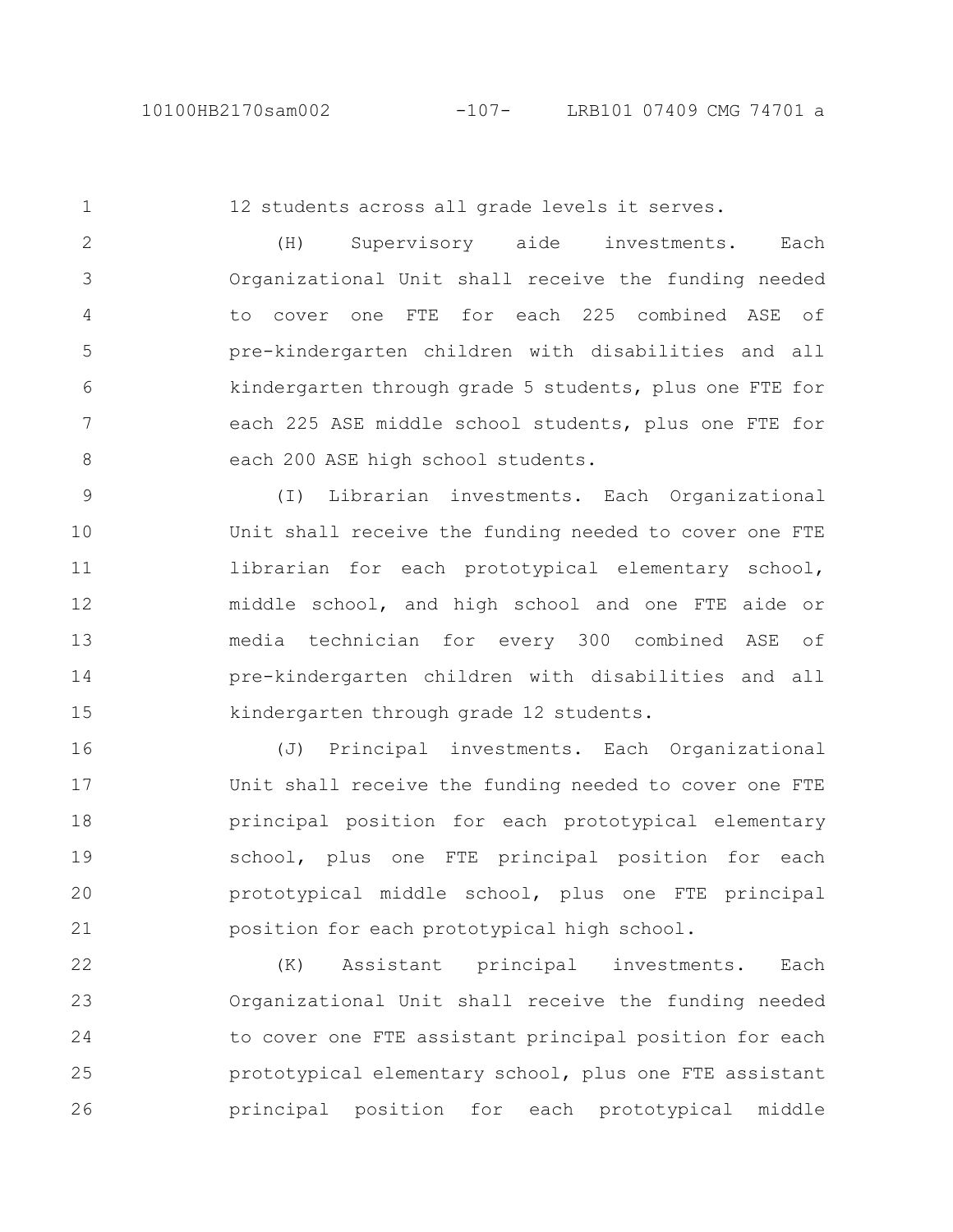12 students across all grade levels it serves.

(H) Supervisory aide investments. Each Organizational Unit shall receive the funding needed to cover one FTE for each 225 combined ASE of pre-kindergarten children with disabilities and all kindergarten through grade 5 students, plus one FTE for each 225 ASE middle school students, plus one FTE for each 200 ASE high school students.

(I) Librarian investments. Each Organizational Unit shall receive the funding needed to cover one FTE librarian for each prototypical elementary school, middle school, and high school and one FTE aide or media technician for every 300 combined ASE of pre-kindergarten children with disabilities and all kindergarten through grade 12 students.

(J) Principal investments. Each Organizational Unit shall receive the funding needed to cover one FTE principal position for each prototypical elementary school, plus one FTE principal position for each prototypical middle school, plus one FTE principal position for each prototypical high school.

(K) Assistant principal investments. Each Organizational Unit shall receive the funding needed to cover one FTE assistant principal position for each prototypical elementary school, plus one FTE assistant principal position for each prototypical middle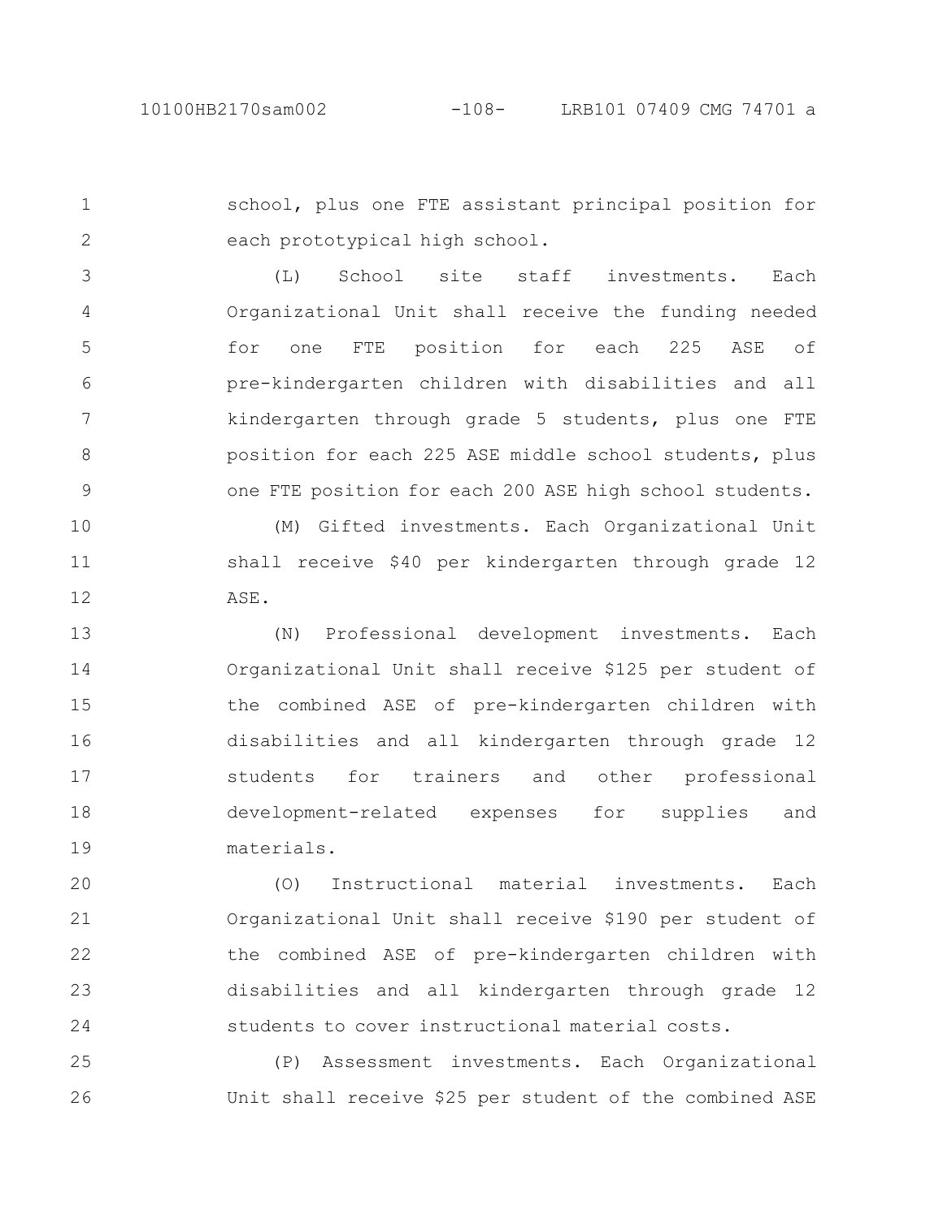school, plus one FTE assistant principal position for each prototypical high school.

(L) School site staff investments. Each Organizational Unit shall receive the funding needed for one FTE position for each 225 ASE of pre-kindergarten children with disabilities and all kindergarten through grade 5 students, plus one FTE position for each 225 ASE middle school students, plus one FTE position for each 200 ASE high school students.

(M) Gifted investments. Each Organizational Unit shall receive $40 per kindergarten through grade 12 ASE.

(N) Professional development investments. Each Organizational Unit shall receive $125 per student of the combined ASE of pre-kindergarten children with disabilities and all kindergarten through grade 12 students for trainers and other professional development-related expenses for supplies and materials.

(O) Instructional material investments. Each Organizational Unit shall receive $190 per student of the combined ASE of pre-kindergarten children with disabilities and all kindergarten through grade 12 students to cover instructional material costs.

(P) Assessment investments. Each Organizational Unit shall receive $25 per student of the combined ASE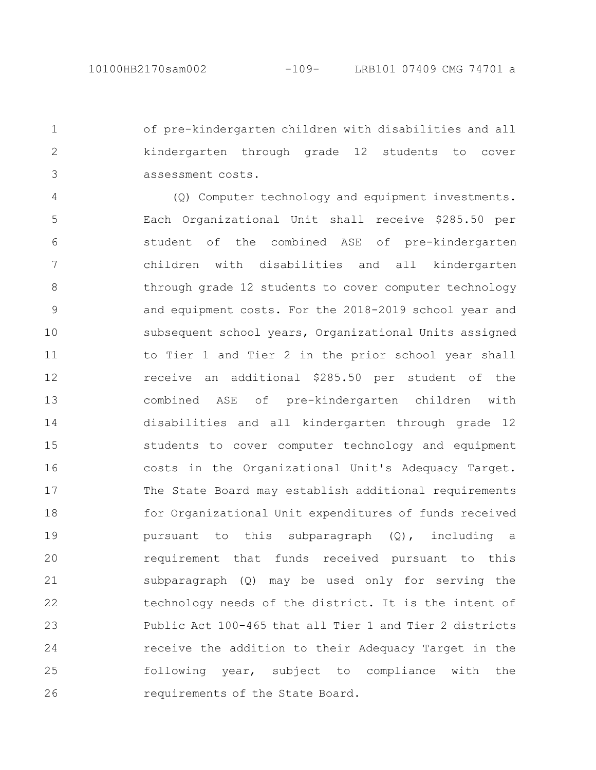of pre-kindergarten children with disabilities and all kindergarten through grade 12 students to cover assessment costs.

(Q) Computer technology and equipment investments. Each Organizational Unit shall receive $285.50 per student of the combined ASE of pre-kindergarten children with disabilities and all kindergarten through grade 12 students to cover computer technology and equipment costs. For the 2018-2019 school year and subsequent school years, Organizational Units assigned to Tier 1 and Tier 2 in the prior school year shall receive an additional $285.50 per student of the combined ASE of pre-kindergarten children with disabilities and all kindergarten through grade 12 students to cover computer technology and equipment costs in the Organizational Unit's Adequacy Target. The State Board may establish additional requirements for Organizational Unit expenditures of funds received pursuant to this subparagraph (Q), including a requirement that funds received pursuant to this subparagraph (Q) may be used only for serving the technology needs of the district. It is the intent of Public Act 100-465 that all Tier 1 and Tier 2 districts receive the addition to their Adequacy Target in the following year, subject to compliance with the requirements of the State Board.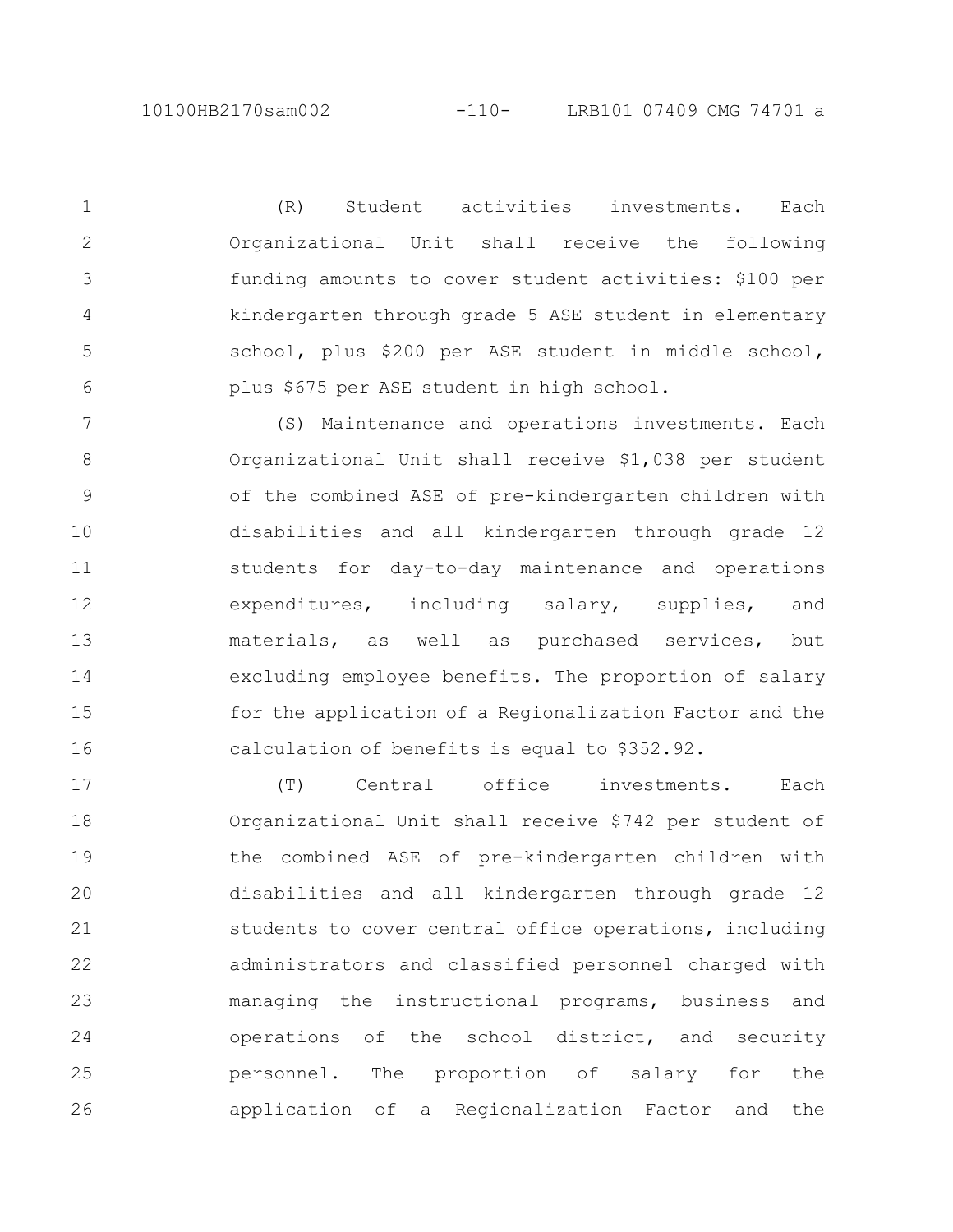(R) Student activities investments. Each Organizational Unit shall receive the following funding amounts to cover student activities: $100 per kindergarten through grade 5 ASE student in elementary school, plus $200 per ASE student in middle school, plus $675 per ASE student in high school.

(S) Maintenance and operations investments. Each Organizational Unit shall receive $1,038 per student of the combined ASE of pre-kindergarten children with disabilities and all kindergarten through grade 12 students for day-to-day maintenance and operations expenditures, including salary, supplies, and materials, as well as purchased services, but excluding employee benefits. The proportion of salary for the application of a Regionalization Factor and the calculation of benefits is equal to $352.92.

(T) Central office investments. Each Organizational Unit shall receive $742 per student of the combined ASE of pre-kindergarten children with disabilities and all kindergarten through grade 12 students to cover central office operations, including administrators and classified personnel charged with managing the instructional programs, business and operations of the school district, and security personnel. The proportion of salary for the application of a Regionalization Factor and the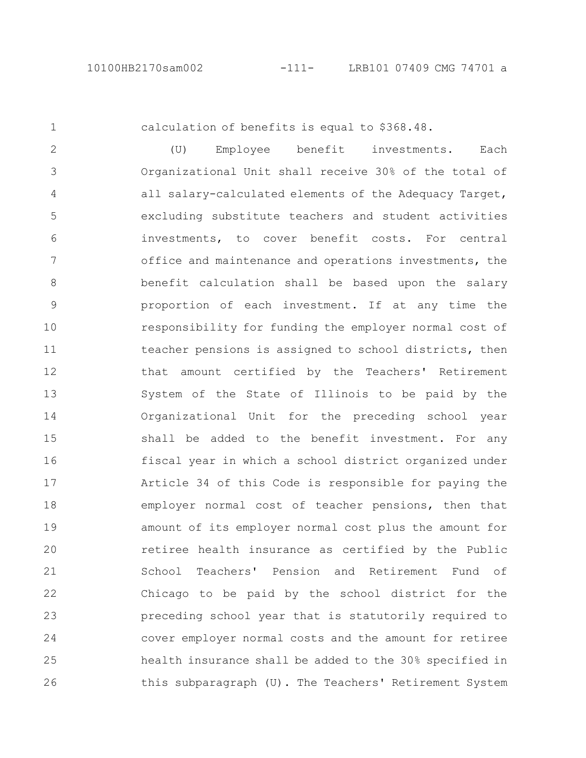calculation of benefits is equal to $368.48.

(U) Employee benefit investments. Each Organizational Unit shall receive 30% of the total of all salary-calculated elements of the Adequacy Target, excluding substitute teachers and student activities investments, to cover benefit costs. For central office and maintenance and operations investments, the benefit calculation shall be based upon the salary proportion of each investment. If at any time the responsibility for funding the employer normal cost of teacher pensions is assigned to school districts, then that amount certified by the Teachers' Retirement System of the State of Illinois to be paid by the Organizational Unit for the preceding school year shall be added to the benefit investment. For any fiscal year in which a school district organized under Article 34 of this Code is responsible for paying the employer normal cost of teacher pensions, then that amount of its employer normal cost plus the amount for retiree health insurance as certified by the Public School Teachers' Pension and Retirement Fund of Chicago to be paid by the school district for the preceding school year that is statutorily required to cover employer normal costs and the amount for retiree health insurance shall be added to the 30% specified in this subparagraph (U). The Teachers' Retirement System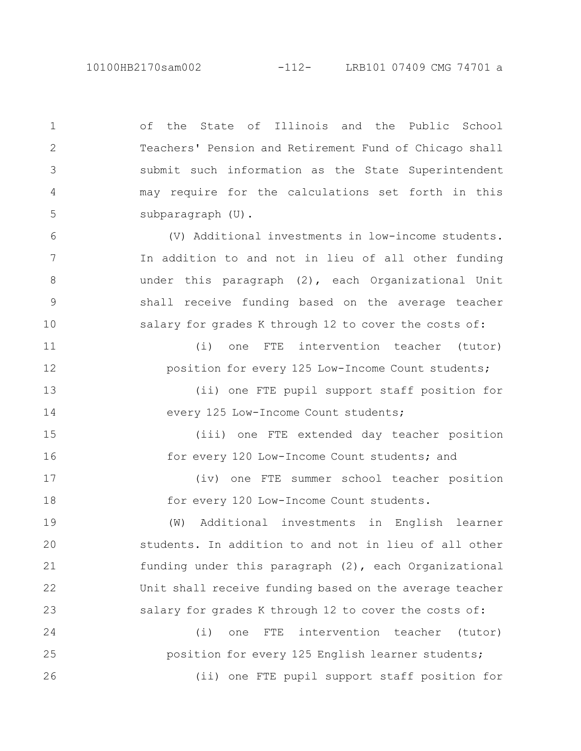of the State of Illinois and the Public School Teachers' Pension and Retirement Fund of Chicago shall submit such information as the State Superintendent may require for the calculations set forth in this subparagraph (U).

(V) Additional investments in low-income students. In addition to and not in lieu of all other funding under this paragraph (2), each Organizational Unit shall receive funding based on the average teacher salary for grades K through 12 to cover the costs of:

(i) one FTE intervention teacher (tutor) position for every 125 Low-Income Count students;

(ii) one FTE pupil support staff position for every 125 Low-Income Count students;

(iii) one FTE extended day teacher position for every 120 Low-Income Count students; and

(iv) one FTE summer school teacher position for every 120 Low-Income Count students.

(W) Additional investments in English learner students. In addition to and not in lieu of all other funding under this paragraph (2), each Organizational Unit shall receive funding based on the average teacher salary for grades K through 12 to cover the costs of:

(i) one FTE intervention teacher (tutor) position for every 125 English learner students;

(ii) one FTE pupil support staff position for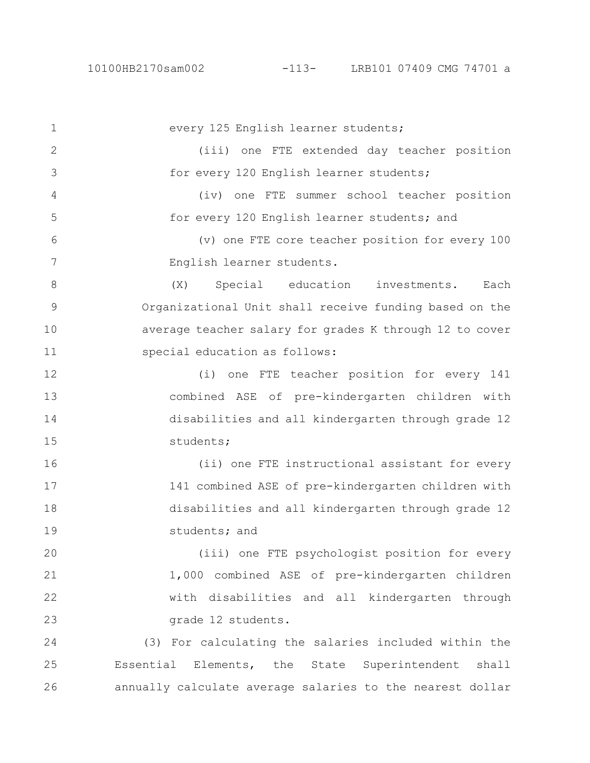every 125 English learner students;

(iii) one FTE extended day teacher position for every 120 English learner students;

(iv) one FTE summer school teacher position for every 120 English learner students; and

(v) one FTE core teacher position for every 100 English learner students.

(X) Special education investments. Each Organizational Unit shall receive funding based on the average teacher salary for grades K through 12 to cover special education as follows:

(i) one FTE teacher position for every 141 combined ASE of pre-kindergarten children with disabilities and all kindergarten through grade 12 students;

(ii) one FTE instructional assistant for every 141 combined ASE of pre-kindergarten children with disabilities and all kindergarten through grade 12 students; and

(iii) one FTE psychologist position for every 1,000 combined ASE of pre-kindergarten children with disabilities and all kindergarten through grade 12 students.

(3) For calculating the salaries included within the Essential Elements, the State Superintendent shall annually calculate average salaries to the nearest dollar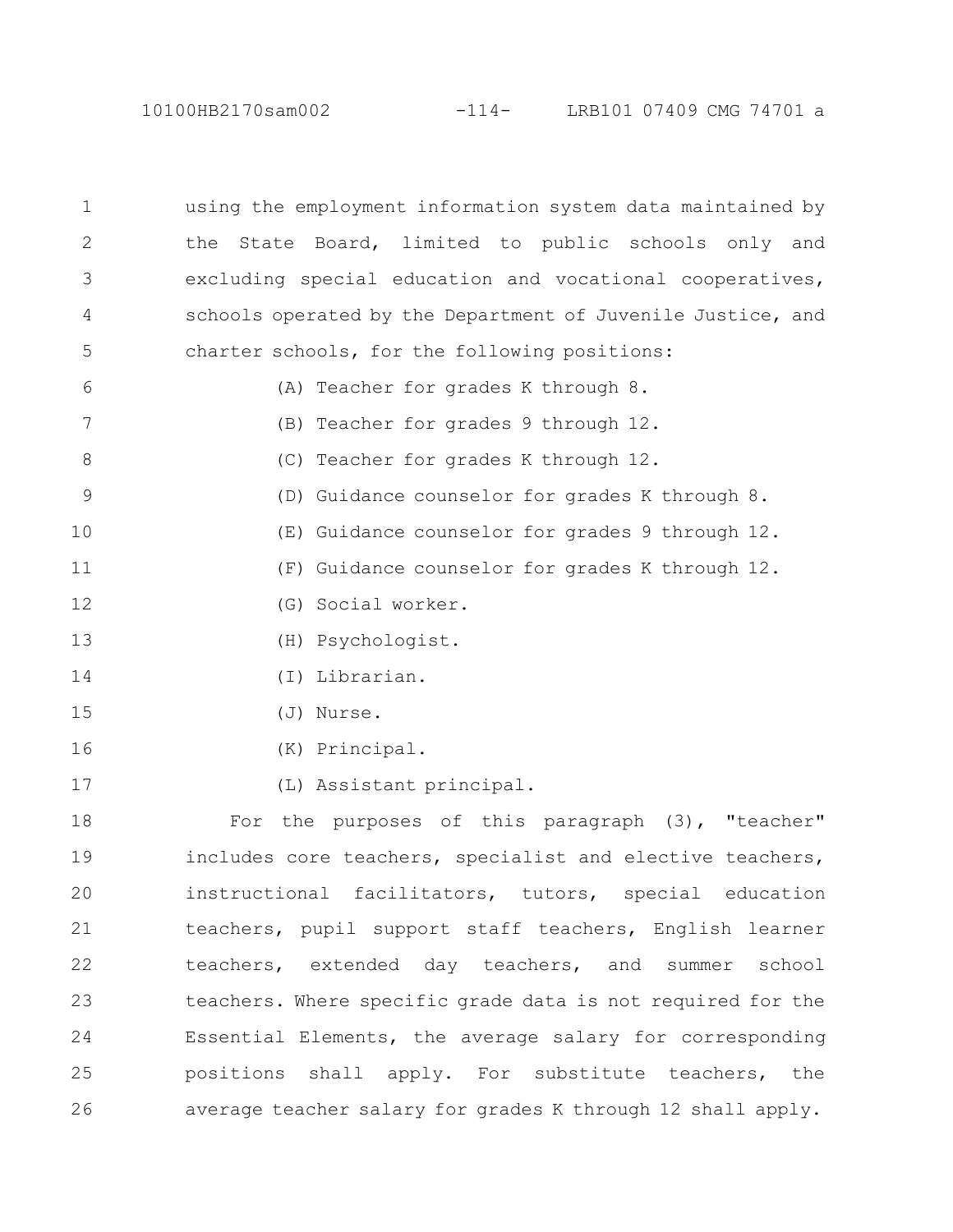using the employment information system data maintained by the State Board, limited to public schools only and excluding special education and vocational cooperatives, schools operated by the Department of Juvenile Justice, and charter schools, for the following positions:

(A) Teacher for grades K through 8.

(B) Teacher for grades 9 through 12.

(C) Teacher for grades K through 12.

(D) Guidance counselor for grades K through 8.

(E) Guidance counselor for grades 9 through 12.

(F) Guidance counselor for grades K through 12.

(G) Social worker.

(H) Psychologist.

(I) Librarian.

(J) Nurse.

(K) Principal.

(L) Assistant principal.

For the purposes of this paragraph (3), "teacher" includes core teachers, specialist and elective teachers, instructional facilitators, tutors, special education teachers, pupil support staff teachers, English learner teachers, extended day teachers, and summer school teachers. Where specific grade data is not required for the Essential Elements, the average salary for corresponding positions shall apply. For substitute teachers, the average teacher salary for grades K through 12 shall apply.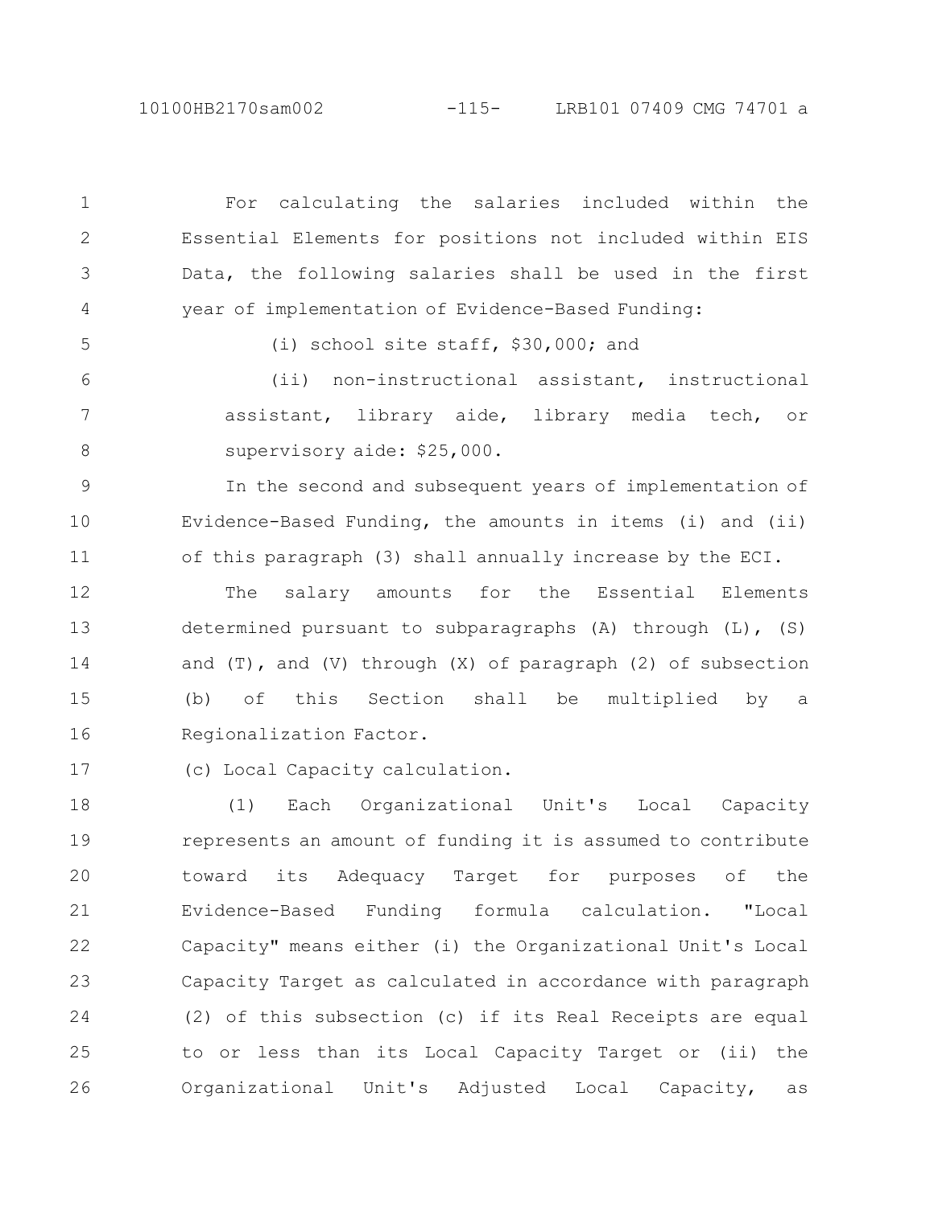For calculating the salaries included within the Essential Elements for positions not included within EIS Data, the following salaries shall be used in the first year of implementation of Evidence-Based Funding:

(i) school site staff, $30,000; and

(ii) non-instructional assistant, instructional assistant, library aide, library media tech, or supervisory aide: $25,000.

In the second and subsequent years of implementation of Evidence-Based Funding, the amounts in items (i) and (ii) of this paragraph (3) shall annually increase by the ECI.

The salary amounts for the Essential Elements determined pursuant to subparagraphs (A) through (L), (S) and (T), and (V) through (X) of paragraph (2) of subsection (b) of this Section shall be multiplied by a Regionalization Factor.

(c) Local Capacity calculation.

(1) Each Organizational Unit's Local Capacity represents an amount of funding it is assumed to contribute toward its Adequacy Target for purposes of the Evidence-Based Funding formula calculation. "Local Capacity" means either (i) the Organizational Unit's Local Capacity Target as calculated in accordance with paragraph (2) of this subsection (c) if its Real Receipts are equal to or less than its Local Capacity Target or (ii) the Organizational Unit's Adjusted Local Capacity, as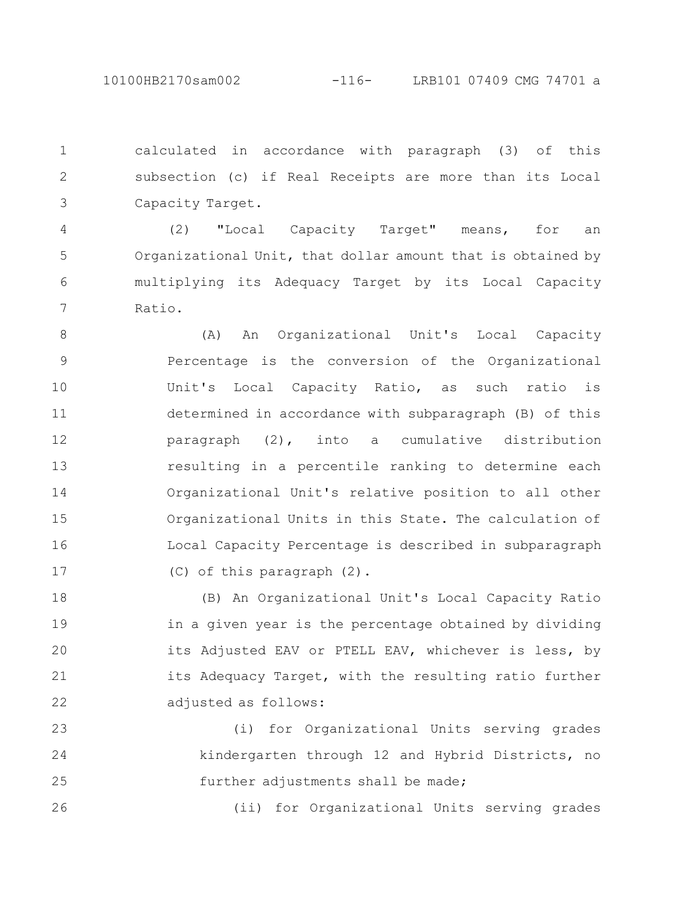calculated in accordance with paragraph (3) of this subsection (c) if Real Receipts are more than its Local Capacity Target.

(2) "Local Capacity Target" means, for an Organizational Unit, that dollar amount that is obtained by multiplying its Adequacy Target by its Local Capacity Ratio.

(A) An Organizational Unit's Local Capacity Percentage is the conversion of the Organizational Unit's Local Capacity Ratio, as such ratio is determined in accordance with subparagraph (B) of this paragraph (2), into a cumulative distribution resulting in a percentile ranking to determine each Organizational Unit's relative position to all other Organizational Units in this State. The calculation of Local Capacity Percentage is described in subparagraph (C) of this paragraph (2).

(B) An Organizational Unit's Local Capacity Ratio in a given year is the percentage obtained by dividing its Adjusted EAV or PTELL EAV, whichever is less, by its Adequacy Target, with the resulting ratio further adjusted as follows:

(i) for Organizational Units serving grades kindergarten through 12 and Hybrid Districts, no further adjustments shall be made;

(ii) for Organizational Units serving grades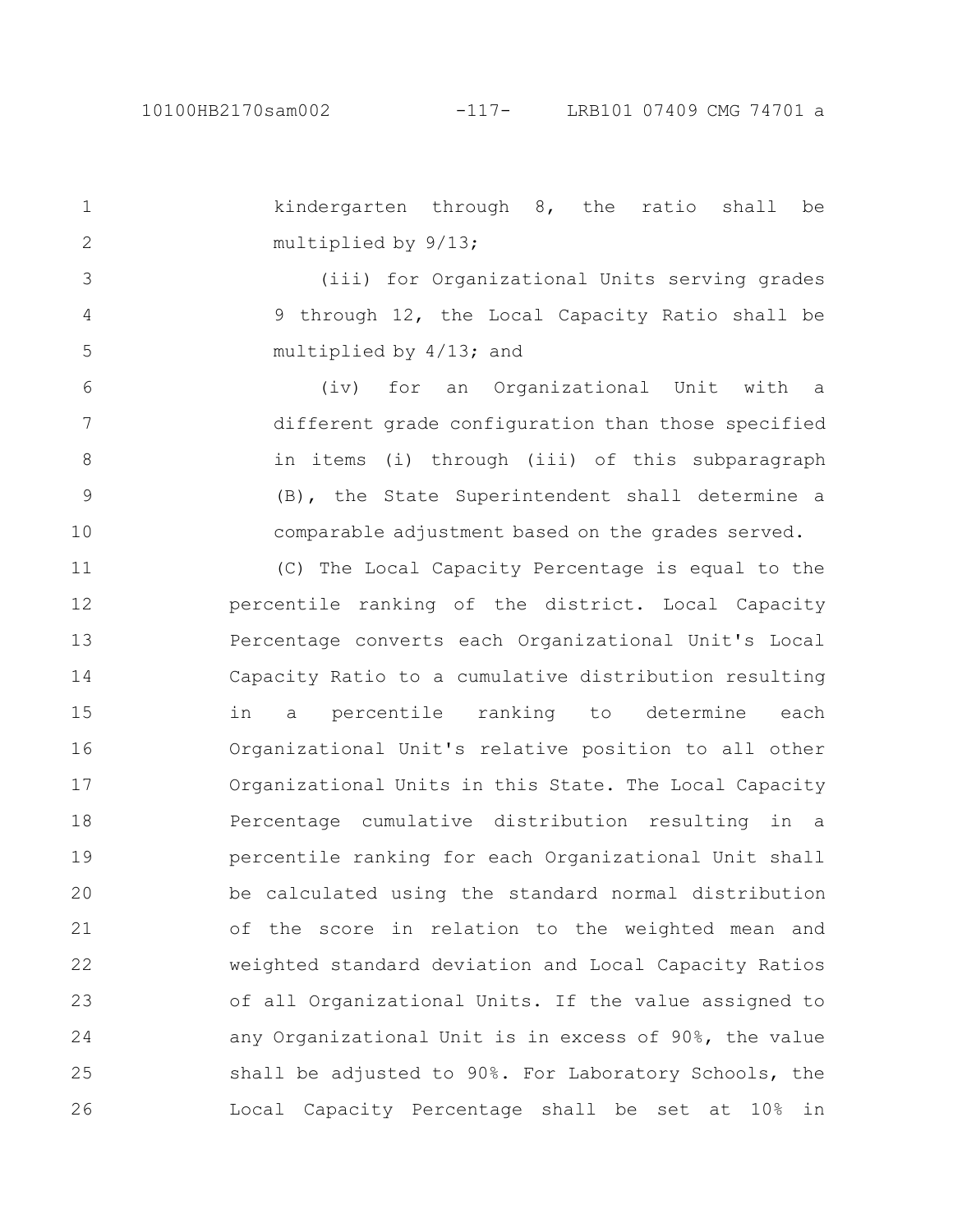kindergarten through 8, the ratio shall be multiplied by 9/13;

(iii) for Organizational Units serving grades 9 through 12, the Local Capacity Ratio shall be multiplied by 4/13; and

(iv) for an Organizational Unit with a different grade configuration than those specified in items (i) through (iii) of this subparagraph (B), the State Superintendent shall determine a comparable adjustment based on the grades served.

(C) The Local Capacity Percentage is equal to the percentile ranking of the district. Local Capacity Percentage converts each Organizational Unit's Local Capacity Ratio to a cumulative distribution resulting in a percentile ranking to determine each Organizational Unit's relative position to all other Organizational Units in this State. The Local Capacity Percentage cumulative distribution resulting in a percentile ranking for each Organizational Unit shall be calculated using the standard normal distribution of the score in relation to the weighted mean and weighted standard deviation and Local Capacity Ratios of all Organizational Units. If the value assigned to any Organizational Unit is in excess of 90%, the value shall be adjusted to 90%. For Laboratory Schools, the Local Capacity Percentage shall be set at 10% in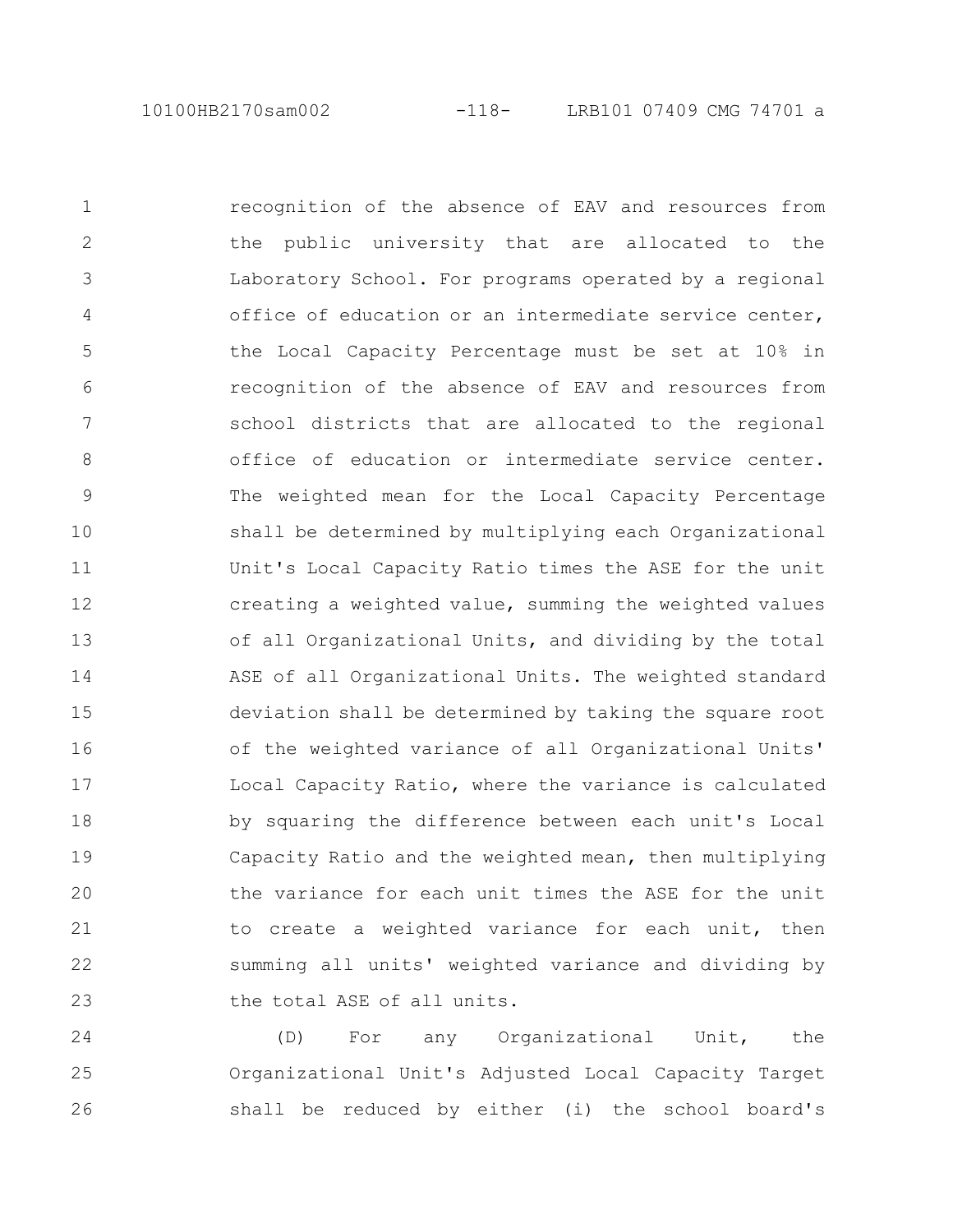recognition of the absence of EAV and resources from the public university that are allocated to the Laboratory School. For programs operated by a regional office of education or an intermediate service center, the Local Capacity Percentage must be set at 10% in recognition of the absence of EAV and resources from school districts that are allocated to the regional office of education or intermediate service center. The weighted mean for the Local Capacity Percentage shall be determined by multiplying each Organizational Unit's Local Capacity Ratio times the ASE for the unit creating a weighted value, summing the weighted values of all Organizational Units, and dividing by the total ASE of all Organizational Units. The weighted standard deviation shall be determined by taking the square root of the weighted variance of all Organizational Units' Local Capacity Ratio, where the variance is calculated by squaring the difference between each unit's Local Capacity Ratio and the weighted mean, then multiplying the variance for each unit times the ASE for the unit to create a weighted variance for each unit, then summing all units' weighted variance and dividing by the total ASE of all units.

(D) For any Organizational Unit, the Organizational Unit's Adjusted Local Capacity Target shall be reduced by either (i) the school board's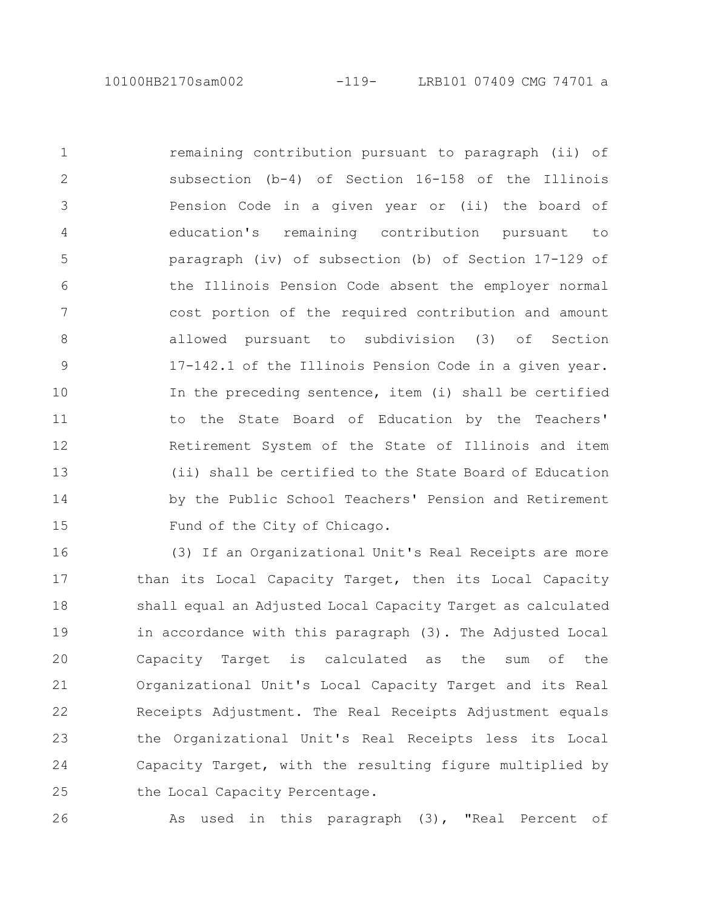remaining contribution pursuant to paragraph (ii) of subsection (b-4) of Section 16-158 of the Illinois Pension Code in a given year or (ii) the board of education's remaining contribution pursuant to paragraph (iv) of subsection (b) of Section 17-129 of the Illinois Pension Code absent the employer normal cost portion of the required contribution and amount allowed pursuant to subdivision (3) of Section 17-142.1 of the Illinois Pension Code in a given year. In the preceding sentence, item (i) shall be certified to the State Board of Education by the Teachers' Retirement System of the State of Illinois and item (ii) shall be certified to the State Board of Education by the Public School Teachers' Pension and Retirement Fund of the City of Chicago.

(3) If an Organizational Unit's Real Receipts are more than its Local Capacity Target, then its Local Capacity shall equal an Adjusted Local Capacity Target as calculated in accordance with this paragraph (3). The Adjusted Local Capacity Target is calculated as the sum of the Organizational Unit's Local Capacity Target and its Real Receipts Adjustment. The Real Receipts Adjustment equals the Organizational Unit's Real Receipts less its Local Capacity Target, with the resulting figure multiplied by the Local Capacity Percentage.

As used in this paragraph (3), "Real Percent of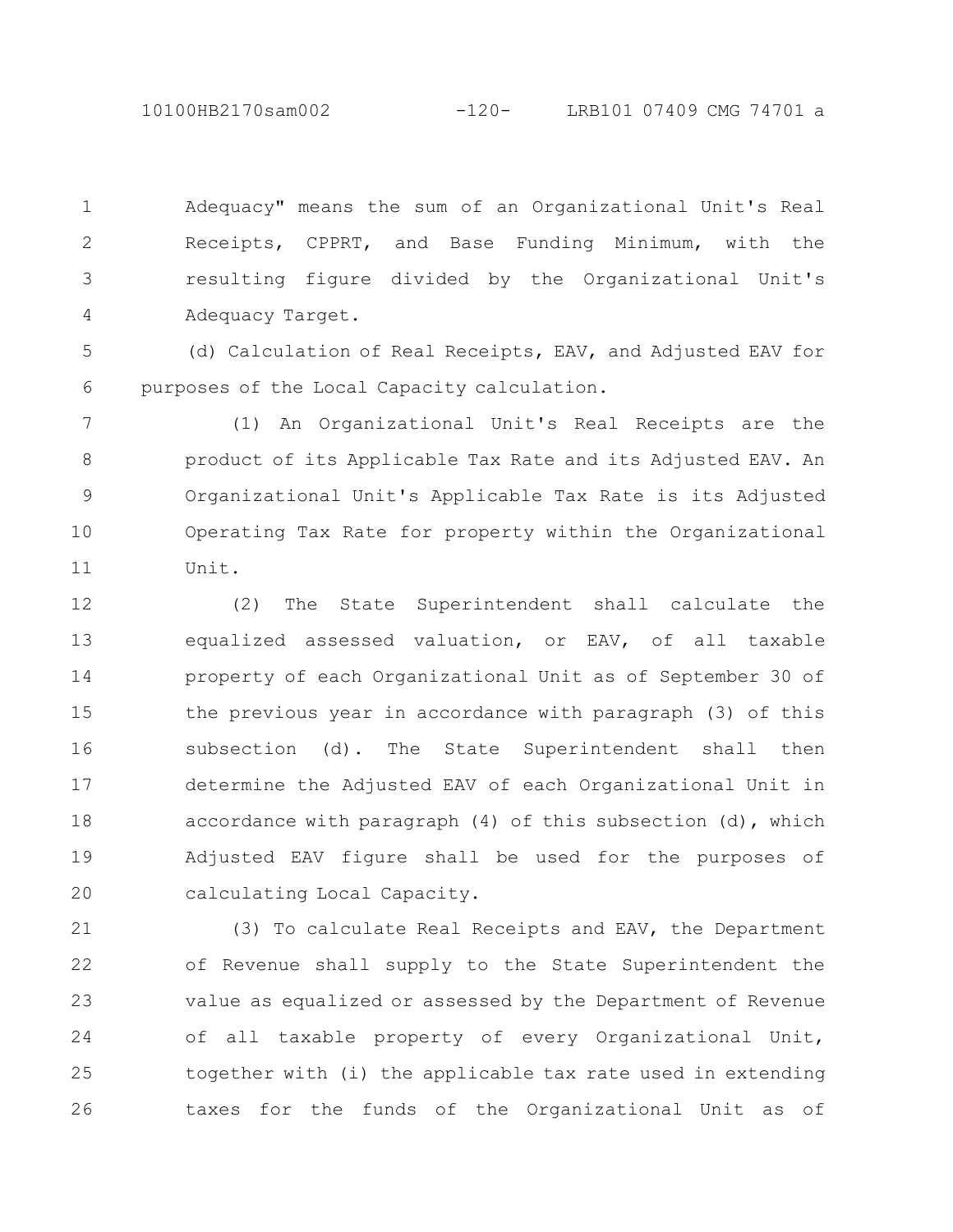Adequacy" means the sum of an Organizational Unit's Real Receipts, CPPRT, and Base Funding Minimum, with the resulting figure divided by the Organizational Unit's Adequacy Target.

(d) Calculation of Real Receipts, EAV, and Adjusted EAV for purposes of the Local Capacity calculation.

(1) An Organizational Unit's Real Receipts are the product of its Applicable Tax Rate and its Adjusted EAV. An Organizational Unit's Applicable Tax Rate is its Adjusted Operating Tax Rate for property within the Organizational Unit.

(2) The State Superintendent shall calculate the equalized assessed valuation, or EAV, of all taxable property of each Organizational Unit as of September 30 of the previous year in accordance with paragraph (3) of this subsection (d). The State Superintendent shall then determine the Adjusted EAV of each Organizational Unit in accordance with paragraph (4) of this subsection (d), which Adjusted EAV figure shall be used for the purposes of calculating Local Capacity.

(3) To calculate Real Receipts and EAV, the Department of Revenue shall supply to the State Superintendent the value as equalized or assessed by the Department of Revenue of all taxable property of every Organizational Unit, together with (i) the applicable tax rate used in extending taxes for the funds of the Organizational Unit as of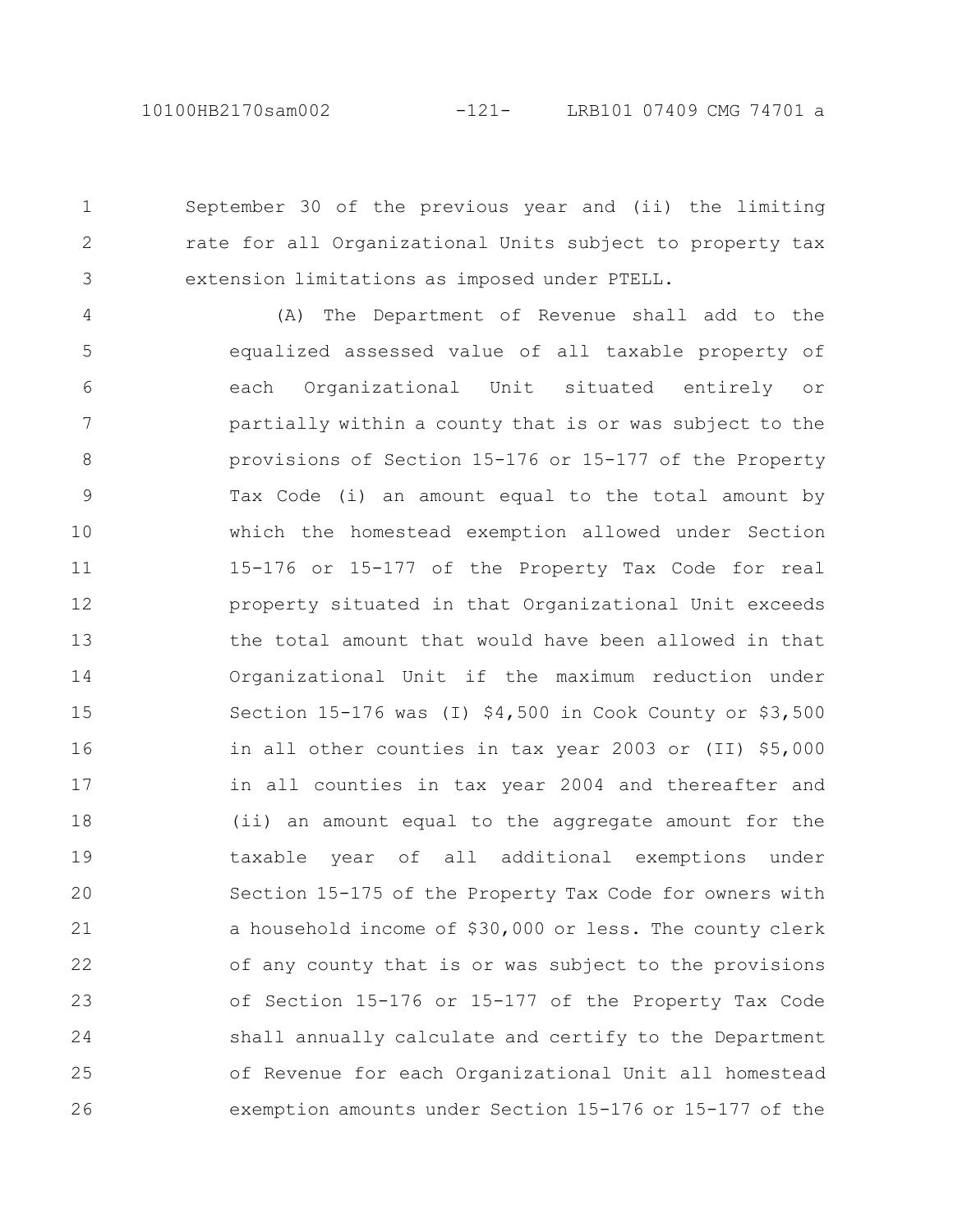September 30 of the previous year and (ii) the limiting rate for all Organizational Units subject to property tax extension limitations as imposed under PTELL.

(A) The Department of Revenue shall add to the equalized assessed value of all taxable property of each Organizational Unit situated entirely or partially within a county that is or was subject to the provisions of Section 15-176 or 15-177 of the Property Tax Code (i) an amount equal to the total amount by which the homestead exemption allowed under Section 15-176 or 15-177 of the Property Tax Code for real property situated in that Organizational Unit exceeds the total amount that would have been allowed in that Organizational Unit if the maximum reduction under Section 15-176 was (I) $4,500 in Cook County or $3,500 in all other counties in tax year 2003 or (II) $5,000 in all counties in tax year 2004 and thereafter and (ii) an amount equal to the aggregate amount for the taxable year of all additional exemptions under Section 15-175 of the Property Tax Code for owners with a household income of $30,000 or less. The county clerk of any county that is or was subject to the provisions of Section 15-176 or 15-177 of the Property Tax Code shall annually calculate and certify to the Department of Revenue for each Organizational Unit all homestead exemption amounts under Section 15-176 or 15-177 of the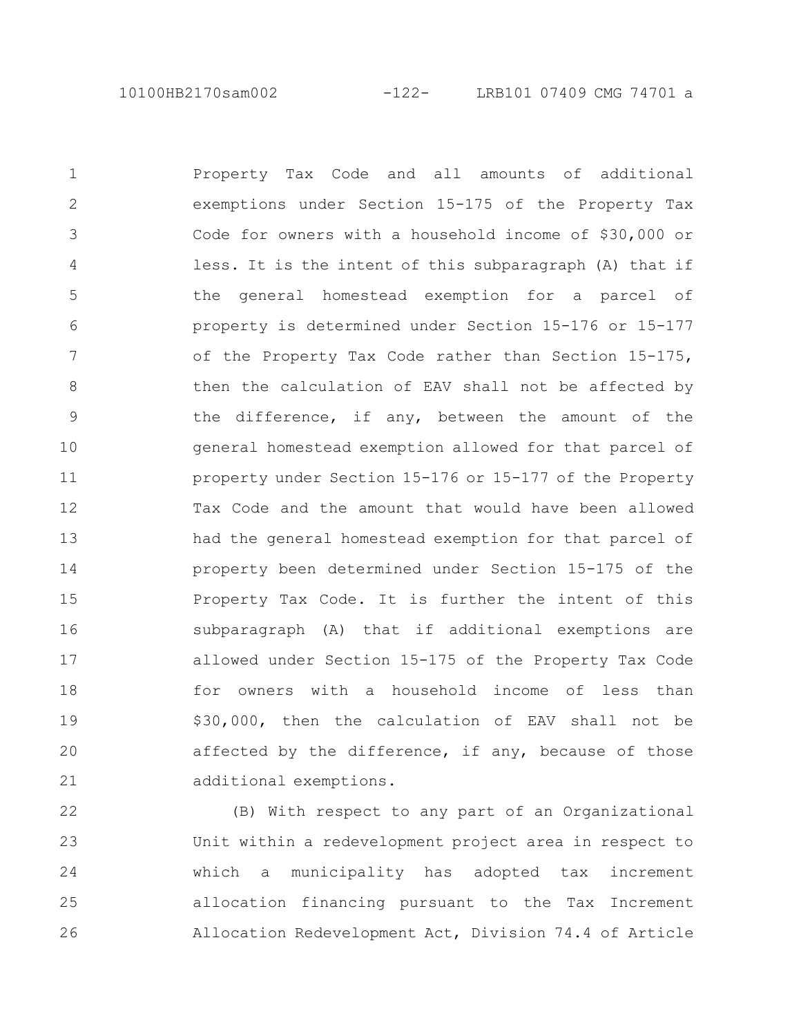Property Tax Code and all amounts of additional exemptions under Section 15-175 of the Property Tax Code for owners with a household income of $30,000 or less. It is the intent of this subparagraph (A) that if the general homestead exemption for a parcel of property is determined under Section 15-176 or 15-177 of the Property Tax Code rather than Section 15-175, then the calculation of EAV shall not be affected by the difference, if any, between the amount of the general homestead exemption allowed for that parcel of property under Section 15-176 or 15-177 of the Property Tax Code and the amount that would have been allowed had the general homestead exemption for that parcel of property been determined under Section 15-175 of the Property Tax Code. It is further the intent of this subparagraph (A) that if additional exemptions are allowed under Section 15-175 of the Property Tax Code for owners with a household income of less than $30,000, then the calculation of EAV shall not be affected by the difference, if any, because of those additional exemptions.

(B) With respect to any part of an Organizational Unit within a redevelopment project area in respect to which a municipality has adopted tax increment allocation financing pursuant to the Tax Increment Allocation Redevelopment Act, Division 74.4 of Article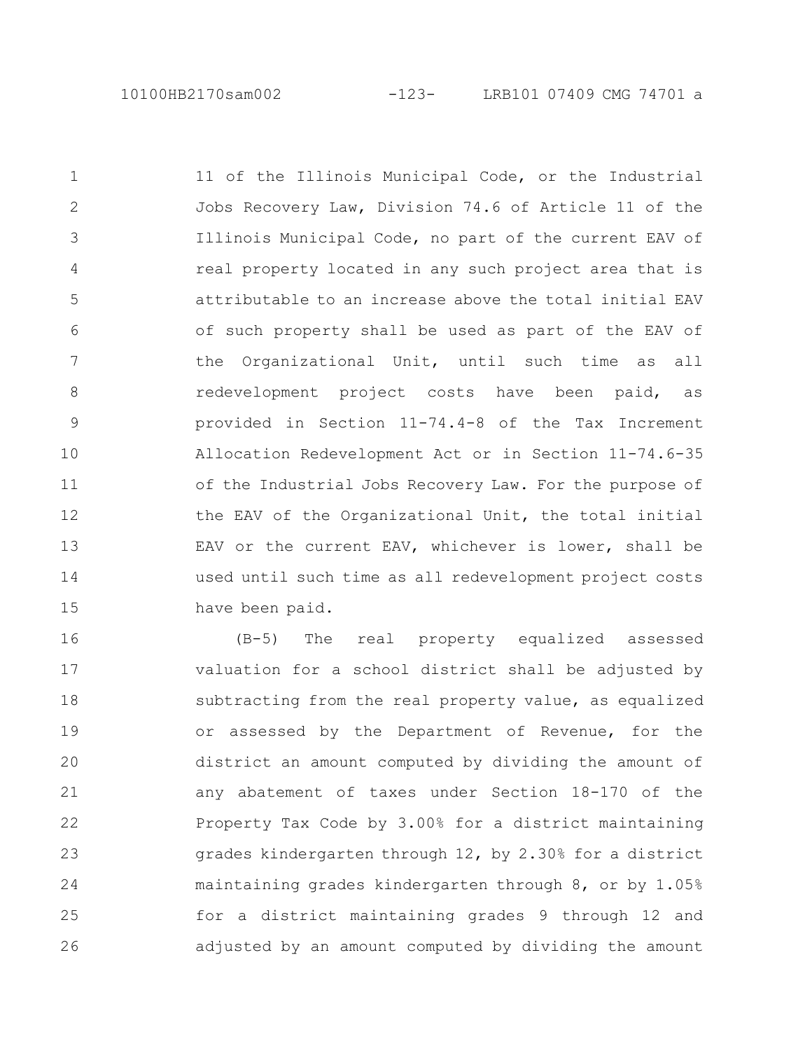11 of the Illinois Municipal Code, or the Industrial Jobs Recovery Law, Division 74.6 of Article 11 of the Illinois Municipal Code, no part of the current EAV of real property located in any such project area that is attributable to an increase above the total initial EAV of such property shall be used as part of the EAV of the Organizational Unit, until such time as all redevelopment project costs have been paid, as provided in Section 11-74.4-8 of the Tax Increment Allocation Redevelopment Act or in Section 11-74.6-35 of the Industrial Jobs Recovery Law. For the purpose of the EAV of the Organizational Unit, the total initial EAV or the current EAV, whichever is lower, shall be used until such time as all redevelopment project costs have been paid.

(B-5) The real property equalized assessed valuation for a school district shall be adjusted by subtracting from the real property value, as equalized or assessed by the Department of Revenue, for the district an amount computed by dividing the amount of any abatement of taxes under Section 18-170 of the Property Tax Code by 3.00% for a district maintaining grades kindergarten through 12, by 2.30% for a district maintaining grades kindergarten through 8, or by 1.05% for a district maintaining grades 9 through 12 and adjusted by an amount computed by dividing the amount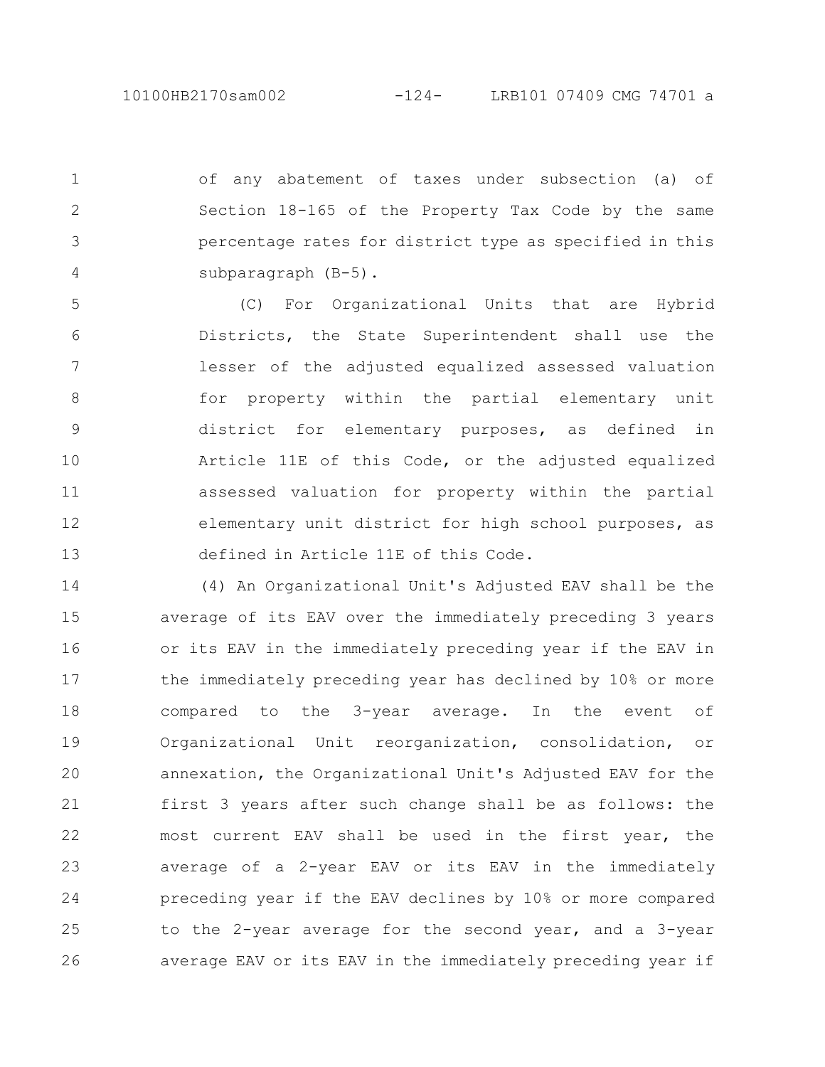of any abatement of taxes under subsection (a) of Section 18-165 of the Property Tax Code by the same percentage rates for district type as specified in this subparagraph (B-5).

(C) For Organizational Units that are Hybrid Districts, the State Superintendent shall use the lesser of the adjusted equalized assessed valuation for property within the partial elementary unit district for elementary purposes, as defined in Article 11E of this Code, or the adjusted equalized assessed valuation for property within the partial elementary unit district for high school purposes, as defined in Article 11E of this Code.

(4) An Organizational Unit's Adjusted EAV shall be the average of its EAV over the immediately preceding 3 years or its EAV in the immediately preceding year if the EAV in the immediately preceding year has declined by 10% or more compared to the 3-year average. In the event of Organizational Unit reorganization, consolidation, or annexation, the Organizational Unit's Adjusted EAV for the first 3 years after such change shall be as follows: the most current EAV shall be used in the first year, the average of a 2-year EAV or its EAV in the immediately preceding year if the EAV declines by 10% or more compared to the 2-year average for the second year, and a 3-year average EAV or its EAV in the immediately preceding year if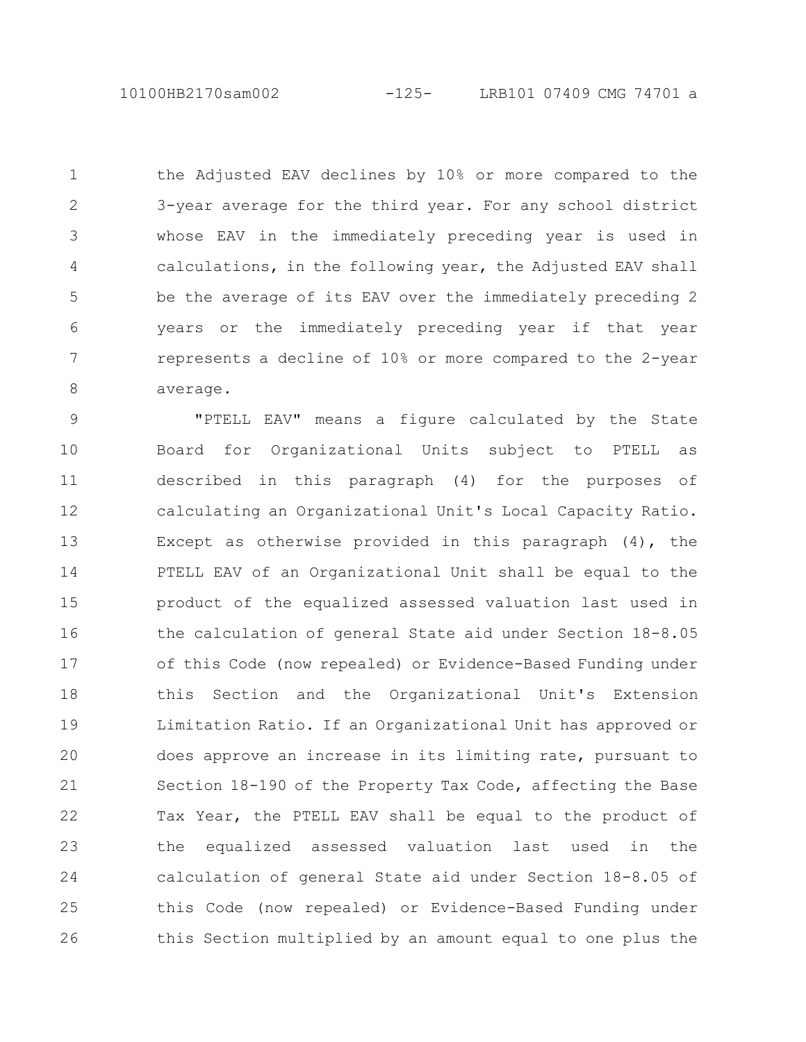the Adjusted EAV declines by 10% or more compared to the 3-year average for the third year. For any school district whose EAV in the immediately preceding year is used in calculations, in the following year, the Adjusted EAV shall be the average of its EAV over the immediately preceding 2 years or the immediately preceding year if that year represents a decline of 10% or more compared to the 2-year average.

"PTELL EAV" means a figure calculated by the State Board for Organizational Units subject to PTELL as described in this paragraph (4) for the purposes of calculating an Organizational Unit's Local Capacity Ratio. Except as otherwise provided in this paragraph (4), the PTELL EAV of an Organizational Unit shall be equal to the product of the equalized assessed valuation last used in the calculation of general State aid under Section 18-8.05 of this Code (now repealed) or Evidence-Based Funding under this Section and the Organizational Unit's Extension Limitation Ratio. If an Organizational Unit has approved or does approve an increase in its limiting rate, pursuant to Section 18-190 of the Property Tax Code, affecting the Base Tax Year, the PTELL EAV shall be equal to the product of the equalized assessed valuation last used in the calculation of general State aid under Section 18-8.05 of this Code (now repealed) or Evidence-Based Funding under this Section multiplied by an amount equal to one plus the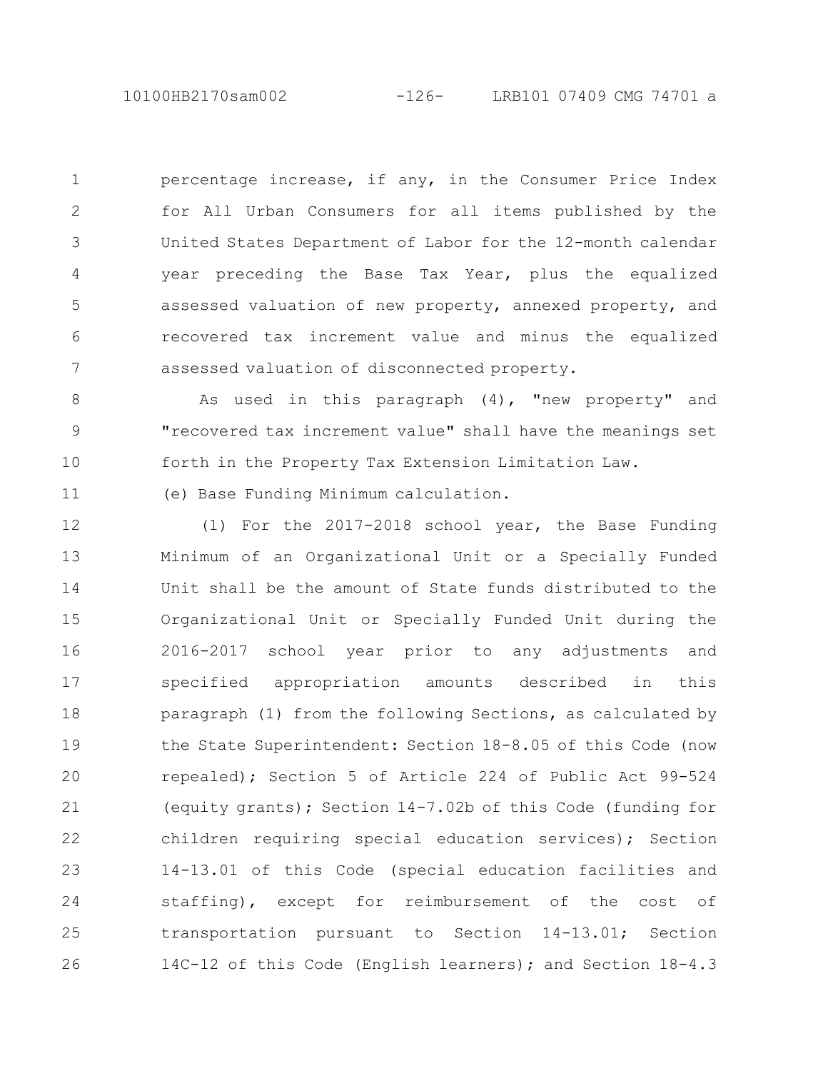percentage increase, if any, in the Consumer Price Index for All Urban Consumers for all items published by the United States Department of Labor for the 12-month calendar year preceding the Base Tax Year, plus the equalized assessed valuation of new property, annexed property, and recovered tax increment value and minus the equalized assessed valuation of disconnected property.

As used in this paragraph (4), "new property" and "recovered tax increment value" shall have the meanings set forth in the Property Tax Extension Limitation Law.

(e) Base Funding Minimum calculation.

(1) For the 2017-2018 school year, the Base Funding Minimum of an Organizational Unit or a Specially Funded Unit shall be the amount of State funds distributed to the Organizational Unit or Specially Funded Unit during the 2016-2017 school year prior to any adjustments and specified appropriation amounts described in this paragraph (1) from the following Sections, as calculated by the State Superintendent: Section 18-8.05 of this Code (now repealed); Section 5 of Article 224 of Public Act 99-524 (equity grants); Section 14-7.02b of this Code (funding for children requiring special education services); Section 14-13.01 of this Code (special education facilities and staffing), except for reimbursement of the cost of transportation pursuant to Section 14-13.01; Section 14C-12 of this Code (English learners); and Section 18-4.3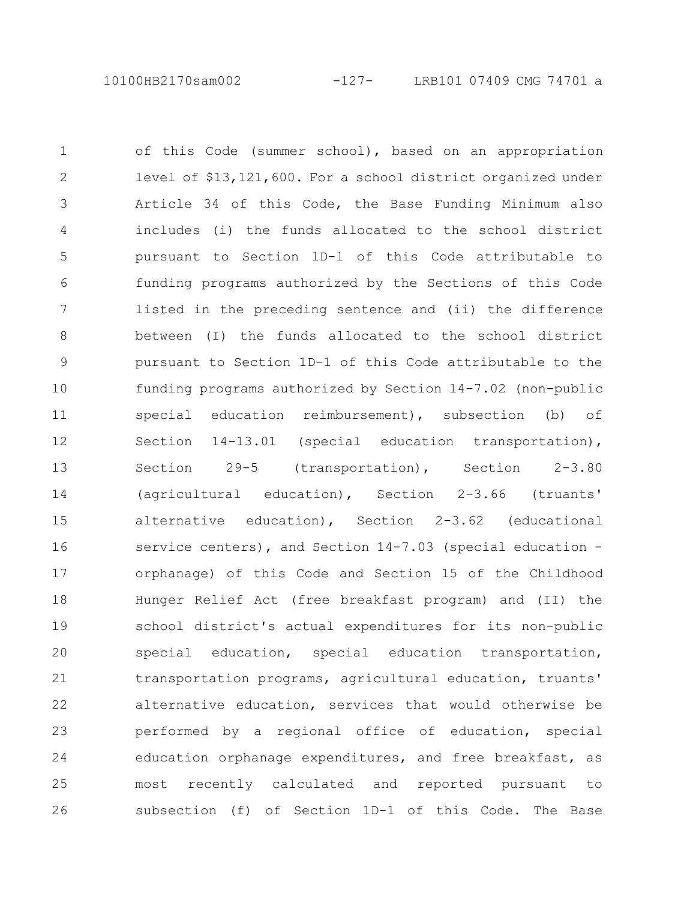of this Code (summer school), based on an appropriation level of $13,121,600. For a school district organized under Article 34 of this Code, the Base Funding Minimum also includes (i) the funds allocated to the school district pursuant to Section 1D-1 of this Code attributable to funding programs authorized by the Sections of this Code listed in the preceding sentence and (ii) the difference between (I) the funds allocated to the school district pursuant to Section 1D-1 of this Code attributable to the funding programs authorized by Section 14-7.02 (non-public special education reimbursement), subsection (b) of Section 14-13.01 (special education transportation), Section 29-5 (transportation), Section 2-3.80 (agricultural education), Section 2-3.66 (truants' alternative education), Section 2-3.62 (educational service centers), and Section 14-7.03 (special education - orphanage) of this Code and Section 15 of the Childhood Hunger Relief Act (free breakfast program) and (II) the school district's actual expenditures for its non-public special education, special education transportation, transportation programs, agricultural education, truants' alternative education, services that would otherwise be performed by a regional office of education, special education orphanage expenditures, and free breakfast, as most recently calculated and reported pursuant to subsection (f) of Section 1D-1 of this Code. The Base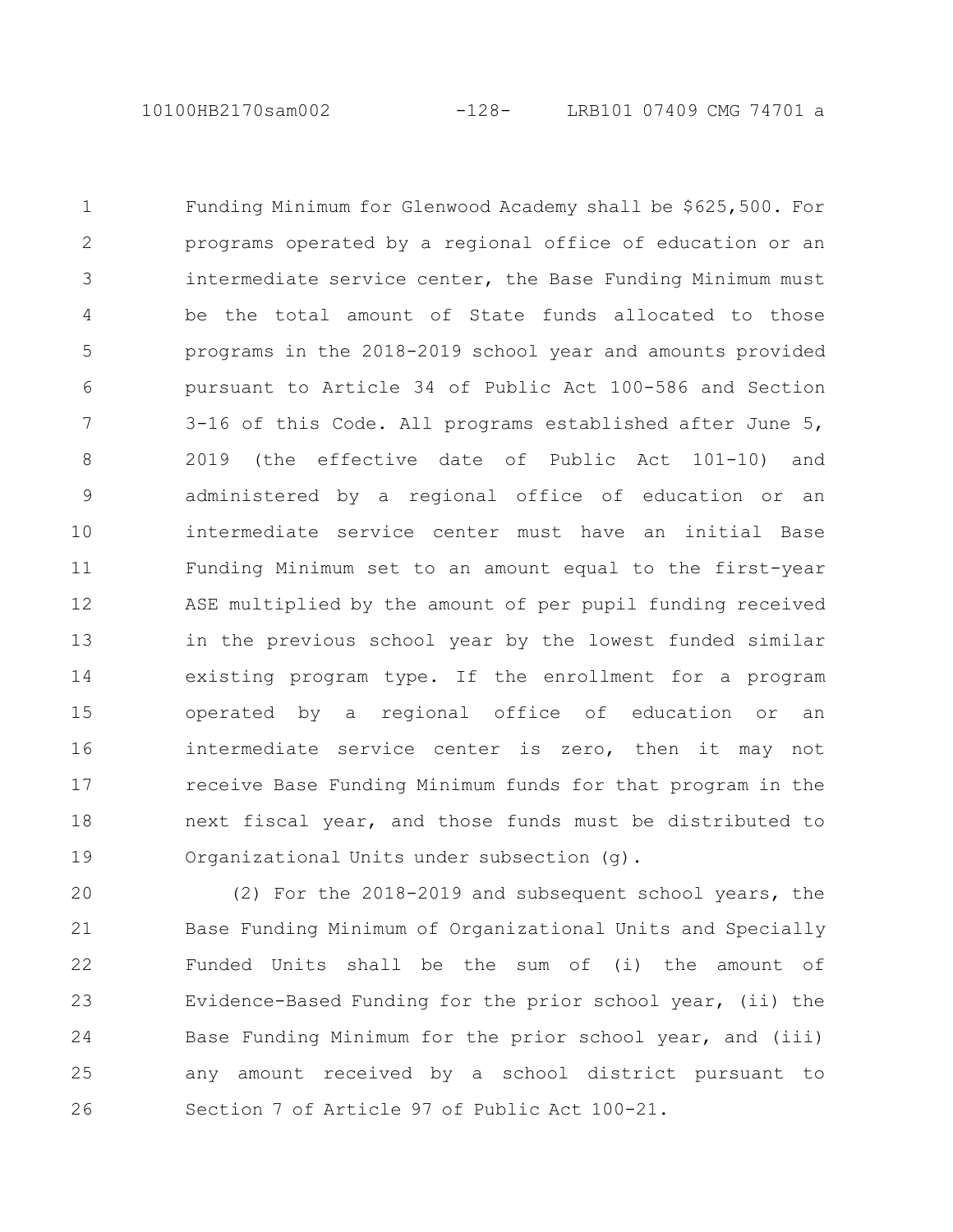Funding Minimum for Glenwood Academy shall be $625,500. For programs operated by a regional office of education or an intermediate service center, the Base Funding Minimum must be the total amount of State funds allocated to those programs in the 2018-2019 school year and amounts provided pursuant to Article 34 of Public Act 100-586 and Section 3-16 of this Code. All programs established after June 5, 2019 (the effective date of Public Act 101-10) and administered by a regional office of education or an intermediate service center must have an initial Base Funding Minimum set to an amount equal to the first-year ASE multiplied by the amount of per pupil funding received in the previous school year by the lowest funded similar existing program type. If the enrollment for a program operated by a regional office of education or an intermediate service center is zero, then it may not receive Base Funding Minimum funds for that program in the next fiscal year, and those funds must be distributed to Organizational Units under subsection (g).

(2) For the 2018-2019 and subsequent school years, the Base Funding Minimum of Organizational Units and Specially Funded Units shall be the sum of (i) the amount of Evidence-Based Funding for the prior school year, (ii) the Base Funding Minimum for the prior school year, and (iii) any amount received by a school district pursuant to Section 7 of Article 97 of Public Act 100-21.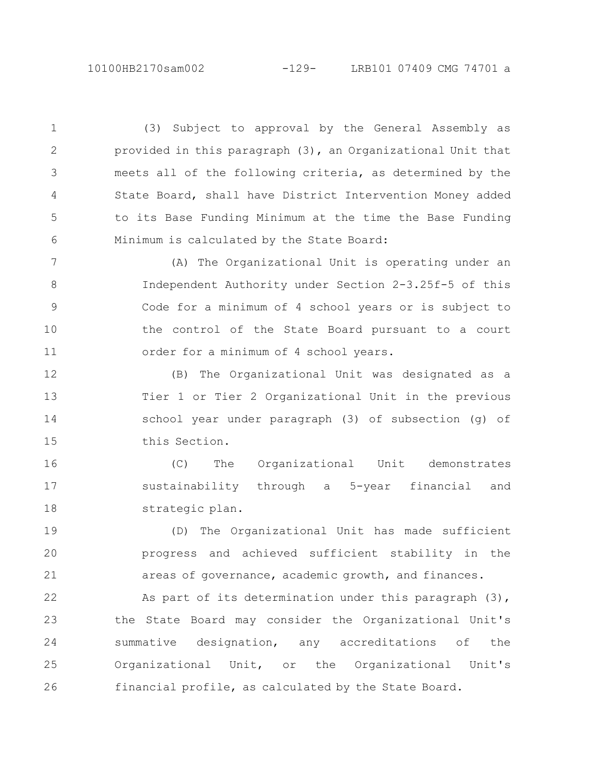(3) Subject to approval by the General Assembly as provided in this paragraph (3), an Organizational Unit that meets all of the following criteria, as determined by the State Board, shall have District Intervention Money added to its Base Funding Minimum at the time the Base Funding Minimum is calculated by the State Board:

(A) The Organizational Unit is operating under an Independent Authority under Section 2-3.25f-5 of this Code for a minimum of 4 school years or is subject to the control of the State Board pursuant to a court order for a minimum of 4 school years.

(B) The Organizational Unit was designated as a Tier 1 or Tier 2 Organizational Unit in the previous school year under paragraph (3) of subsection (g) of this Section.

(C) The Organizational Unit demonstrates sustainability through a 5-year financial and strategic plan.

(D) The Organizational Unit has made sufficient progress and achieved sufficient stability in the areas of governance, academic growth, and finances.

As part of its determination under this paragraph (3), the State Board may consider the Organizational Unit's summative designation, any accreditations of the Organizational Unit, or the Organizational Unit's financial profile, as calculated by the State Board.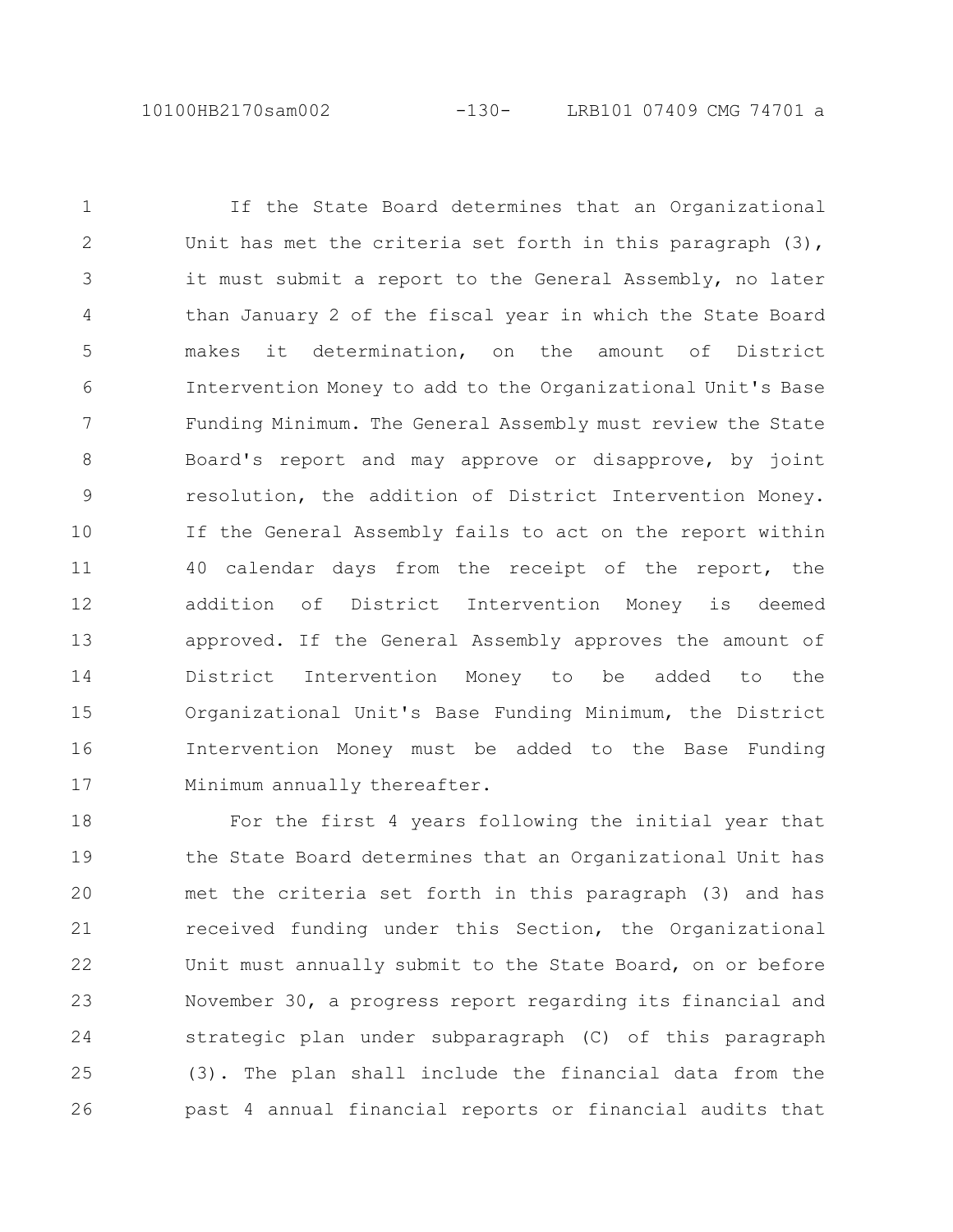If the State Board determines that an Organizational Unit has met the criteria set forth in this paragraph (3), it must submit a report to the General Assembly, no later than January 2 of the fiscal year in which the State Board makes it determination, on the amount of District Intervention Money to add to the Organizational Unit's Base Funding Minimum. The General Assembly must review the State Board's report and may approve or disapprove, by joint resolution, the addition of District Intervention Money. If the General Assembly fails to act on the report within 40 calendar days from the receipt of the report, the addition of District Intervention Money is deemed approved. If the General Assembly approves the amount of District Intervention Money to be added to the Organizational Unit's Base Funding Minimum, the District Intervention Money must be added to the Base Funding Minimum annually thereafter.

For the first 4 years following the initial year that the State Board determines that an Organizational Unit has met the criteria set forth in this paragraph (3) and has received funding under this Section, the Organizational Unit must annually submit to the State Board, on or before November 30, a progress report regarding its financial and strategic plan under subparagraph (C) of this paragraph (3). The plan shall include the financial data from the past 4 annual financial reports or financial audits that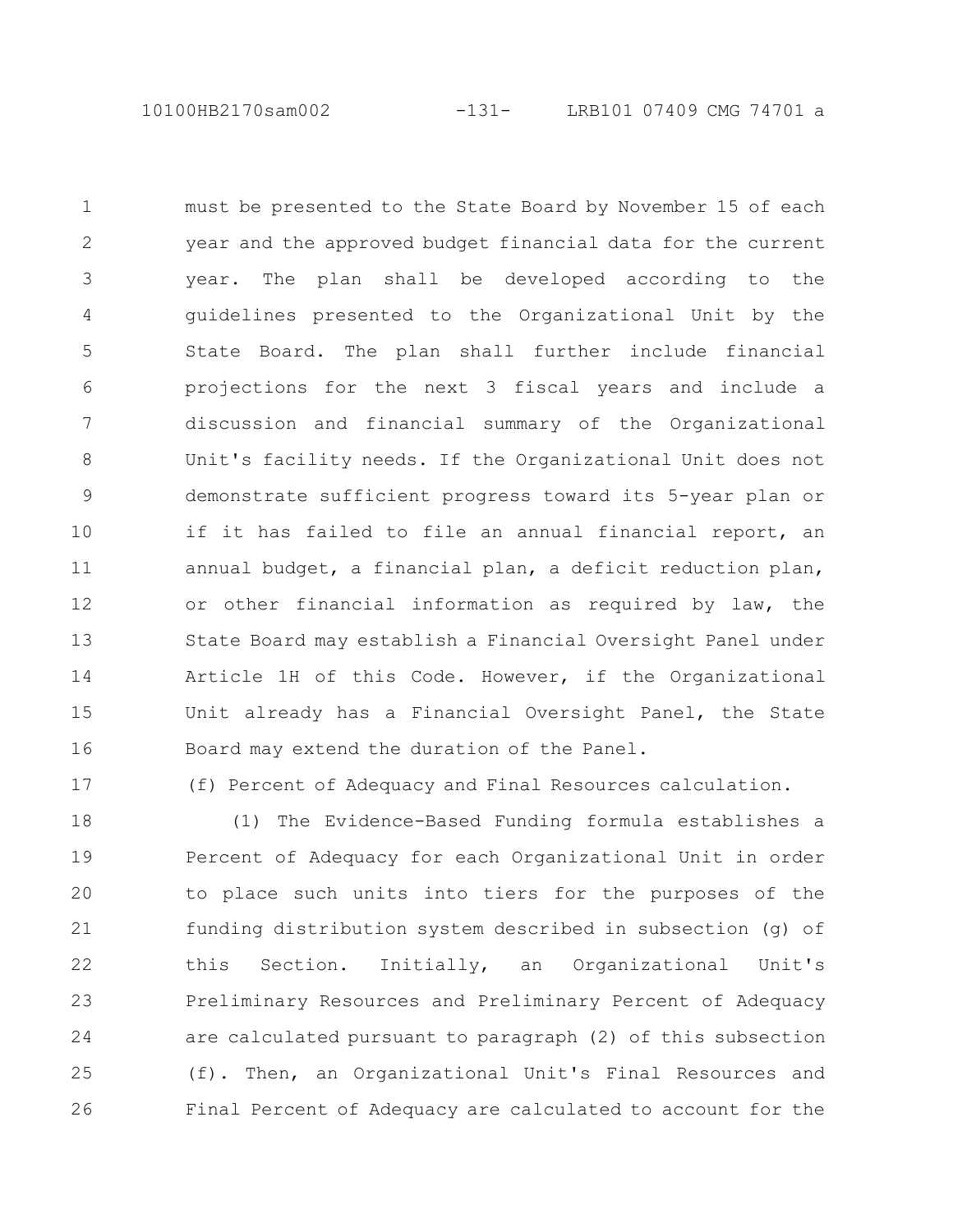must be presented to the State Board by November 15 of each year and the approved budget financial data for the current year. The plan shall be developed according to the guidelines presented to the Organizational Unit by the State Board. The plan shall further include financial projections for the next 3 fiscal years and include a discussion and financial summary of the Organizational Unit's facility needs. If the Organizational Unit does not demonstrate sufficient progress toward its 5-year plan or if it has failed to file an annual financial report, an annual budget, a financial plan, a deficit reduction plan, or other financial information as required by law, the State Board may establish a Financial Oversight Panel under Article 1H of this Code. However, if the Organizational Unit already has a Financial Oversight Panel, the State Board may extend the duration of the Panel.

(f) Percent of Adequacy and Final Resources calculation.

(1) The Evidence-Based Funding formula establishes a Percent of Adequacy for each Organizational Unit in order to place such units into tiers for the purposes of the funding distribution system described in subsection (g) of this Section. Initially, an Organizational Unit's Preliminary Resources and Preliminary Percent of Adequacy are calculated pursuant to paragraph (2) of this subsection (f). Then, an Organizational Unit's Final Resources and Final Percent of Adequacy are calculated to account for the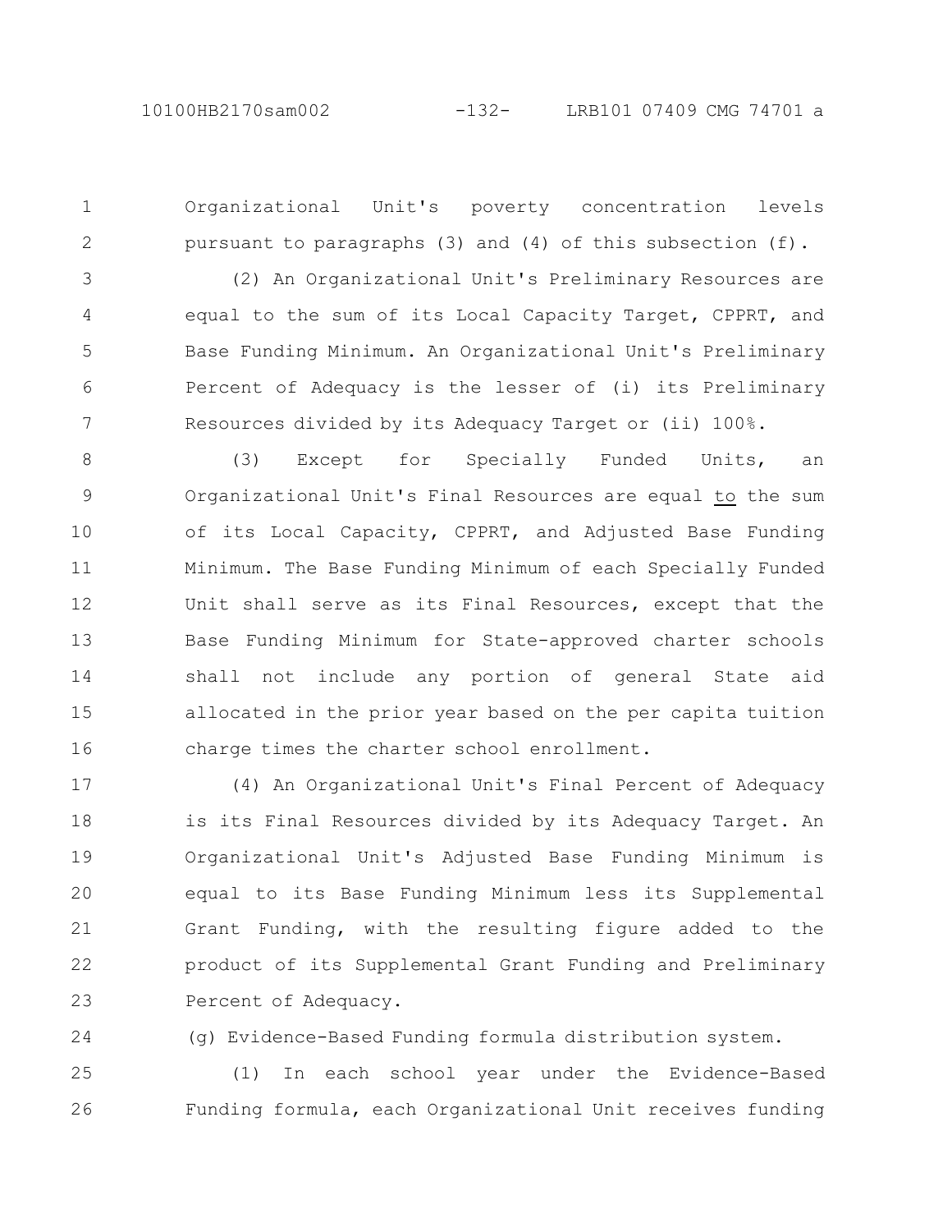Organizational Unit's poverty concentration levels pursuant to paragraphs (3) and (4) of this subsection (f).

(2) An Organizational Unit's Preliminary Resources are equal to the sum of its Local Capacity Target, CPPRT, and Base Funding Minimum. An Organizational Unit's Preliminary Percent of Adequacy is the lesser of (i) its Preliminary Resources divided by its Adequacy Target or (ii) 100%.

(3) Except for Specially Funded Units, an Organizational Unit's Final Resources are equal to the sum of its Local Capacity, CPPRT, and Adjusted Base Funding Minimum. The Base Funding Minimum of each Specially Funded Unit shall serve as its Final Resources, except that the Base Funding Minimum for State-approved charter schools shall not include any portion of general State aid allocated in the prior year based on the per capita tuition charge times the charter school enrollment.

(4) An Organizational Unit's Final Percent of Adequacy is its Final Resources divided by its Adequacy Target. An Organizational Unit's Adjusted Base Funding Minimum is equal to its Base Funding Minimum less its Supplemental Grant Funding, with the resulting figure added to the product of its Supplemental Grant Funding and Preliminary Percent of Adequacy.

(g) Evidence-Based Funding formula distribution system.

(1) In each school year under the Evidence-Based Funding formula, each Organizational Unit receives funding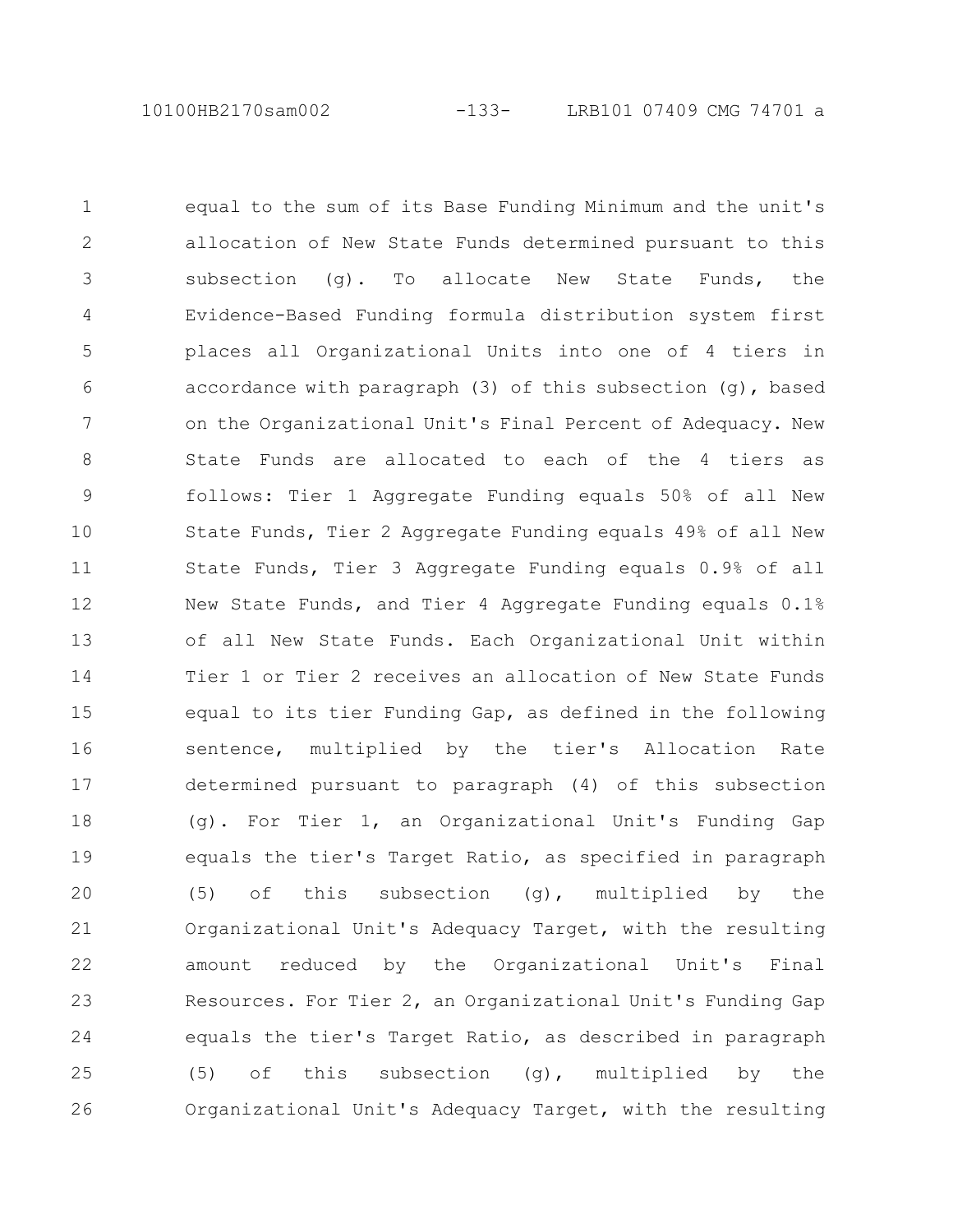equal to the sum of its Base Funding Minimum and the unit's allocation of New State Funds determined pursuant to this subsection (g). To allocate New State Funds, the Evidence-Based Funding formula distribution system first places all Organizational Units into one of 4 tiers in accordance with paragraph (3) of this subsection (g), based on the Organizational Unit's Final Percent of Adequacy. New State Funds are allocated to each of the 4 tiers as follows: Tier 1 Aggregate Funding equals 50% of all New State Funds, Tier 2 Aggregate Funding equals 49% of all New State Funds, Tier 3 Aggregate Funding equals 0.9% of all New State Funds, and Tier 4 Aggregate Funding equals 0.1% of all New State Funds. Each Organizational Unit within Tier 1 or Tier 2 receives an allocation of New State Funds equal to its tier Funding Gap, as defined in the following sentence, multiplied by the tier's Allocation Rate determined pursuant to paragraph (4) of this subsection (g). For Tier 1, an Organizational Unit's Funding Gap equals the tier's Target Ratio, as specified in paragraph (5) of this subsection (g), multiplied by the Organizational Unit's Adequacy Target, with the resulting amount reduced by the Organizational Unit's Final Resources. For Tier 2, an Organizational Unit's Funding Gap equals the tier's Target Ratio, as described in paragraph (5) of this subsection (g), multiplied by the Organizational Unit's Adequacy Target, with the resulting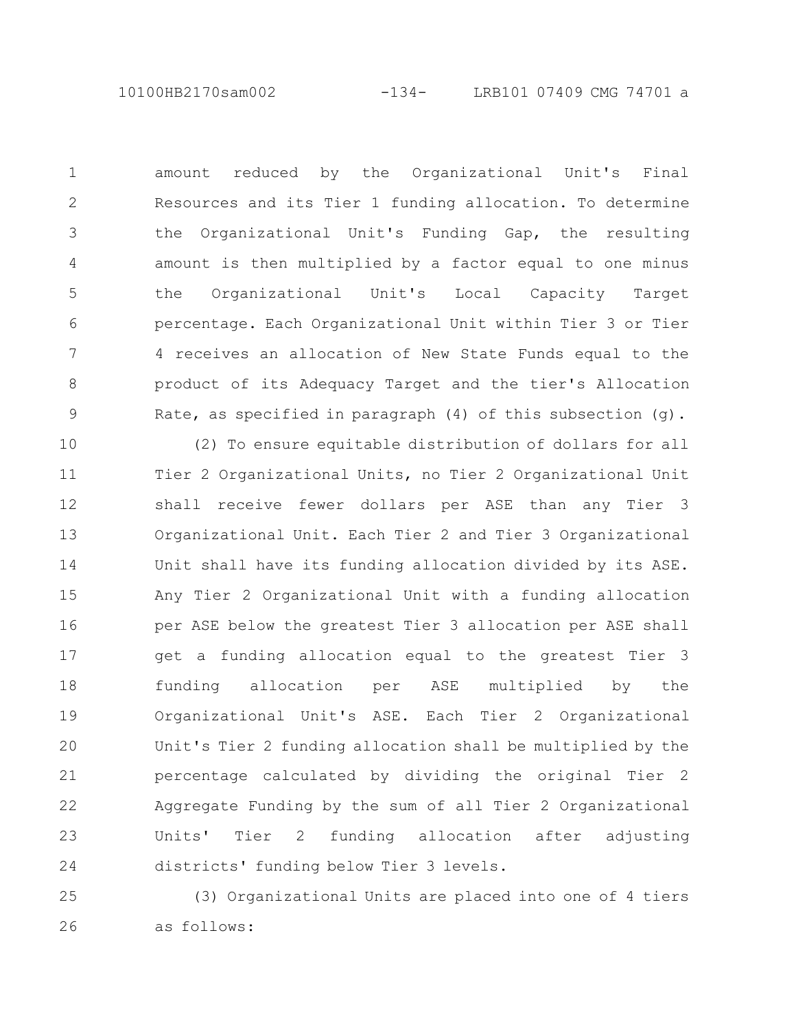amount reduced by the Organizational Unit's Final Resources and its Tier 1 funding allocation. To determine the Organizational Unit's Funding Gap, the resulting amount is then multiplied by a factor equal to one minus the Organizational Unit's Local Capacity Target percentage. Each Organizational Unit within Tier 3 or Tier 4 receives an allocation of New State Funds equal to the product of its Adequacy Target and the tier's Allocation Rate, as specified in paragraph (4) of this subsection (g).

(2) To ensure equitable distribution of dollars for all Tier 2 Organizational Units, no Tier 2 Organizational Unit shall receive fewer dollars per ASE than any Tier 3 Organizational Unit. Each Tier 2 and Tier 3 Organizational Unit shall have its funding allocation divided by its ASE. Any Tier 2 Organizational Unit with a funding allocation per ASE below the greatest Tier 3 allocation per ASE shall get a funding allocation equal to the greatest Tier 3 funding allocation per ASE multiplied by the Organizational Unit's ASE. Each Tier 2 Organizational Unit's Tier 2 funding allocation shall be multiplied by the percentage calculated by dividing the original Tier 2 Aggregate Funding by the sum of all Tier 2 Organizational Units' Tier 2 funding allocation after adjusting districts' funding below Tier 3 levels.

(3) Organizational Units are placed into one of 4 tiers as follows: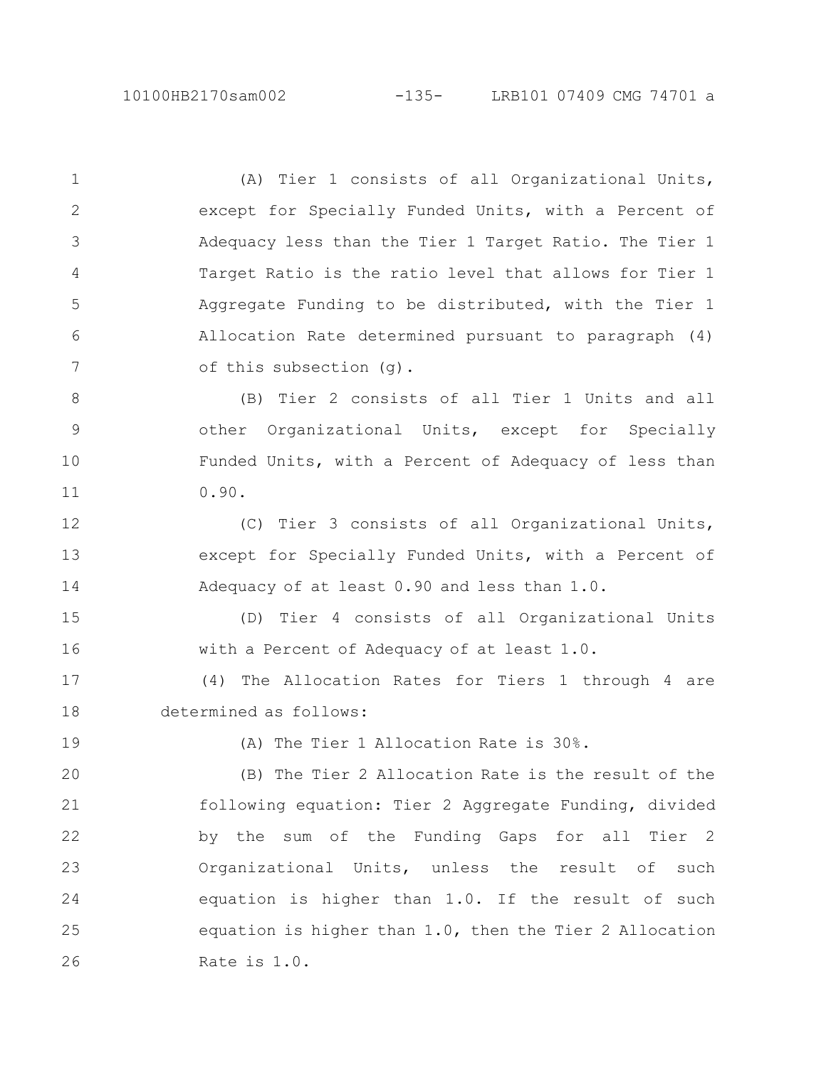(A) Tier 1 consists of all Organizational Units, except for Specially Funded Units, with a Percent of Adequacy less than the Tier 1 Target Ratio. The Tier 1 Target Ratio is the ratio level that allows for Tier 1 Aggregate Funding to be distributed, with the Tier 1 Allocation Rate determined pursuant to paragraph (4) of this subsection (g).

(B) Tier 2 consists of all Tier 1 Units and all other Organizational Units, except for Specially Funded Units, with a Percent of Adequacy of less than 0.90.

(C) Tier 3 consists of all Organizational Units, except for Specially Funded Units, with a Percent of Adequacy of at least 0.90 and less than 1.0.

(D) Tier 4 consists of all Organizational Units with a Percent of Adequacy of at least 1.0.

(4) The Allocation Rates for Tiers 1 through 4 are determined as follows:

(A) The Tier 1 Allocation Rate is 30%.

(B) The Tier 2 Allocation Rate is the result of the following equation: Tier 2 Aggregate Funding, divided by the sum of the Funding Gaps for all Tier 2 Organizational Units, unless the result of such equation is higher than 1.0. If the result of such equation is higher than 1.0, then the Tier 2 Allocation Rate is 1.0.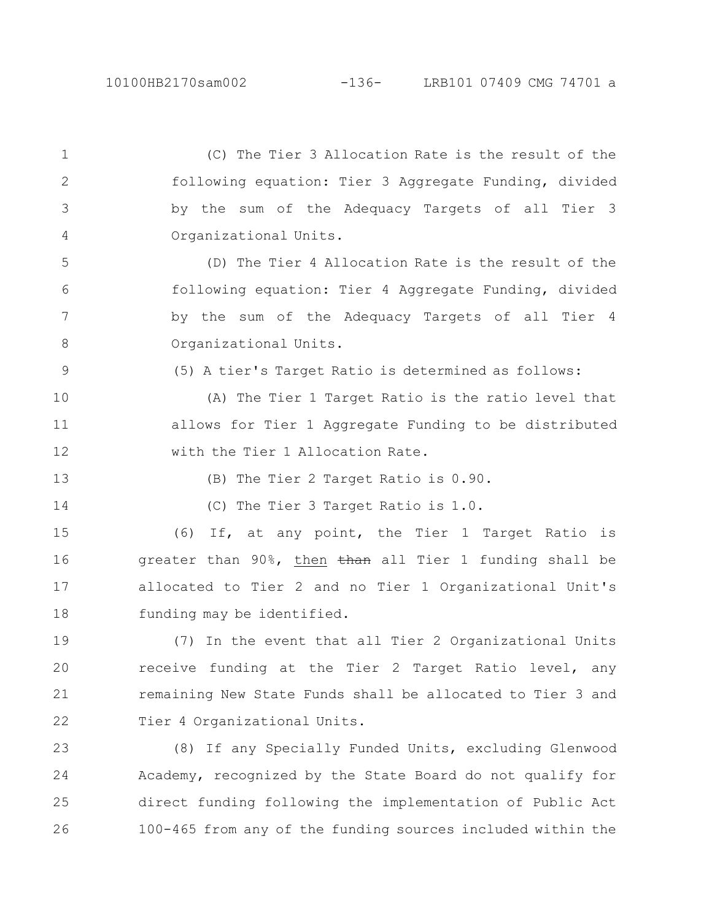(C) The Tier 3 Allocation Rate is the result of the following equation: Tier 3 Aggregate Funding, divided by the sum of the Adequacy Targets of all Tier 3 Organizational Units.

(D) The Tier 4 Allocation Rate is the result of the following equation: Tier 4 Aggregate Funding, divided by the sum of the Adequacy Targets of all Tier 4 Organizational Units.

(5) A tier's Target Ratio is determined as follows:

(A) The Tier 1 Target Ratio is the ratio level that allows for Tier 1 Aggregate Funding to be distributed with the Tier 1 Allocation Rate.

(B) The Tier 2 Target Ratio is 0.90.

(C) The Tier 3 Target Ratio is 1.0.

(6) If, at any point, the Tier 1 Target Ratio is greater than 90%, then ~~than~~ all Tier 1 funding shall be allocated to Tier 2 and no Tier 1 Organizational Unit's funding may be identified.

(7) In the event that all Tier 2 Organizational Units receive funding at the Tier 2 Target Ratio level, any remaining New State Funds shall be allocated to Tier 3 and Tier 4 Organizational Units.

(8) If any Specially Funded Units, excluding Glenwood Academy, recognized by the State Board do not qualify for direct funding following the implementation of Public Act 100-465 from any of the funding sources included within the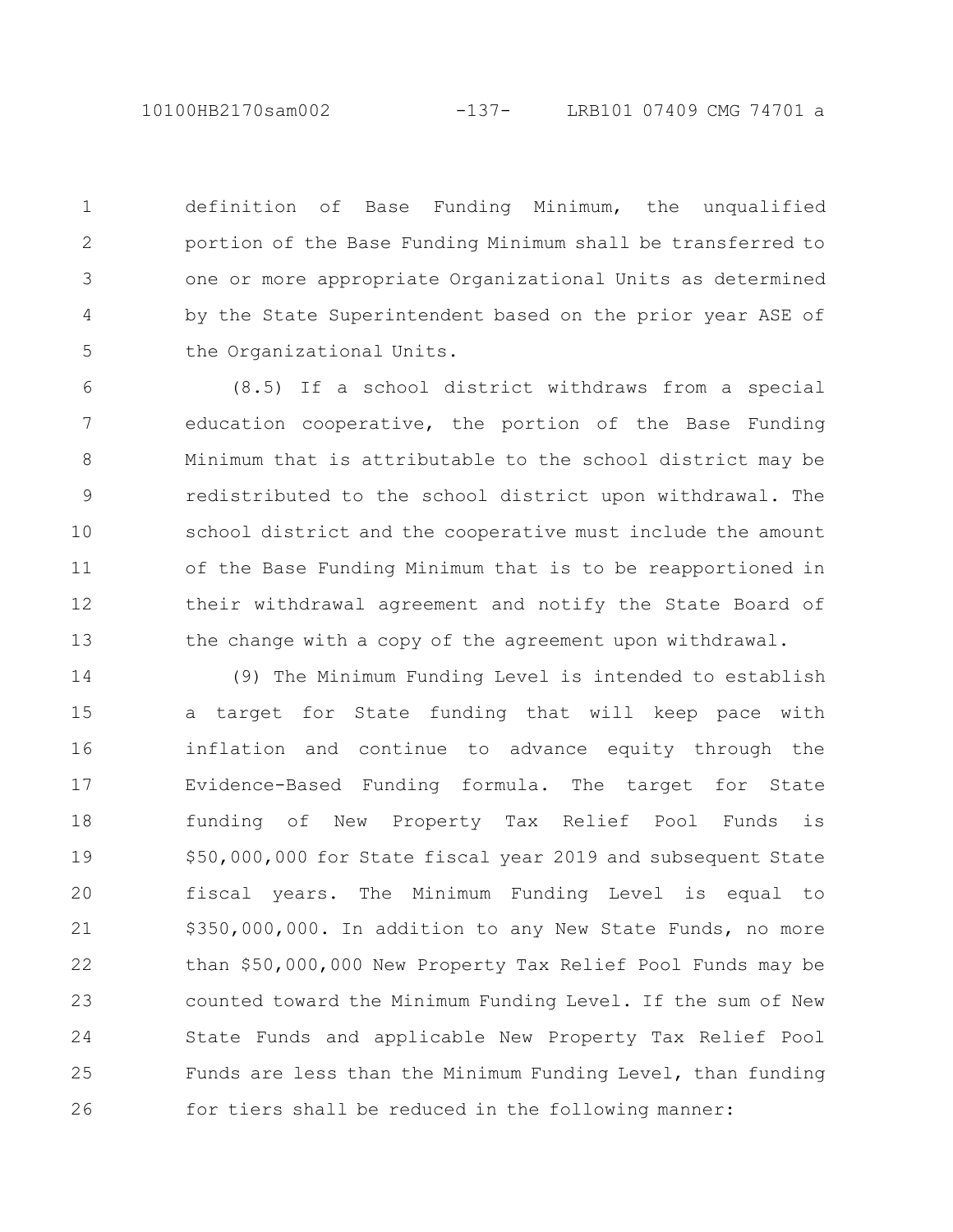definition of Base Funding Minimum, the unqualified portion of the Base Funding Minimum shall be transferred to one or more appropriate Organizational Units as determined by the State Superintendent based on the prior year ASE of the Organizational Units.

(8.5) If a school district withdraws from a special education cooperative, the portion of the Base Funding Minimum that is attributable to the school district may be redistributed to the school district upon withdrawal. The school district and the cooperative must include the amount of the Base Funding Minimum that is to be reapportioned in their withdrawal agreement and notify the State Board of the change with a copy of the agreement upon withdrawal.

(9) The Minimum Funding Level is intended to establish a target for State funding that will keep pace with inflation and continue to advance equity through the Evidence-Based Funding formula. The target for State funding of New Property Tax Relief Pool Funds is $50,000,000 for State fiscal year 2019 and subsequent State fiscal years. The Minimum Funding Level is equal to $350,000,000. In addition to any New State Funds, no more than $50,000,000 New Property Tax Relief Pool Funds may be counted toward the Minimum Funding Level. If the sum of New State Funds and applicable New Property Tax Relief Pool Funds are less than the Minimum Funding Level, than funding for tiers shall be reduced in the following manner: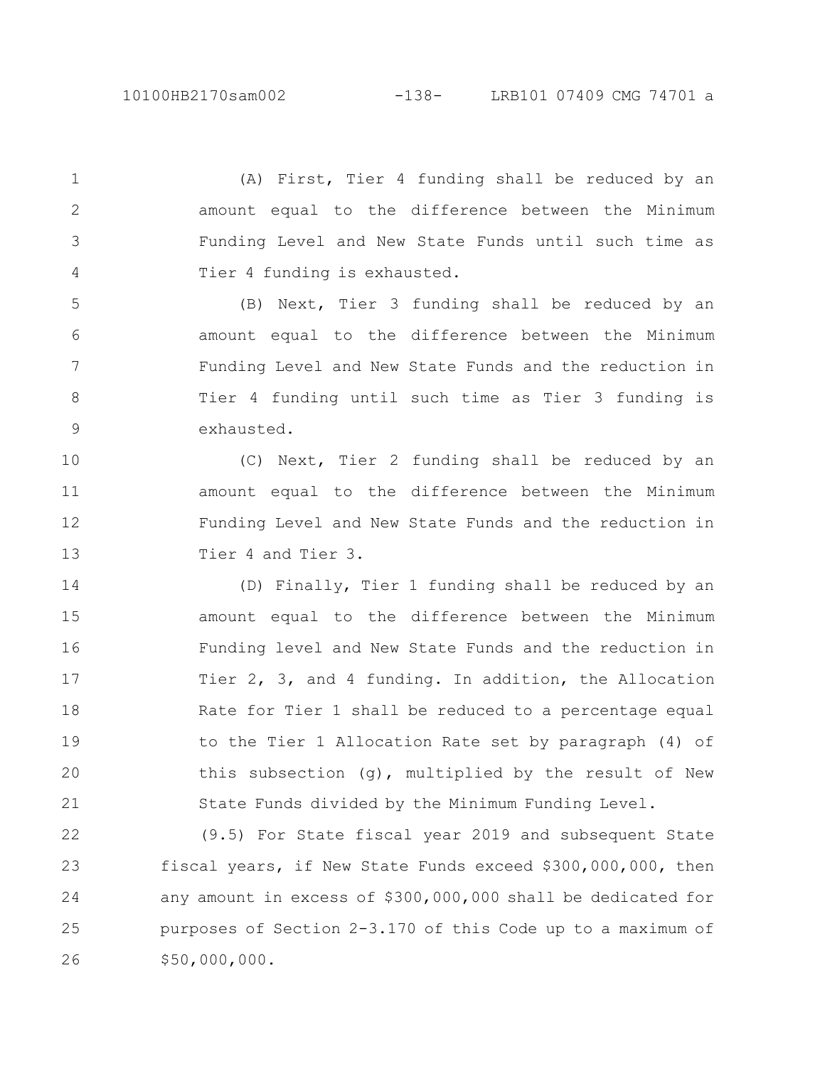(A) First, Tier 4 funding shall be reduced by an amount equal to the difference between the Minimum Funding Level and New State Funds until such time as Tier 4 funding is exhausted.

(B) Next, Tier 3 funding shall be reduced by an amount equal to the difference between the Minimum Funding Level and New State Funds and the reduction in Tier 4 funding until such time as Tier 3 funding is exhausted.

(C) Next, Tier 2 funding shall be reduced by an amount equal to the difference between the Minimum Funding Level and New State Funds and the reduction in Tier 4 and Tier 3.

(D) Finally, Tier 1 funding shall be reduced by an amount equal to the difference between the Minimum Funding level and New State Funds and the reduction in Tier 2, 3, and 4 funding. In addition, the Allocation Rate for Tier 1 shall be reduced to a percentage equal to the Tier 1 Allocation Rate set by paragraph (4) of this subsection (g), multiplied by the result of New State Funds divided by the Minimum Funding Level.

(9.5) For State fiscal year 2019 and subsequent State fiscal years, if New State Funds exceed $300,000,000, then any amount in excess of $300,000,000 shall be dedicated for purposes of Section 2-3.170 of this Code up to a maximum of $50,000,000.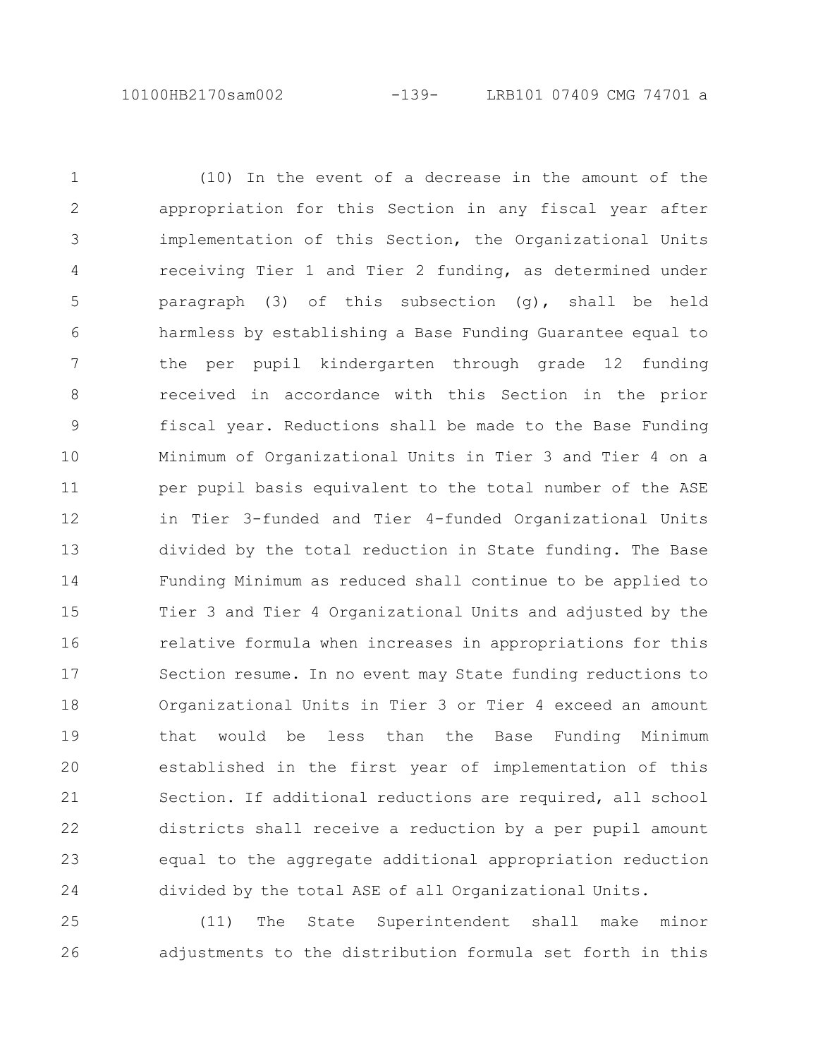(10) In the event of a decrease in the amount of the appropriation for this Section in any fiscal year after implementation of this Section, the Organizational Units receiving Tier 1 and Tier 2 funding, as determined under paragraph (3) of this subsection (g), shall be held harmless by establishing a Base Funding Guarantee equal to the per pupil kindergarten through grade 12 funding received in accordance with this Section in the prior fiscal year. Reductions shall be made to the Base Funding Minimum of Organizational Units in Tier 3 and Tier 4 on a per pupil basis equivalent to the total number of the ASE in Tier 3-funded and Tier 4-funded Organizational Units divided by the total reduction in State funding. The Base Funding Minimum as reduced shall continue to be applied to Tier 3 and Tier 4 Organizational Units and adjusted by the relative formula when increases in appropriations for this Section resume. In no event may State funding reductions to Organizational Units in Tier 3 or Tier 4 exceed an amount that would be less than the Base Funding Minimum established in the first year of implementation of this Section. If additional reductions are required, all school districts shall receive a reduction by a per pupil amount equal to the aggregate additional appropriation reduction divided by the total ASE of all Organizational Units.

(11) The State Superintendent shall make minor adjustments to the distribution formula set forth in this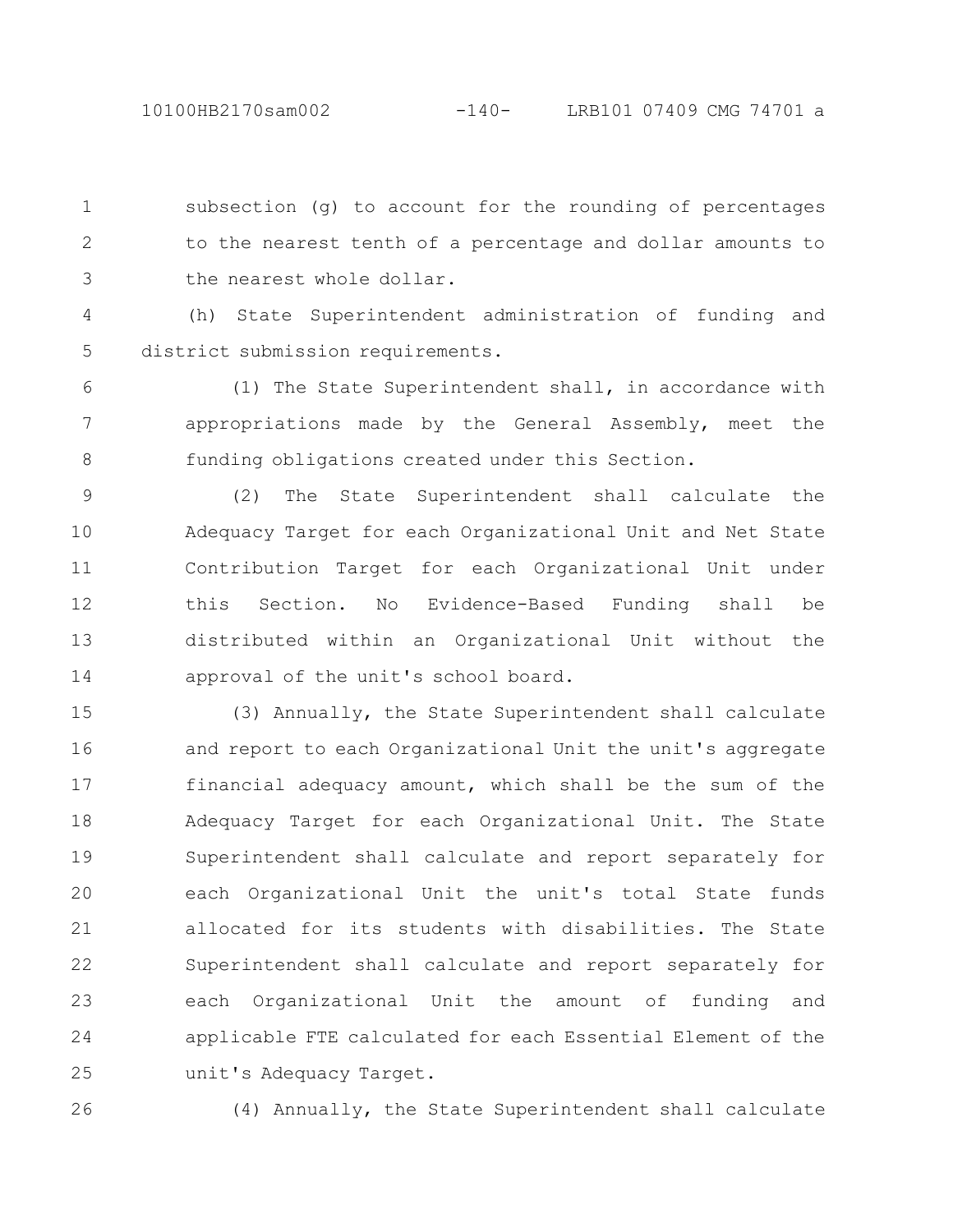subsection (g) to account for the rounding of percentages to the nearest tenth of a percentage and dollar amounts to the nearest whole dollar.

(h) State Superintendent administration of funding and district submission requirements.

(1) The State Superintendent shall, in accordance with appropriations made by the General Assembly, meet the funding obligations created under this Section.

(2) The State Superintendent shall calculate the Adequacy Target for each Organizational Unit and Net State Contribution Target for each Organizational Unit under this Section. No Evidence-Based Funding shall be distributed within an Organizational Unit without the approval of the unit's school board.

(3) Annually, the State Superintendent shall calculate and report to each Organizational Unit the unit's aggregate financial adequacy amount, which shall be the sum of the Adequacy Target for each Organizational Unit. The State Superintendent shall calculate and report separately for each Organizational Unit the unit's total State funds allocated for its students with disabilities. The State Superintendent shall calculate and report separately for each Organizational Unit the amount of funding and applicable FTE calculated for each Essential Element of the unit's Adequacy Target.

(4) Annually, the State Superintendent shall calculate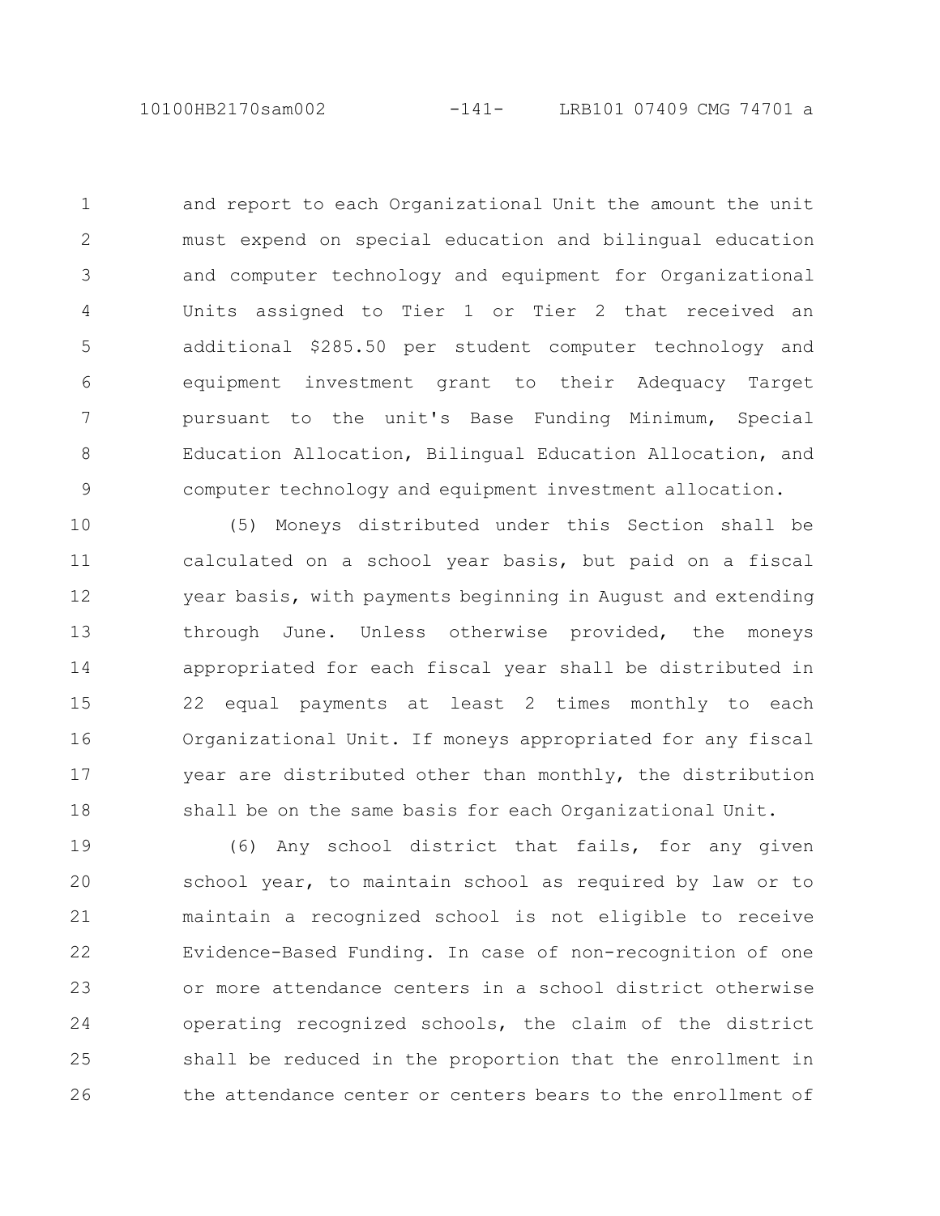and report to each Organizational Unit the amount the unit must expend on special education and bilingual education and computer technology and equipment for Organizational Units assigned to Tier 1 or Tier 2 that received an additional $285.50 per student computer technology and equipment investment grant to their Adequacy Target pursuant to the unit's Base Funding Minimum, Special Education Allocation, Bilingual Education Allocation, and computer technology and equipment investment allocation.

(5) Moneys distributed under this Section shall be calculated on a school year basis, but paid on a fiscal year basis, with payments beginning in August and extending through June. Unless otherwise provided, the moneys appropriated for each fiscal year shall be distributed in 22 equal payments at least 2 times monthly to each Organizational Unit. If moneys appropriated for any fiscal year are distributed other than monthly, the distribution shall be on the same basis for each Organizational Unit.

(6) Any school district that fails, for any given school year, to maintain school as required by law or to maintain a recognized school is not eligible to receive Evidence-Based Funding. In case of non-recognition of one or more attendance centers in a school district otherwise operating recognized schools, the claim of the district shall be reduced in the proportion that the enrollment in the attendance center or centers bears to the enrollment of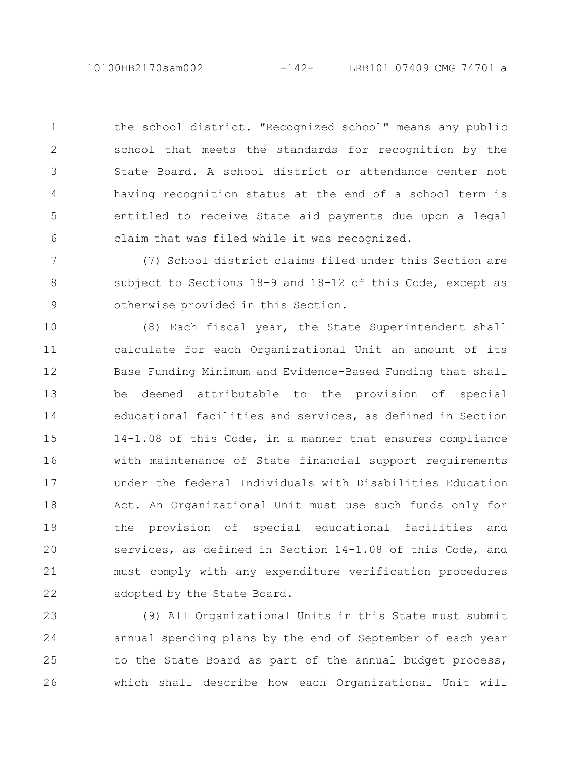the school district. "Recognized school" means any public school that meets the standards for recognition by the State Board. A school district or attendance center not having recognition status at the end of a school term is entitled to receive State aid payments due upon a legal claim that was filed while it was recognized.

(7) School district claims filed under this Section are subject to Sections 18-9 and 18-12 of this Code, except as otherwise provided in this Section.

(8) Each fiscal year, the State Superintendent shall calculate for each Organizational Unit an amount of its Base Funding Minimum and Evidence-Based Funding that shall be deemed attributable to the provision of special educational facilities and services, as defined in Section 14-1.08 of this Code, in a manner that ensures compliance with maintenance of State financial support requirements under the federal Individuals with Disabilities Education Act. An Organizational Unit must use such funds only for the provision of special educational facilities and services, as defined in Section 14-1.08 of this Code, and must comply with any expenditure verification procedures adopted by the State Board.

(9) All Organizational Units in this State must submit annual spending plans by the end of September of each year to the State Board as part of the annual budget process, which shall describe how each Organizational Unit will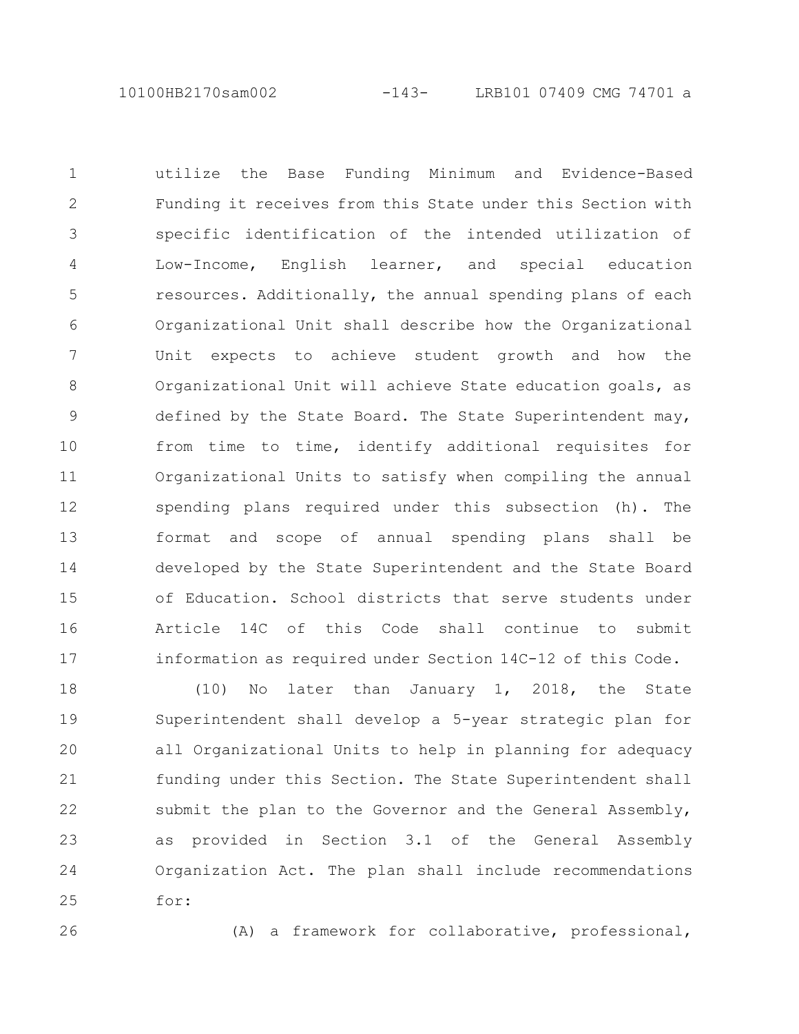utilize the Base Funding Minimum and Evidence-Based Funding it receives from this State under this Section with specific identification of the intended utilization of Low-Income, English learner, and special education resources. Additionally, the annual spending plans of each Organizational Unit shall describe how the Organizational Unit expects to achieve student growth and how the Organizational Unit will achieve State education goals, as defined by the State Board. The State Superintendent may, from time to time, identify additional requisites for Organizational Units to satisfy when compiling the annual spending plans required under this subsection (h). The format and scope of annual spending plans shall be developed by the State Superintendent and the State Board of Education. School districts that serve students under Article 14C of this Code shall continue to submit information as required under Section 14C-12 of this Code.

(10) No later than January 1, 2018, the State Superintendent shall develop a 5-year strategic plan for all Organizational Units to help in planning for adequacy funding under this Section. The State Superintendent shall submit the plan to the Governor and the General Assembly, as provided in Section 3.1 of the General Assembly Organization Act. The plan shall include recommendations for:

(A) a framework for collaborative, professional,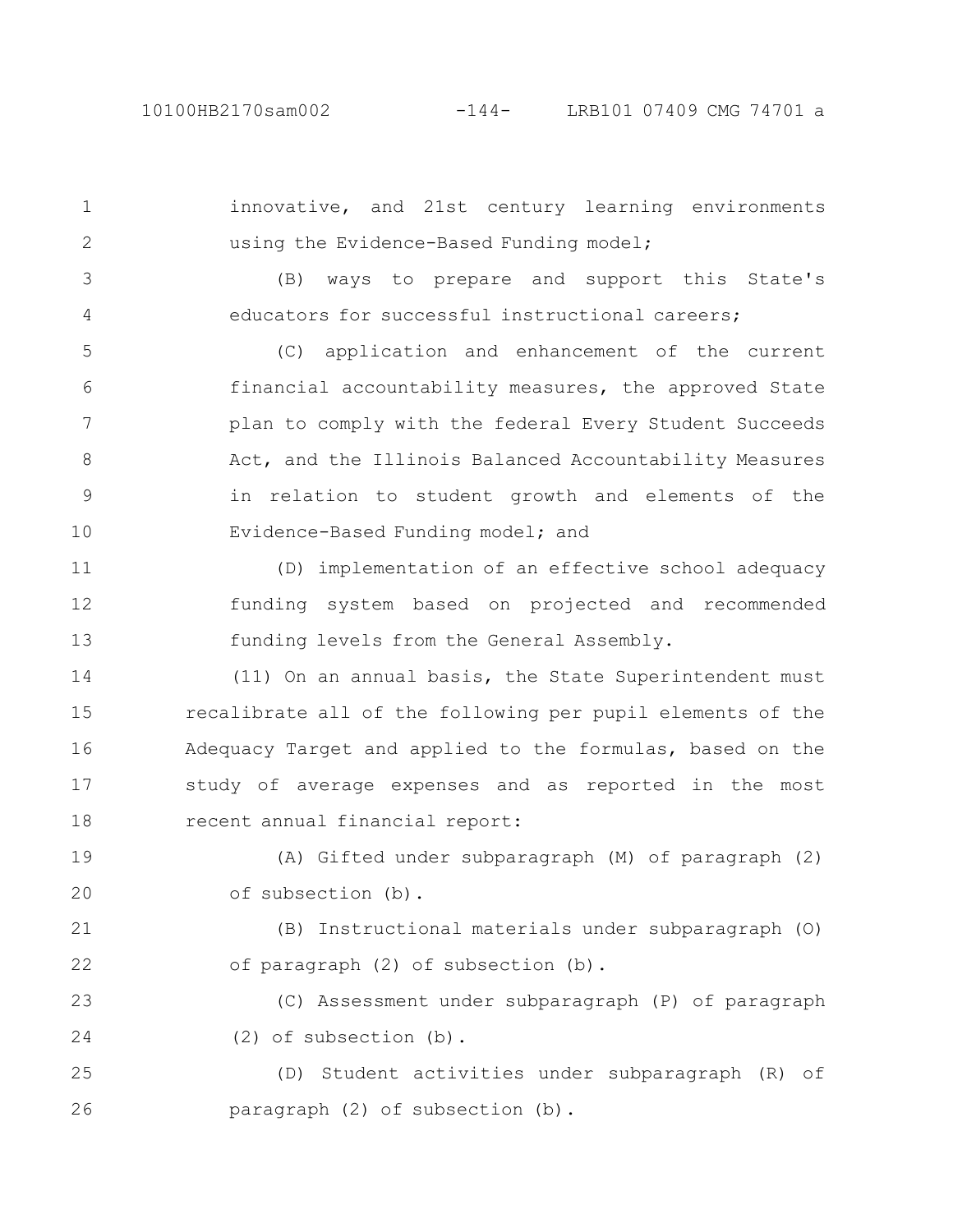innovative, and 21st century learning environments using the Evidence-Based Funding model;

(B) ways to prepare and support this State's educators for successful instructional careers;

(C) application and enhancement of the current financial accountability measures, the approved State plan to comply with the federal Every Student Succeeds Act, and the Illinois Balanced Accountability Measures in relation to student growth and elements of the Evidence-Based Funding model; and

(D) implementation of an effective school adequacy funding system based on projected and recommended funding levels from the General Assembly.

(11) On an annual basis, the State Superintendent must recalibrate all of the following per pupil elements of the Adequacy Target and applied to the formulas, based on the study of average expenses and as reported in the most recent annual financial report:

(A) Gifted under subparagraph (M) of paragraph (2) of subsection (b).

(B) Instructional materials under subparagraph (O) of paragraph (2) of subsection (b).

(C) Assessment under subparagraph (P) of paragraph (2) of subsection (b).

(D) Student activities under subparagraph (R) of paragraph (2) of subsection (b).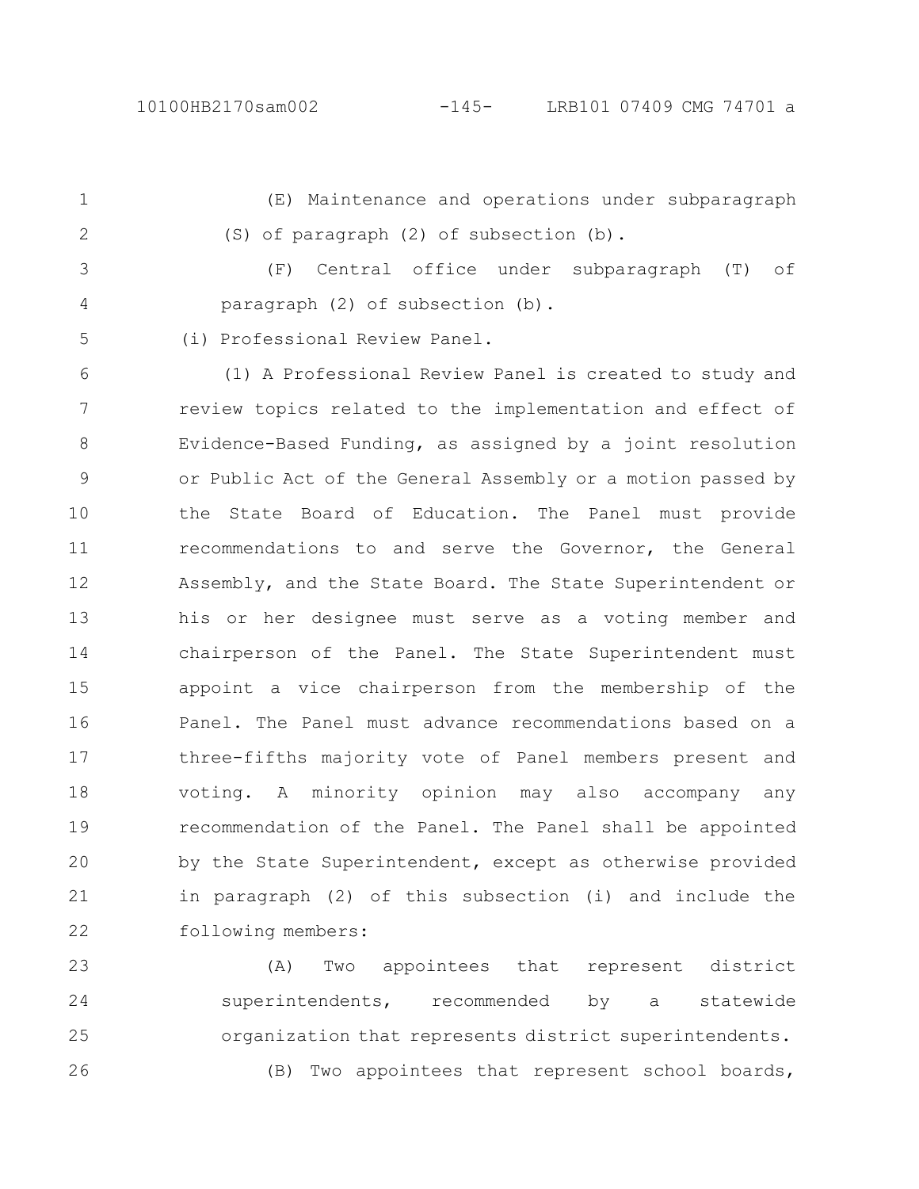(E) Maintenance and operations under subparagraph (S) of paragraph (2) of subsection (b).

(F) Central office under subparagraph (T) of paragraph (2) of subsection (b).

(i) Professional Review Panel.

(1) A Professional Review Panel is created to study and review topics related to the implementation and effect of Evidence-Based Funding, as assigned by a joint resolution or Public Act of the General Assembly or a motion passed by the State Board of Education. The Panel must provide recommendations to and serve the Governor, the General Assembly, and the State Board. The State Superintendent or his or her designee must serve as a voting member and chairperson of the Panel. The State Superintendent must appoint a vice chairperson from the membership of the Panel. The Panel must advance recommendations based on a three-fifths majority vote of Panel members present and voting. A minority opinion may also accompany any recommendation of the Panel. The Panel shall be appointed by the State Superintendent, except as otherwise provided in paragraph (2) of this subsection (i) and include the following members:

(A) Two appointees that represent district superintendents, recommended by a statewide organization that represents district superintendents.

(B) Two appointees that represent school boards,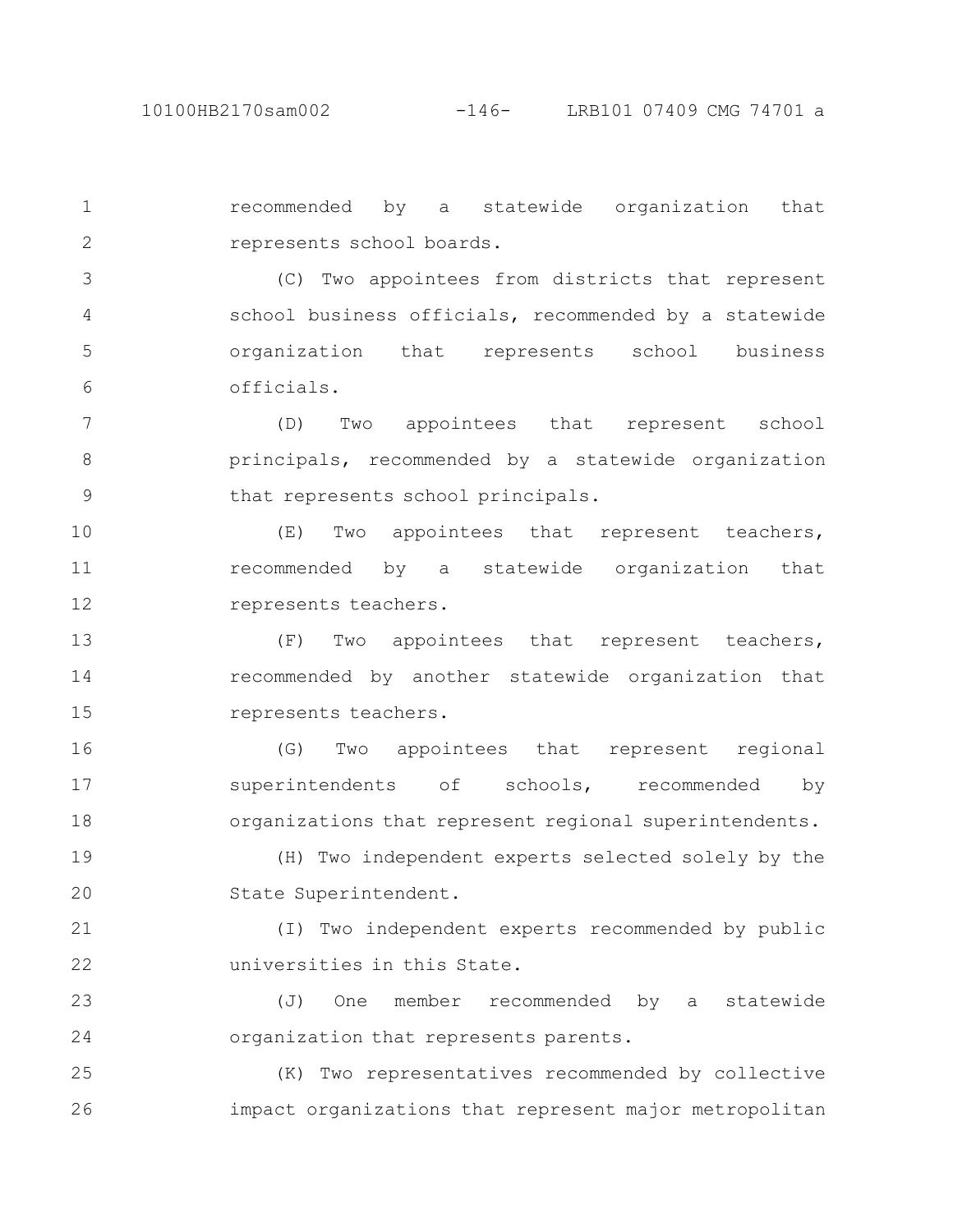recommended by a statewide organization that represents school boards.

(C) Two appointees from districts that represent school business officials, recommended by a statewide organization that represents school business officials.

(D) Two appointees that represent school principals, recommended by a statewide organization that represents school principals.

(E) Two appointees that represent teachers, recommended by a statewide organization that represents teachers.

(F) Two appointees that represent teachers, recommended by another statewide organization that represents teachers.

(G) Two appointees that represent regional superintendents of schools, recommended by organizations that represent regional superintendents.

(H) Two independent experts selected solely by the State Superintendent.

(I) Two independent experts recommended by public universities in this State.

(J) One member recommended by a statewide organization that represents parents.

(K) Two representatives recommended by collective impact organizations that represent major metropolitan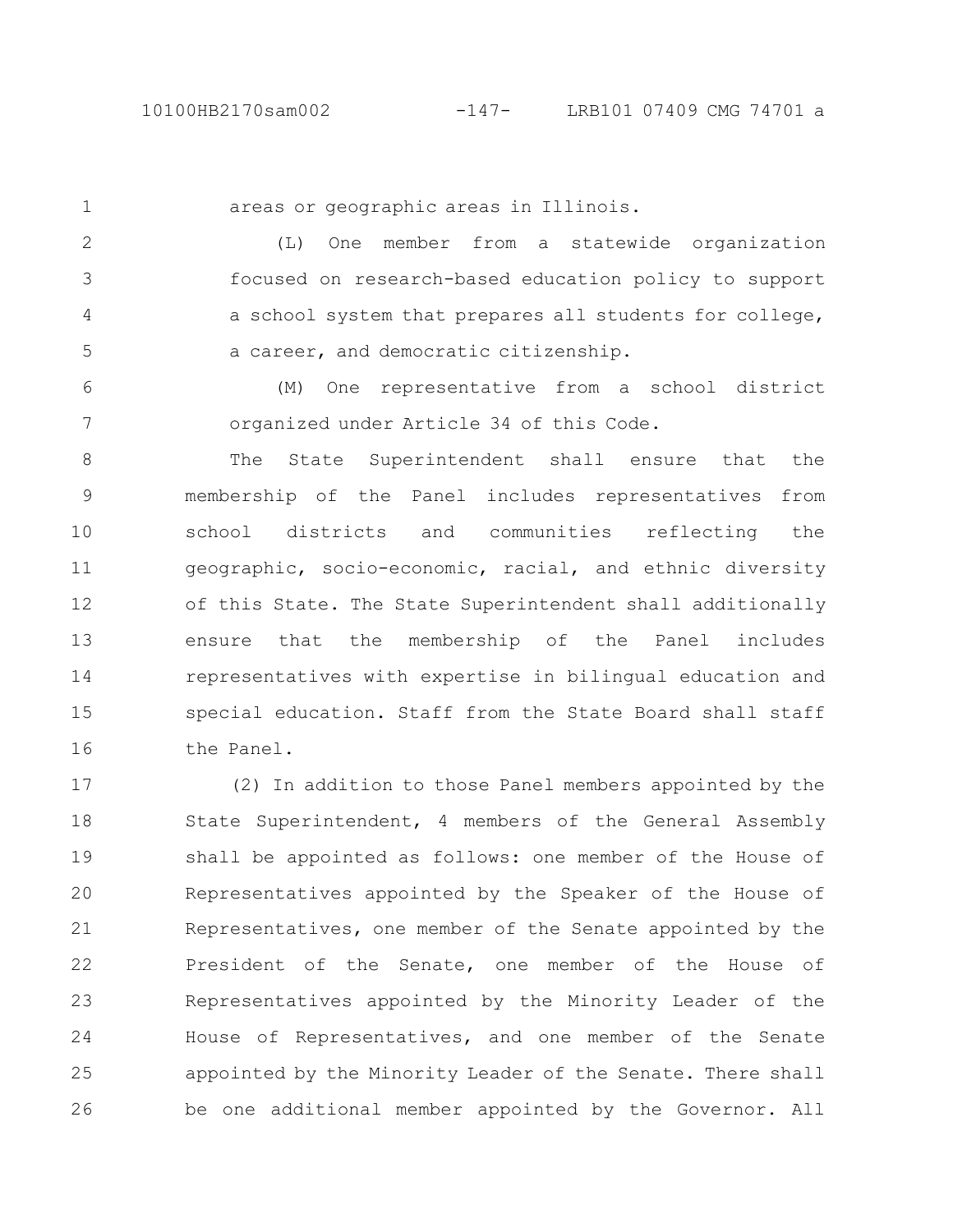areas or geographic areas in Illinois.

(L) One member from a statewide organization focused on research-based education policy to support a school system that prepares all students for college, a career, and democratic citizenship.

(M) One representative from a school district organized under Article 34 of this Code.

The State Superintendent shall ensure that the membership of the Panel includes representatives from school districts and communities reflecting the geographic, socio-economic, racial, and ethnic diversity of this State. The State Superintendent shall additionally ensure that the membership of the Panel includes representatives with expertise in bilingual education and special education. Staff from the State Board shall staff the Panel.

(2) In addition to those Panel members appointed by the State Superintendent, 4 members of the General Assembly shall be appointed as follows: one member of the House of Representatives appointed by the Speaker of the House of Representatives, one member of the Senate appointed by the President of the Senate, one member of the House of Representatives appointed by the Minority Leader of the House of Representatives, and one member of the Senate appointed by the Minority Leader of the Senate. There shall be one additional member appointed by the Governor. All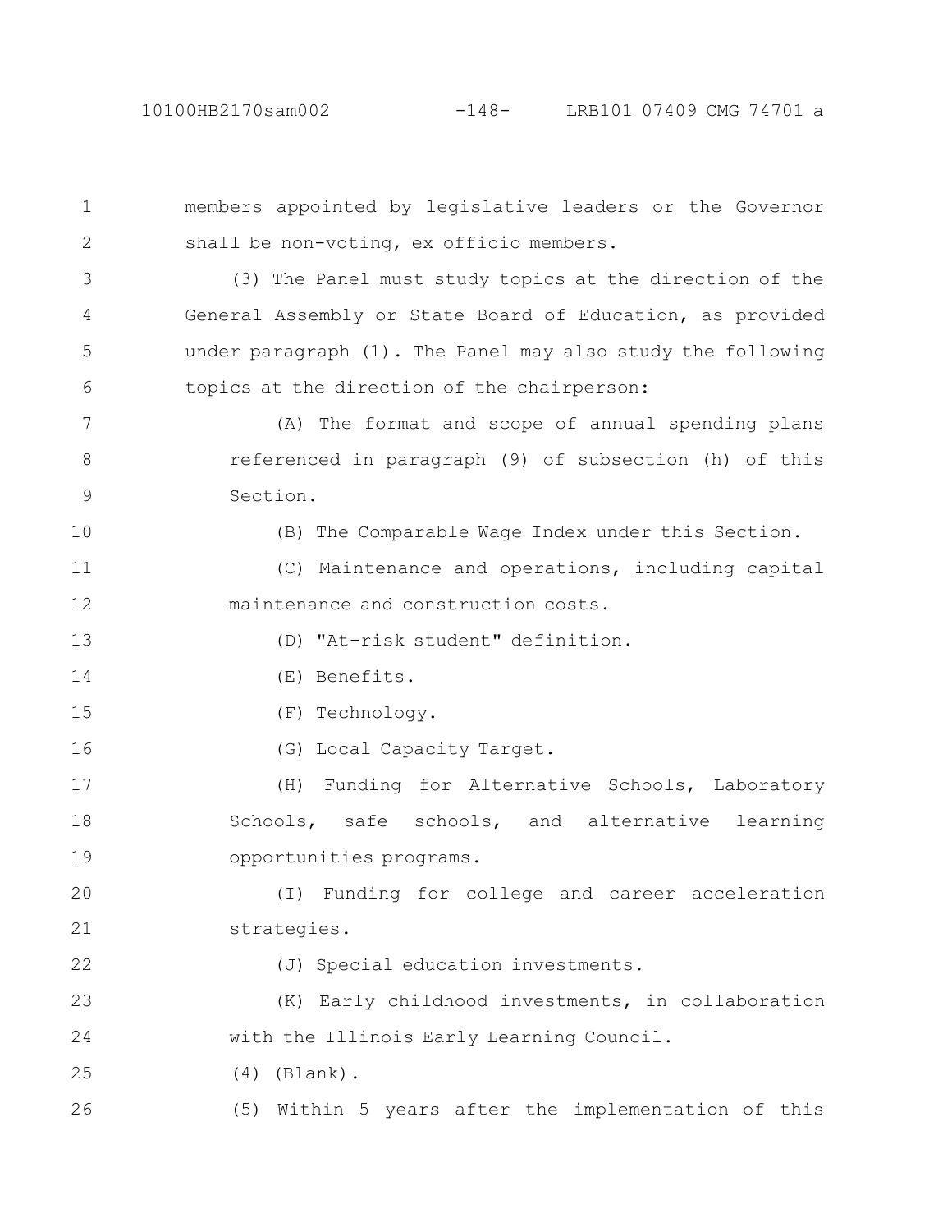members appointed by legislative leaders or the Governor shall be non-voting, ex officio members.

(3) The Panel must study topics at the direction of the General Assembly or State Board of Education, as provided under paragraph (1). The Panel may also study the following topics at the direction of the chairperson:

(A) The format and scope of annual spending plans referenced in paragraph (9) of subsection (h) of this Section.

(B) The Comparable Wage Index under this Section.

(C) Maintenance and operations, including capital maintenance and construction costs.

(D) "At-risk student" definition.

(E) Benefits.

(F) Technology.

(G) Local Capacity Target.

(H) Funding for Alternative Schools, Laboratory Schools, safe schools, and alternative learning opportunities programs.

(I) Funding for college and career acceleration strategies.

(J) Special education investments.

(K) Early childhood investments, in collaboration with the Illinois Early Learning Council.

(4) (Blank).

(5) Within 5 years after the implementation of this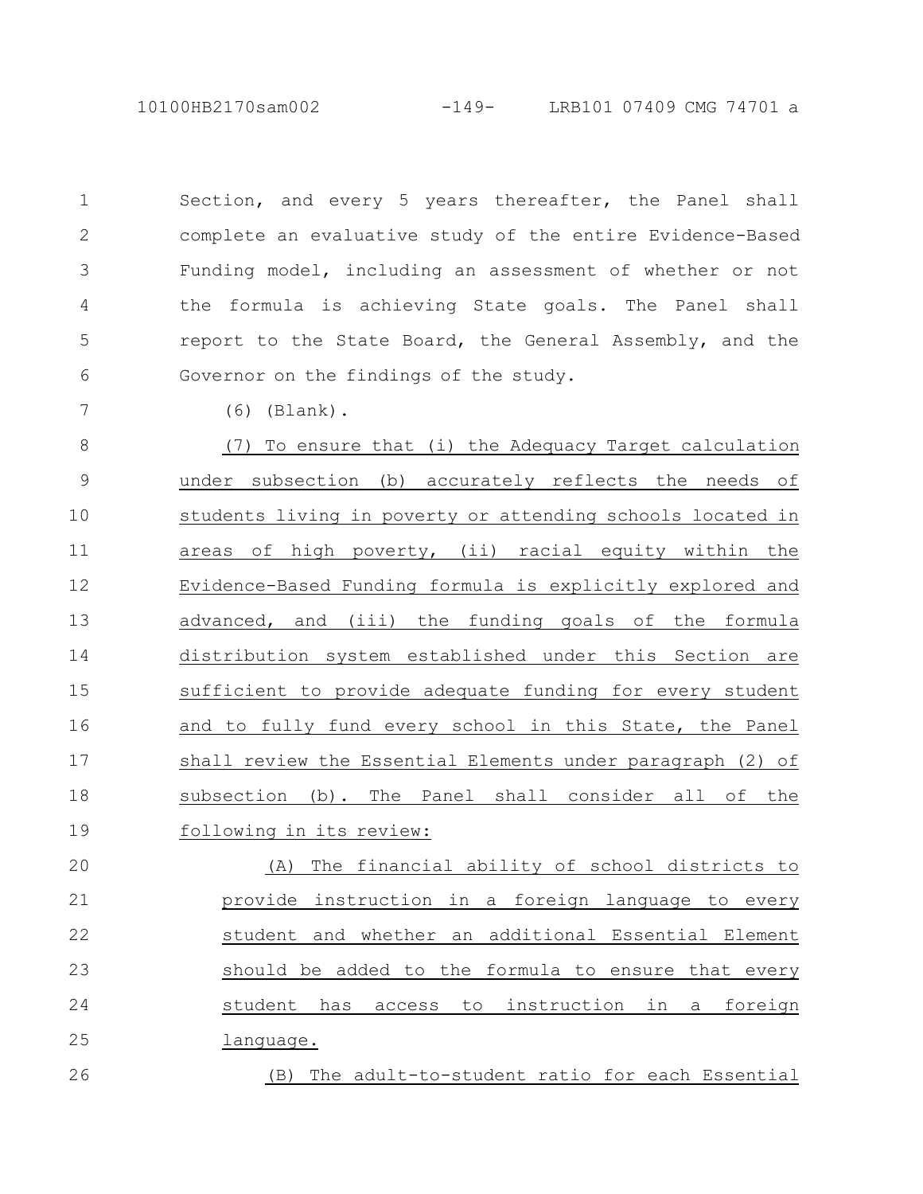Section, and every 5 years thereafter, the Panel shall complete an evaluative study of the entire Evidence-Based Funding model, including an assessment of whether or not the formula is achieving State goals. The Panel shall report to the State Board, the General Assembly, and the Governor on the findings of the study.

(6) (Blank).

(7) To ensure that (i) the Adequacy Target calculation under subsection (b) accurately reflects the needs of students living in poverty or attending schools located in areas of high poverty, (ii) racial equity within the Evidence-Based Funding formula is explicitly explored and advanced, and (iii) the funding goals of the formula distribution system established under this Section are sufficient to provide adequate funding for every student and to fully fund every school in this State, the Panel shall review the Essential Elements under paragraph (2) of subsection (b). The Panel shall consider all of the following in its review:

(A) The financial ability of school districts to provide instruction in a foreign language to every student and whether an additional Essential Element should be added to the formula to ensure that every student has access to instruction in a foreign language.

(B) The adult-to-student ratio for each Essential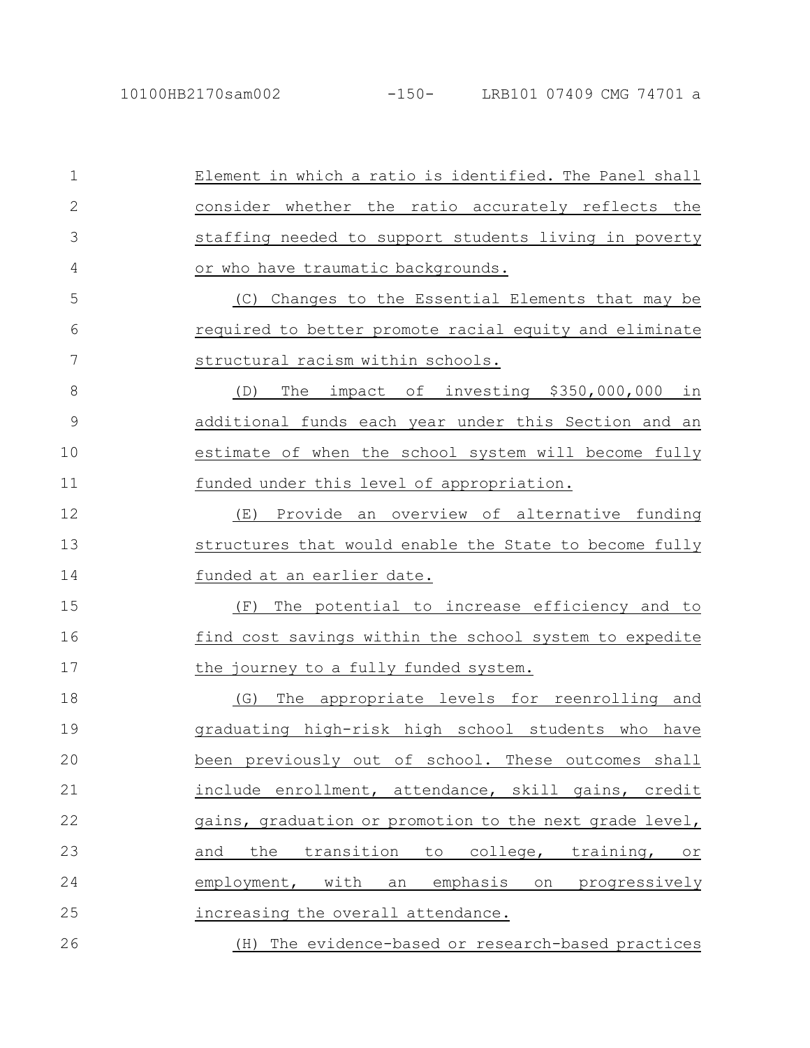Element in which a ratio is identified. The Panel shall consider whether the ratio accurately reflects the staffing needed to support students living in poverty or who have traumatic backgrounds.

(C) Changes to the Essential Elements that may be required to better promote racial equity and eliminate structural racism within schools.

(D) The impact of investing $350,000,000 in additional funds each year under this Section and an estimate of when the school system will become fully funded under this level of appropriation.

(E) Provide an overview of alternative funding structures that would enable the State to become fully funded at an earlier date.

(F) The potential to increase efficiency and to find cost savings within the school system to expedite the journey to a fully funded system.

(G) The appropriate levels for reenrolling and graduating high-risk high school students who have been previously out of school. These outcomes shall include enrollment, attendance, skill gains, credit gains, graduation or promotion to the next grade level, and the transition to college, training, or employment, with an emphasis on progressively increasing the overall attendance.

(H) The evidence-based or research-based practices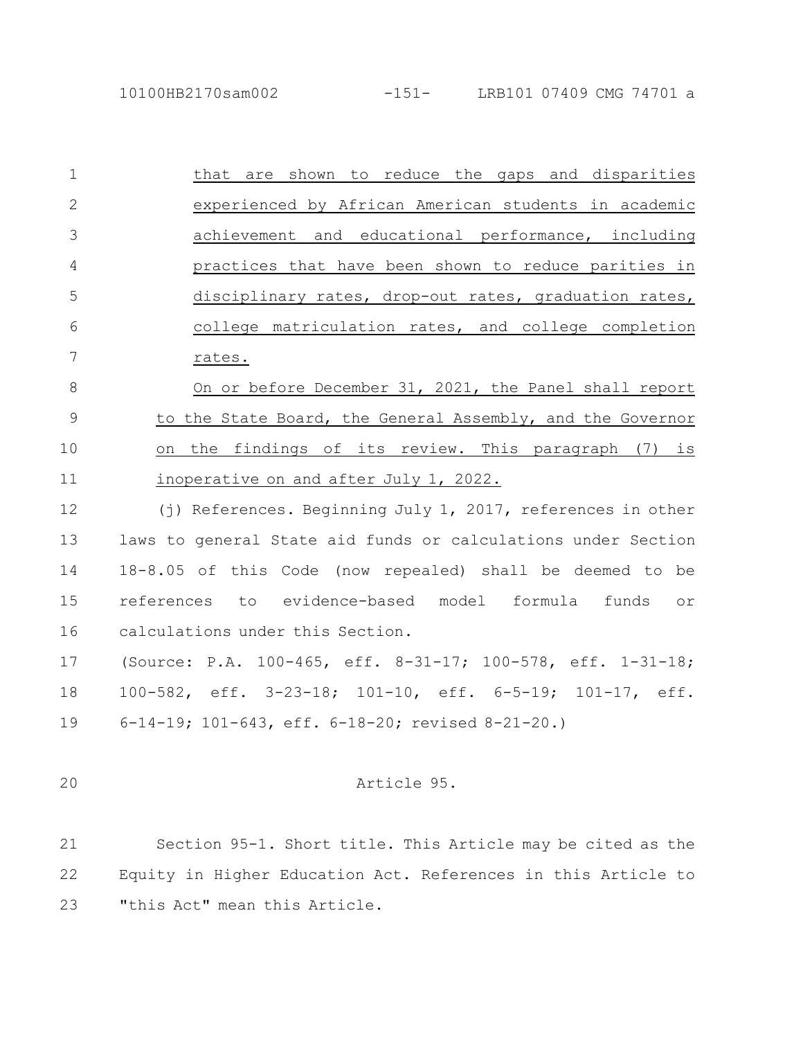that are shown to reduce the gaps and disparities experienced by African American students in academic achievement and educational performance, including practices that have been shown to reduce parities in disciplinary rates, drop-out rates, graduation rates, college matriculation rates, and college completion rates.

On or before December 31, 2021, the Panel shall report to the State Board, the General Assembly, and the Governor on the findings of its review. This paragraph (7) is inoperative on and after July 1, 2022.

(j) References. Beginning July 1, 2017, references in other laws to general State aid funds or calculations under Section 18-8.05 of this Code (now repealed) shall be deemed to be references to evidence-based model formula funds or calculations under this Section.

(Source: P.A. 100-465, eff. 8-31-17; 100-578, eff. 1-31-18; 100-582, eff. 3-23-18; 101-10, eff. 6-5-19; 101-17, eff. 6-14-19; 101-643, eff. 6-18-20; revised 8-21-20.)

Article 95.

Section 95-1. Short title. This Article may be cited as the Equity in Higher Education Act. References in this Article to "this Act" mean this Article.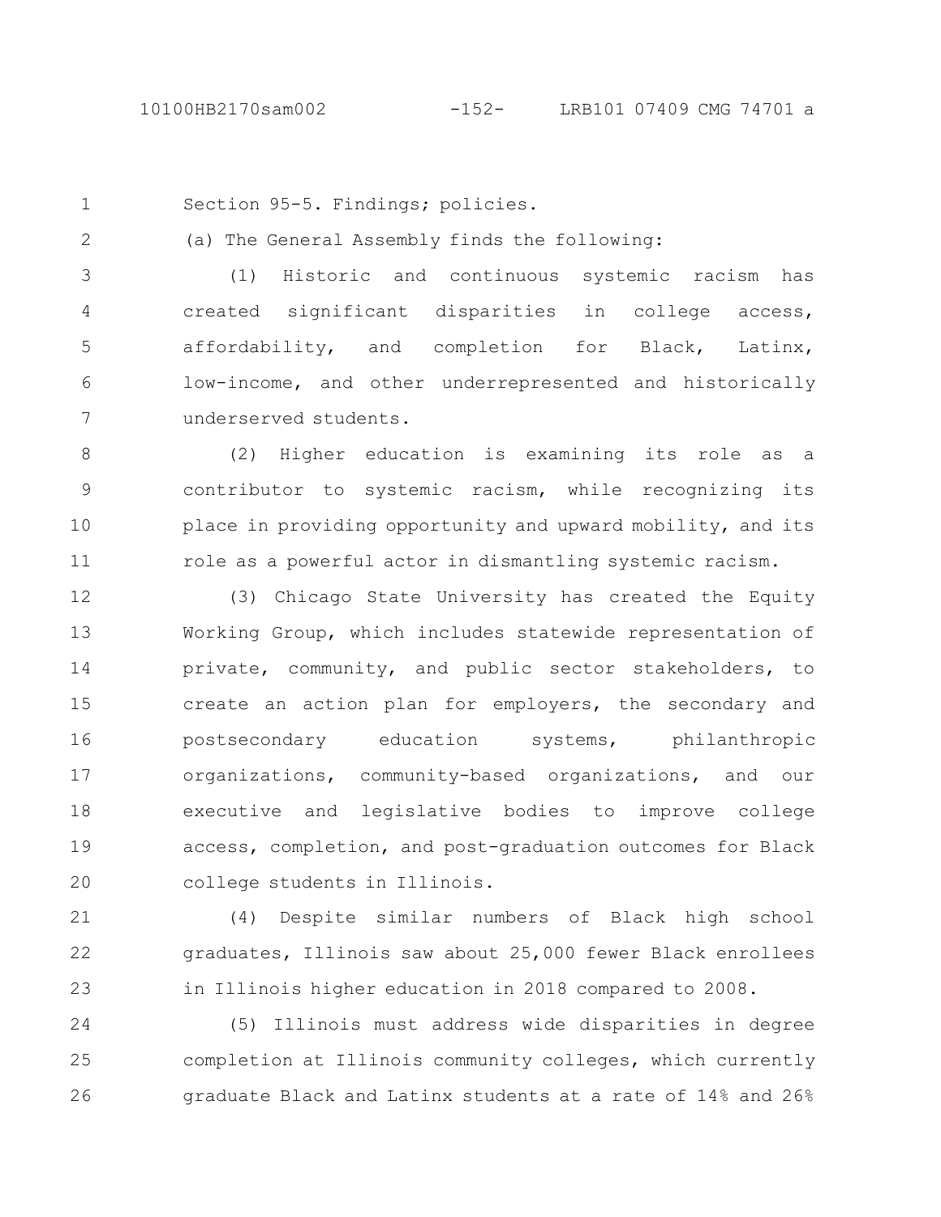Section 95-5. Findings; policies.

(a) The General Assembly finds the following:

(1) Historic and continuous systemic racism has created significant disparities in college access, affordability, and completion for Black, Latinx, low-income, and other underrepresented and historically underserved students.

(2) Higher education is examining its role as a contributor to systemic racism, while recognizing its place in providing opportunity and upward mobility, and its role as a powerful actor in dismantling systemic racism.

(3) Chicago State University has created the Equity Working Group, which includes statewide representation of private, community, and public sector stakeholders, to create an action plan for employers, the secondary and postsecondary education systems, philanthropic organizations, community-based organizations, and our executive and legislative bodies to improve college access, completion, and post-graduation outcomes for Black college students in Illinois.

(4) Despite similar numbers of Black high school graduates, Illinois saw about 25,000 fewer Black enrollees in Illinois higher education in 2018 compared to 2008.

(5) Illinois must address wide disparities in degree completion at Illinois community colleges, which currently graduate Black and Latinx students at a rate of 14% and 26%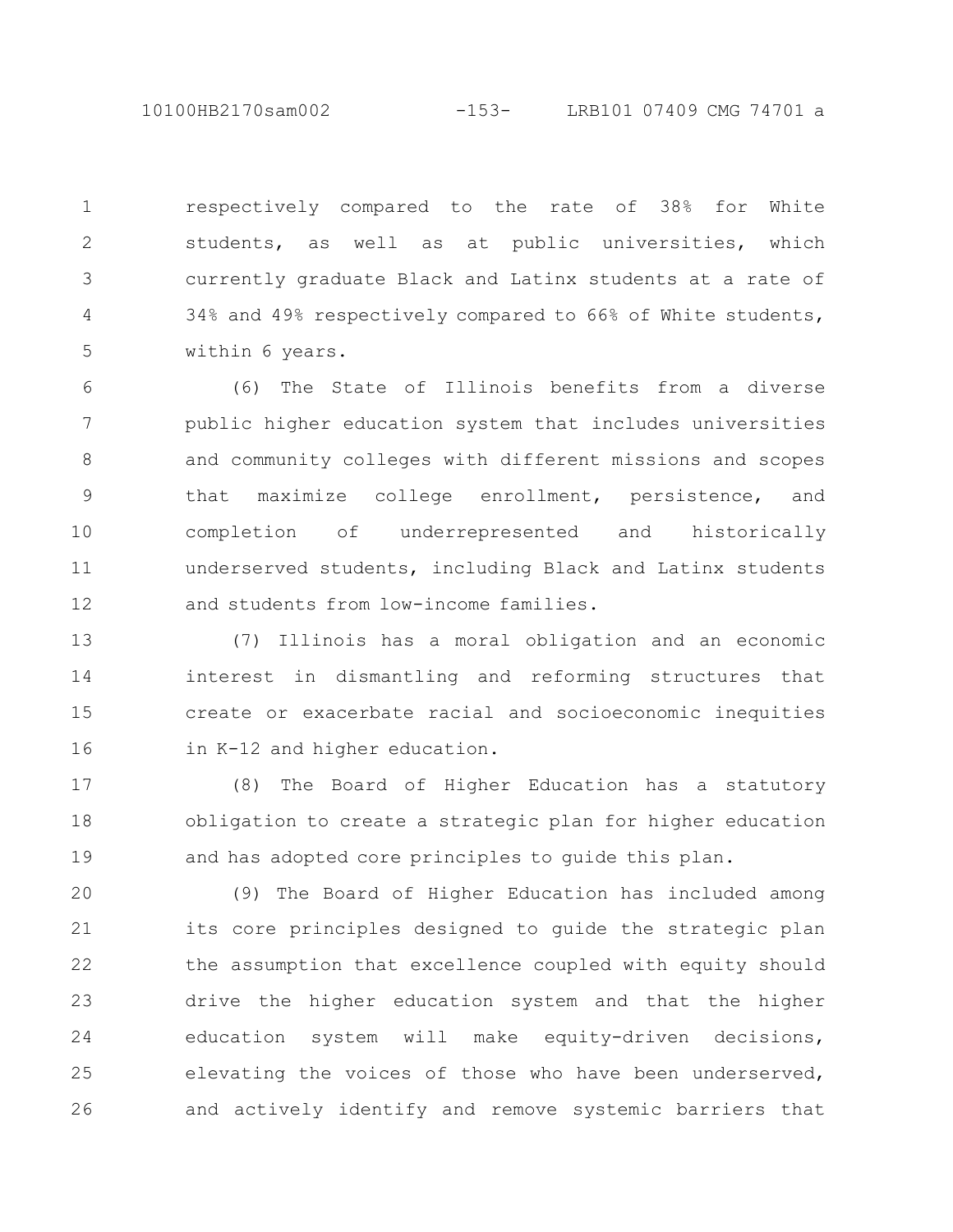respectively compared to the rate of 38% for White students, as well as at public universities, which currently graduate Black and Latinx students at a rate of 34% and 49% respectively compared to 66% of White students, within 6 years.

(6) The State of Illinois benefits from a diverse public higher education system that includes universities and community colleges with different missions and scopes that maximize college enrollment, persistence, and completion of underrepresented and historically underserved students, including Black and Latinx students and students from low-income families.

(7) Illinois has a moral obligation and an economic interest in dismantling and reforming structures that create or exacerbate racial and socioeconomic inequities in K-12 and higher education.

(8) The Board of Higher Education has a statutory obligation to create a strategic plan for higher education and has adopted core principles to guide this plan.

(9) The Board of Higher Education has included among its core principles designed to guide the strategic plan the assumption that excellence coupled with equity should drive the higher education system and that the higher education system will make equity-driven decisions, elevating the voices of those who have been underserved, and actively identify and remove systemic barriers that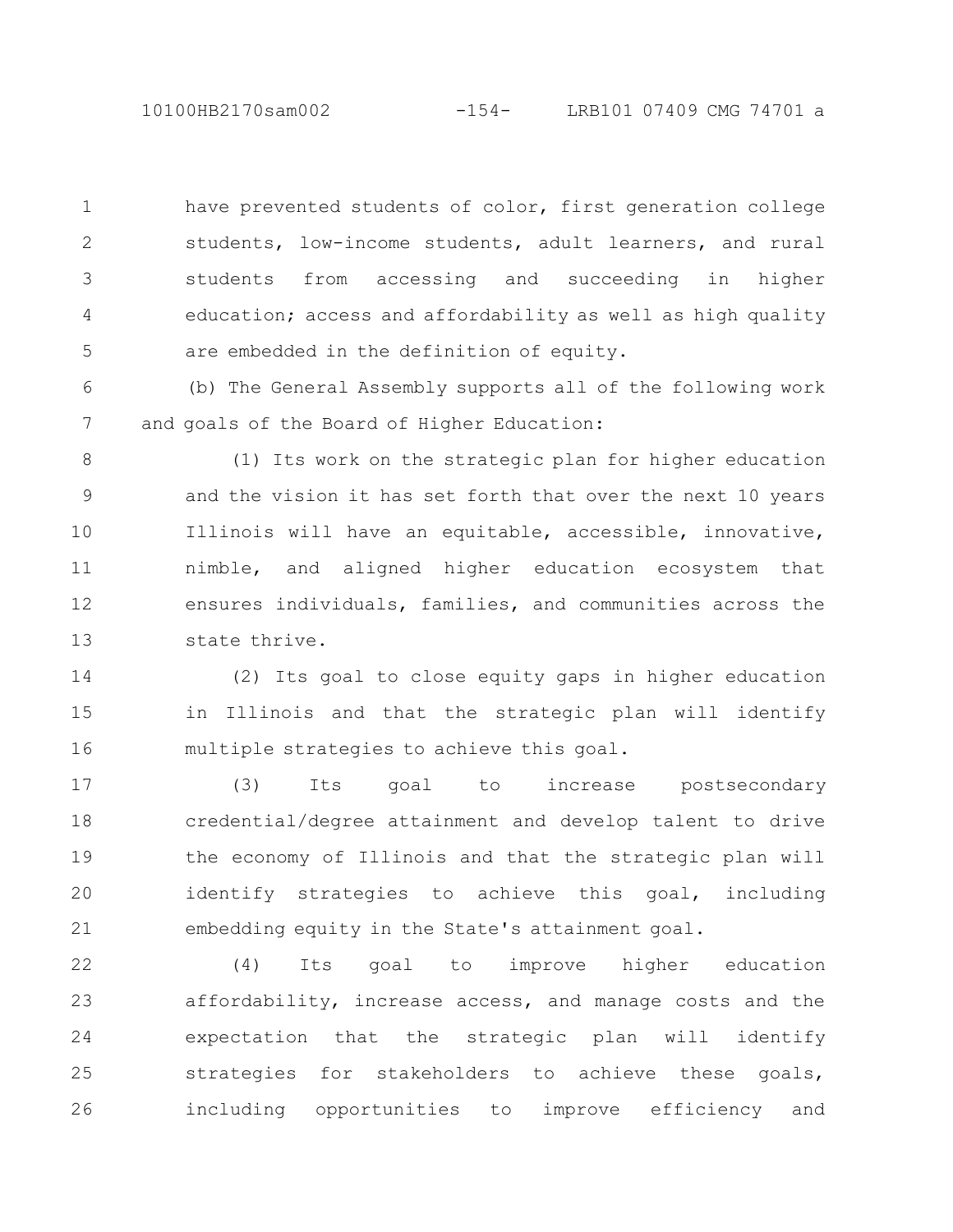have prevented students of color, first generation college students, low-income students, adult learners, and rural students from accessing and succeeding in higher education; access and affordability as well as high quality are embedded in the definition of equity.

(b) The General Assembly supports all of the following work and goals of the Board of Higher Education:

(1) Its work on the strategic plan for higher education and the vision it has set forth that over the next 10 years Illinois will have an equitable, accessible, innovative, nimble, and aligned higher education ecosystem that ensures individuals, families, and communities across the state thrive.

(2) Its goal to close equity gaps in higher education in Illinois and that the strategic plan will identify multiple strategies to achieve this goal.

(3) Its goal to increase postsecondary credential/degree attainment and develop talent to drive the economy of Illinois and that the strategic plan will identify strategies to achieve this goal, including embedding equity in the State's attainment goal.

(4) Its goal to improve higher education affordability, increase access, and manage costs and the expectation that the strategic plan will identify strategies for stakeholders to achieve these goals, including opportunities to improve efficiency and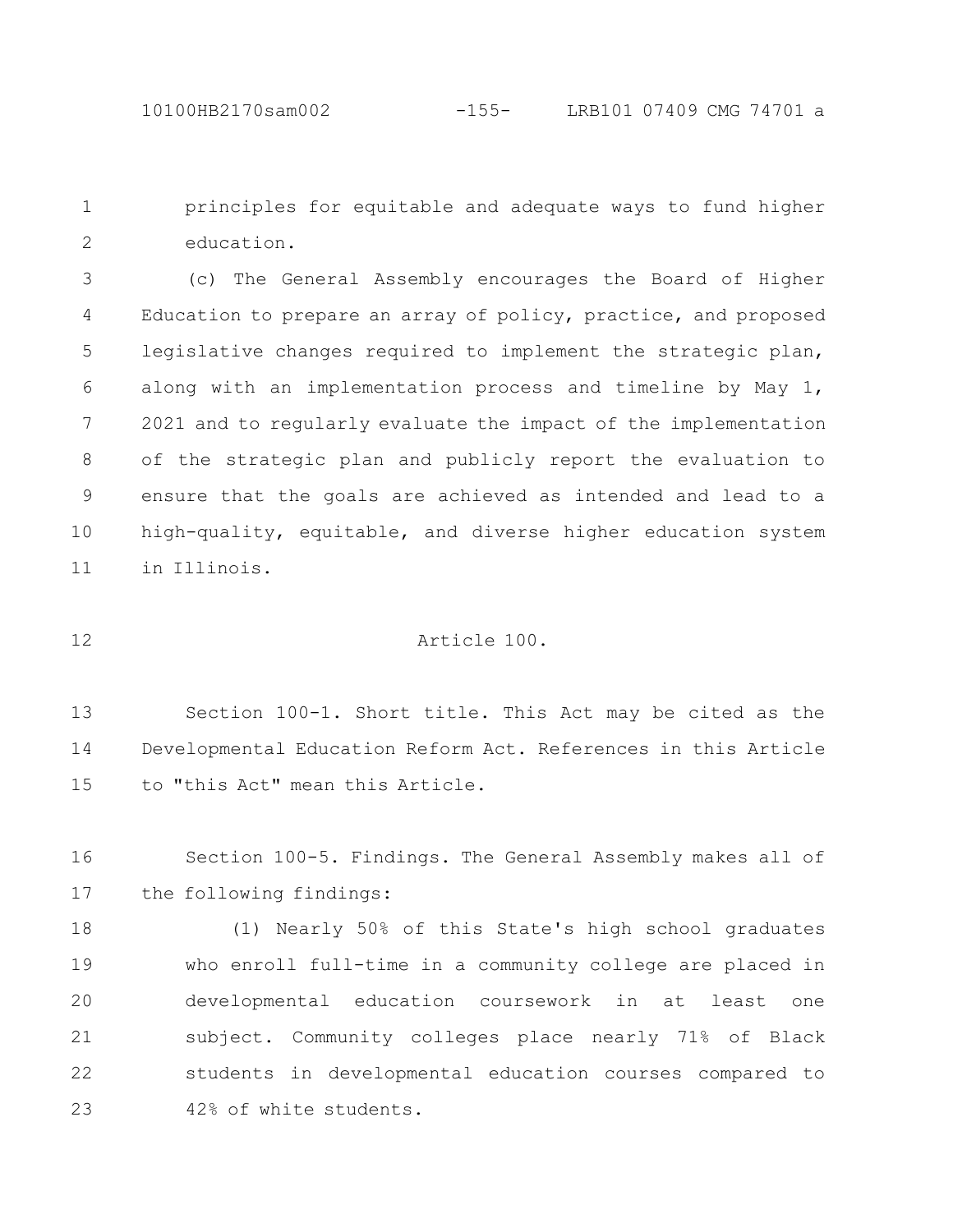principles for equitable and adequate ways to fund higher education.

(c) The General Assembly encourages the Board of Higher Education to prepare an array of policy, practice, and proposed legislative changes required to implement the strategic plan, along with an implementation process and timeline by May 1, 2021 and to regularly evaluate the impact of the implementation of the strategic plan and publicly report the evaluation to ensure that the goals are achieved as intended and lead to a high-quality, equitable, and diverse higher education system in Illinois.

## Article 100.

Section 100-1. Short title. This Act may be cited as the Developmental Education Reform Act. References in this Article to "this Act" mean this Article.

Section 100-5. Findings. The General Assembly makes all of the following findings:

(1) Nearly 50% of this State's high school graduates who enroll full-time in a community college are placed in developmental education coursework in at least one subject. Community colleges place nearly 71% of Black students in developmental education courses compared to 42% of white students.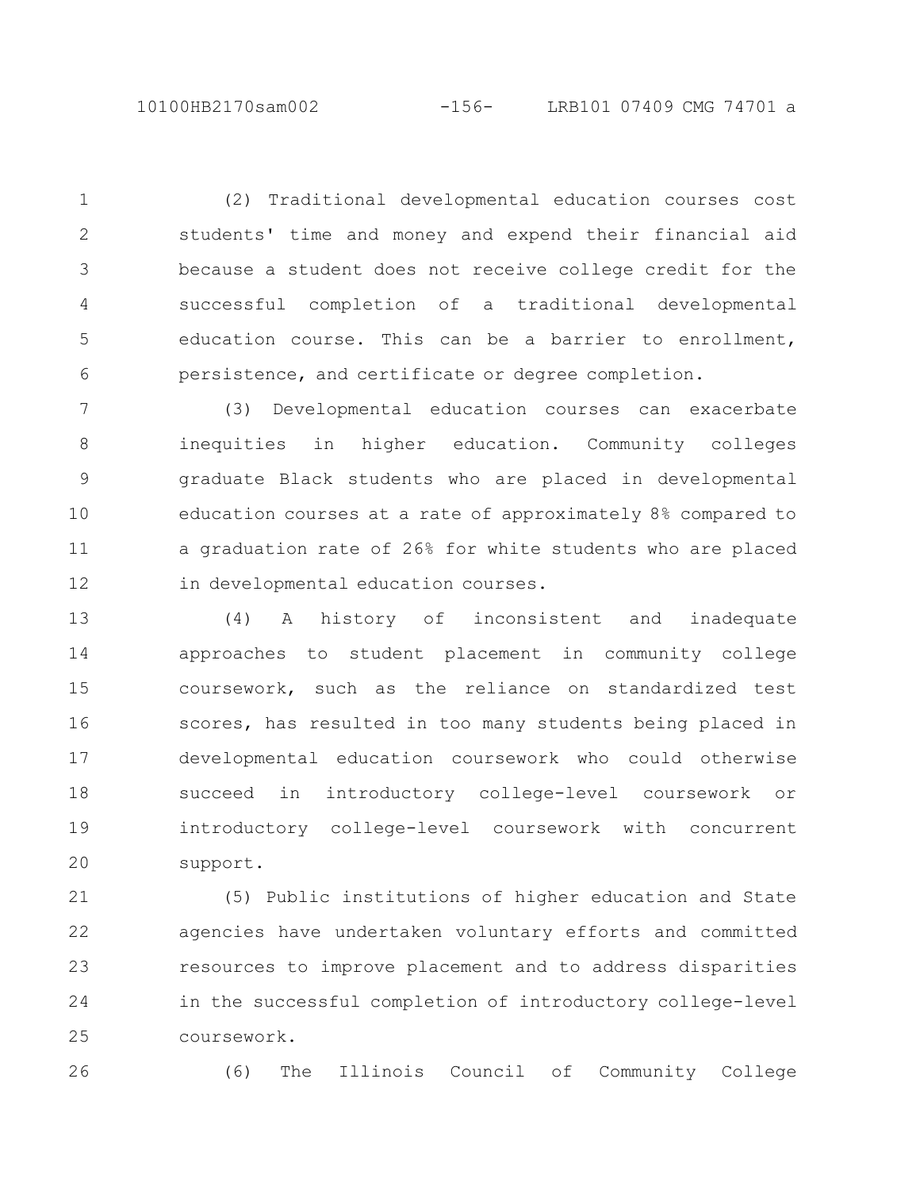(2) Traditional developmental education courses cost students' time and money and expend their financial aid because a student does not receive college credit for the successful completion of a traditional developmental education course. This can be a barrier to enrollment, persistence, and certificate or degree completion.

(3) Developmental education courses can exacerbate inequities in higher education. Community colleges graduate Black students who are placed in developmental education courses at a rate of approximately 8% compared to a graduation rate of 26% for white students who are placed in developmental education courses.

(4) A history of inconsistent and inadequate approaches to student placement in community college coursework, such as the reliance on standardized test scores, has resulted in too many students being placed in developmental education coursework who could otherwise succeed in introductory college-level coursework or introductory college-level coursework with concurrent support.

(5) Public institutions of higher education and State agencies have undertaken voluntary efforts and committed resources to improve placement and to address disparities in the successful completion of introductory college-level coursework.

(6) The Illinois Council of Community College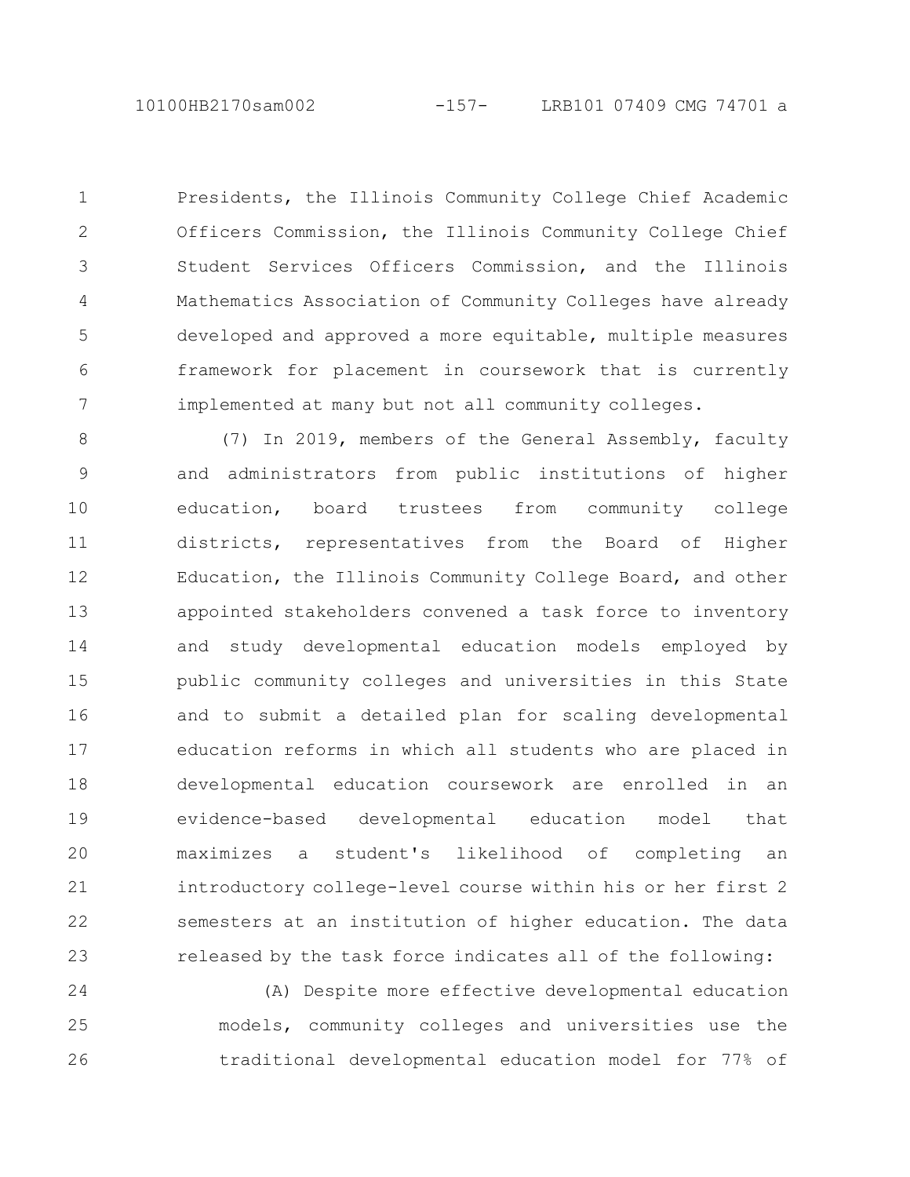Presidents, the Illinois Community College Chief Academic Officers Commission, the Illinois Community College Chief Student Services Officers Commission, and the Illinois Mathematics Association of Community Colleges have already developed and approved a more equitable, multiple measures framework for placement in coursework that is currently implemented at many but not all community colleges.

(7) In 2019, members of the General Assembly, faculty and administrators from public institutions of higher education, board trustees from community college districts, representatives from the Board of Higher Education, the Illinois Community College Board, and other appointed stakeholders convened a task force to inventory and study developmental education models employed by public community colleges and universities in this State and to submit a detailed plan for scaling developmental education reforms in which all students who are placed in developmental education coursework are enrolled in an evidence-based developmental education model that maximizes a student's likelihood of completing an introductory college-level course within his or her first 2 semesters at an institution of higher education. The data released by the task force indicates all of the following:

(A) Despite more effective developmental education models, community colleges and universities use the traditional developmental education model for 77% of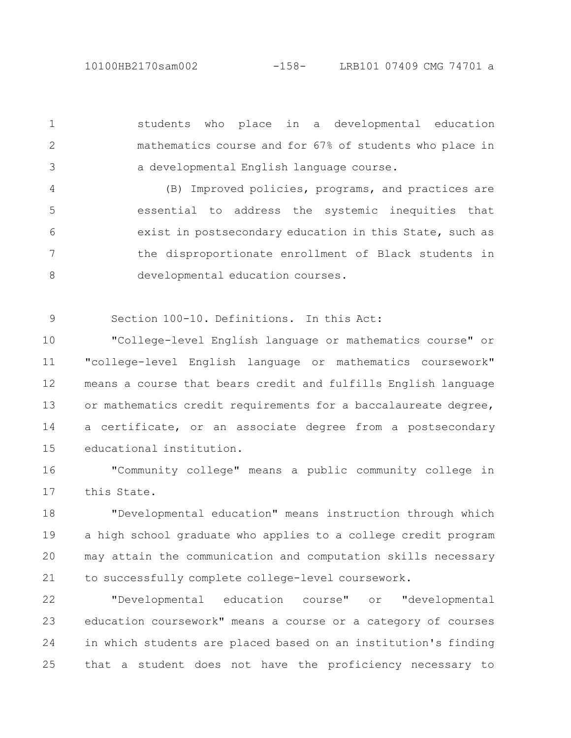students who place in a developmental education mathematics course and for 67% of students who place in a developmental English language course.

(B) Improved policies, programs, and practices are essential to address the systemic inequities that exist in postsecondary education in this State, such as the disproportionate enrollment of Black students in developmental education courses.

Section 100-10. Definitions. In this Act:

"College-level English language or mathematics course" or "college-level English language or mathematics coursework" means a course that bears credit and fulfills English language or mathematics credit requirements for a baccalaureate degree, a certificate, or an associate degree from a postsecondary educational institution.

"Community college" means a public community college in this State.

"Developmental education" means instruction through which a high school graduate who applies to a college credit program may attain the communication and computation skills necessary to successfully complete college-level coursework.

"Developmental education course" or "developmental education coursework" means a course or a category of courses in which students are placed based on an institution's finding that a student does not have the proficiency necessary to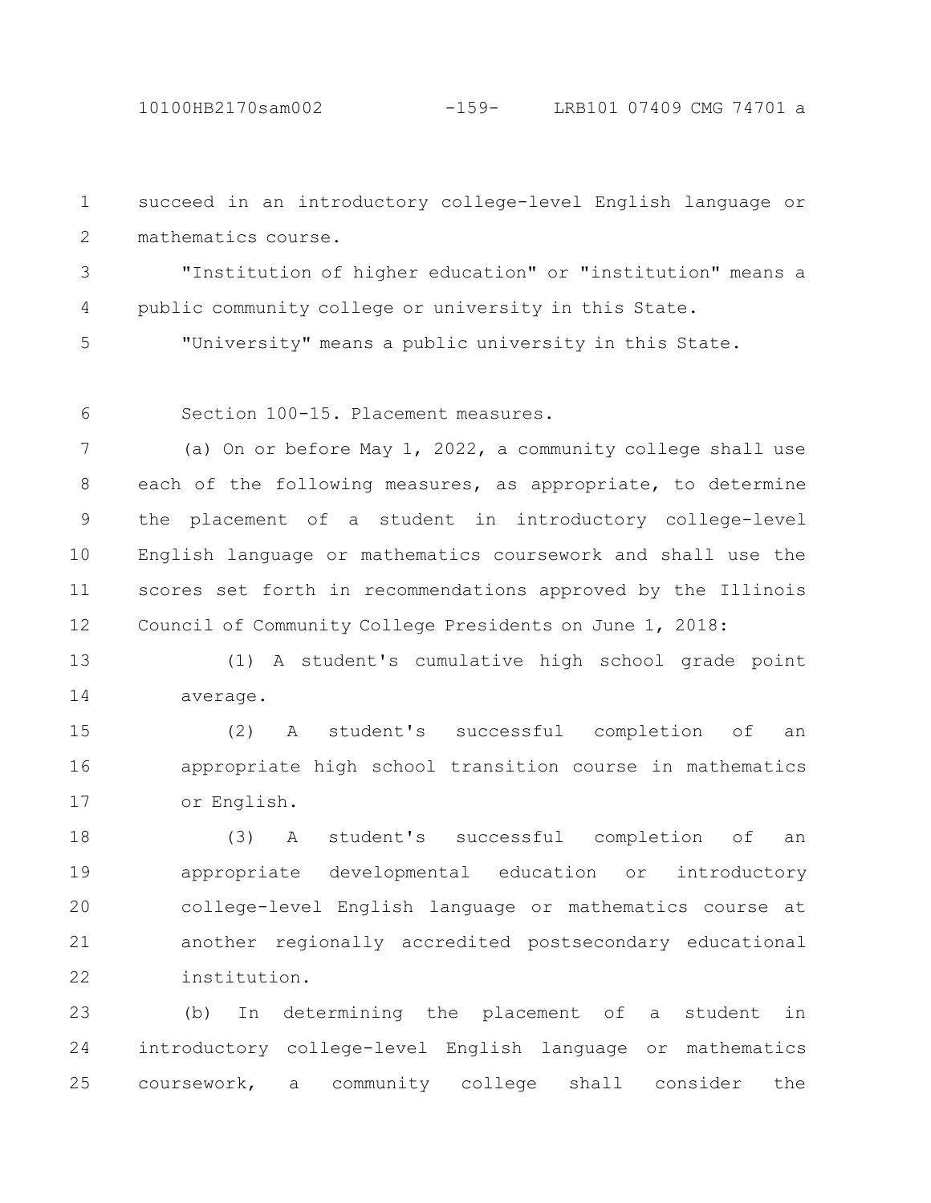succeed in an introductory college-level English language or mathematics course.

"Institution of higher education" or "institution" means a public community college or university in this State.

"University" means a public university in this State.

Section 100-15. Placement measures.

(a) On or before May 1, 2022, a community college shall use each of the following measures, as appropriate, to determine the placement of a student in introductory college-level English language or mathematics coursework and shall use the scores set forth in recommendations approved by the Illinois Council of Community College Presidents on June 1, 2018:

(1) A student's cumulative high school grade point average.

(2) A student's successful completion of an appropriate high school transition course in mathematics or English.

(3) A student's successful completion of an appropriate developmental education or introductory college-level English language or mathematics course at another regionally accredited postsecondary educational institution.

(b) In determining the placement of a student in introductory college-level English language or mathematics coursework, a community college shall consider the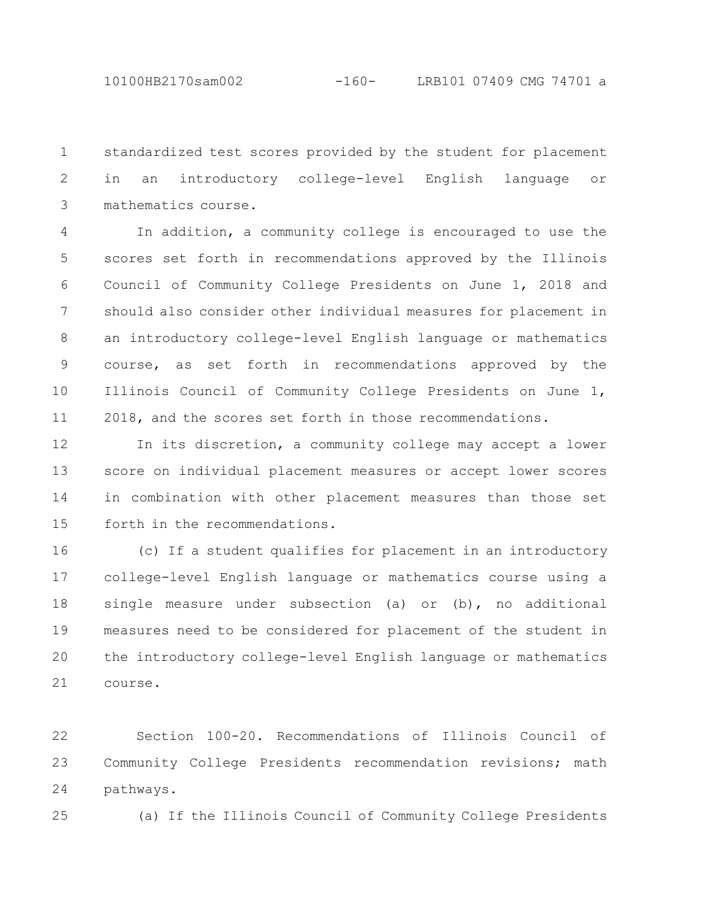standardized test scores provided by the student for placement in an introductory college-level English language or mathematics course.

In addition, a community college is encouraged to use the scores set forth in recommendations approved by the Illinois Council of Community College Presidents on June 1, 2018 and should also consider other individual measures for placement in an introductory college-level English language or mathematics course, as set forth in recommendations approved by the Illinois Council of Community College Presidents on June 1, 2018, and the scores set forth in those recommendations.

In its discretion, a community college may accept a lower score on individual placement measures or accept lower scores in combination with other placement measures than those set forth in the recommendations.

(c) If a student qualifies for placement in an introductory college-level English language or mathematics course using a single measure under subsection (a) or (b), no additional measures need to be considered for placement of the student in the introductory college-level English language or mathematics course.

Section 100-20. Recommendations of Illinois Council of Community College Presidents recommendation revisions; math pathways.

(a) If the Illinois Council of Community College Presidents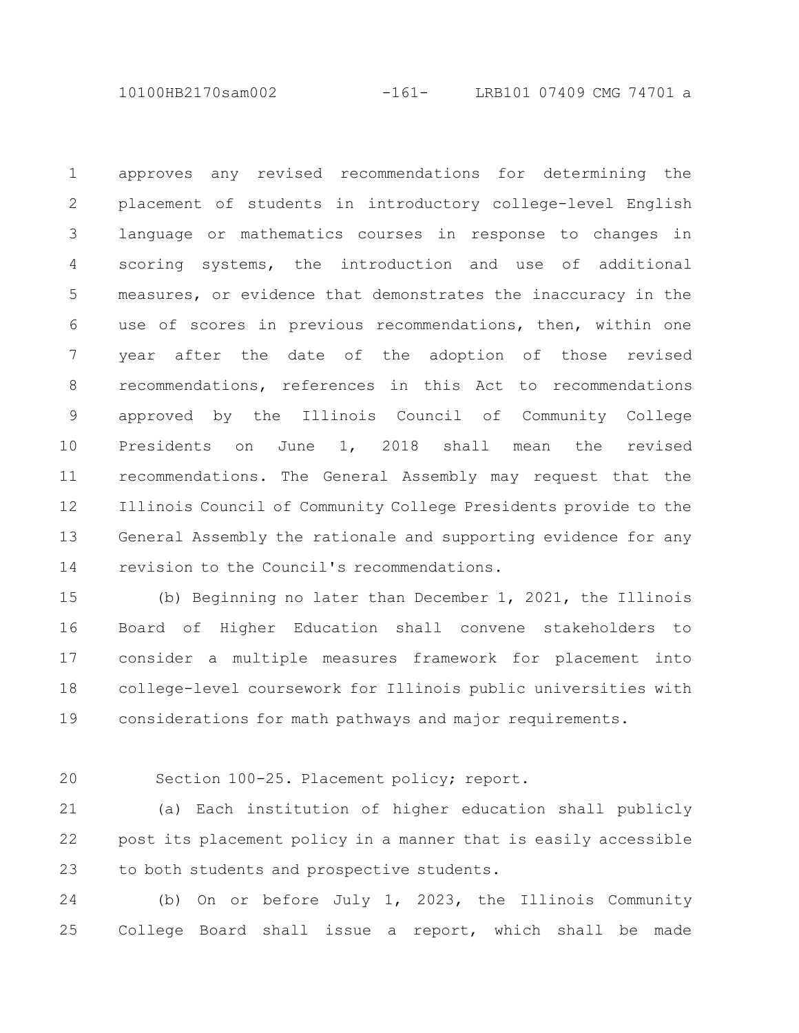approves any revised recommendations for determining the placement of students in introductory college-level English language or mathematics courses in response to changes in scoring systems, the introduction and use of additional measures, or evidence that demonstrates the inaccuracy in the use of scores in previous recommendations, then, within one year after the date of the adoption of those revised recommendations, references in this Act to recommendations approved by the Illinois Council of Community College Presidents on June 1, 2018 shall mean the revised recommendations. The General Assembly may request that the Illinois Council of Community College Presidents provide to the General Assembly the rationale and supporting evidence for any revision to the Council's recommendations.

(b) Beginning no later than December 1, 2021, the Illinois Board of Higher Education shall convene stakeholders to consider a multiple measures framework for placement into college-level coursework for Illinois public universities with considerations for math pathways and major requirements.

Section 100-25. Placement policy; report.

(a) Each institution of higher education shall publicly post its placement policy in a manner that is easily accessible to both students and prospective students.

(b) On or before July 1, 2023, the Illinois Community College Board shall issue a report, which shall be made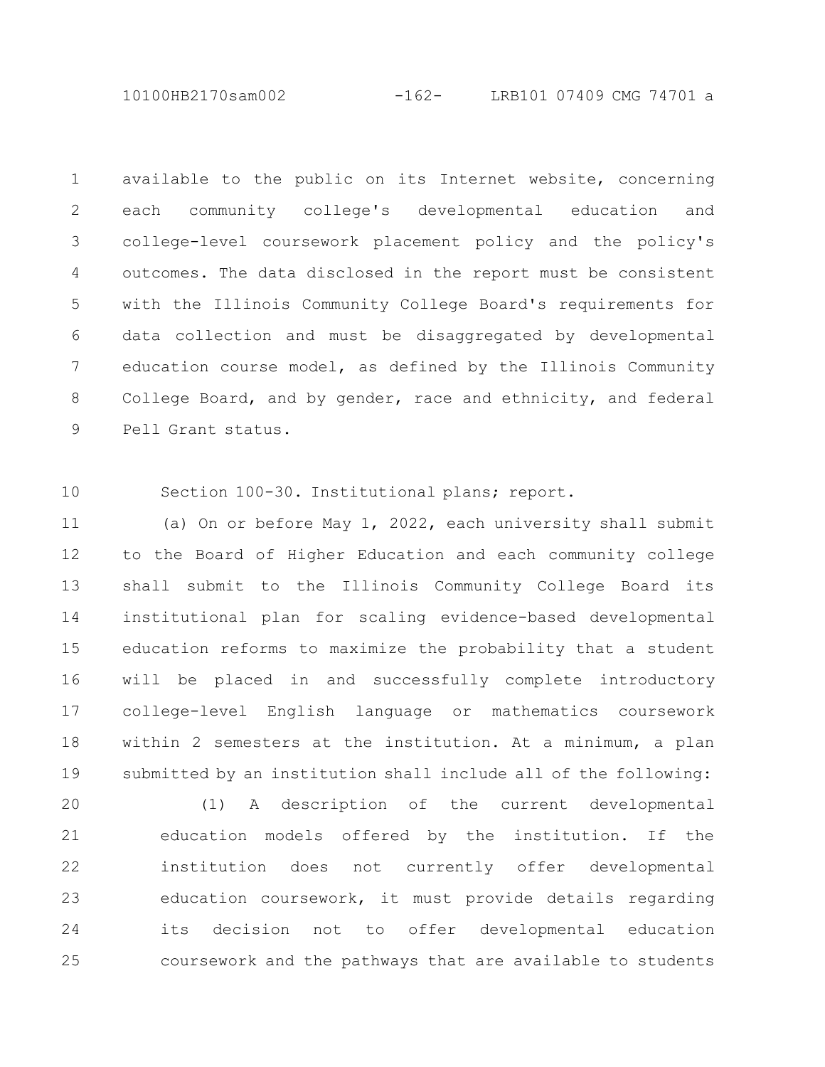available to the public on its Internet website, concerning each community college's developmental education and college-level coursework placement policy and the policy's outcomes. The data disclosed in the report must be consistent with the Illinois Community College Board's requirements for data collection and must be disaggregated by developmental education course model, as defined by the Illinois Community College Board, and by gender, race and ethnicity, and federal Pell Grant status.

Section 100-30. Institutional plans; report.

(a) On or before May 1, 2022, each university shall submit to the Board of Higher Education and each community college shall submit to the Illinois Community College Board its institutional plan for scaling evidence-based developmental education reforms to maximize the probability that a student will be placed in and successfully complete introductory college-level English language or mathematics coursework within 2 semesters at the institution. At a minimum, a plan submitted by an institution shall include all of the following:

(1) A description of the current developmental education models offered by the institution. If the institution does not currently offer developmental education coursework, it must provide details regarding its decision not to offer developmental education coursework and the pathways that are available to students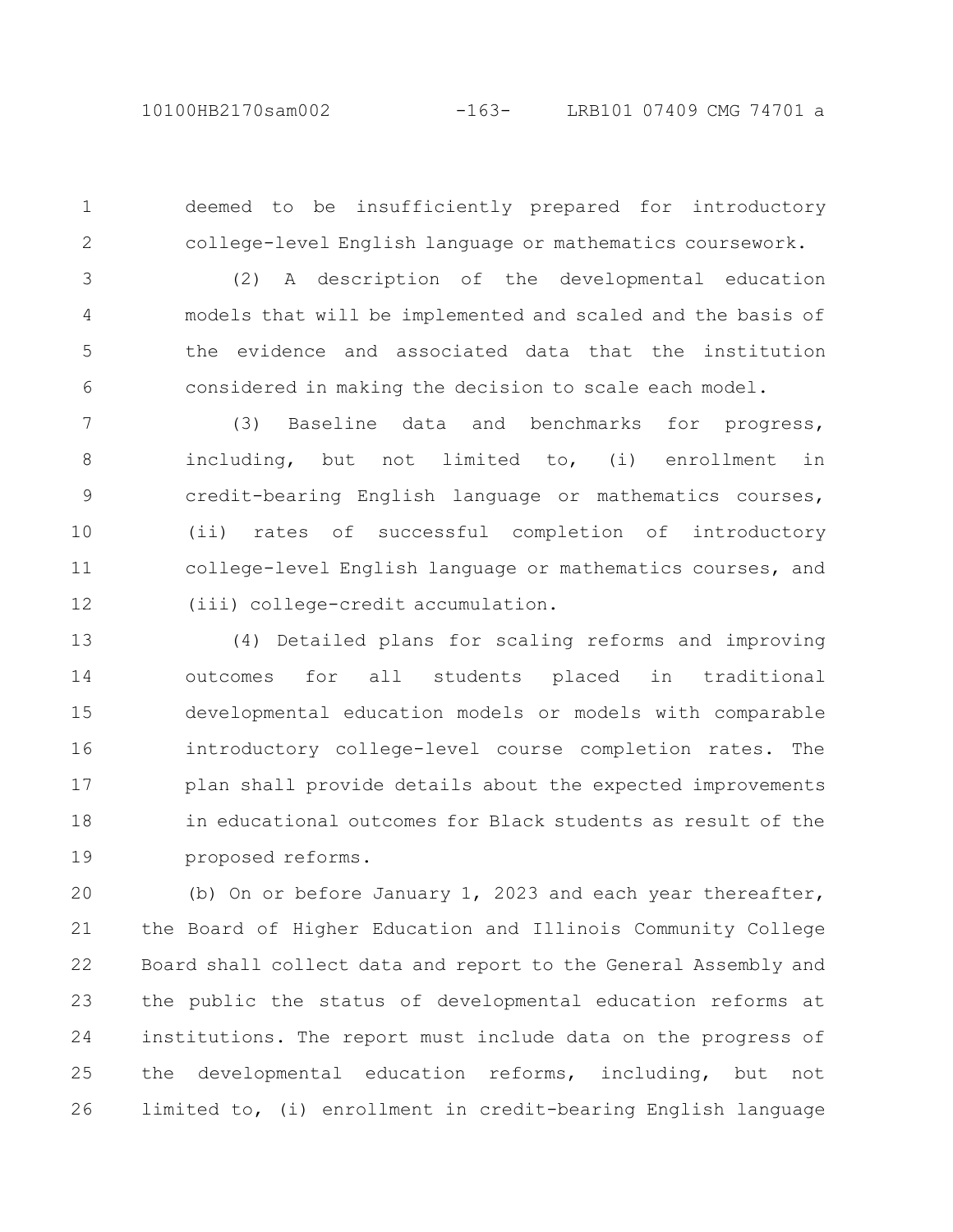deemed to be insufficiently prepared for introductory college-level English language or mathematics coursework.

(2) A description of the developmental education models that will be implemented and scaled and the basis of the evidence and associated data that the institution considered in making the decision to scale each model.

(3) Baseline data and benchmarks for progress, including, but not limited to, (i) enrollment in credit-bearing English language or mathematics courses, (ii) rates of successful completion of introductory college-level English language or mathematics courses, and (iii) college-credit accumulation.

(4) Detailed plans for scaling reforms and improving outcomes for all students placed in traditional developmental education models or models with comparable introductory college-level course completion rates. The plan shall provide details about the expected improvements in educational outcomes for Black students as result of the proposed reforms.

(b) On or before January 1, 2023 and each year thereafter, the Board of Higher Education and Illinois Community College Board shall collect data and report to the General Assembly and the public the status of developmental education reforms at institutions. The report must include data on the progress of the developmental education reforms, including, but not limited to, (i) enrollment in credit-bearing English language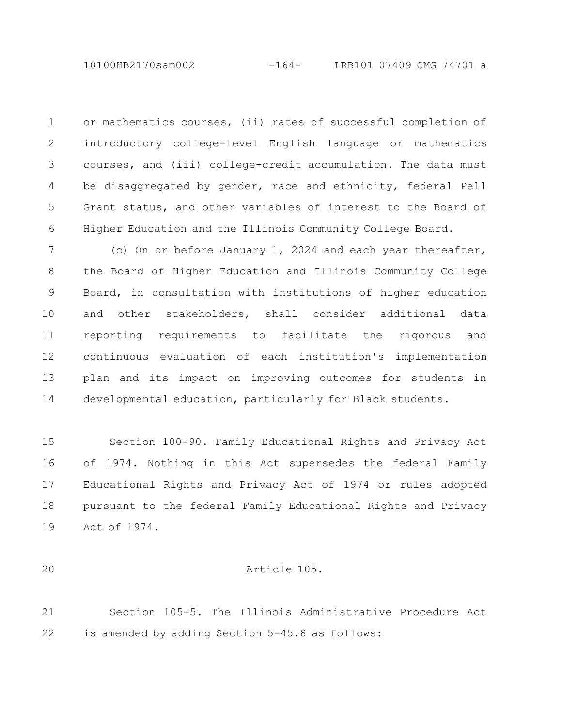or mathematics courses, (ii) rates of successful completion of introductory college-level English language or mathematics courses, and (iii) college-credit accumulation. The data must be disaggregated by gender, race and ethnicity, federal Pell Grant status, and other variables of interest to the Board of Higher Education and the Illinois Community College Board.

(c) On or before January 1, 2024 and each year thereafter, the Board of Higher Education and Illinois Community College Board, in consultation with institutions of higher education and other stakeholders, shall consider additional data reporting requirements to facilitate the rigorous and continuous evaluation of each institution's implementation plan and its impact on improving outcomes for students in developmental education, particularly for Black students.

Section 100-90. Family Educational Rights and Privacy Act of 1974. Nothing in this Act supersedes the federal Family Educational Rights and Privacy Act of 1974 or rules adopted pursuant to the federal Family Educational Rights and Privacy Act of 1974.

Article 105.

Section 105-5. The Illinois Administrative Procedure Act is amended by adding Section 5-45.8 as follows: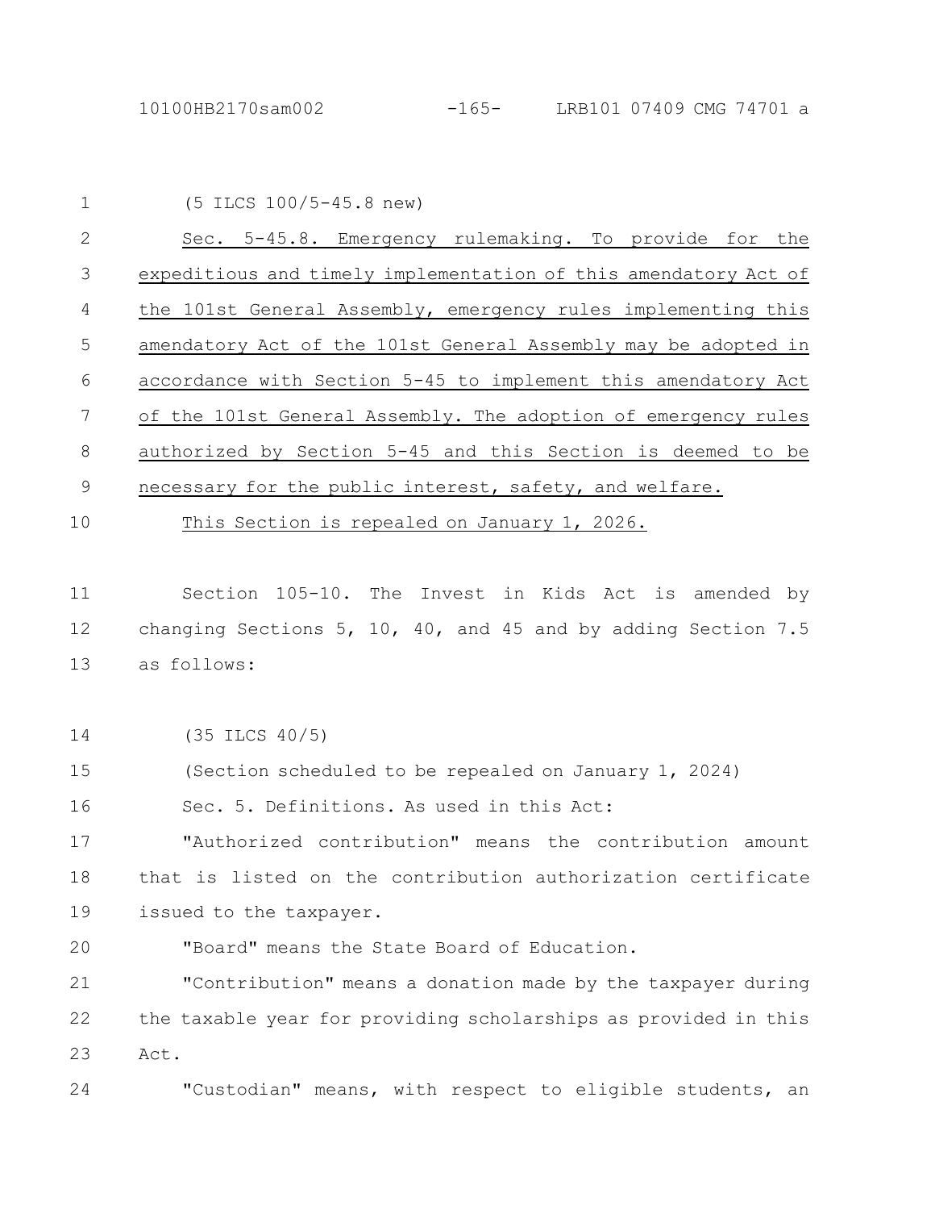(5 ILCS 100/5-45.8 new)

Sec. 5-45.8. Emergency rulemaking. To provide for the expeditious and timely implementation of this amendatory Act of the 101st General Assembly, emergency rules implementing this amendatory Act of the 101st General Assembly may be adopted in accordance with Section 5-45 to implement this amendatory Act of the 101st General Assembly. The adoption of emergency rules authorized by Section 5-45 and this Section is deemed to be necessary for the public interest, safety, and welfare.

This Section is repealed on January 1, 2026.

Section 105-10. The Invest in Kids Act is amended by changing Sections 5, 10, 40, and 45 and by adding Section 7.5 as follows:

(35 ILCS 40/5)

(Section scheduled to be repealed on January 1, 2024)

Sec. 5. Definitions. As used in this Act:

"Authorized contribution" means the contribution amount that is listed on the contribution authorization certificate issued to the taxpayer.

"Board" means the State Board of Education.

"Contribution" means a donation made by the taxpayer during the taxable year for providing scholarships as provided in this Act.

"Custodian" means, with respect to eligible students, an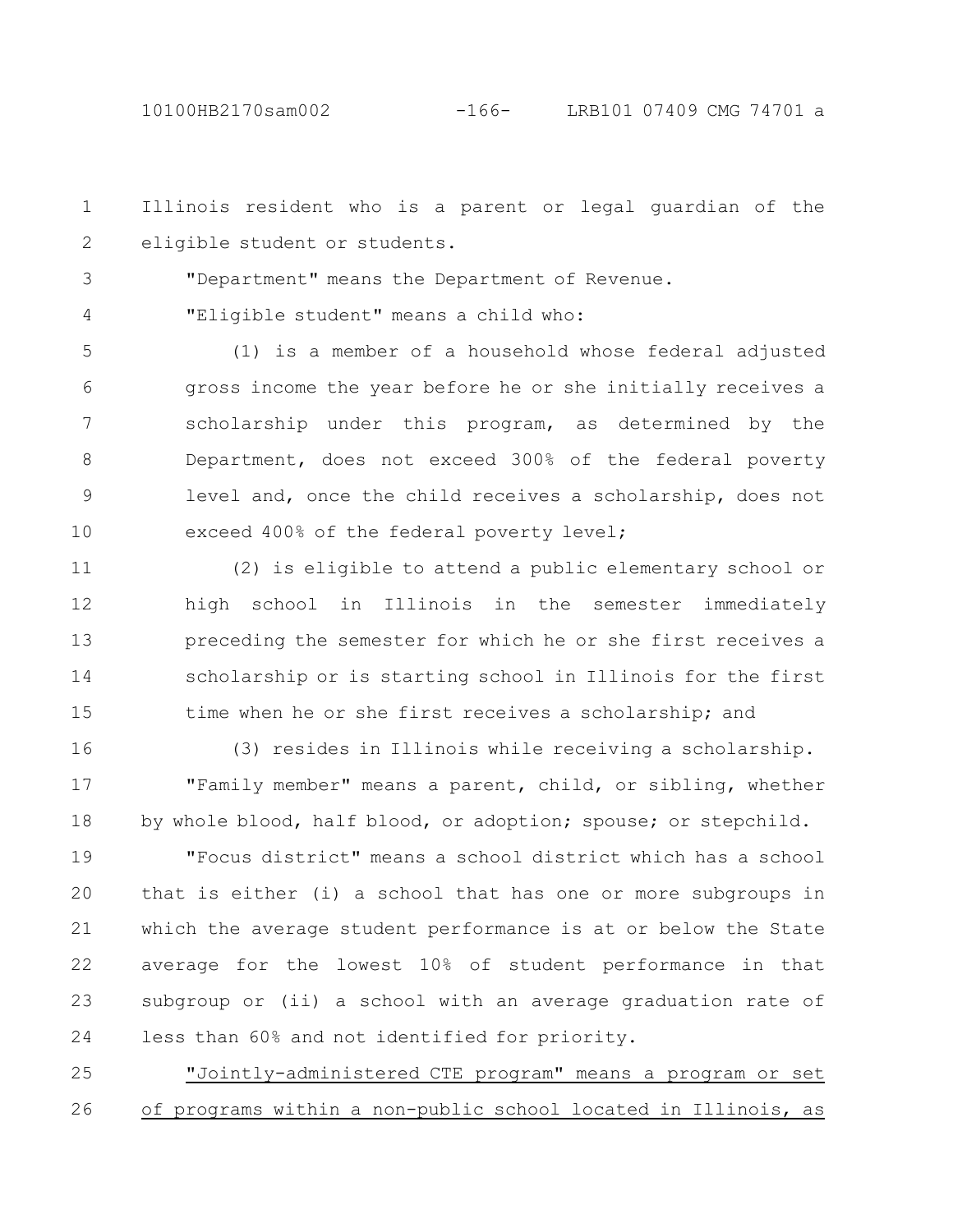Illinois resident who is a parent or legal guardian of the eligible student or students.

"Department" means the Department of Revenue.

"Eligible student" means a child who:

(1) is a member of a household whose federal adjusted gross income the year before he or she initially receives a scholarship under this program, as determined by the Department, does not exceed 300% of the federal poverty level and, once the child receives a scholarship, does not exceed 400% of the federal poverty level;

(2) is eligible to attend a public elementary school or high school in Illinois in the semester immediately preceding the semester for which he or she first receives a scholarship or is starting school in Illinois for the first time when he or she first receives a scholarship; and

(3) resides in Illinois while receiving a scholarship.

"Family member" means a parent, child, or sibling, whether by whole blood, half blood, or adoption; spouse; or stepchild.

"Focus district" means a school district which has a school that is either (i) a school that has one or more subgroups in which the average student performance is at or below the State average for the lowest 10% of student performance in that subgroup or (ii) a school with an average graduation rate of less than 60% and not identified for priority.

<u>"Jointly-administered CTE program" means a program or set of programs within a non-public school located in Illinois, as</u>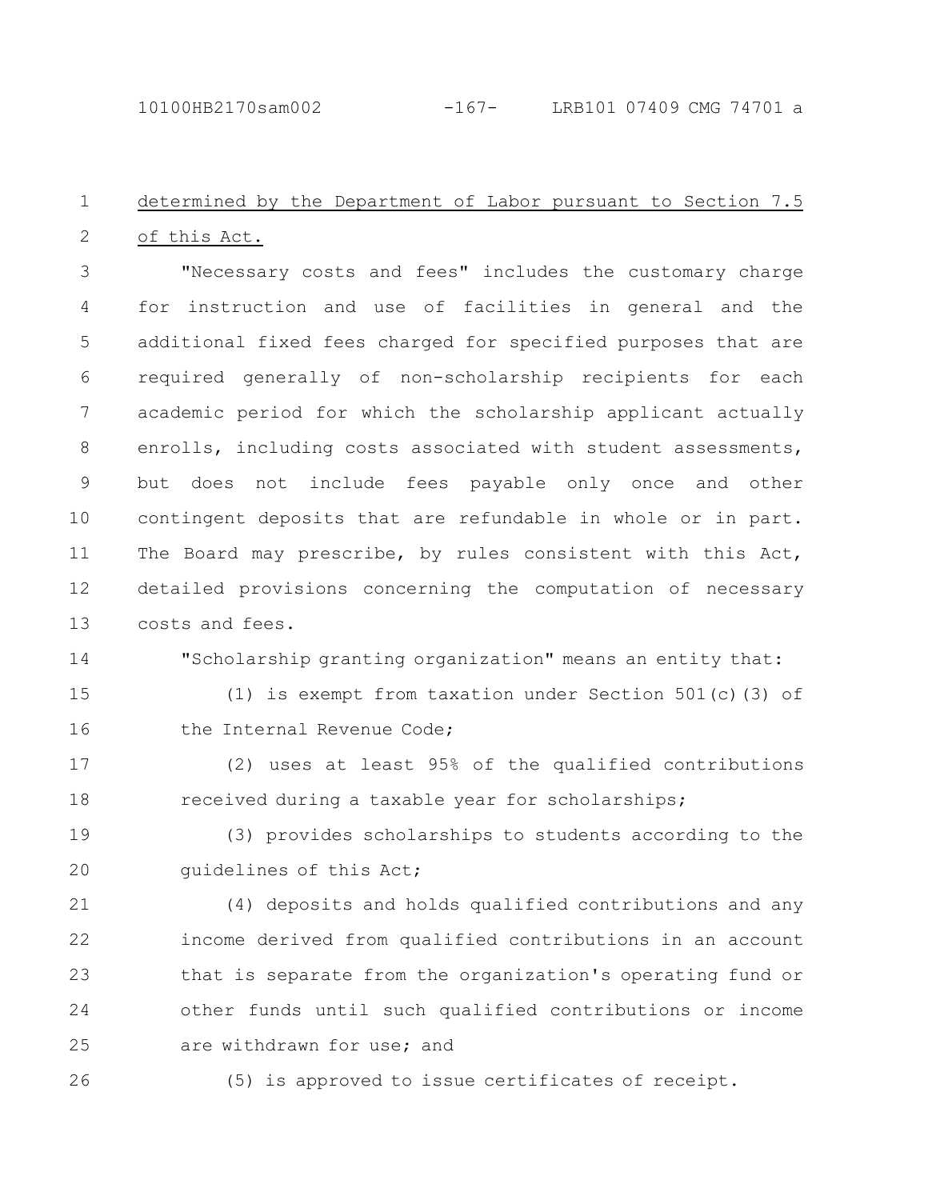determined by the Department of Labor pursuant to Section 7.5 of this Act.

"Necessary costs and fees" includes the customary charge for instruction and use of facilities in general and the additional fixed fees charged for specified purposes that are required generally of non-scholarship recipients for each academic period for which the scholarship applicant actually enrolls, including costs associated with student assessments, but does not include fees payable only once and other contingent deposits that are refundable in whole or in part. The Board may prescribe, by rules consistent with this Act, detailed provisions concerning the computation of necessary costs and fees.

"Scholarship granting organization" means an entity that:

(1) is exempt from taxation under Section 501(c)(3) of the Internal Revenue Code;

(2) uses at least 95% of the qualified contributions received during a taxable year for scholarships;

(3) provides scholarships to students according to the guidelines of this Act;

(4) deposits and holds qualified contributions and any income derived from qualified contributions in an account that is separate from the organization's operating fund or other funds until such qualified contributions or income are withdrawn for use; and

(5) is approved to issue certificates of receipt.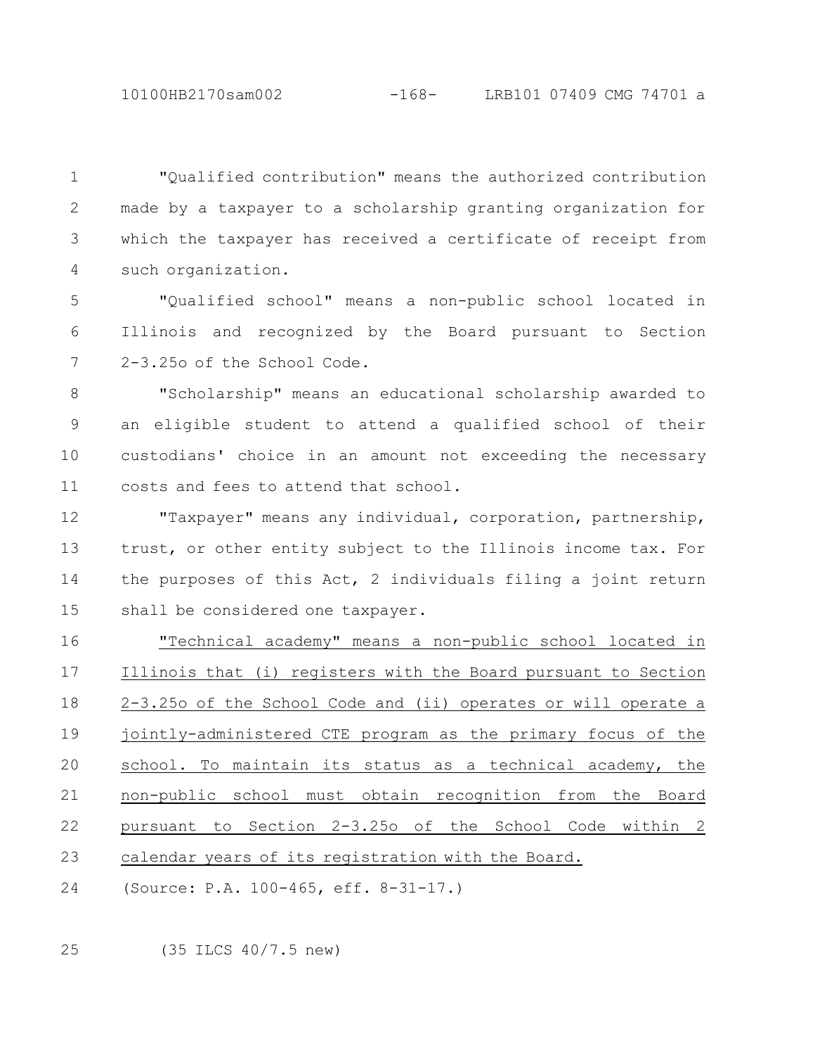"Qualified contribution" means the authorized contribution made by a taxpayer to a scholarship granting organization for which the taxpayer has received a certificate of receipt from such organization.

"Qualified school" means a non-public school located in Illinois and recognized by the Board pursuant to Section 2-3.25o of the School Code.

"Scholarship" means an educational scholarship awarded to an eligible student to attend a qualified school of their custodians' choice in an amount not exceeding the necessary costs and fees to attend that school.

"Taxpayer" means any individual, corporation, partnership, trust, or other entity subject to the Illinois income tax. For the purposes of this Act, 2 individuals filing a joint return shall be considered one taxpayer.

"Technical academy" means a non-public school located in Illinois that (i) registers with the Board pursuant to Section 2-3.25o of the School Code and (ii) operates or will operate a jointly-administered CTE program as the primary focus of the school. To maintain its status as a technical academy, the non-public school must obtain recognition from the Board pursuant to Section 2-3.25o of the School Code within 2 calendar years of its registration with the Board.

(Source: P.A. 100-465, eff. 8-31-17.)

(35 ILCS 40/7.5 new)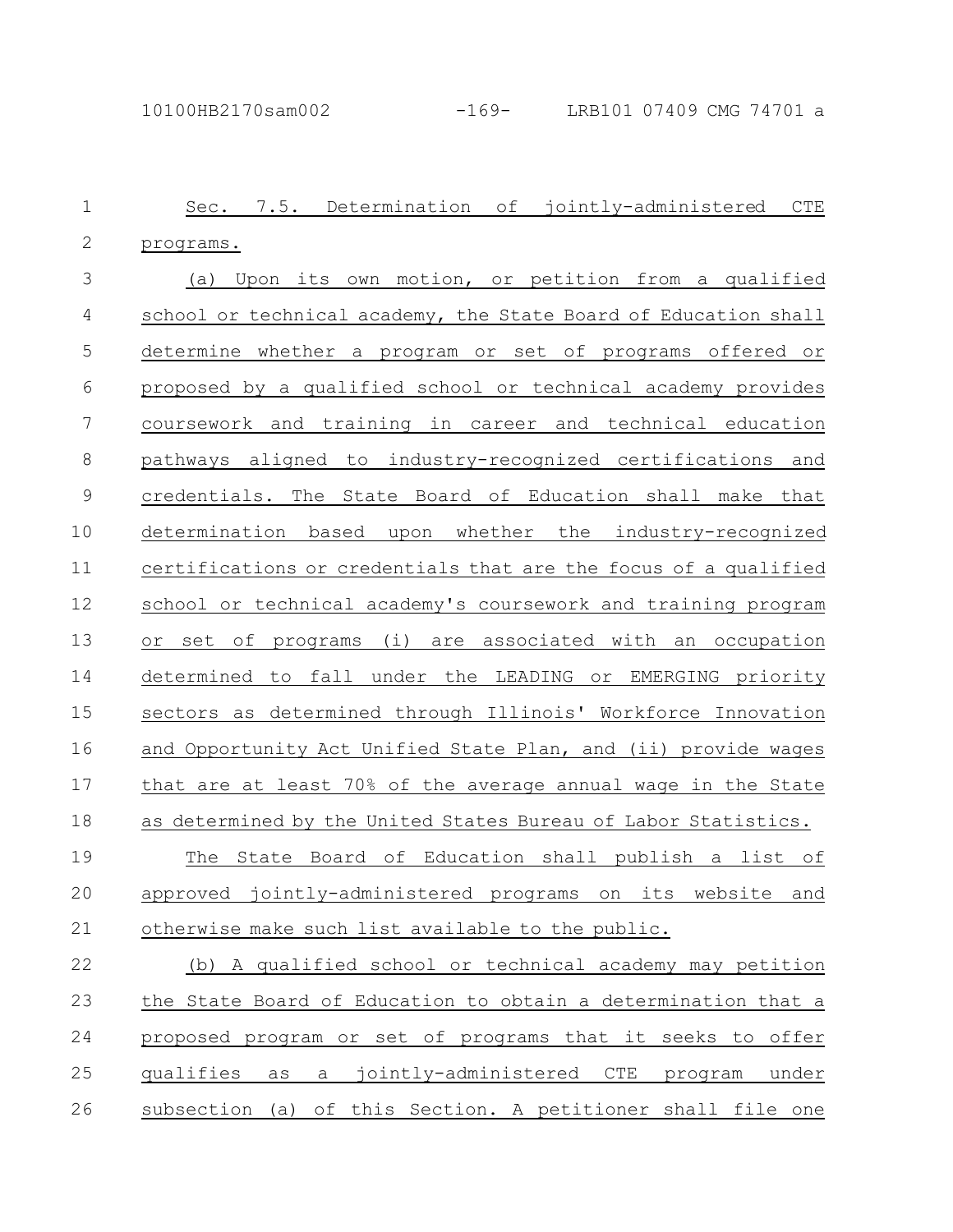Sec. 7.5. Determination of jointly-administered CTE programs.

(a) Upon its own motion, or petition from a qualified school or technical academy, the State Board of Education shall determine whether a program or set of programs offered or proposed by a qualified school or technical academy provides coursework and training in career and technical education pathways aligned to industry-recognized certifications and credentials. The State Board of Education shall make that determination based upon whether the industry-recognized certifications or credentials that are the focus of a qualified school or technical academy's coursework and training program or set of programs (i) are associated with an occupation determined to fall under the LEADING or EMERGING priority sectors as determined through Illinois' Workforce Innovation and Opportunity Act Unified State Plan, and (ii) provide wages that are at least 70% of the average annual wage in the State as determined by the United States Bureau of Labor Statistics.

The State Board of Education shall publish a list of approved jointly-administered programs on its website and otherwise make such list available to the public.

(b) A qualified school or technical academy may petition the State Board of Education to obtain a determination that a proposed program or set of programs that it seeks to offer qualifies as a jointly-administered CTE program under subsection (a) of this Section. A petitioner shall file one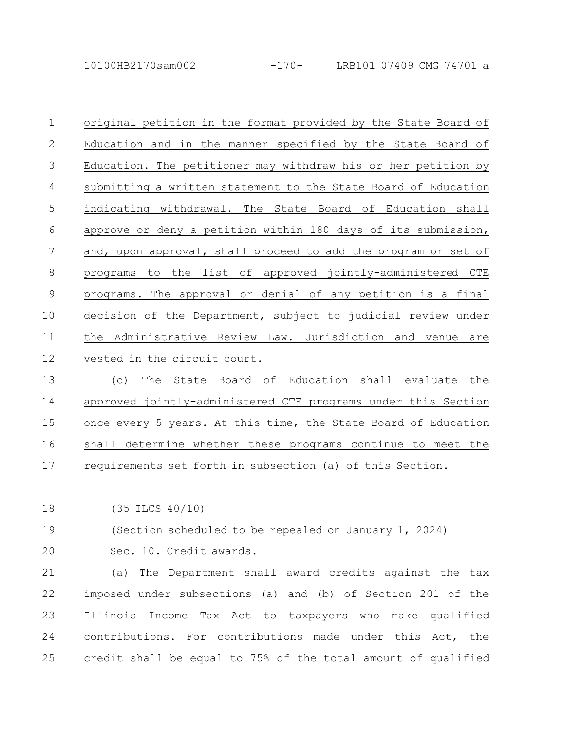original petition in the format provided by the State Board of Education and in the manner specified by the State Board of Education. The petitioner may withdraw his or her petition by submitting a written statement to the State Board of Education indicating withdrawal. The State Board of Education shall approve or deny a petition within 180 days of its submission, and, upon approval, shall proceed to add the program or set of programs to the list of approved jointly-administered CTE programs. The approval or denial of any petition is a final decision of the Department, subject to judicial review under the Administrative Review Law. Jurisdiction and venue are vested in the circuit court.

(c) The State Board of Education shall evaluate the approved jointly-administered CTE programs under this Section once every 5 years. At this time, the State Board of Education shall determine whether these programs continue to meet the requirements set forth in subsection (a) of this Section.

(35 ILCS 40/10)

(Section scheduled to be repealed on January 1, 2024)

Sec. 10. Credit awards.

(a) The Department shall award credits against the tax imposed under subsections (a) and (b) of Section 201 of the Illinois Income Tax Act to taxpayers who make qualified contributions. For contributions made under this Act, the credit shall be equal to 75% of the total amount of qualified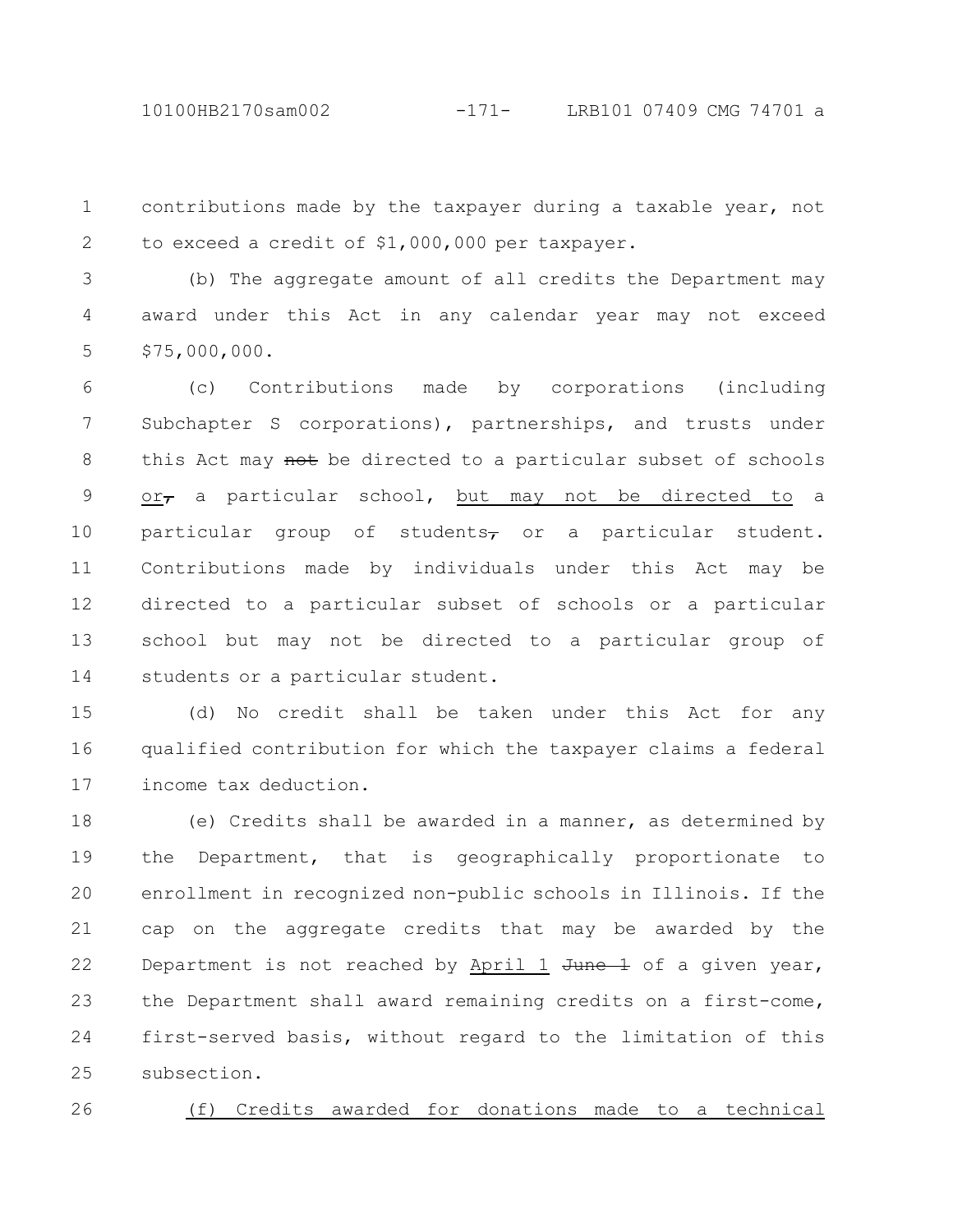contributions made by the taxpayer during a taxable year, not to exceed a credit of $1,000,000 per taxpayer.

(b) The aggregate amount of all credits the Department may award under this Act in any calendar year may not exceed $75,000,000.

(c) Contributions made by corporations (including Subchapter S corporations), partnerships, and trusts under this Act may ~~not~~ be directed to a particular subset of schools <u>or</u>~~,~~ a particular school, <u>but may not be directed to</u> a particular group of students~~,~~ or a particular student. Contributions made by individuals under this Act may be directed to a particular subset of schools or a particular school but may not be directed to a particular group of students or a particular student.

(d) No credit shall be taken under this Act for any qualified contribution for which the taxpayer claims a federal income tax deduction.

(e) Credits shall be awarded in a manner, as determined by the Department, that is geographically proportionate to enrollment in recognized non-public schools in Illinois. If the cap on the aggregate credits that may be awarded by the Department is not reached by <u>April 1</u> ~~June 1~~ of a given year, the Department shall award remaining credits on a first-come, first-served basis, without regard to the limitation of this subsection.

<u>(f) Credits awarded for donations made to a technical</u>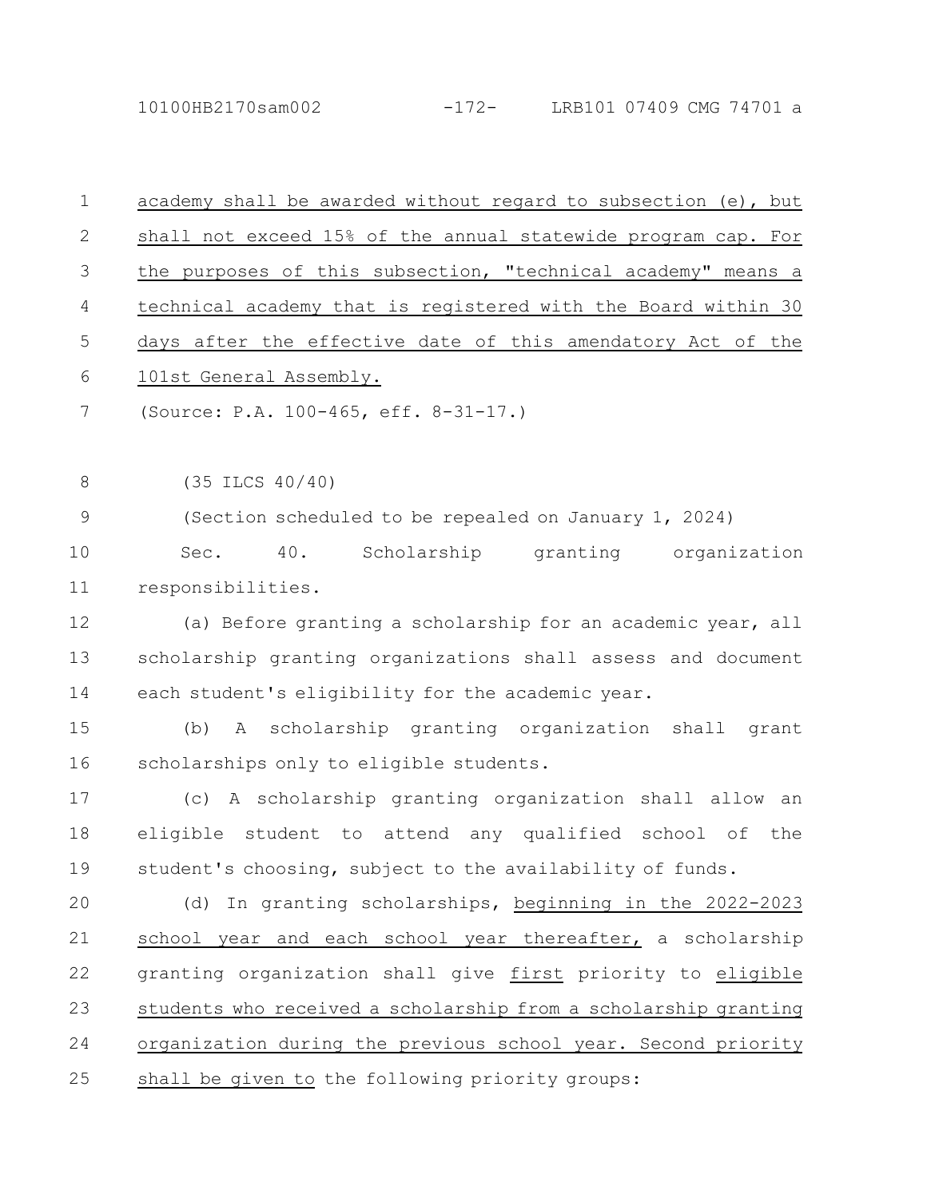academy shall be awarded without regard to subsection (e), but shall not exceed 15% of the annual statewide program cap. For the purposes of this subsection, "technical academy" means a technical academy that is registered with the Board within 30 days after the effective date of this amendatory Act of the 101st General Assembly.

(Source: P.A. 100-465, eff. 8-31-17.)

(35 ILCS 40/40)

(Section scheduled to be repealed on January 1, 2024)

Sec. 40. Scholarship granting organization responsibilities.

(a) Before granting a scholarship for an academic year, all scholarship granting organizations shall assess and document each student's eligibility for the academic year.

(b) A scholarship granting organization shall grant scholarships only to eligible students.

(c) A scholarship granting organization shall allow an eligible student to attend any qualified school of the student's choosing, subject to the availability of funds.

(d) In granting scholarships, beginning in the 2022-2023 school year and each school year thereafter, a scholarship granting organization shall give first priority to eligible students who received a scholarship from a scholarship granting organization during the previous school year. Second priority shall be given to the following priority groups: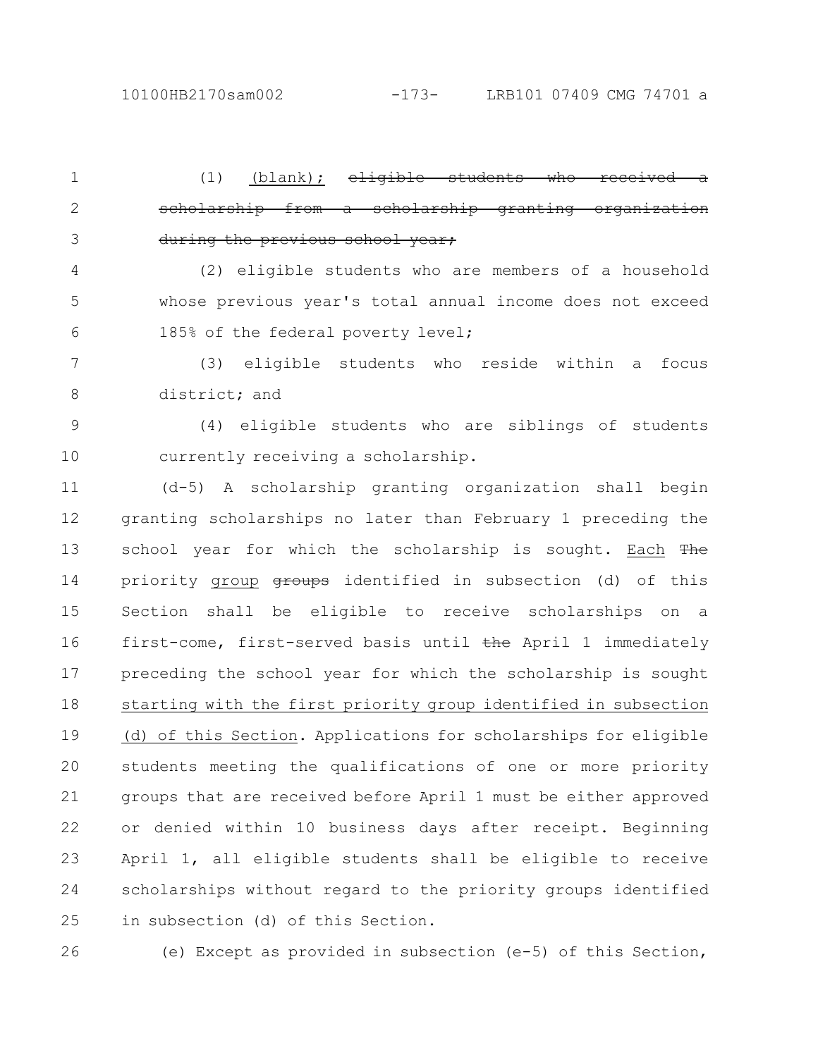(1) (blank); ~~eligible students who received a scholarship from a scholarship granting organization during the previous school year;~~

(2) eligible students who are members of a household whose previous year's total annual income does not exceed 185% of the federal poverty level;

(3) eligible students who reside within a focus district; and

(4) eligible students who are siblings of students currently receiving a scholarship.

(d-5) A scholarship granting organization shall begin granting scholarships no later than February 1 preceding the school year for which the scholarship is sought. Each ~~The~~ priority group ~~groups~~ identified in subsection (d) of this Section shall be eligible to receive scholarships on a first-come, first-served basis until ~~the~~ April 1 immediately preceding the school year for which the scholarship is sought starting with the first priority group identified in subsection (d) of this Section. Applications for scholarships for eligible students meeting the qualifications of one or more priority groups that are received before April 1 must be either approved or denied within 10 business days after receipt. Beginning April 1, all eligible students shall be eligible to receive scholarships without regard to the priority groups identified in subsection (d) of this Section.

(e) Except as provided in subsection (e-5) of this Section,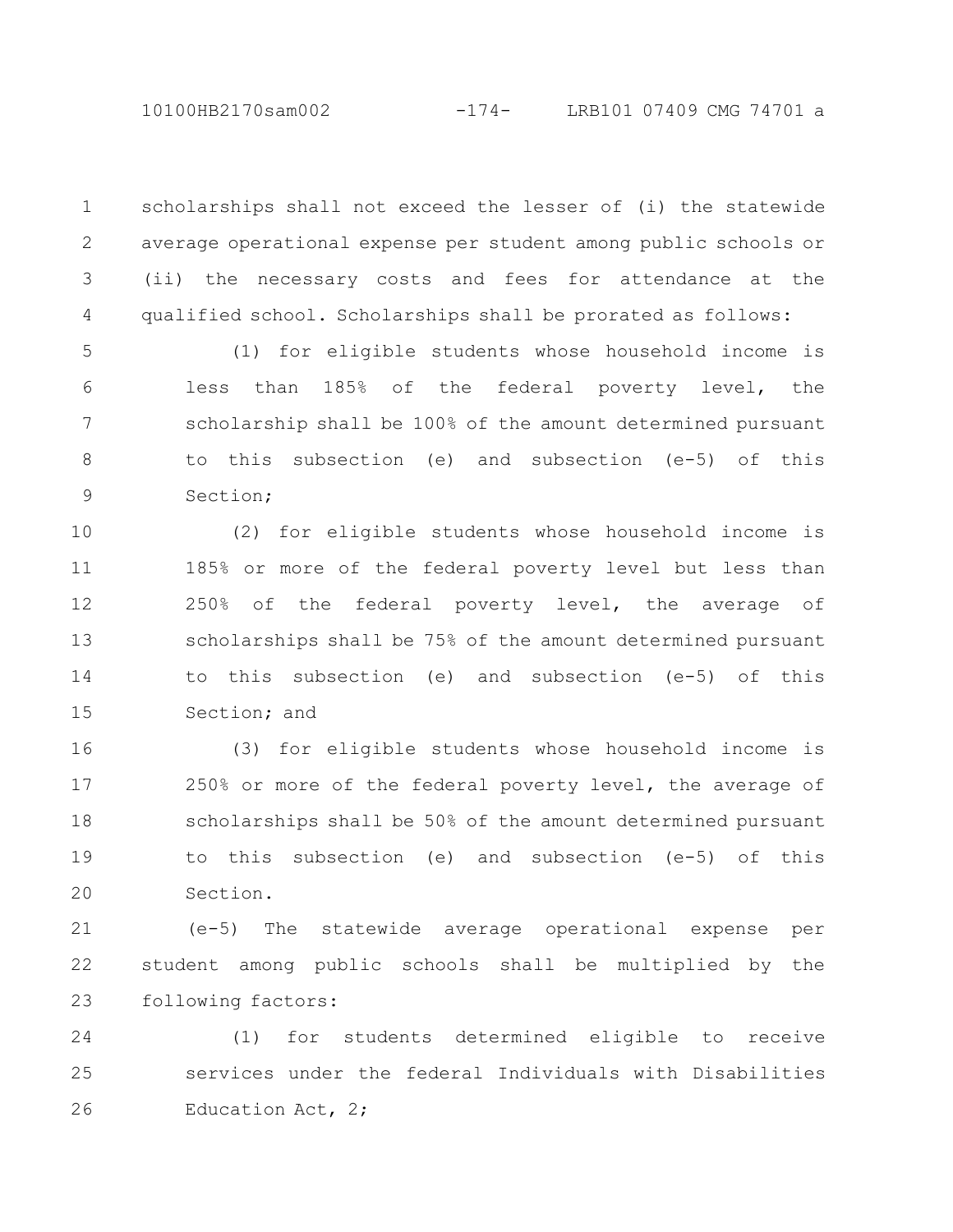scholarships shall not exceed the lesser of (i) the statewide average operational expense per student among public schools or (ii) the necessary costs and fees for attendance at the qualified school. Scholarships shall be prorated as follows:

(1) for eligible students whose household income is less than 185% of the federal poverty level, the scholarship shall be 100% of the amount determined pursuant to this subsection (e) and subsection (e-5) of this Section;

(2) for eligible students whose household income is 185% or more of the federal poverty level but less than 250% of the federal poverty level, the average of scholarships shall be 75% of the amount determined pursuant to this subsection (e) and subsection (e-5) of this Section; and

(3) for eligible students whose household income is 250% or more of the federal poverty level, the average of scholarships shall be 50% of the amount determined pursuant to this subsection (e) and subsection (e-5) of this Section.

(e-5) The statewide average operational expense per student among public schools shall be multiplied by the following factors:

(1) for students determined eligible to receive services under the federal Individuals with Disabilities Education Act, 2;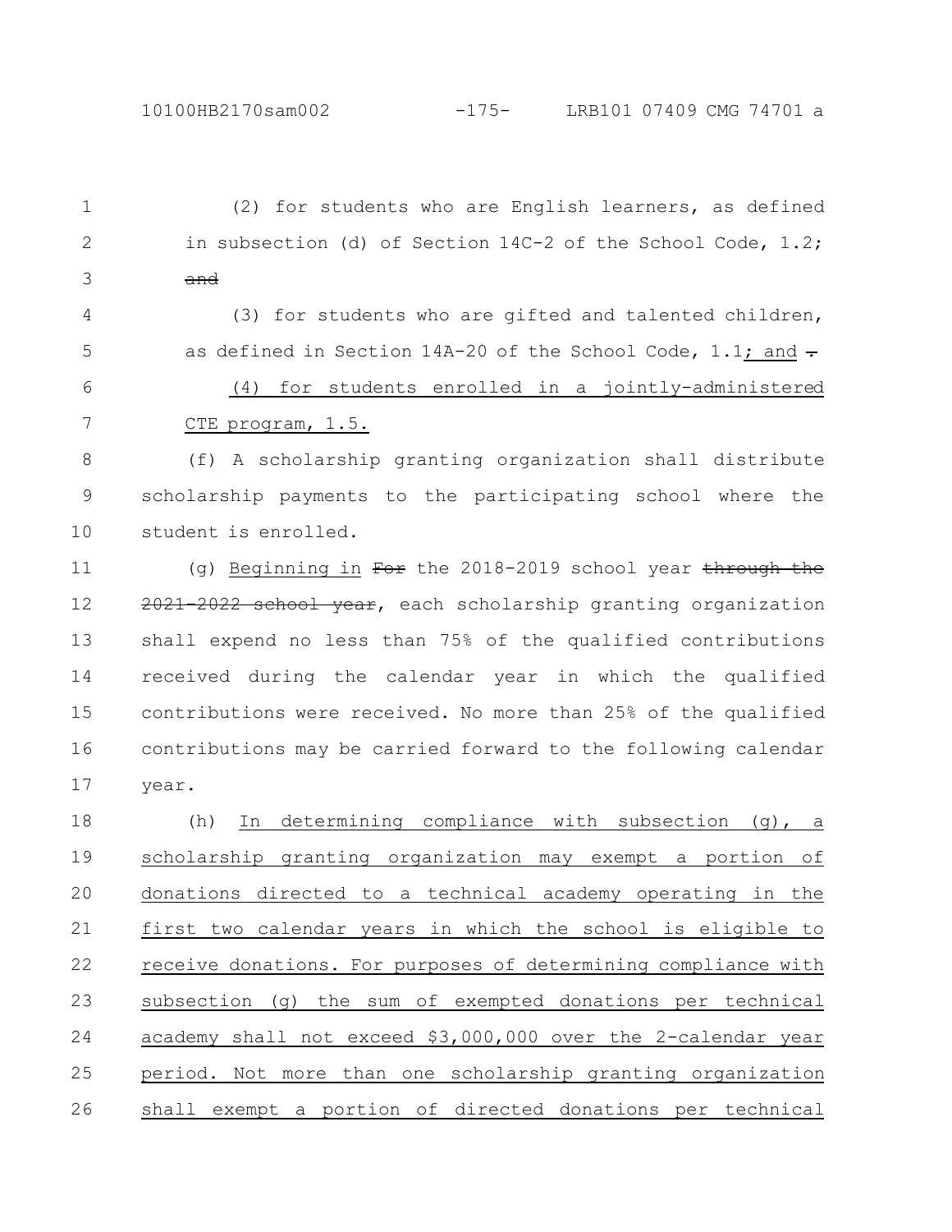(2) for students who are English learners, as defined in subsection (d) of Section 14C-2 of the School Code, 1.2; ~~and~~

(3) for students who are gifted and talented children, as defined in Section 14A-20 of the School Code, 1.1; and ~~.~~

(4) for students enrolled in a jointly-administered CTE program, 1.5.

(f) A scholarship granting organization shall distribute scholarship payments to the participating school where the student is enrolled.

(g) Beginning in ~~For~~ the 2018-2019 school year ~~through the 2021-2022 school year~~, each scholarship granting organization shall expend no less than 75% of the qualified contributions received during the calendar year in which the qualified contributions were received. No more than 25% of the qualified contributions may be carried forward to the following calendar year.

(h) In determining compliance with subsection (g), a scholarship granting organization may exempt a portion of donations directed to a technical academy operating in the first two calendar years in which the school is eligible to receive donations. For purposes of determining compliance with subsection (g) the sum of exempted donations per technical academy shall not exceed $3,000,000 over the 2-calendar year period. Not more than one scholarship granting organization shall exempt a portion of directed donations per technical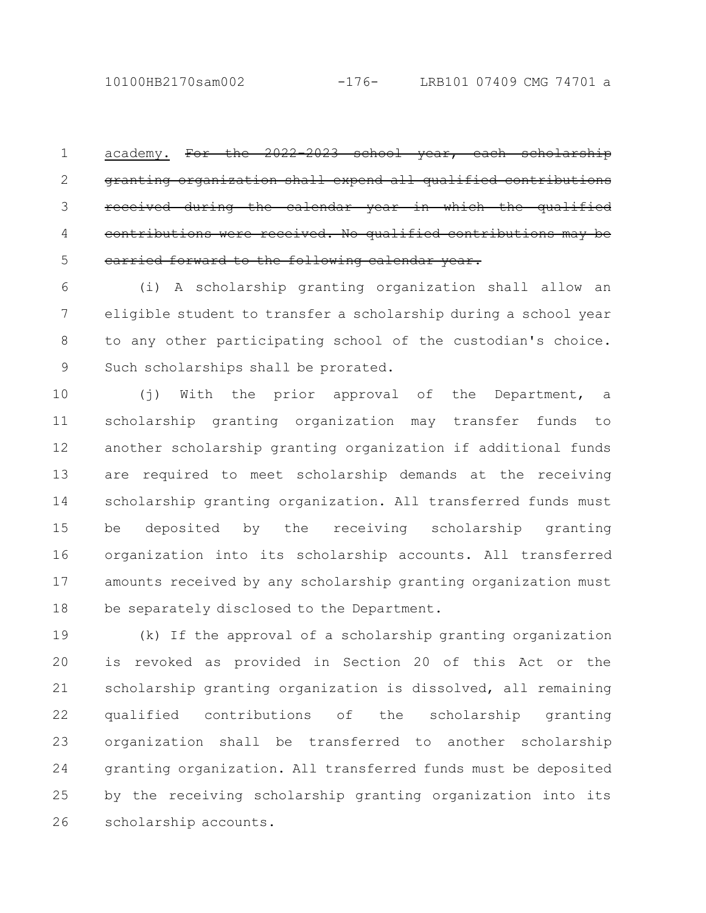academy. ~~For the 2022-2023 school year, each scholarship granting organization shall expend all qualified contributions received during the calendar year in which the qualified contributions were received. No qualified contributions may be carried forward to the following calendar year.~~

(i) A scholarship granting organization shall allow an eligible student to transfer a scholarship during a school year to any other participating school of the custodian's choice. Such scholarships shall be prorated.

(j) With the prior approval of the Department, a scholarship granting organization may transfer funds to another scholarship granting organization if additional funds are required to meet scholarship demands at the receiving scholarship granting organization. All transferred funds must be deposited by the receiving scholarship granting organization into its scholarship accounts. All transferred amounts received by any scholarship granting organization must be separately disclosed to the Department.

(k) If the approval of a scholarship granting organization is revoked as provided in Section 20 of this Act or the scholarship granting organization is dissolved, all remaining qualified contributions of the scholarship granting organization shall be transferred to another scholarship granting organization. All transferred funds must be deposited by the receiving scholarship granting organization into its scholarship accounts.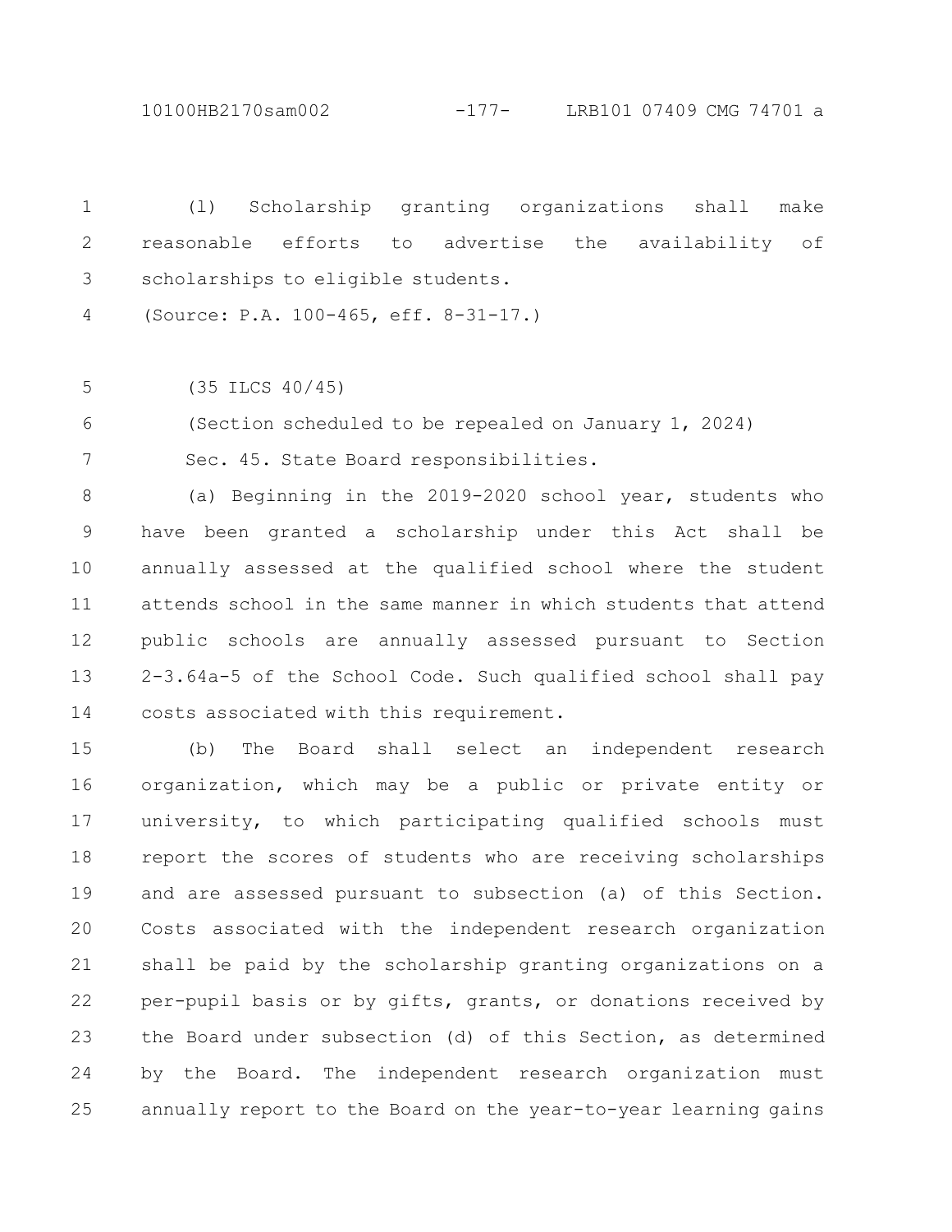(l) Scholarship granting organizations shall make reasonable efforts to advertise the availability of scholarships to eligible students.

(Source: P.A. 100-465, eff. 8-31-17.)

(35 ILCS 40/45)

(Section scheduled to be repealed on January 1, 2024)

Sec. 45. State Board responsibilities.

(a) Beginning in the 2019-2020 school year, students who have been granted a scholarship under this Act shall be annually assessed at the qualified school where the student attends school in the same manner in which students that attend public schools are annually assessed pursuant to Section 2-3.64a-5 of the School Code. Such qualified school shall pay costs associated with this requirement.

(b) The Board shall select an independent research organization, which may be a public or private entity or university, to which participating qualified schools must report the scores of students who are receiving scholarships and are assessed pursuant to subsection (a) of this Section. Costs associated with the independent research organization shall be paid by the scholarship granting organizations on a per-pupil basis or by gifts, grants, or donations received by the Board under subsection (d) of this Section, as determined by the Board. The independent research organization must annually report to the Board on the year-to-year learning gains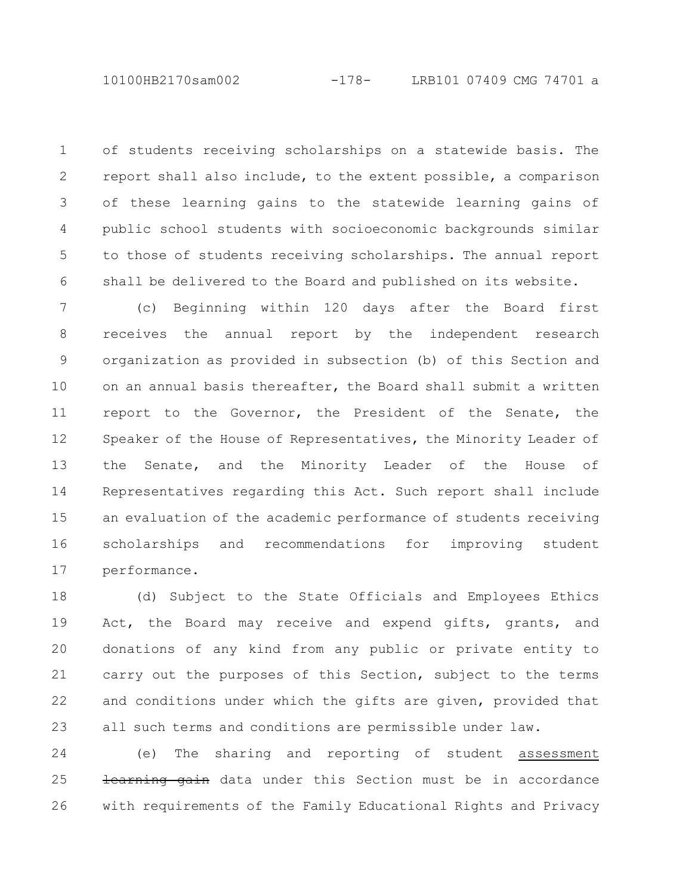of students receiving scholarships on a statewide basis. The report shall also include, to the extent possible, a comparison of these learning gains to the statewide learning gains of public school students with socioeconomic backgrounds similar to those of students receiving scholarships. The annual report shall be delivered to the Board and published on its website.

(c) Beginning within 120 days after the Board first receives the annual report by the independent research organization as provided in subsection (b) of this Section and on an annual basis thereafter, the Board shall submit a written report to the Governor, the President of the Senate, the Speaker of the House of Representatives, the Minority Leader of the Senate, and the Minority Leader of the House of Representatives regarding this Act. Such report shall include an evaluation of the academic performance of students receiving scholarships and recommendations for improving student performance.

(d) Subject to the State Officials and Employees Ethics Act, the Board may receive and expend gifts, grants, and donations of any kind from any public or private entity to carry out the purposes of this Section, subject to the terms and conditions under which the gifts are given, provided that all such terms and conditions are permissible under law.

(e) The sharing and reporting of student assessment ~~learning gain~~ data under this Section must be in accordance with requirements of the Family Educational Rights and Privacy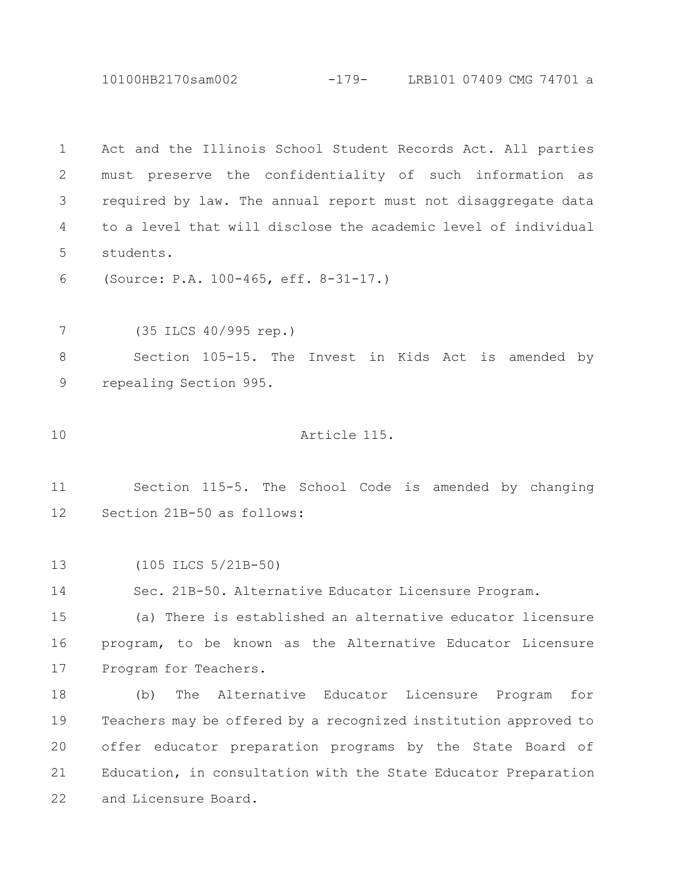Act and the Illinois School Student Records Act. All parties must preserve the confidentiality of such information as required by law. The annual report must not disaggregate data to a level that will disclose the academic level of individual students.

(Source: P.A. 100-465, eff. 8-31-17.)

(35 ILCS 40/995 rep.)

Section 105-15. The Invest in Kids Act is amended by repealing Section 995.

Article 115.

Section 115-5. The School Code is amended by changing Section 21B-50 as follows:

(105 ILCS 5/21B-50)

Sec. 21B-50. Alternative Educator Licensure Program.

(a) There is established an alternative educator licensure program, to be known as the Alternative Educator Licensure Program for Teachers.

(b) The Alternative Educator Licensure Program for Teachers may be offered by a recognized institution approved to offer educator preparation programs by the State Board of Education, in consultation with the State Educator Preparation and Licensure Board.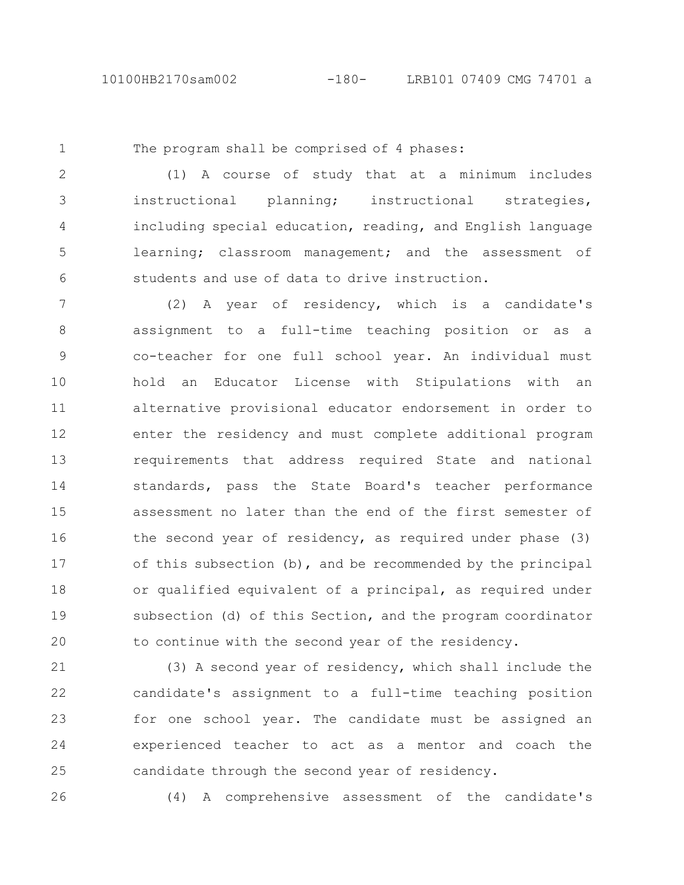The program shall be comprised of 4 phases:

(1) A course of study that at a minimum includes instructional planning; instructional strategies, including special education, reading, and English language learning; classroom management; and the assessment of students and use of data to drive instruction.

(2) A year of residency, which is a candidate's assignment to a full-time teaching position or as a co-teacher for one full school year. An individual must hold an Educator License with Stipulations with an alternative provisional educator endorsement in order to enter the residency and must complete additional program requirements that address required State and national standards, pass the State Board's teacher performance assessment no later than the end of the first semester of the second year of residency, as required under phase (3) of this subsection (b), and be recommended by the principal or qualified equivalent of a principal, as required under subsection (d) of this Section, and the program coordinator to continue with the second year of the residency.

(3) A second year of residency, which shall include the candidate's assignment to a full-time teaching position for one school year. The candidate must be assigned an experienced teacher to act as a mentor and coach the candidate through the second year of residency.

(4) A comprehensive assessment of the candidate's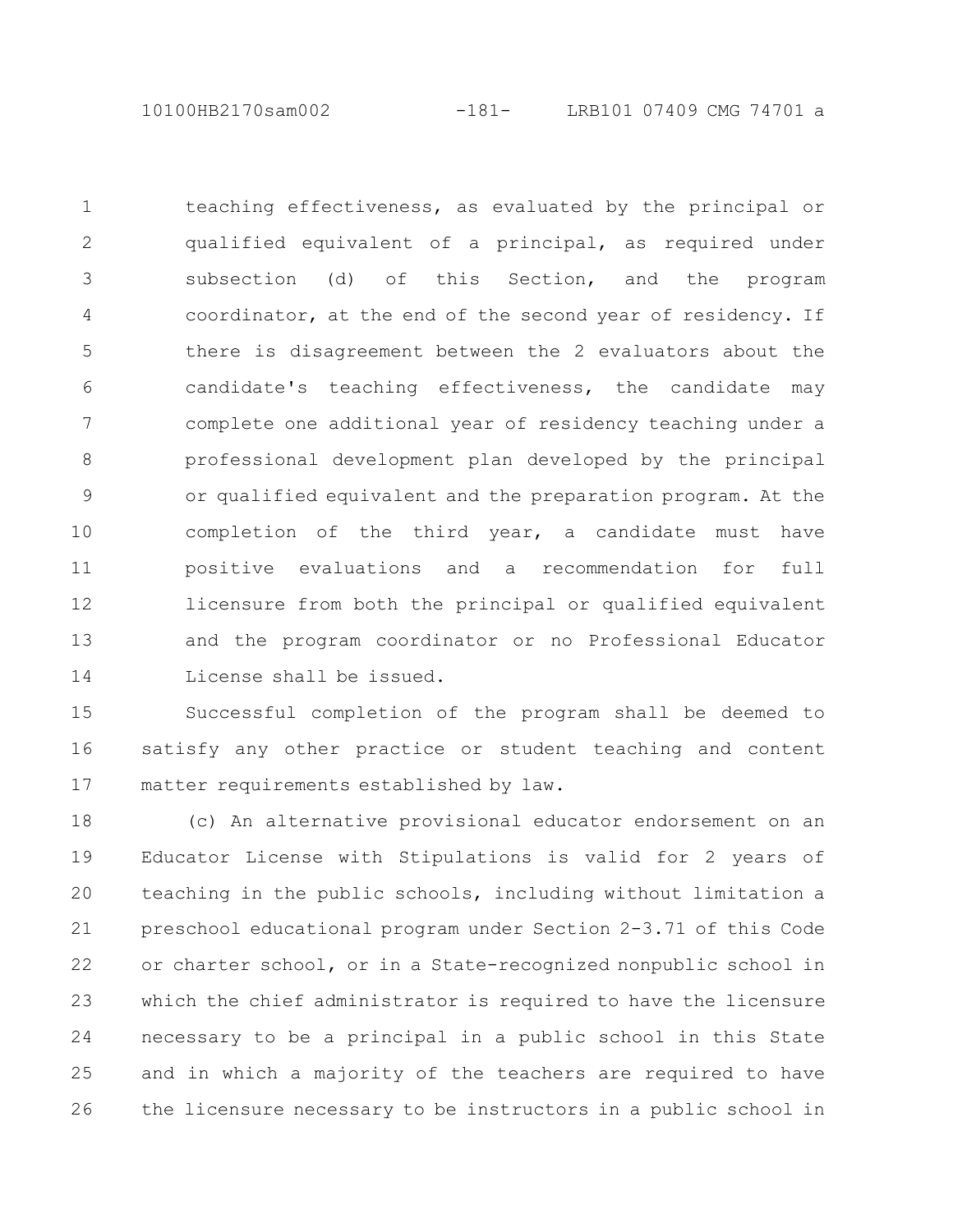teaching effectiveness, as evaluated by the principal or qualified equivalent of a principal, as required under subsection (d) of this Section, and the program coordinator, at the end of the second year of residency. If there is disagreement between the 2 evaluators about the candidate's teaching effectiveness, the candidate may complete one additional year of residency teaching under a professional development plan developed by the principal or qualified equivalent and the preparation program. At the completion of the third year, a candidate must have positive evaluations and a recommendation for full licensure from both the principal or qualified equivalent and the program coordinator or no Professional Educator License shall be issued.

Successful completion of the program shall be deemed to satisfy any other practice or student teaching and content matter requirements established by law.

(c) An alternative provisional educator endorsement on an Educator License with Stipulations is valid for 2 years of teaching in the public schools, including without limitation a preschool educational program under Section 2-3.71 of this Code or charter school, or in a State-recognized nonpublic school in which the chief administrator is required to have the licensure necessary to be a principal in a public school in this State and in which a majority of the teachers are required to have the licensure necessary to be instructors in a public school in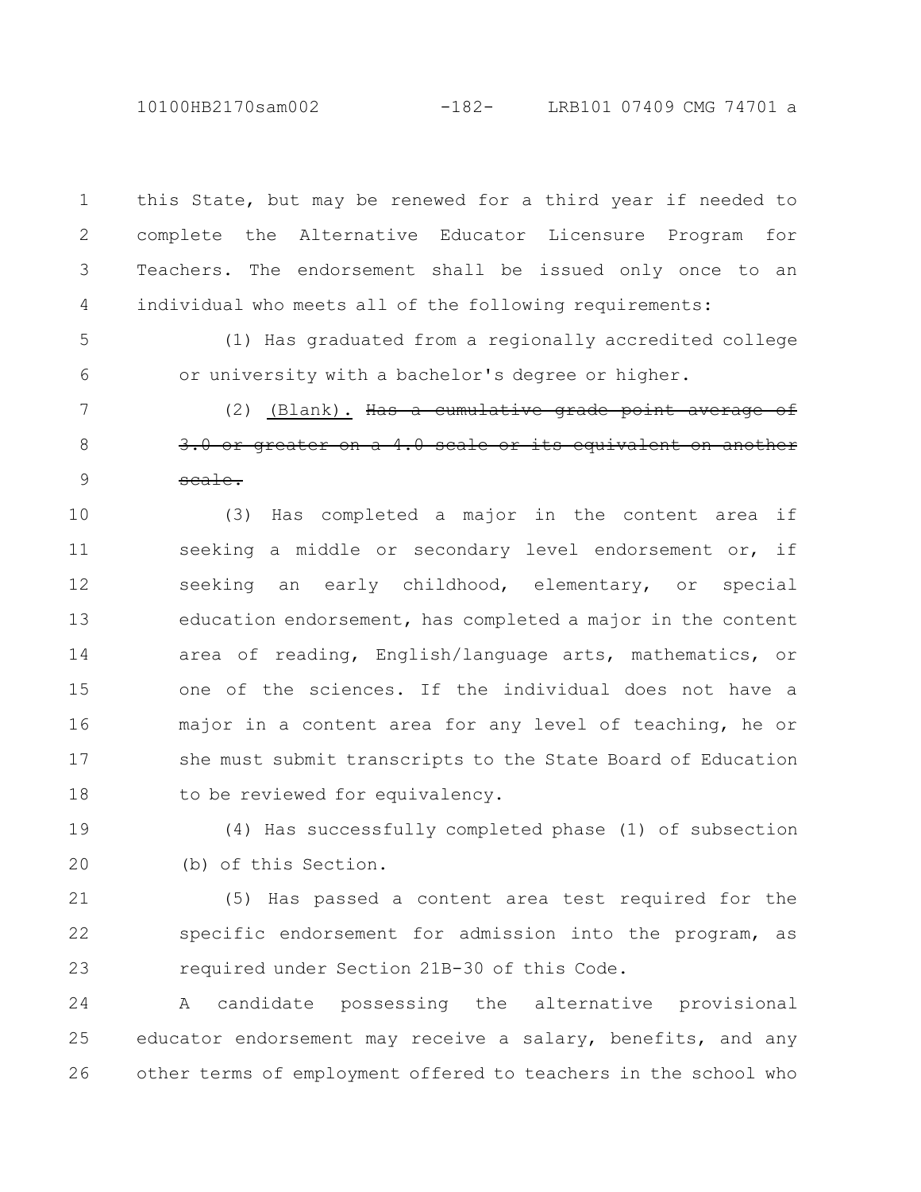this State, but may be renewed for a third year if needed to complete the Alternative Educator Licensure Program for Teachers. The endorsement shall be issued only once to an individual who meets all of the following requirements:

(1) Has graduated from a regionally accredited college or university with a bachelor's degree or higher.

(2) (Blank). ~~Has a cumulative grade point average of 3.0 or greater on a 4.0 scale or its equivalent on another scale.~~

(3) Has completed a major in the content area if seeking a middle or secondary level endorsement or, if seeking an early childhood, elementary, or special education endorsement, has completed a major in the content area of reading, English/language arts, mathematics, or one of the sciences. If the individual does not have a major in a content area for any level of teaching, he or she must submit transcripts to the State Board of Education to be reviewed for equivalency.

(4) Has successfully completed phase (1) of subsection (b) of this Section.

(5) Has passed a content area test required for the specific endorsement for admission into the program, as required under Section 21B-30 of this Code.

A candidate possessing the alternative provisional educator endorsement may receive a salary, benefits, and any other terms of employment offered to teachers in the school who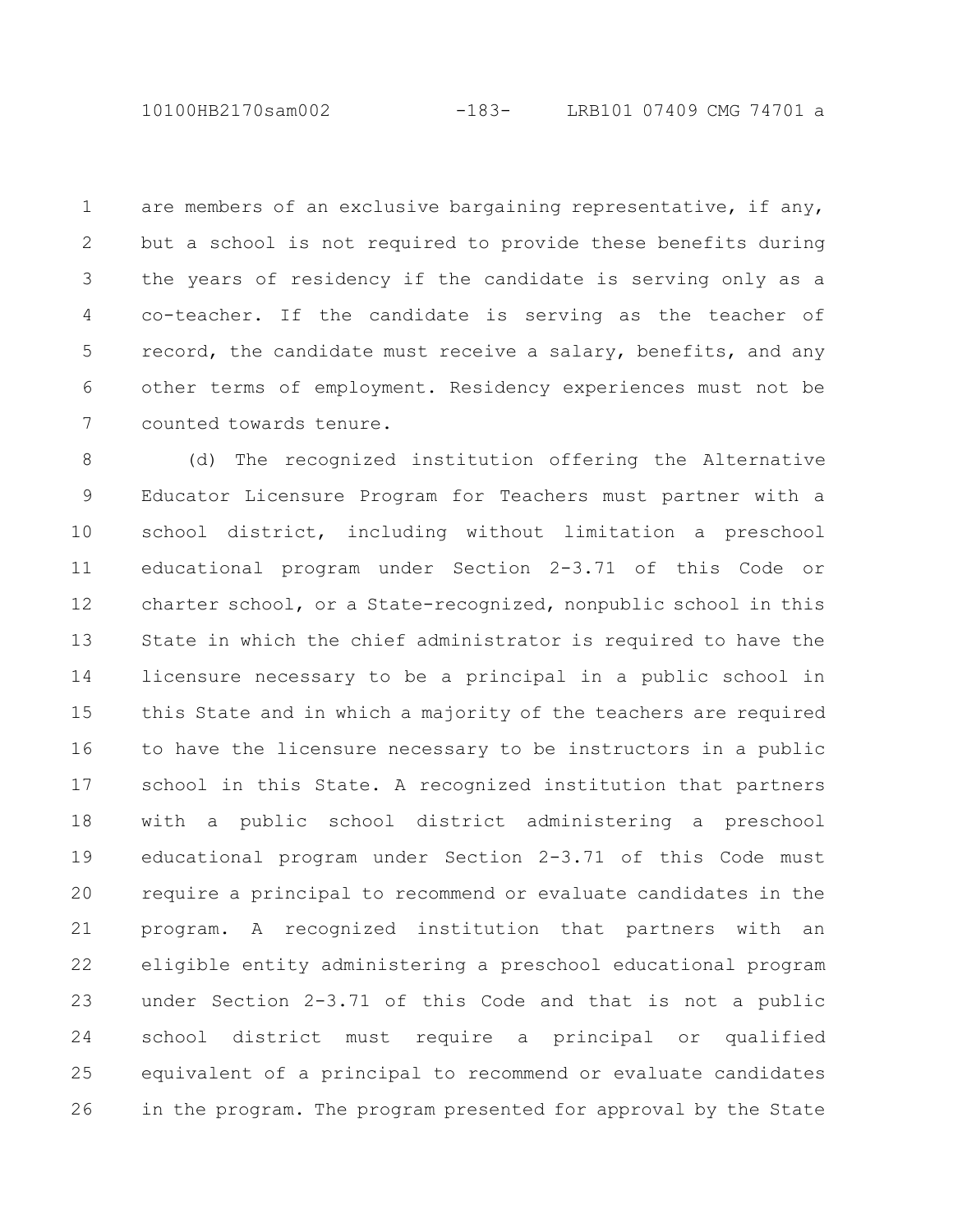are members of an exclusive bargaining representative, if any, but a school is not required to provide these benefits during the years of residency if the candidate is serving only as a co-teacher. If the candidate is serving as the teacher of record, the candidate must receive a salary, benefits, and any other terms of employment. Residency experiences must not be counted towards tenure.

(d) The recognized institution offering the Alternative Educator Licensure Program for Teachers must partner with a school district, including without limitation a preschool educational program under Section 2-3.71 of this Code or charter school, or a State-recognized, nonpublic school in this State in which the chief administrator is required to have the licensure necessary to be a principal in a public school in this State and in which a majority of the teachers are required to have the licensure necessary to be instructors in a public school in this State. A recognized institution that partners with a public school district administering a preschool educational program under Section 2-3.71 of this Code must require a principal to recommend or evaluate candidates in the program. A recognized institution that partners with an eligible entity administering a preschool educational program under Section 2-3.71 of this Code and that is not a public school district must require a principal or qualified equivalent of a principal to recommend or evaluate candidates in the program. The program presented for approval by the State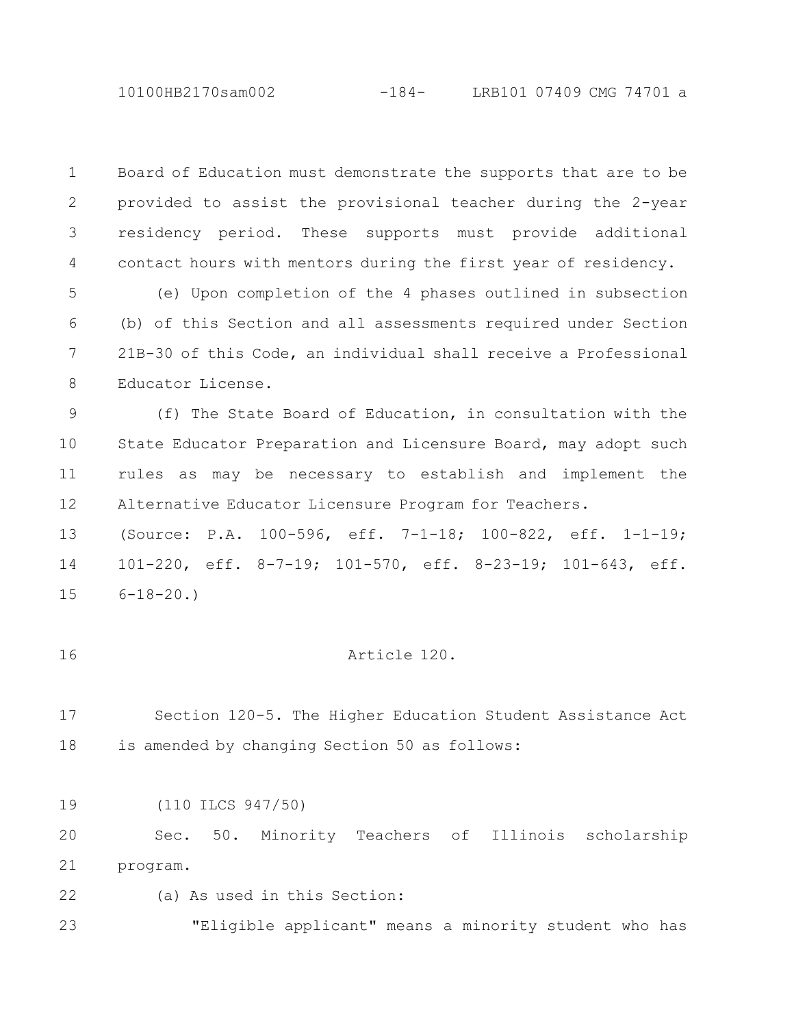Board of Education must demonstrate the supports that are to be provided to assist the provisional teacher during the 2-year residency period. These supports must provide additional contact hours with mentors during the first year of residency.

(e) Upon completion of the 4 phases outlined in subsection (b) of this Section and all assessments required under Section 21B-30 of this Code, an individual shall receive a Professional Educator License.

(f) The State Board of Education, in consultation with the State Educator Preparation and Licensure Board, may adopt such rules as may be necessary to establish and implement the Alternative Educator Licensure Program for Teachers.

(Source: P.A. 100-596, eff. 7-1-18; 100-822, eff. 1-1-19; 101-220, eff. 8-7-19; 101-570, eff. 8-23-19; 101-643, eff. 6-18-20.)

Article 120.

Section 120-5. The Higher Education Student Assistance Act is amended by changing Section 50 as follows:

(110 ILCS 947/50)

Sec. 50. Minority Teachers of Illinois scholarship program.

(a) As used in this Section:

"Eligible applicant" means a minority student who has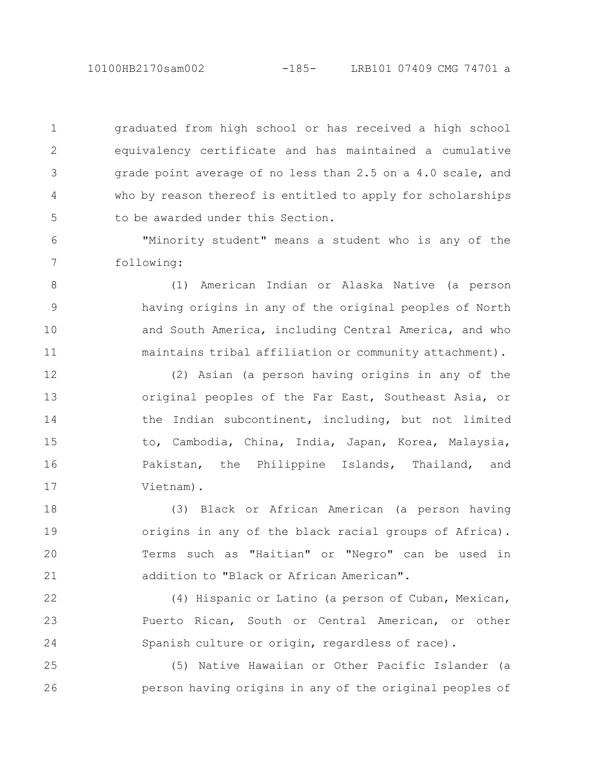graduated from high school or has received a high school equivalency certificate and has maintained a cumulative grade point average of no less than 2.5 on a 4.0 scale, and who by reason thereof is entitled to apply for scholarships to be awarded under this Section.

"Minority student" means a student who is any of the following:

(1) American Indian or Alaska Native (a person having origins in any of the original peoples of North and South America, including Central America, and who maintains tribal affiliation or community attachment).

(2) Asian (a person having origins in any of the original peoples of the Far East, Southeast Asia, or the Indian subcontinent, including, but not limited to, Cambodia, China, India, Japan, Korea, Malaysia, Pakistan, the Philippine Islands, Thailand, and Vietnam).

(3) Black or African American (a person having origins in any of the black racial groups of Africa). Terms such as "Haitian" or "Negro" can be used in addition to "Black or African American".

(4) Hispanic or Latino (a person of Cuban, Mexican, Puerto Rican, South or Central American, or other Spanish culture or origin, regardless of race).

(5) Native Hawaiian or Other Pacific Islander (a person having origins in any of the original peoples of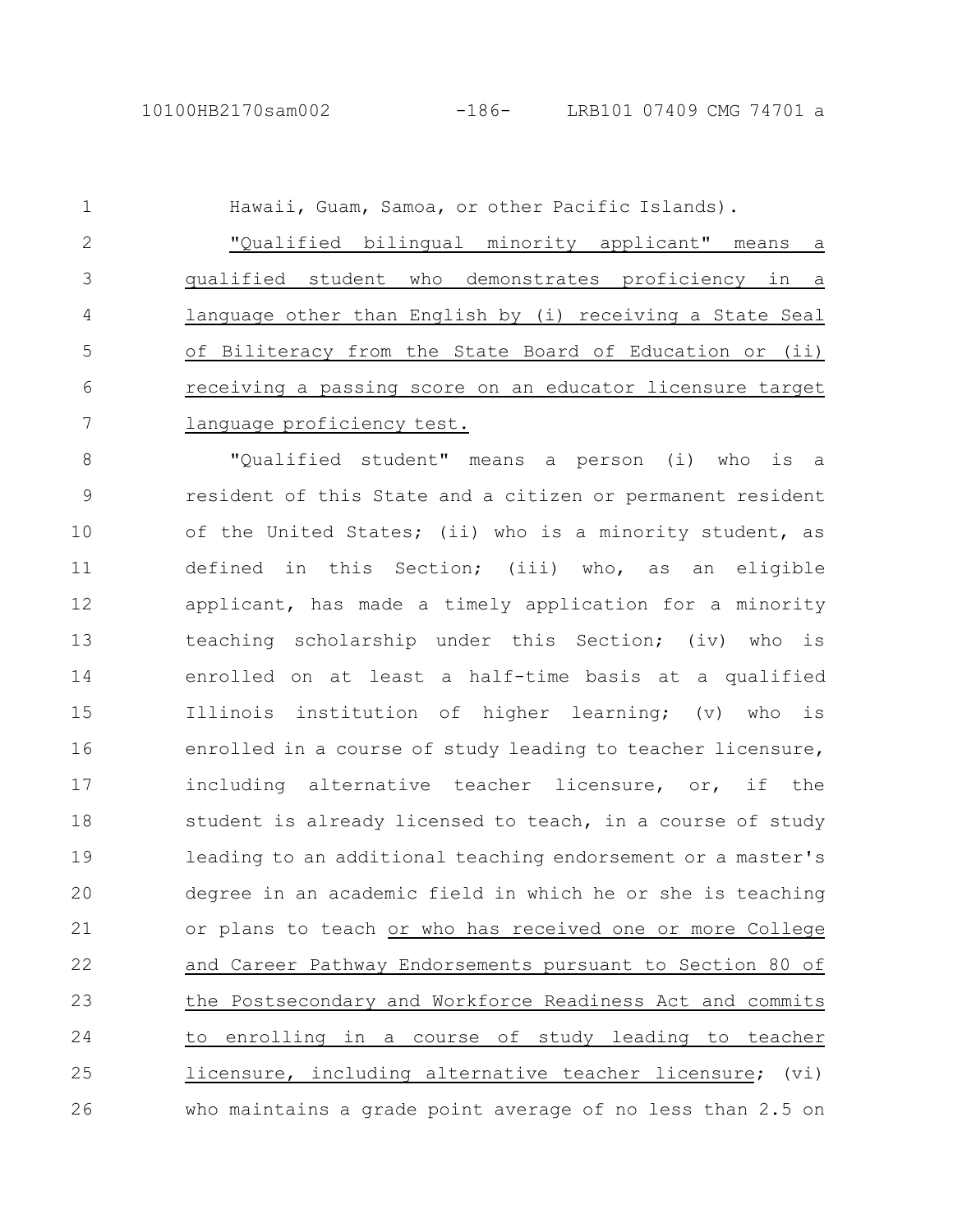Hawaii, Guam, Samoa, or other Pacific Islands).

"Qualified bilingual minority applicant" means a qualified student who demonstrates proficiency in a language other than English by (i) receiving a State Seal of Biliteracy from the State Board of Education or (ii) receiving a passing score on an educator licensure target language proficiency test.

"Qualified student" means a person (i) who is a resident of this State and a citizen or permanent resident of the United States; (ii) who is a minority student, as defined in this Section; (iii) who, as an eligible applicant, has made a timely application for a minority teaching scholarship under this Section; (iv) who is enrolled on at least a half-time basis at a qualified Illinois institution of higher learning; (v) who is enrolled in a course of study leading to teacher licensure, including alternative teacher licensure, or, if the student is already licensed to teach, in a course of study leading to an additional teaching endorsement or a master's degree in an academic field in which he or she is teaching or plans to teach or who has received one or more College and Career Pathway Endorsements pursuant to Section 80 of the Postsecondary and Workforce Readiness Act and commits to enrolling in a course of study leading to teacher licensure, including alternative teacher licensure; (vi) who maintains a grade point average of no less than 2.5 on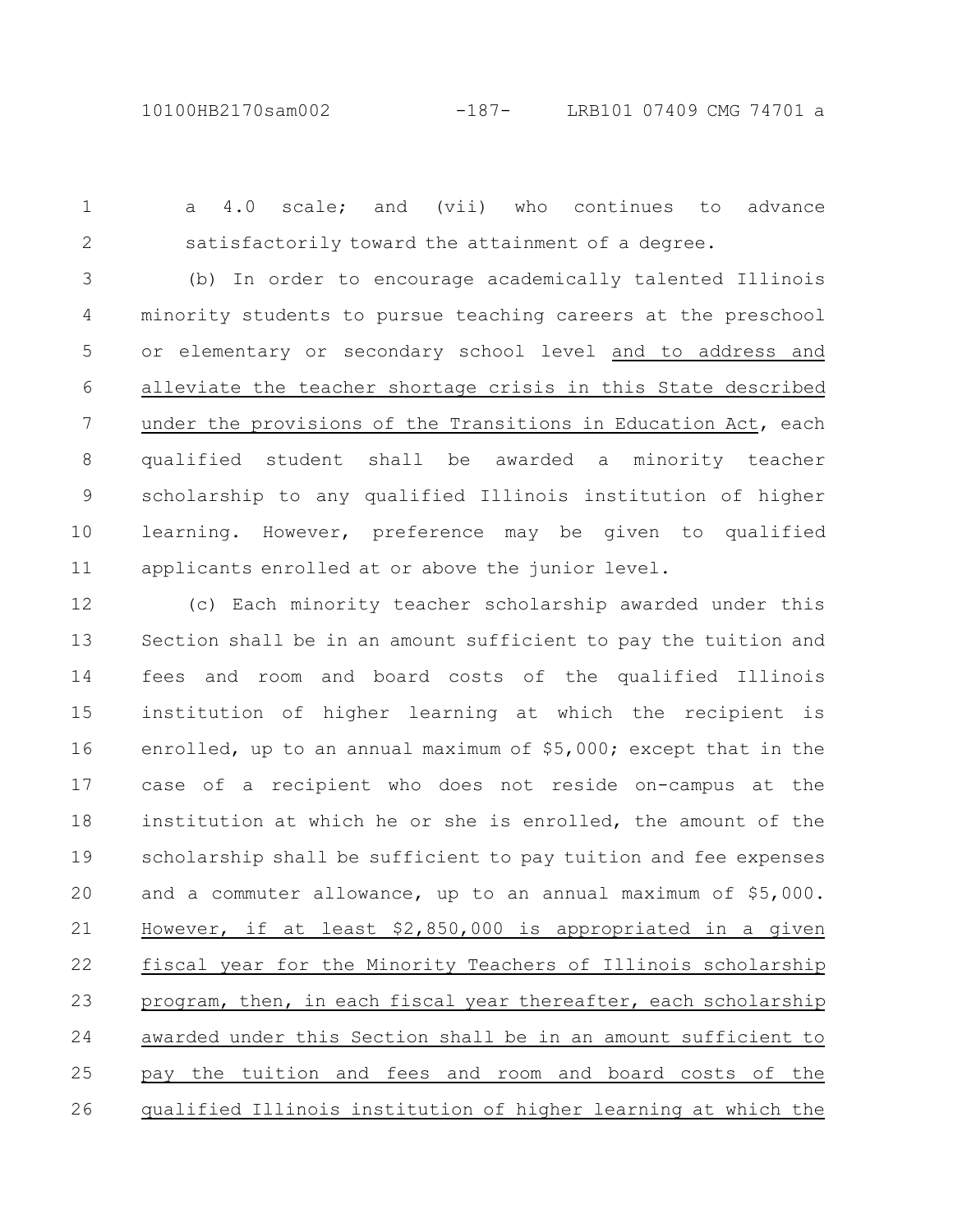a 4.0 scale; and (vii) who continues to advance satisfactorily toward the attainment of a degree.

(b) In order to encourage academically talented Illinois minority students to pursue teaching careers at the preschool or elementary or secondary school level and to address and alleviate the teacher shortage crisis in this State described under the provisions of the Transitions in Education Act, each qualified student shall be awarded a minority teacher scholarship to any qualified Illinois institution of higher learning. However, preference may be given to qualified applicants enrolled at or above the junior level.

(c) Each minority teacher scholarship awarded under this Section shall be in an amount sufficient to pay the tuition and fees and room and board costs of the qualified Illinois institution of higher learning at which the recipient is enrolled, up to an annual maximum of $5,000; except that in the case of a recipient who does not reside on-campus at the institution at which he or she is enrolled, the amount of the scholarship shall be sufficient to pay tuition and fee expenses and a commuter allowance, up to an annual maximum of $5,000. However, if at least $2,850,000 is appropriated in a given fiscal year for the Minority Teachers of Illinois scholarship program, then, in each fiscal year thereafter, each scholarship awarded under this Section shall be in an amount sufficient to pay the tuition and fees and room and board costs of the qualified Illinois institution of higher learning at which the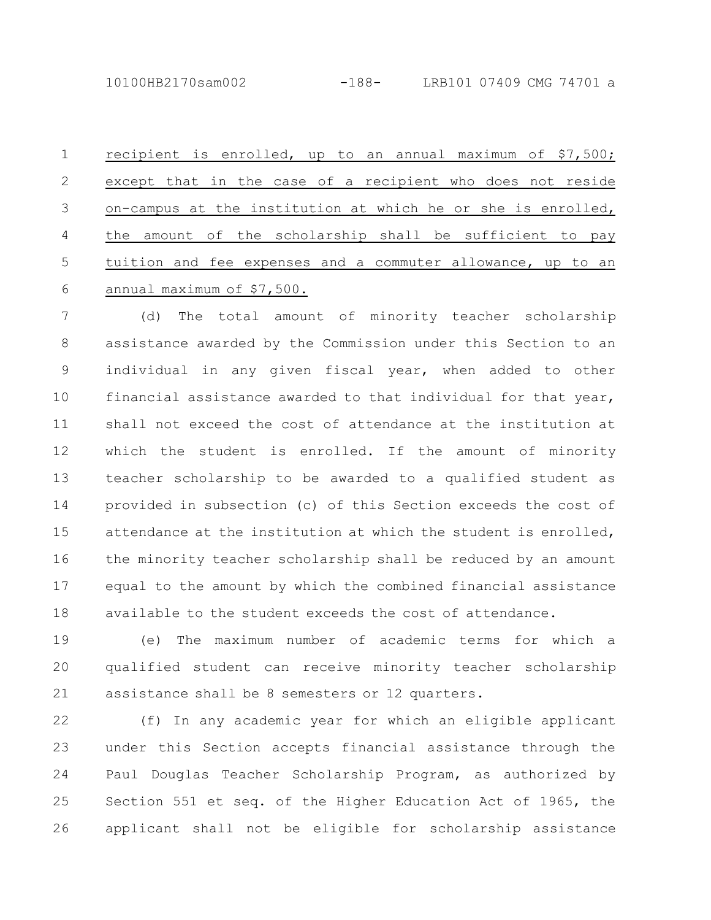recipient is enrolled, up to an annual maximum of $7,500; except that in the case of a recipient who does not reside on-campus at the institution at which he or she is enrolled, the amount of the scholarship shall be sufficient to pay tuition and fee expenses and a commuter allowance, up to an annual maximum of $7,500.

(d) The total amount of minority teacher scholarship assistance awarded by the Commission under this Section to an individual in any given fiscal year, when added to other financial assistance awarded to that individual for that year, shall not exceed the cost of attendance at the institution at which the student is enrolled. If the amount of minority teacher scholarship to be awarded to a qualified student as provided in subsection (c) of this Section exceeds the cost of attendance at the institution at which the student is enrolled, the minority teacher scholarship shall be reduced by an amount equal to the amount by which the combined financial assistance available to the student exceeds the cost of attendance.

(e) The maximum number of academic terms for which a qualified student can receive minority teacher scholarship assistance shall be 8 semesters or 12 quarters.

(f) In any academic year for which an eligible applicant under this Section accepts financial assistance through the Paul Douglas Teacher Scholarship Program, as authorized by Section 551 et seq. of the Higher Education Act of 1965, the applicant shall not be eligible for scholarship assistance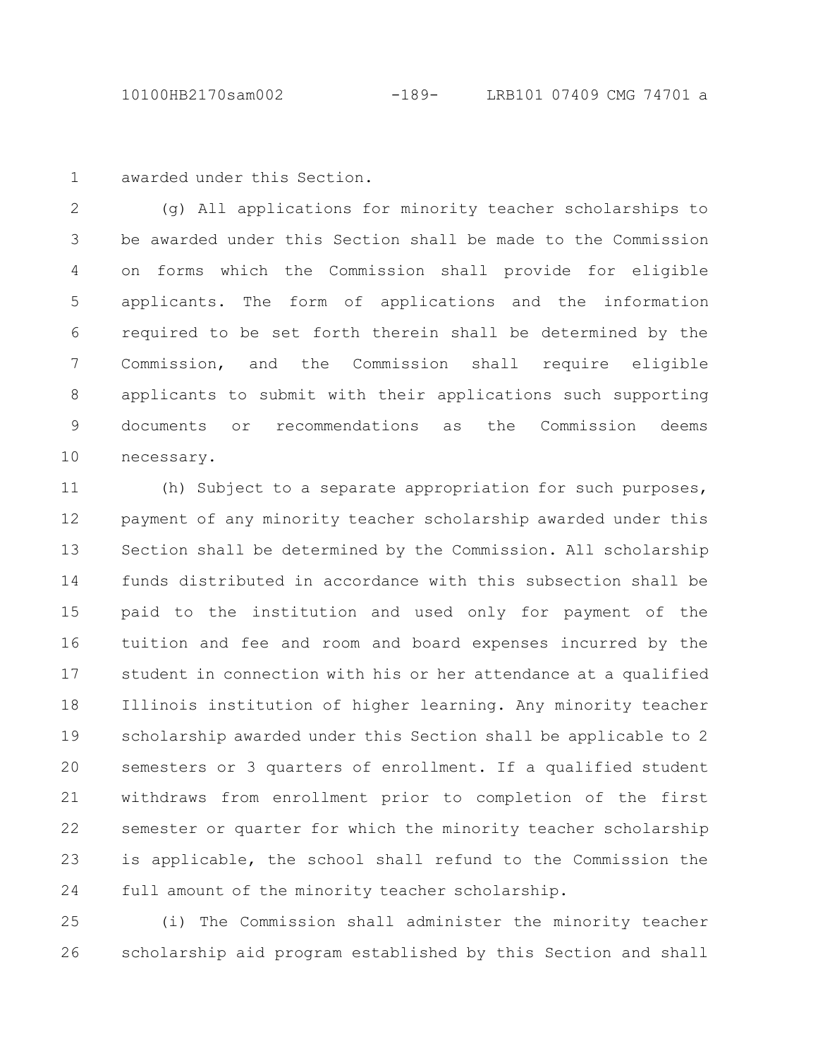awarded under this Section.

(g) All applications for minority teacher scholarships to be awarded under this Section shall be made to the Commission on forms which the Commission shall provide for eligible applicants. The form of applications and the information required to be set forth therein shall be determined by the Commission, and the Commission shall require eligible applicants to submit with their applications such supporting documents or recommendations as the Commission deems necessary.

(h) Subject to a separate appropriation for such purposes, payment of any minority teacher scholarship awarded under this Section shall be determined by the Commission. All scholarship funds distributed in accordance with this subsection shall be paid to the institution and used only for payment of the tuition and fee and room and board expenses incurred by the student in connection with his or her attendance at a qualified Illinois institution of higher learning. Any minority teacher scholarship awarded under this Section shall be applicable to 2 semesters or 3 quarters of enrollment. If a qualified student withdraws from enrollment prior to completion of the first semester or quarter for which the minority teacher scholarship is applicable, the school shall refund to the Commission the full amount of the minority teacher scholarship.

(i) The Commission shall administer the minority teacher scholarship aid program established by this Section and shall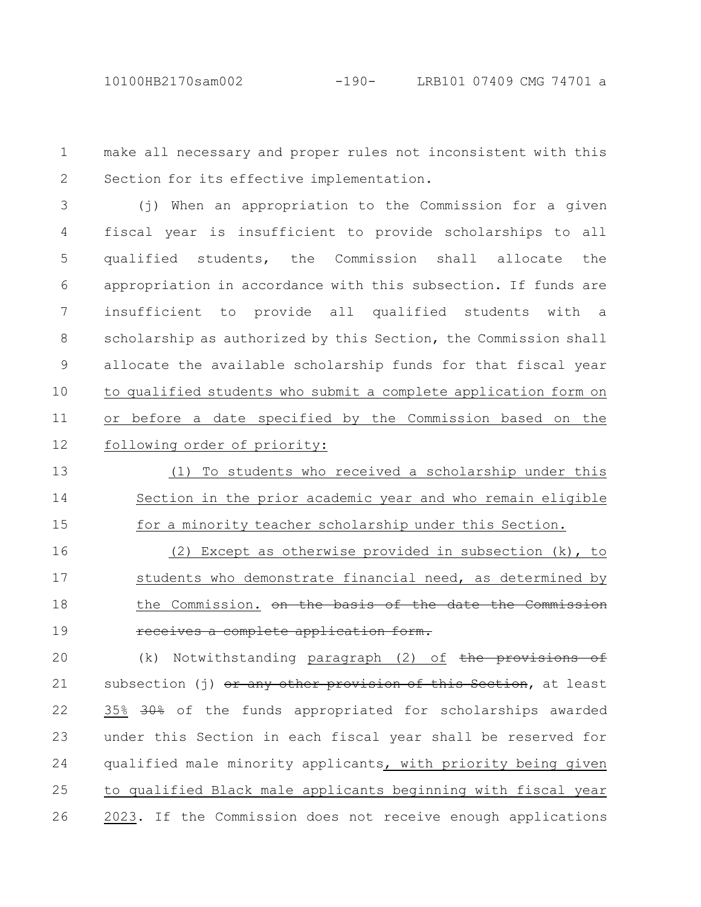make all necessary and proper rules not inconsistent with this Section for its effective implementation.

(j) When an appropriation to the Commission for a given fiscal year is insufficient to provide scholarships to all qualified students, the Commission shall allocate the appropriation in accordance with this subsection. If funds are insufficient to provide all qualified students with a scholarship as authorized by this Section, the Commission shall allocate the available scholarship funds for that fiscal year to qualified students who submit a complete application form on or before a date specified by the Commission based on the following order of priority:

(1) To students who received a scholarship under this Section in the prior academic year and who remain eligible for a minority teacher scholarship under this Section.

(2) Except as otherwise provided in subsection (k), to students who demonstrate financial need, as determined by the Commission. ~~on the basis of the date the Commission receives a complete application form.~~

(k) Notwithstanding paragraph (2) of ~~the provisions of~~ subsection (j) ~~or any other provision of this Section~~, at least 35% ~~30%~~ of the funds appropriated for scholarships awarded under this Section in each fiscal year shall be reserved for qualified male minority applicants, with priority being given to qualified Black male applicants beginning with fiscal year 2023. If the Commission does not receive enough applications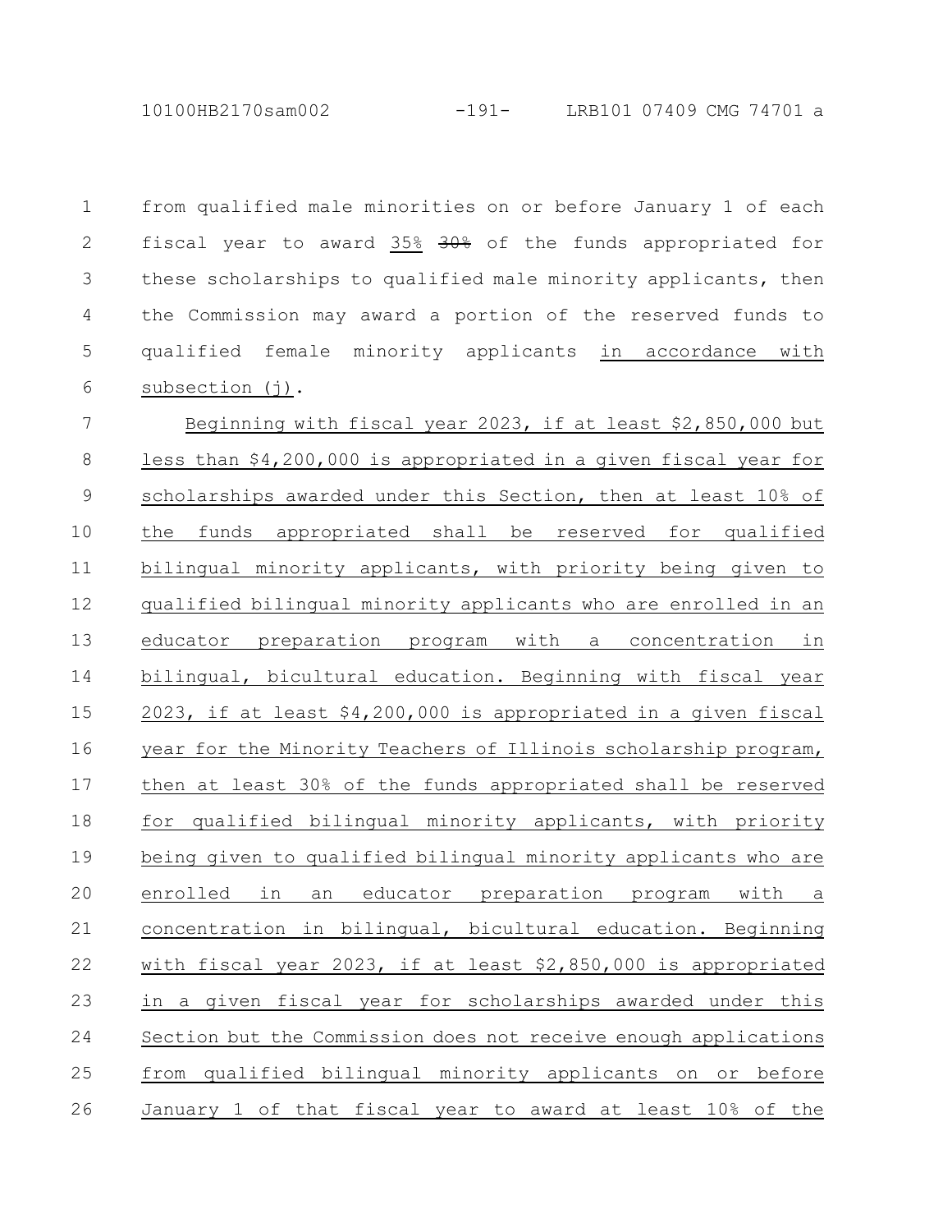from qualified male minorities on or before January 1 of each fiscal year to award 35% ~~30%~~ of the funds appropriated for these scholarships to qualified male minority applicants, then the Commission may award a portion of the reserved funds to qualified female minority applicants in accordance with subsection (j).

Beginning with fiscal year 2023, if at least $2,850,000 but less than $4,200,000 is appropriated in a given fiscal year for scholarships awarded under this Section, then at least 10% of the funds appropriated shall be reserved for qualified bilingual minority applicants, with priority being given to qualified bilingual minority applicants who are enrolled in an educator preparation program with a concentration in bilingual, bicultural education. Beginning with fiscal year 2023, if at least $4,200,000 is appropriated in a given fiscal year for the Minority Teachers of Illinois scholarship program, then at least 30% of the funds appropriated shall be reserved for qualified bilingual minority applicants, with priority being given to qualified bilingual minority applicants who are enrolled in an educator preparation program with a concentration in bilingual, bicultural education. Beginning with fiscal year 2023, if at least $2,850,000 is appropriated in a given fiscal year for scholarships awarded under this Section but the Commission does not receive enough applications from qualified bilingual minority applicants on or before January 1 of that fiscal year to award at least 10% of the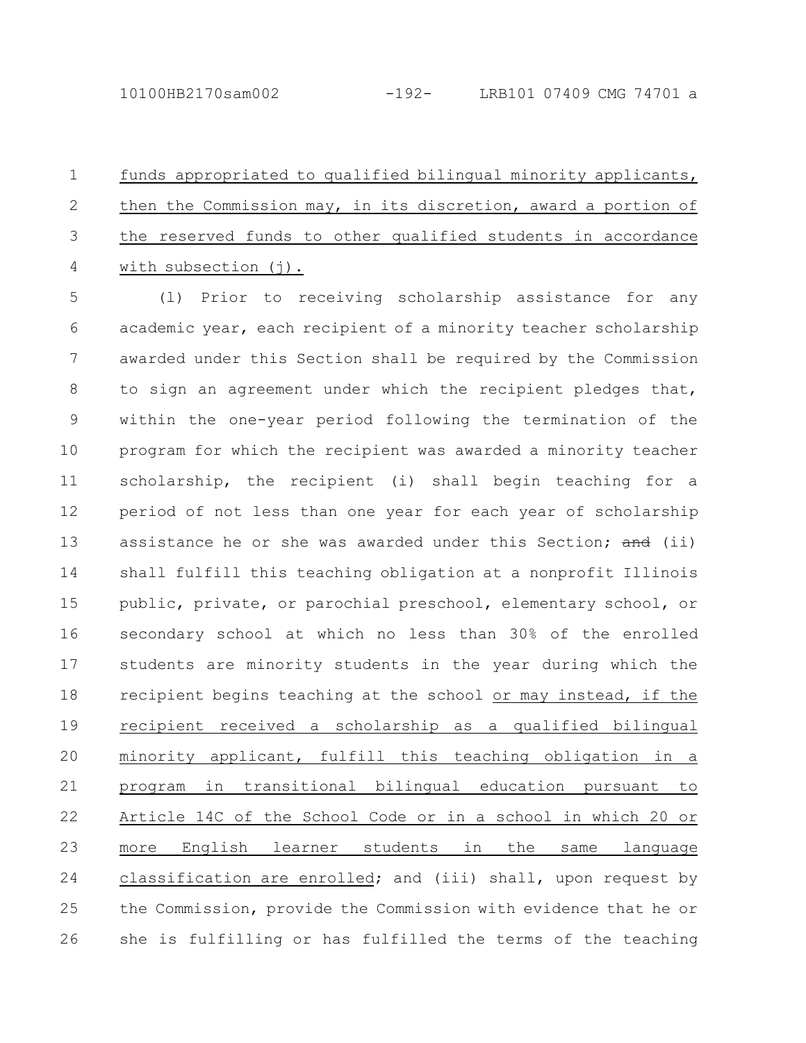funds appropriated to qualified bilingual minority applicants, then the Commission may, in its discretion, award a portion of the reserved funds to other qualified students in accordance with subsection (j).

(l) Prior to receiving scholarship assistance for any academic year, each recipient of a minority teacher scholarship awarded under this Section shall be required by the Commission to sign an agreement under which the recipient pledges that, within the one-year period following the termination of the program for which the recipient was awarded a minority teacher scholarship, the recipient (i) shall begin teaching for a period of not less than one year for each year of scholarship assistance he or she was awarded under this Section; ~~and~~ (ii) shall fulfill this teaching obligation at a nonprofit Illinois public, private, or parochial preschool, elementary school, or secondary school at which no less than 30% of the enrolled students are minority students in the year during which the recipient begins teaching at the school or may instead, if the recipient received a scholarship as a qualified bilingual minority applicant, fulfill this teaching obligation in a program in transitional bilingual education pursuant to Article 14C of the School Code or in a school in which 20 or more English learner students in the same language classification are enrolled; and (iii) shall, upon request by the Commission, provide the Commission with evidence that he or she is fulfilling or has fulfilled the terms of the teaching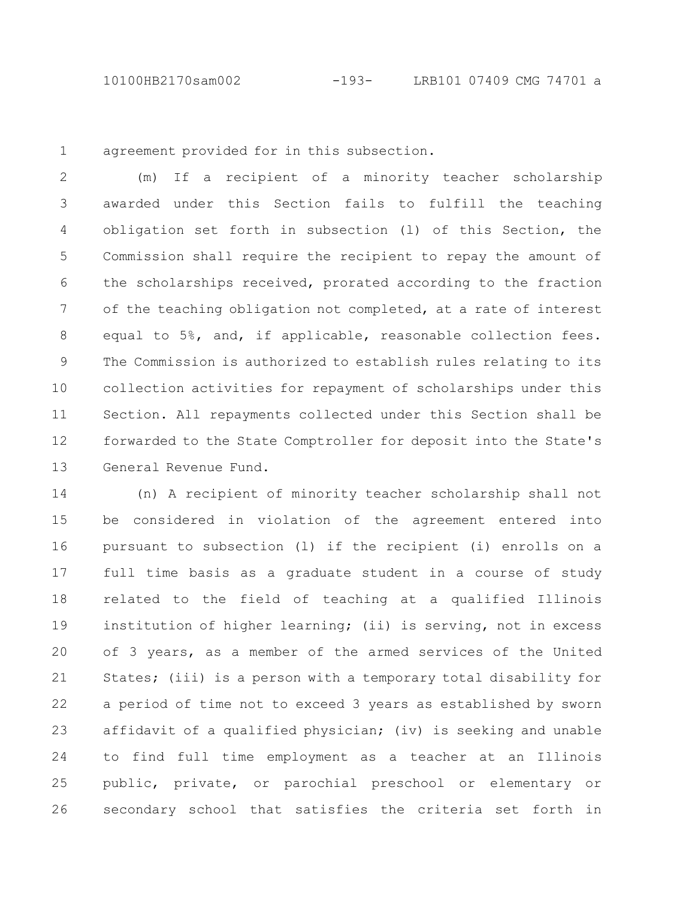agreement provided for in this subsection.

(m) If a recipient of a minority teacher scholarship awarded under this Section fails to fulfill the teaching obligation set forth in subsection (l) of this Section, the Commission shall require the recipient to repay the amount of the scholarships received, prorated according to the fraction of the teaching obligation not completed, at a rate of interest equal to 5%, and, if applicable, reasonable collection fees. The Commission is authorized to establish rules relating to its collection activities for repayment of scholarships under this Section. All repayments collected under this Section shall be forwarded to the State Comptroller for deposit into the State's General Revenue Fund.

(n) A recipient of minority teacher scholarship shall not be considered in violation of the agreement entered into pursuant to subsection (l) if the recipient (i) enrolls on a full time basis as a graduate student in a course of study related to the field of teaching at a qualified Illinois institution of higher learning; (ii) is serving, not in excess of 3 years, as a member of the armed services of the United States; (iii) is a person with a temporary total disability for a period of time not to exceed 3 years as established by sworn affidavit of a qualified physician; (iv) is seeking and unable to find full time employment as a teacher at an Illinois public, private, or parochial preschool or elementary or secondary school that satisfies the criteria set forth in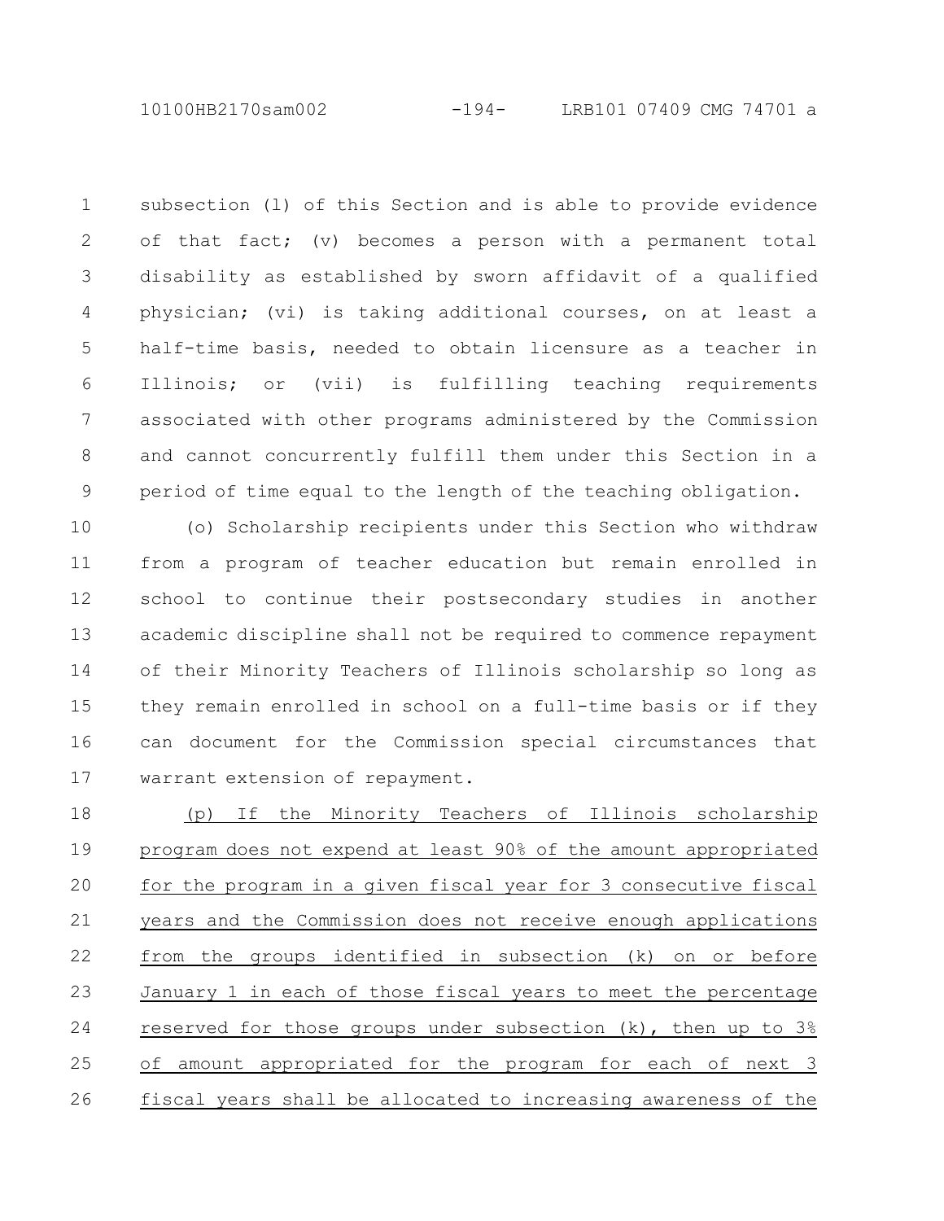subsection (l) of this Section and is able to provide evidence of that fact; (v) becomes a person with a permanent total disability as established by sworn affidavit of a qualified physician; (vi) is taking additional courses, on at least a half-time basis, needed to obtain licensure as a teacher in Illinois; or (vii) is fulfilling teaching requirements associated with other programs administered by the Commission and cannot concurrently fulfill them under this Section in a period of time equal to the length of the teaching obligation.

(o) Scholarship recipients under this Section who withdraw from a program of teacher education but remain enrolled in school to continue their postsecondary studies in another academic discipline shall not be required to commence repayment of their Minority Teachers of Illinois scholarship so long as they remain enrolled in school on a full-time basis or if they can document for the Commission special circumstances that warrant extension of repayment.

<u>(p) If the Minority Teachers of Illinois scholarship program does not expend at least 90% of the amount appropriated for the program in a given fiscal year for 3 consecutive fiscal years and the Commission does not receive enough applications from the groups identified in subsection (k) on or before January 1 in each of those fiscal years to meet the percentage reserved for those groups under subsection (k), then up to 3% of amount appropriated for the program for each of next 3 fiscal years shall be allocated to increasing awareness of the</u>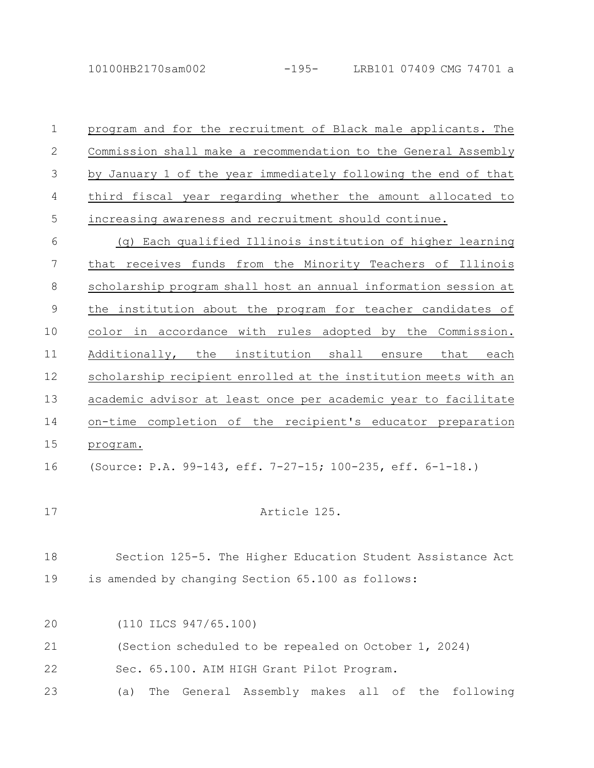program and for the recruitment of Black male applicants. The Commission shall make a recommendation to the General Assembly by January 1 of the year immediately following the end of that third fiscal year regarding whether the amount allocated to increasing awareness and recruitment should continue.

(g) Each qualified Illinois institution of higher learning that receives funds from the Minority Teachers of Illinois scholarship program shall host an annual information session at the institution about the program for teacher candidates of color in accordance with rules adopted by the Commission. Additionally, the institution shall ensure that each scholarship recipient enrolled at the institution meets with an academic advisor at least once per academic year to facilitate on-time completion of the recipient's educator preparation program.

(Source: P.A. 99-143, eff. 7-27-15; 100-235, eff. 6-1-18.)

Article 125.

Section 125-5. The Higher Education Student Assistance Act is amended by changing Section 65.100 as follows:

(110 ILCS 947/65.100)

(Section scheduled to be repealed on October 1, 2024)

Sec. 65.100. AIM HIGH Grant Pilot Program.

(a) The General Assembly makes all of the following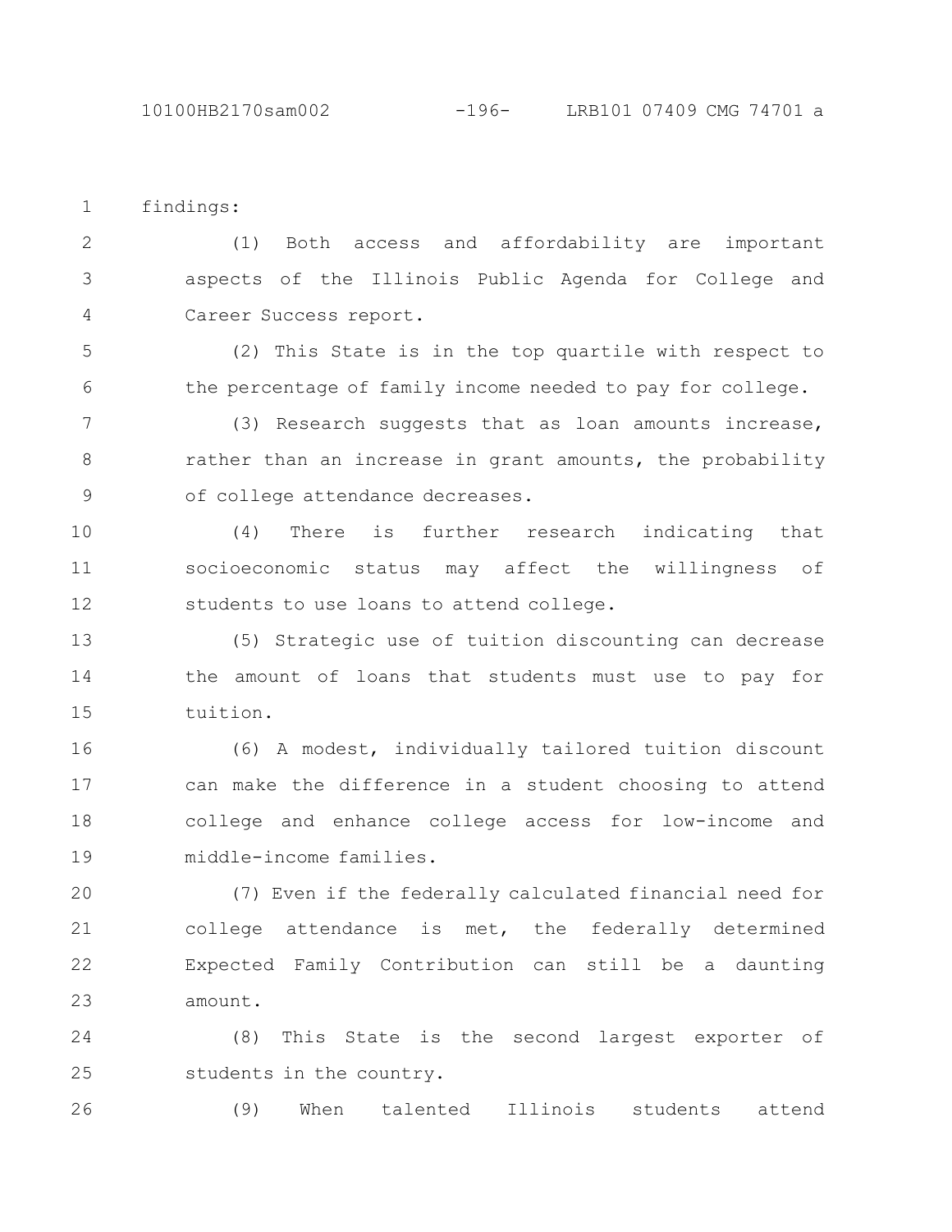findings:

(1) Both access and affordability are important aspects of the Illinois Public Agenda for College and Career Success report.

(2) This State is in the top quartile with respect to the percentage of family income needed to pay for college.

(3) Research suggests that as loan amounts increase, rather than an increase in grant amounts, the probability of college attendance decreases.

(4) There is further research indicating that socioeconomic status may affect the willingness of students to use loans to attend college.

(5) Strategic use of tuition discounting can decrease the amount of loans that students must use to pay for tuition.

(6) A modest, individually tailored tuition discount can make the difference in a student choosing to attend college and enhance college access for low-income and middle-income families.

(7) Even if the federally calculated financial need for college attendance is met, the federally determined Expected Family Contribution can still be a daunting amount.

(8) This State is the second largest exporter of students in the country.

(9) When talented Illinois students attend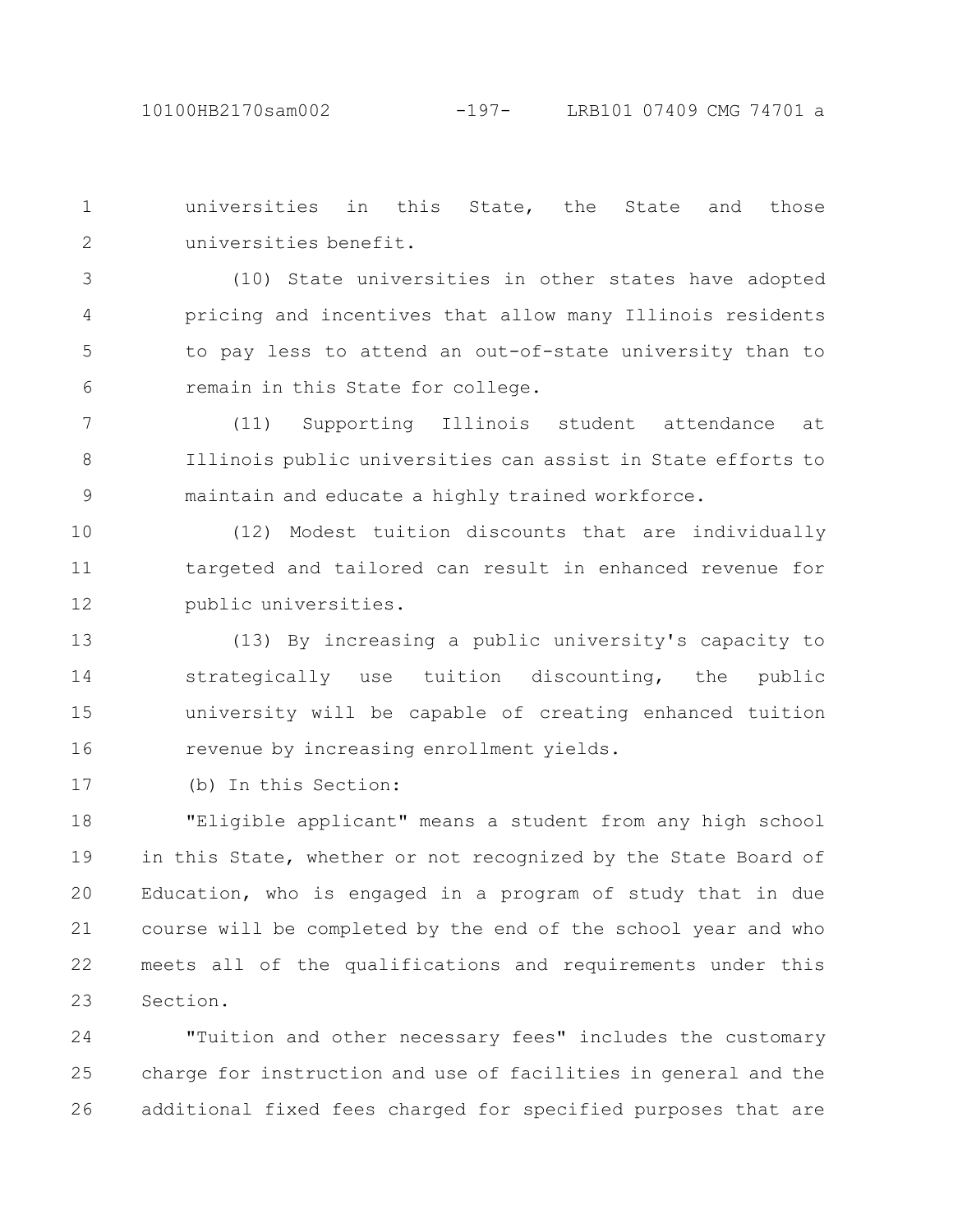universities in this State, the State and those universities benefit.

(10) State universities in other states have adopted pricing and incentives that allow many Illinois residents to pay less to attend an out-of-state university than to remain in this State for college.

(11) Supporting Illinois student attendance at Illinois public universities can assist in State efforts to maintain and educate a highly trained workforce.

(12) Modest tuition discounts that are individually targeted and tailored can result in enhanced revenue for public universities.

(13) By increasing a public university's capacity to strategically use tuition discounting, the public university will be capable of creating enhanced tuition revenue by increasing enrollment yields.

(b) In this Section:

"Eligible applicant" means a student from any high school in this State, whether or not recognized by the State Board of Education, who is engaged in a program of study that in due course will be completed by the end of the school year and who meets all of the qualifications and requirements under this Section.

"Tuition and other necessary fees" includes the customary charge for instruction and use of facilities in general and the additional fixed fees charged for specified purposes that are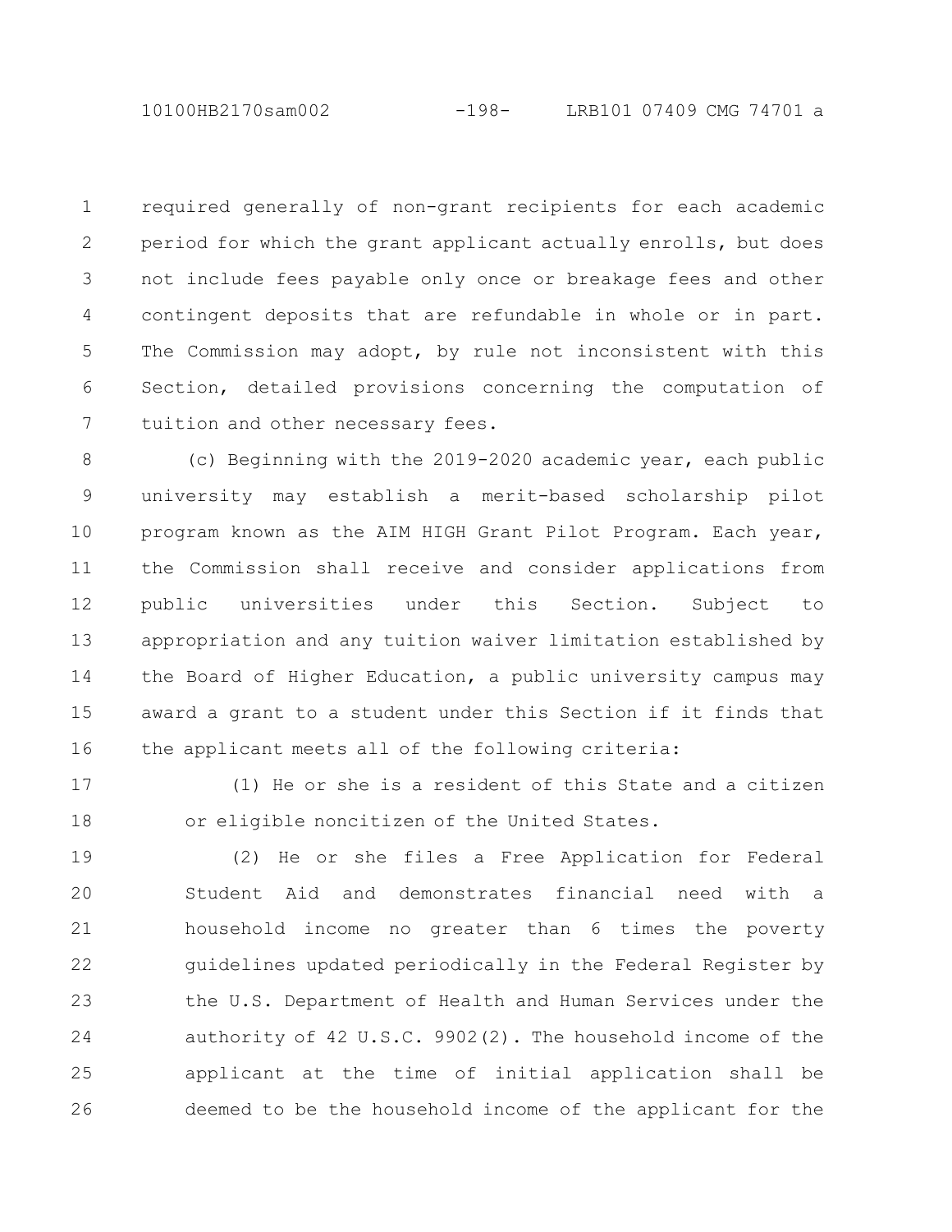required generally of non-grant recipients for each academic period for which the grant applicant actually enrolls, but does not include fees payable only once or breakage fees and other contingent deposits that are refundable in whole or in part. The Commission may adopt, by rule not inconsistent with this Section, detailed provisions concerning the computation of tuition and other necessary fees.

(c) Beginning with the 2019-2020 academic year, each public university may establish a merit-based scholarship pilot program known as the AIM HIGH Grant Pilot Program. Each year, the Commission shall receive and consider applications from public universities under this Section. Subject to appropriation and any tuition waiver limitation established by the Board of Higher Education, a public university campus may award a grant to a student under this Section if it finds that the applicant meets all of the following criteria:

(1) He or she is a resident of this State and a citizen or eligible noncitizen of the United States.

(2) He or she files a Free Application for Federal Student Aid and demonstrates financial need with a household income no greater than 6 times the poverty guidelines updated periodically in the Federal Register by the U.S. Department of Health and Human Services under the authority of 42 U.S.C. 9902(2). The household income of the applicant at the time of initial application shall be deemed to be the household income of the applicant for the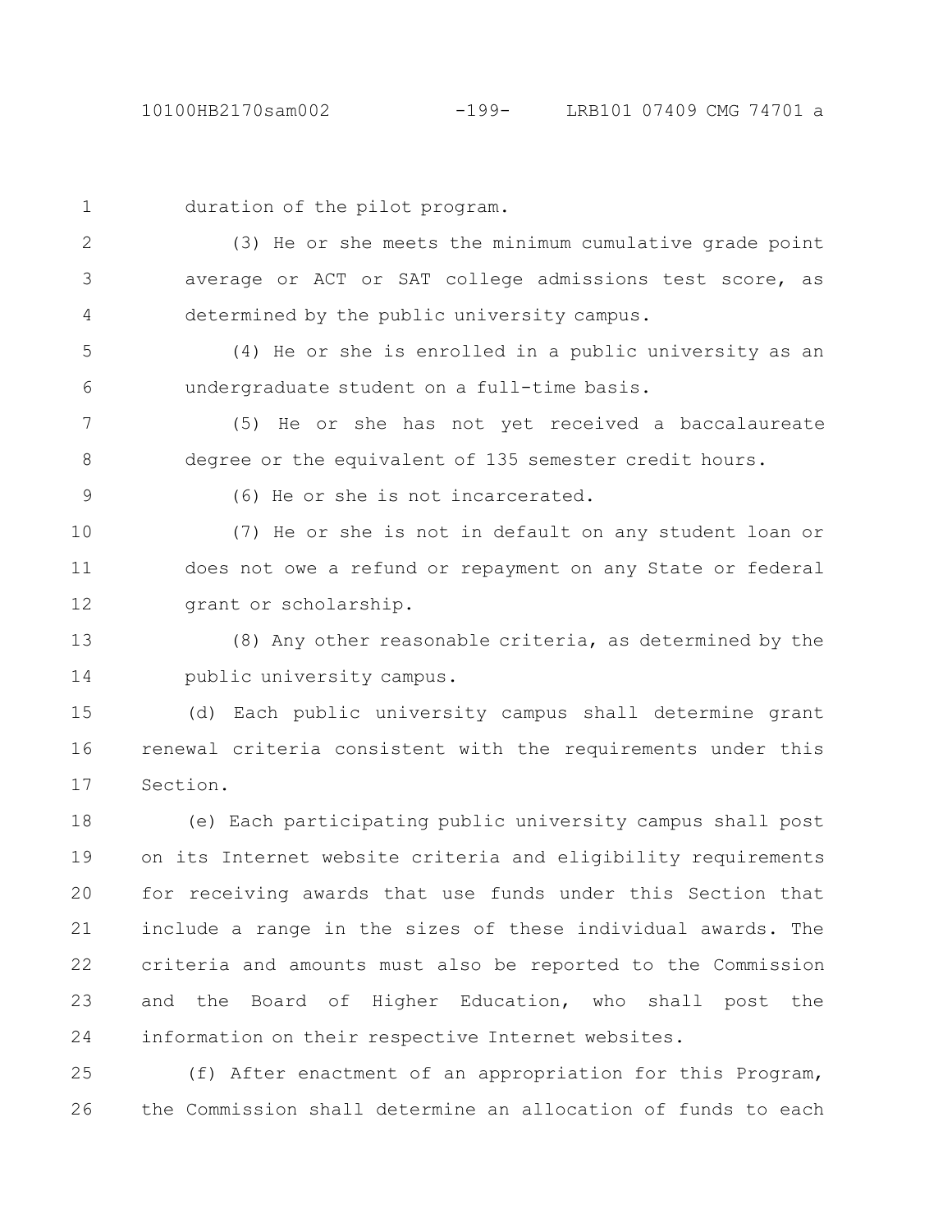duration of the pilot program.

(3) He or she meets the minimum cumulative grade point average or ACT or SAT college admissions test score, as determined by the public university campus.

(4) He or she is enrolled in a public university as an undergraduate student on a full-time basis.

(5) He or she has not yet received a baccalaureate degree or the equivalent of 135 semester credit hours.

(6) He or she is not incarcerated.

(7) He or she is not in default on any student loan or does not owe a refund or repayment on any State or federal grant or scholarship.

(8) Any other reasonable criteria, as determined by the public university campus.

(d) Each public university campus shall determine grant renewal criteria consistent with the requirements under this Section.

(e) Each participating public university campus shall post on its Internet website criteria and eligibility requirements for receiving awards that use funds under this Section that include a range in the sizes of these individual awards. The criteria and amounts must also be reported to the Commission and the Board of Higher Education, who shall post the information on their respective Internet websites.

(f) After enactment of an appropriation for this Program, the Commission shall determine an allocation of funds to each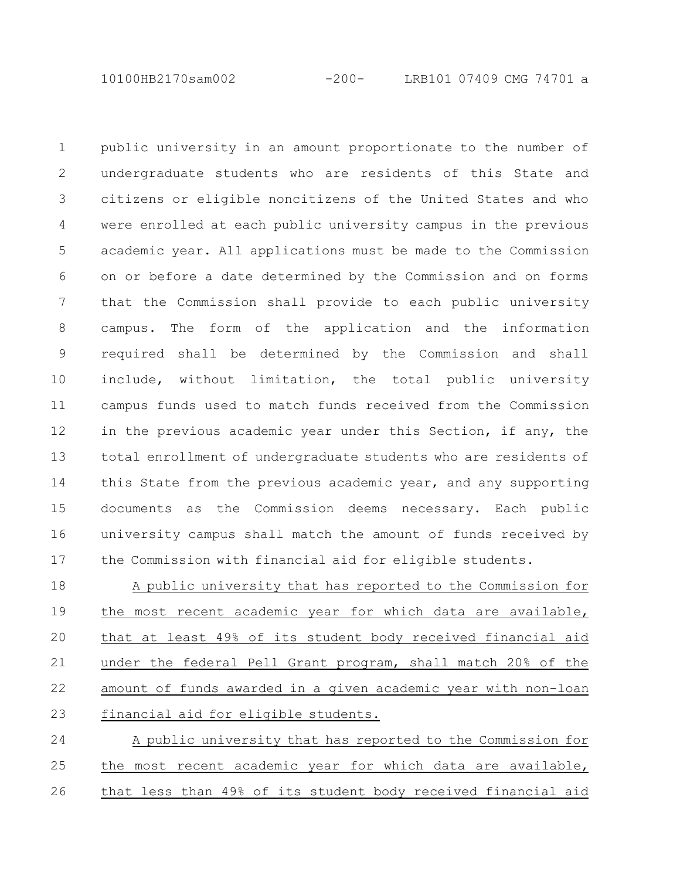public university in an amount proportionate to the number of undergraduate students who are residents of this State and citizens or eligible noncitizens of the United States and who were enrolled at each public university campus in the previous academic year. All applications must be made to the Commission on or before a date determined by the Commission and on forms that the Commission shall provide to each public university campus. The form of the application and the information required shall be determined by the Commission and shall include, without limitation, the total public university campus funds used to match funds received from the Commission in the previous academic year under this Section, if any, the total enrollment of undergraduate students who are residents of this State from the previous academic year, and any supporting documents as the Commission deems necessary. Each public university campus shall match the amount of funds received by the Commission with financial aid for eligible students.

A public university that has reported to the Commission for the most recent academic year for which data are available, that at least 49% of its student body received financial aid under the federal Pell Grant program, shall match 20% of the amount of funds awarded in a given academic year with non-loan financial aid for eligible students.

A public university that has reported to the Commission for the most recent academic year for which data are available, that less than 49% of its student body received financial aid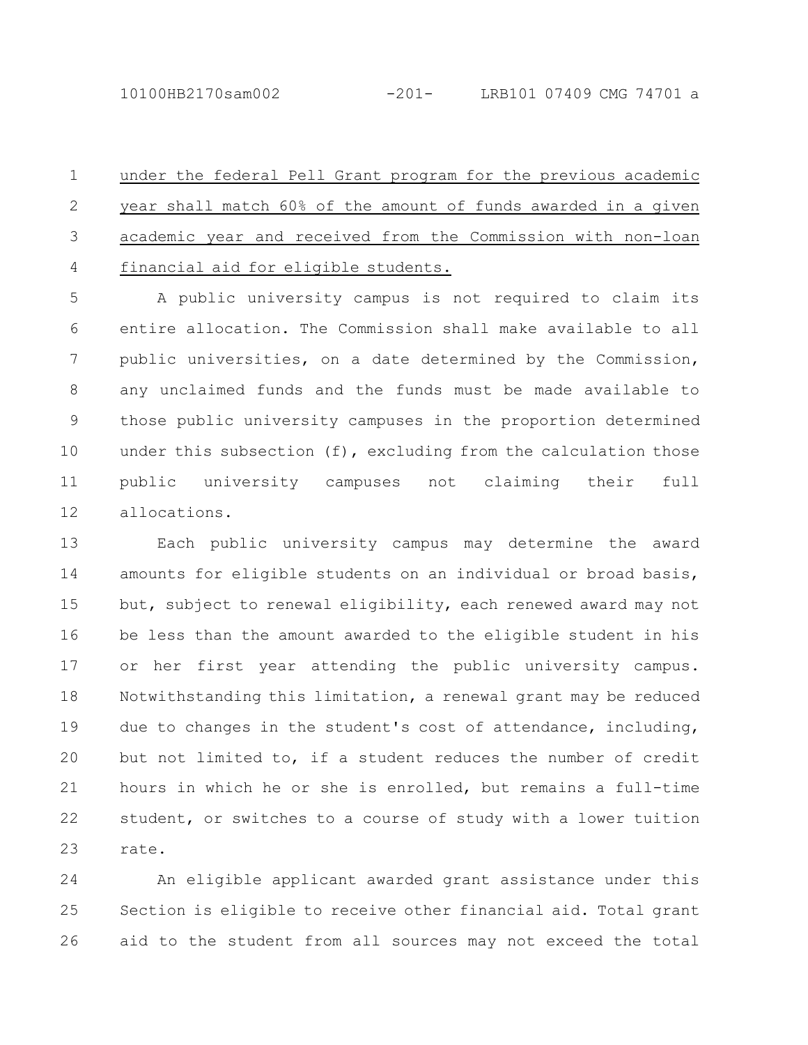under the federal Pell Grant program for the previous academic year shall match 60% of the amount of funds awarded in a given academic year and received from the Commission with non-loan financial aid for eligible students.

A public university campus is not required to claim its entire allocation. The Commission shall make available to all public universities, on a date determined by the Commission, any unclaimed funds and the funds must be made available to those public university campuses in the proportion determined under this subsection (f), excluding from the calculation those public university campuses not claiming their full allocations.

Each public university campus may determine the award amounts for eligible students on an individual or broad basis, but, subject to renewal eligibility, each renewed award may not be less than the amount awarded to the eligible student in his or her first year attending the public university campus. Notwithstanding this limitation, a renewal grant may be reduced due to changes in the student's cost of attendance, including, but not limited to, if a student reduces the number of credit hours in which he or she is enrolled, but remains a full-time student, or switches to a course of study with a lower tuition rate.

An eligible applicant awarded grant assistance under this Section is eligible to receive other financial aid. Total grant aid to the student from all sources may not exceed the total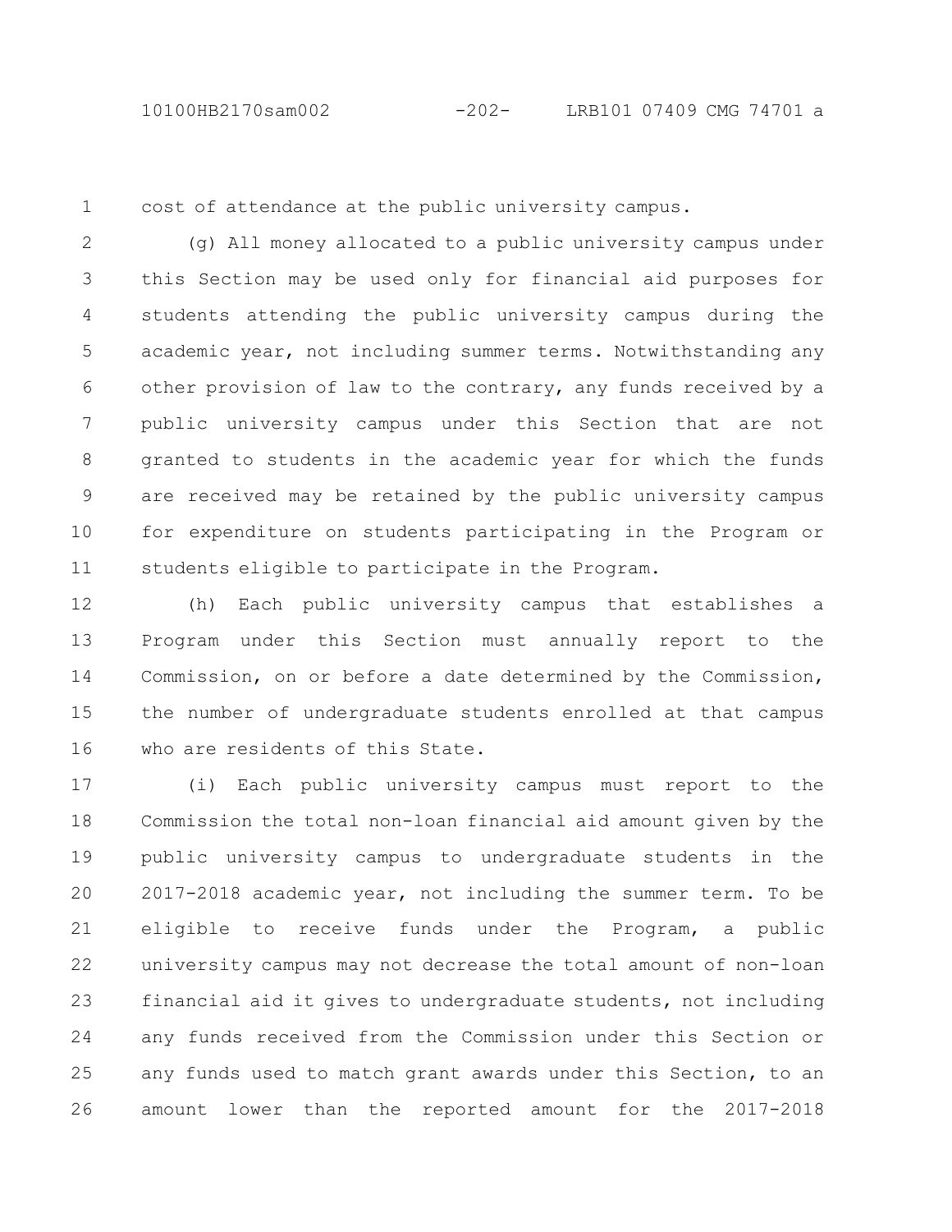cost of attendance at the public university campus.

(g) All money allocated to a public university campus under this Section may be used only for financial aid purposes for students attending the public university campus during the academic year, not including summer terms. Notwithstanding any other provision of law to the contrary, any funds received by a public university campus under this Section that are not granted to students in the academic year for which the funds are received may be retained by the public university campus for expenditure on students participating in the Program or students eligible to participate in the Program.

(h) Each public university campus that establishes a Program under this Section must annually report to the Commission, on or before a date determined by the Commission, the number of undergraduate students enrolled at that campus who are residents of this State.

(i) Each public university campus must report to the Commission the total non-loan financial aid amount given by the public university campus to undergraduate students in the 2017-2018 academic year, not including the summer term. To be eligible to receive funds under the Program, a public university campus may not decrease the total amount of non-loan financial aid it gives to undergraduate students, not including any funds received from the Commission under this Section or any funds used to match grant awards under this Section, to an amount lower than the reported amount for the 2017-2018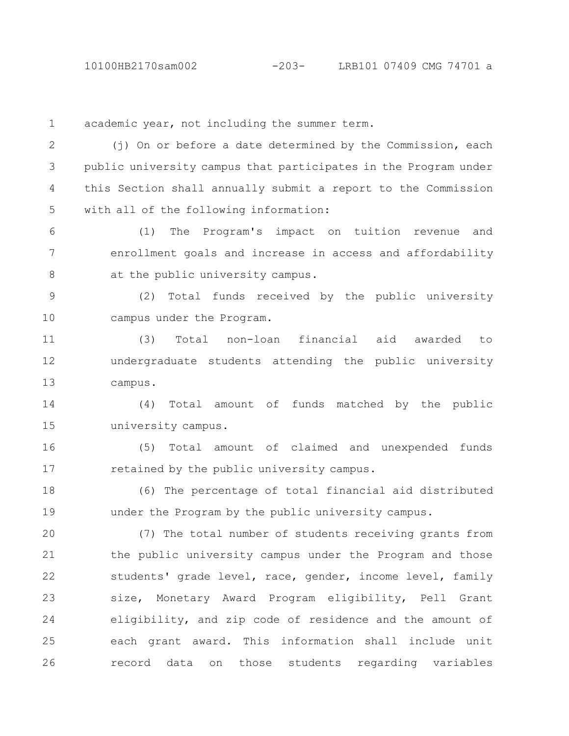academic year, not including the summer term.

(j) On or before a date determined by the Commission, each public university campus that participates in the Program under this Section shall annually submit a report to the Commission with all of the following information:

(1) The Program's impact on tuition revenue and enrollment goals and increase in access and affordability at the public university campus.

(2) Total funds received by the public university campus under the Program.

(3) Total non-loan financial aid awarded to undergraduate students attending the public university campus.

(4) Total amount of funds matched by the public university campus.

(5) Total amount of claimed and unexpended funds retained by the public university campus.

(6) The percentage of total financial aid distributed under the Program by the public university campus.

(7) The total number of students receiving grants from the public university campus under the Program and those students' grade level, race, gender, income level, family size, Monetary Award Program eligibility, Pell Grant eligibility, and zip code of residence and the amount of each grant award. This information shall include unit record data on those students regarding variables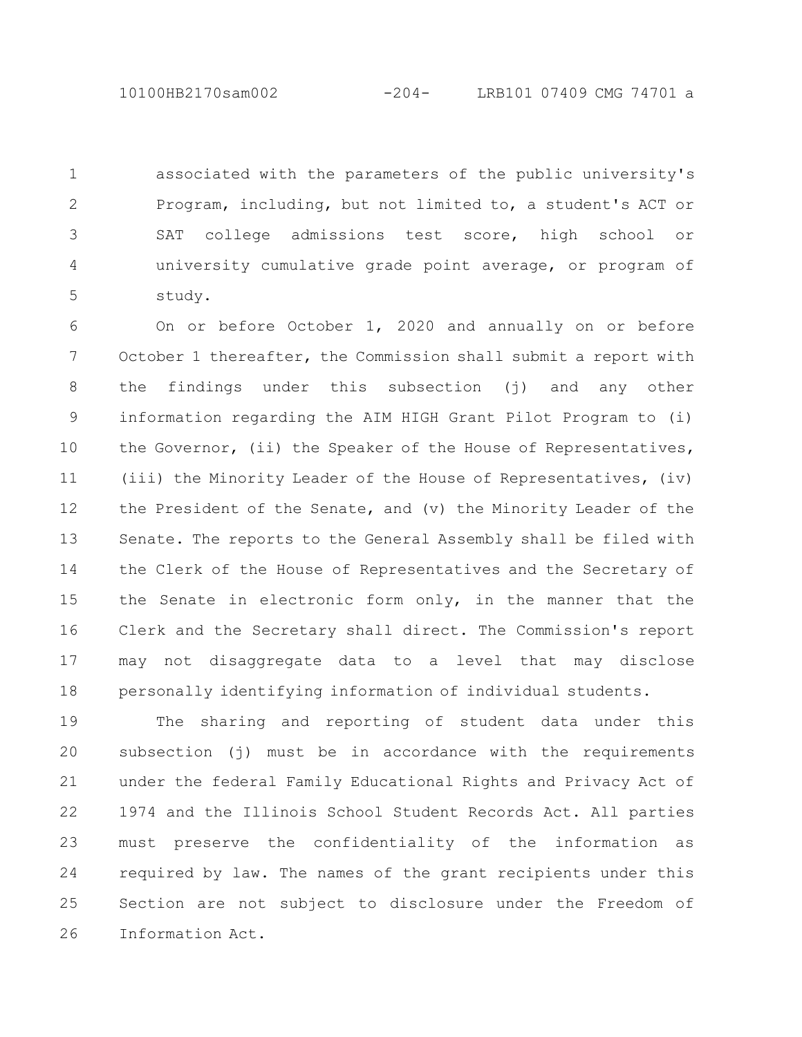associated with the parameters of the public university's Program, including, but not limited to, a student's ACT or SAT college admissions test score, high school or university cumulative grade point average, or program of study.

On or before October 1, 2020 and annually on or before October 1 thereafter, the Commission shall submit a report with the findings under this subsection (j) and any other information regarding the AIM HIGH Grant Pilot Program to (i) the Governor, (ii) the Speaker of the House of Representatives, (iii) the Minority Leader of the House of Representatives, (iv) the President of the Senate, and (v) the Minority Leader of the Senate. The reports to the General Assembly shall be filed with the Clerk of the House of Representatives and the Secretary of the Senate in electronic form only, in the manner that the Clerk and the Secretary shall direct. The Commission's report may not disaggregate data to a level that may disclose personally identifying information of individual students.

The sharing and reporting of student data under this subsection (j) must be in accordance with the requirements under the federal Family Educational Rights and Privacy Act of 1974 and the Illinois School Student Records Act. All parties must preserve the confidentiality of the information as required by law. The names of the grant recipients under this Section are not subject to disclosure under the Freedom of Information Act.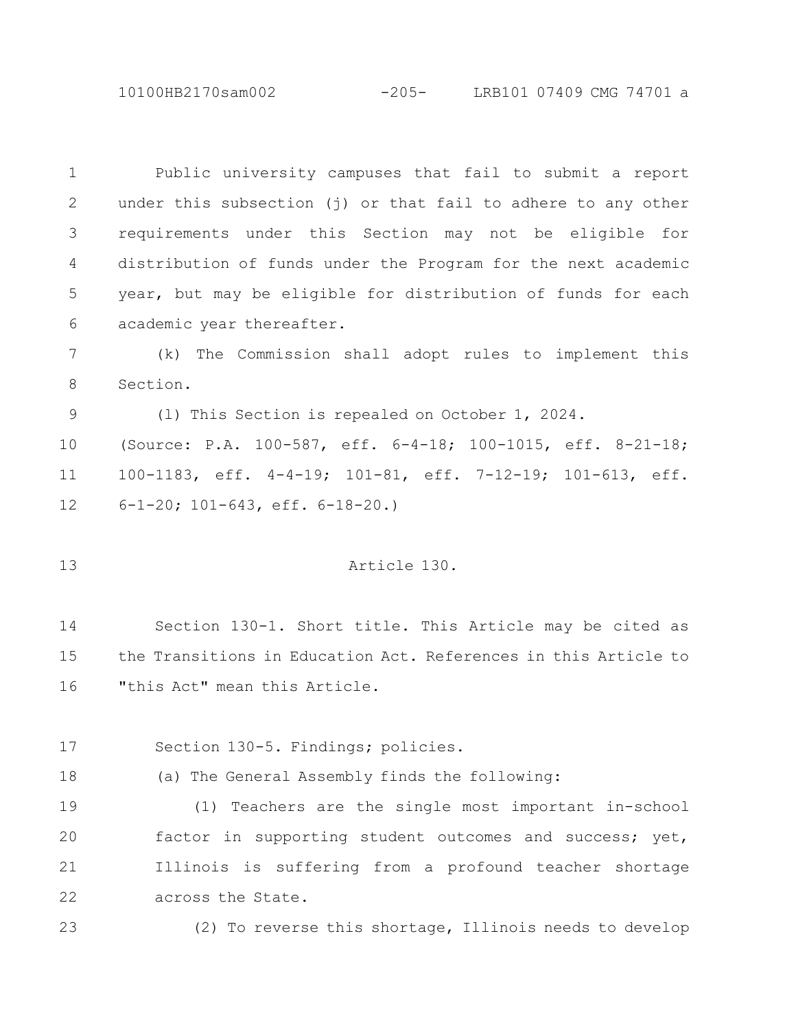Public university campuses that fail to submit a report under this subsection (j) or that fail to adhere to any other requirements under this Section may not be eligible for distribution of funds under the Program for the next academic year, but may be eligible for distribution of funds for each academic year thereafter.

(k) The Commission shall adopt rules to implement this Section.

(l) This Section is repealed on October 1, 2024.

(Source: P.A. 100-587, eff. 6-4-18; 100-1015, eff. 8-21-18; 100-1183, eff. 4-4-19; 101-81, eff. 7-12-19; 101-613, eff. 6-1-20; 101-643, eff. 6-18-20.)

Article 130.

Section 130-1. Short title. This Article may be cited as the Transitions in Education Act. References in this Article to "this Act" mean this Article.

Section 130-5. Findings; policies.

(a) The General Assembly finds the following:

(1) Teachers are the single most important in-school factor in supporting student outcomes and success; yet, Illinois is suffering from a profound teacher shortage across the State.

(2) To reverse this shortage, Illinois needs to develop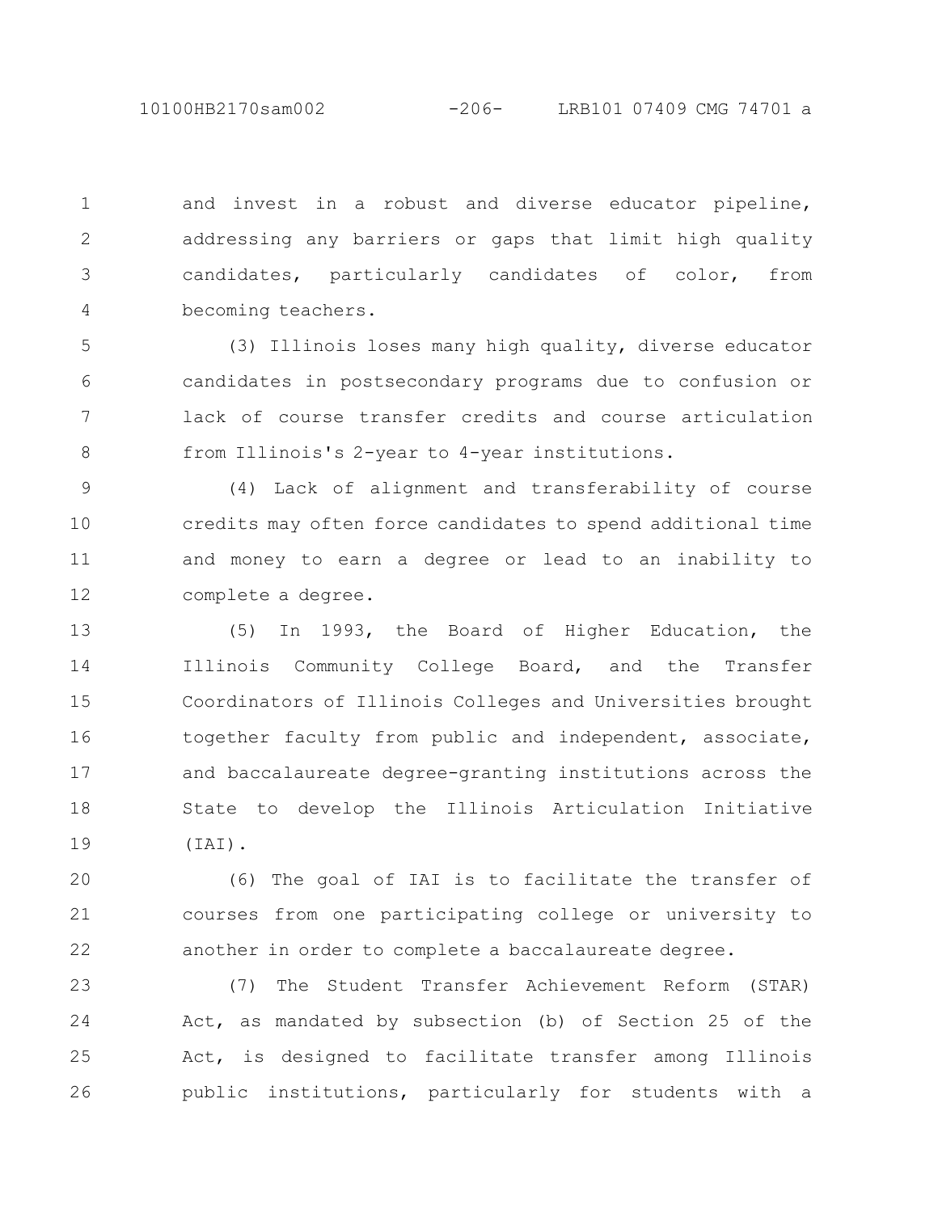and invest in a robust and diverse educator pipeline, addressing any barriers or gaps that limit high quality candidates, particularly candidates of color, from becoming teachers.

(3) Illinois loses many high quality, diverse educator candidates in postsecondary programs due to confusion or lack of course transfer credits and course articulation from Illinois's 2-year to 4-year institutions.

(4) Lack of alignment and transferability of course credits may often force candidates to spend additional time and money to earn a degree or lead to an inability to complete a degree.

(5) In 1993, the Board of Higher Education, the Illinois Community College Board, and the Transfer Coordinators of Illinois Colleges and Universities brought together faculty from public and independent, associate, and baccalaureate degree-granting institutions across the State to develop the Illinois Articulation Initiative (IAI).

(6) The goal of IAI is to facilitate the transfer of courses from one participating college or university to another in order to complete a baccalaureate degree.

(7) The Student Transfer Achievement Reform (STAR) Act, as mandated by subsection (b) of Section 25 of the Act, is designed to facilitate transfer among Illinois public institutions, particularly for students with a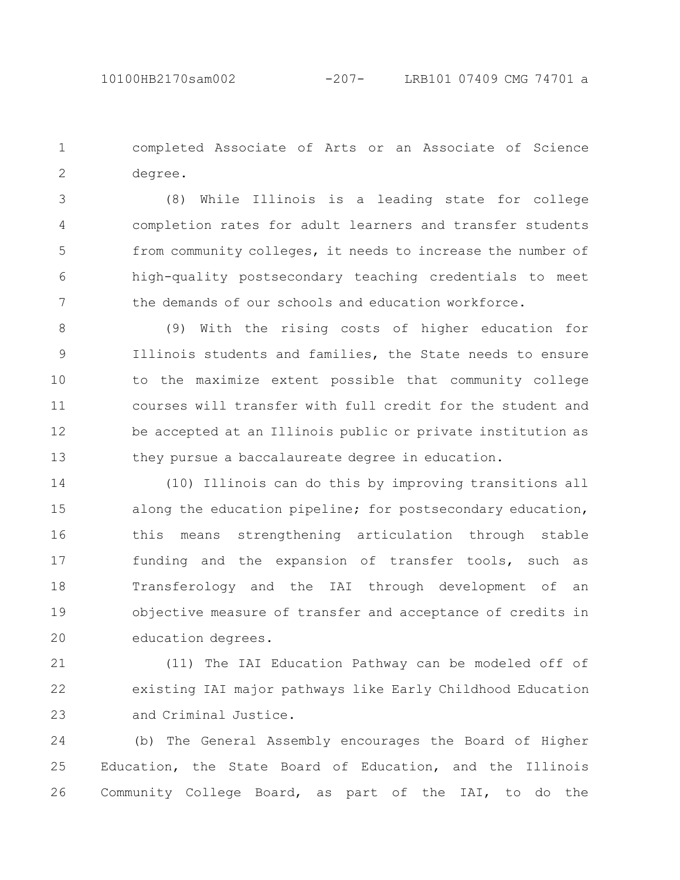completed Associate of Arts or an Associate of Science degree.

(8) While Illinois is a leading state for college completion rates for adult learners and transfer students from community colleges, it needs to increase the number of high-quality postsecondary teaching credentials to meet the demands of our schools and education workforce.

(9) With the rising costs of higher education for Illinois students and families, the State needs to ensure to the maximize extent possible that community college courses will transfer with full credit for the student and be accepted at an Illinois public or private institution as they pursue a baccalaureate degree in education.

(10) Illinois can do this by improving transitions all along the education pipeline; for postsecondary education, this means strengthening articulation through stable funding and the expansion of transfer tools, such as Transferology and the IAI through development of an objective measure of transfer and acceptance of credits in education degrees.

(11) The IAI Education Pathway can be modeled off of existing IAI major pathways like Early Childhood Education and Criminal Justice.

(b) The General Assembly encourages the Board of Higher Education, the State Board of Education, and the Illinois Community College Board, as part of the IAI, to do the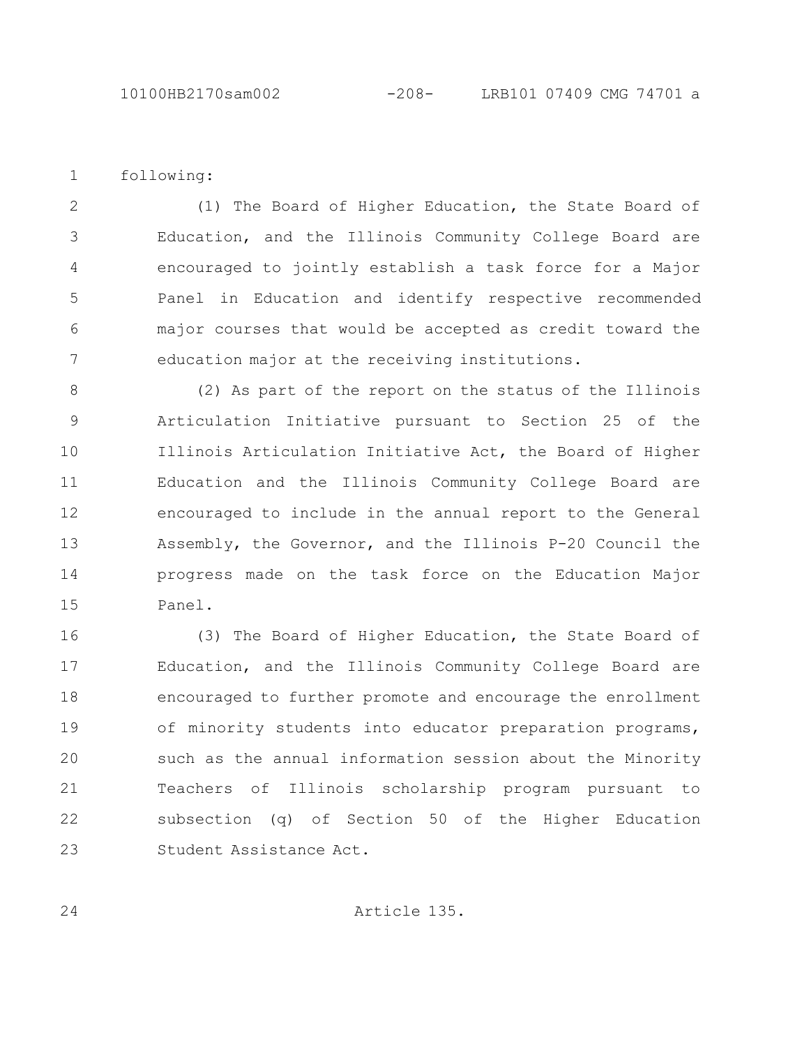following:

(1) The Board of Higher Education, the State Board of Education, and the Illinois Community College Board are encouraged to jointly establish a task force for a Major Panel in Education and identify respective recommended major courses that would be accepted as credit toward the education major at the receiving institutions.

(2) As part of the report on the status of the Illinois Articulation Initiative pursuant to Section 25 of the Illinois Articulation Initiative Act, the Board of Higher Education and the Illinois Community College Board are encouraged to include in the annual report to the General Assembly, the Governor, and the Illinois P-20 Council the progress made on the task force on the Education Major Panel.

(3) The Board of Higher Education, the State Board of Education, and the Illinois Community College Board are encouraged to further promote and encourage the enrollment of minority students into educator preparation programs, such as the annual information session about the Minority Teachers of Illinois scholarship program pursuant to subsection (q) of Section 50 of the Higher Education Student Assistance Act.

Article 135.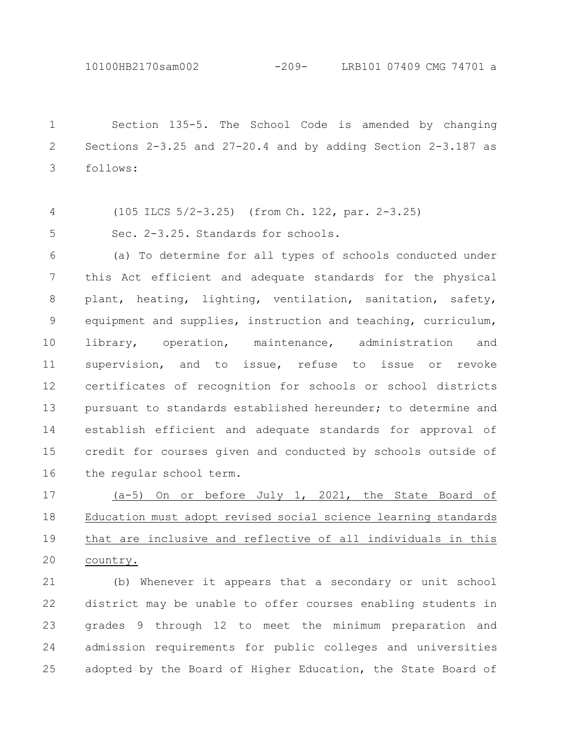Section 135-5. The School Code is amended by changing Sections 2-3.25 and 27-20.4 and by adding Section 2-3.187 as follows:

(105 ILCS 5/2-3.25) (from Ch. 122, par. 2-3.25)

Sec. 2-3.25. Standards for schools.

(a) To determine for all types of schools conducted under this Act efficient and adequate standards for the physical plant, heating, lighting, ventilation, sanitation, safety, equipment and supplies, instruction and teaching, curriculum, library, operation, maintenance, administration and supervision, and to issue, refuse to issue or revoke certificates of recognition for schools or school districts pursuant to standards established hereunder; to determine and establish efficient and adequate standards for approval of credit for courses given and conducted by schools outside of the regular school term.

<u>(a-5) On or before July 1, 2021, the State Board of Education must adopt revised social science learning standards that are inclusive and reflective of all individuals in this country.</u>

(b) Whenever it appears that a secondary or unit school district may be unable to offer courses enabling students in grades 9 through 12 to meet the minimum preparation and admission requirements for public colleges and universities adopted by the Board of Higher Education, the State Board of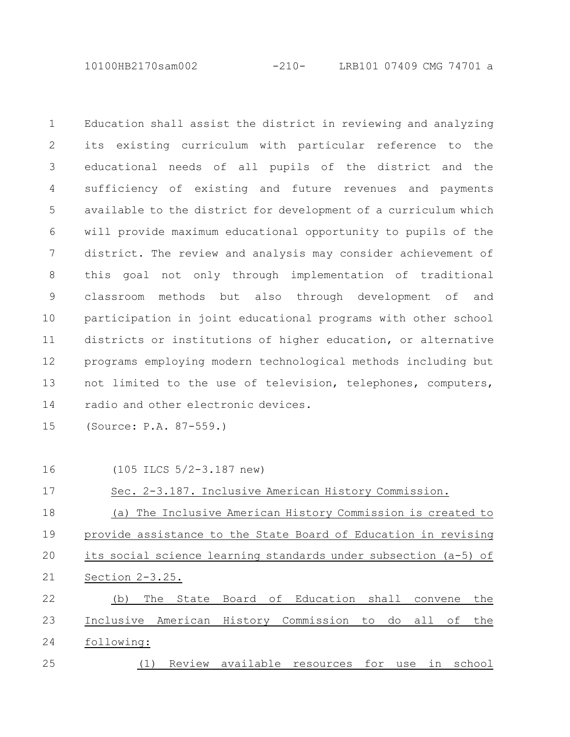Education shall assist the district in reviewing and analyzing its existing curriculum with particular reference to the educational needs of all pupils of the district and the sufficiency of existing and future revenues and payments available to the district for development of a curriculum which will provide maximum educational opportunity to pupils of the district. The review and analysis may consider achievement of this goal not only through implementation of traditional classroom methods but also through development of and participation in joint educational programs with other school districts or institutions of higher education, or alternative programs employing modern technological methods including but not limited to the use of television, telephones, computers, radio and other electronic devices.

(Source: P.A. 87-559.)

(105 ILCS 5/2-3.187 new)

Sec. 2-3.187. Inclusive American History Commission.

(a) The Inclusive American History Commission is created to provide assistance to the State Board of Education in revising its social science learning standards under subsection (a-5) of Section 2-3.25.

(b) The State Board of Education shall convene the Inclusive American History Commission to do all of the following:

(1) Review available resources for use in school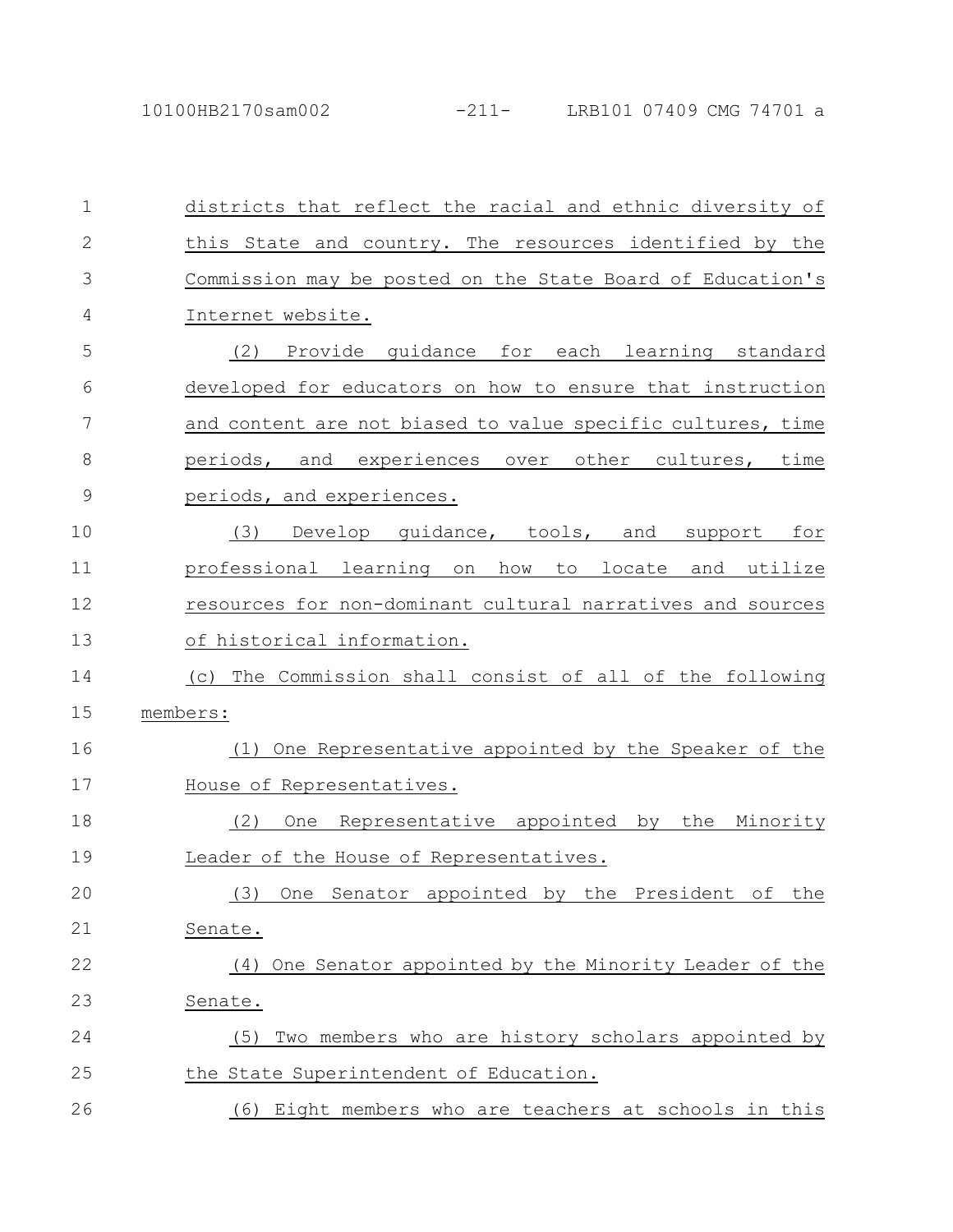districts that reflect the racial and ethnic diversity of this State and country. The resources identified by the Commission may be posted on the State Board of Education's Internet website.

(2) Provide guidance for each learning standard developed for educators on how to ensure that instruction and content are not biased to value specific cultures, time periods, and experiences over other cultures, time periods, and experiences.

(3) Develop guidance, tools, and support for professional learning on how to locate and utilize resources for non-dominant cultural narratives and sources of historical information.

(c) The Commission shall consist of all of the following members:

(1) One Representative appointed by the Speaker of the House of Representatives.

(2) One Representative appointed by the Minority Leader of the House of Representatives.

(3) One Senator appointed by the President of the Senate.

(4) One Senator appointed by the Minority Leader of the Senate.

(5) Two members who are history scholars appointed by the State Superintendent of Education.

(6) Eight members who are teachers at schools in this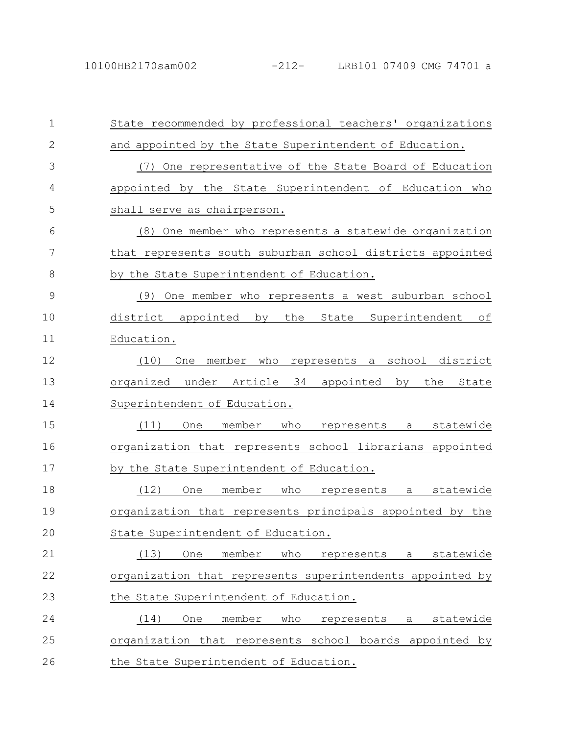State recommended by professional teachers' organizations and appointed by the State Superintendent of Education.

(7) One representative of the State Board of Education appointed by the State Superintendent of Education who shall serve as chairperson.

(8) One member who represents a statewide organization that represents south suburban school districts appointed by the State Superintendent of Education.

(9) One member who represents a west suburban school district appointed by the State Superintendent of Education.

(10) One member who represents a school district organized under Article 34 appointed by the State Superintendent of Education.

(11) One member who represents a statewide organization that represents school librarians appointed by the State Superintendent of Education.

(12) One member who represents a statewide organization that represents principals appointed by the State Superintendent of Education.

(13) One member who represents a statewide organization that represents superintendents appointed by the State Superintendent of Education.

(14) One member who represents a statewide organization that represents school boards appointed by the State Superintendent of Education.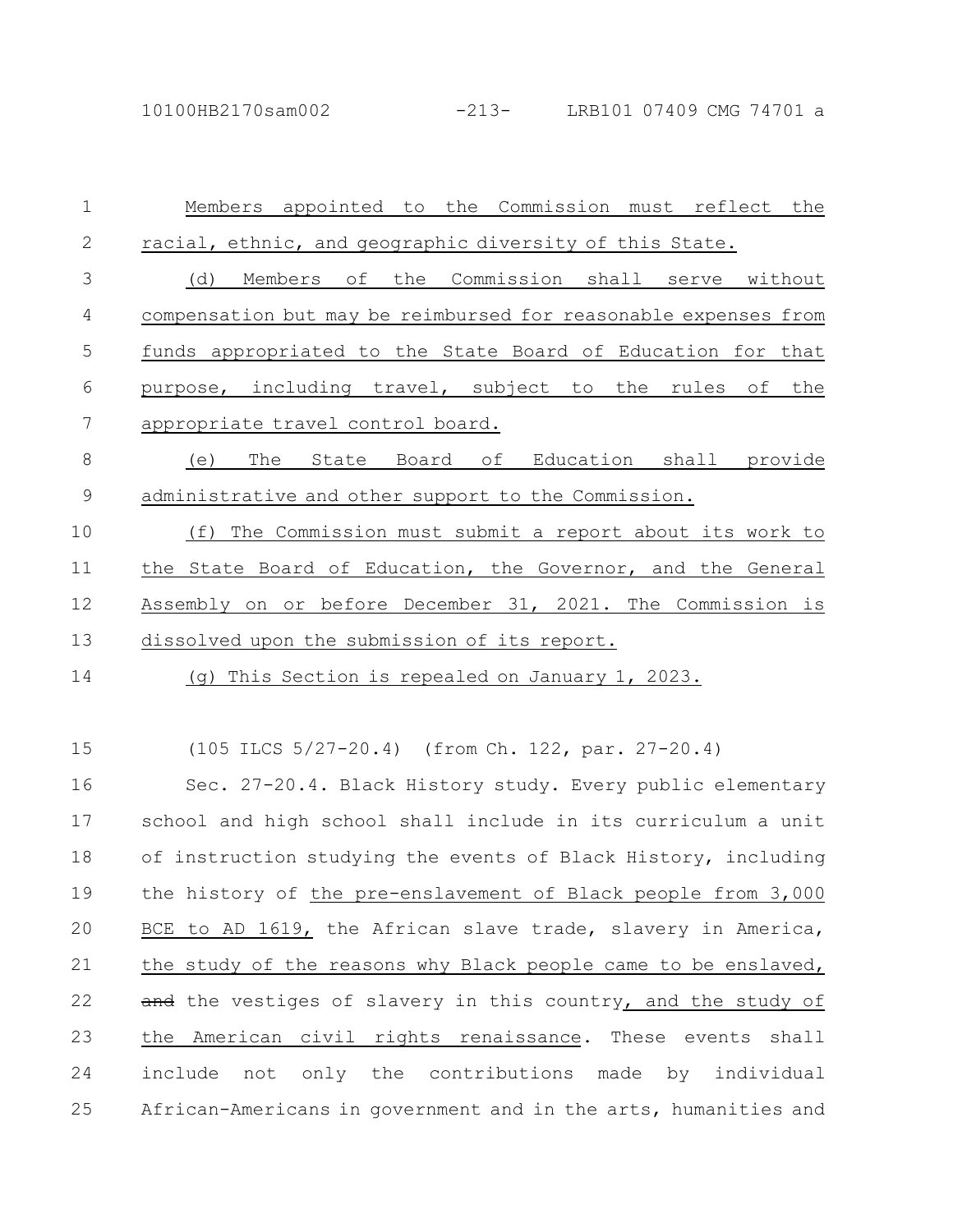Members appointed to the Commission must reflect the racial, ethnic, and geographic diversity of this State.

(d) Members of the Commission shall serve without compensation but may be reimbursed for reasonable expenses from funds appropriated to the State Board of Education for that purpose, including travel, subject to the rules of the appropriate travel control board.

(e) The State Board of Education shall provide administrative and other support to the Commission.

(f) The Commission must submit a report about its work to the State Board of Education, the Governor, and the General Assembly on or before December 31, 2021. The Commission is dissolved upon the submission of its report.

(g) This Section is repealed on January 1, 2023.

(105 ILCS 5/27-20.4) (from Ch. 122, par. 27-20.4)

Sec. 27-20.4. Black History study. Every public elementary school and high school shall include in its curriculum a unit of instruction studying the events of Black History, including the history of the pre-enslavement of Black people from 3,000 BCE to AD 1619, the African slave trade, slavery in America, the study of the reasons why Black people came to be enslaved, ~~and~~ the vestiges of slavery in this country, and the study of the American civil rights renaissance. These events shall include not only the contributions made by individual African-Americans in government and in the arts, humanities and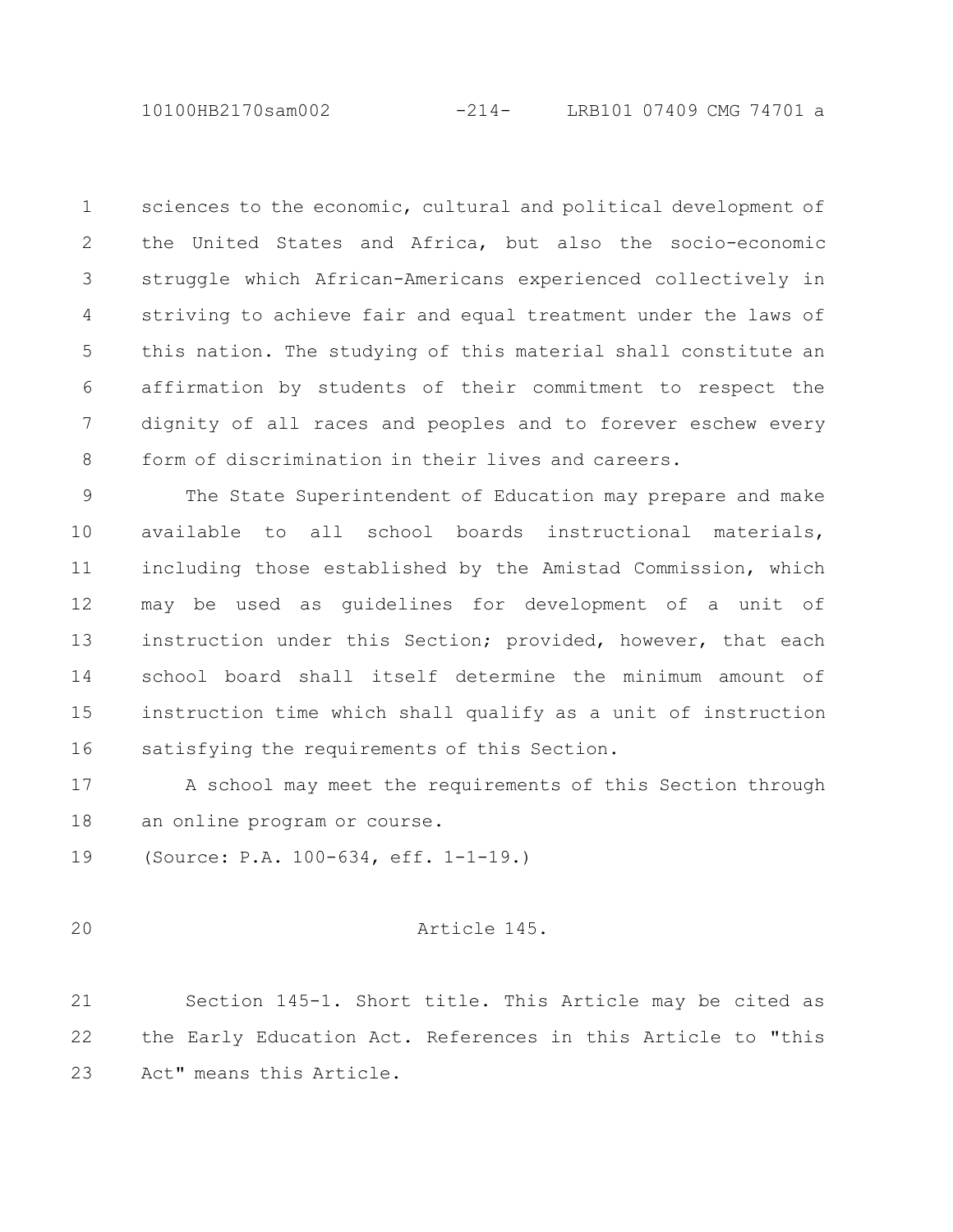sciences to the economic, cultural and political development of the United States and Africa, but also the socio-economic struggle which African-Americans experienced collectively in striving to achieve fair and equal treatment under the laws of this nation. The studying of this material shall constitute an affirmation by students of their commitment to respect the dignity of all races and peoples and to forever eschew every form of discrimination in their lives and careers.

The State Superintendent of Education may prepare and make available to all school boards instructional materials, including those established by the Amistad Commission, which may be used as guidelines for development of a unit of instruction under this Section; provided, however, that each school board shall itself determine the minimum amount of instruction time which shall qualify as a unit of instruction satisfying the requirements of this Section.

A school may meet the requirements of this Section through an online program or course.

(Source: P.A. 100-634, eff. 1-1-19.)

Article 145.

Section 145-1. Short title. This Article may be cited as the Early Education Act. References in this Article to "this Act" means this Article.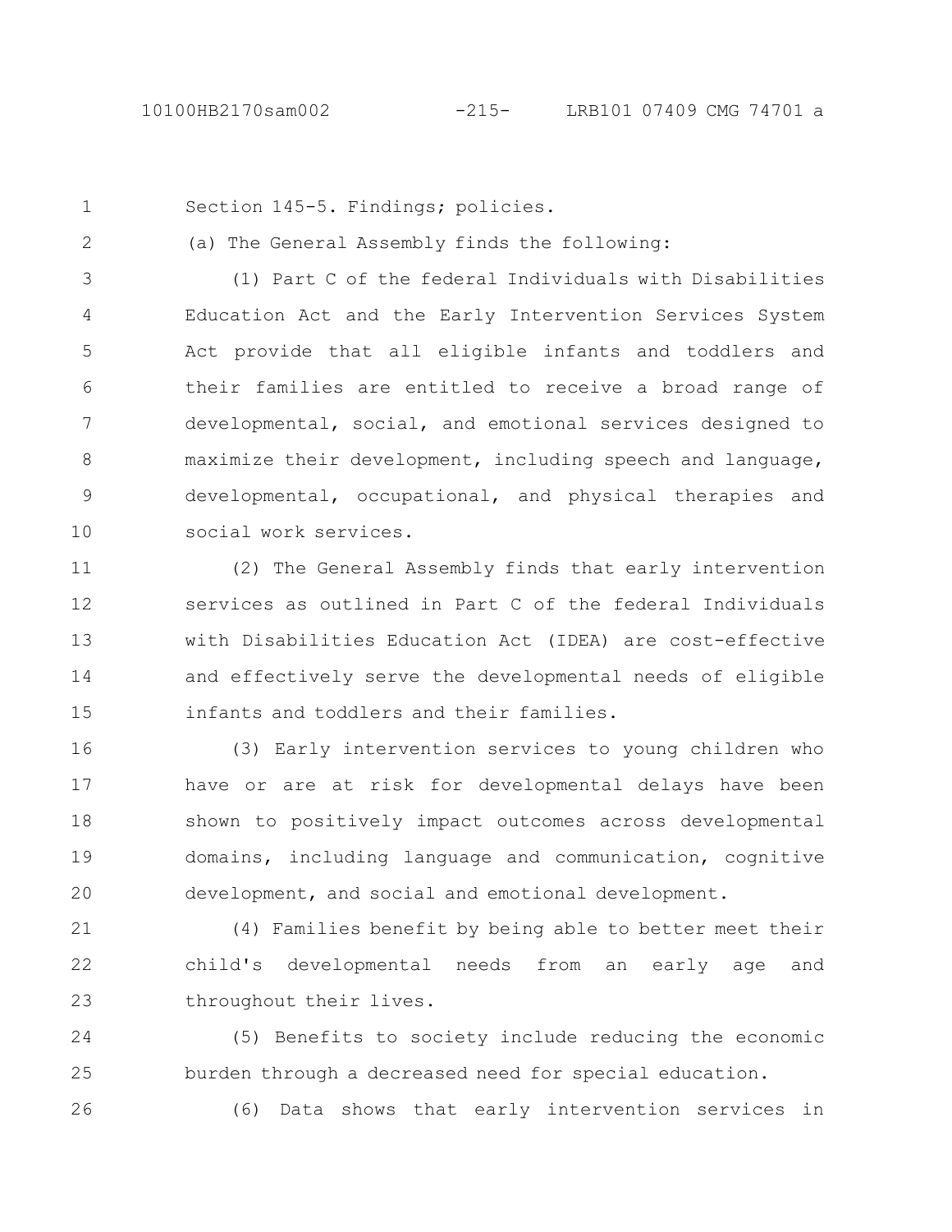Section 145-5. Findings; policies.

(a) The General Assembly finds the following:

(1) Part C of the federal Individuals with Disabilities Education Act and the Early Intervention Services System Act provide that all eligible infants and toddlers and their families are entitled to receive a broad range of developmental, social, and emotional services designed to maximize their development, including speech and language, developmental, occupational, and physical therapies and social work services.

(2) The General Assembly finds that early intervention services as outlined in Part C of the federal Individuals with Disabilities Education Act (IDEA) are cost-effective and effectively serve the developmental needs of eligible infants and toddlers and their families.

(3) Early intervention services to young children who have or are at risk for developmental delays have been shown to positively impact outcomes across developmental domains, including language and communication, cognitive development, and social and emotional development.

(4) Families benefit by being able to better meet their child's developmental needs from an early age and throughout their lives.

(5) Benefits to society include reducing the economic burden through a decreased need for special education.

(6) Data shows that early intervention services in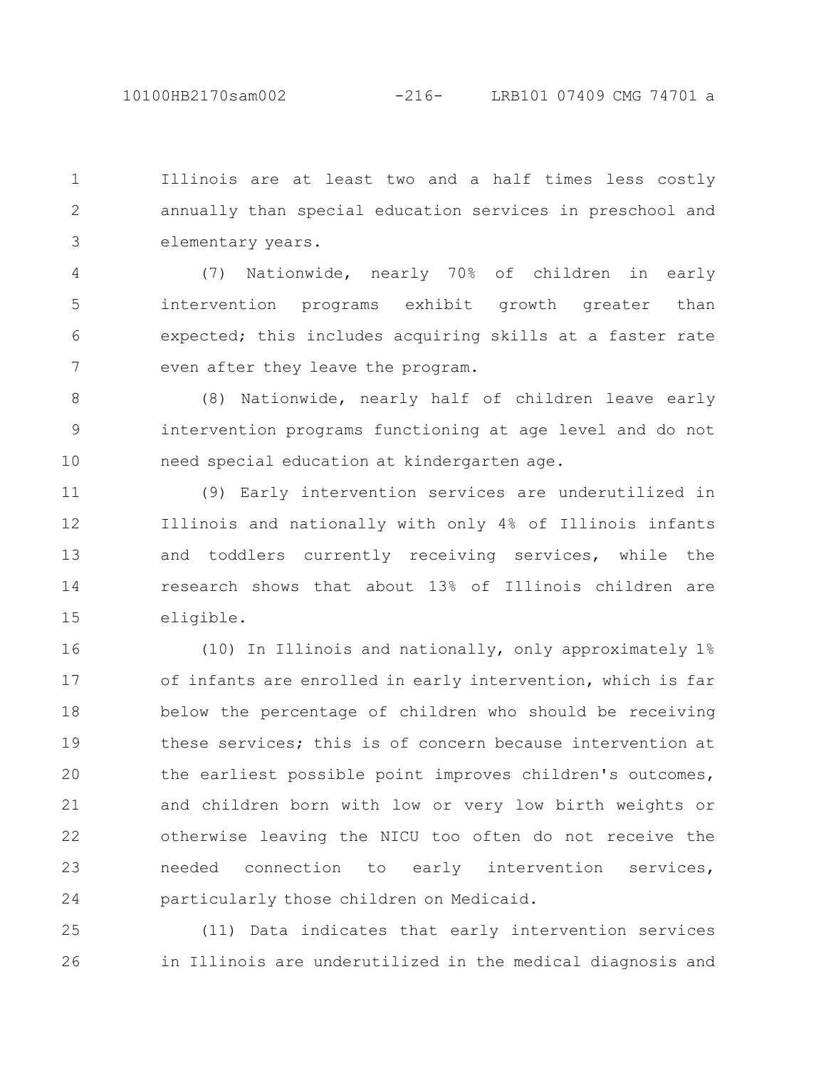Illinois are at least two and a half times less costly annually than special education services in preschool and elementary years.

(7) Nationwide, nearly 70% of children in early intervention programs exhibit growth greater than expected; this includes acquiring skills at a faster rate even after they leave the program.

(8) Nationwide, nearly half of children leave early intervention programs functioning at age level and do not need special education at kindergarten age.

(9) Early intervention services are underutilized in Illinois and nationally with only 4% of Illinois infants and toddlers currently receiving services, while the research shows that about 13% of Illinois children are eligible.

(10) In Illinois and nationally, only approximately 1% of infants are enrolled in early intervention, which is far below the percentage of children who should be receiving these services; this is of concern because intervention at the earliest possible point improves children's outcomes, and children born with low or very low birth weights or otherwise leaving the NICU too often do not receive the needed connection to early intervention services, particularly those children on Medicaid.

(11) Data indicates that early intervention services in Illinois are underutilized in the medical diagnosis and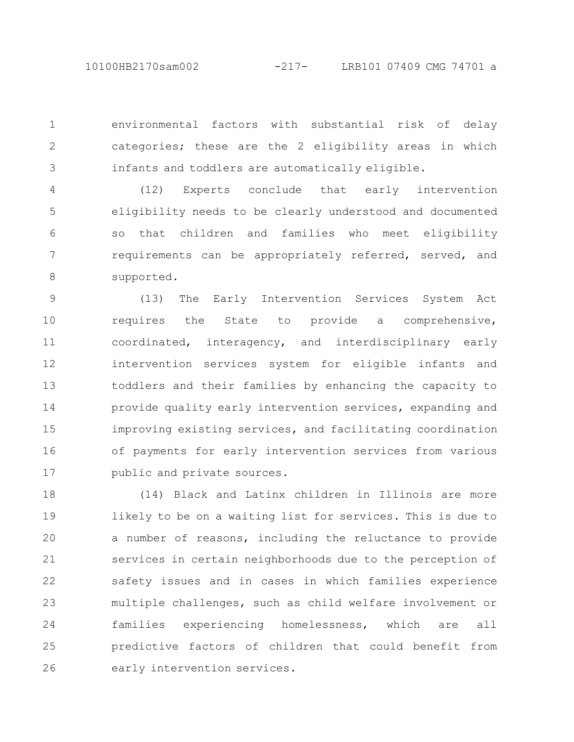environmental factors with substantial risk of delay categories; these are the 2 eligibility areas in which infants and toddlers are automatically eligible.

(12) Experts conclude that early intervention eligibility needs to be clearly understood and documented so that children and families who meet eligibility requirements can be appropriately referred, served, and supported.

(13) The Early Intervention Services System Act requires the State to provide a comprehensive, coordinated, interagency, and interdisciplinary early intervention services system for eligible infants and toddlers and their families by enhancing the capacity to provide quality early intervention services, expanding and improving existing services, and facilitating coordination of payments for early intervention services from various public and private sources.

(14) Black and Latinx children in Illinois are more likely to be on a waiting list for services. This is due to a number of reasons, including the reluctance to provide services in certain neighborhoods due to the perception of safety issues and in cases in which families experience multiple challenges, such as child welfare involvement or families experiencing homelessness, which are all predictive factors of children that could benefit from early intervention services.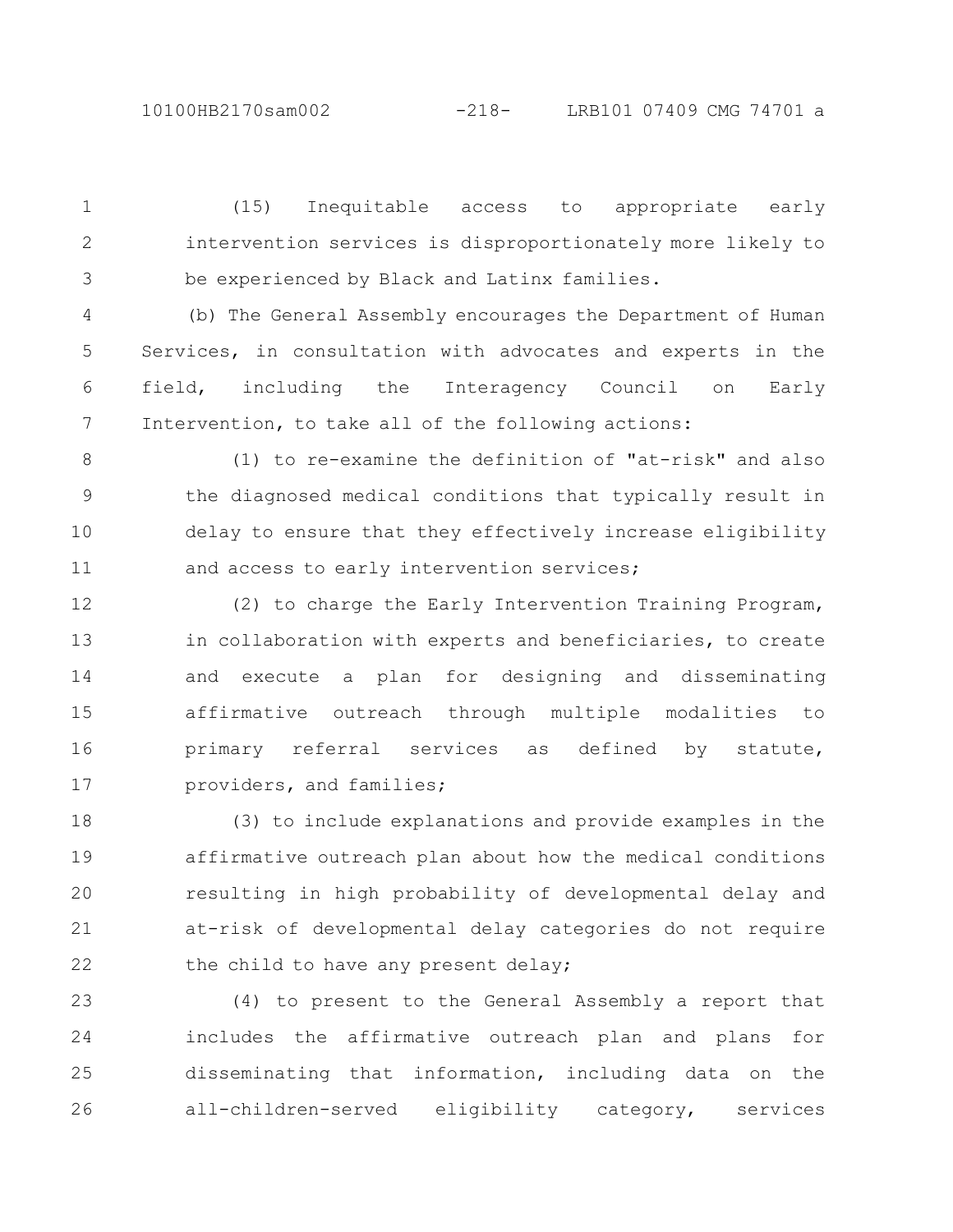(15) Inequitable access to appropriate early intervention services is disproportionately more likely to be experienced by Black and Latinx families.

(b) The General Assembly encourages the Department of Human Services, in consultation with advocates and experts in the field, including the Interagency Council on Early Intervention, to take all of the following actions:

(1) to re-examine the definition of "at-risk" and also the diagnosed medical conditions that typically result in delay to ensure that they effectively increase eligibility and access to early intervention services;

(2) to charge the Early Intervention Training Program, in collaboration with experts and beneficiaries, to create and execute a plan for designing and disseminating affirmative outreach through multiple modalities to primary referral services as defined by statute, providers, and families;

(3) to include explanations and provide examples in the affirmative outreach plan about how the medical conditions resulting in high probability of developmental delay and at-risk of developmental delay categories do not require the child to have any present delay;

(4) to present to the General Assembly a report that includes the affirmative outreach plan and plans for disseminating that information, including data on the all-children-served eligibility category, services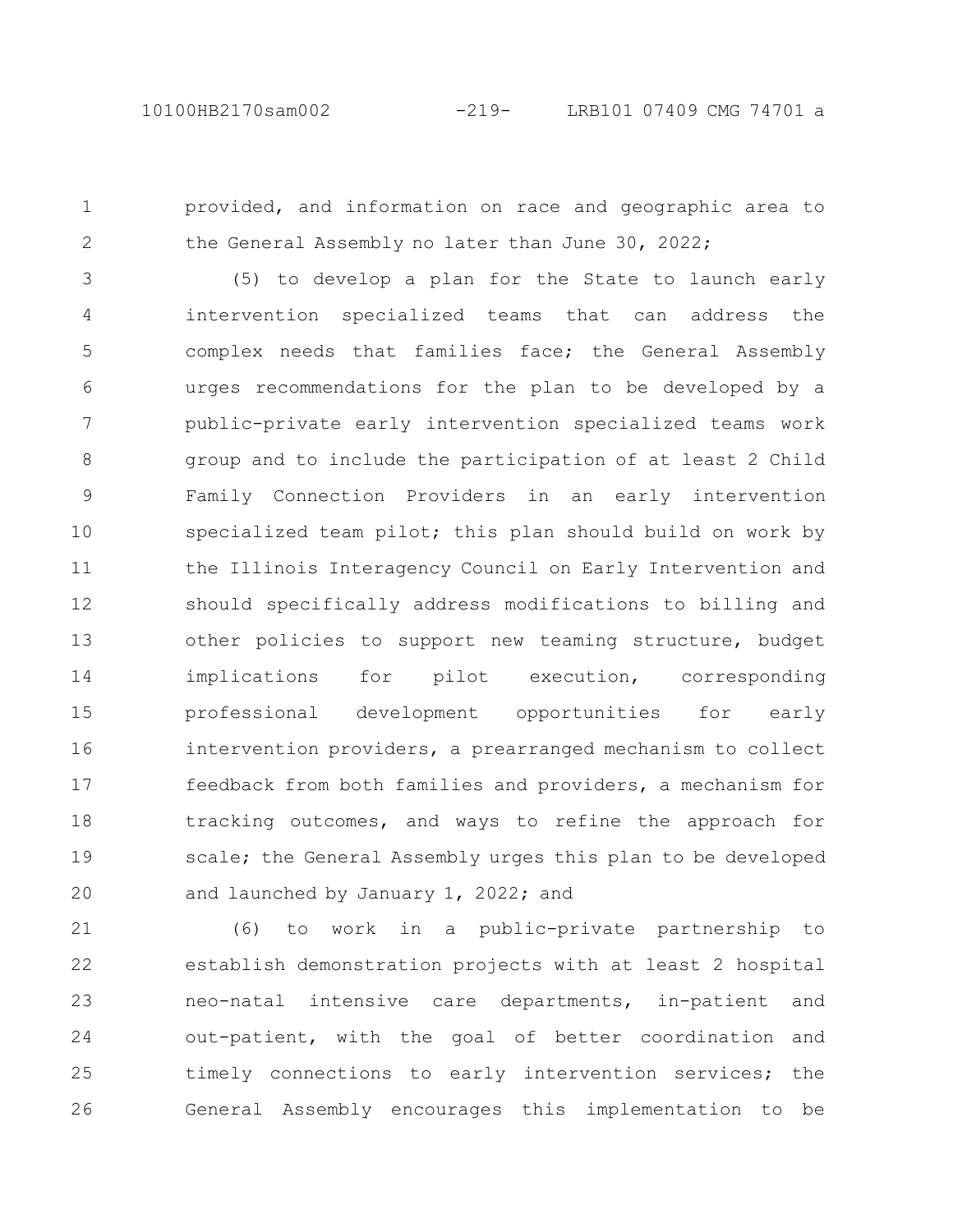provided, and information on race and geographic area to the General Assembly no later than June 30, 2022;

(5) to develop a plan for the State to launch early intervention specialized teams that can address the complex needs that families face; the General Assembly urges recommendations for the plan to be developed by a public-private early intervention specialized teams work group and to include the participation of at least 2 Child Family Connection Providers in an early intervention specialized team pilot; this plan should build on work by the Illinois Interagency Council on Early Intervention and should specifically address modifications to billing and other policies to support new teaming structure, budget implications for pilot execution, corresponding professional development opportunities for early intervention providers, a prearranged mechanism to collect feedback from both families and providers, a mechanism for tracking outcomes, and ways to refine the approach for scale; the General Assembly urges this plan to be developed and launched by January 1, 2022; and

(6) to work in a public-private partnership to establish demonstration projects with at least 2 hospital neo-natal intensive care departments, in-patient and out-patient, with the goal of better coordination and timely connections to early intervention services; the General Assembly encourages this implementation to be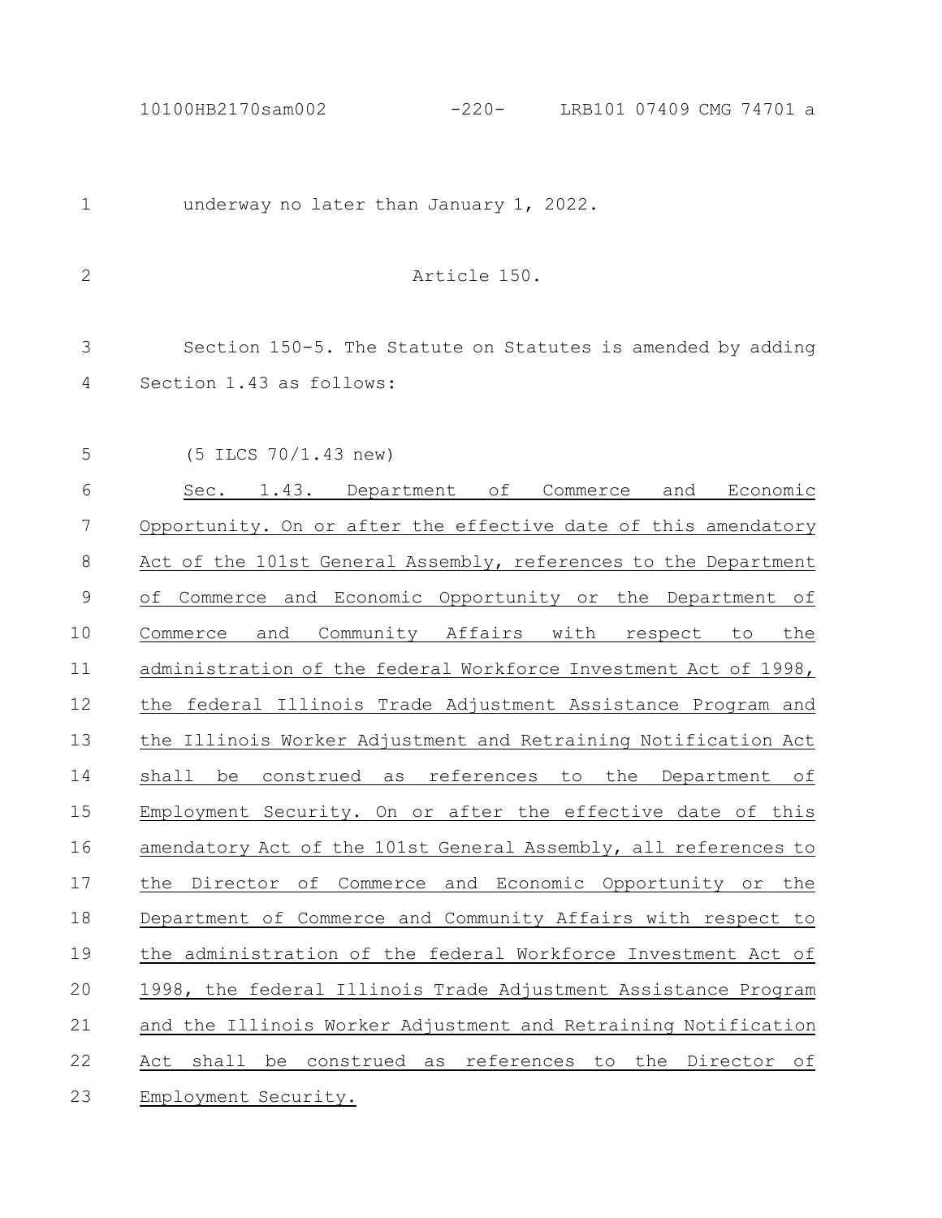underway no later than January 1, 2022.

Article 150.

Section 150-5. The Statute on Statutes is amended by adding Section 1.43 as follows:

(5 ILCS 70/1.43 new)

Sec. 1.43. Department of Commerce and Economic Opportunity. On or after the effective date of this amendatory Act of the 101st General Assembly, references to the Department of Commerce and Economic Opportunity or the Department of Commerce and Community Affairs with respect to the administration of the federal Workforce Investment Act of 1998, the federal Illinois Trade Adjustment Assistance Program and the Illinois Worker Adjustment and Retraining Notification Act shall be construed as references to the Department of Employment Security. On or after the effective date of this amendatory Act of the 101st General Assembly, all references to the Director of Commerce and Economic Opportunity or the Department of Commerce and Community Affairs with respect to the administration of the federal Workforce Investment Act of 1998, the federal Illinois Trade Adjustment Assistance Program and the Illinois Worker Adjustment and Retraining Notification Act shall be construed as references to the Director of Employment Security.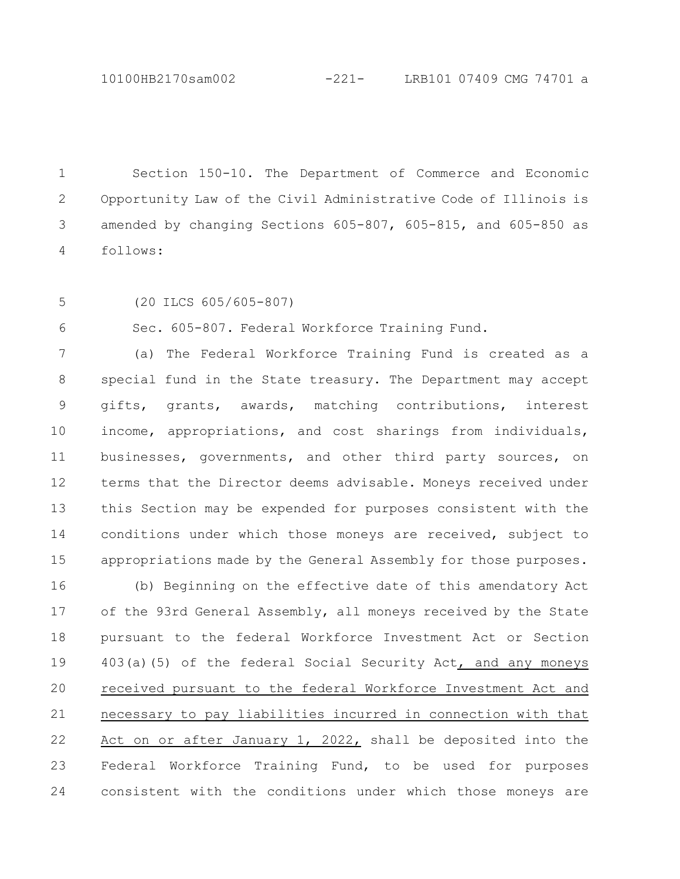Section 150-10. The Department of Commerce and Economic Opportunity Law of the Civil Administrative Code of Illinois is amended by changing Sections 605-807, 605-815, and 605-850 as follows:

(20 ILCS 605/605-807)

Sec. 605-807. Federal Workforce Training Fund.

(a) The Federal Workforce Training Fund is created as a special fund in the State treasury. The Department may accept gifts, grants, awards, matching contributions, interest income, appropriations, and cost sharings from individuals, businesses, governments, and other third party sources, on terms that the Director deems advisable. Moneys received under this Section may be expended for purposes consistent with the conditions under which those moneys are received, subject to appropriations made by the General Assembly for those purposes.

(b) Beginning on the effective date of this amendatory Act of the 93rd General Assembly, all moneys received by the State pursuant to the federal Workforce Investment Act or Section 403(a)(5) of the federal Social Security Act<u>, and any moneys received pursuant to the federal Workforce Investment Act and necessary to pay liabilities incurred in connection with that Act on or after January 1, 2022,</u> shall be deposited into the Federal Workforce Training Fund, to be used for purposes consistent with the conditions under which those moneys are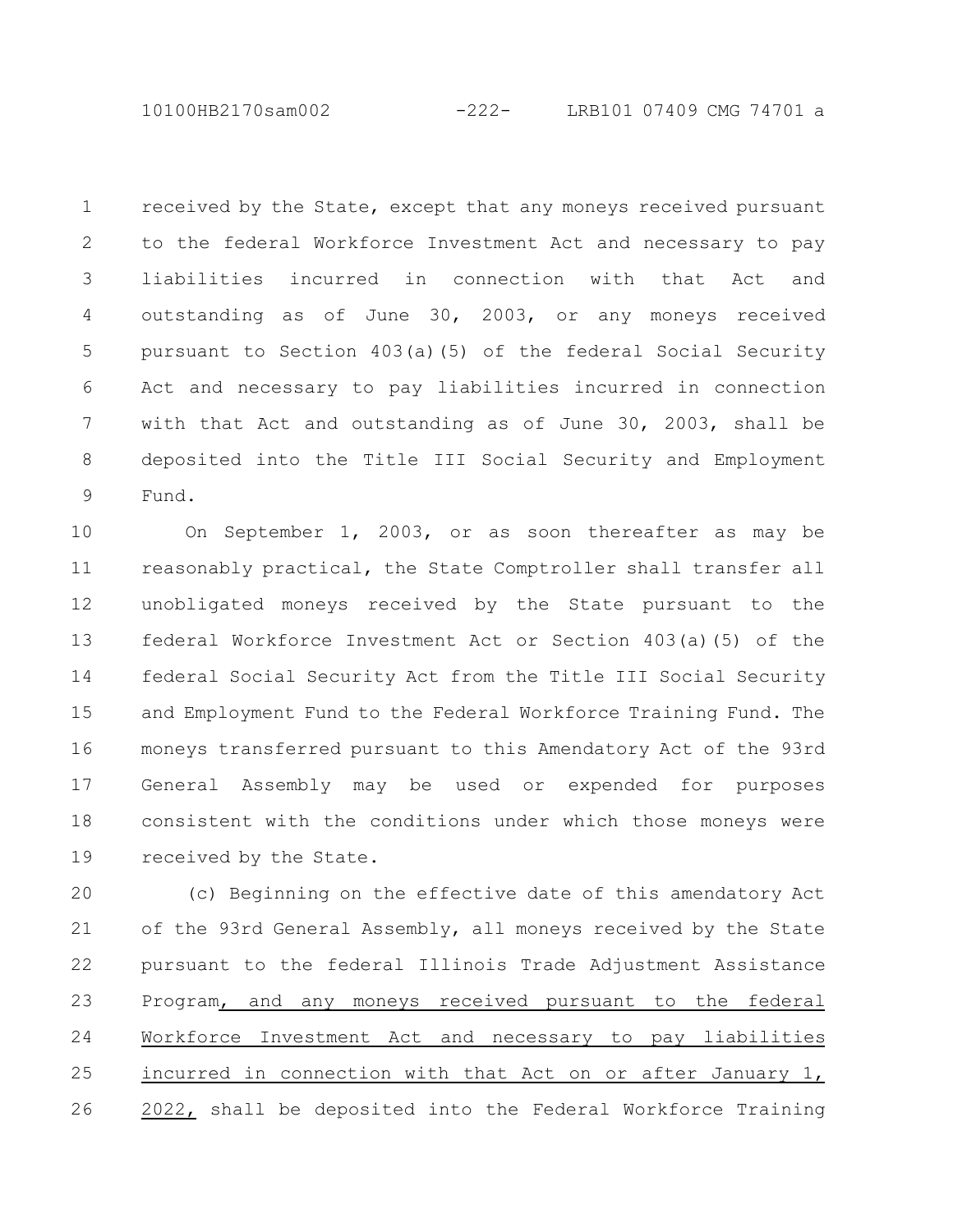received by the State, except that any moneys received pursuant to the federal Workforce Investment Act and necessary to pay liabilities incurred in connection with that Act and outstanding as of June 30, 2003, or any moneys received pursuant to Section 403(a)(5) of the federal Social Security Act and necessary to pay liabilities incurred in connection with that Act and outstanding as of June 30, 2003, shall be deposited into the Title III Social Security and Employment Fund.

On September 1, 2003, or as soon thereafter as may be reasonably practical, the State Comptroller shall transfer all unobligated moneys received by the State pursuant to the federal Workforce Investment Act or Section 403(a)(5) of the federal Social Security Act from the Title III Social Security and Employment Fund to the Federal Workforce Training Fund. The moneys transferred pursuant to this Amendatory Act of the 93rd General Assembly may be used or expended for purposes consistent with the conditions under which those moneys were received by the State.

(c) Beginning on the effective date of this amendatory Act of the 93rd General Assembly, all moneys received by the State pursuant to the federal Illinois Trade Adjustment Assistance Program, and any moneys received pursuant to the federal Workforce Investment Act and necessary to pay liabilities incurred in connection with that Act on or after January 1, 2022, shall be deposited into the Federal Workforce Training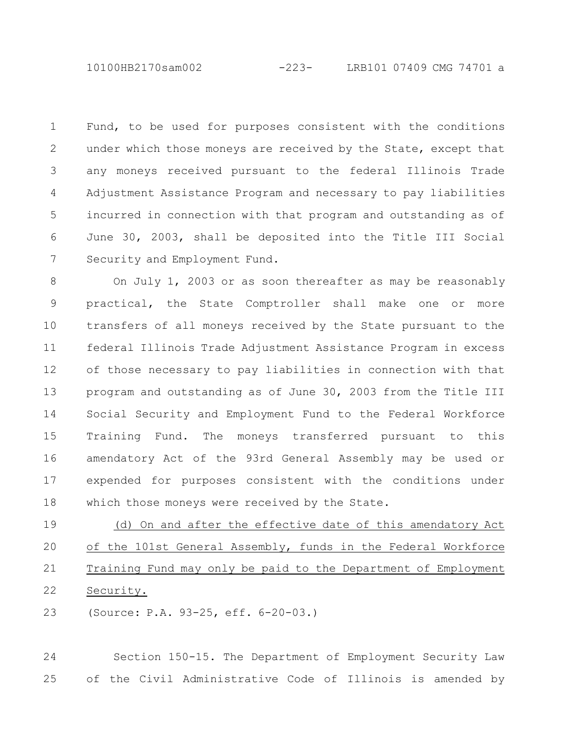Fund, to be used for purposes consistent with the conditions under which those moneys are received by the State, except that any moneys received pursuant to the federal Illinois Trade Adjustment Assistance Program and necessary to pay liabilities incurred in connection with that program and outstanding as of June 30, 2003, shall be deposited into the Title III Social Security and Employment Fund.

On July 1, 2003 or as soon thereafter as may be reasonably practical, the State Comptroller shall make one or more transfers of all moneys received by the State pursuant to the federal Illinois Trade Adjustment Assistance Program in excess of those necessary to pay liabilities in connection with that program and outstanding as of June 30, 2003 from the Title III Social Security and Employment Fund to the Federal Workforce Training Fund. The moneys transferred pursuant to this amendatory Act of the 93rd General Assembly may be used or expended for purposes consistent with the conditions under which those moneys were received by the State.

(d) On and after the effective date of this amendatory Act of the 101st General Assembly, funds in the Federal Workforce Training Fund may only be paid to the Department of Employment Security.

(Source: P.A. 93-25, eff. 6-20-03.)

Section 150-15. The Department of Employment Security Law of the Civil Administrative Code of Illinois is amended by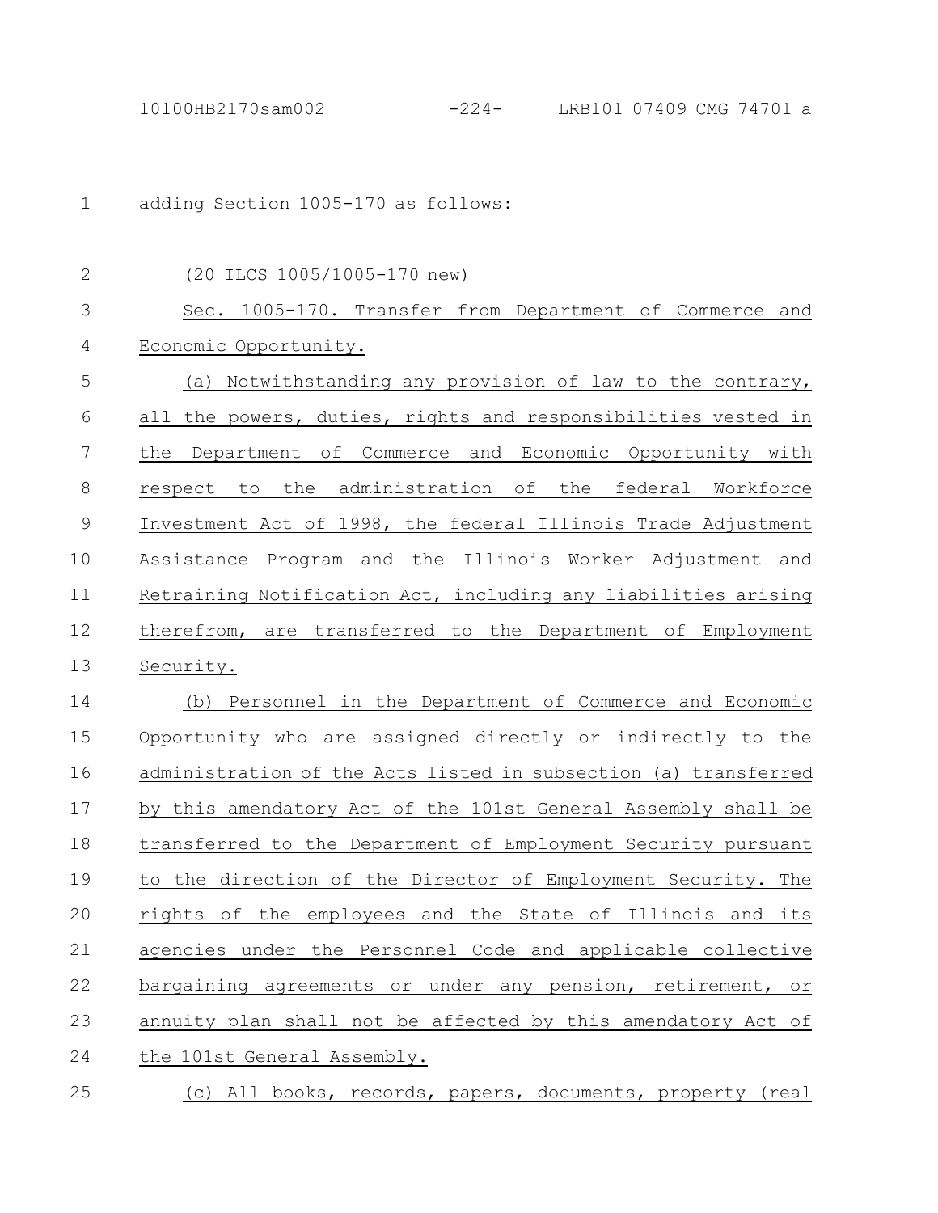adding Section 1005-170 as follows:

(20 ILCS 1005/1005-170 new)

Sec. 1005-170. Transfer from Department of Commerce and Economic Opportunity.

(a) Notwithstanding any provision of law to the contrary, all the powers, duties, rights and responsibilities vested in the Department of Commerce and Economic Opportunity with respect to the administration of the federal Workforce Investment Act of 1998, the federal Illinois Trade Adjustment Assistance Program and the Illinois Worker Adjustment and Retraining Notification Act, including any liabilities arising therefrom, are transferred to the Department of Employment Security.

(b) Personnel in the Department of Commerce and Economic Opportunity who are assigned directly or indirectly to the administration of the Acts listed in subsection (a) transferred by this amendatory Act of the 101st General Assembly shall be transferred to the Department of Employment Security pursuant to the direction of the Director of Employment Security. The rights of the employees and the State of Illinois and its agencies under the Personnel Code and applicable collective bargaining agreements or under any pension, retirement, or annuity plan shall not be affected by this amendatory Act of the 101st General Assembly.

(c) All books, records, papers, documents, property (real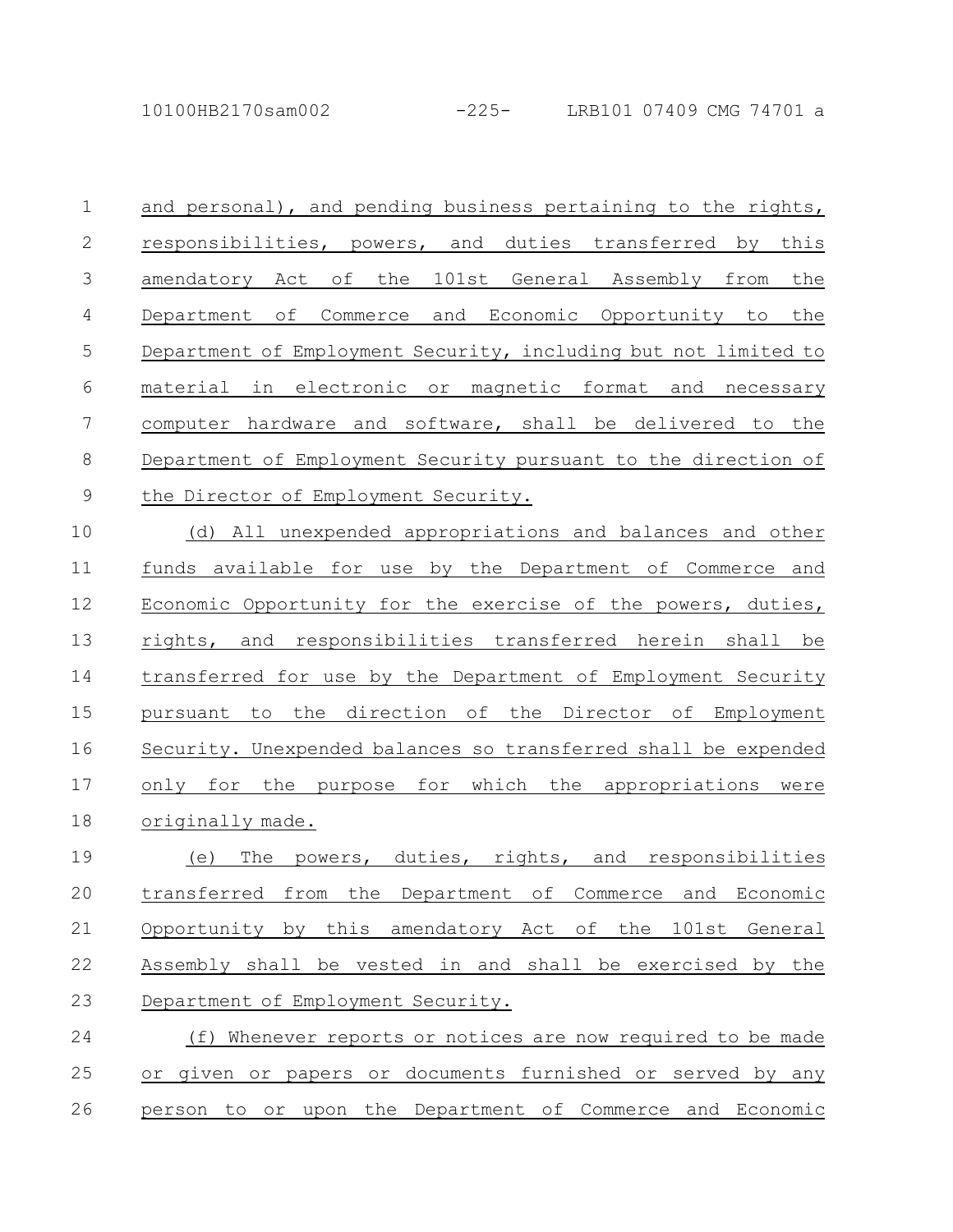and personal), and pending business pertaining to the rights, responsibilities, powers, and duties transferred by this amendatory Act of the 101st General Assembly from the Department of Commerce and Economic Opportunity to the Department of Employment Security, including but not limited to material in electronic or magnetic format and necessary computer hardware and software, shall be delivered to the Department of Employment Security pursuant to the direction of the Director of Employment Security.

(d) All unexpended appropriations and balances and other funds available for use by the Department of Commerce and Economic Opportunity for the exercise of the powers, duties, rights, and responsibilities transferred herein shall be transferred for use by the Department of Employment Security pursuant to the direction of the Director of Employment Security. Unexpended balances so transferred shall be expended only for the purpose for which the appropriations were originally made.

(e) The powers, duties, rights, and responsibilities transferred from the Department of Commerce and Economic Opportunity by this amendatory Act of the 101st General Assembly shall be vested in and shall be exercised by the Department of Employment Security.

(f) Whenever reports or notices are now required to be made or given or papers or documents furnished or served by any person to or upon the Department of Commerce and Economic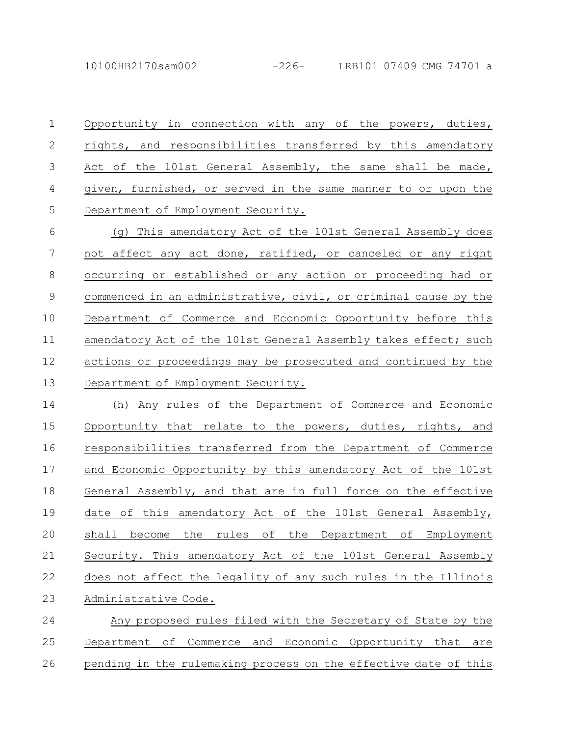Opportunity in connection with any of the powers, duties, rights, and responsibilities transferred by this amendatory Act of the 101st General Assembly, the same shall be made, given, furnished, or served in the same manner to or upon the Department of Employment Security.

(g) This amendatory Act of the 101st General Assembly does not affect any act done, ratified, or canceled or any right occurring or established or any action or proceeding had or commenced in an administrative, civil, or criminal cause by the Department of Commerce and Economic Opportunity before this amendatory Act of the 101st General Assembly takes effect; such actions or proceedings may be prosecuted and continued by the Department of Employment Security.

(h) Any rules of the Department of Commerce and Economic Opportunity that relate to the powers, duties, rights, and responsibilities transferred from the Department of Commerce and Economic Opportunity by this amendatory Act of the 101st General Assembly, and that are in full force on the effective date of this amendatory Act of the 101st General Assembly, shall become the rules of the Department of Employment Security. This amendatory Act of the 101st General Assembly does not affect the legality of any such rules in the Illinois Administrative Code.

Any proposed rules filed with the Secretary of State by the Department of Commerce and Economic Opportunity that are pending in the rulemaking process on the effective date of this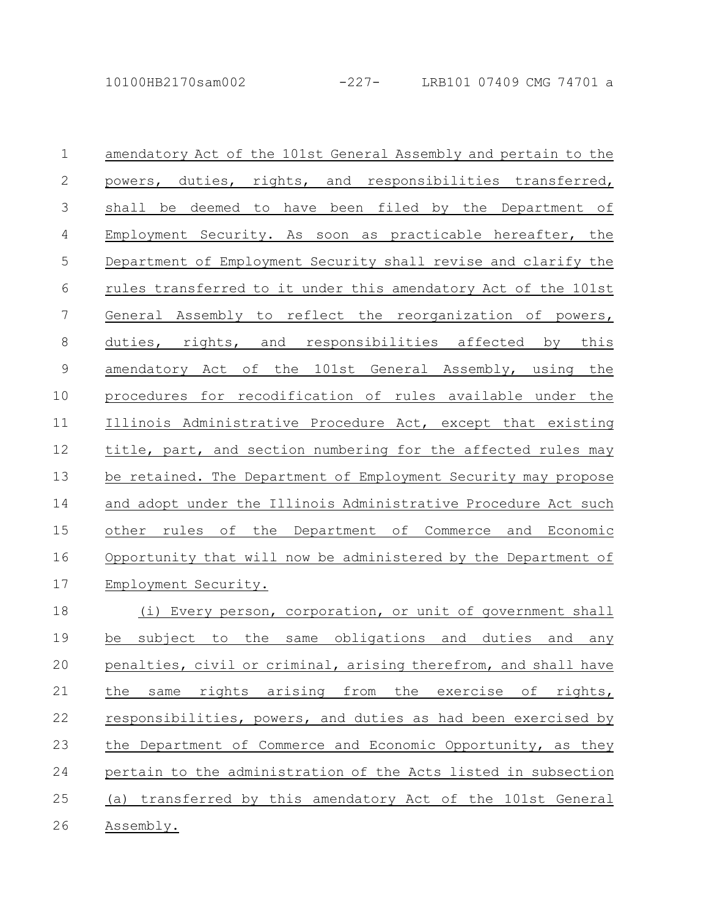amendatory Act of the 101st General Assembly and pertain to the powers, duties, rights, and responsibilities transferred, shall be deemed to have been filed by the Department of Employment Security. As soon as practicable hereafter, the Department of Employment Security shall revise and clarify the rules transferred to it under this amendatory Act of the 101st General Assembly to reflect the reorganization of powers, duties, rights, and responsibilities affected by this amendatory Act of the 101st General Assembly, using the procedures for recodification of rules available under the Illinois Administrative Procedure Act, except that existing title, part, and section numbering for the affected rules may be retained. The Department of Employment Security may propose and adopt under the Illinois Administrative Procedure Act such other rules of the Department of Commerce and Economic Opportunity that will now be administered by the Department of Employment Security.

(i) Every person, corporation, or unit of government shall be subject to the same obligations and duties and any penalties, civil or criminal, arising therefrom, and shall have the same rights arising from the exercise of rights, responsibilities, powers, and duties as had been exercised by the Department of Commerce and Economic Opportunity, as they pertain to the administration of the Acts listed in subsection (a) transferred by this amendatory Act of the 101st General Assembly.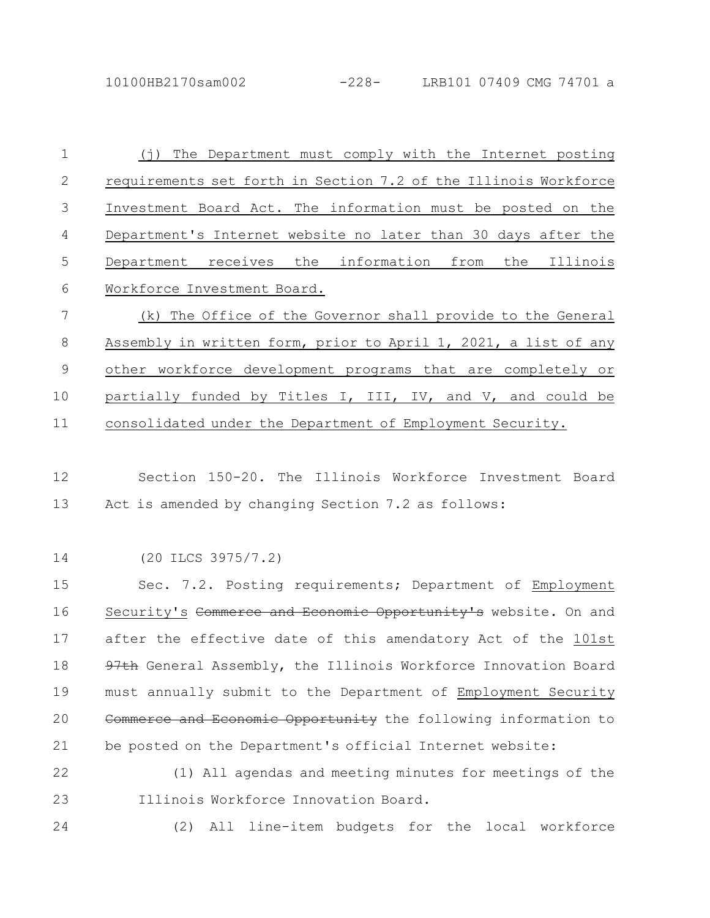(j) The Department must comply with the Internet posting requirements set forth in Section 7.2 of the Illinois Workforce Investment Board Act. The information must be posted on the Department's Internet website no later than 30 days after the Department receives the information from the Illinois Workforce Investment Board.

(k) The Office of the Governor shall provide to the General Assembly in written form, prior to April 1, 2021, a list of any other workforce development programs that are completely or partially funded by Titles I, III, IV, and V, and could be consolidated under the Department of Employment Security.

Section 150-20. The Illinois Workforce Investment Board Act is amended by changing Section 7.2 as follows:

(20 ILCS 3975/7.2)

Sec. 7.2. Posting requirements; Department of Employment Security's ~~Commerce and Economic Opportunity's~~ website. On and after the effective date of this amendatory Act of the 101st ~~97th~~ General Assembly, the Illinois Workforce Innovation Board must annually submit to the Department of Employment Security ~~Commerce and Economic Opportunity~~ the following information to be posted on the Department's official Internet website:

(1) All agendas and meeting minutes for meetings of the Illinois Workforce Innovation Board.

(2) All line-item budgets for the local workforce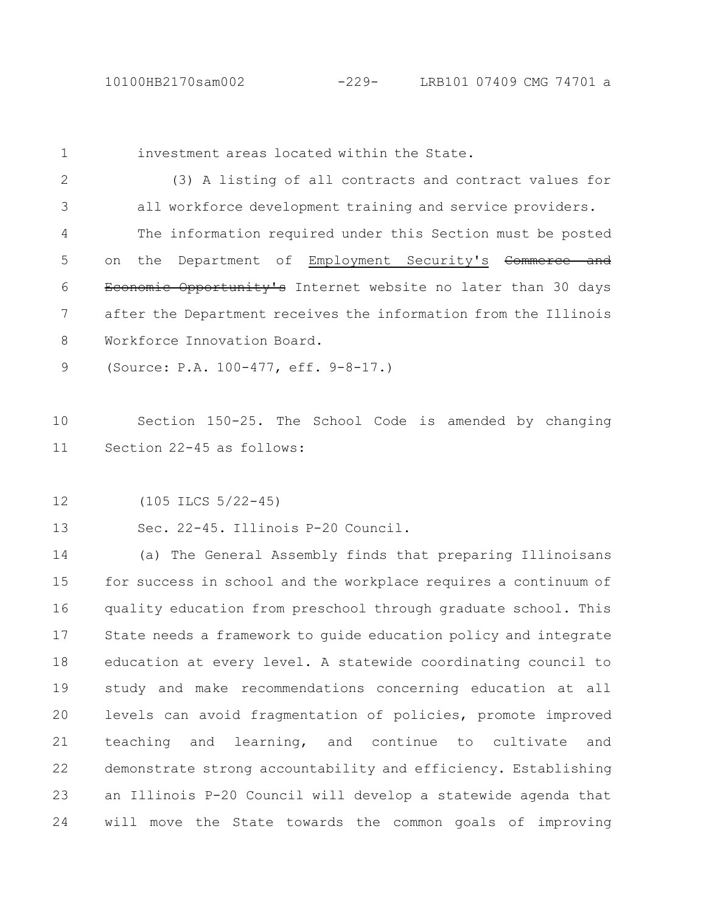investment areas located within the State.

(3) A listing of all contracts and contract values for all workforce development training and service providers.

The information required under this Section must be posted on the Department of <ins>Employment Security's</ins> ~~Commerce and Economic Opportunity's~~ Internet website no later than 30 days after the Department receives the information from the Illinois Workforce Innovation Board.

(Source: P.A. 100-477, eff. 9-8-17.)

Section 150-25. The School Code is amended by changing Section 22-45 as follows:

(105 ILCS 5/22-45)

Sec. 22-45. Illinois P-20 Council.

(a) The General Assembly finds that preparing Illinoisans for success in school and the workplace requires a continuum of quality education from preschool through graduate school. This State needs a framework to guide education policy and integrate education at every level. A statewide coordinating council to study and make recommendations concerning education at all levels can avoid fragmentation of policies, promote improved teaching and learning, and continue to cultivate and demonstrate strong accountability and efficiency. Establishing an Illinois P-20 Council will develop a statewide agenda that will move the State towards the common goals of improving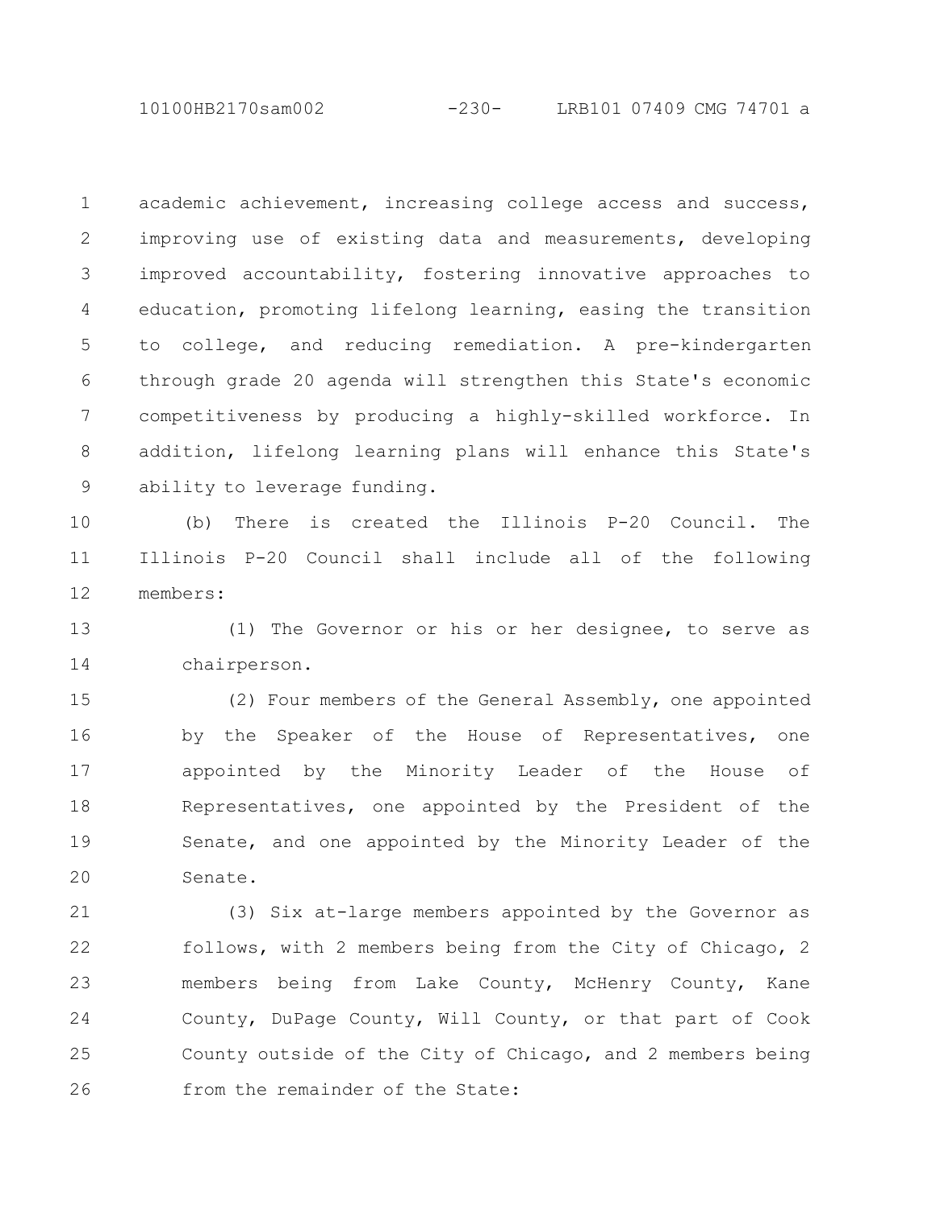academic achievement, increasing college access and success, improving use of existing data and measurements, developing improved accountability, fostering innovative approaches to education, promoting lifelong learning, easing the transition to college, and reducing remediation. A pre-kindergarten through grade 20 agenda will strengthen this State's economic competitiveness by producing a highly-skilled workforce. In addition, lifelong learning plans will enhance this State's ability to leverage funding.

(b) There is created the Illinois P-20 Council. The Illinois P-20 Council shall include all of the following members:

(1) The Governor or his or her designee, to serve as chairperson.

(2) Four members of the General Assembly, one appointed by the Speaker of the House of Representatives, one appointed by the Minority Leader of the House of Representatives, one appointed by the President of the Senate, and one appointed by the Minority Leader of the Senate.

(3) Six at-large members appointed by the Governor as follows, with 2 members being from the City of Chicago, 2 members being from Lake County, McHenry County, Kane County, DuPage County, Will County, or that part of Cook County outside of the City of Chicago, and 2 members being from the remainder of the State: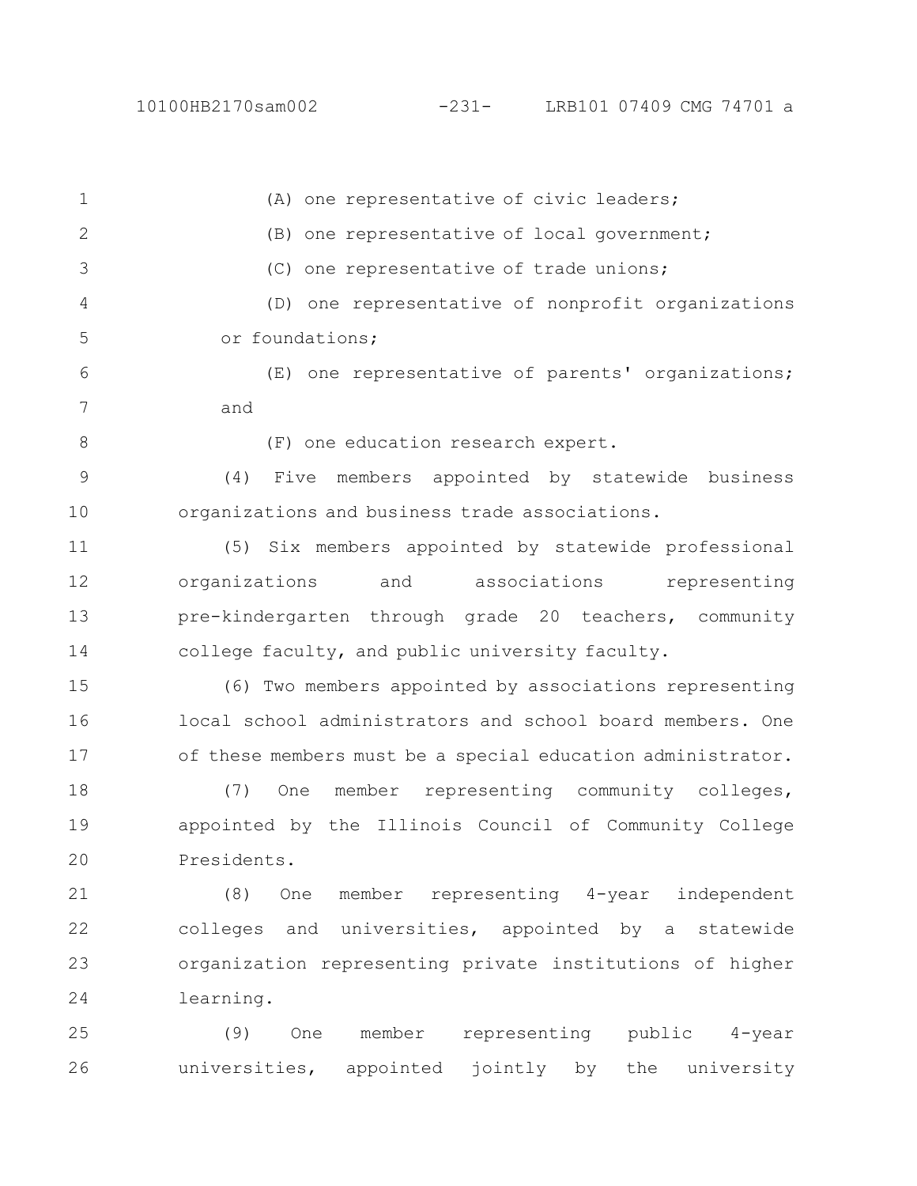(A) one representative of civic leaders;

(B) one representative of local government;

(C) one representative of trade unions;

(D) one representative of nonprofit organizations or foundations;

(E) one representative of parents' organizations; and

(F) one education research expert.

(4) Five members appointed by statewide business organizations and business trade associations.

(5) Six members appointed by statewide professional organizations and associations representing pre-kindergarten through grade 20 teachers, community college faculty, and public university faculty.

(6) Two members appointed by associations representing local school administrators and school board members. One of these members must be a special education administrator.

(7) One member representing community colleges, appointed by the Illinois Council of Community College Presidents.

(8) One member representing 4-year independent colleges and universities, appointed by a statewide organization representing private institutions of higher learning.

(9) One member representing public 4-year universities, appointed jointly by the university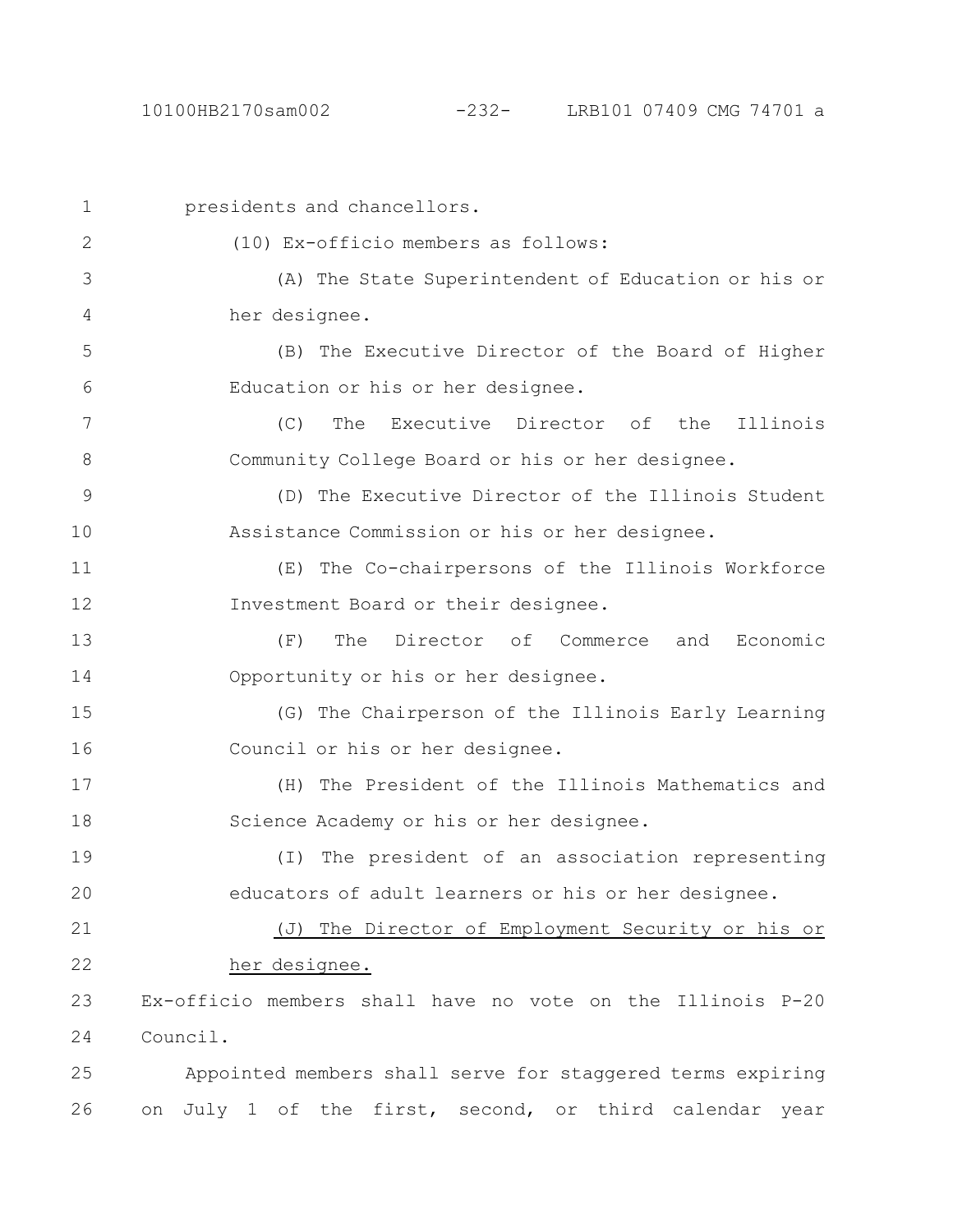presidents and chancellors.

(10) Ex-officio members as follows:

(A) The State Superintendent of Education or his or her designee.

(B) The Executive Director of the Board of Higher Education or his or her designee.

(C) The Executive Director of the Illinois Community College Board or his or her designee.

(D) The Executive Director of the Illinois Student Assistance Commission or his or her designee.

(E) The Co-chairpersons of the Illinois Workforce Investment Board or their designee.

(F) The Director of Commerce and Economic Opportunity or his or her designee.

(G) The Chairperson of the Illinois Early Learning Council or his or her designee.

(H) The President of the Illinois Mathematics and Science Academy or his or her designee.

(I) The president of an association representing educators of adult learners or his or her designee.

<u>(J) The Director of Employment Security or his or her designee.</u>

Ex-officio members shall have no vote on the Illinois P-20 Council.

Appointed members shall serve for staggered terms expiring on July 1 of the first, second, or third calendar year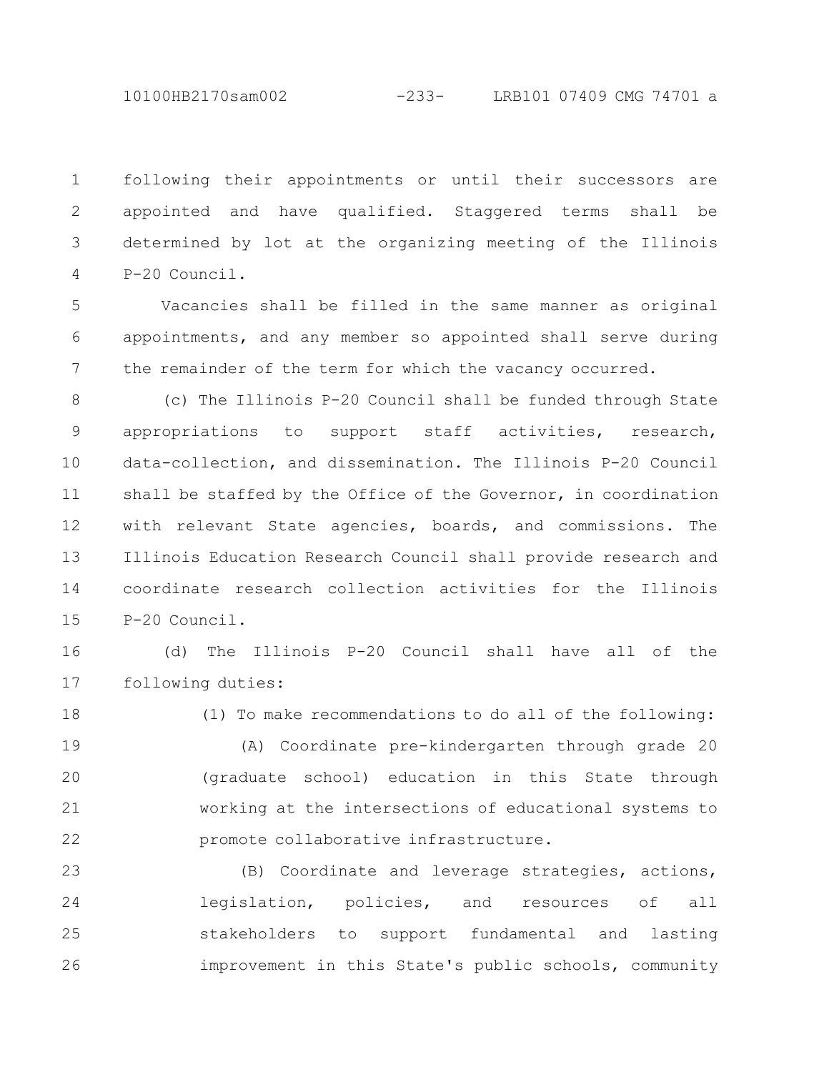following their appointments or until their successors are appointed and have qualified. Staggered terms shall be determined by lot at the organizing meeting of the Illinois P-20 Council.

Vacancies shall be filled in the same manner as original appointments, and any member so appointed shall serve during the remainder of the term for which the vacancy occurred.

(c) The Illinois P-20 Council shall be funded through State appropriations to support staff activities, research, data-collection, and dissemination. The Illinois P-20 Council shall be staffed by the Office of the Governor, in coordination with relevant State agencies, boards, and commissions. The Illinois Education Research Council shall provide research and coordinate research collection activities for the Illinois P-20 Council.

(d) The Illinois P-20 Council shall have all of the following duties:

(1) To make recommendations to do all of the following:

(A) Coordinate pre-kindergarten through grade 20 (graduate school) education in this State through working at the intersections of educational systems to promote collaborative infrastructure.

(B) Coordinate and leverage strategies, actions, legislation, policies, and resources of all stakeholders to support fundamental and lasting improvement in this State's public schools, community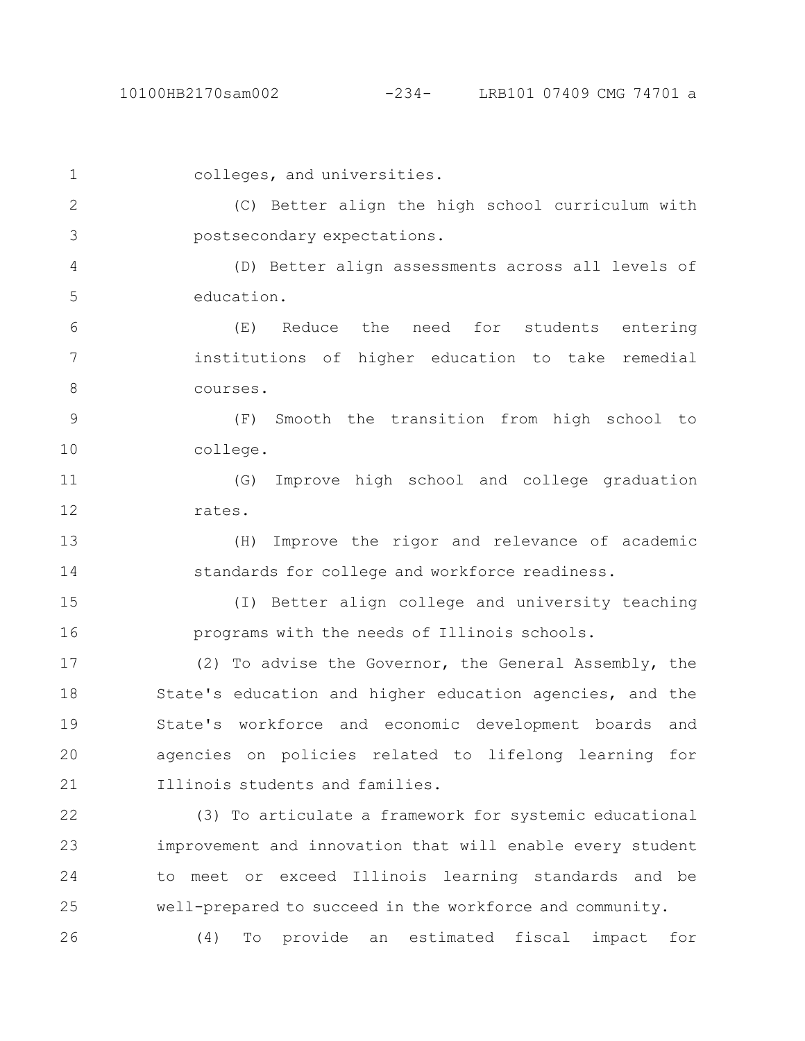colleges, and universities.

(C) Better align the high school curriculum with postsecondary expectations.

(D) Better align assessments across all levels of education.

(E) Reduce the need for students entering institutions of higher education to take remedial courses.

(F) Smooth the transition from high school to college.

(G) Improve high school and college graduation rates.

(H) Improve the rigor and relevance of academic standards for college and workforce readiness.

(I) Better align college and university teaching programs with the needs of Illinois schools.

(2) To advise the Governor, the General Assembly, the State's education and higher education agencies, and the State's workforce and economic development boards and agencies on policies related to lifelong learning for Illinois students and families.

(3) To articulate a framework for systemic educational improvement and innovation that will enable every student to meet or exceed Illinois learning standards and be well-prepared to succeed in the workforce and community.

(4) To provide an estimated fiscal impact for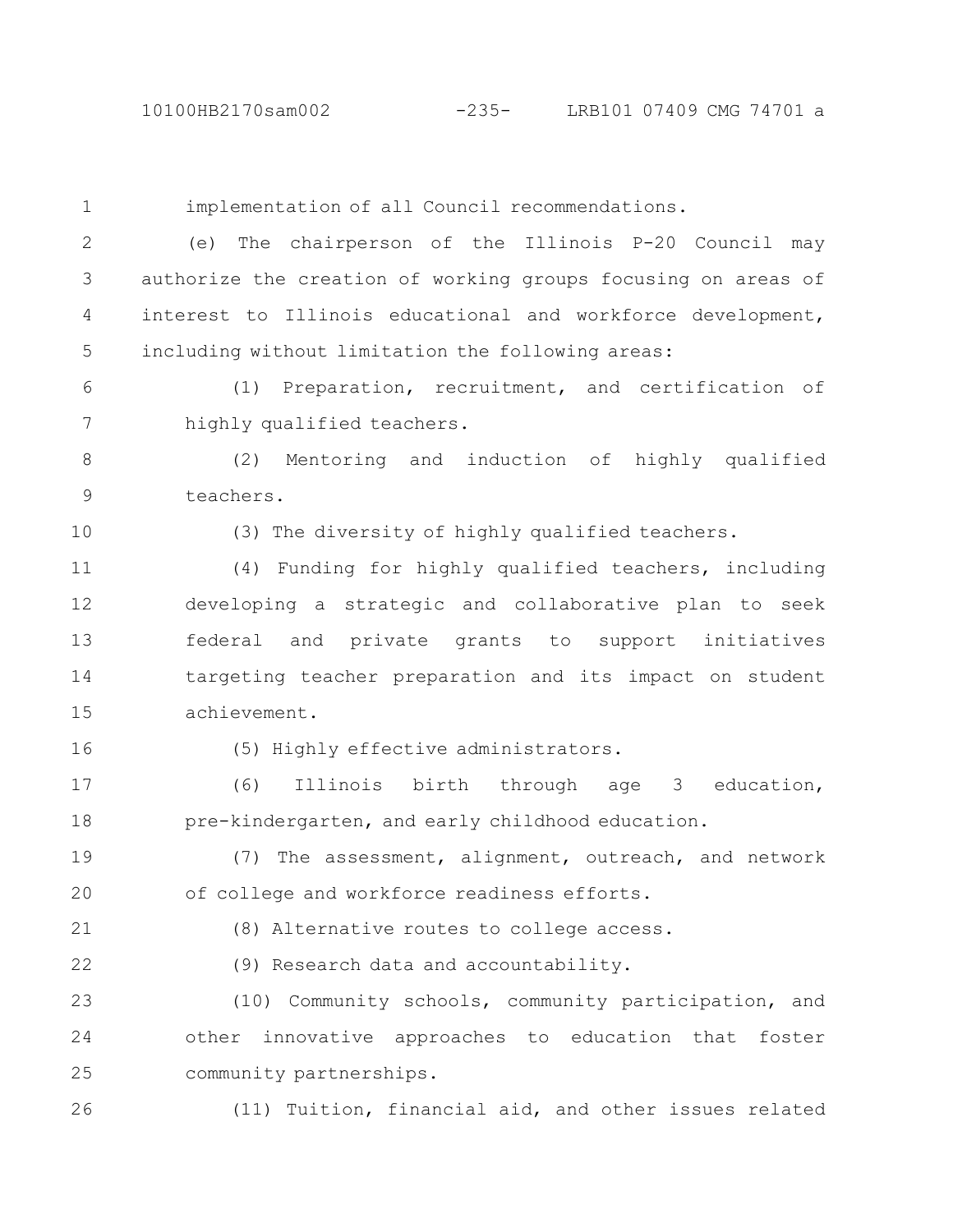implementation of all Council recommendations.

(e) The chairperson of the Illinois P-20 Council may authorize the creation of working groups focusing on areas of interest to Illinois educational and workforce development, including without limitation the following areas:

(1) Preparation, recruitment, and certification of highly qualified teachers.

(2) Mentoring and induction of highly qualified teachers.

(3) The diversity of highly qualified teachers.

(4) Funding for highly qualified teachers, including developing a strategic and collaborative plan to seek federal and private grants to support initiatives targeting teacher preparation and its impact on student achievement.

(5) Highly effective administrators.

(6) Illinois birth through age 3 education, pre-kindergarten, and early childhood education.

(7) The assessment, alignment, outreach, and network of college and workforce readiness efforts.

(8) Alternative routes to college access.

(9) Research data and accountability.

(10) Community schools, community participation, and other innovative approaches to education that foster community partnerships.

(11) Tuition, financial aid, and other issues related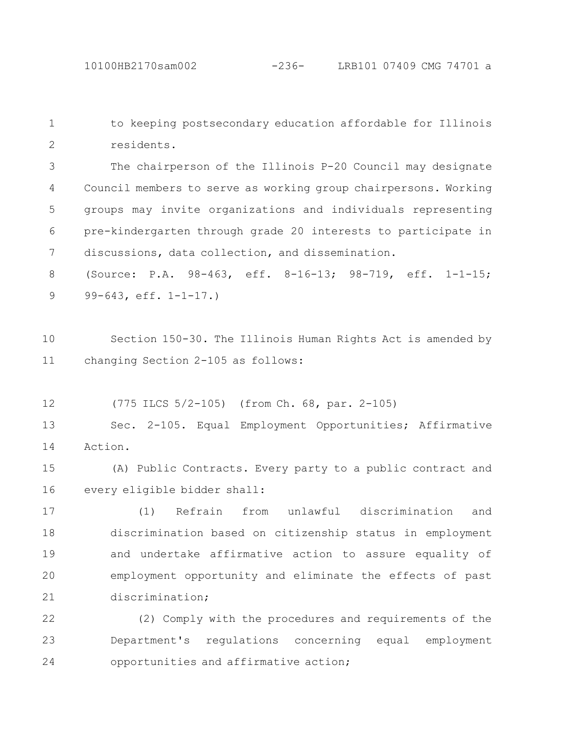to keeping postsecondary education affordable for Illinois residents.

The chairperson of the Illinois P-20 Council may designate Council members to serve as working group chairpersons. Working groups may invite organizations and individuals representing pre-kindergarten through grade 20 interests to participate in discussions, data collection, and dissemination.

(Source: P.A. 98-463, eff. 8-16-13; 98-719, eff. 1-1-15; 99-643, eff. 1-1-17.)

Section 150-30. The Illinois Human Rights Act is amended by changing Section 2-105 as follows:

(775 ILCS 5/2-105) (from Ch. 68, par. 2-105)

Sec. 2-105. Equal Employment Opportunities; Affirmative Action.

(A) Public Contracts. Every party to a public contract and every eligible bidder shall:

(1) Refrain from unlawful discrimination and discrimination based on citizenship status in employment and undertake affirmative action to assure equality of employment opportunity and eliminate the effects of past discrimination;

(2) Comply with the procedures and requirements of the Department's regulations concerning equal employment opportunities and affirmative action;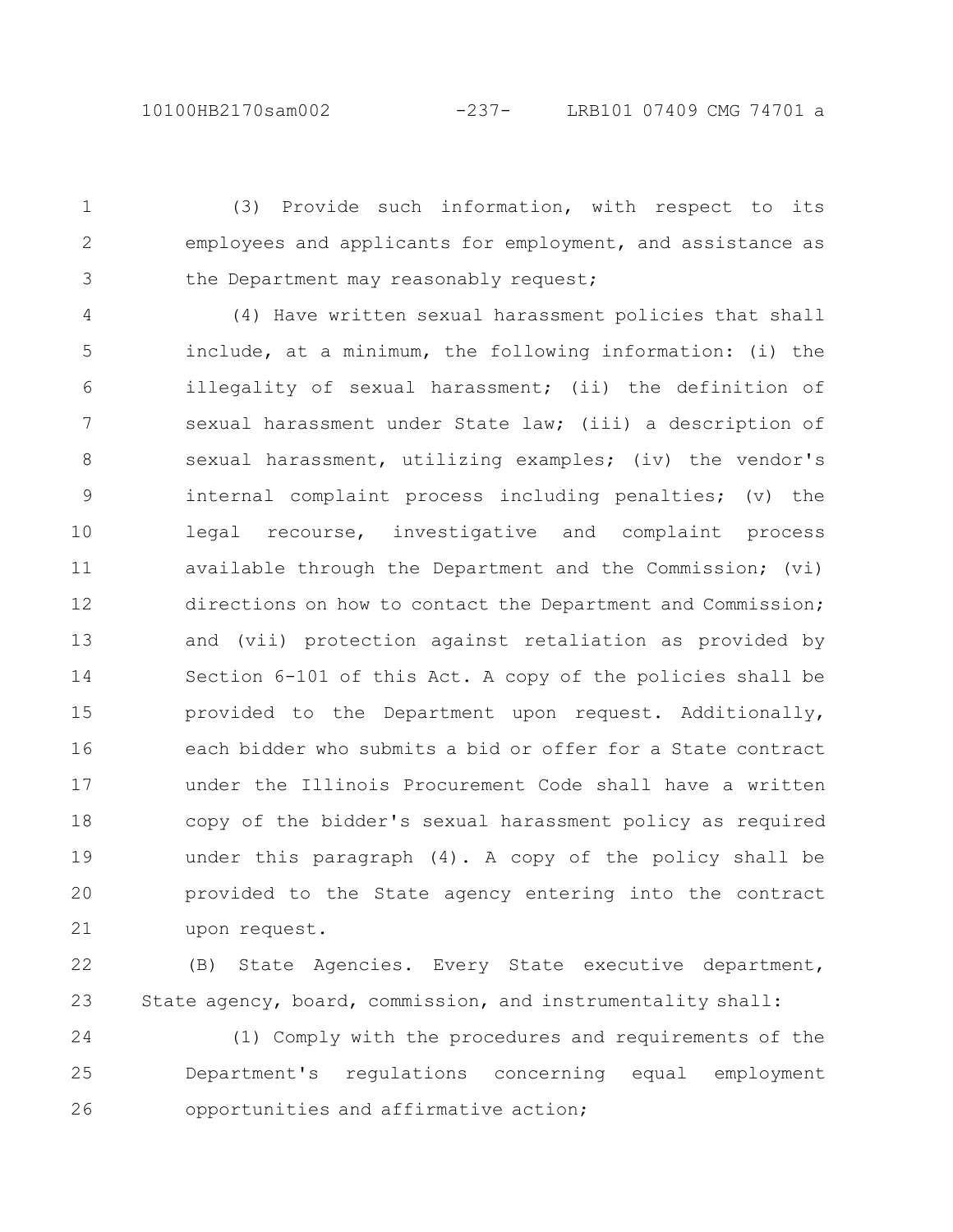(3) Provide such information, with respect to its employees and applicants for employment, and assistance as the Department may reasonably request;

(4) Have written sexual harassment policies that shall include, at a minimum, the following information: (i) the illegality of sexual harassment; (ii) the definition of sexual harassment under State law; (iii) a description of sexual harassment, utilizing examples; (iv) the vendor's internal complaint process including penalties; (v) the legal recourse, investigative and complaint process available through the Department and the Commission; (vi) directions on how to contact the Department and Commission; and (vii) protection against retaliation as provided by Section 6-101 of this Act. A copy of the policies shall be provided to the Department upon request. Additionally, each bidder who submits a bid or offer for a State contract under the Illinois Procurement Code shall have a written copy of the bidder's sexual harassment policy as required under this paragraph (4). A copy of the policy shall be provided to the State agency entering into the contract upon request.

(B) State Agencies. Every State executive department, State agency, board, commission, and instrumentality shall:

(1) Comply with the procedures and requirements of the Department's regulations concerning equal employment opportunities and affirmative action;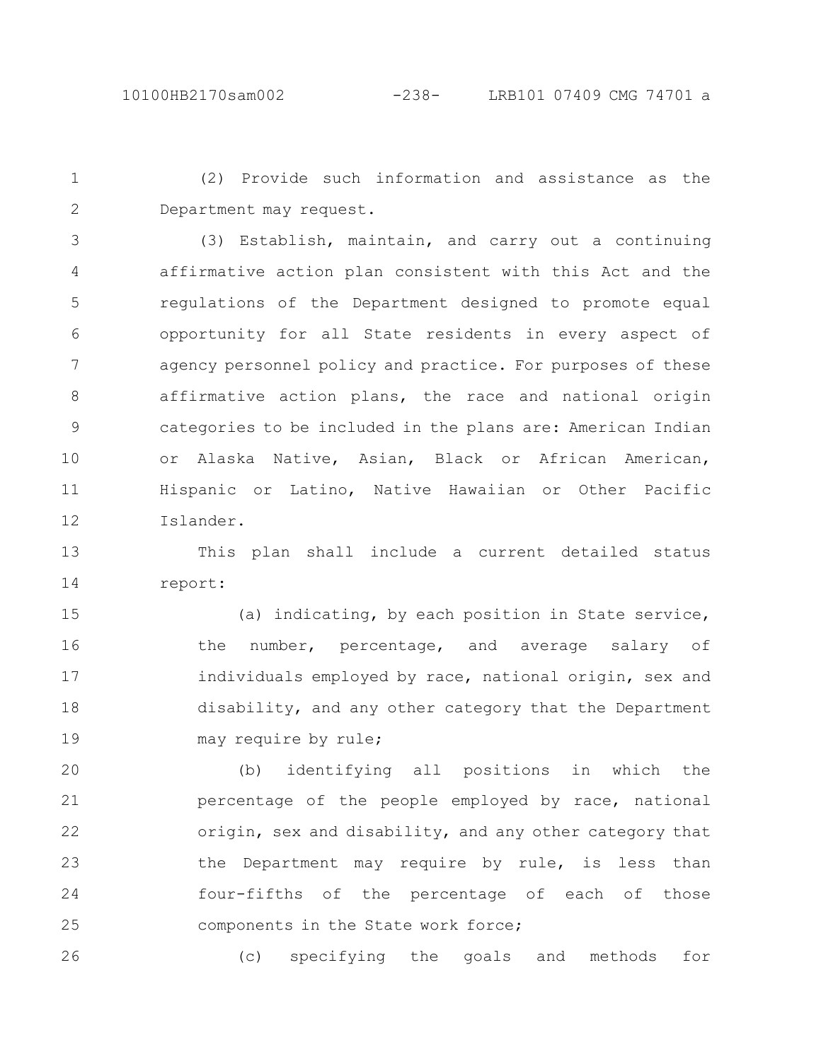(2) Provide such information and assistance as the Department may request.

(3) Establish, maintain, and carry out a continuing affirmative action plan consistent with this Act and the regulations of the Department designed to promote equal opportunity for all State residents in every aspect of agency personnel policy and practice. For purposes of these affirmative action plans, the race and national origin categories to be included in the plans are: American Indian or Alaska Native, Asian, Black or African American, Hispanic or Latino, Native Hawaiian or Other Pacific Islander.

This plan shall include a current detailed status report:

(a) indicating, by each position in State service, the number, percentage, and average salary of individuals employed by race, national origin, sex and disability, and any other category that the Department may require by rule;

(b) identifying all positions in which the percentage of the people employed by race, national origin, sex and disability, and any other category that the Department may require by rule, is less than four-fifths of the percentage of each of those components in the State work force;

(c) specifying the goals and methods for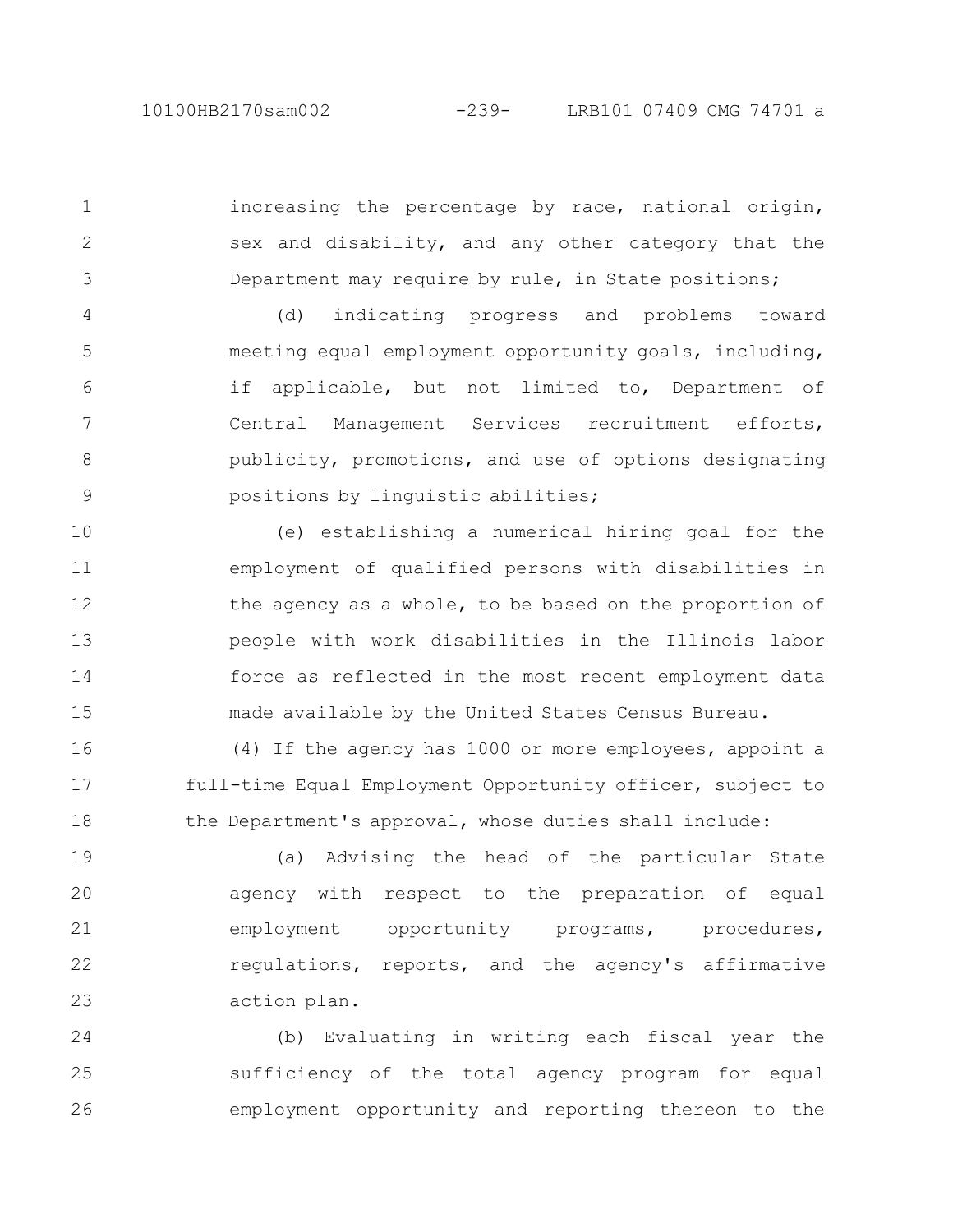increasing the percentage by race, national origin, sex and disability, and any other category that the Department may require by rule, in State positions;

(d) indicating progress and problems toward meeting equal employment opportunity goals, including, if applicable, but not limited to, Department of Central Management Services recruitment efforts, publicity, promotions, and use of options designating positions by linguistic abilities;

(e) establishing a numerical hiring goal for the employment of qualified persons with disabilities in the agency as a whole, to be based on the proportion of people with work disabilities in the Illinois labor force as reflected in the most recent employment data made available by the United States Census Bureau.

(4) If the agency has 1000 or more employees, appoint a full-time Equal Employment Opportunity officer, subject to the Department's approval, whose duties shall include:

(a) Advising the head of the particular State agency with respect to the preparation of equal employment opportunity programs, procedures, regulations, reports, and the agency's affirmative action plan.

(b) Evaluating in writing each fiscal year the sufficiency of the total agency program for equal employment opportunity and reporting thereon to the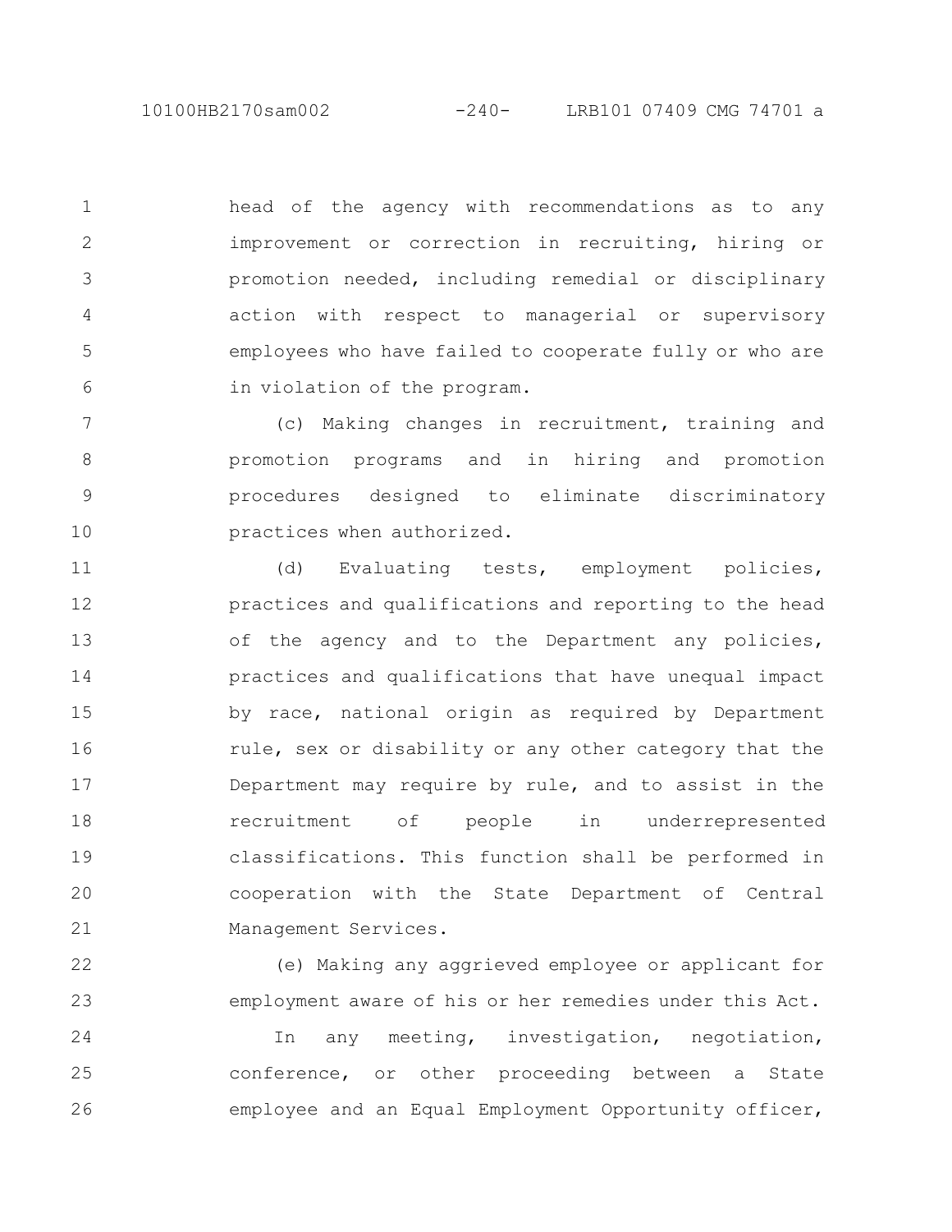head of the agency with recommendations as to any improvement or correction in recruiting, hiring or promotion needed, including remedial or disciplinary action with respect to managerial or supervisory employees who have failed to cooperate fully or who are in violation of the program.

(c) Making changes in recruitment, training and promotion programs and in hiring and promotion procedures designed to eliminate discriminatory practices when authorized.

(d) Evaluating tests, employment policies, practices and qualifications and reporting to the head of the agency and to the Department any policies, practices and qualifications that have unequal impact by race, national origin as required by Department rule, sex or disability or any other category that the Department may require by rule, and to assist in the recruitment of people in underrepresented classifications. This function shall be performed in cooperation with the State Department of Central Management Services.

(e) Making any aggrieved employee or applicant for employment aware of his or her remedies under this Act.

In any meeting, investigation, negotiation, conference, or other proceeding between a State employee and an Equal Employment Opportunity officer,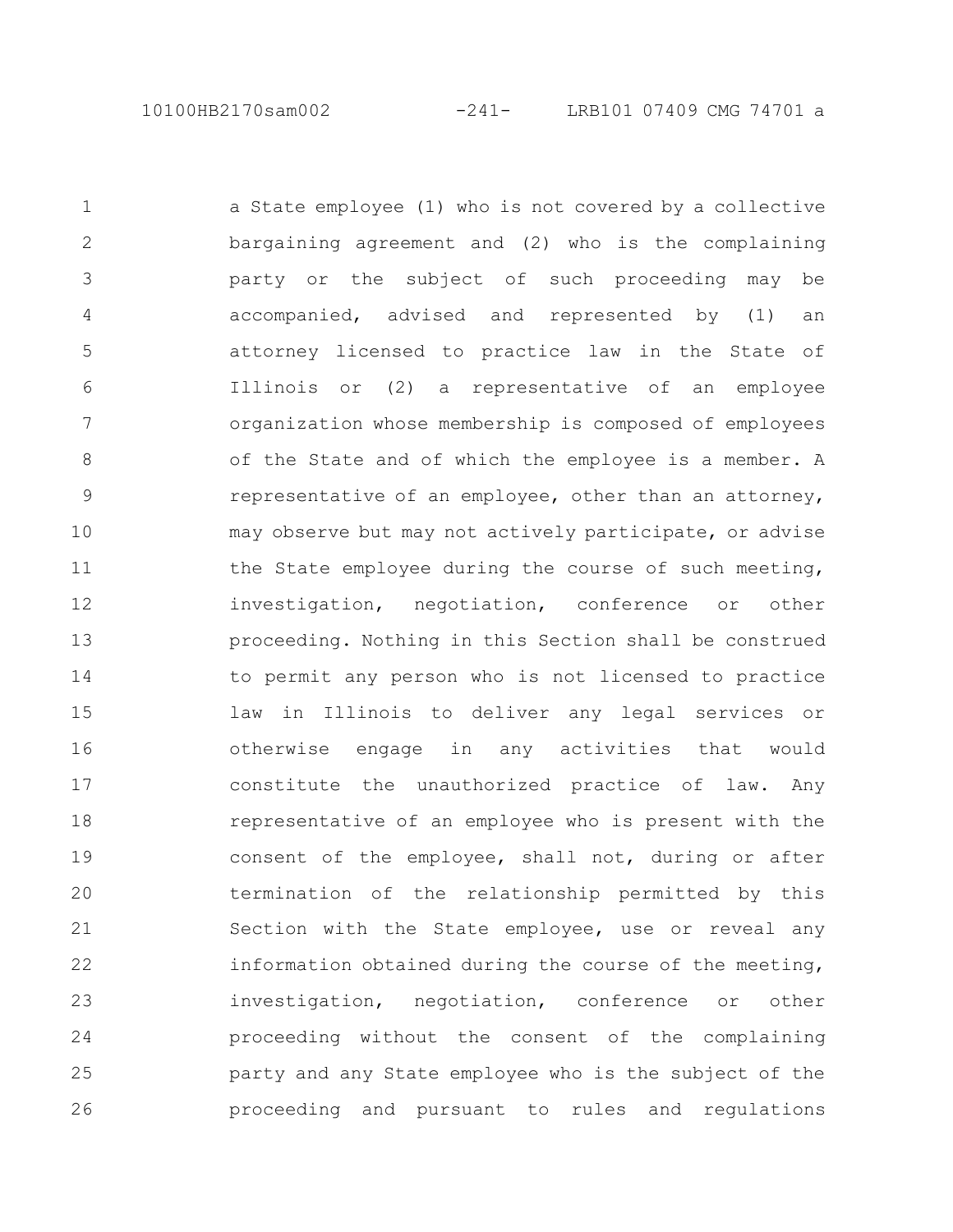a State employee (1) who is not covered by a collective bargaining agreement and (2) who is the complaining party or the subject of such proceeding may be accompanied, advised and represented by (1) an attorney licensed to practice law in the State of Illinois or (2) a representative of an employee organization whose membership is composed of employees of the State and of which the employee is a member. A representative of an employee, other than an attorney, may observe but may not actively participate, or advise the State employee during the course of such meeting, investigation, negotiation, conference or other proceeding. Nothing in this Section shall be construed to permit any person who is not licensed to practice law in Illinois to deliver any legal services or otherwise engage in any activities that would constitute the unauthorized practice of law. Any representative of an employee who is present with the consent of the employee, shall not, during or after termination of the relationship permitted by this Section with the State employee, use or reveal any information obtained during the course of the meeting, investigation, negotiation, conference or other proceeding without the consent of the complaining party and any State employee who is the subject of the proceeding and pursuant to rules and regulations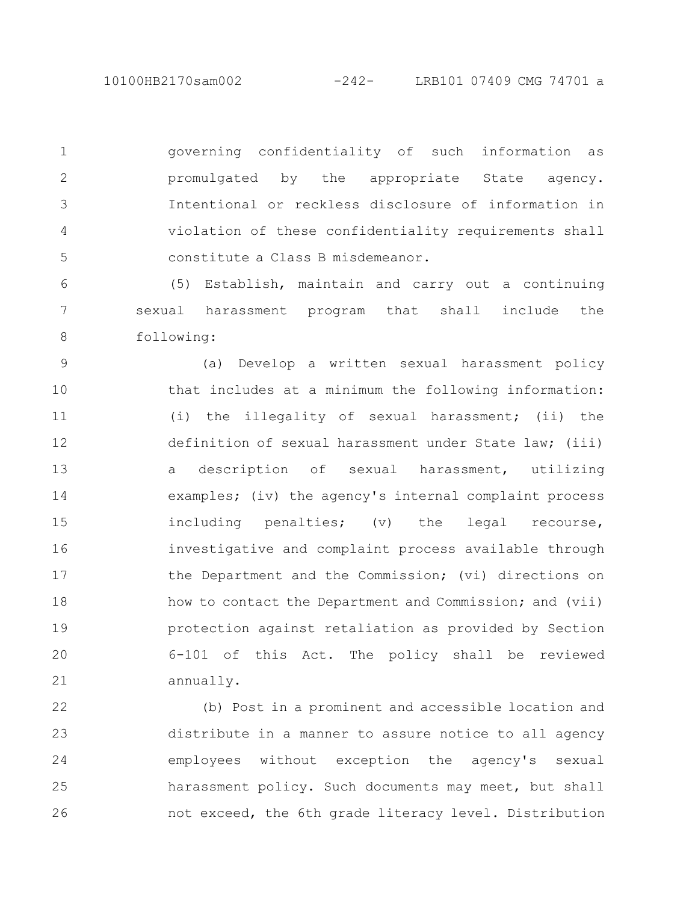governing confidentiality of such information as promulgated by the appropriate State agency. Intentional or reckless disclosure of information in violation of these confidentiality requirements shall constitute a Class B misdemeanor.

(5) Establish, maintain and carry out a continuing sexual harassment program that shall include the following:

(a) Develop a written sexual harassment policy that includes at a minimum the following information: (i) the illegality of sexual harassment; (ii) the definition of sexual harassment under State law; (iii) a description of sexual harassment, utilizing examples; (iv) the agency's internal complaint process including penalties; (v) the legal recourse, investigative and complaint process available through the Department and the Commission; (vi) directions on how to contact the Department and Commission; and (vii) protection against retaliation as provided by Section 6-101 of this Act. The policy shall be reviewed annually.

(b) Post in a prominent and accessible location and distribute in a manner to assure notice to all agency employees without exception the agency's sexual harassment policy. Such documents may meet, but shall not exceed, the 6th grade literacy level. Distribution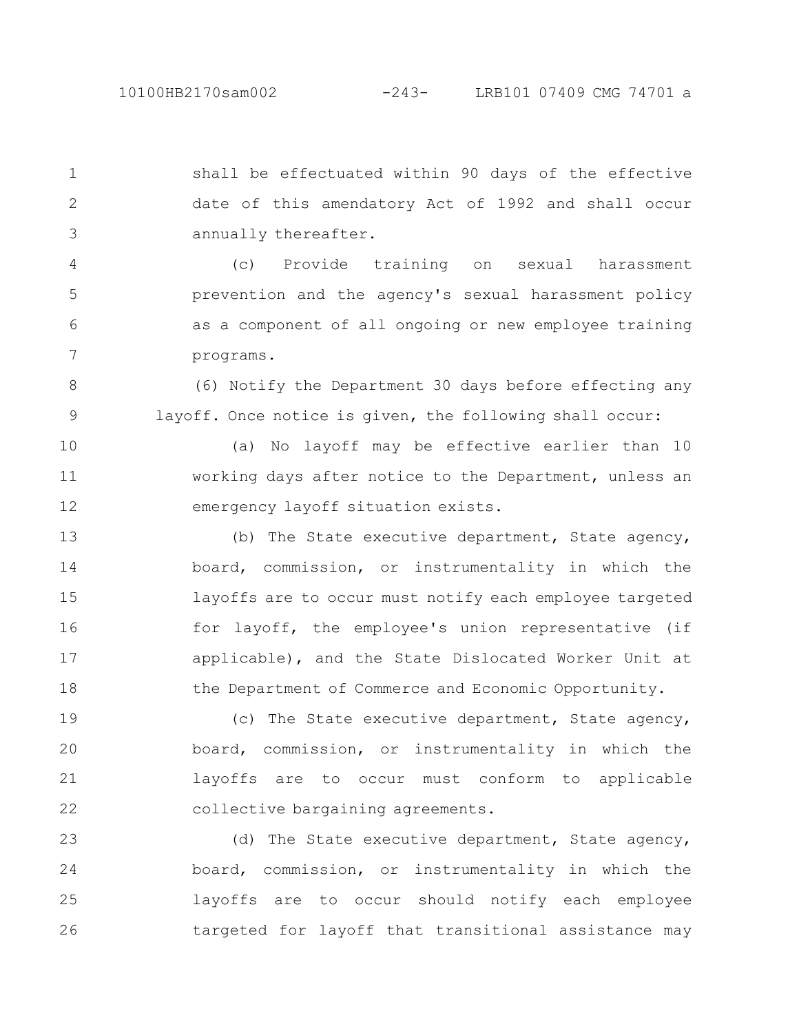shall be effectuated within 90 days of the effective date of this amendatory Act of 1992 and shall occur annually thereafter.

(c) Provide training on sexual harassment prevention and the agency's sexual harassment policy as a component of all ongoing or new employee training programs.

(6) Notify the Department 30 days before effecting any layoff. Once notice is given, the following shall occur:

(a) No layoff may be effective earlier than 10 working days after notice to the Department, unless an emergency layoff situation exists.

(b) The State executive department, State agency, board, commission, or instrumentality in which the layoffs are to occur must notify each employee targeted for layoff, the employee's union representative (if applicable), and the State Dislocated Worker Unit at the Department of Commerce and Economic Opportunity.

(c) The State executive department, State agency, board, commission, or instrumentality in which the layoffs are to occur must conform to applicable collective bargaining agreements.

(d) The State executive department, State agency, board, commission, or instrumentality in which the layoffs are to occur should notify each employee targeted for layoff that transitional assistance may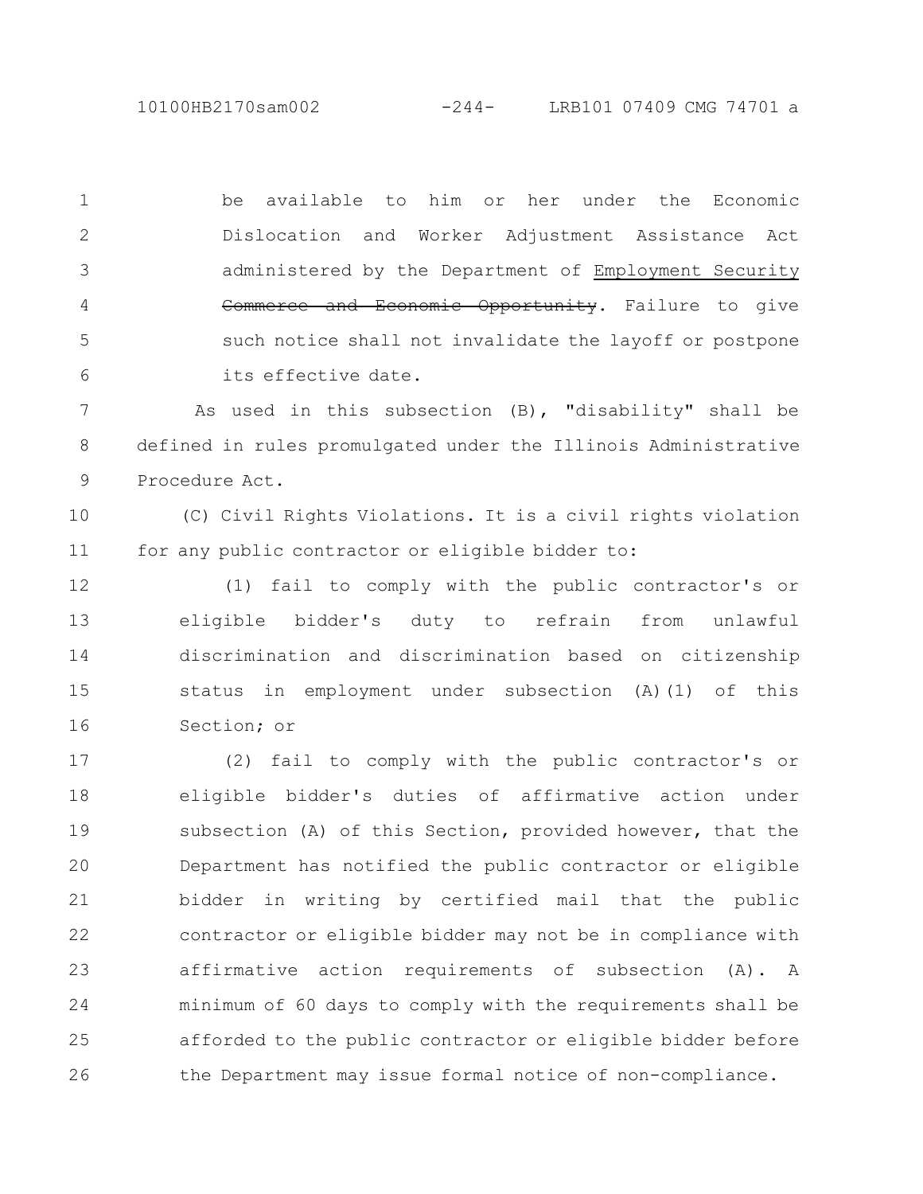be available to him or her under the Economic Dislocation and Worker Adjustment Assistance Act administered by the Department of <u>Employment Security</u> ~~Commerce and Economic Opportunity~~. Failure to give such notice shall not invalidate the layoff or postpone its effective date.

As used in this subsection (B), "disability" shall be defined in rules promulgated under the Illinois Administrative Procedure Act.

(C) Civil Rights Violations. It is a civil rights violation for any public contractor or eligible bidder to:

(1) fail to comply with the public contractor's or eligible bidder's duty to refrain from unlawful discrimination and discrimination based on citizenship status in employment under subsection (A)(1) of this Section; or

(2) fail to comply with the public contractor's or eligible bidder's duties of affirmative action under subsection (A) of this Section, provided however, that the Department has notified the public contractor or eligible bidder in writing by certified mail that the public contractor or eligible bidder may not be in compliance with affirmative action requirements of subsection (A). A minimum of 60 days to comply with the requirements shall be afforded to the public contractor or eligible bidder before the Department may issue formal notice of non-compliance.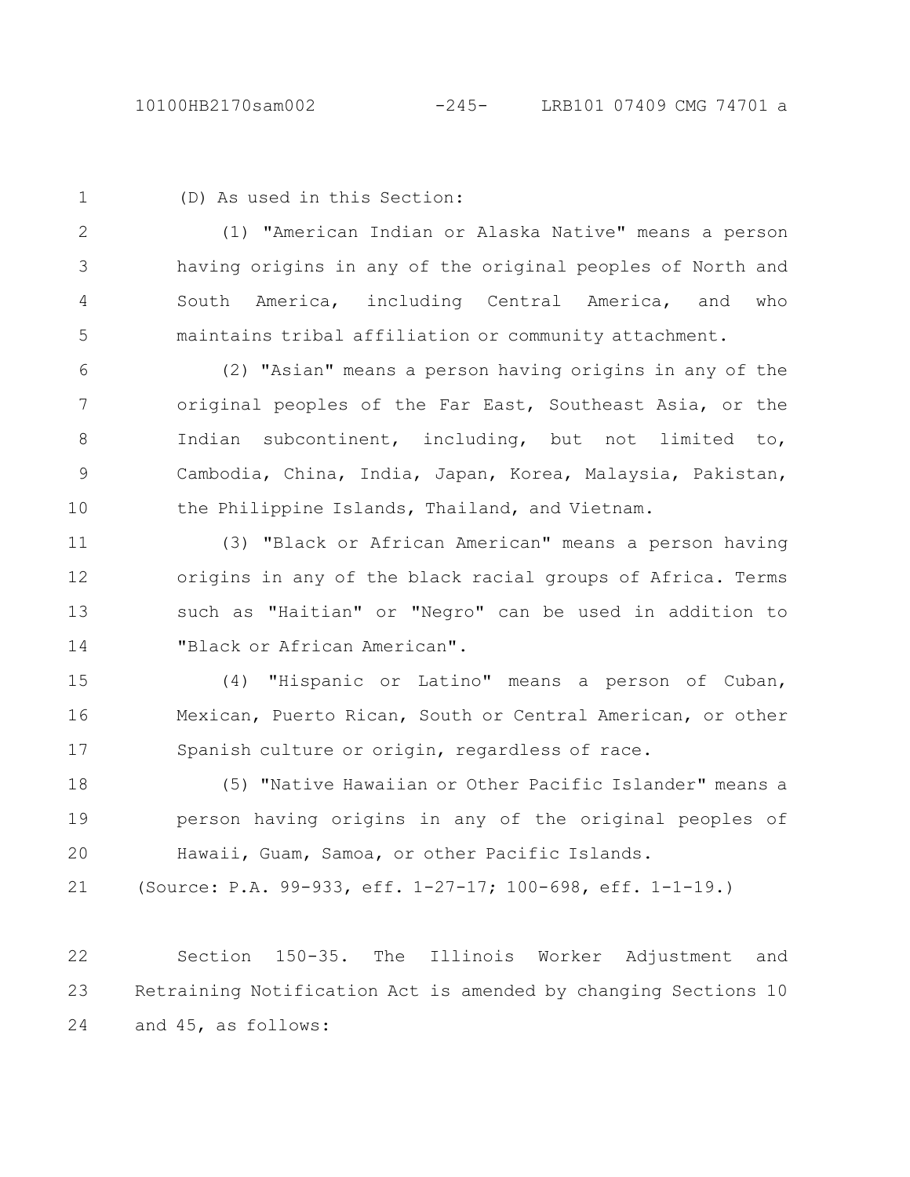(D) As used in this Section:

(1) "American Indian or Alaska Native" means a person having origins in any of the original peoples of North and South America, including Central America, and who maintains tribal affiliation or community attachment.

(2) "Asian" means a person having origins in any of the original peoples of the Far East, Southeast Asia, or the Indian subcontinent, including, but not limited to, Cambodia, China, India, Japan, Korea, Malaysia, Pakistan, the Philippine Islands, Thailand, and Vietnam.

(3) "Black or African American" means a person having origins in any of the black racial groups of Africa. Terms such as "Haitian" or "Negro" can be used in addition to "Black or African American".

(4) "Hispanic or Latino" means a person of Cuban, Mexican, Puerto Rican, South or Central American, or other Spanish culture or origin, regardless of race.

(5) "Native Hawaiian or Other Pacific Islander" means a person having origins in any of the original peoples of Hawaii, Guam, Samoa, or other Pacific Islands.

(Source: P.A. 99-933, eff. 1-27-17; 100-698, eff. 1-1-19.)

Section 150-35. The Illinois Worker Adjustment and Retraining Notification Act is amended by changing Sections 10 and 45, as follows: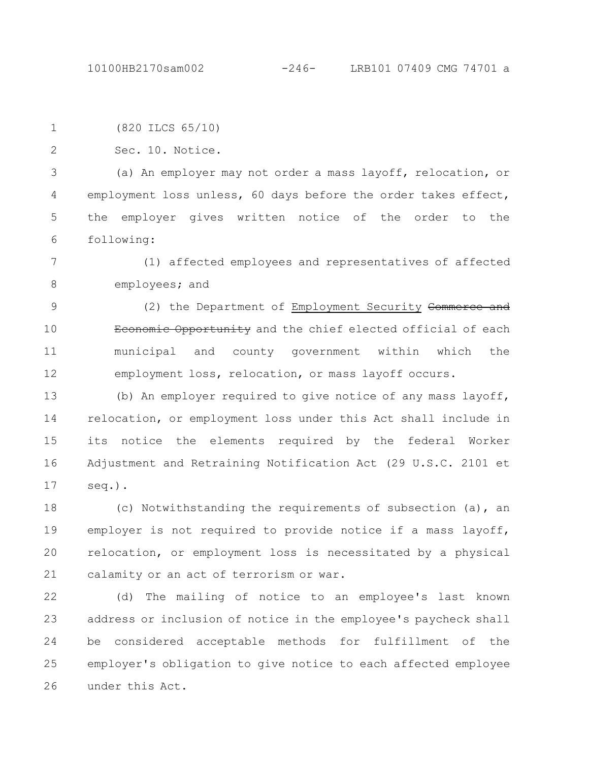(820 ILCS 65/10)

Sec. 10. Notice.

(a) An employer may not order a mass layoff, relocation, or employment loss unless, 60 days before the order takes effect, the employer gives written notice of the order to the following:

(1) affected employees and representatives of affected employees; and

(2) the Department of <u>Employment Security</u> ~~Commerce and Economic Opportunity~~ and the chief elected official of each municipal and county government within which the employment loss, relocation, or mass layoff occurs.

(b) An employer required to give notice of any mass layoff, relocation, or employment loss under this Act shall include in its notice the elements required by the federal Worker Adjustment and Retraining Notification Act (29 U.S.C. 2101 et seq.).

(c) Notwithstanding the requirements of subsection (a), an employer is not required to provide notice if a mass layoff, relocation, or employment loss is necessitated by a physical calamity or an act of terrorism or war.

(d) The mailing of notice to an employee's last known address or inclusion of notice in the employee's paycheck shall be considered acceptable methods for fulfillment of the employer's obligation to give notice to each affected employee under this Act.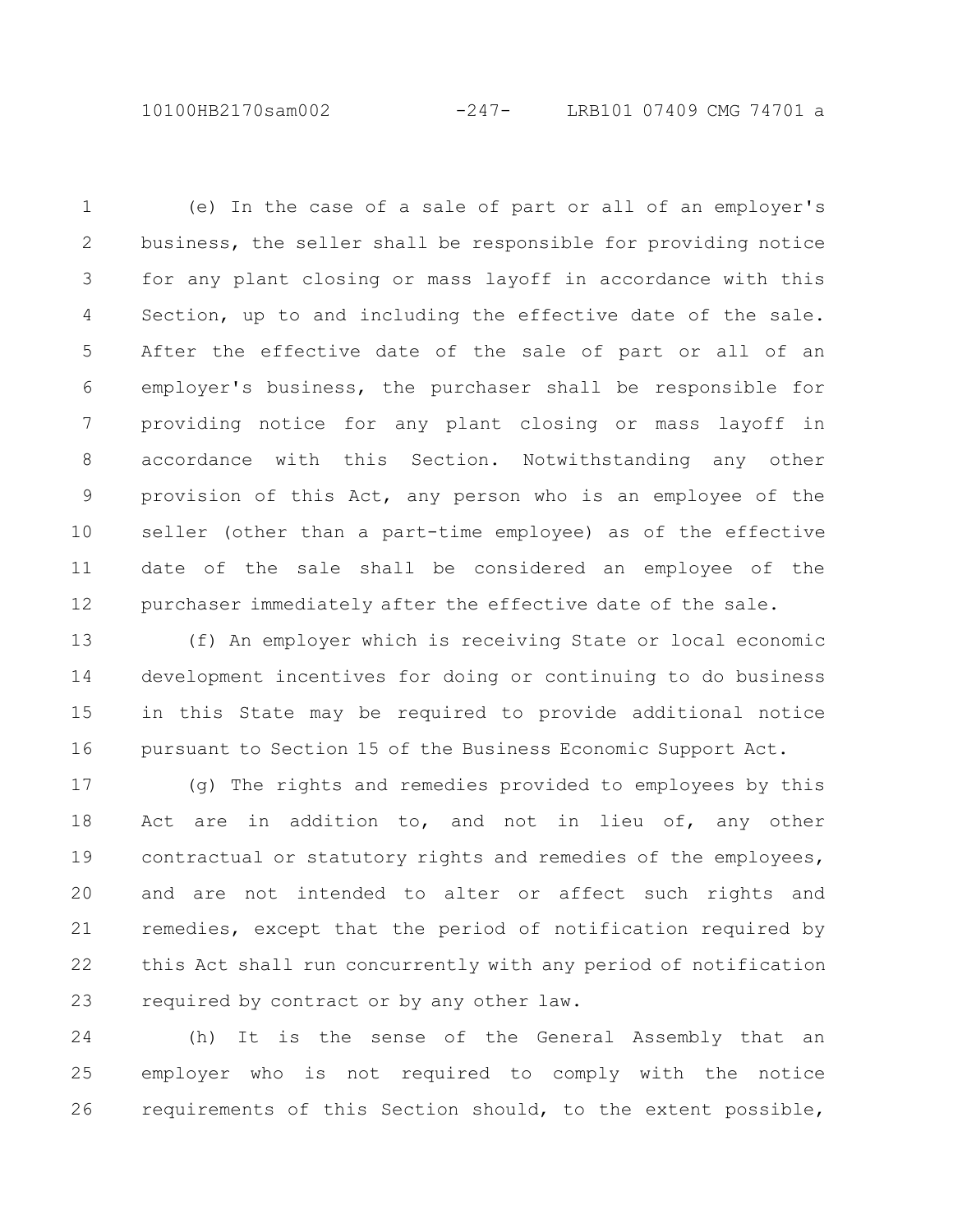(e) In the case of a sale of part or all of an employer's business, the seller shall be responsible for providing notice for any plant closing or mass layoff in accordance with this Section, up to and including the effective date of the sale. After the effective date of the sale of part or all of an employer's business, the purchaser shall be responsible for providing notice for any plant closing or mass layoff in accordance with this Section. Notwithstanding any other provision of this Act, any person who is an employee of the seller (other than a part-time employee) as of the effective date of the sale shall be considered an employee of the purchaser immediately after the effective date of the sale.

(f) An employer which is receiving State or local economic development incentives for doing or continuing to do business in this State may be required to provide additional notice pursuant to Section 15 of the Business Economic Support Act.

(g) The rights and remedies provided to employees by this Act are in addition to, and not in lieu of, any other contractual or statutory rights and remedies of the employees, and are not intended to alter or affect such rights and remedies, except that the period of notification required by this Act shall run concurrently with any period of notification required by contract or by any other law.

(h) It is the sense of the General Assembly that an employer who is not required to comply with the notice requirements of this Section should, to the extent possible,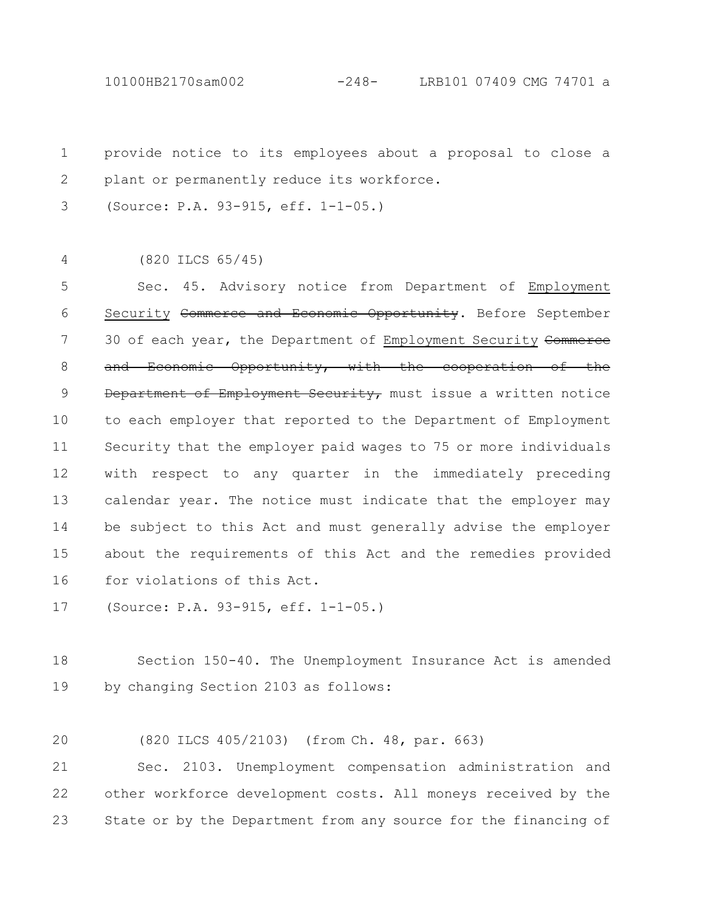provide notice to its employees about a proposal to close a plant or permanently reduce its workforce.

(Source: P.A. 93-915, eff. 1-1-05.)

(820 ILCS 65/45)

Sec. 45. Advisory notice from Department of <u>Employment Security</u> ~~Commerce and Economic Opportunity~~. Before September 30 of each year, the Department of <u>Employment Security</u> ~~Commerce and Economic Opportunity, with the cooperation of the Department of Employment Security,~~ must issue a written notice to each employer that reported to the Department of Employment Security that the employer paid wages to 75 or more individuals with respect to any quarter in the immediately preceding calendar year. The notice must indicate that the employer may be subject to this Act and must generally advise the employer about the requirements of this Act and the remedies provided for violations of this Act.

(Source: P.A. 93-915, eff. 1-1-05.)

Section 150-40. The Unemployment Insurance Act is amended by changing Section 2103 as follows:

(820 ILCS 405/2103) (from Ch. 48, par. 663)

Sec. 2103. Unemployment compensation administration and other workforce development costs. All moneys received by the State or by the Department from any source for the financing of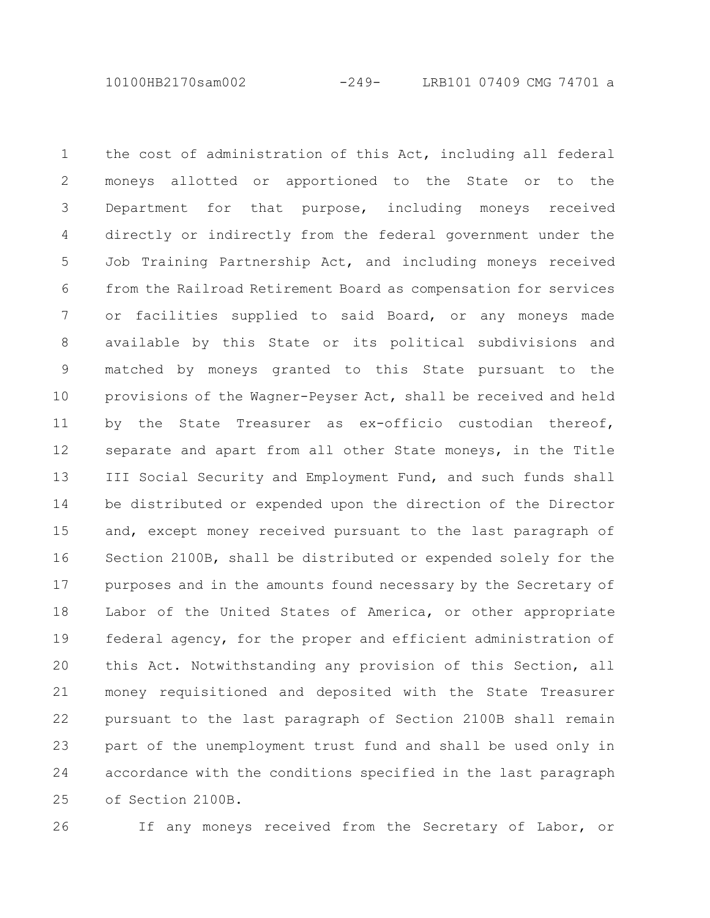the cost of administration of this Act, including all federal moneys allotted or apportioned to the State or to the Department for that purpose, including moneys received directly or indirectly from the federal government under the Job Training Partnership Act, and including moneys received from the Railroad Retirement Board as compensation for services or facilities supplied to said Board, or any moneys made available by this State or its political subdivisions and matched by moneys granted to this State pursuant to the provisions of the Wagner-Peyser Act, shall be received and held by the State Treasurer as ex-officio custodian thereof, separate and apart from all other State moneys, in the Title III Social Security and Employment Fund, and such funds shall be distributed or expended upon the direction of the Director and, except money received pursuant to the last paragraph of Section 2100B, shall be distributed or expended solely for the purposes and in the amounts found necessary by the Secretary of Labor of the United States of America, or other appropriate federal agency, for the proper and efficient administration of this Act. Notwithstanding any provision of this Section, all money requisitioned and deposited with the State Treasurer pursuant to the last paragraph of Section 2100B shall remain part of the unemployment trust fund and shall be used only in accordance with the conditions specified in the last paragraph of Section 2100B.

If any moneys received from the Secretary of Labor, or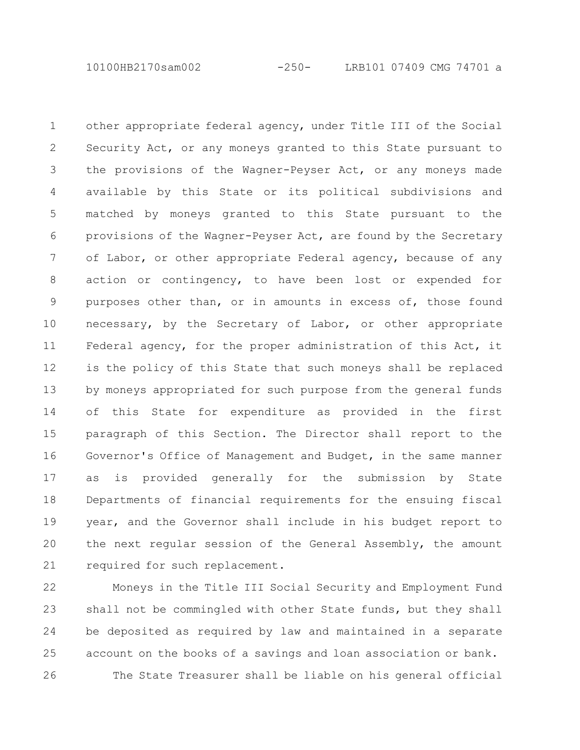other appropriate federal agency, under Title III of the Social Security Act, or any moneys granted to this State pursuant to the provisions of the Wagner-Peyser Act, or any moneys made available by this State or its political subdivisions and matched by moneys granted to this State pursuant to the provisions of the Wagner-Peyser Act, are found by the Secretary of Labor, or other appropriate Federal agency, because of any action or contingency, to have been lost or expended for purposes other than, or in amounts in excess of, those found necessary, by the Secretary of Labor, or other appropriate Federal agency, for the proper administration of this Act, it is the policy of this State that such moneys shall be replaced by moneys appropriated for such purpose from the general funds of this State for expenditure as provided in the first paragraph of this Section. The Director shall report to the Governor's Office of Management and Budget, in the same manner as is provided generally for the submission by State Departments of financial requirements for the ensuing fiscal year, and the Governor shall include in his budget report to the next regular session of the General Assembly, the amount required for such replacement.

Moneys in the Title III Social Security and Employment Fund shall not be commingled with other State funds, but they shall be deposited as required by law and maintained in a separate account on the books of a savings and loan association or bank.

The State Treasurer shall be liable on his general official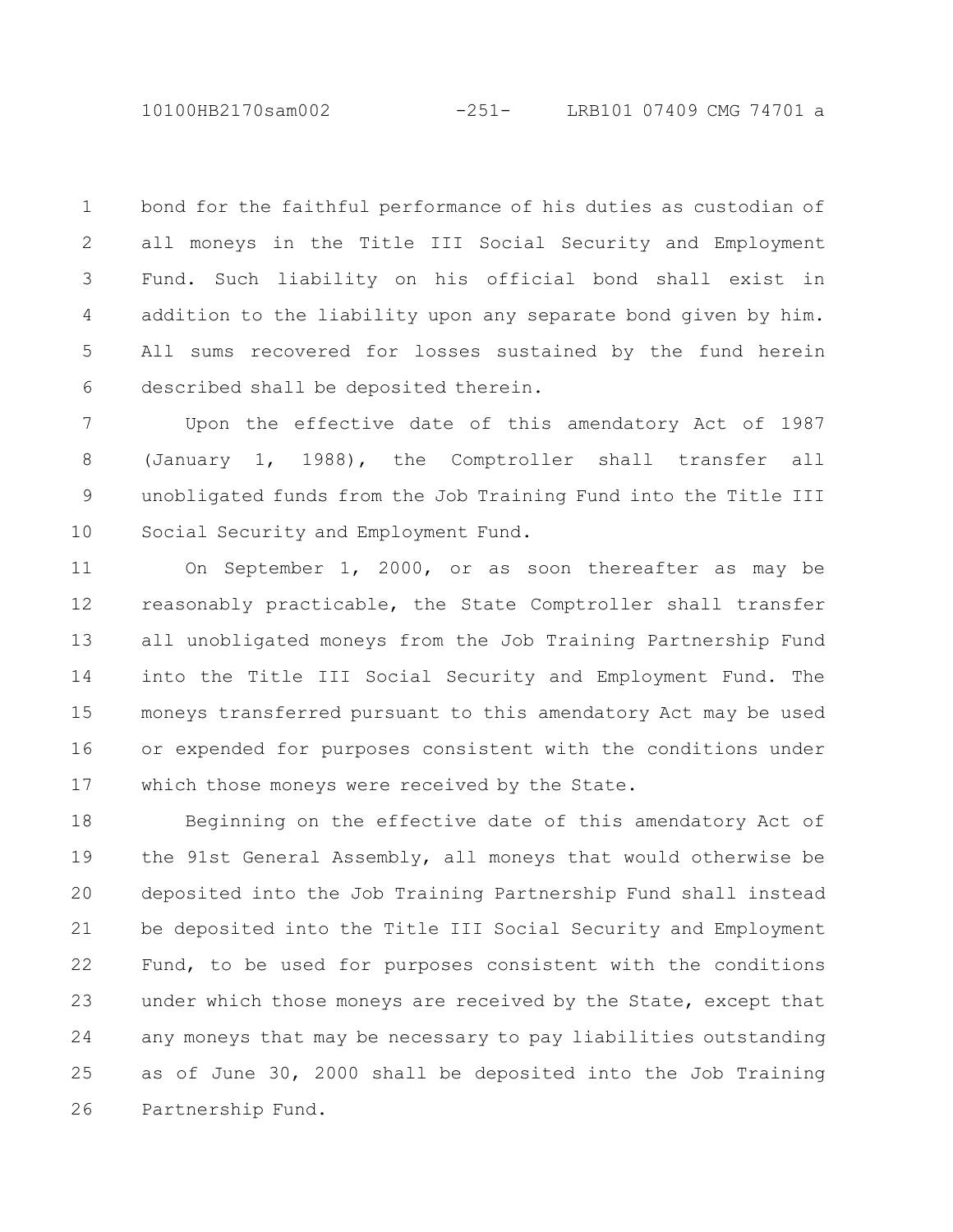bond for the faithful performance of his duties as custodian of all moneys in the Title III Social Security and Employment Fund. Such liability on his official bond shall exist in addition to the liability upon any separate bond given by him. All sums recovered for losses sustained by the fund herein described shall be deposited therein.

Upon the effective date of this amendatory Act of 1987 (January 1, 1988), the Comptroller shall transfer all unobligated funds from the Job Training Fund into the Title III Social Security and Employment Fund.

On September 1, 2000, or as soon thereafter as may be reasonably practicable, the State Comptroller shall transfer all unobligated moneys from the Job Training Partnership Fund into the Title III Social Security and Employment Fund. The moneys transferred pursuant to this amendatory Act may be used or expended for purposes consistent with the conditions under which those moneys were received by the State.

Beginning on the effective date of this amendatory Act of the 91st General Assembly, all moneys that would otherwise be deposited into the Job Training Partnership Fund shall instead be deposited into the Title III Social Security and Employment Fund, to be used for purposes consistent with the conditions under which those moneys are received by the State, except that any moneys that may be necessary to pay liabilities outstanding as of June 30, 2000 shall be deposited into the Job Training Partnership Fund.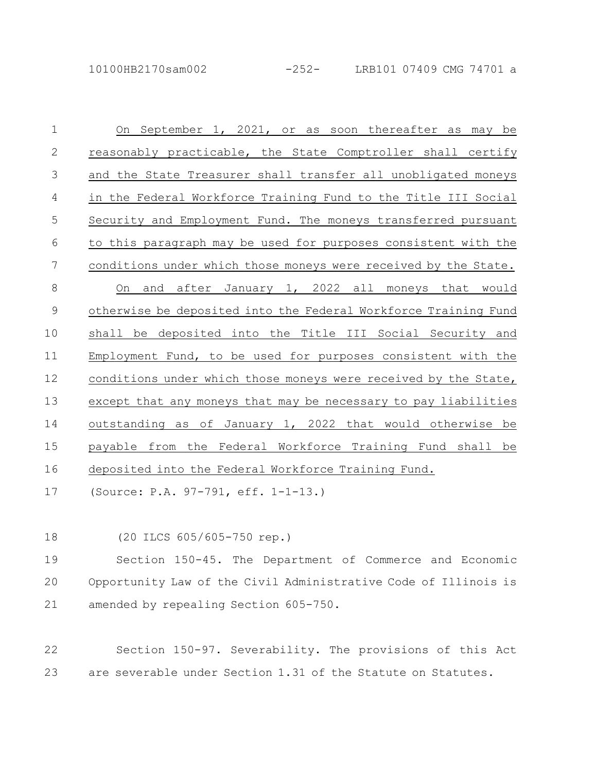On September 1, 2021, or as soon thereafter as may be reasonably practicable, the State Comptroller shall certify and the State Treasurer shall transfer all unobligated moneys in the Federal Workforce Training Fund to the Title III Social Security and Employment Fund. The moneys transferred pursuant to this paragraph may be used for purposes consistent with the conditions under which those moneys were received by the State.

On and after January 1, 2022 all moneys that would otherwise be deposited into the Federal Workforce Training Fund shall be deposited into the Title III Social Security and Employment Fund, to be used for purposes consistent with the conditions under which those moneys were received by the State, except that any moneys that may be necessary to pay liabilities outstanding as of January 1, 2022 that would otherwise be payable from the Federal Workforce Training Fund shall be deposited into the Federal Workforce Training Fund.

(Source: P.A. 97-791, eff. 1-1-13.)

(20 ILCS 605/605-750 rep.)

Section 150-45. The Department of Commerce and Economic Opportunity Law of the Civil Administrative Code of Illinois is amended by repealing Section 605-750.

Section 150-97. Severability. The provisions of this Act are severable under Section 1.31 of the Statute on Statutes.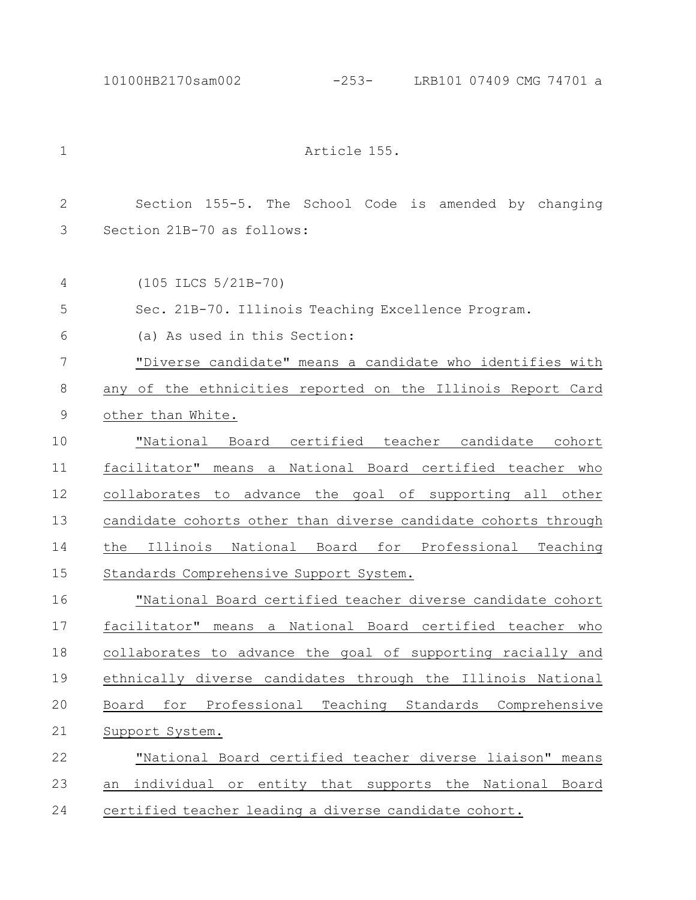Article 155.

Section 155-5. The School Code is amended by changing Section 21B-70 as follows:

(105 ILCS 5/21B-70)

Sec. 21B-70. Illinois Teaching Excellence Program.

(a) As used in this Section:

"Diverse candidate" means a candidate who identifies with any of the ethnicities reported on the Illinois Report Card other than White.

"National Board certified teacher candidate cohort facilitator" means a National Board certified teacher who collaborates to advance the goal of supporting all other candidate cohorts other than diverse candidate cohorts through the Illinois National Board for Professional Teaching Standards Comprehensive Support System.

"National Board certified teacher diverse candidate cohort facilitator" means a National Board certified teacher who collaborates to advance the goal of supporting racially and ethnically diverse candidates through the Illinois National Board for Professional Teaching Standards Comprehensive Support System.

"National Board certified teacher diverse liaison" means an individual or entity that supports the National Board certified teacher leading a diverse candidate cohort.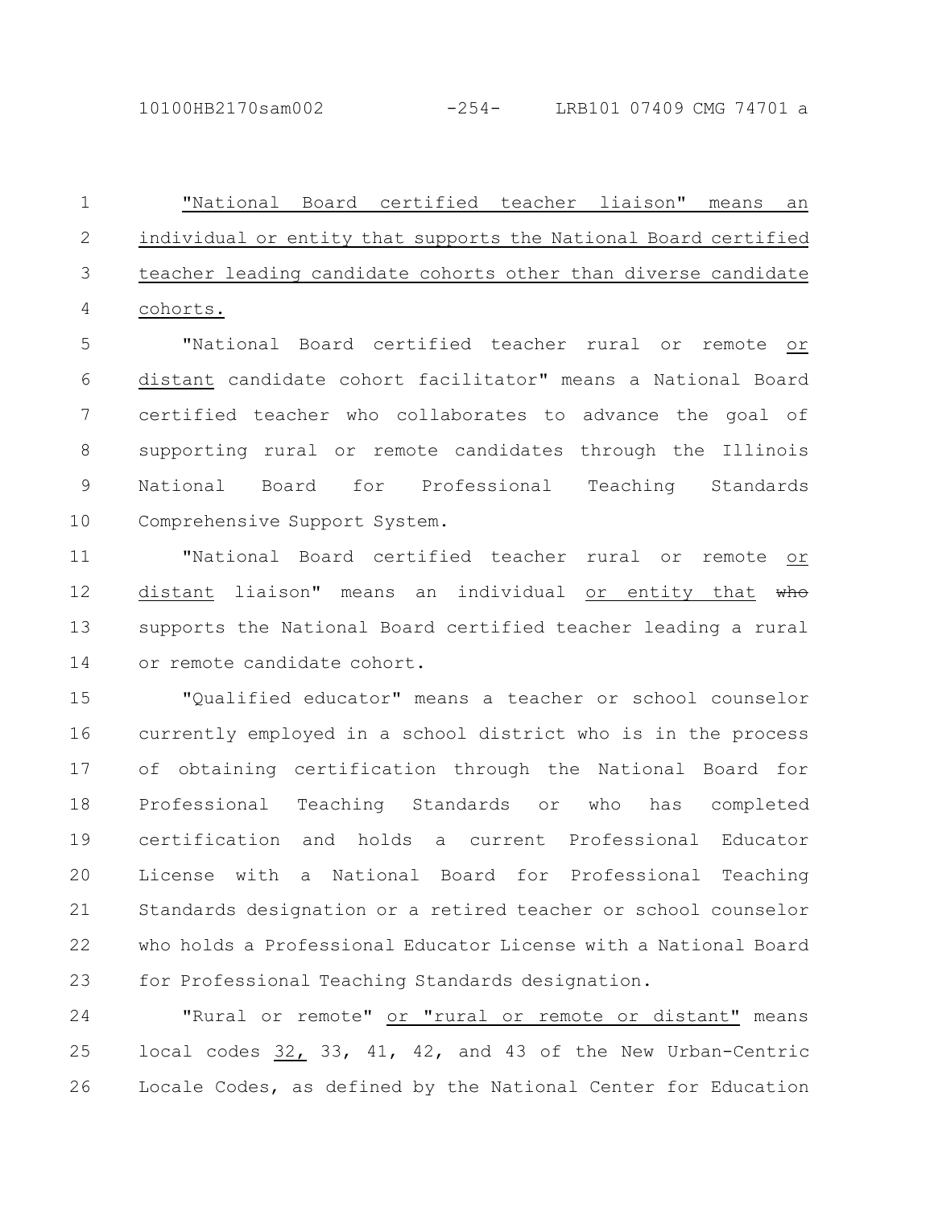"National Board certified teacher liaison" means an individual or entity that supports the National Board certified teacher leading candidate cohorts other than diverse candidate cohorts.

"National Board certified teacher rural or remote or distant candidate cohort facilitator" means a National Board certified teacher who collaborates to advance the goal of supporting rural or remote candidates through the Illinois National Board for Professional Teaching Standards Comprehensive Support System.

"National Board certified teacher rural or remote or distant liaison" means an individual or entity that ~~who~~ supports the National Board certified teacher leading a rural or remote candidate cohort.

"Qualified educator" means a teacher or school counselor currently employed in a school district who is in the process of obtaining certification through the National Board for Professional Teaching Standards or who has completed certification and holds a current Professional Educator License with a National Board for Professional Teaching Standards designation or a retired teacher or school counselor who holds a Professional Educator License with a National Board for Professional Teaching Standards designation.

"Rural or remote" or "rural or remote or distant" means local codes 32, 33, 41, 42, and 43 of the New Urban-Centric Locale Codes, as defined by the National Center for Education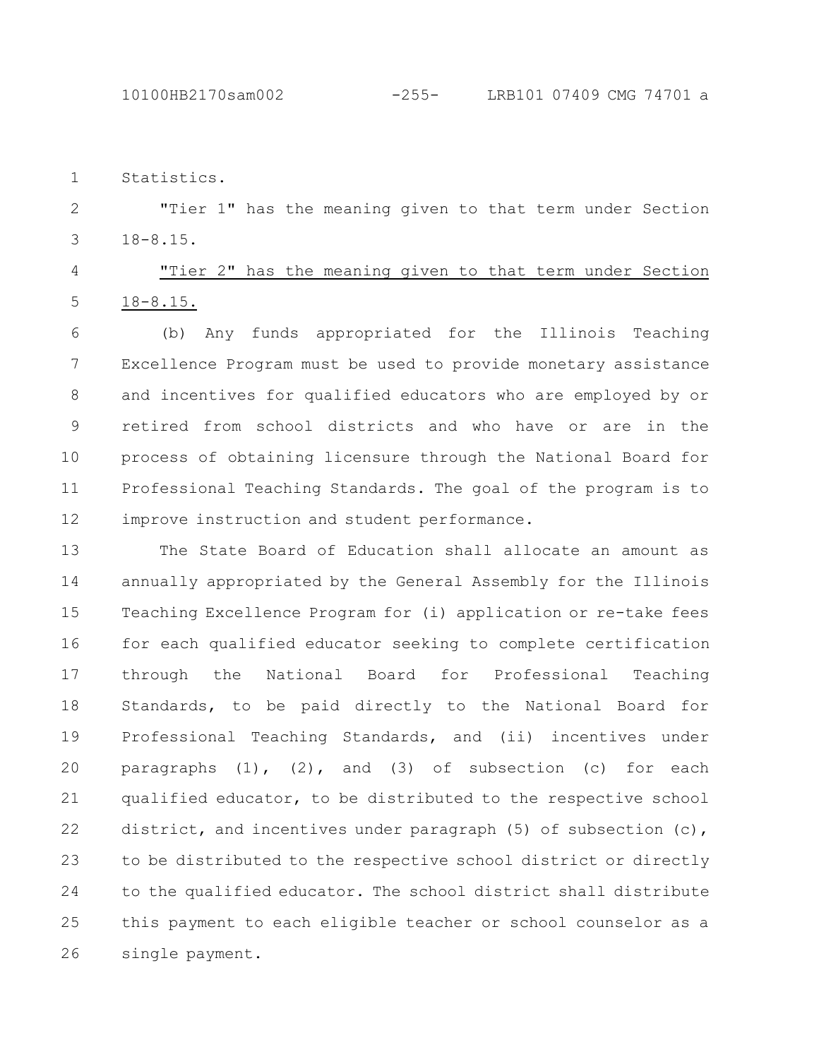Statistics.

"Tier 1" has the meaning given to that term under Section 18-8.15.

<u>"Tier 2" has the meaning given to that term under Section 18-8.15.</u>

(b) Any funds appropriated for the Illinois Teaching Excellence Program must be used to provide monetary assistance and incentives for qualified educators who are employed by or retired from school districts and who have or are in the process of obtaining licensure through the National Board for Professional Teaching Standards. The goal of the program is to improve instruction and student performance.

The State Board of Education shall allocate an amount as annually appropriated by the General Assembly for the Illinois Teaching Excellence Program for (i) application or re-take fees for each qualified educator seeking to complete certification through the National Board for Professional Teaching Standards, to be paid directly to the National Board for Professional Teaching Standards, and (ii) incentives under paragraphs (1), (2), and (3) of subsection (c) for each qualified educator, to be distributed to the respective school district, and incentives under paragraph (5) of subsection (c), to be distributed to the respective school district or directly to the qualified educator. The school district shall distribute this payment to each eligible teacher or school counselor as a single payment.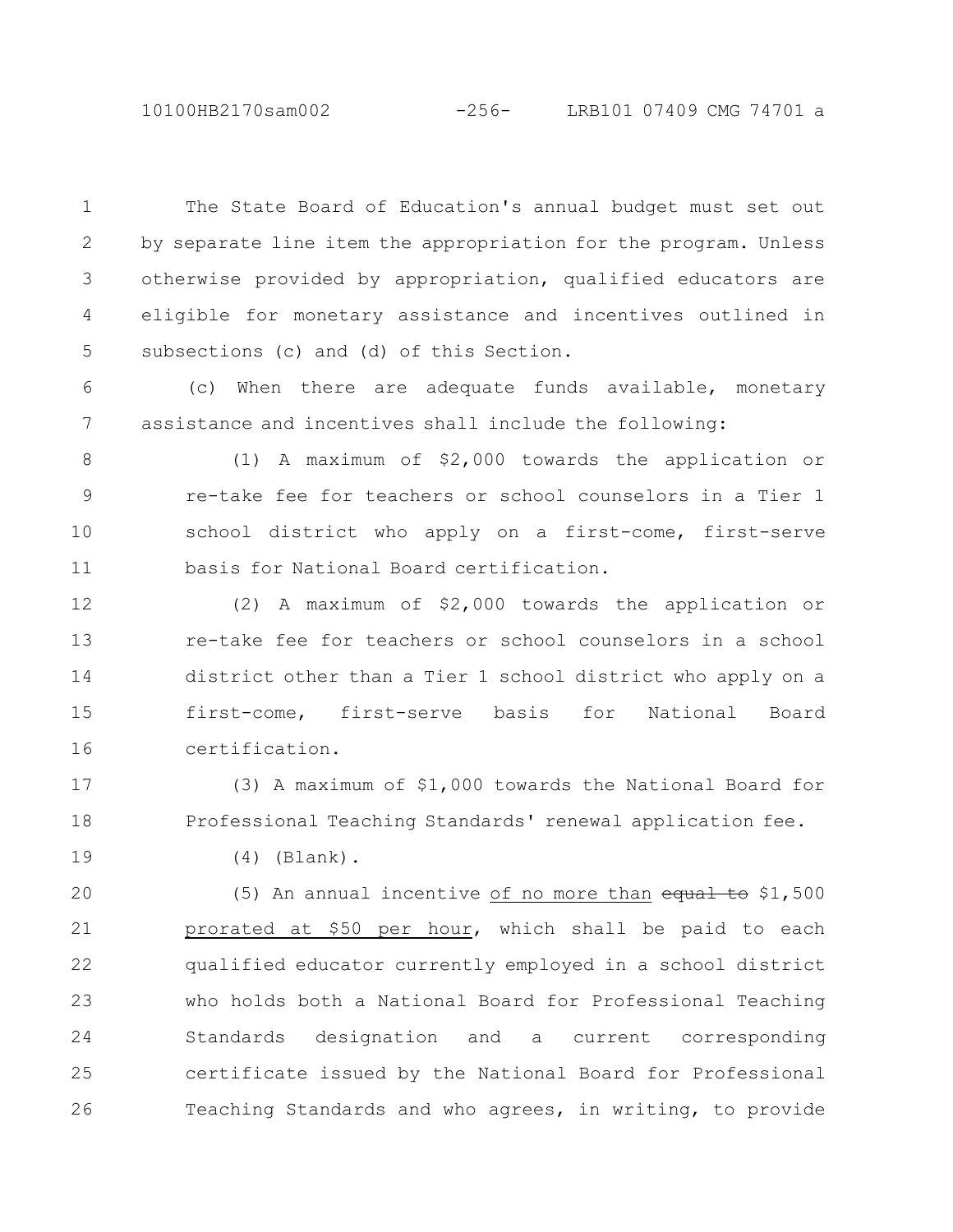The State Board of Education's annual budget must set out by separate line item the appropriation for the program. Unless otherwise provided by appropriation, qualified educators are eligible for monetary assistance and incentives outlined in subsections (c) and (d) of this Section.

(c) When there are adequate funds available, monetary assistance and incentives shall include the following:

(1) A maximum of $2,000 towards the application or re-take fee for teachers or school counselors in a Tier 1 school district who apply on a first-come, first-serve basis for National Board certification.

(2) A maximum of $2,000 towards the application or re-take fee for teachers or school counselors in a school district other than a Tier 1 school district who apply on a first-come, first-serve basis for National Board certification.

(3) A maximum of $1,000 towards the National Board for Professional Teaching Standards' renewal application fee.

(4) (Blank).

(5) An annual incentive of no more than ~~equal to~~ $1,500 prorated at $50 per hour, which shall be paid to each qualified educator currently employed in a school district who holds both a National Board for Professional Teaching Standards designation and a current corresponding certificate issued by the National Board for Professional Teaching Standards and who agrees, in writing, to provide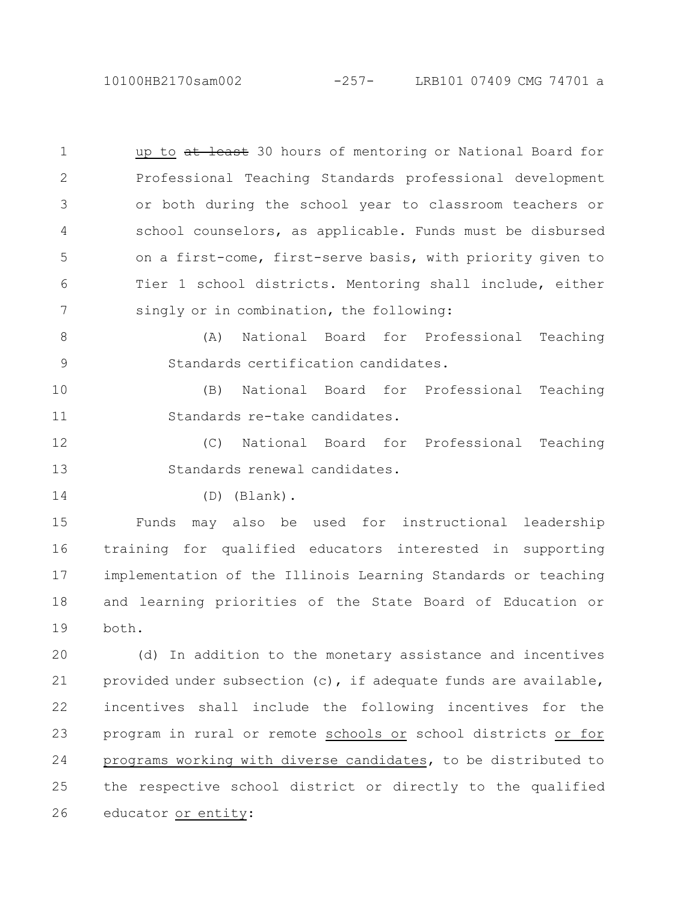up to ~~at least~~ 30 hours of mentoring or National Board for Professional Teaching Standards professional development or both during the school year to classroom teachers or school counselors, as applicable. Funds must be disbursed on a first-come, first-serve basis, with priority given to Tier 1 school districts. Mentoring shall include, either singly or in combination, the following:

(A) National Board for Professional Teaching Standards certification candidates.

(B) National Board for Professional Teaching Standards re-take candidates.

(C) National Board for Professional Teaching Standards renewal candidates.

(D) (Blank).

Funds may also be used for instructional leadership training for qualified educators interested in supporting implementation of the Illinois Learning Standards or teaching and learning priorities of the State Board of Education or both.

(d) In addition to the monetary assistance and incentives provided under subsection (c), if adequate funds are available, incentives shall include the following incentives for the program in rural or remote schools or school districts or for programs working with diverse candidates, to be distributed to the respective school district or directly to the qualified educator or entity: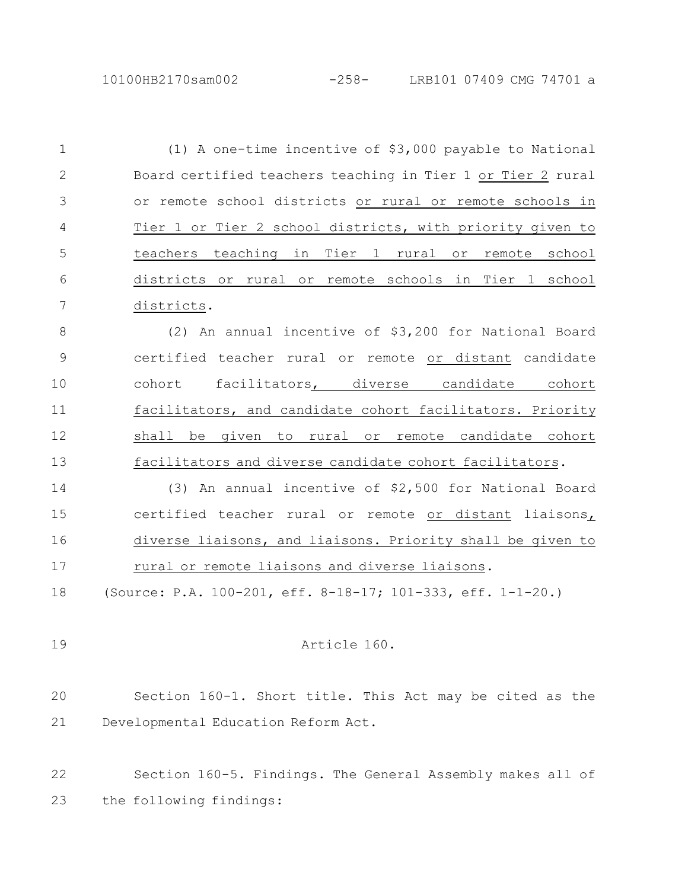(1) A one-time incentive of $3,000 payable to National Board certified teachers teaching in Tier 1 or Tier 2 rural or remote school districts or rural or remote schools in Tier 1 or Tier 2 school districts, with priority given to teachers teaching in Tier 1 rural or remote school districts or rural or remote schools in Tier 1 school districts.

(2) An annual incentive of $3,200 for National Board certified teacher rural or remote or distant candidate cohort facilitators, diverse candidate cohort facilitators, and candidate cohort facilitators. Priority shall be given to rural or remote candidate cohort facilitators and diverse candidate cohort facilitators.

(3) An annual incentive of $2,500 for National Board certified teacher rural or remote or distant liaisons, diverse liaisons, and liaisons. Priority shall be given to rural or remote liaisons and diverse liaisons.

(Source: P.A. 100-201, eff. 8-18-17; 101-333, eff. 1-1-20.)

Article 160.

Section 160-1. Short title. This Act may be cited as the Developmental Education Reform Act.

Section 160-5. Findings. The General Assembly makes all of the following findings: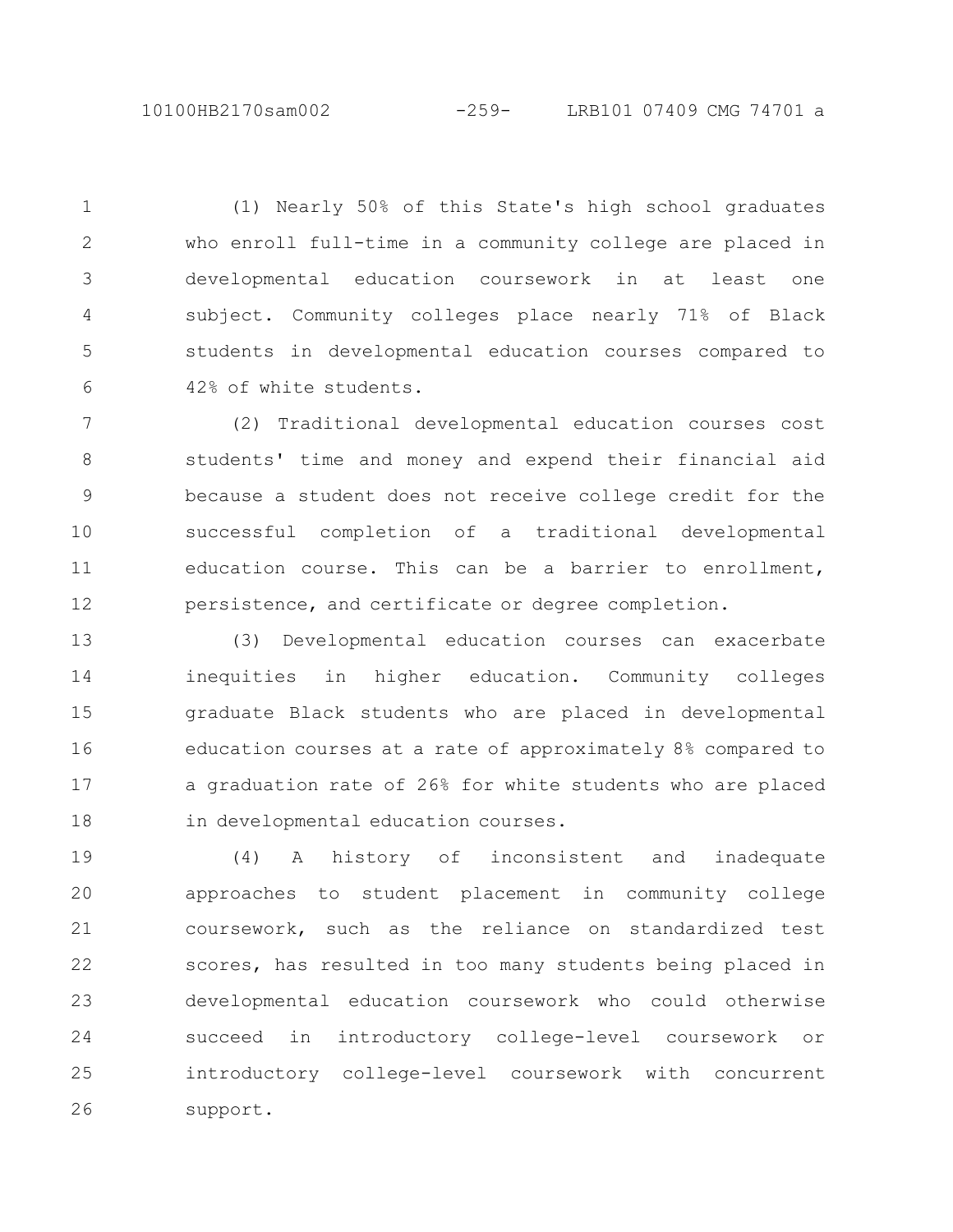(1) Nearly 50% of this State's high school graduates who enroll full-time in a community college are placed in developmental education coursework in at least one subject. Community colleges place nearly 71% of Black students in developmental education courses compared to 42% of white students.

(2) Traditional developmental education courses cost students' time and money and expend their financial aid because a student does not receive college credit for the successful completion of a traditional developmental education course. This can be a barrier to enrollment, persistence, and certificate or degree completion.

(3) Developmental education courses can exacerbate inequities in higher education. Community colleges graduate Black students who are placed in developmental education courses at a rate of approximately 8% compared to a graduation rate of 26% for white students who are placed in developmental education courses.

(4) A history of inconsistent and inadequate approaches to student placement in community college coursework, such as the reliance on standardized test scores, has resulted in too many students being placed in developmental education coursework who could otherwise succeed in introductory college-level coursework or introductory college-level coursework with concurrent support.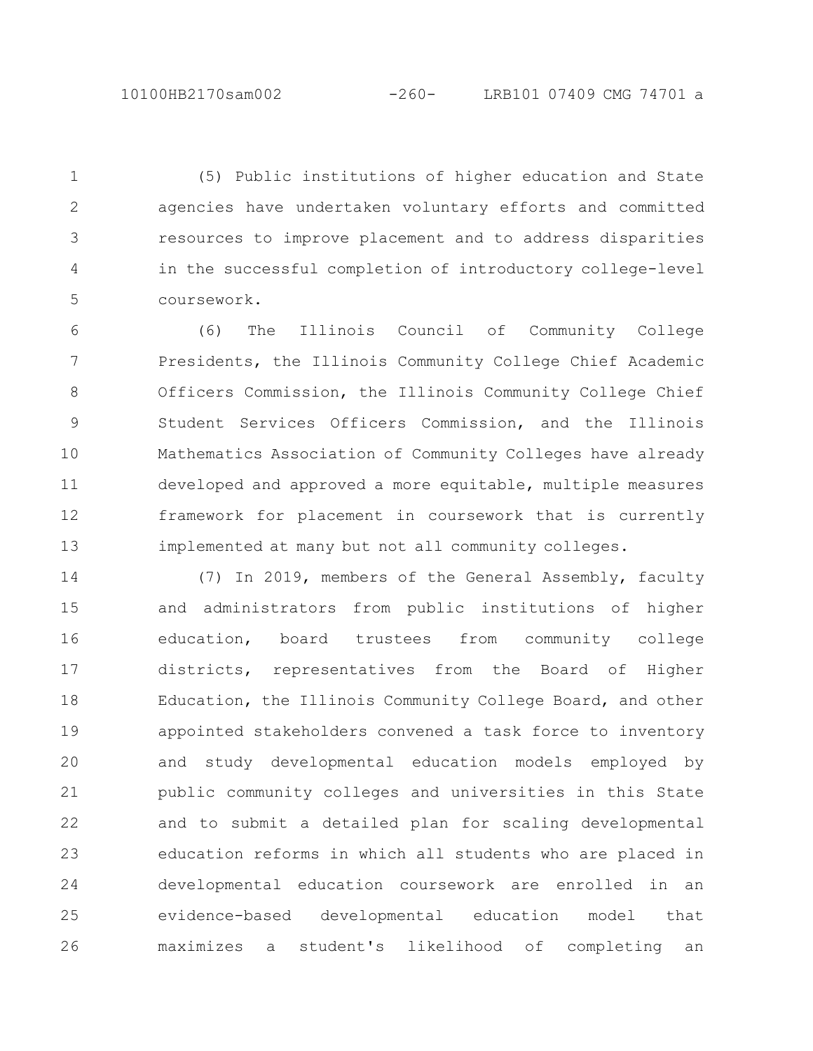(5) Public institutions of higher education and State agencies have undertaken voluntary efforts and committed resources to improve placement and to address disparities in the successful completion of introductory college-level coursework.

(6) The Illinois Council of Community College Presidents, the Illinois Community College Chief Academic Officers Commission, the Illinois Community College Chief Student Services Officers Commission, and the Illinois Mathematics Association of Community Colleges have already developed and approved a more equitable, multiple measures framework for placement in coursework that is currently implemented at many but not all community colleges.

(7) In 2019, members of the General Assembly, faculty and administrators from public institutions of higher education, board trustees from community college districts, representatives from the Board of Higher Education, the Illinois Community College Board, and other appointed stakeholders convened a task force to inventory and study developmental education models employed by public community colleges and universities in this State and to submit a detailed plan for scaling developmental education reforms in which all students who are placed in developmental education coursework are enrolled in an evidence-based developmental education model that maximizes a student's likelihood of completing an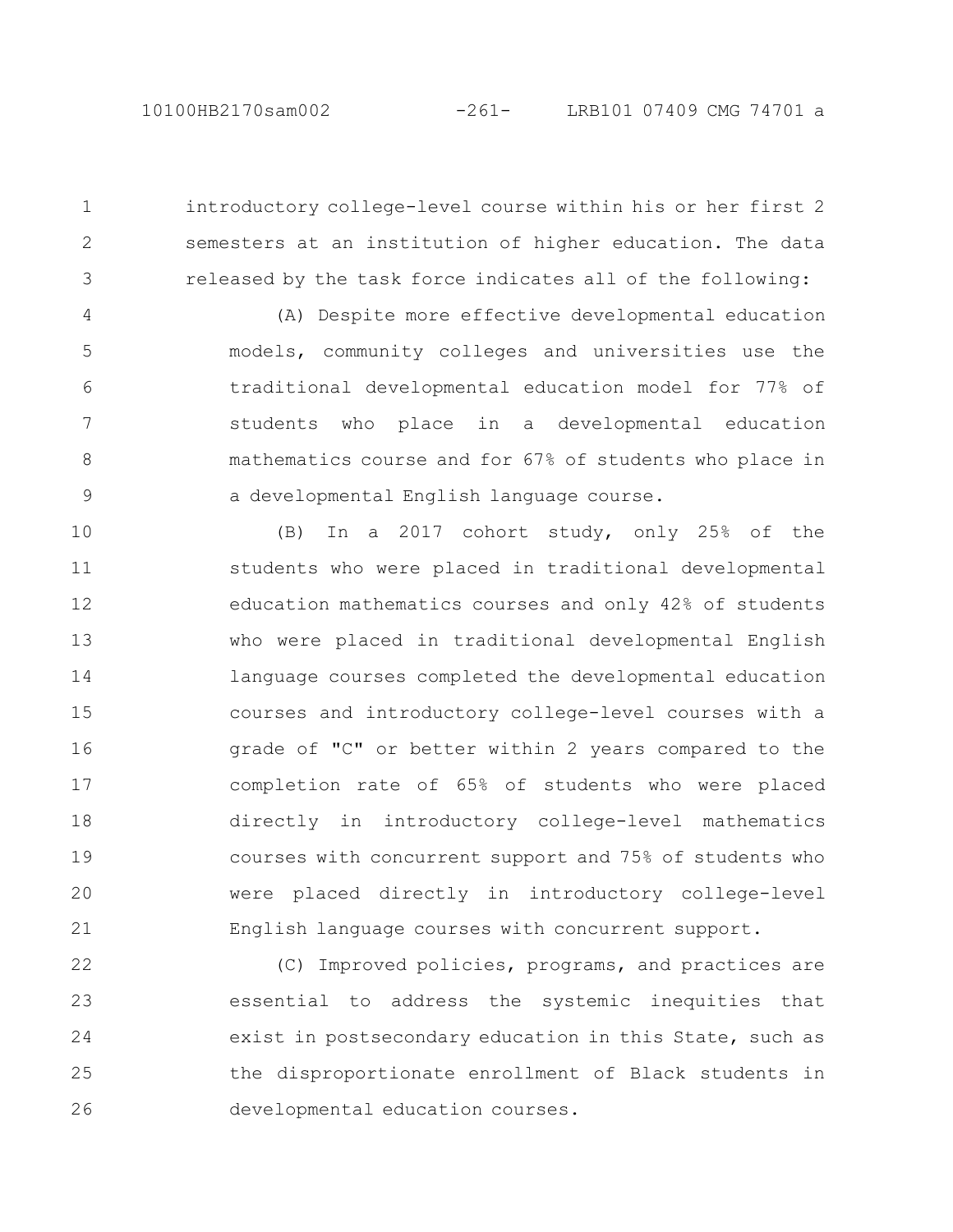introductory college-level course within his or her first 2 semesters at an institution of higher education. The data released by the task force indicates all of the following:

(A) Despite more effective developmental education models, community colleges and universities use the traditional developmental education model for 77% of students who place in a developmental education mathematics course and for 67% of students who place in a developmental English language course.

(B) In a 2017 cohort study, only 25% of the students who were placed in traditional developmental education mathematics courses and only 42% of students who were placed in traditional developmental English language courses completed the developmental education courses and introductory college-level courses with a grade of "C" or better within 2 years compared to the completion rate of 65% of students who were placed directly in introductory college-level mathematics courses with concurrent support and 75% of students who were placed directly in introductory college-level English language courses with concurrent support.

(C) Improved policies, programs, and practices are essential to address the systemic inequities that exist in postsecondary education in this State, such as the disproportionate enrollment of Black students in developmental education courses.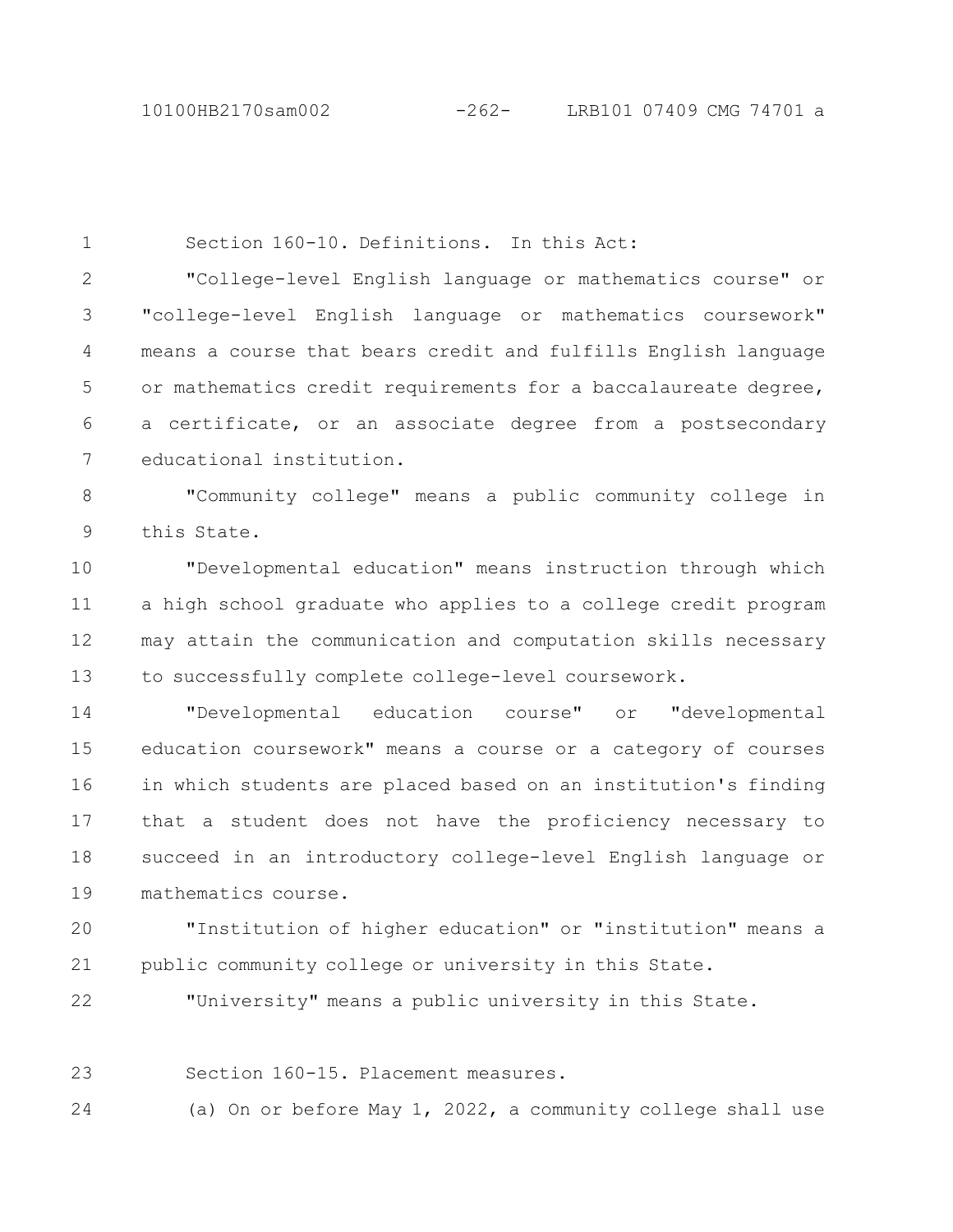Section 160-10. Definitions. In this Act:

"College-level English language or mathematics course" or "college-level English language or mathematics coursework" means a course that bears credit and fulfills English language or mathematics credit requirements for a baccalaureate degree, a certificate, or an associate degree from a postsecondary educational institution.

"Community college" means a public community college in this State.

"Developmental education" means instruction through which a high school graduate who applies to a college credit program may attain the communication and computation skills necessary to successfully complete college-level coursework.

"Developmental education course" or "developmental education coursework" means a course or a category of courses in which students are placed based on an institution's finding that a student does not have the proficiency necessary to succeed in an introductory college-level English language or mathematics course.

"Institution of higher education" or "institution" means a public community college or university in this State.

"University" means a public university in this State.

Section 160-15. Placement measures.

(a) On or before May 1, 2022, a community college shall use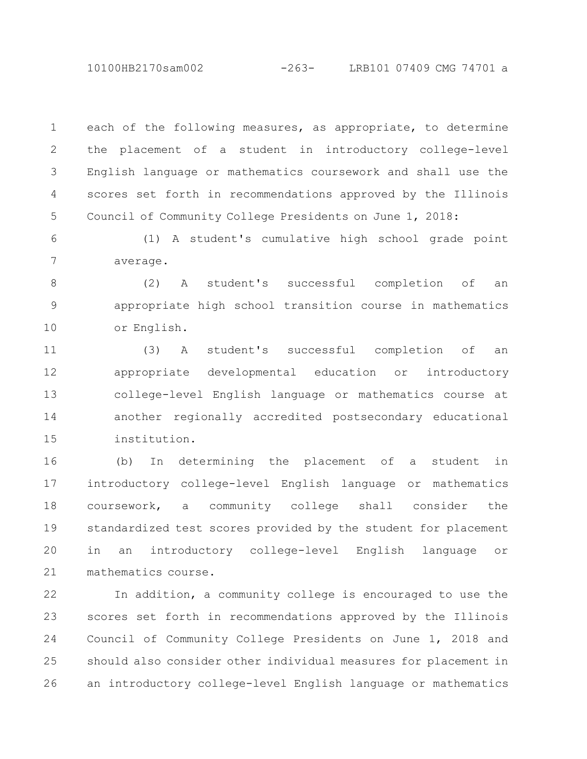each of the following measures, as appropriate, to determine the placement of a student in introductory college-level English language or mathematics coursework and shall use the scores set forth in recommendations approved by the Illinois Council of Community College Presidents on June 1, 2018:

(1) A student's cumulative high school grade point average.

(2) A student's successful completion of an appropriate high school transition course in mathematics or English.

(3) A student's successful completion of an appropriate developmental education or introductory college-level English language or mathematics course at another regionally accredited postsecondary educational institution.

(b) In determining the placement of a student in introductory college-level English language or mathematics coursework, a community college shall consider the standardized test scores provided by the student for placement in an introductory college-level English language or mathematics course.

In addition, a community college is encouraged to use the scores set forth in recommendations approved by the Illinois Council of Community College Presidents on June 1, 2018 and should also consider other individual measures for placement in an introductory college-level English language or mathematics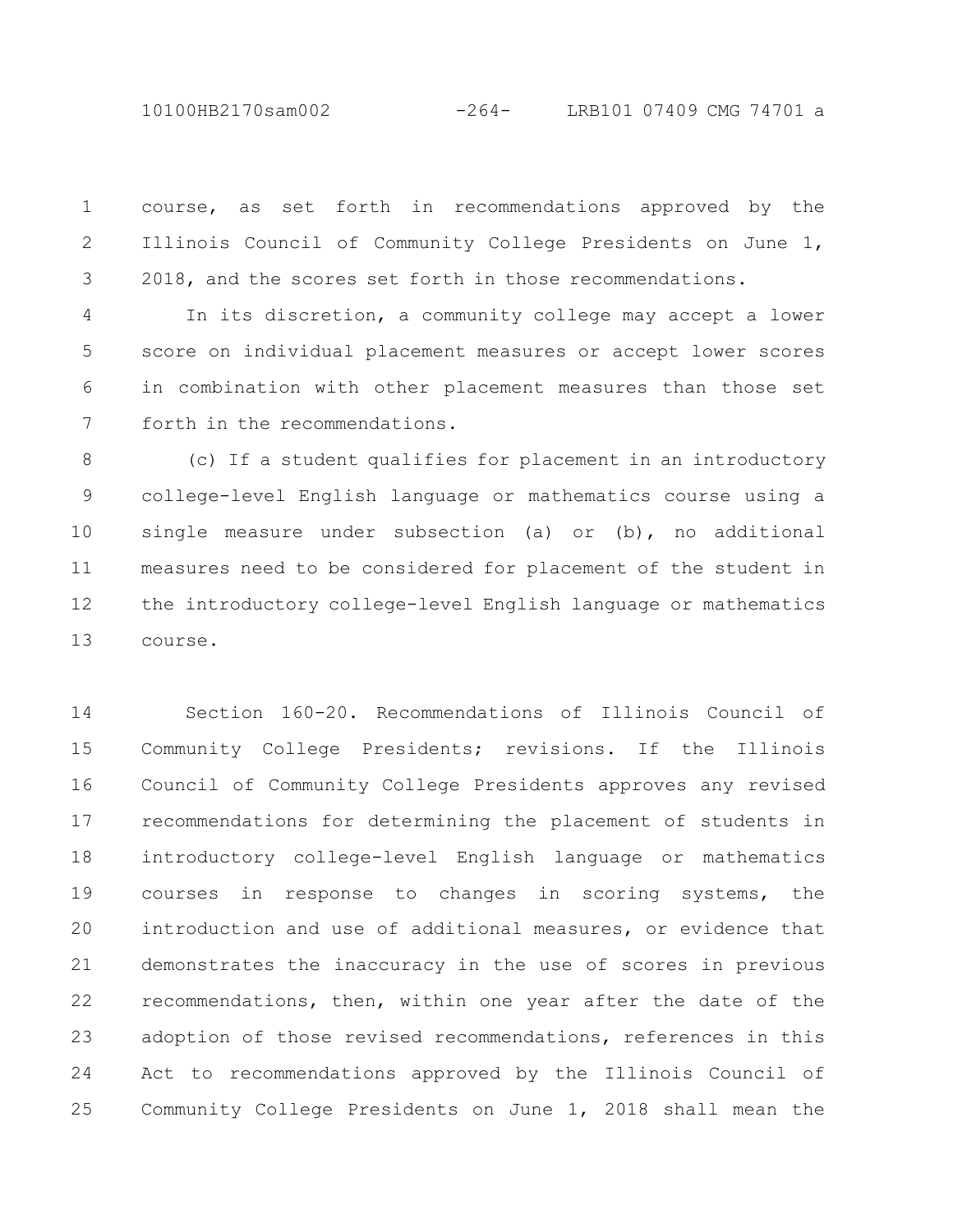course, as set forth in recommendations approved by the Illinois Council of Community College Presidents on June 1, 2018, and the scores set forth in those recommendations.

In its discretion, a community college may accept a lower score on individual placement measures or accept lower scores in combination with other placement measures than those set forth in the recommendations.

(c) If a student qualifies for placement in an introductory college-level English language or mathematics course using a single measure under subsection (a) or (b), no additional measures need to be considered for placement of the student in the introductory college-level English language or mathematics course.

Section 160-20. Recommendations of Illinois Council of Community College Presidents; revisions. If the Illinois Council of Community College Presidents approves any revised recommendations for determining the placement of students in introductory college-level English language or mathematics courses in response to changes in scoring systems, the introduction and use of additional measures, or evidence that demonstrates the inaccuracy in the use of scores in previous recommendations, then, within one year after the date of the adoption of those revised recommendations, references in this Act to recommendations approved by the Illinois Council of Community College Presidents on June 1, 2018 shall mean the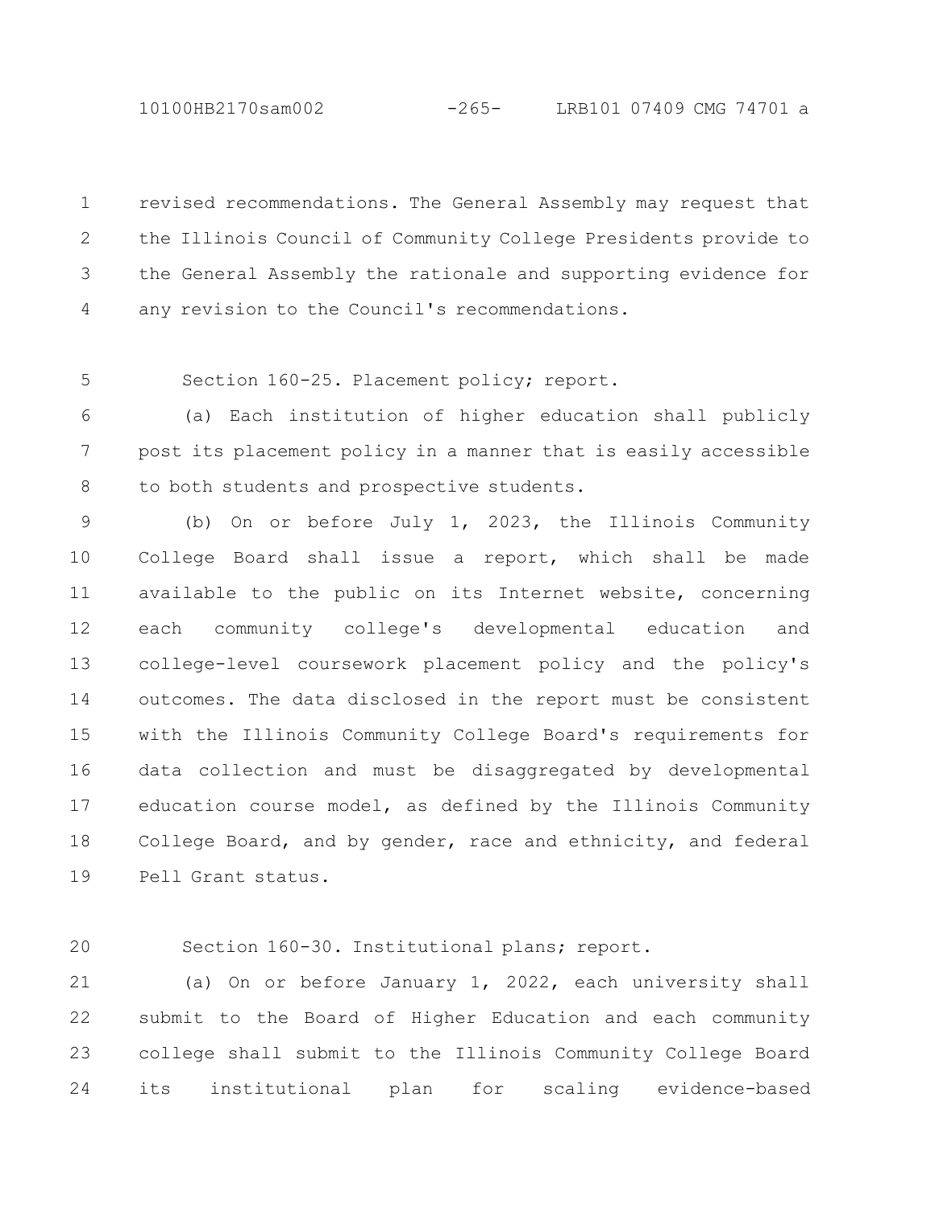revised recommendations. The General Assembly may request that the Illinois Council of Community College Presidents provide to the General Assembly the rationale and supporting evidence for any revision to the Council's recommendations.

Section 160-25. Placement policy; report.

(a) Each institution of higher education shall publicly post its placement policy in a manner that is easily accessible to both students and prospective students.

(b) On or before July 1, 2023, the Illinois Community College Board shall issue a report, which shall be made available to the public on its Internet website, concerning each community college's developmental education and college-level coursework placement policy and the policy's outcomes. The data disclosed in the report must be consistent with the Illinois Community College Board's requirements for data collection and must be disaggregated by developmental education course model, as defined by the Illinois Community College Board, and by gender, race and ethnicity, and federal Pell Grant status.

Section 160-30. Institutional plans; report.

(a) On or before January 1, 2022, each university shall submit to the Board of Higher Education and each community college shall submit to the Illinois Community College Board its institutional plan for scaling evidence-based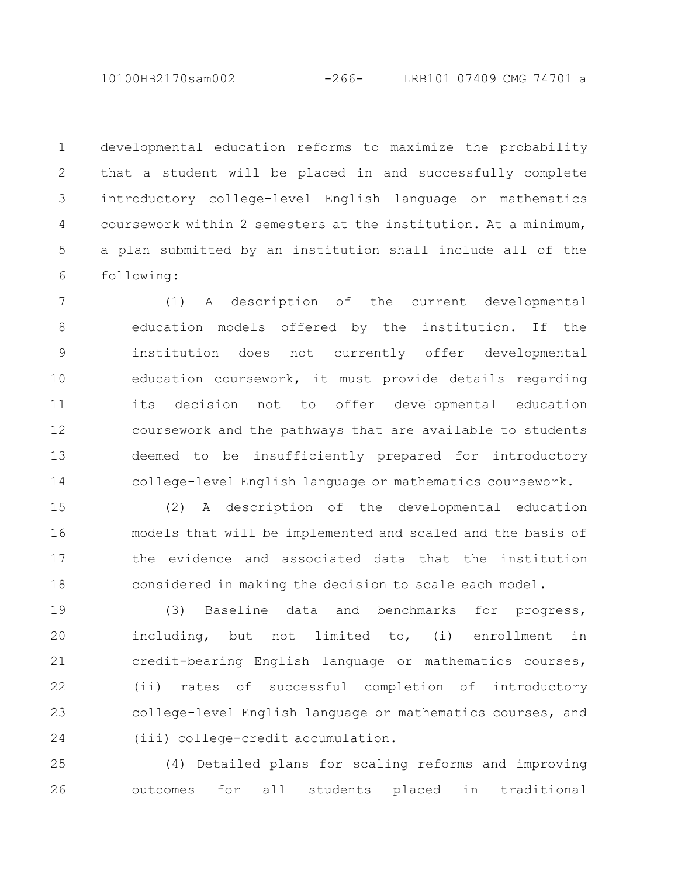developmental education reforms to maximize the probability that a student will be placed in and successfully complete introductory college-level English language or mathematics coursework within 2 semesters at the institution. At a minimum, a plan submitted by an institution shall include all of the following:

(1) A description of the current developmental education models offered by the institution. If the institution does not currently offer developmental education coursework, it must provide details regarding its decision not to offer developmental education coursework and the pathways that are available to students deemed to be insufficiently prepared for introductory college-level English language or mathematics coursework.

(2) A description of the developmental education models that will be implemented and scaled and the basis of the evidence and associated data that the institution considered in making the decision to scale each model.

(3) Baseline data and benchmarks for progress, including, but not limited to, (i) enrollment in credit-bearing English language or mathematics courses, (ii) rates of successful completion of introductory college-level English language or mathematics courses, and (iii) college-credit accumulation.

(4) Detailed plans for scaling reforms and improving outcomes for all students placed in traditional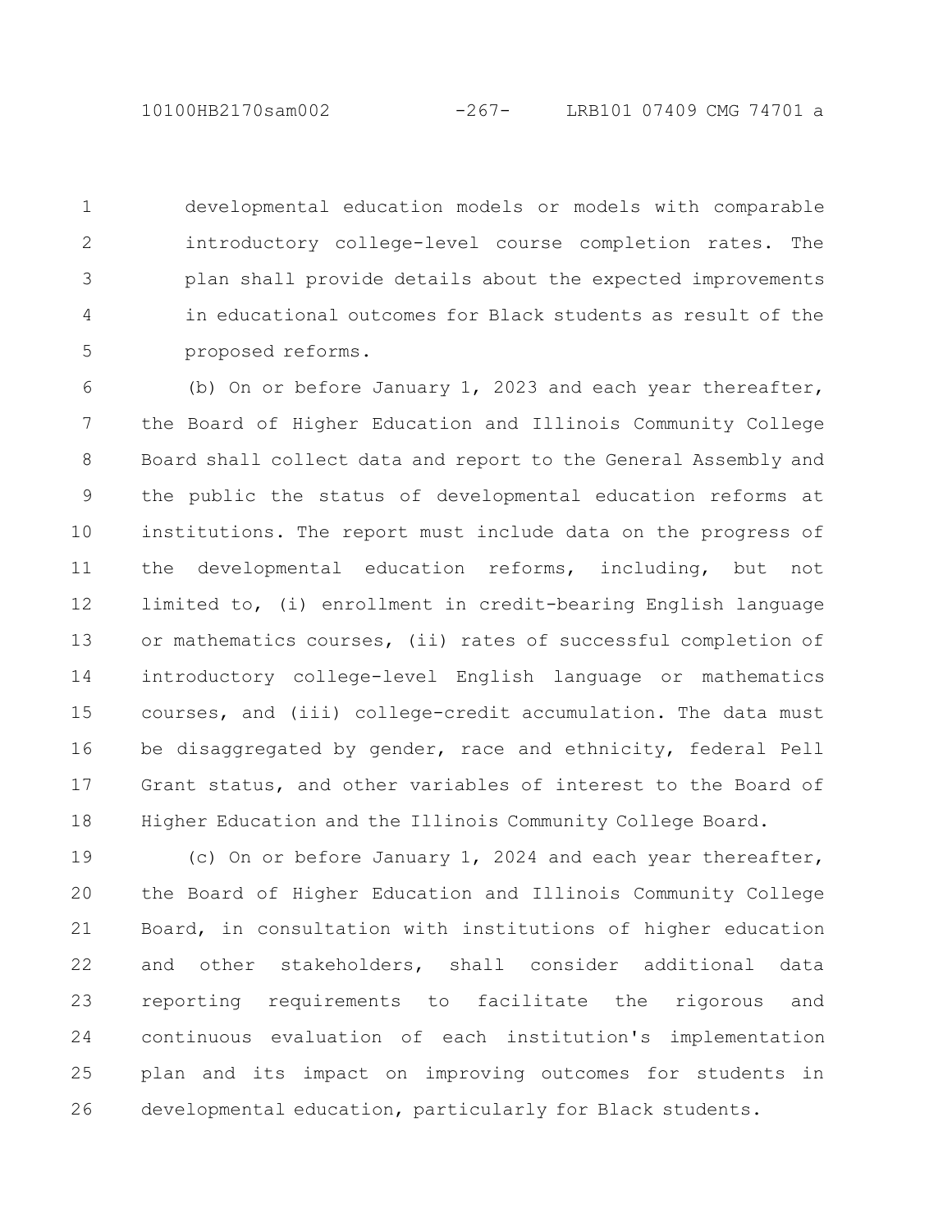developmental education models or models with comparable introductory college-level course completion rates. The plan shall provide details about the expected improvements in educational outcomes for Black students as result of the proposed reforms.

(b) On or before January 1, 2023 and each year thereafter, the Board of Higher Education and Illinois Community College Board shall collect data and report to the General Assembly and the public the status of developmental education reforms at institutions. The report must include data on the progress of the developmental education reforms, including, but not limited to, (i) enrollment in credit-bearing English language or mathematics courses, (ii) rates of successful completion of introductory college-level English language or mathematics courses, and (iii) college-credit accumulation. The data must be disaggregated by gender, race and ethnicity, federal Pell Grant status, and other variables of interest to the Board of Higher Education and the Illinois Community College Board.

(c) On or before January 1, 2024 and each year thereafter, the Board of Higher Education and Illinois Community College Board, in consultation with institutions of higher education and other stakeholders, shall consider additional data reporting requirements to facilitate the rigorous and continuous evaluation of each institution's implementation plan and its impact on improving outcomes for students in developmental education, particularly for Black students.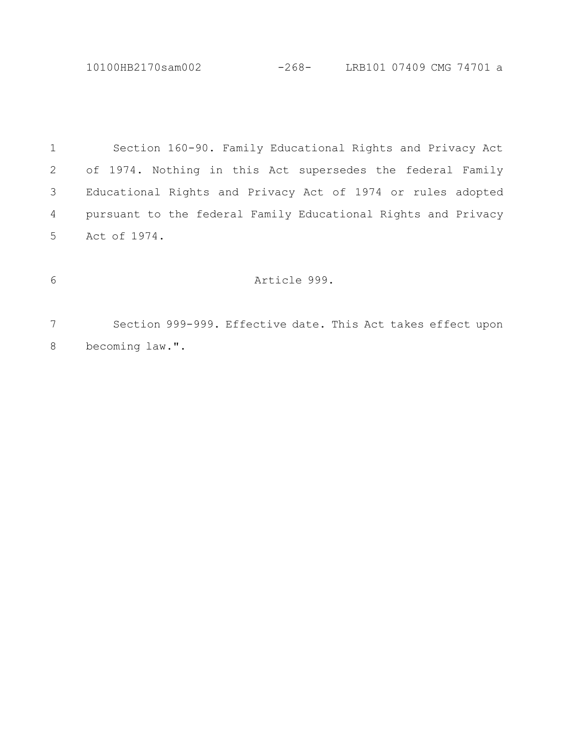Section 160-90. Family Educational Rights and Privacy Act of 1974. Nothing in this Act supersedes the federal Family Educational Rights and Privacy Act of 1974 or rules adopted pursuant to the federal Family Educational Rights and Privacy Act of 1974.

Article 999.

Section 999-999. Effective date. This Act takes effect upon becoming law.".